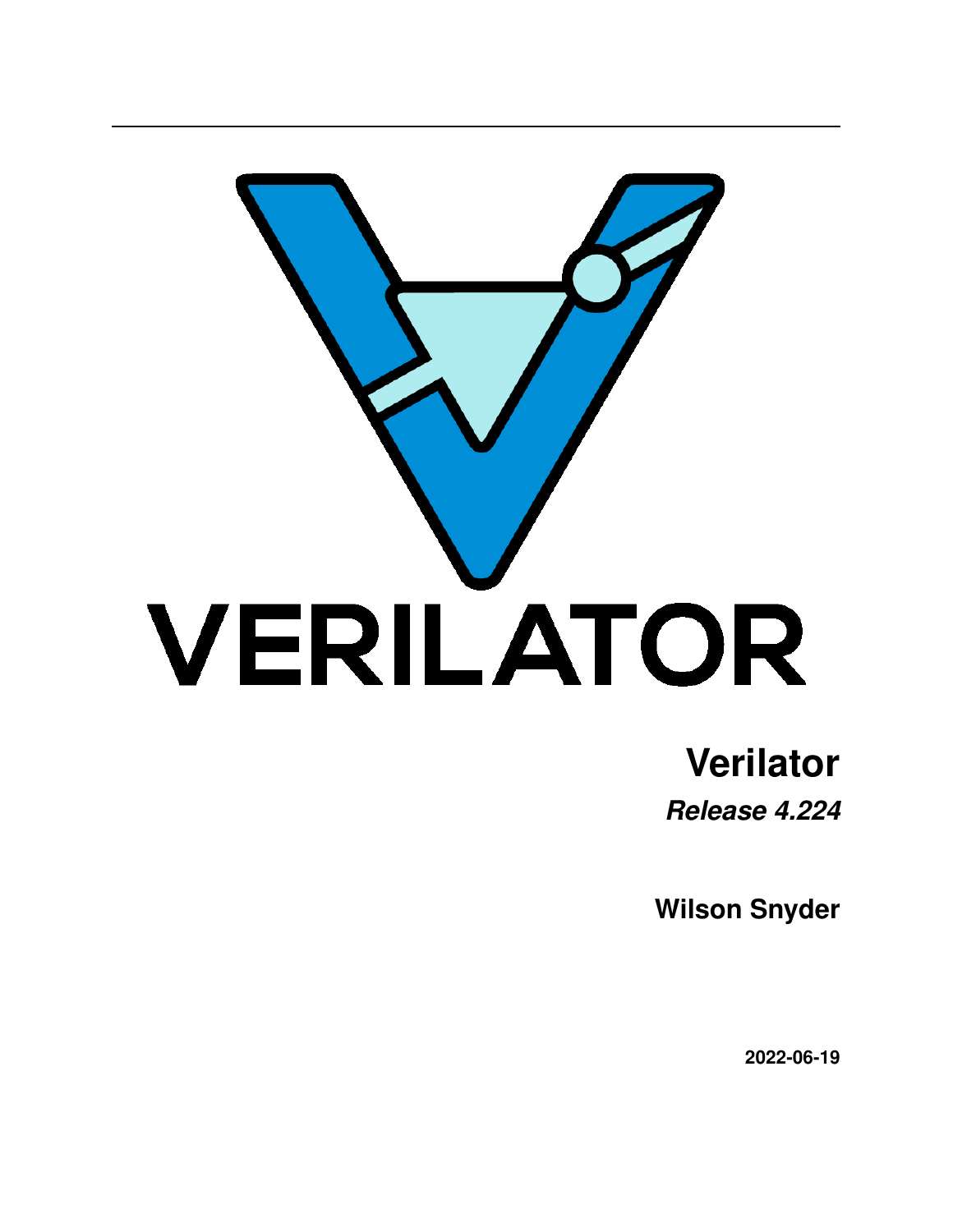# Verilator

***Release 4.224***

**Wilson Snyder**

**2022-06-19**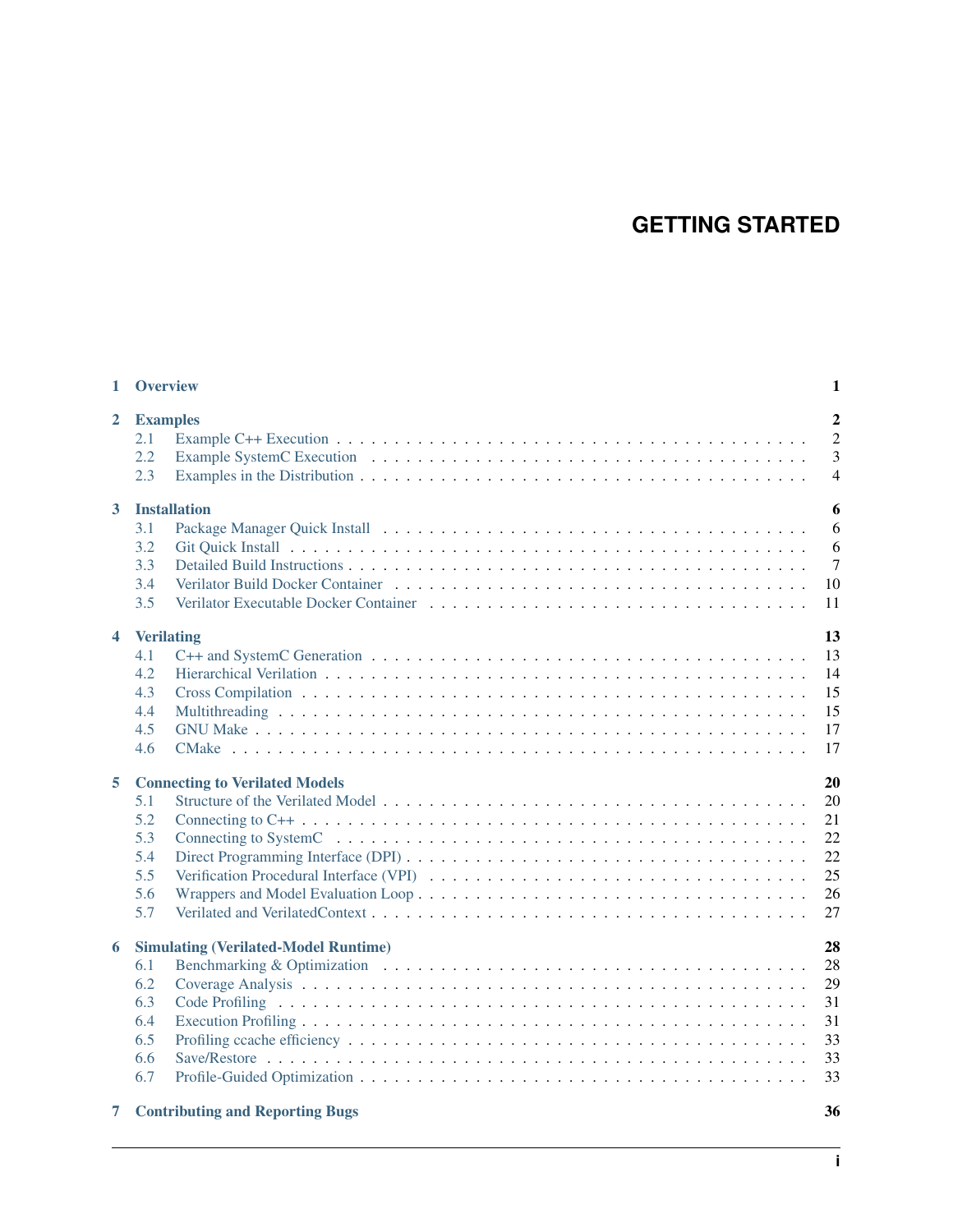# GETTING STARTED

| | | |
|---|---|---|
| **1** | **Overview** | **1** |
| **2** | **Examples** | **2** |
| 2.1 | Example C++ Execution | 2 |
| 2.2 | Example SystemC Execution | 3 |
| 2.3 | Examples in the Distribution | 4 |
| **3** | **Installation** | **6** |
| 3.1 | Package Manager Quick Install | 6 |
| 3.2 | Git Quick Install | 6 |
| 3.3 | Detailed Build Instructions | 7 |
| 3.4 | Verilator Build Docker Container | 10 |
| 3.5 | Verilator Executable Docker Container | 11 |
| **4** | **Verilating** | **13** |
| 4.1 | C++ and SystemC Generation | 13 |
| 4.2 | Hierarchical Verilation | 14 |
| 4.3 | Cross Compilation | 15 |
| 4.4 | Multithreading | 15 |
| 4.5 | GNU Make | 17 |
| 4.6 | CMake | 17 |
| **5** | **Connecting to Verilated Models** | **20** |
| 5.1 | Structure of the Verilated Model | 20 |
| 5.2 | Connecting to C++ | 21 |
| 5.3 | Connecting to SystemC | 22 |
| 5.4 | Direct Programming Interface (DPI) | 22 |
| 5.5 | Verification Procedural Interface (VPI) | 25 |
| 5.6 | Wrappers and Model Evaluation Loop | 26 |
| 5.7 | Verilated and VerilatedContext | 27 |
| **6** | **Simulating (Verilated-Model Runtime)** | **28** |
| 6.1 | Benchmarking & Optimization | 28 |
| 6.2 | Coverage Analysis | 29 |
| 6.3 | Code Profiling | 31 |
| 6.4 | Execution Profiling | 31 |
| 6.5 | Profiling ccache efficiency | 33 |
| 6.6 | Save/Restore | 33 |
| 6.7 | Profile-Guided Optimization | 33 |
| **7** | **Contributing and Reporting Bugs** | **36** |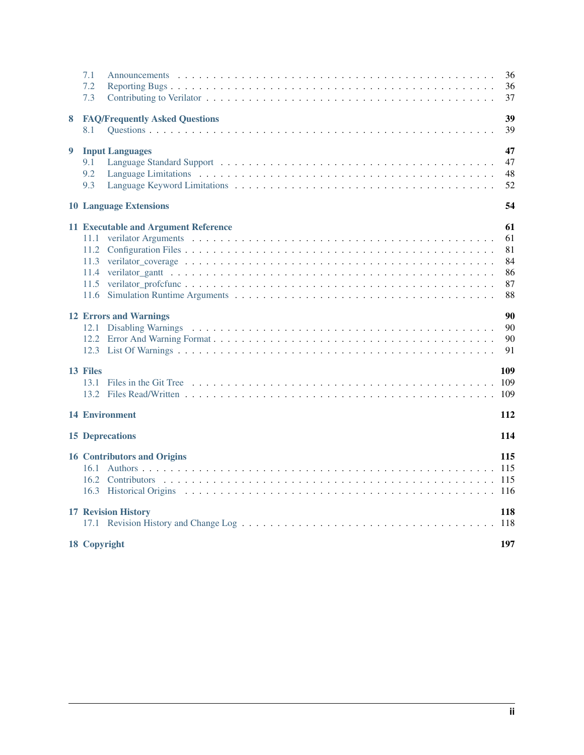- 7.1 Announcements . . . 36
- 7.2 Reporting Bugs . . . 36
- 7.3 Contributing to Verilator . . . 37

**8 FAQ/Frequently Asked Questions** **39**
- 8.1 Questions . . . 39

**9 Input Languages** **47**
- 9.1 Language Standard Support . . . 47
- 9.2 Language Limitations . . . 48
- 9.3 Language Keyword Limitations . . . 52

**10 Language Extensions** **54**

**11 Executable and Argument Reference** **61**
- 11.1 verilator Arguments . . . 61
- 11.2 Configuration Files . . . 81
- 11.3 verilator_coverage . . . 84
- 11.4 verilator_gantt . . . 86
- 11.5 verilator_profcfunc . . . 87
- 11.6 Simulation Runtime Arguments . . . 88

**12 Errors and Warnings** **90**
- 12.1 Disabling Warnings . . . 90
- 12.2 Error And Warning Format . . . 90
- 12.3 List Of Warnings . . . 91

**13 Files** **109**
- 13.1 Files in the Git Tree . . . 109
- 13.2 Files Read/Written . . . 109

**14 Environment** **112**

**15 Deprecations** **114**

**16 Contributors and Origins** **115**
- 16.1 Authors . . . 115
- 16.2 Contributors . . . 115
- 16.3 Historical Origins . . . 116

**17 Revision History** **118**
- 17.1 Revision History and Change Log . . . 118

**18 Copyright** **197**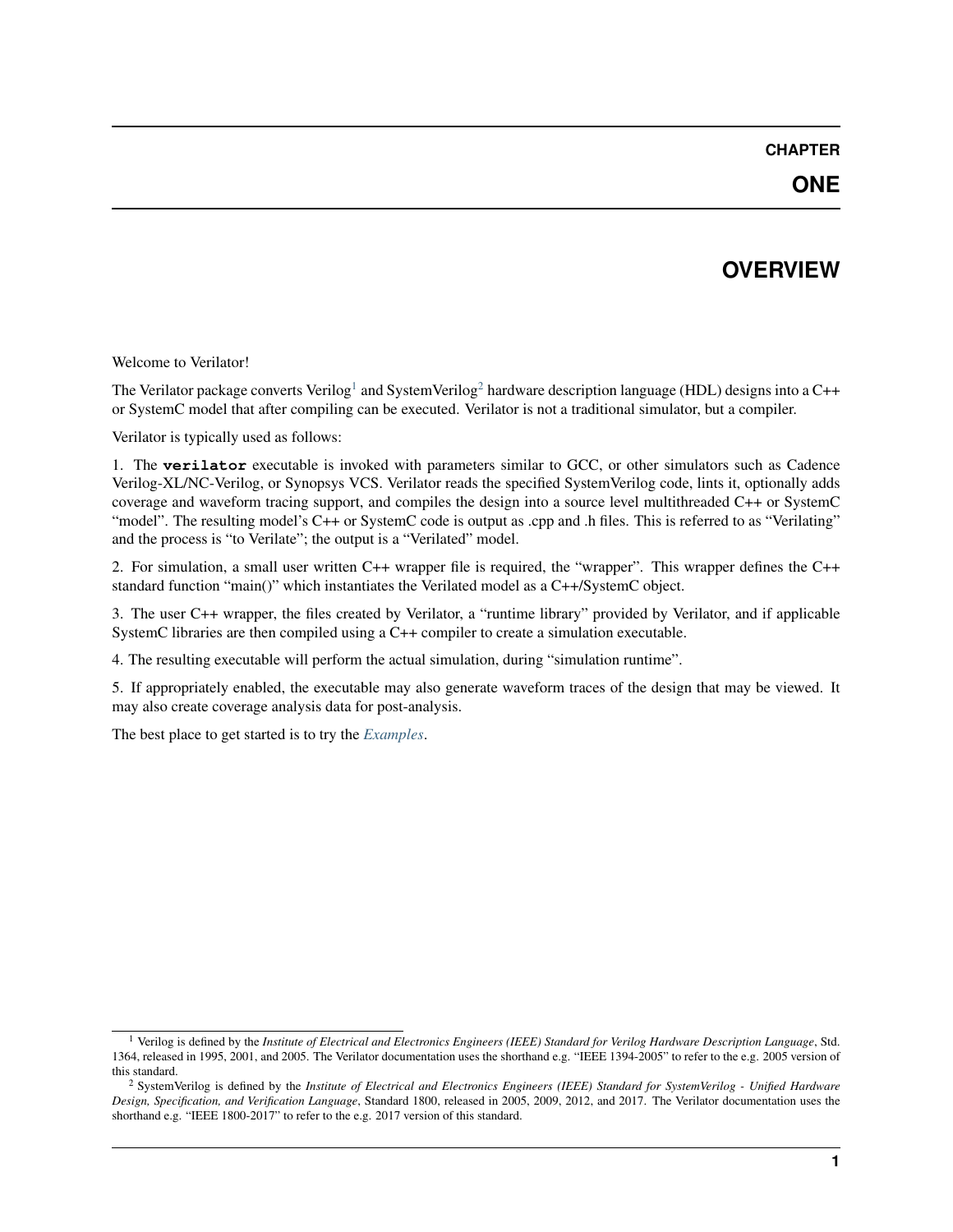# CHAPTER ONE

# OVERVIEW

Welcome to Verilator!

The Verilator package converts Verilog[1] and SystemVerilog[2] hardware description language (HDL) designs into a C++ or SystemC model that after compiling can be executed. Verilator is not a traditional simulator, but a compiler.

Verilator is typically used as follows:

1. The **verilator** executable is invoked with parameters similar to GCC, or other simulators such as Cadence Verilog-XL/NC-Verilog, or Synopsys VCS. Verilator reads the specified SystemVerilog code, lints it, optionally adds coverage and waveform tracing support, and compiles the design into a source level multithreaded C++ or SystemC "model". The resulting model's C++ or SystemC code is output as .cpp and .h files. This is referred to as "Verilating" and the process is "to Verilate"; the output is a "Verilated" model.

2. For simulation, a small user written C++ wrapper file is required, the "wrapper". This wrapper defines the C++ standard function "main()" which instantiates the Verilated model as a C++/SystemC object.

3. The user C++ wrapper, the files created by Verilator, a "runtime library" provided by Verilator, and if applicable SystemC libraries are then compiled using a C++ compiler to create a simulation executable.

4. The resulting executable will perform the actual simulation, during "simulation runtime".

5. If appropriately enabled, the executable may also generate waveform traces of the design that may be viewed. It may also create coverage analysis data for post-analysis.

The best place to get started is to try the *Examples*.

---

[1] Verilog is defined by the *Institute of Electrical and Electronics Engineers (IEEE) Standard for Verilog Hardware Description Language*, Std. 1364, released in 1995, 2001, and 2005. The Verilator documentation uses the shorthand e.g. "IEEE 1394-2005" to refer to the e.g. 2005 version of this standard.

[2] SystemVerilog is defined by the *Institute of Electrical and Electronics Engineers (IEEE) Standard for SystemVerilog - Unified Hardware Design, Specification, and Verification Language*, Standard 1800, released in 2005, 2009, 2012, and 2017. The Verilator documentation uses the shorthand e.g. "IEEE 1800-2017" to refer to the e.g. 2017 version of this standard.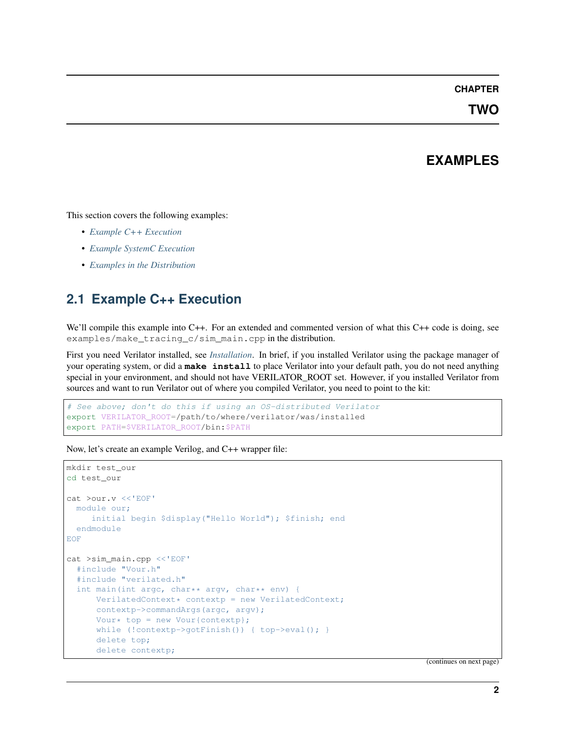# CHAPTER TWO

# EXAMPLES

This section covers the following examples:

- *Example C++ Execution*
- *Example SystemC Execution*
- *Examples in the Distribution*

## 2.1 Example C++ Execution

We'll compile this example into C++. For an extended and commented version of what this C++ code is doing, see `examples/make_tracing_c/sim_main.cpp` in the distribution.

First you need Verilator installed, see *Installation*. In brief, if you installed Verilator using the package manager of your operating system, or did a **make install** to place Verilator into your default path, you do not need anything special in your environment, and should not have VERILATOR_ROOT set. However, if you installed Verilator from sources and want to run Verilator out of where you compiled Verilator, you need to point to the kit:

```
# See above; don't do this if using an OS-distributed Verilator
export VERILATOR_ROOT=/path/to/where/verilator/was/installed
export PATH=$VERILATOR_ROOT/bin:$PATH
```

Now, let's create an example Verilog, and C++ wrapper file:

```
mkdir test_our
cd test_our

cat >our.v <<'EOF'
  module our;
     initial begin $display("Hello World"); $finish; end
  endmodule
EOF

cat >sim_main.cpp <<'EOF'
  #include "Vour.h"
  #include "verilated.h"
  int main(int argc, char** argv, char** env) {
      VerilatedContext* contextp = new VerilatedContext;
      contextp->commandArgs(argc, argv);
      Vour* top = new Vour{contextp};
      while (!contextp->gotFinish()) { top->eval(); }
      delete top;
      delete contextp;
```

(continues on next page)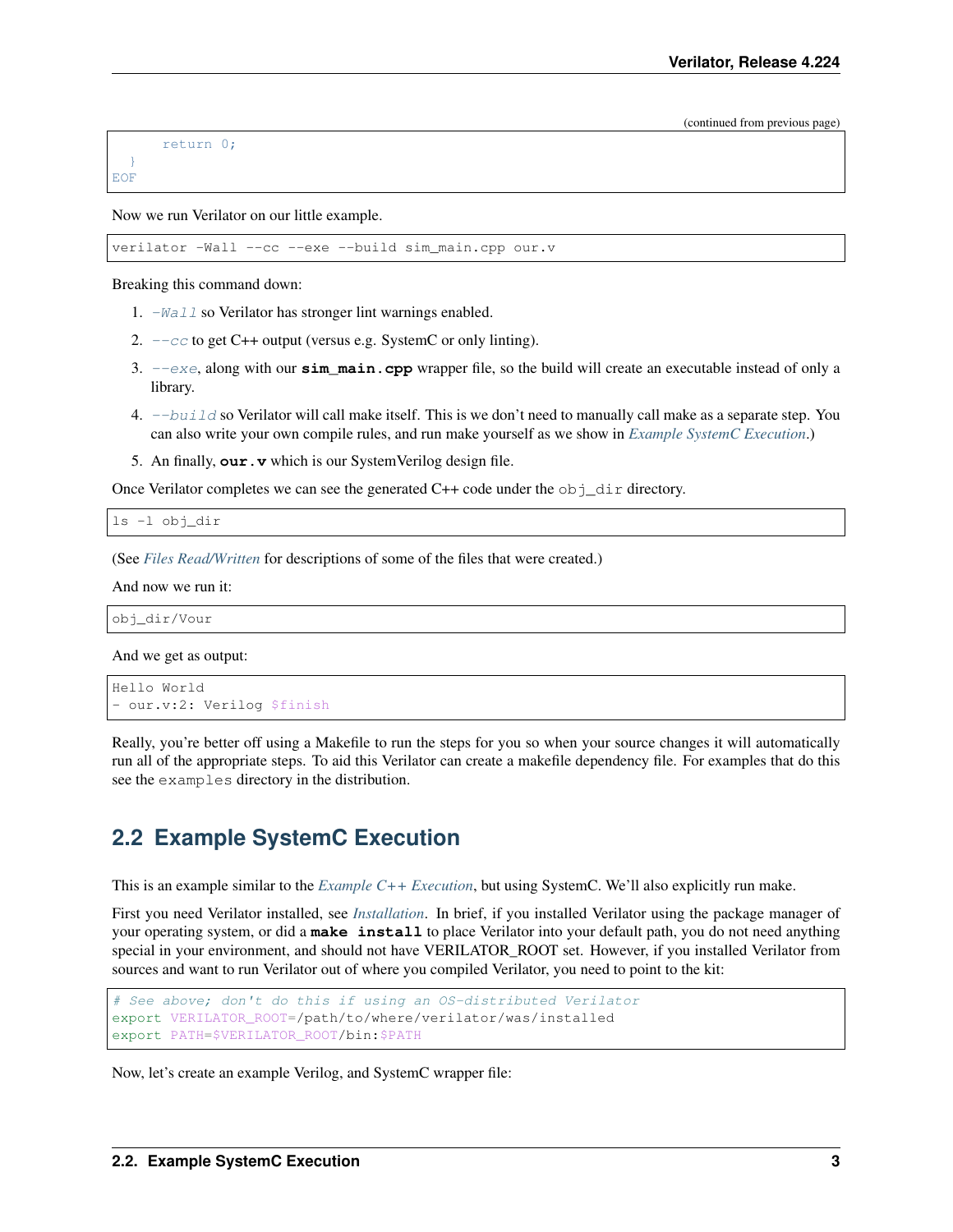(continued from previous page)

```
      return 0;
  }
EOF
```

Now we run Verilator on our little example.

```
verilator -Wall --cc --exe --build sim_main.cpp our.v
```

Breaking this command down:

1. *-Wall* so Verilator has stronger lint warnings enabled.
2. *--cc* to get C++ output (versus e.g. SystemC or only linting).
3. *--exe*, along with our **sim_main.cpp** wrapper file, so the build will create an executable instead of only a library.
4. *--build* so Verilator will call make itself. This is we don't need to manually call make as a separate step. You can also write your own compile rules, and run make yourself as we show in *Example SystemC Execution*.)
5. An finally, **our.v** which is our SystemVerilog design file.

Once Verilator completes we can see the generated C++ code under the `obj_dir` directory.

```
ls -l obj_dir
```

(See *Files Read/Written* for descriptions of some of the files that were created.)

And now we run it:

```
obj_dir/Vour
```

And we get as output:

```
Hello World
- our.v:2: Verilog $finish
```

Really, you're better off using a Makefile to run the steps for you so when your source changes it will automatically run all of the appropriate steps. To aid this Verilator can create a makefile dependency file. For examples that do this see the `examples` directory in the distribution.

## 2.2 Example SystemC Execution

This is an example similar to the *Example C++ Execution*, but using SystemC. We'll also explicitly run make.

First you need Verilator installed, see *Installation*. In brief, if you installed Verilator using the package manager of your operating system, or did a **make install** to place Verilator into your default path, you do not need anything special in your environment, and should not have VERILATOR_ROOT set. However, if you installed Verilator from sources and want to run Verilator out of where you compiled Verilator, you need to point to the kit:

```
# See above; don't do this if using an OS-distributed Verilator
export VERILATOR_ROOT=/path/to/where/verilator/was/installed
export PATH=$VERILATOR_ROOT/bin:$PATH
```

Now, let's create an example Verilog, and SystemC wrapper file: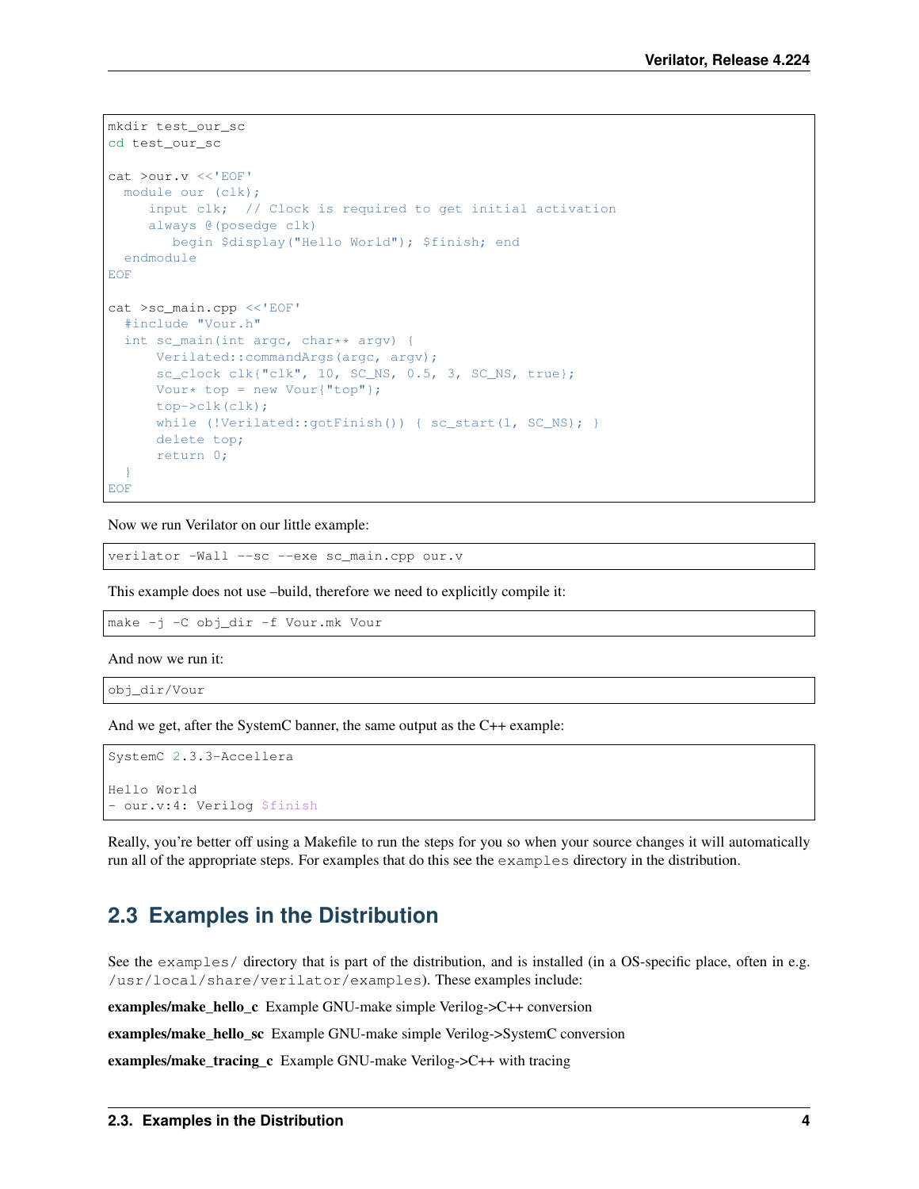```
mkdir test_our_sc
cd test_our_sc

cat >our.v <<'EOF'
  module our (clk);
     input clk;  // Clock is required to get initial activation
     always @(posedge clk)
        begin $display("Hello World"); $finish; end
  endmodule
EOF

cat >sc_main.cpp <<'EOF'
  #include "Vour.h"
  int sc_main(int argc, char** argv) {
      Verilated::commandArgs(argc, argv);
      sc_clock clk{"clk", 10, SC_NS, 0.5, 3, SC_NS, true};
      Vour* top = new Vour{"top"};
      top->clk(clk);
      while (!Verilated::gotFinish()) { sc_start(1, SC_NS); }
      delete top;
      return 0;
  }
EOF
```

Now we run Verilator on our little example:

```
verilator -Wall --sc --exe sc_main.cpp our.v
```

This example does not use –build, therefore we need to explicitly compile it:

```
make -j -C obj_dir -f Vour.mk Vour
```

And now we run it:

```
obj_dir/Vour
```

And we get, after the SystemC banner, the same output as the C++ example:

```
SystemC 2.3.3-Accellera

Hello World
- our.v:4: Verilog $finish
```

Really, you're better off using a Makefile to run the steps for you so when your source changes it will automatically run all of the appropriate steps. For examples that do this see the `examples` directory in the distribution.

## 2.3 Examples in the Distribution

See the `examples/` directory that is part of the distribution, and is installed (in a OS-specific place, often in e.g. `/usr/local/share/verilator/examples`). These examples include:

**examples/make_hello_c** Example GNU-make simple Verilog->C++ conversion

**examples/make_hello_sc** Example GNU-make simple Verilog->SystemC conversion

**examples/make_tracing_c** Example GNU-make Verilog->C++ with tracing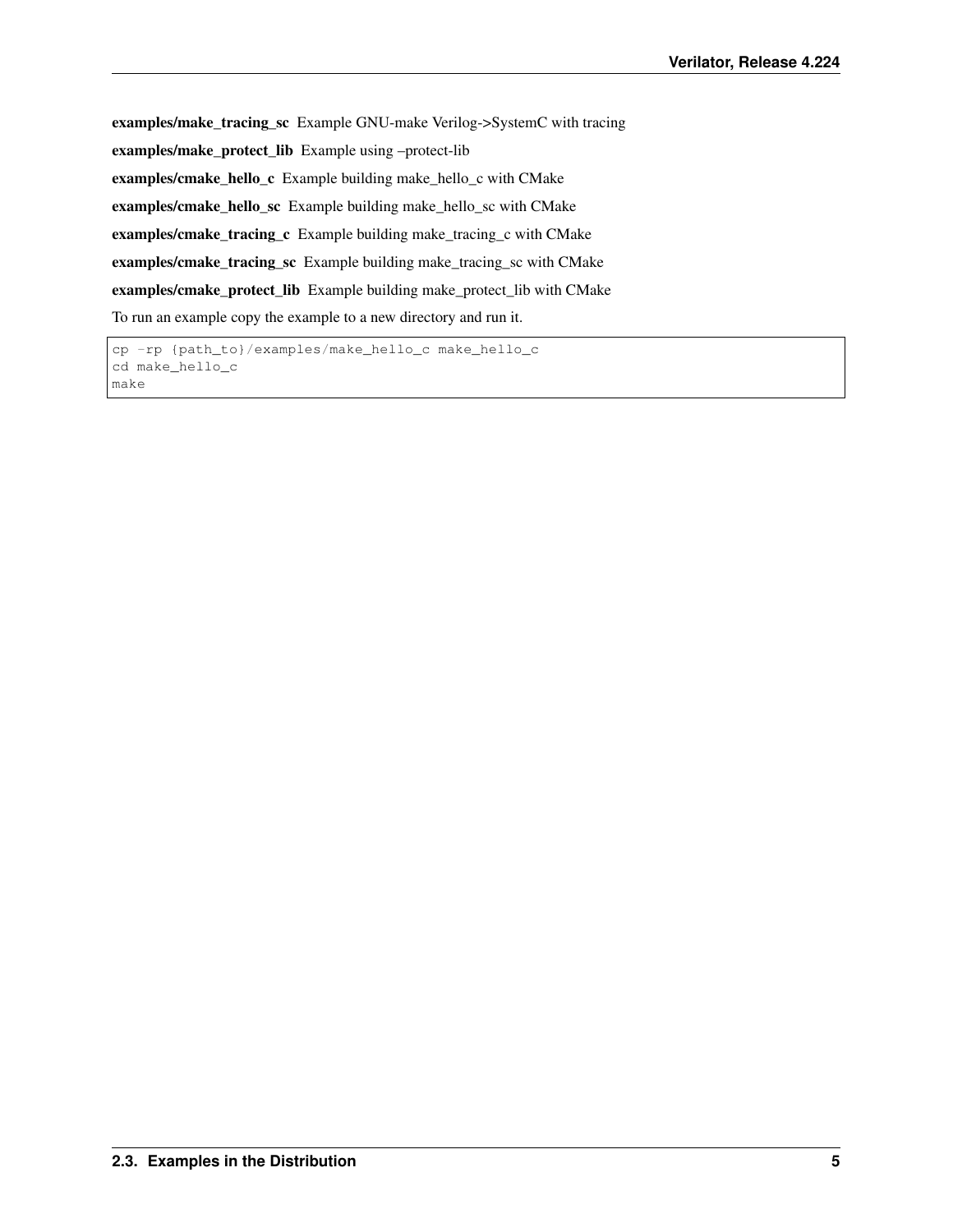**examples/make_tracing_sc** Example GNU-make Verilog->SystemC with tracing

**examples/make_protect_lib** Example using –protect-lib

**examples/cmake_hello_c** Example building make_hello_c with CMake

**examples/cmake_hello_sc** Example building make_hello_sc with CMake

**examples/cmake_tracing_c** Example building make_tracing_c with CMake

**examples/cmake_tracing_sc** Example building make_tracing_sc with CMake

**examples/cmake_protect_lib** Example building make_protect_lib with CMake

To run an example copy the example to a new directory and run it.

```
cp -rp {path_to}/examples/make_hello_c make_hello_c
cd make_hello_c
make
```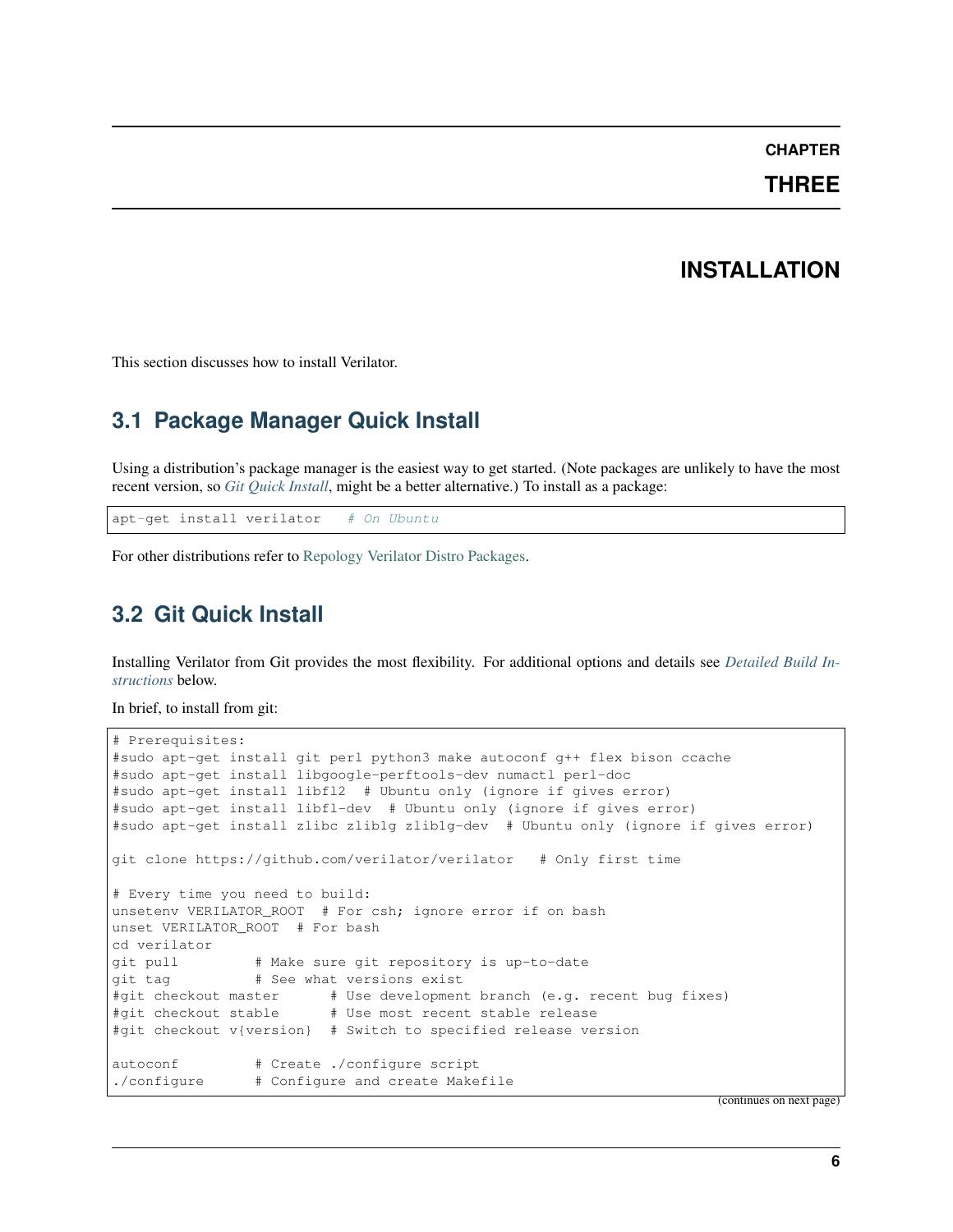# CHAPTER THREE

# INSTALLATION

This section discusses how to install Verilator.

## 3.1 Package Manager Quick Install

Using a distribution's package manager is the easiest way to get started. (Note packages are unlikely to have the most recent version, so *Git Quick Install*, might be a better alternative.) To install as a package:

```
apt-get install verilator   # On Ubuntu
```

For other distributions refer to Repology Verilator Distro Packages.

## 3.2 Git Quick Install

Installing Verilator from Git provides the most flexibility. For additional options and details see *Detailed Build Instructions* below.

In brief, to install from git:

```
# Prerequisites:
#sudo apt-get install git perl python3 make autoconf g++ flex bison ccache
#sudo apt-get install libgoogle-perftools-dev numactl perl-doc
#sudo apt-get install libfl2  # Ubuntu only (ignore if gives error)
#sudo apt-get install libfl-dev  # Ubuntu only (ignore if gives error)
#sudo apt-get install zlibc zlib1g zlib1g-dev  # Ubuntu only (ignore if gives error)

git clone https://github.com/verilator/verilator   # Only first time

# Every time you need to build:
unsetenv VERILATOR_ROOT  # For csh; ignore error if on bash
unset VERILATOR_ROOT  # For bash
cd verilator
git pull         # Make sure git repository is up-to-date
git tag          # See what versions exist
#git checkout master      # Use development branch (e.g. recent bug fixes)
#git checkout stable      # Use most recent stable release
#git checkout v{version}  # Switch to specified release version

autoconf         # Create ./configure script
./configure      # Configure and create Makefile
```

(continues on next page)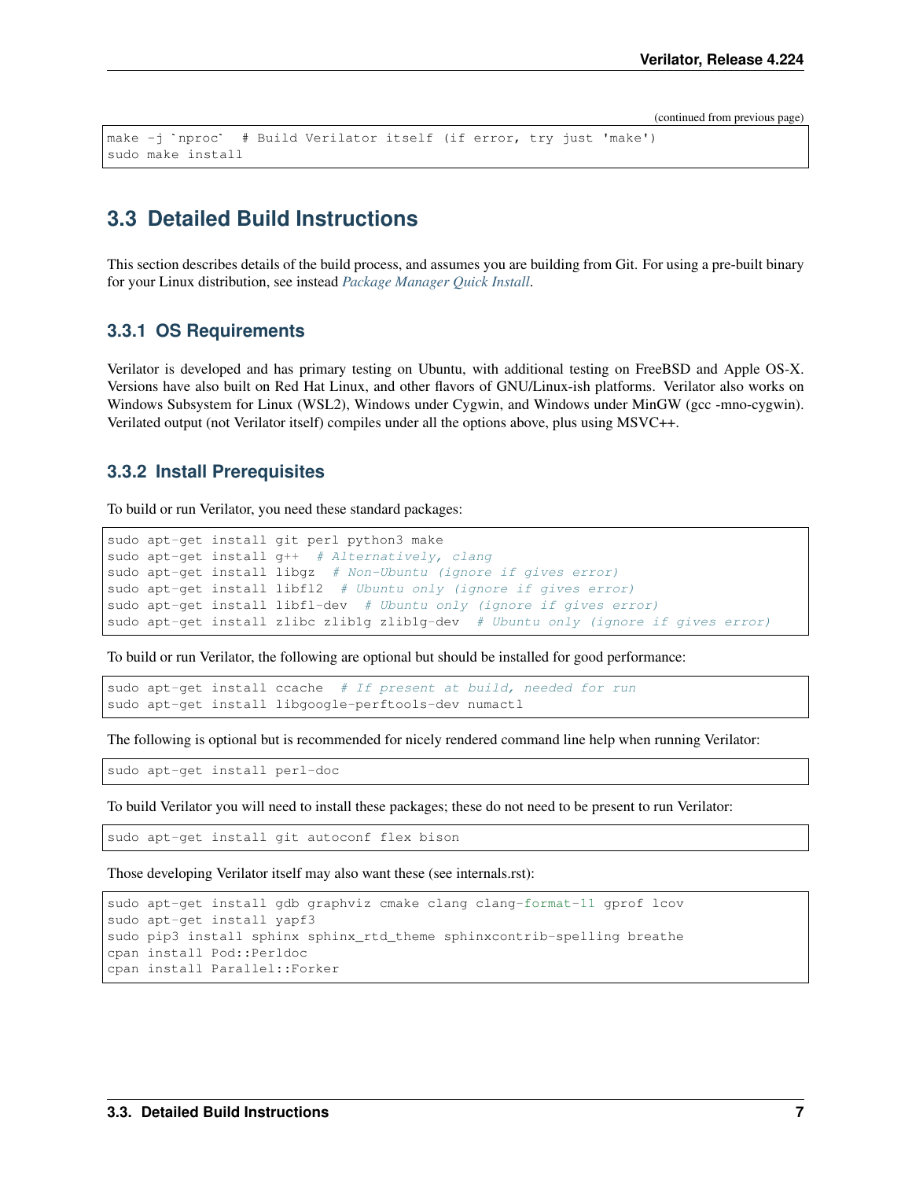(continued from previous page)

```
make -j `nproc`  # Build Verilator itself (if error, try just 'make')
sudo make install
```

## 3.3 Detailed Build Instructions

This section describes details of the build process, and assumes you are building from Git. For using a pre-built binary for your Linux distribution, see instead *Package Manager Quick Install*.

### 3.3.1 OS Requirements

Verilator is developed and has primary testing on Ubuntu, with additional testing on FreeBSD and Apple OS-X. Versions have also built on Red Hat Linux, and other flavors of GNU/Linux-ish platforms. Verilator also works on Windows Subsystem for Linux (WSL2), Windows under Cygwin, and Windows under MinGW (gcc -mno-cygwin). Verilated output (not Verilator itself) compiles under all the options above, plus using MSVC++.

### 3.3.2 Install Prerequisites

To build or run Verilator, you need these standard packages:

```
sudo apt-get install git perl python3 make
sudo apt-get install g++  # Alternatively, clang
sudo apt-get install libgz  # Non-Ubuntu (ignore if gives error)
sudo apt-get install libfl2  # Ubuntu only (ignore if gives error)
sudo apt-get install libfl-dev  # Ubuntu only (ignore if gives error)
sudo apt-get install zlibc zlib1g zlib1g-dev  # Ubuntu only (ignore if gives error)
```

To build or run Verilator, the following are optional but should be installed for good performance:

```
sudo apt-get install ccache  # If present at build, needed for run
sudo apt-get install libgoogle-perftools-dev numactl
```

The following is optional but is recommended for nicely rendered command line help when running Verilator:

```
sudo apt-get install perl-doc
```

To build Verilator you will need to install these packages; these do not need to be present to run Verilator:

```
sudo apt-get install git autoconf flex bison
```

Those developing Verilator itself may also want these (see internals.rst):

```
sudo apt-get install gdb graphviz cmake clang clang-format-11 gprof lcov
sudo apt-get install yapf3
sudo pip3 install sphinx sphinx_rtd_theme sphinxcontrib-spelling breathe
cpan install Pod::Perldoc
cpan install Parallel::Forker
```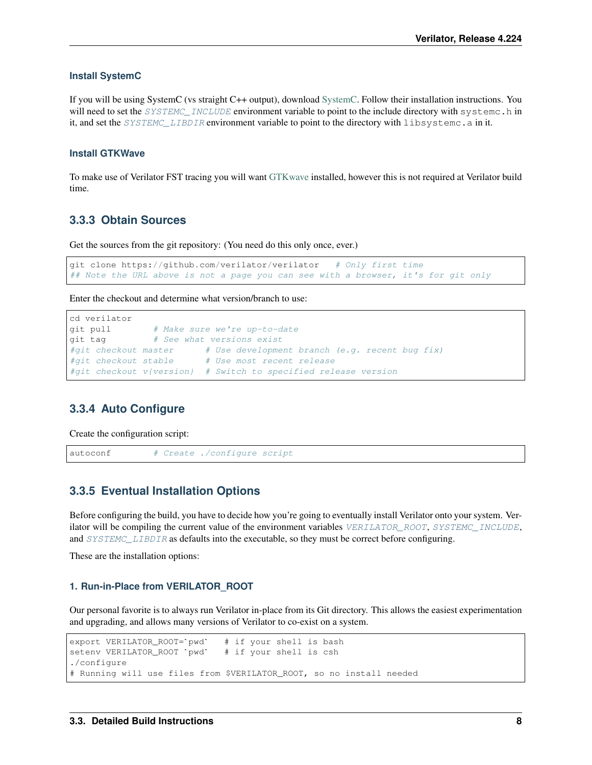#### Install SystemC

If you will be using SystemC (vs straight C++ output), download SystemC. Follow their installation instructions. You will need to set the *SYSTEMC_INCLUDE* environment variable to point to the include directory with `systemc.h` in it, and set the *SYSTEMC_LIBDIR* environment variable to point to the directory with `libsystemc.a` in it.

#### Install GTKWave

To make use of Verilator FST tracing you will want GTKwave installed, however this is not required at Verilator build time.

### 3.3.3 Obtain Sources

Get the sources from the git repository: (You need do this only once, ever.)

```
git clone https://github.com/verilator/verilator   # Only first time
## Note the URL above is not a page you can see with a browser, it's for git only
```

Enter the checkout and determine what version/branch to use:

```
cd verilator
git pull        # Make sure we're up-to-date
git tag         # See what versions exist
#git checkout master      # Use development branch (e.g. recent bug fix)
#git checkout stable      # Use most recent release
#git checkout v{version}  # Switch to specified release version
```

### 3.3.4 Auto Configure

Create the configuration script:

```
autoconf        # Create ./configure script
```

### 3.3.5 Eventual Installation Options

Before configuring the build, you have to decide how you're going to eventually install Verilator onto your system. Verilator will be compiling the current value of the environment variables *VERILATOR_ROOT*, *SYSTEMC_INCLUDE*, and *SYSTEMC_LIBDIR* as defaults into the executable, so they must be correct before configuring.

These are the installation options:

#### 1. Run-in-Place from VERILATOR_ROOT

Our personal favorite is to always run Verilator in-place from its Git directory. This allows the easiest experimentation and upgrading, and allows many versions of Verilator to co-exist on a system.

```
export VERILATOR_ROOT=`pwd`   # if your shell is bash
setenv VERILATOR_ROOT `pwd`   # if your shell is csh
./configure
# Running will use files from $VERILATOR_ROOT, so no install needed
```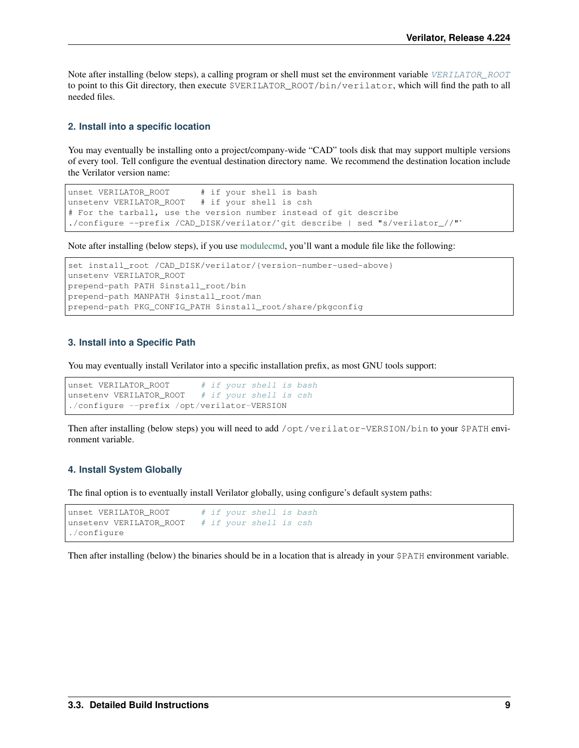Note after installing (below steps), a calling program or shell must set the environment variable *VERILATOR_ROOT* to point to this Git directory, then execute `$VERILATOR_ROOT/bin/verilator`, which will find the path to all needed files.

#### 2. Install into a specific location

You may eventually be installing onto a project/company-wide "CAD" tools disk that may support multiple versions of every tool. Tell configure the eventual destination directory name. We recommend the destination location include the Verilator version name:

```
unset VERILATOR_ROOT      # if your shell is bash
unsetenv VERILATOR_ROOT   # if your shell is csh
# For the tarball, use the version number instead of git describe
./configure --prefix /CAD_DISK/verilator/`git describe | sed "s/verilator_//"`
```

Note after installing (below steps), if you use modulecmd, you'll want a module file like the following:

```
set install_root /CAD_DISK/verilator/{version-number-used-above}
unsetenv VERILATOR_ROOT
prepend-path PATH $install_root/bin
prepend-path MANPATH $install_root/man
prepend-path PKG_CONFIG_PATH $install_root/share/pkgconfig
```

#### 3. Install into a Specific Path

You may eventually install Verilator into a specific installation prefix, as most GNU tools support:

```
unset VERILATOR_ROOT      # if your shell is bash
unsetenv VERILATOR_ROOT   # if your shell is csh
./configure --prefix /opt/verilator-VERSION
```

Then after installing (below steps) you will need to add `/opt/verilator-VERSION/bin` to your `$PATH` environment variable.

#### 4. Install System Globally

The final option is to eventually install Verilator globally, using configure's default system paths:

```
unset VERILATOR_ROOT      # if your shell is bash
unsetenv VERILATOR_ROOT   # if your shell is csh
./configure
```

Then after installing (below) the binaries should be in a location that is already in your `$PATH` environment variable.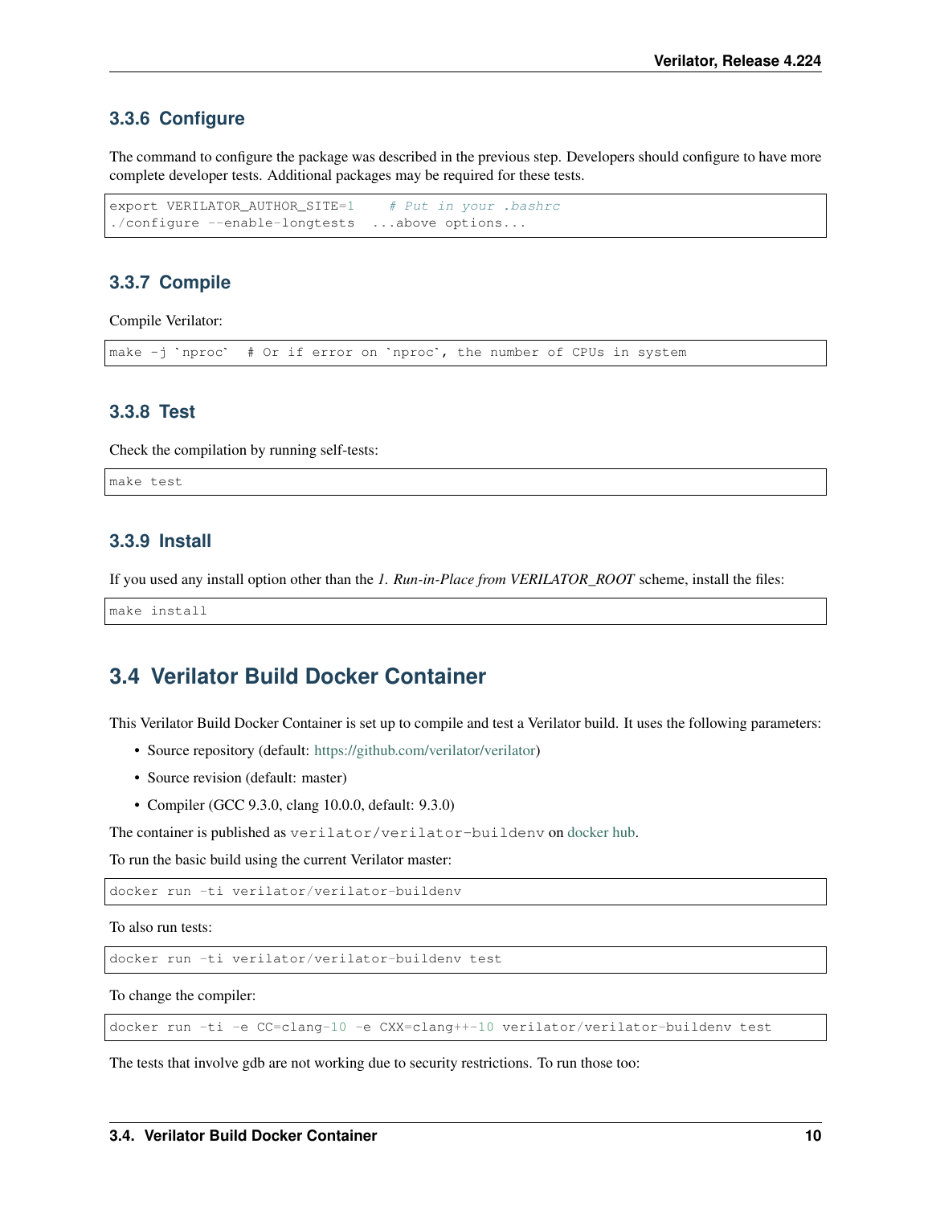### 3.3.6 Configure

The command to configure the package was described in the previous step. Developers should configure to have more complete developer tests. Additional packages may be required for these tests.

```
export VERILATOR_AUTHOR_SITE=1    # Put in your .bashrc
./configure --enable-longtests  ...above options...
```

### 3.3.7 Compile

Compile Verilator:

```
make -j `nproc`  # Or if error on `nproc`, the number of CPUs in system
```

### 3.3.8 Test

Check the compilation by running self-tests:

```
make test
```

### 3.3.9 Install

If you used any install option other than the *1. Run-in-Place from VERILATOR_ROOT* scheme, install the files:

```
make install
```

## 3.4 Verilator Build Docker Container

This Verilator Build Docker Container is set up to compile and test a Verilator build. It uses the following parameters:

- Source repository (default: https://github.com/verilator/verilator)
- Source revision (default: master)
- Compiler (GCC 9.3.0, clang 10.0.0, default: 9.3.0)

The container is published as `verilator/verilator-buildenv` on docker hub.

To run the basic build using the current Verilator master:

```
docker run -ti verilator/verilator-buildenv
```

To also run tests:

```
docker run -ti verilator/verilator-buildenv test
```

To change the compiler:

```
docker run -ti -e CC=clang-10 -e CXX=clang++-10 verilator/verilator-buildenv test
```

The tests that involve gdb are not working due to security restrictions. To run those too: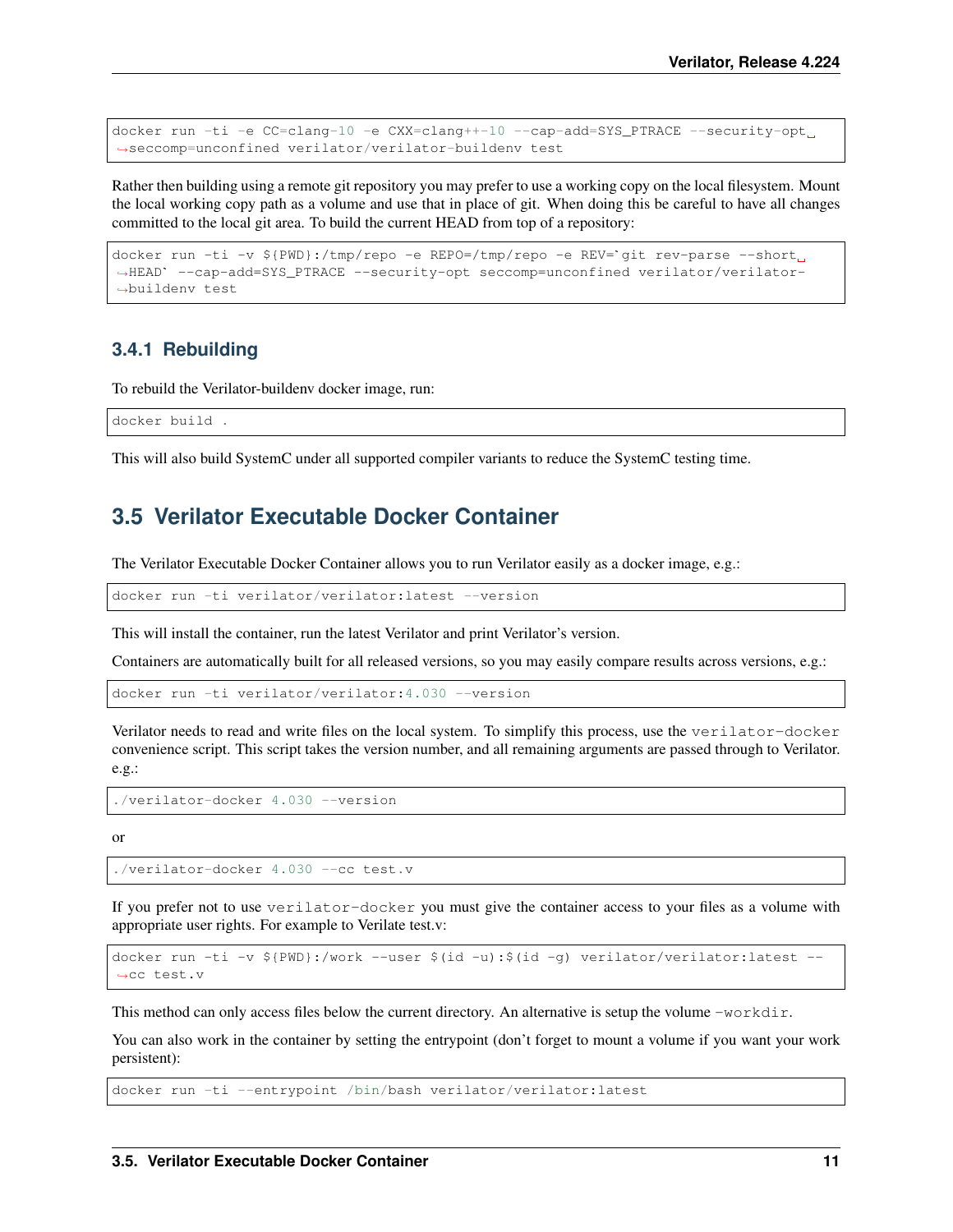```
docker run -ti -e CC=clang-10 -e CXX=clang++-10 --cap-add=SYS_PTRACE --security-opt seccomp=unconfined verilator/verilator-buildenv test
```

Rather then building using a remote git repository you may prefer to use a working copy on the local filesystem. Mount the local working copy path as a volume and use that in place of git. When doing this be careful to have all changes committed to the local git area. To build the current HEAD from top of a repository:

```
docker run -ti -v ${PWD}:/tmp/repo -e REPO=/tmp/repo -e REV=`git rev-parse --short HEAD` --cap-add=SYS_PTRACE --security-opt seccomp=unconfined verilator/verilator-buildenv test
```

### 3.4.1 Rebuilding

To rebuild the Verilator-buildenv docker image, run:

```
docker build .
```

This will also build SystemC under all supported compiler variants to reduce the SystemC testing time.

## 3.5 Verilator Executable Docker Container

The Verilator Executable Docker Container allows you to run Verilator easily as a docker image, e.g.:

```
docker run -ti verilator/verilator:latest --version
```

This will install the container, run the latest Verilator and print Verilator's version.

Containers are automatically built for all released versions, so you may easily compare results across versions, e.g.:

```
docker run -ti verilator/verilator:4.030 --version
```

Verilator needs to read and write files on the local system. To simplify this process, use the `verilator-docker` convenience script. This script takes the version number, and all remaining arguments are passed through to Verilator. e.g.:

```
./verilator-docker 4.030 --version
```

or

```
./verilator-docker 4.030 --cc test.v
```

If you prefer not to use `verilator-docker` you must give the container access to your files as a volume with appropriate user rights. For example to Verilate test.v:

```
docker run -ti -v ${PWD}:/work --user $(id -u):$(id -g) verilator/verilator:latest --cc test.v
```

This method can only access files below the current directory. An alternative is setup the volume `-workdir`.

You can also work in the container by setting the entrypoint (don't forget to mount a volume if you want your work persistent):

```
docker run -ti --entrypoint /bin/bash verilator/verilator:latest
```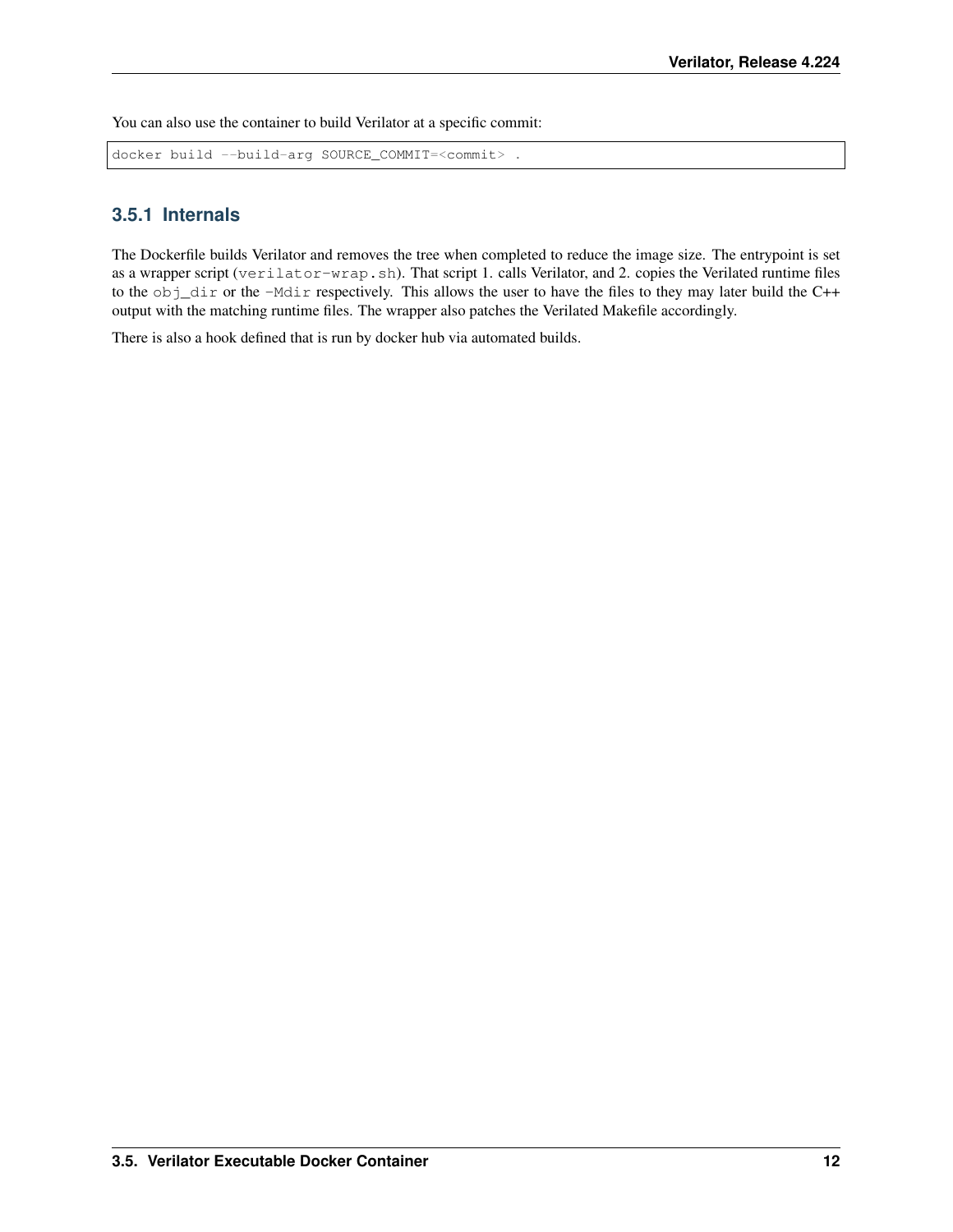You can also use the container to build Verilator at a specific commit:

```
docker build --build-arg SOURCE_COMMIT=<commit> .
```

### 3.5.1 Internals

The Dockerfile builds Verilator and removes the tree when completed to reduce the image size. The entrypoint is set as a wrapper script (`verilator-wrap.sh`). That script 1. calls Verilator, and 2. copies the Verilated runtime files to the `obj_dir` or the `-Mdir` respectively. This allows the user to have the files to they may later build the C++ output with the matching runtime files. The wrapper also patches the Verilated Makefile accordingly.

There is also a hook defined that is run by docker hub via automated builds.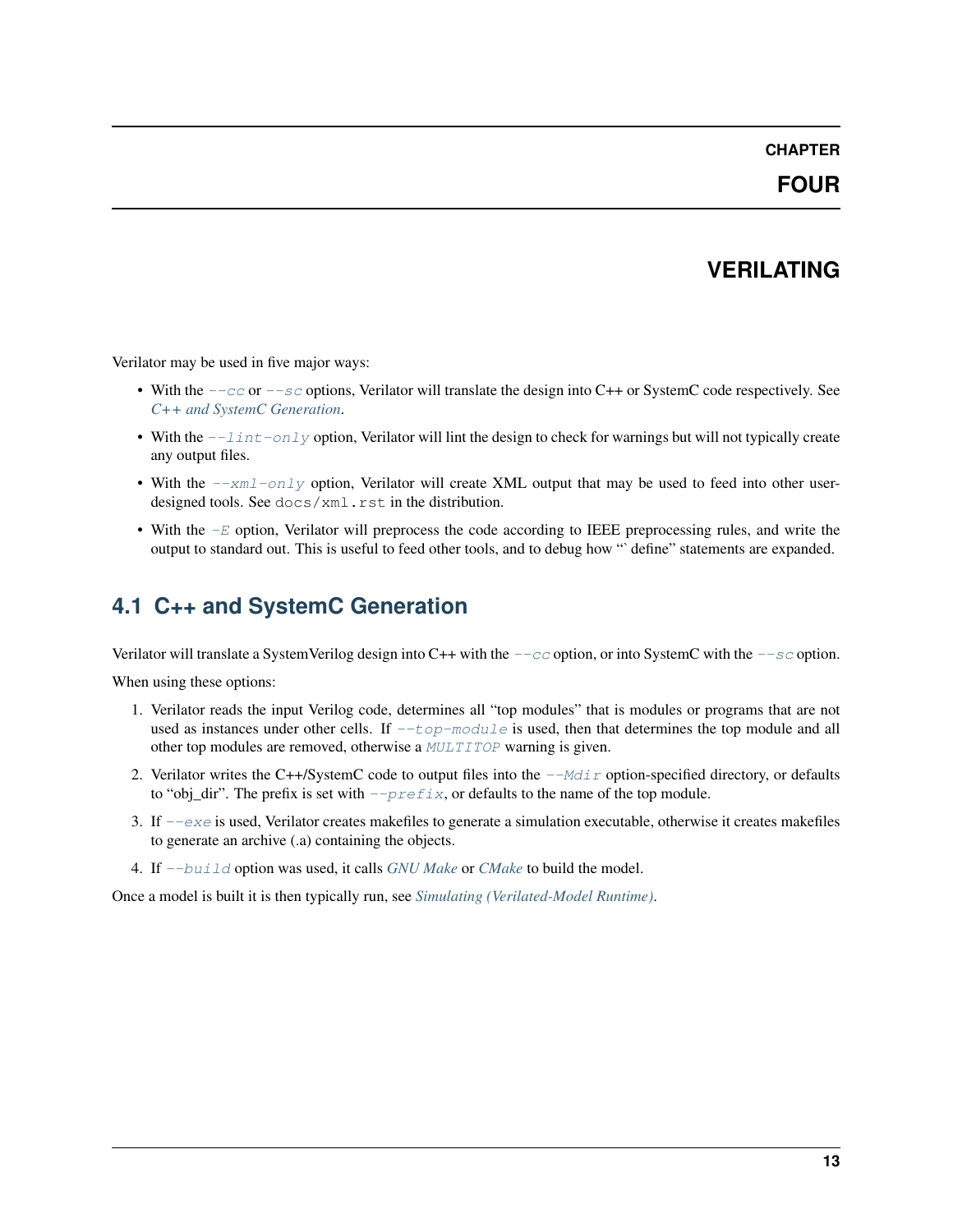# CHAPTER FOUR

# VERILATING

Verilator may be used in five major ways:

- With the `--cc` or `--sc` options, Verilator will translate the design into C++ or SystemC code respectively. See *C++ and SystemC Generation*.
- With the `--lint-only` option, Verilator will lint the design to check for warnings but will not typically create any output files.
- With the `--xml-only` option, Verilator will create XML output that may be used to feed into other user-designed tools. See `docs/xml.rst` in the distribution.
- With the `-E` option, Verilator will preprocess the code according to IEEE preprocessing rules, and write the output to standard out. This is useful to feed other tools, and to debug how "` define" statements are expanded.

## 4.1 C++ and SystemC Generation

Verilator will translate a SystemVerilog design into C++ with the `--cc` option, or into SystemC with the `--sc` option.

When using these options:

1. Verilator reads the input Verilog code, determines all "top modules" that is modules or programs that are not used as instances under other cells. If `--top-module` is used, then that determines the top module and all other top modules are removed, otherwise a `MULTITOP` warning is given.
2. Verilator writes the C++/SystemC code to output files into the `--Mdir` option-specified directory, or defaults to "obj_dir". The prefix is set with `--prefix`, or defaults to the name of the top module.
3. If `--exe` is used, Verilator creates makefiles to generate a simulation executable, otherwise it creates makefiles to generate an archive (.a) containing the objects.
4. If `--build` option was used, it calls *GNU Make* or *CMake* to build the model.

Once a model is built it is then typically run, see *Simulating (Verilated-Model Runtime)*.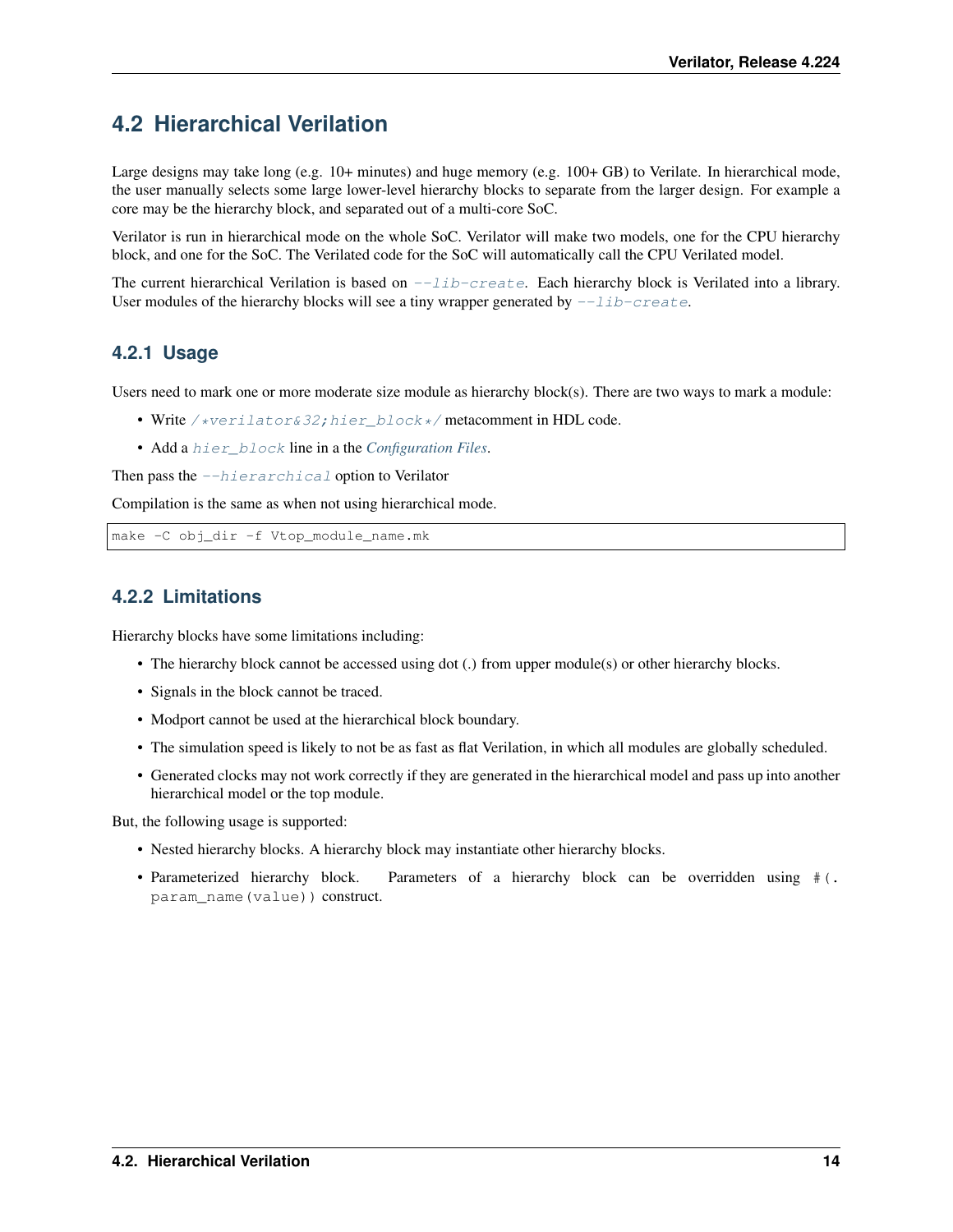## 4.2 Hierarchical Verilation

Large designs may take long (e.g. 10+ minutes) and huge memory (e.g. 100+ GB) to Verilate. In hierarchical mode, the user manually selects some large lower-level hierarchy blocks to separate from the larger design. For example a core may be the hierarchy block, and separated out of a multi-core SoC.

Verilator is run in hierarchical mode on the whole SoC. Verilator will make two models, one for the CPU hierarchy block, and one for the SoC. The Verilated code for the SoC will automatically call the CPU Verilated model.

The current hierarchical Verilation is based on `--lib-create`. Each hierarchy block is Verilated into a library. User modules of the hierarchy blocks will see a tiny wrapper generated by `--lib-create`.

### 4.2.1 Usage

Users need to mark one or more moderate size module as hierarchy block(s). There are two ways to mark a module:

- Write `/*verilator&32;hier_block*/` metacomment in HDL code.
- Add a `hier_block` line in a the *Configuration Files*.

Then pass the `--hierarchical` option to Verilator

Compilation is the same as when not using hierarchical mode.

```
make -C obj_dir -f Vtop_module_name.mk
```

### 4.2.2 Limitations

Hierarchy blocks have some limitations including:

- The hierarchy block cannot be accessed using dot (.) from upper module(s) or other hierarchy blocks.
- Signals in the block cannot be traced.
- Modport cannot be used at the hierarchical block boundary.
- The simulation speed is likely to not be as fast as flat Verilation, in which all modules are globally scheduled.
- Generated clocks may not work correctly if they are generated in the hierarchical model and pass up into another hierarchical model or the top module.

But, the following usage is supported:

- Nested hierarchy blocks. A hierarchy block may instantiate other hierarchy blocks.
- Parameterized hierarchy block. Parameters of a hierarchy block can be overridden using `#(.param_name(value))` construct.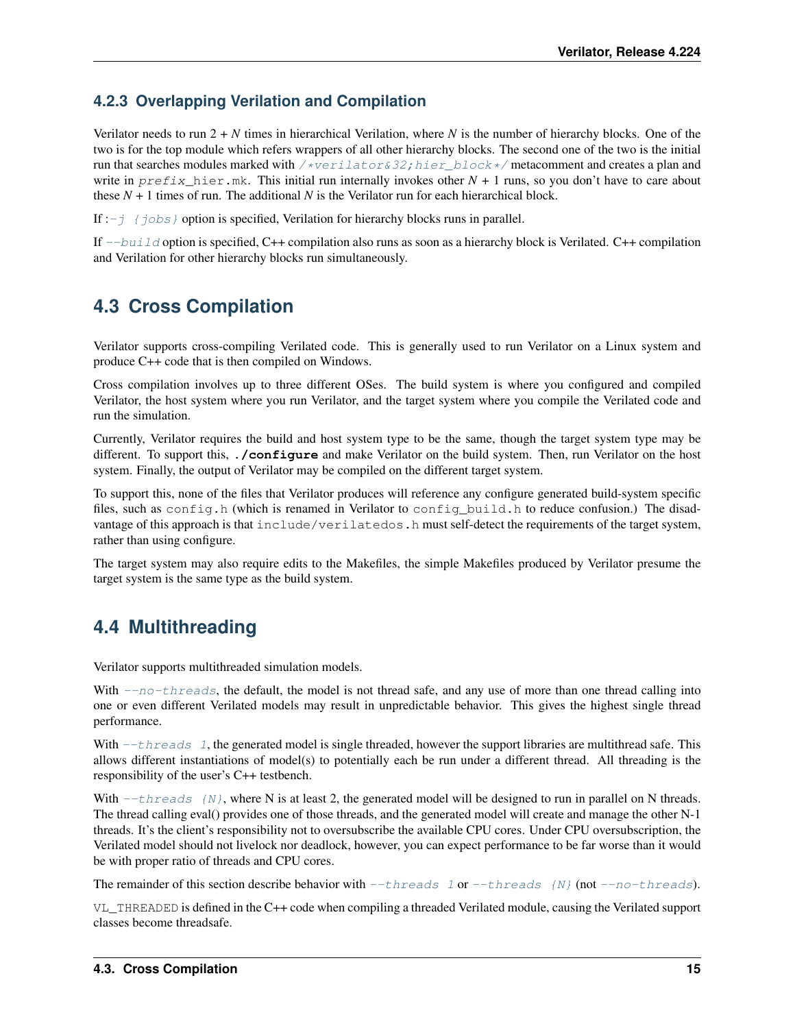### 4.2.3 Overlapping Verilation and Compilation

Verilator needs to run 2 + *N* times in hierarchical Verilation, where *N* is the number of hierarchy blocks. One of the two is for the top module which refers wrappers of all other hierarchy blocks. The second one of the two is the initial run that searches modules marked with `/*verilator&32;hier_block*/` metacomment and creates a plan and write in *prefix*_hier.mk. This initial run internally invokes other *N* + 1 runs, so you don't have to care about these *N* + 1 times of run. The additional *N* is the Verilator run for each hierarchical block.

If :`-j {jobs}` option is specified, Verilation for hierarchy blocks runs in parallel.

If `--build` option is specified, C++ compilation also runs as soon as a hierarchy block is Verilated. C++ compilation and Verilation for other hierarchy blocks run simultaneously.

## 4.3 Cross Compilation

Verilator supports cross-compiling Verilated code. This is generally used to run Verilator on a Linux system and produce C++ code that is then compiled on Windows.

Cross compilation involves up to three different OSes. The build system is where you configured and compiled Verilator, the host system where you run Verilator, and the target system where you compile the Verilated code and run the simulation.

Currently, Verilator requires the build and host system type to be the same, though the target system type may be different. To support this, **./configure** and make Verilator on the build system. Then, run Verilator on the host system. Finally, the output of Verilator may be compiled on the different target system.

To support this, none of the files that Verilator produces will reference any configure generated build-system specific files, such as `config.h` (which is renamed in Verilator to `config_build.h` to reduce confusion.) The disadvantage of this approach is that `include/verilatedos.h` must self-detect the requirements of the target system, rather than using configure.

The target system may also require edits to the Makefiles, the simple Makefiles produced by Verilator presume the target system is the same type as the build system.

## 4.4 Multithreading

Verilator supports multithreaded simulation models.

With `--no-threads`, the default, the model is not thread safe, and any use of more than one thread calling into one or even different Verilated models may result in unpredictable behavior. This gives the highest single thread performance.

With `--threads 1`, the generated model is single threaded, however the support libraries are multithread safe. This allows different instantiations of model(s) to potentially each be run under a different thread. All threading is the responsibility of the user's C++ testbench.

With `--threads {N}`, where N is at least 2, the generated model will be designed to run in parallel on N threads. The thread calling eval() provides one of those threads, and the generated model will create and manage the other N-1 threads. It's the client's responsibility not to oversubscribe the available CPU cores. Under CPU oversubscription, the Verilated model should not livelock nor deadlock, however, you can expect performance to be far worse than it would be with proper ratio of threads and CPU cores.

The remainder of this section describe behavior with `--threads 1` or `--threads {N}` (not `--no-threads`).

`VL_THREADED` is defined in the C++ code when compiling a threaded Verilated module, causing the Verilated support classes become threadsafe.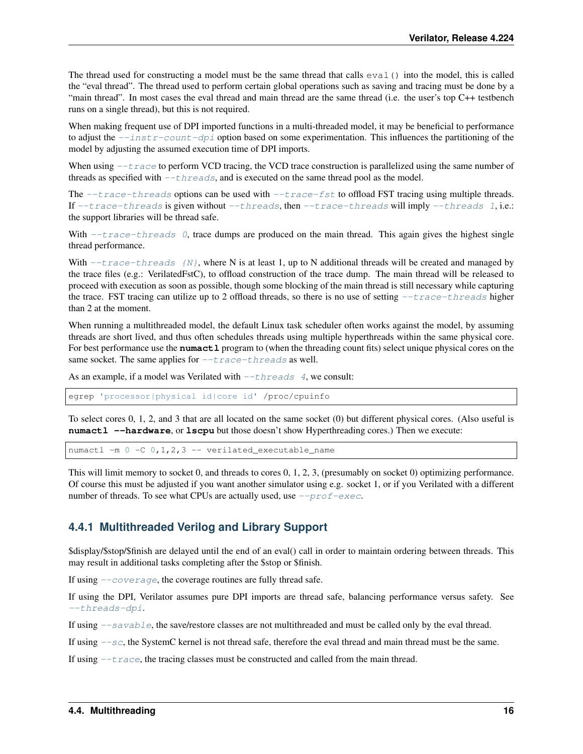The thread used for constructing a model must be the same thread that calls `eval()` into the model, this is called the "eval thread". The thread used to perform certain global operations such as saving and tracing must be done by a "main thread". In most cases the eval thread and main thread are the same thread (i.e. the user's top C++ testbench runs on a single thread), but this is not required.

When making frequent use of DPI imported functions in a multi-threaded model, it may be beneficial to performance to adjust the *--instr-count-dpi* option based on some experimentation. This influences the partitioning of the model by adjusting the assumed execution time of DPI imports.

When using *--trace* to perform VCD tracing, the VCD trace construction is parallelized using the same number of threads as specified with *--threads*, and is executed on the same thread pool as the model.

The *--trace-threads* options can be used with *--trace-fst* to offload FST tracing using multiple threads. If *--trace-threads* is given without *--threads*, then *--trace-threads* will imply *--threads 1*, i.e.: the support libraries will be thread safe.

With *--trace-threads 0*, trace dumps are produced on the main thread. This again gives the highest single thread performance.

With *--trace-threads {N}*, where N is at least 1, up to N additional threads will be created and managed by the trace files (e.g.: VerilatedFstC), to offload construction of the trace dump. The main thread will be released to proceed with execution as soon as possible, though some blocking of the main thread is still necessary while capturing the trace. FST tracing can utilize up to 2 offload threads, so there is no use of setting *--trace-threads* higher than 2 at the moment.

When running a multithreaded model, the default Linux task scheduler often works against the model, by assuming threads are short lived, and thus often schedules threads using multiple hyperthreads within the same physical core. For best performance use the **numactl** program to (when the threading count fits) select unique physical cores on the same socket. The same applies for *--trace-threads* as well.

As an example, if a model was Verilated with *--threads 4*, we consult:

```
egrep 'processor|physical id|core id' /proc/cpuinfo
```

To select cores 0, 1, 2, and 3 that are all located on the same socket (0) but different physical cores. (Also useful is **numactl --hardware**, or **lscpu** but those doesn't show Hyperthreading cores.) Then we execute:

```
numactl -m 0 -C 0,1,2,3 -- verilated_executable_name
```

This will limit memory to socket 0, and threads to cores 0, 1, 2, 3, (presumably on socket 0) optimizing performance. Of course this must be adjusted if you want another simulator using e.g. socket 1, or if you Verilated with a different number of threads. To see what CPUs are actually used, use *--prof-exec*.

### 4.4.1 Multithreaded Verilog and Library Support

$display/$stop/$finish are delayed until the end of an eval() call in order to maintain ordering between threads. This may result in additional tasks completing after the $stop or $finish.

If using *--coverage*, the coverage routines are fully thread safe.

If using the DPI, Verilator assumes pure DPI imports are thread safe, balancing performance versus safety. See *--threads-dpi*.

If using *--savable*, the save/restore classes are not multithreaded and must be called only by the eval thread.

If using *--sc*, the SystemC kernel is not thread safe, therefore the eval thread and main thread must be the same.

If using *--trace*, the tracing classes must be constructed and called from the main thread.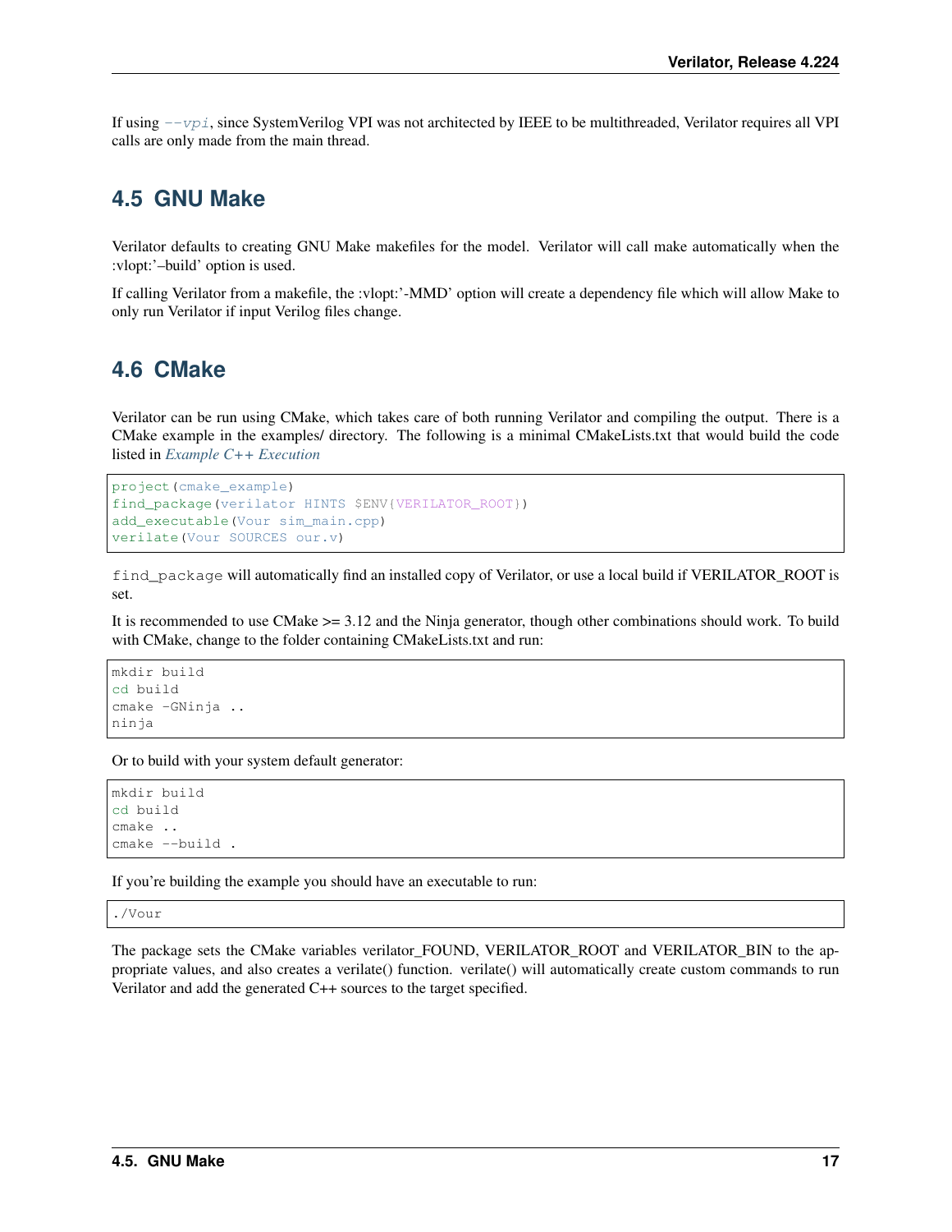If using `--vpi`, since SystemVerilog VPI was not architected by IEEE to be multithreaded, Verilator requires all VPI calls are only made from the main thread.

## 4.5 GNU Make

Verilator defaults to creating GNU Make makefiles for the model. Verilator will call make automatically when the :vlopt:'–build' option is used.

If calling Verilator from a makefile, the :vlopt:'-MMD' option will create a dependency file which will allow Make to only run Verilator if input Verilog files change.

## 4.6 CMake

Verilator can be run using CMake, which takes care of both running Verilator and compiling the output. There is a CMake example in the examples/ directory. The following is a minimal CMakeLists.txt that would build the code listed in *Example C++ Execution*

```
project(cmake_example)
find_package(verilator HINTS $ENV{VERILATOR_ROOT})
add_executable(Vour sim_main.cpp)
verilate(Vour SOURCES our.v)
```

`find_package` will automatically find an installed copy of Verilator, or use a local build if VERILATOR_ROOT is set.

It is recommended to use CMake >= 3.12 and the Ninja generator, though other combinations should work. To build with CMake, change to the folder containing CMakeLists.txt and run:

```
mkdir build
cd build
cmake -GNinja ..
ninja
```

Or to build with your system default generator:

```
mkdir build
cd build
cmake ..
cmake --build .
```

If you're building the example you should have an executable to run:

```
./Vour
```

The package sets the CMake variables verilator_FOUND, VERILATOR_ROOT and VERILATOR_BIN to the appropriate values, and also creates a verilate() function. verilate() will automatically create custom commands to run Verilator and add the generated C++ sources to the target specified.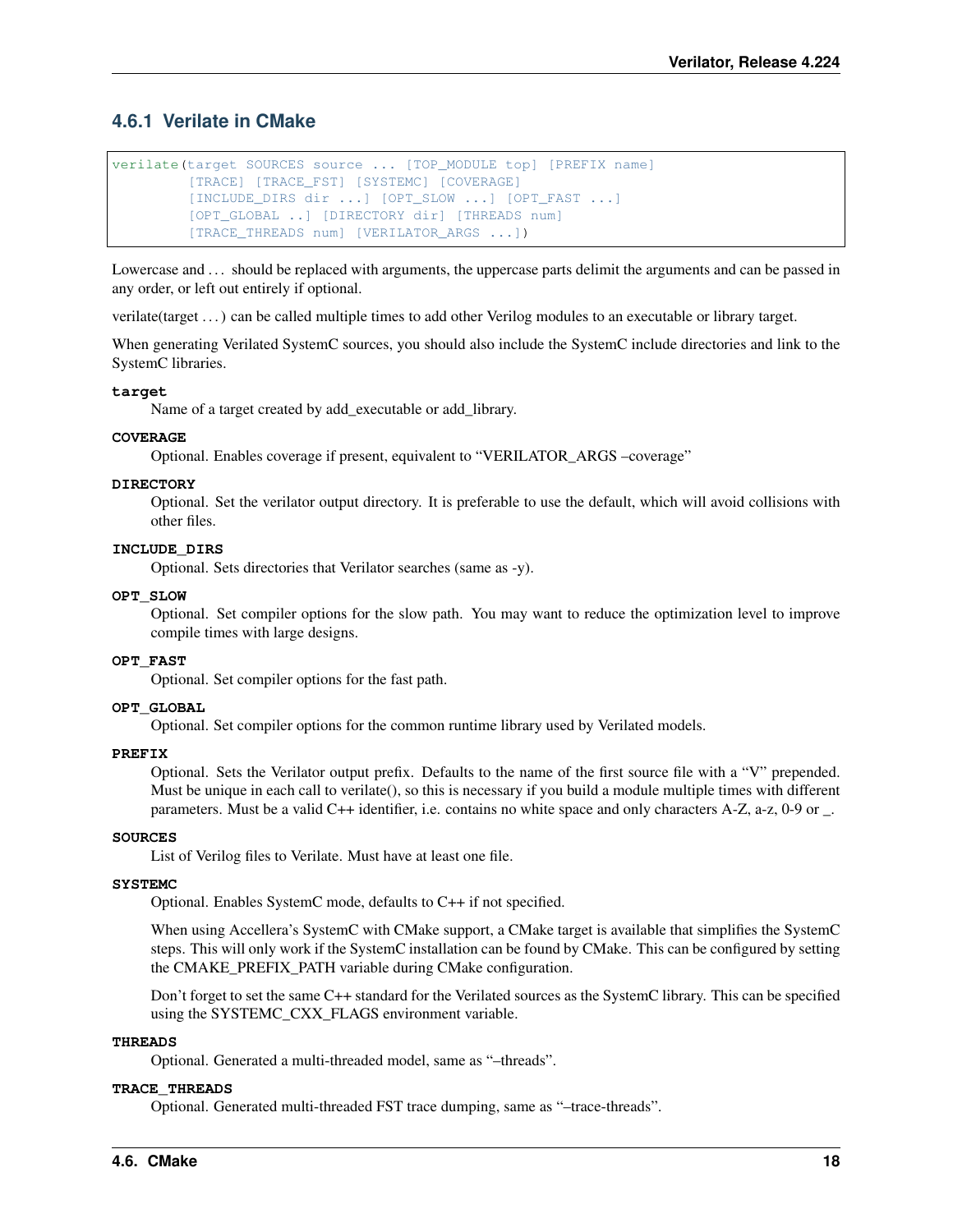### 4.6.1 Verilate in CMake

```
verilate(target SOURCES source ... [TOP_MODULE top] [PREFIX name]
         [TRACE] [TRACE_FST] [SYSTEMC] [COVERAGE]
         [INCLUDE_DIRS dir ...] [OPT_SLOW ...] [OPT_FAST ...]
         [OPT_GLOBAL ..] [DIRECTORY dir] [THREADS num]
         [TRACE_THREADS num] [VERILATOR_ARGS ...])
```

Lowercase and … should be replaced with arguments, the uppercase parts delimit the arguments and can be passed in any order, or left out entirely if optional.

verilate(target …) can be called multiple times to add other Verilog modules to an executable or library target.

When generating Verilated SystemC sources, you should also include the SystemC include directories and link to the SystemC libraries.

**target**
: Name of a target created by add_executable or add_library.

**COVERAGE**
: Optional. Enables coverage if present, equivalent to "VERILATOR_ARGS –coverage"

**DIRECTORY**
: Optional. Set the verilator output directory. It is preferable to use the default, which will avoid collisions with other files.

**INCLUDE_DIRS**
: Optional. Sets directories that Verilator searches (same as -y).

**OPT_SLOW**
: Optional. Set compiler options for the slow path. You may want to reduce the optimization level to improve compile times with large designs.

**OPT_FAST**
: Optional. Set compiler options for the fast path.

**OPT_GLOBAL**
: Optional. Set compiler options for the common runtime library used by Verilated models.

**PREFIX**
: Optional. Sets the Verilator output prefix. Defaults to the name of the first source file with a "V" prepended. Must be unique in each call to verilate(), so this is necessary if you build a module multiple times with different parameters. Must be a valid C++ identifier, i.e. contains no white space and only characters A-Z, a-z, 0-9 or _.

**SOURCES**
: List of Verilog files to Verilate. Must have at least one file.

**SYSTEMC**
: Optional. Enables SystemC mode, defaults to C++ if not specified.

  When using Accellera's SystemC with CMake support, a CMake target is available that simplifies the SystemC steps. This will only work if the SystemC installation can be found by CMake. This can be configured by setting the CMAKE_PREFIX_PATH variable during CMake configuration.

  Don't forget to set the same C++ standard for the Verilated sources as the SystemC library. This can be specified using the SYSTEMC_CXX_FLAGS environment variable.

**THREADS**
: Optional. Generated a multi-threaded model, same as "–threads".

**TRACE_THREADS**
: Optional. Generated multi-threaded FST trace dumping, same as "–trace-threads".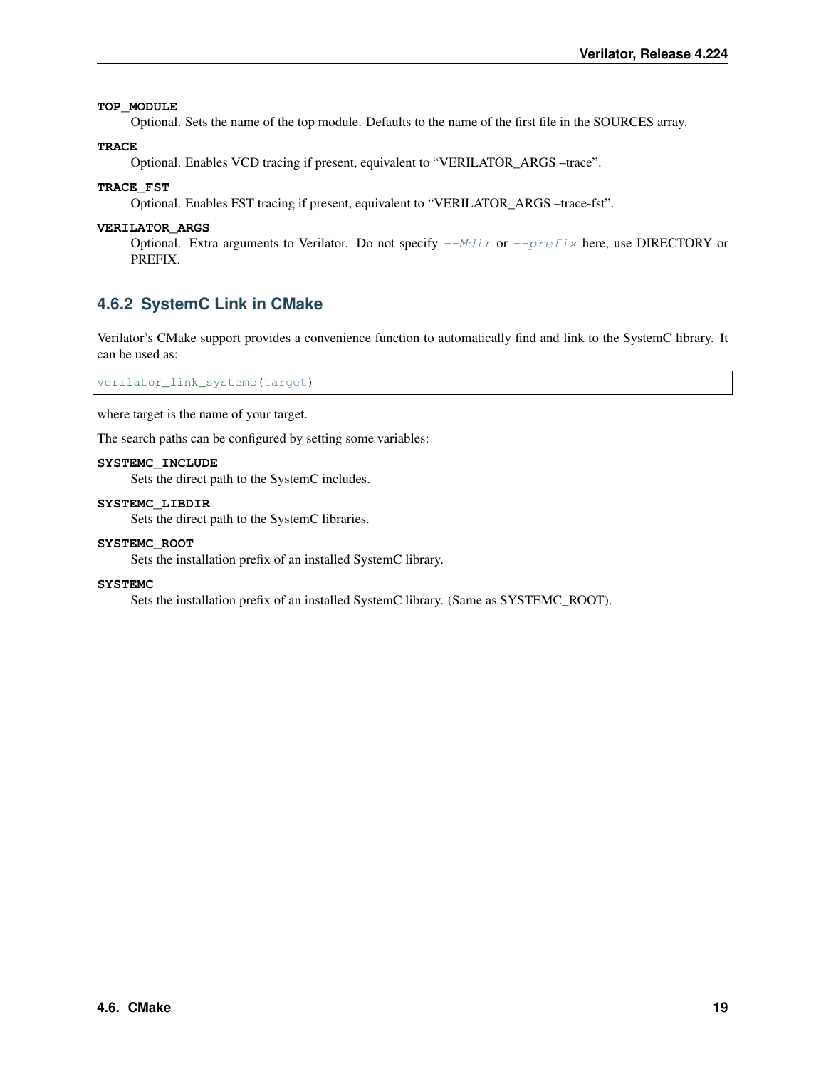**TOP_MODULE**
Optional. Sets the name of the top module. Defaults to the name of the first file in the SOURCES array.

**TRACE**
Optional. Enables VCD tracing if present, equivalent to "VERILATOR_ARGS –trace".

**TRACE_FST**
Optional. Enables FST tracing if present, equivalent to "VERILATOR_ARGS –trace-fst".

**VERILATOR_ARGS**
Optional. Extra arguments to Verilator. Do not specify *--Mdir* or *--prefix* here, use DIRECTORY or PREFIX.

### 4.6.2 SystemC Link in CMake

Verilator's CMake support provides a convenience function to automatically find and link to the SystemC library. It can be used as:

```
verilator_link_systemc(target)
```

where target is the name of your target.

The search paths can be configured by setting some variables:

**SYSTEMC_INCLUDE**
Sets the direct path to the SystemC includes.

**SYSTEMC_LIBDIR**
Sets the direct path to the SystemC libraries.

**SYSTEMC_ROOT**
Sets the installation prefix of an installed SystemC library.

**SYSTEMC**
Sets the installation prefix of an installed SystemC library. (Same as SYSTEMC_ROOT).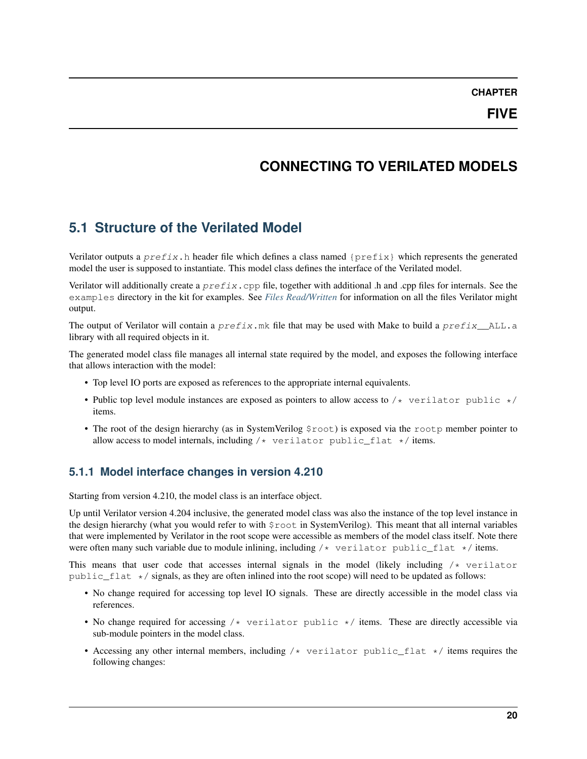# CHAPTER FIVE

# CONNECTING TO VERILATED MODELS

## 5.1 Structure of the Verilated Model

Verilator outputs a `prefix.h` header file which defines a class named `{prefix}` which represents the generated model the user is supposed to instantiate. This model class defines the interface of the Verilated model.

Verilator will additionally create a `prefix.cpp` file, together with additional .h and .cpp files for internals. See the `examples` directory in the kit for examples. See *Files Read/Written* for information on all the files Verilator might output.

The output of Verilator will contain a `prefix.mk` file that may be used with Make to build a `prefix__ALL.a` library with all required objects in it.

The generated model class file manages all internal state required by the model, and exposes the following interface that allows interaction with the model:

- Top level IO ports are exposed as references to the appropriate internal equivalents.
- Public top level module instances are exposed as pointers to allow access to `/* verilator public */` items.
- The root of the design hierarchy (as in SystemVerilog `$root`) is exposed via the `rootp` member pointer to allow access to model internals, including `/* verilator public_flat */` items.

### 5.1.1 Model interface changes in version 4.210

Starting from version 4.210, the model class is an interface object.

Up until Verilator version 4.204 inclusive, the generated model class was also the instance of the top level instance in the design hierarchy (what you would refer to with `$root` in SystemVerilog). This meant that all internal variables that were implemented by Verilator in the root scope were accessible as members of the model class itself. Note there were often many such variable due to module inlining, including `/* verilator public_flat */` items.

This means that user code that accesses internal signals in the model (likely including `/* verilator public_flat */` signals, as they are often inlined into the root scope) will need to be updated as follows:

- No change required for accessing top level IO signals. These are directly accessible in the model class via references.
- No change required for accessing `/* verilator public */` items. These are directly accessible via sub-module pointers in the model class.
- Accessing any other internal members, including `/* verilator public_flat */` items requires the following changes: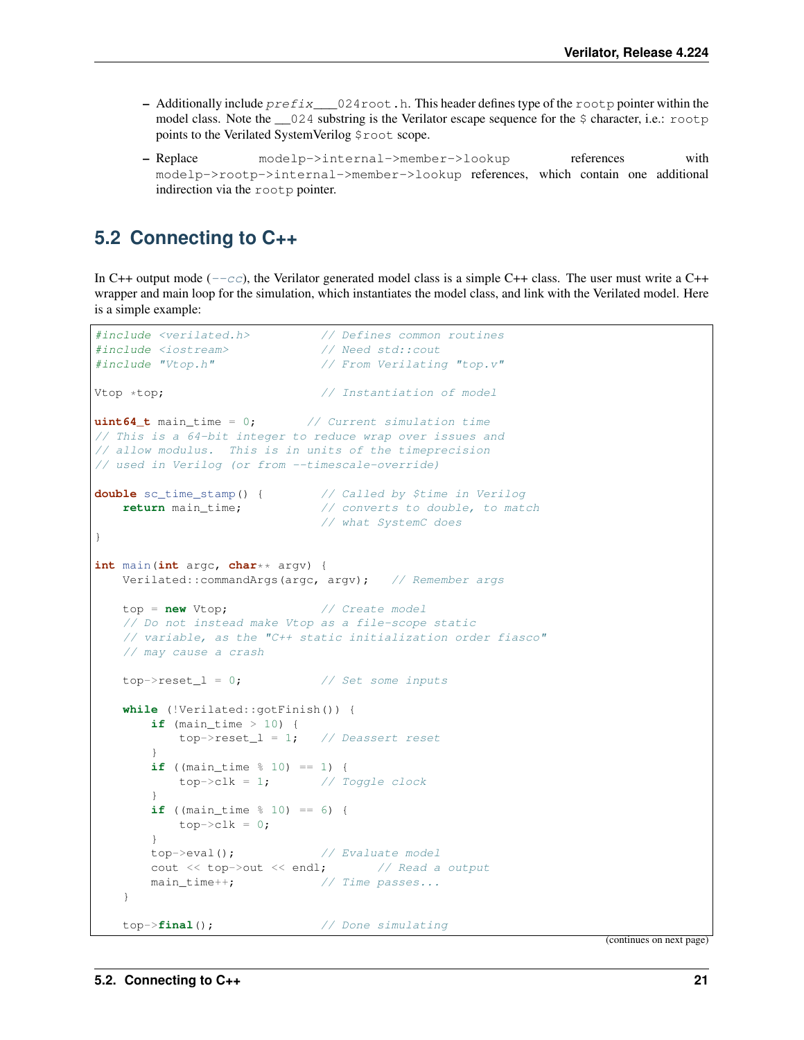- Additionally include *prefix*`___024root.h`. This header defines type of the `rootp` pointer within the model class. Note the `__024` substring is the Verilator escape sequence for the `$` character, i.e.: `rootp` points to the Verilated SystemVerilog `$root` scope.
   - Replace `modelp->internal->member->lookup` references with `modelp->rootp->internal->member->lookup` references, which contain one additional indirection via the `rootp` pointer.

## 5.2 Connecting to C++

In C++ output mode (*--cc*), the Verilator generated model class is a simple C++ class. The user must write a C++ wrapper and main loop for the simulation, which instantiates the model class, and link with the Verilated model. Here is a simple example:

```
#include <verilated.h>          // Defines common routines
#include <iostream>             // Need std::cout
#include "Vtop.h"               // From Verilating "top.v"

Vtop *top;                      // Instantiation of model

uint64_t main_time = 0;       // Current simulation time
// This is a 64-bit integer to reduce wrap over issues and
// allow modulus.  This is in units of the timeprecision
// used in Verilog (or from --timescale-override)

double sc_time_stamp() {        // Called by $time in Verilog
    return main_time;           // converts to double, to match
                                // what SystemC does
}

int main(int argc, char** argv) {
    Verilated::commandArgs(argc, argv);   // Remember args

    top = new Vtop;             // Create model
    // Do not instead make Vtop as a file-scope static
    // variable, as the "C++ static initialization order fiasco"
    // may cause a crash

    top->reset_l = 0;           // Set some inputs

    while (!Verilated::gotFinish()) {
        if (main_time > 10) {
            top->reset_l = 1;   // Deassert reset
        }
        if ((main_time % 10) == 1) {
            top->clk = 1;       // Toggle clock
        }
        if ((main_time % 10) == 6) {
            top->clk = 0;
        }
        top->eval();            // Evaluate model
        cout << top->out << endl;       // Read a output
        main_time++;            // Time passes...
    }

    top->final();               // Done simulating
```

(continues on next page)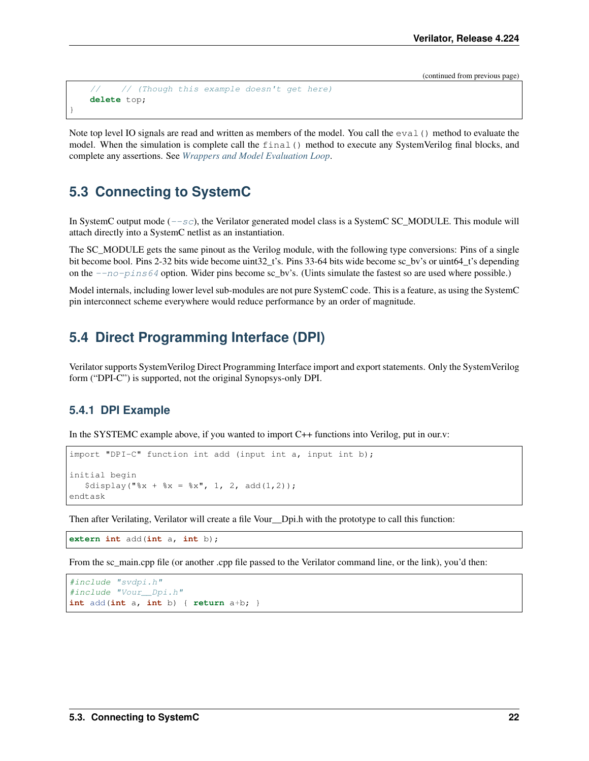```
    //    // (Though this example doesn't get here)
    delete top;
}
```

Note top level IO signals are read and written as members of the model. You call the `eval()` method to evaluate the model. When the simulation is complete call the `final()` method to execute any SystemVerilog final blocks, and complete any assertions. See *Wrappers and Model Evaluation Loop*.

## 5.3 Connecting to SystemC

In SystemC output mode (*--sc*), the Verilator generated model class is a SystemC SC_MODULE. This module will attach directly into a SystemC netlist as an instantiation.

The SC_MODULE gets the same pinout as the Verilog module, with the following type conversions: Pins of a single bit become bool. Pins 2-32 bits wide become uint32_t's. Pins 33-64 bits wide become sc_bv's or uint64_t's depending on the *--no-pins64* option. Wider pins become sc_bv's. (Uints simulate the fastest so are used where possible.)

Model internals, including lower level sub-modules are not pure SystemC code. This is a feature, as using the SystemC pin interconnect scheme everywhere would reduce performance by an order of magnitude.

## 5.4 Direct Programming Interface (DPI)

Verilator supports SystemVerilog Direct Programming Interface import and export statements. Only the SystemVerilog form ("DPI-C") is supported, not the original Synopsys-only DPI.

### 5.4.1 DPI Example

In the SYSTEMC example above, if you wanted to import C++ functions into Verilog, put in our.v:

```
import "DPI-C" function int add (input int a, input int b);

initial begin
   $display("%x + %x = %x", 1, 2, add(1,2));
endtask
```

Then after Verilating, Verilator will create a file Vour__Dpi.h with the prototype to call this function:

```
extern int add(int a, int b);
```

From the sc_main.cpp file (or another .cpp file passed to the Verilator command line, or the link), you'd then:

```
#include "svdpi.h"
#include "Vour__Dpi.h"
int add(int a, int b) { return a+b; }
```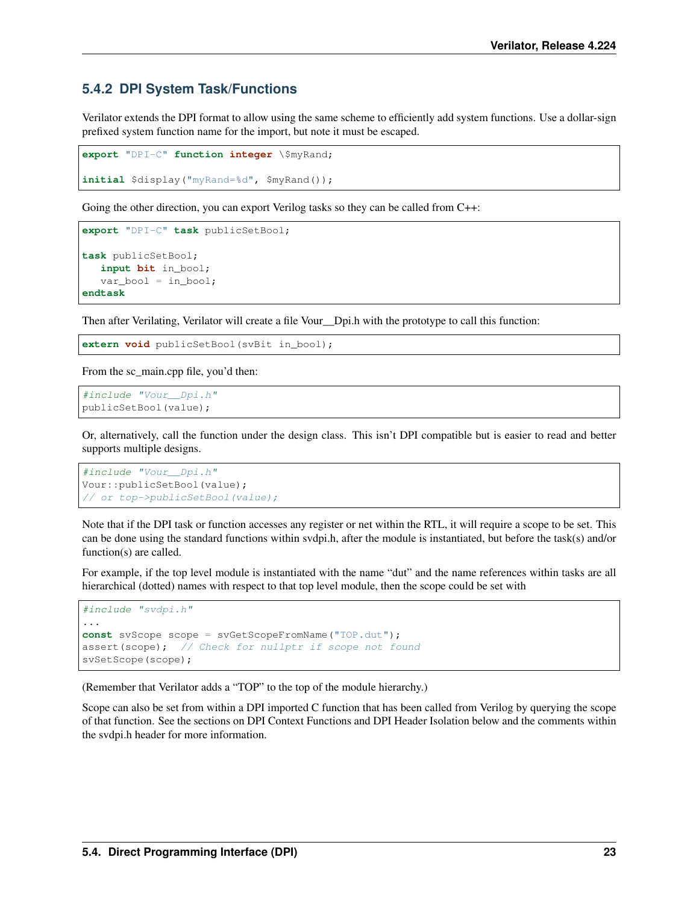### 5.4.2 DPI System Task/Functions

Verilator extends the DPI format to allow using the same scheme to efficiently add system functions. Use a dollar-sign prefixed system function name for the import, but note it must be escaped.

```
export "DPI-C" function integer \$myRand;

initial $display("myRand=%d", $myRand());
```

Going the other direction, you can export Verilog tasks so they can be called from C++:

```
export "DPI-C" task publicSetBool;

task publicSetBool;
   input bit in_bool;
   var_bool = in_bool;
endtask
```

Then after Verilating, Verilator will create a file Vour__Dpi.h with the prototype to call this function:

```
extern void publicSetBool(svBit in_bool);
```

From the sc_main.cpp file, you'd then:

```
#include "Vour__Dpi.h"
publicSetBool(value);
```

Or, alternatively, call the function under the design class. This isn't DPI compatible but is easier to read and better supports multiple designs.

```
#include "Vour__Dpi.h"
Vour::publicSetBool(value);
// or top->publicSetBool(value);
```

Note that if the DPI task or function accesses any register or net within the RTL, it will require a scope to be set. This can be done using the standard functions within svdpi.h, after the module is instantiated, but before the task(s) and/or function(s) are called.

For example, if the top level module is instantiated with the name "dut" and the name references within tasks are all hierarchical (dotted) names with respect to that top level module, then the scope could be set with

```
#include "svdpi.h"
...
const svScope scope = svGetScopeFromName("TOP.dut");
assert(scope);  // Check for nullptr if scope not found
svSetScope(scope);
```

(Remember that Verilator adds a "TOP" to the top of the module hierarchy.)

Scope can also be set from within a DPI imported C function that has been called from Verilog by querying the scope of that function. See the sections on DPI Context Functions and DPI Header Isolation below and the comments within the svdpi.h header for more information.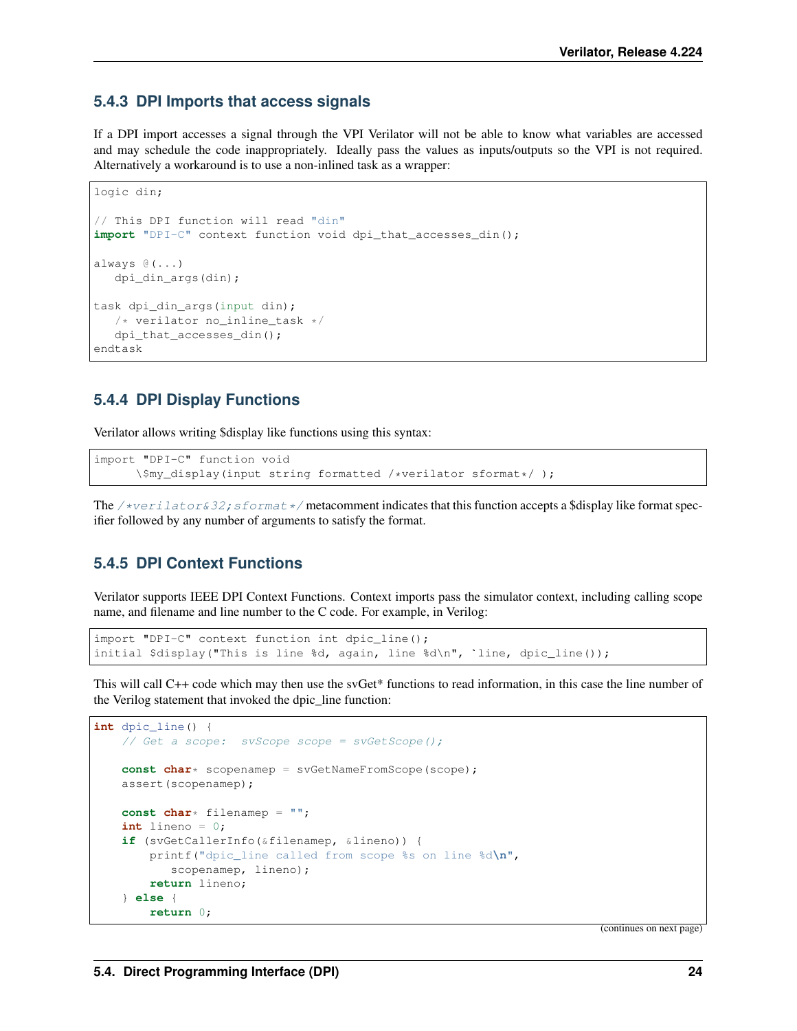### 5.4.3 DPI Imports that access signals

If a DPI import accesses a signal through the VPI Verilator will not be able to know what variables are accessed and may schedule the code inappropriately. Ideally pass the values as inputs/outputs so the VPI is not required. Alternatively a workaround is to use a non-inlined task as a wrapper:

```
logic din;

// This DPI function will read "din"
import "DPI-C" context function void dpi_that_accesses_din();

always @(...)
   dpi_din_args(din);

task dpi_din_args(input din);
   /* verilator no_inline_task */
   dpi_that_accesses_din();
endtask
```

### 5.4.4 DPI Display Functions

Verilator allows writing $display like functions using this syntax:

```
import "DPI-C" function void
      \$my_display(input string formatted /*verilator sformat*/ );
```

The `/*verilator&32;sformat*/` metacomment indicates that this function accepts a $display like format specifier followed by any number of arguments to satisfy the format.

### 5.4.5 DPI Context Functions

Verilator supports IEEE DPI Context Functions. Context imports pass the simulator context, including calling scope name, and filename and line number to the C code. For example, in Verilog:

```
import "DPI-C" context function int dpic_line();
initial $display("This is line %d, again, line %d\n", `line, dpic_line());
```

This will call C++ code which may then use the svGet* functions to read information, in this case the line number of the Verilog statement that invoked the dpic_line function:

```
int dpic_line() {
    // Get a scope:  svScope scope = svGetScope();

    const char* scopenamep = svGetNameFromScope(scope);
    assert(scopenamep);

    const char* filenamep = "";
    int lineno = 0;
    if (svGetCallerInfo(&filenamep, &lineno)) {
        printf("dpic_line called from scope %s on line %d\n",
           scopenamep, lineno);
        return lineno;
    } else {
        return 0;
```

(continues on next page)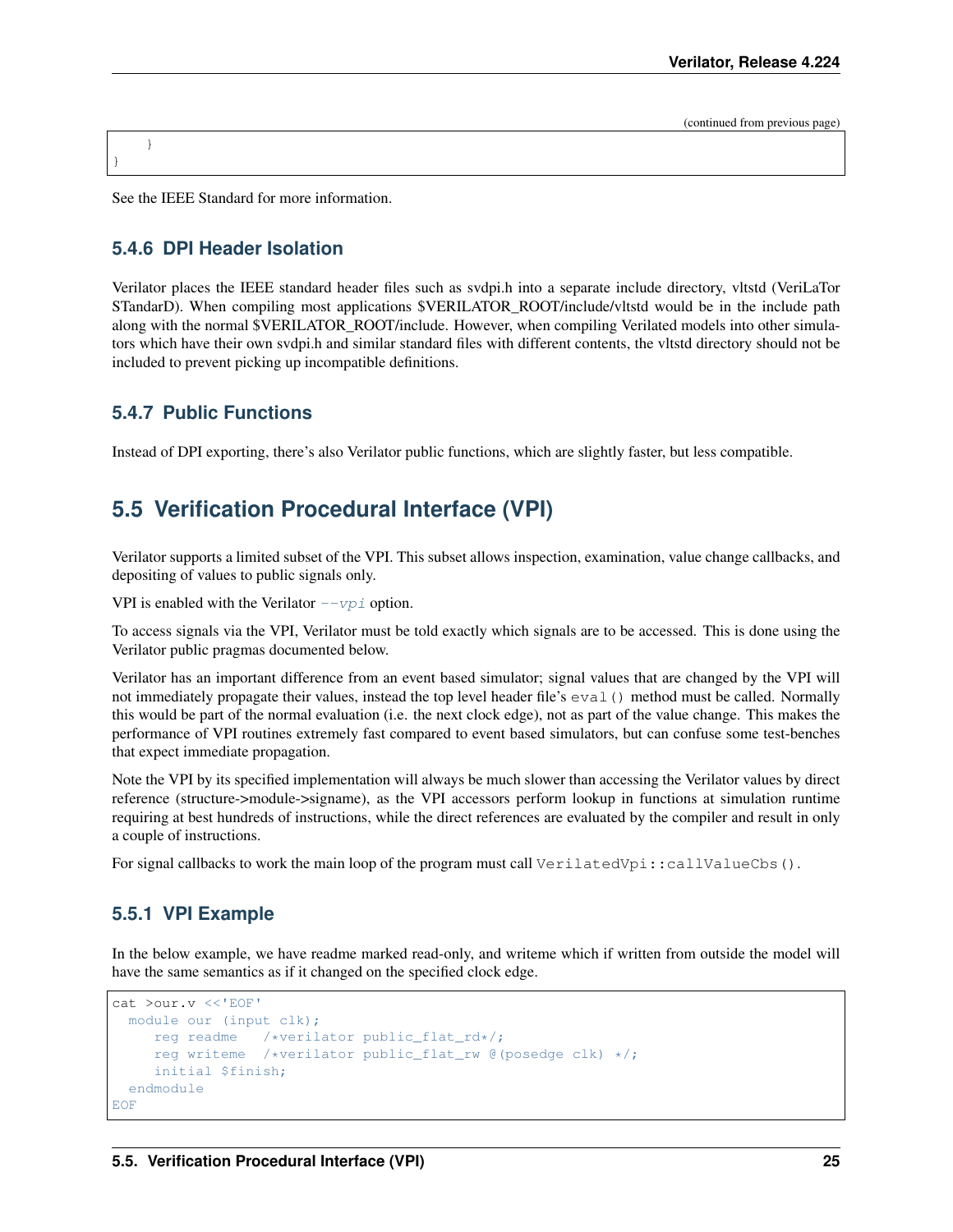```
    }
}
```

See the IEEE Standard for more information.

### 5.4.6 DPI Header Isolation

Verilator places the IEEE standard header files such as svdpi.h into a separate include directory, vltstd (VeriLaTor STandarD). When compiling most applications $VERILATOR_ROOT/include/vltstd would be in the include path along with the normal $VERILATOR_ROOT/include. However, when compiling Verilated models into other simulators which have their own svdpi.h and similar standard files with different contents, the vltstd directory should not be included to prevent picking up incompatible definitions.

### 5.4.7 Public Functions

Instead of DPI exporting, there's also Verilator public functions, which are slightly faster, but less compatible.

## 5.5 Verification Procedural Interface (VPI)

Verilator supports a limited subset of the VPI. This subset allows inspection, examination, value change callbacks, and depositing of values to public signals only.

VPI is enabled with the Verilator `--vpi` option.

To access signals via the VPI, Verilator must be told exactly which signals are to be accessed. This is done using the Verilator public pragmas documented below.

Verilator has an important difference from an event based simulator; signal values that are changed by the VPI will not immediately propagate their values, instead the top level header file's `eval()` method must be called. Normally this would be part of the normal evaluation (i.e. the next clock edge), not as part of the value change. This makes the performance of VPI routines extremely fast compared to event based simulators, but can confuse some test-benches that expect immediate propagation.

Note the VPI by its specified implementation will always be much slower than accessing the Verilator values by direct reference (structure->module->signame), as the VPI accessors perform lookup in functions at simulation runtime requiring at best hundreds of instructions, while the direct references are evaluated by the compiler and result in only a couple of instructions.

For signal callbacks to work the main loop of the program must call `VerilatedVpi::callValueCbs()`.

### 5.5.1 VPI Example

In the below example, we have readme marked read-only, and writeme which if written from outside the model will have the same semantics as if it changed on the specified clock edge.

```
cat >our.v <<'EOF'
  module our (input clk);
     reg readme   /*verilator public_flat_rd*/;
     reg writeme  /*verilator public_flat_rw @(posedge clk) */;
     initial $finish;
  endmodule
EOF
```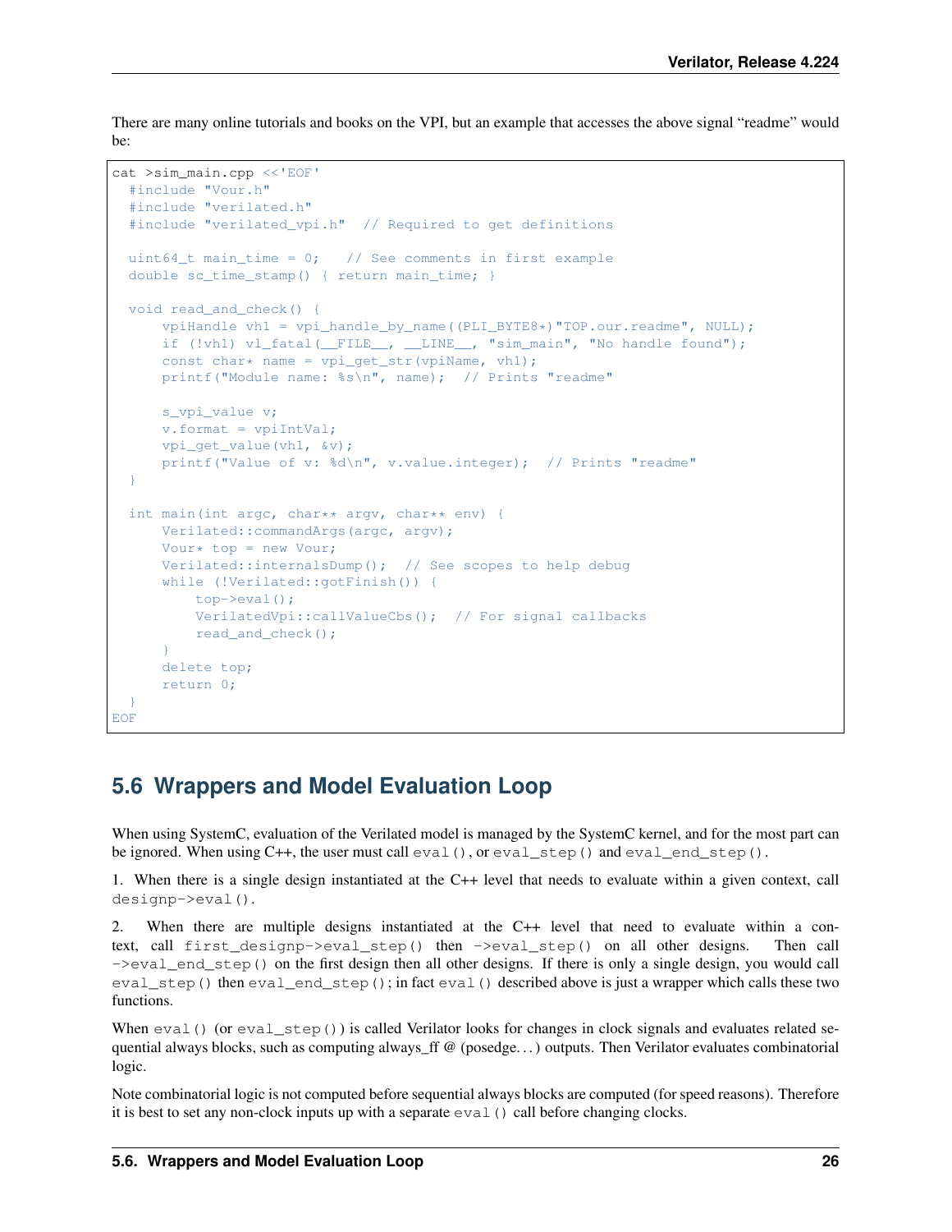There are many online tutorials and books on the VPI, but an example that accesses the above signal "readme" would be:

```
cat >sim_main.cpp <<'EOF'
  #include "Vour.h"
  #include "verilated.h"
  #include "verilated_vpi.h"  // Required to get definitions

  uint64_t main_time = 0;   // See comments in first example
  double sc_time_stamp() { return main_time; }

  void read_and_check() {
      vpiHandle vh1 = vpi_handle_by_name((PLI_BYTE8*)"TOP.our.readme", NULL);
      if (!vh1) vl_fatal(__FILE__, __LINE__, "sim_main", "No handle found");
      const char* name = vpi_get_str(vpiName, vh1);
      printf("Module name: %s\n", name);  // Prints "readme"

      s_vpi_value v;
      v.format = vpiIntVal;
      vpi_get_value(vh1, &v);
      printf("Value of v: %d\n", v.value.integer);  // Prints "readme"
  }

  int main(int argc, char** argv, char** env) {
      Verilated::commandArgs(argc, argv);
      Vour* top = new Vour;
      Verilated::internalsDump();  // See scopes to help debug
      while (!Verilated::gotFinish()) {
          top->eval();
          VerilatedVpi::callValueCbs();  // For signal callbacks
          read_and_check();
      }
      delete top;
      return 0;
  }
EOF
```

## 5.6 Wrappers and Model Evaluation Loop

When using SystemC, evaluation of the Verilated model is managed by the SystemC kernel, and for the most part can be ignored. When using C++, the user must call `eval()`, or `eval_step()` and `eval_end_step()`.

1. When there is a single design instantiated at the C++ level that needs to evaluate within a given context, call `designp->eval()`.

2. When there are multiple designs instantiated at the C++ level that need to evaluate within a context, call `first_designp->eval_step()` then `->eval_step()` on all other designs. Then call `->eval_end_step()` on the first design then all other designs. If there is only a single design, you would call `eval_step()` then `eval_end_step()`; in fact `eval()` described above is just a wrapper which calls these two functions.

When `eval()` (or `eval_step()`) is called Verilator looks for changes in clock signals and evaluates related sequential always blocks, such as computing always_ff @ (posedge. . . ) outputs. Then Verilator evaluates combinatorial logic.

Note combinatorial logic is not computed before sequential always blocks are computed (for speed reasons). Therefore it is best to set any non-clock inputs up with a separate `eval()` call before changing clocks.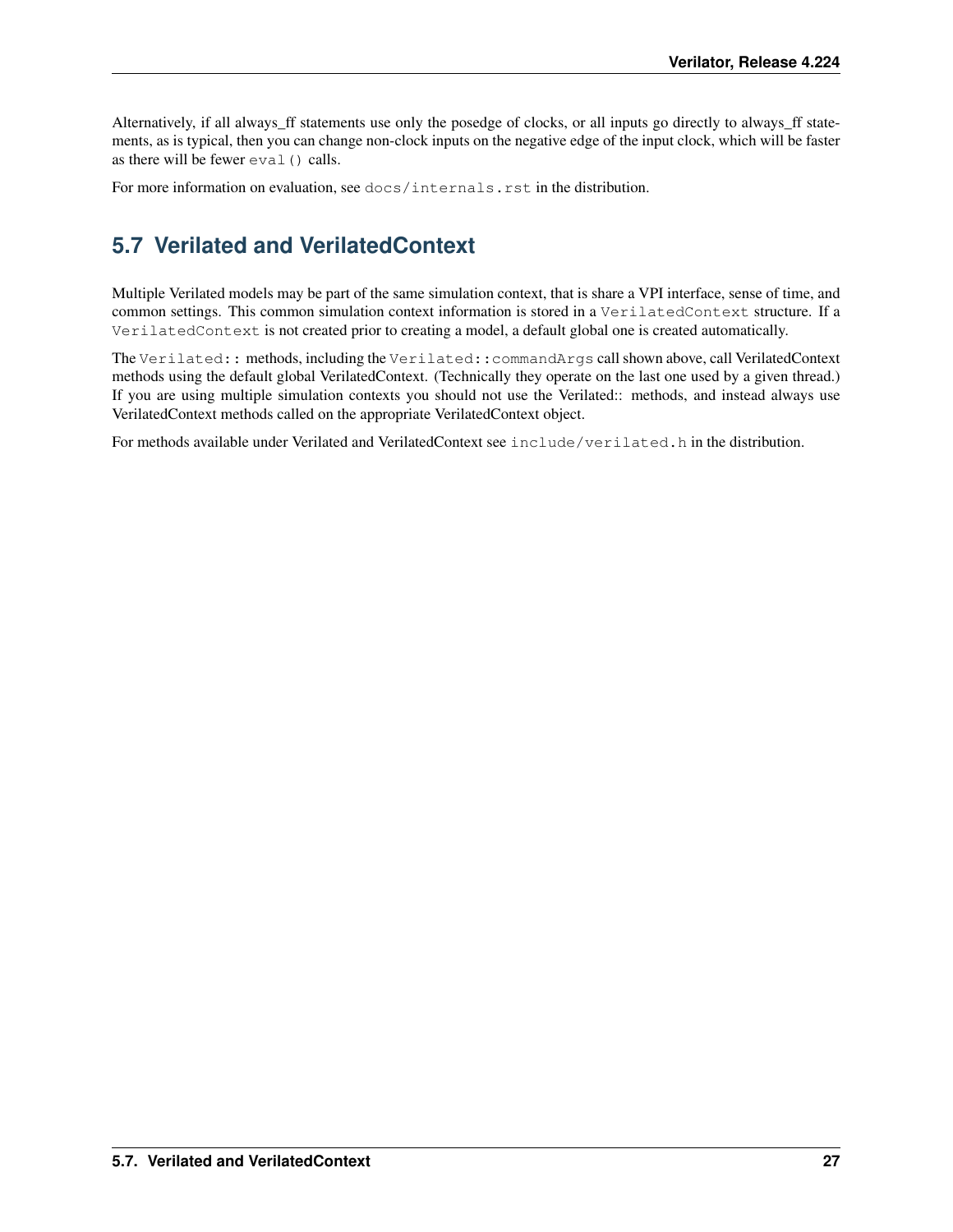Alternatively, if all always_ff statements use only the posedge of clocks, or all inputs go directly to always_ff statements, as is typical, then you can change non-clock inputs on the negative edge of the input clock, which will be faster as there will be fewer `eval()` calls.

For more information on evaluation, see `docs/internals.rst` in the distribution.

## 5.7 Verilated and VerilatedContext

Multiple Verilated models may be part of the same simulation context, that is share a VPI interface, sense of time, and common settings. This common simulation context information is stored in a `VerilatedContext` structure. If a `VerilatedContext` is not created prior to creating a model, a default global one is created automatically.

The `Verilated::` methods, including the `Verilated::commandArgs` call shown above, call VerilatedContext methods using the default global VerilatedContext. (Technically they operate on the last one used by a given thread.) If you are using multiple simulation contexts you should not use the Verilated:: methods, and instead always use VerilatedContext methods called on the appropriate VerilatedContext object.

For methods available under Verilated and VerilatedContext see `include/verilated.h` in the distribution.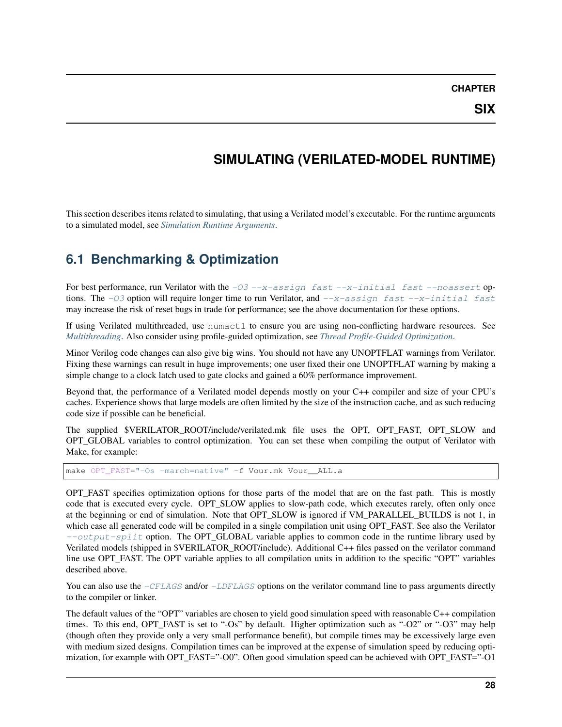# CHAPTER SIX

# SIMULATING (VERILATED-MODEL RUNTIME)

This section describes items related to simulating, that using a Verilated model's executable. For the runtime arguments to a simulated model, see *Simulation Runtime Arguments*.

## 6.1 Benchmarking & Optimization

For best performance, run Verilator with the `-O3` `--x-assign fast` `--x-initial fast` `--noassert` options. The `-O3` option will require longer time to run Verilator, and `--x-assign fast` `--x-initial fast` may increase the risk of reset bugs in trade for performance; see the above documentation for these options.

If using Verilated multithreaded, use `numactl` to ensure you are using non-conflicting hardware resources. See *Multithreading*. Also consider using profile-guided optimization, see *Thread Profile-Guided Optimization*.

Minor Verilog code changes can also give big wins. You should not have any UNOPTFLAT warnings from Verilator. Fixing these warnings can result in huge improvements; one user fixed their one UNOPTFLAT warning by making a simple change to a clock latch used to gate clocks and gained a 60% performance improvement.

Beyond that, the performance of a Verilated model depends mostly on your C++ compiler and size of your CPU's caches. Experience shows that large models are often limited by the size of the instruction cache, and as such reducing code size if possible can be beneficial.

The supplied $VERILATOR_ROOT/include/verilated.mk file uses the OPT, OPT_FAST, OPT_SLOW and OPT_GLOBAL variables to control optimization. You can set these when compiling the output of Verilator with Make, for example:

```
make OPT_FAST="-Os -march=native" -f Vour.mk Vour__ALL.a
```

OPT_FAST specifies optimization options for those parts of the model that are on the fast path. This is mostly code that is executed every cycle. OPT_SLOW applies to slow-path code, which executes rarely, often only once at the beginning or end of simulation. Note that OPT_SLOW is ignored if VM_PARALLEL_BUILDS is not 1, in which case all generated code will be compiled in a single compilation unit using OPT_FAST. See also the Verilator `--output-split` option. The OPT_GLOBAL variable applies to common code in the runtime library used by Verilated models (shipped in $VERILATOR_ROOT/include). Additional C++ files passed on the verilator command line use OPT_FAST. The OPT variable applies to all compilation units in addition to the specific "OPT" variables described above.

You can also use the `-CFLAGS` and/or `-LDFLAGS` options on the verilator command line to pass arguments directly to the compiler or linker.

The default values of the "OPT" variables are chosen to yield good simulation speed with reasonable C++ compilation times. To this end, OPT_FAST is set to "-Os" by default. Higher optimization such as "-O2" or "-O3" may help (though often they provide only a very small performance benefit), but compile times may be excessively large even with medium sized designs. Compilation times can be improved at the expense of simulation speed by reducing optimization, for example with OPT_FAST="-O0". Often good simulation speed can be achieved with OPT_FAST="-O1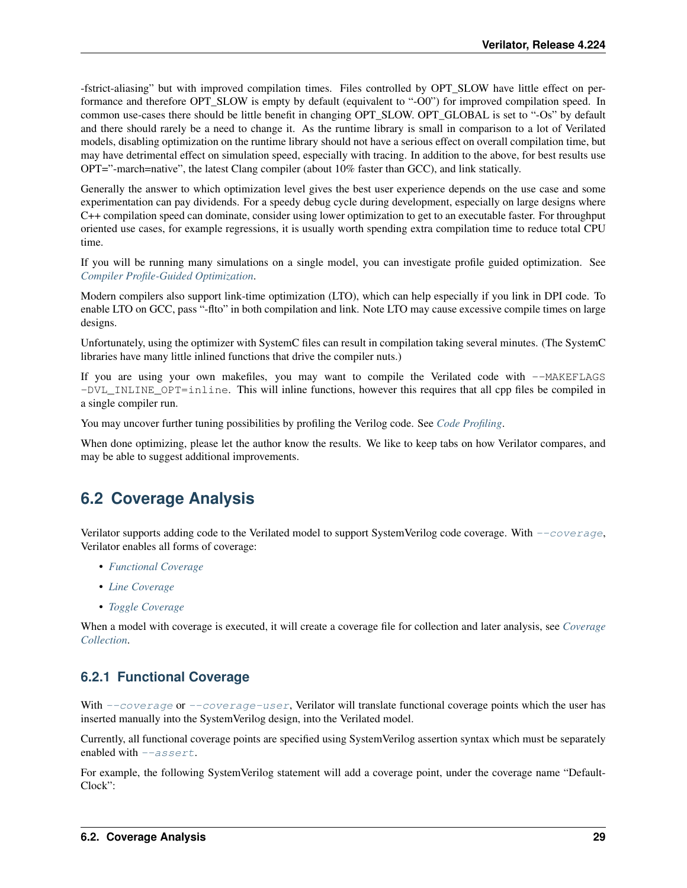-fstrict-aliasing" but with improved compilation times. Files controlled by OPT_SLOW have little effect on performance and therefore OPT_SLOW is empty by default (equivalent to "-O0") for improved compilation speed. In common use-cases there should be little benefit in changing OPT_SLOW. OPT_GLOBAL is set to "-Os" by default and there should rarely be a need to change it. As the runtime library is small in comparison to a lot of Verilated models, disabling optimization on the runtime library should not have a serious effect on overall compilation time, but may have detrimental effect on simulation speed, especially with tracing. In addition to the above, for best results use OPT="-march=native", the latest Clang compiler (about 10% faster than GCC), and link statically.

Generally the answer to which optimization level gives the best user experience depends on the use case and some experimentation can pay dividends. For a speedy debug cycle during development, especially on large designs where C++ compilation speed can dominate, consider using lower optimization to get to an executable faster. For throughput oriented use cases, for example regressions, it is usually worth spending extra compilation time to reduce total CPU time.

If you will be running many simulations on a single model, you can investigate profile guided optimization. See *Compiler Profile-Guided Optimization*.

Modern compilers also support link-time optimization (LTO), which can help especially if you link in DPI code. To enable LTO on GCC, pass "-flto" in both compilation and link. Note LTO may cause excessive compile times on large designs.

Unfortunately, using the optimizer with SystemC files can result in compilation taking several minutes. (The SystemC libraries have many little inlined functions that drive the compiler nuts.)

If you are using your own makefiles, you may want to compile the Verilated code with `--MAKEFLAGS -DVL_INLINE_OPT=inline`. This will inline functions, however this requires that all cpp files be compiled in a single compiler run.

You may uncover further tuning possibilities by profiling the Verilog code. See *Code Profiling*.

When done optimizing, please let the author know the results. We like to keep tabs on how Verilator compares, and may be able to suggest additional improvements.

## 6.2 Coverage Analysis

Verilator supports adding code to the Verilated model to support SystemVerilog code coverage. With `--coverage`, Verilator enables all forms of coverage:

- *Functional Coverage*
- *Line Coverage*
- *Toggle Coverage*

When a model with coverage is executed, it will create a coverage file for collection and later analysis, see *Coverage Collection*.

### 6.2.1 Functional Coverage

With `--coverage` or `--coverage-user`, Verilator will translate functional coverage points which the user has inserted manually into the SystemVerilog design, into the Verilated model.

Currently, all functional coverage points are specified using SystemVerilog assertion syntax which must be separately enabled with `--assert`.

For example, the following SystemVerilog statement will add a coverage point, under the coverage name "DefaultClock":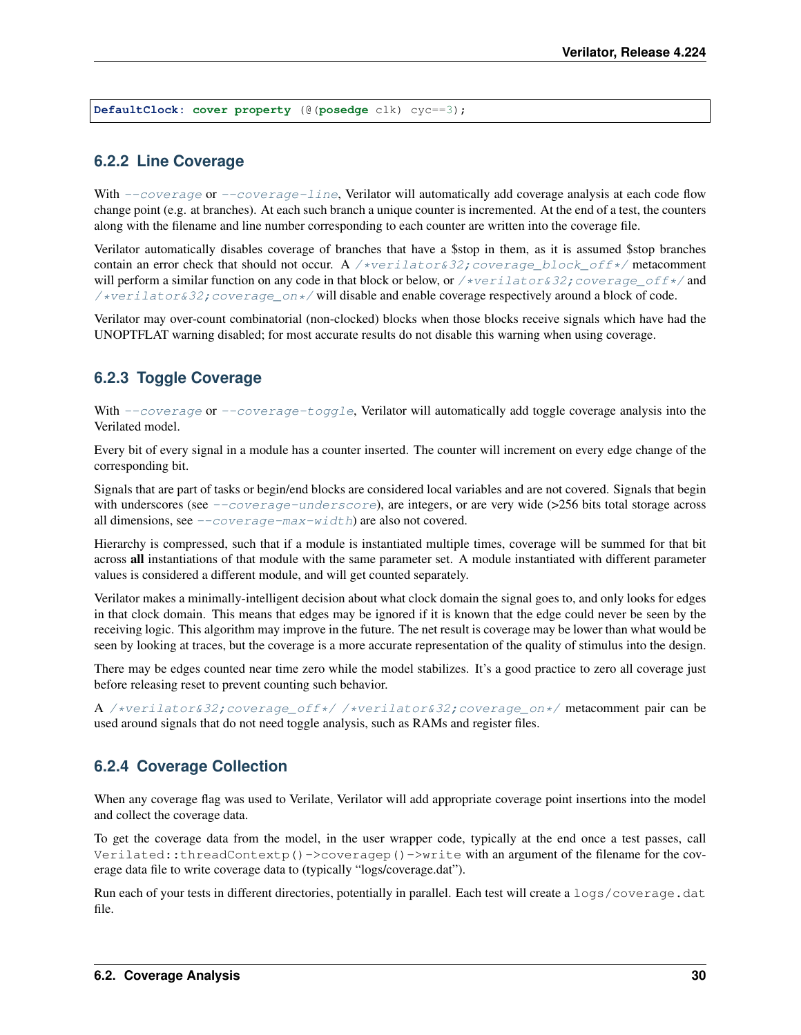```
DefaultClock: cover property (@(posedge clk) cyc==3);
```

### 6.2.2 Line Coverage

With `--coverage` or `--coverage-line`, Verilator will automatically add coverage analysis at each code flow change point (e.g. at branches). At each such branch a unique counter is incremented. At the end of a test, the counters along with the filename and line number corresponding to each counter are written into the coverage file.

Verilator automatically disables coverage of branches that have a $stop in them, as it is assumed $stop branches contain an error check that should not occur. A `/*verilator&32;coverage_block_off*/` metacomment will perform a similar function on any code in that block or below, or `/*verilator&32;coverage_off*/` and `/*verilator&32;coverage_on*/` will disable and enable coverage respectively around a block of code.

Verilator may over-count combinatorial (non-clocked) blocks when those blocks receive signals which have had the UNOPTFLAT warning disabled; for most accurate results do not disable this warning when using coverage.

### 6.2.3 Toggle Coverage

With `--coverage` or `--coverage-toggle`, Verilator will automatically add toggle coverage analysis into the Verilated model.

Every bit of every signal in a module has a counter inserted. The counter will increment on every edge change of the corresponding bit.

Signals that are part of tasks or begin/end blocks are considered local variables and are not covered. Signals that begin with underscores (see `--coverage-underscore`), are integers, or are very wide (>256 bits total storage across all dimensions, see `--coverage-max-width`) are also not covered.

Hierarchy is compressed, such that if a module is instantiated multiple times, coverage will be summed for that bit across **all** instantiations of that module with the same parameter set. A module instantiated with different parameter values is considered a different module, and will get counted separately.

Verilator makes a minimally-intelligent decision about what clock domain the signal goes to, and only looks for edges in that clock domain. This means that edges may be ignored if it is known that the edge could never be seen by the receiving logic. This algorithm may improve in the future. The net result is coverage may be lower than what would be seen by looking at traces, but the coverage is a more accurate representation of the quality of stimulus into the design.

There may be edges counted near time zero while the model stabilizes. It's a good practice to zero all coverage just before releasing reset to prevent counting such behavior.

A `/*verilator&32;coverage_off*/` `/*verilator&32;coverage_on*/` metacomment pair can be used around signals that do not need toggle analysis, such as RAMs and register files.

### 6.2.4 Coverage Collection

When any coverage flag was used to Verilate, Verilator will add appropriate coverage point insertions into the model and collect the coverage data.

To get the coverage data from the model, in the user wrapper code, typically at the end once a test passes, call `Verilated::threadContextp()->coveragep()->write` with an argument of the filename for the coverage data file to write coverage data to (typically "logs/coverage.dat").

Run each of your tests in different directories, potentially in parallel. Each test will create a `logs/coverage.dat` file.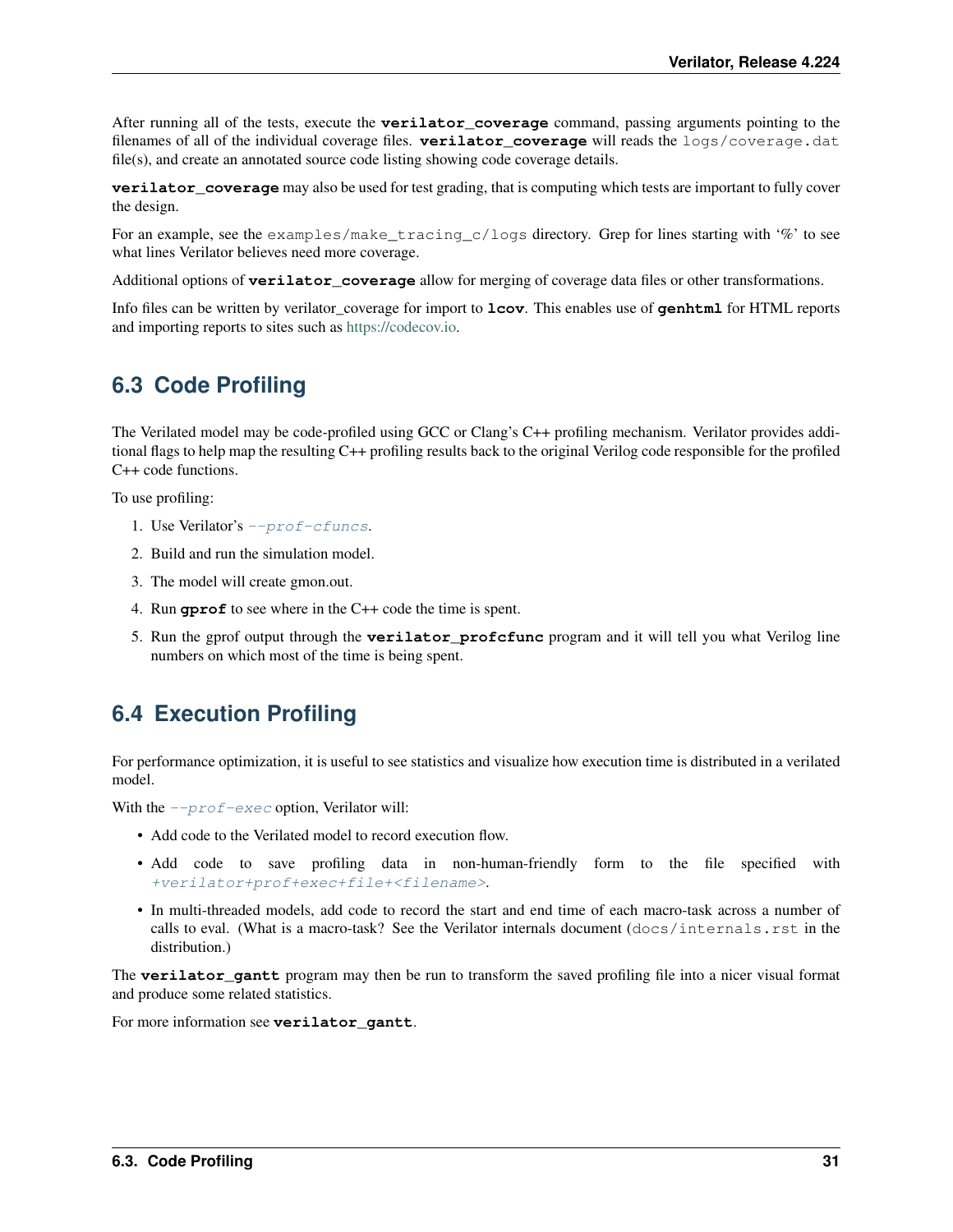After running all of the tests, execute the **verilator_coverage** command, passing arguments pointing to the filenames of all of the individual coverage files. **verilator_coverage** will reads the `logs/coverage.dat` file(s), and create an annotated source code listing showing code coverage details.

**verilator_coverage** may also be used for test grading, that is computing which tests are important to fully cover the design.

For an example, see the `examples/make_tracing_c/logs` directory. Grep for lines starting with '%' to see what lines Verilator believes need more coverage.

Additional options of **verilator_coverage** allow for merging of coverage data files or other transformations.

Info files can be written by verilator_coverage for import to **lcov**. This enables use of **genhtml** for HTML reports and importing reports to sites such as https://codecov.io.

## 6.3 Code Profiling

The Verilated model may be code-profiled using GCC or Clang's C++ profiling mechanism. Verilator provides additional flags to help map the resulting C++ profiling results back to the original Verilog code responsible for the profiled C++ code functions.

To use profiling:

1. Use Verilator's *--prof-cfuncs*.
2. Build and run the simulation model.
3. The model will create gmon.out.
4. Run **gprof** to see where in the C++ code the time is spent.
5. Run the gprof output through the **verilator_profcfunc** program and it will tell you what Verilog line numbers on which most of the time is being spent.

## 6.4 Execution Profiling

For performance optimization, it is useful to see statistics and visualize how execution time is distributed in a verilated model.

With the *--prof-exec* option, Verilator will:

- Add code to the Verilated model to record execution flow.
- Add code to save profiling data in non-human-friendly form to the file specified with *+verilator+prof+exec+file+<filename>*.
- In multi-threaded models, add code to record the start and end time of each macro-task across a number of calls to eval. (What is a macro-task? See the Verilator internals document (`docs/internals.rst` in the distribution.)

The **verilator_gantt** program may then be run to transform the saved profiling file into a nicer visual format and produce some related statistics.

For more information see **verilator_gantt**.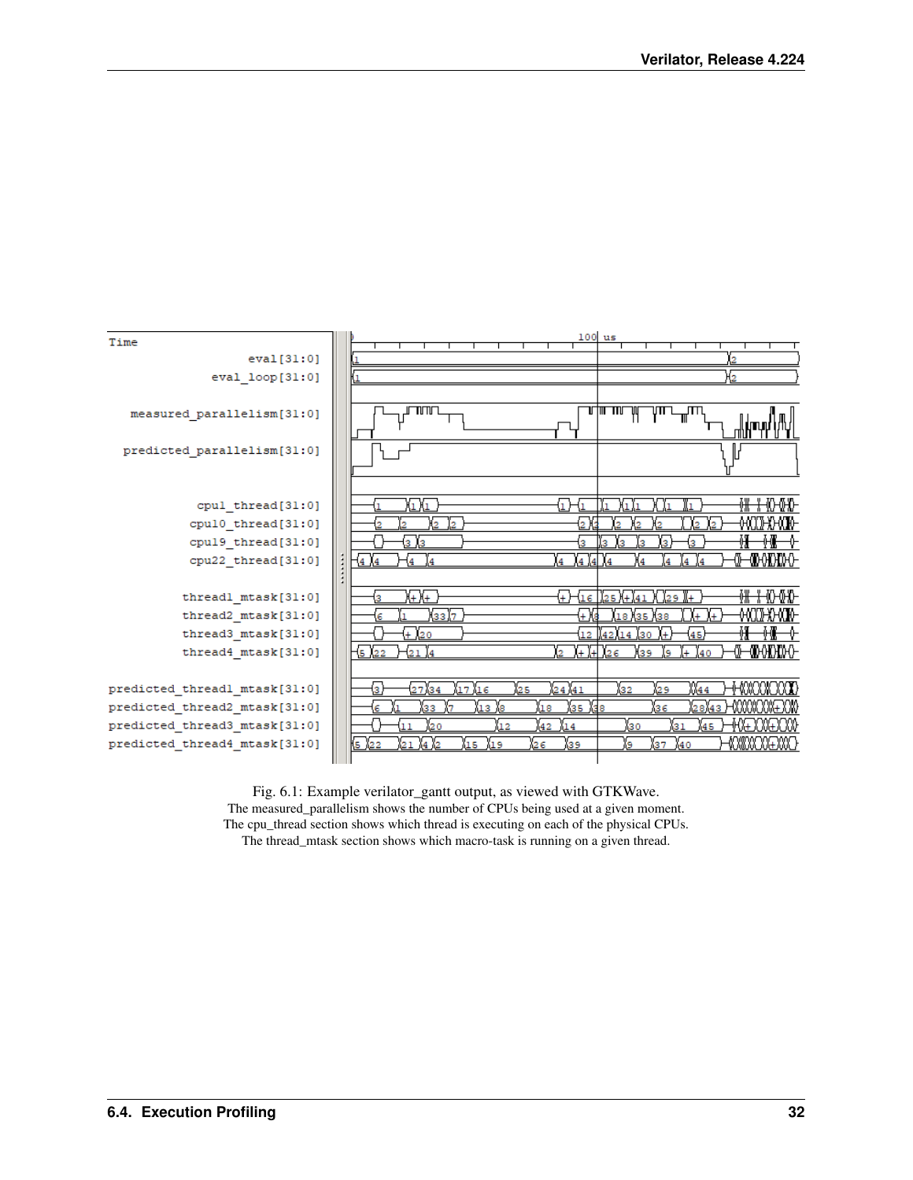Fig. 6.1: Example verilator_gantt output, as viewed with GTKWave.

The measured_parallelism shows the number of CPUs being used at a given moment.

The cpu_thread section shows which thread is executing on each of the physical CPUs.

The thread_mtask section shows which macro-task is running on a given thread.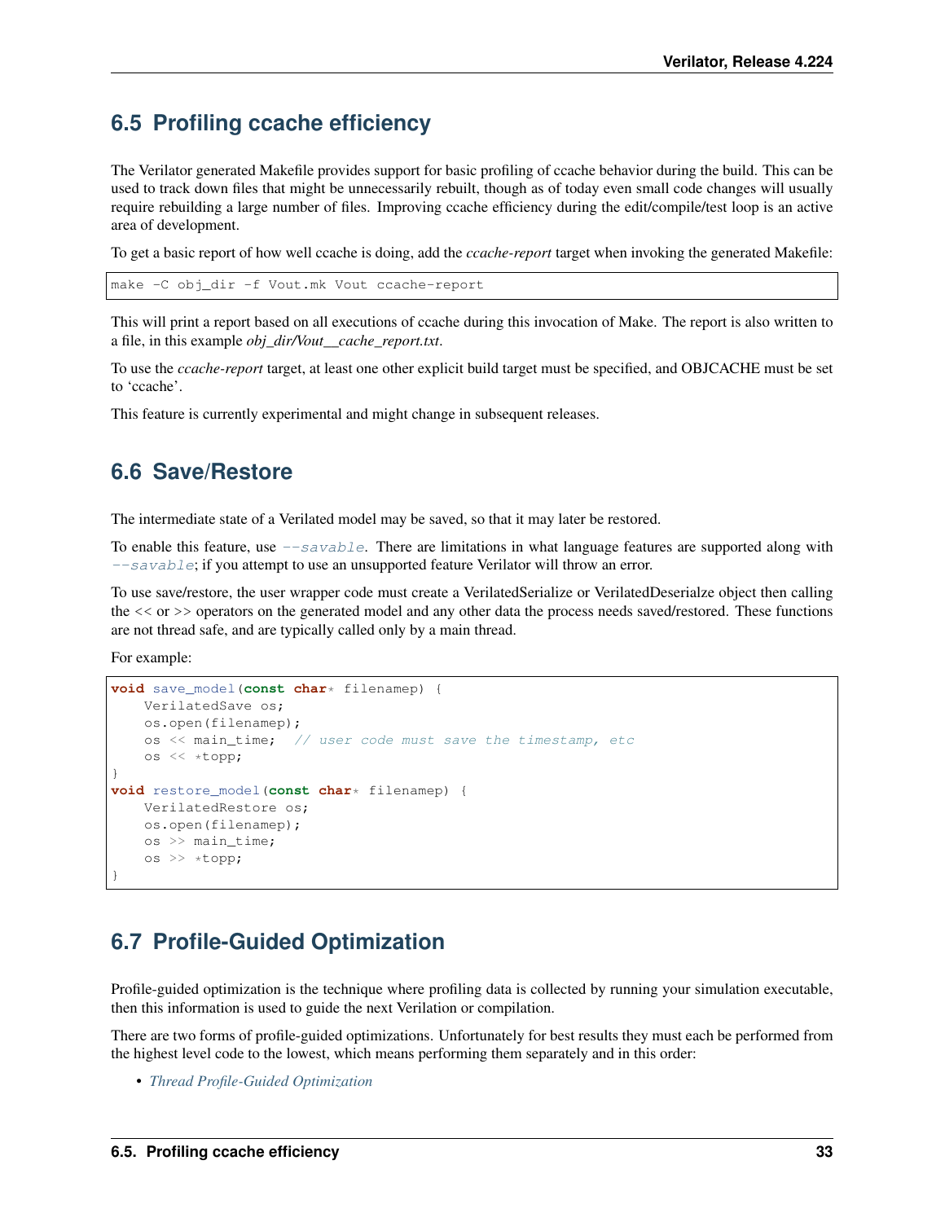## 6.5 Profiling ccache efficiency

The Verilator generated Makefile provides support for basic profiling of ccache behavior during the build. This can be used to track down files that might be unnecessarily rebuilt, though as of today even small code changes will usually require rebuilding a large number of files. Improving ccache efficiency during the edit/compile/test loop is an active area of development.

To get a basic report of how well ccache is doing, add the *ccache-report* target when invoking the generated Makefile:

```
make -C obj_dir -f Vout.mk Vout ccache-report
```

This will print a report based on all executions of ccache during this invocation of Make. The report is also written to a file, in this example *obj_dir/Vout__cache_report.txt*.

To use the *ccache-report* target, at least one other explicit build target must be specified, and OBJCACHE must be set to 'ccache'.

This feature is currently experimental and might change in subsequent releases.

## 6.6 Save/Restore

The intermediate state of a Verilated model may be saved, so that it may later be restored.

To enable this feature, use `--savable`. There are limitations in what language features are supported along with `--savable`; if you attempt to use an unsupported feature Verilator will throw an error.

To use save/restore, the user wrapper code must create a VerilatedSerialize or VerilatedDeserialze object then calling the << or >> operators on the generated model and any other data the process needs saved/restored. These functions are not thread safe, and are typically called only by a main thread.

For example:

```
void save_model(const char* filenamep) {
    VerilatedSave os;
    os.open(filenamep);
    os << main_time;  // user code must save the timestamp, etc
    os << *topp;
}
void restore_model(const char* filenamep) {
    VerilatedRestore os;
    os.open(filenamep);
    os >> main_time;
    os >> *topp;
}
```

## 6.7 Profile-Guided Optimization

Profile-guided optimization is the technique where profiling data is collected by running your simulation executable, then this information is used to guide the next Verilation or compilation.

There are two forms of profile-guided optimizations. Unfortunately for best results they must each be performed from the highest level code to the lowest, which means performing them separately and in this order:

- *Thread Profile-Guided Optimization*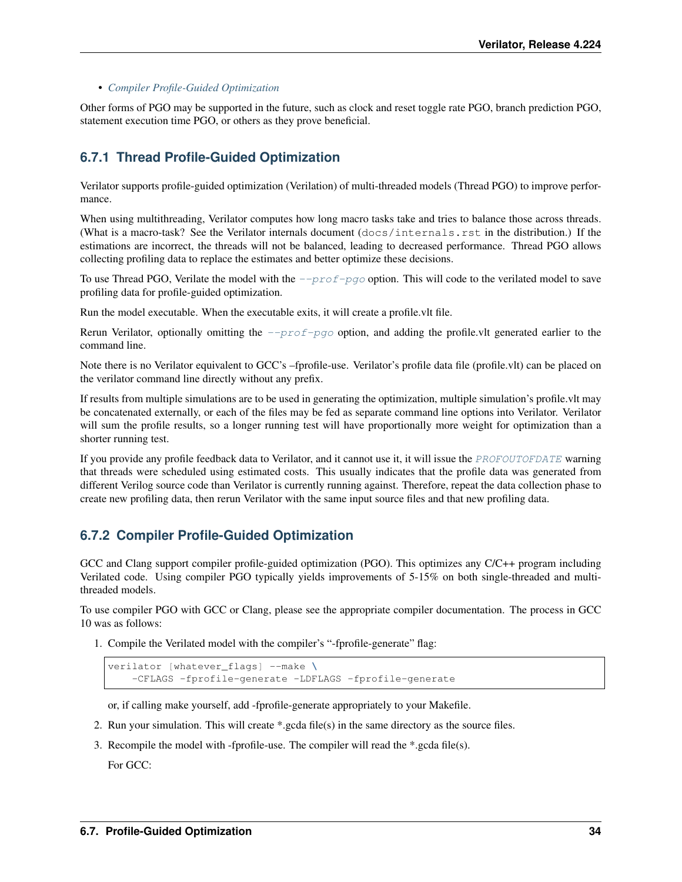- *Compiler Profile-Guided Optimization*

Other forms of PGO may be supported in the future, such as clock and reset toggle rate PGO, branch prediction PGO, statement execution time PGO, or others as they prove beneficial.

### 6.7.1 Thread Profile-Guided Optimization

Verilator supports profile-guided optimization (Verilation) of multi-threaded models (Thread PGO) to improve performance.

When using multithreading, Verilator computes how long macro tasks take and tries to balance those across threads. (What is a macro-task? See the Verilator internals document (`docs/internals.rst` in the distribution.) If the estimations are incorrect, the threads will not be balanced, leading to decreased performance. Thread PGO allows collecting profiling data to replace the estimates and better optimize these decisions.

To use Thread PGO, Verilate the model with the *--prof-pgo* option. This will code to the verilated model to save profiling data for profile-guided optimization.

Run the model executable. When the executable exits, it will create a profile.vlt file.

Rerun Verilator, optionally omitting the *--prof-pgo* option, and adding the profile.vlt generated earlier to the command line.

Note there is no Verilator equivalent to GCC's –fprofile-use. Verilator's profile data file (profile.vlt) can be placed on the verilator command line directly without any prefix.

If results from multiple simulations are to be used in generating the optimization, multiple simulation's profile.vlt may be concatenated externally, or each of the files may be fed as separate command line options into Verilator. Verilator will sum the profile results, so a longer running test will have proportionally more weight for optimization than a shorter running test.

If you provide any profile feedback data to Verilator, and it cannot use it, it will issue the *PROFOUTOFDATE* warning that threads were scheduled using estimated costs. This usually indicates that the profile data was generated from different Verilog source code than Verilator is currently running against. Therefore, repeat the data collection phase to create new profiling data, then rerun Verilator with the same input source files and that new profiling data.

### 6.7.2 Compiler Profile-Guided Optimization

GCC and Clang support compiler profile-guided optimization (PGO). This optimizes any C/C++ program including Verilated code. Using compiler PGO typically yields improvements of 5-15% on both single-threaded and multi-threaded models.

To use compiler PGO with GCC or Clang, please see the appropriate compiler documentation. The process in GCC 10 was as follows:

1. Compile the Verilated model with the compiler's "-fprofile-generate" flag:

   ```
   verilator [whatever_flags] --make \
       -CFLAGS -fprofile-generate -LDFLAGS -fprofile-generate
   ```

   or, if calling make yourself, add -fprofile-generate appropriately to your Makefile.

2. Run your simulation. This will create *.gcda file(s) in the same directory as the source files.

3. Recompile the model with -fprofile-use. The compiler will read the *.gcda file(s).

   For GCC: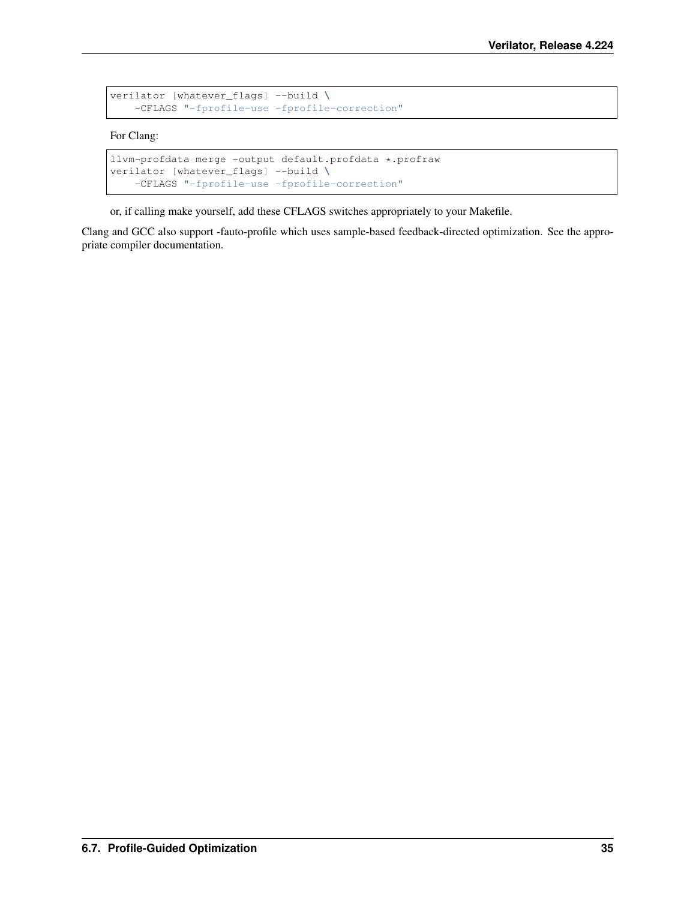```
verilator [whatever_flags] --build \
    -CFLAGS "-fprofile-use -fprofile-correction"
```

For Clang:

```
llvm-profdata merge -output default.profdata *.profraw
verilator [whatever_flags] --build \
    -CFLAGS "-fprofile-use -fprofile-correction"
```

or, if calling make yourself, add these CFLAGS switches appropriately to your Makefile.

Clang and GCC also support -fauto-profile which uses sample-based feedback-directed optimization. See the appropriate compiler documentation.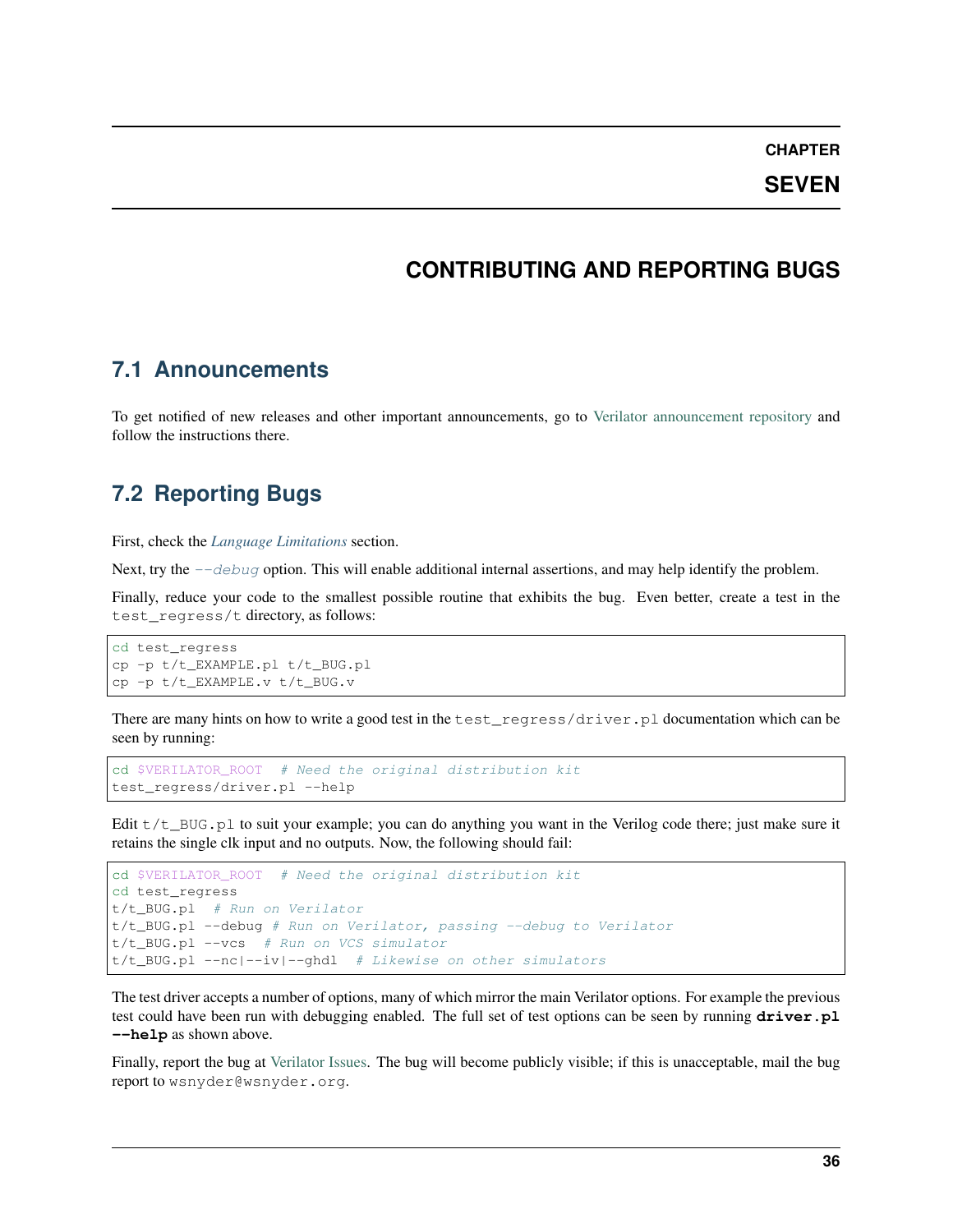# CHAPTER SEVEN

# CONTRIBUTING AND REPORTING BUGS

## 7.1 Announcements

To get notified of new releases and other important announcements, go to Verilator announcement repository and follow the instructions there.

## 7.2 Reporting Bugs

First, check the *Language Limitations* section.

Next, try the `--debug` option. This will enable additional internal assertions, and may help identify the problem.

Finally, reduce your code to the smallest possible routine that exhibits the bug. Even better, create a test in the `test_regress/t` directory, as follows:

```
cd test_regress
cp -p t/t_EXAMPLE.pl t/t_BUG.pl
cp -p t/t_EXAMPLE.v t/t_BUG.v
```

There are many hints on how to write a good test in the `test_regress/driver.pl` documentation which can be seen by running:

```
cd $VERILATOR_ROOT  # Need the original distribution kit
test_regress/driver.pl --help
```

Edit `t/t_BUG.pl` to suit your example; you can do anything you want in the Verilog code there; just make sure it retains the single clk input and no outputs. Now, the following should fail:

```
cd $VERILATOR_ROOT  # Need the original distribution kit
cd test_regress
t/t_BUG.pl  # Run on Verilator
t/t_BUG.pl --debug # Run on Verilator, passing --debug to Verilator
t/t_BUG.pl --vcs  # Run on VCS simulator
t/t_BUG.pl --nc|--iv|--ghdl  # Likewise on other simulators
```

The test driver accepts a number of options, many of which mirror the main Verilator options. For example the previous test could have been run with debugging enabled. The full set of test options can be seen by running **`driver.pl --help`** as shown above.

Finally, report the bug at Verilator Issues. The bug will become publicly visible; if this is unacceptable, mail the bug report to `wsnyder@wsnyder.org`.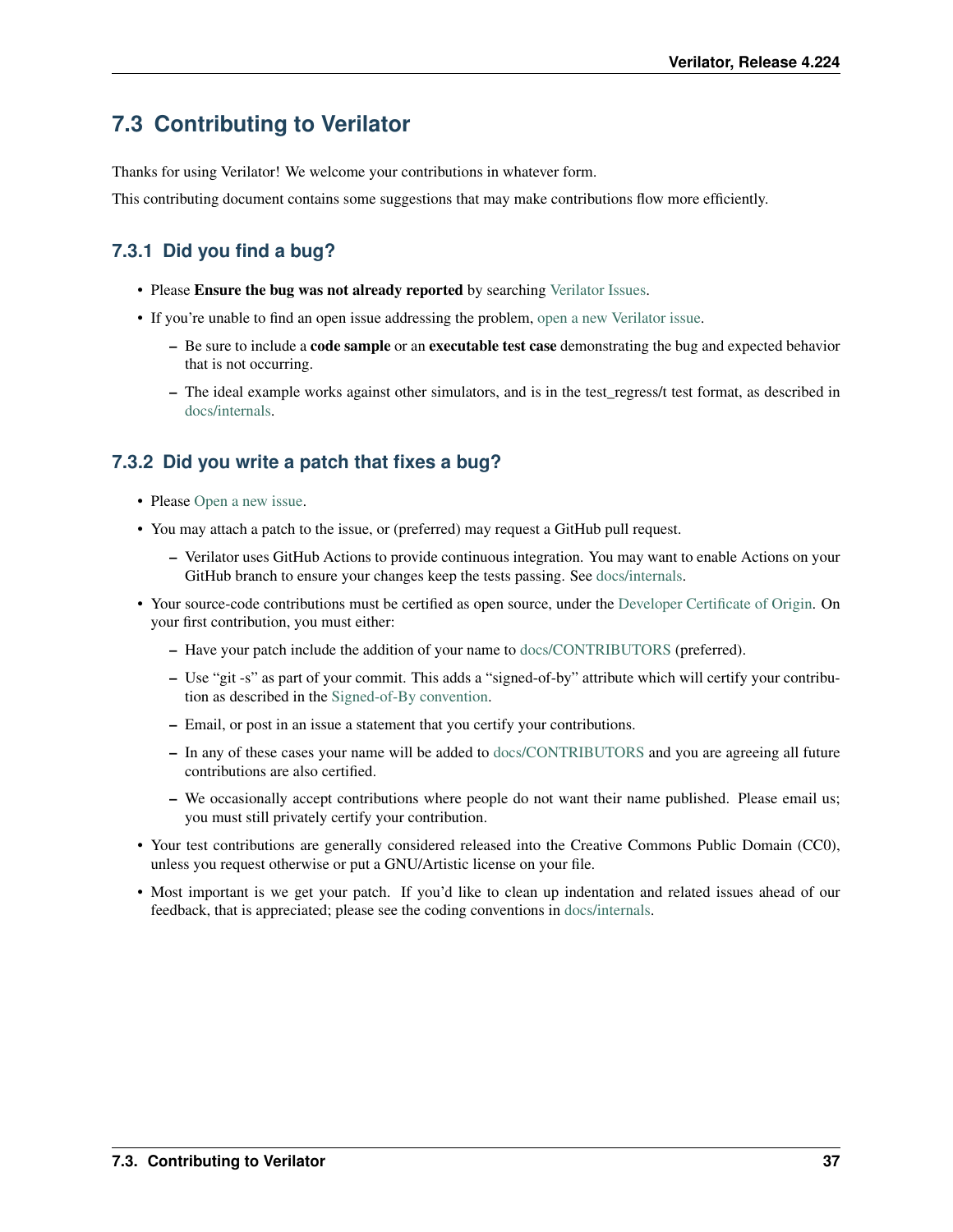## 7.3 Contributing to Verilator

Thanks for using Verilator! We welcome your contributions in whatever form.

This contributing document contains some suggestions that may make contributions flow more efficiently.

### 7.3.1 Did you find a bug?

- Please **Ensure the bug was not already reported** by searching Verilator Issues.
- If you're unable to find an open issue addressing the problem, open a new Verilator issue.
  - Be sure to include a **code sample** or an **executable test case** demonstrating the bug and expected behavior that is not occurring.
  - The ideal example works against other simulators, and is in the test_regress/t test format, as described in docs/internals.

### 7.3.2 Did you write a patch that fixes a bug?

- Please Open a new issue.
- You may attach a patch to the issue, or (preferred) may request a GitHub pull request.
  - Verilator uses GitHub Actions to provide continuous integration. You may want to enable Actions on your GitHub branch to ensure your changes keep the tests passing. See docs/internals.
- Your source-code contributions must be certified as open source, under the Developer Certificate of Origin. On your first contribution, you must either:
  - Have your patch include the addition of your name to docs/CONTRIBUTORS (preferred).
  - Use "git -s" as part of your commit. This adds a "signed-of-by" attribute which will certify your contribution as described in the Signed-of-By convention.
  - Email, or post in an issue a statement that you certify your contributions.
  - In any of these cases your name will be added to docs/CONTRIBUTORS and you are agreeing all future contributions are also certified.
  - We occasionally accept contributions where people do not want their name published. Please email us; you must still privately certify your contribution.
- Your test contributions are generally considered released into the Creative Commons Public Domain (CC0), unless you request otherwise or put a GNU/Artistic license on your file.
- Most important is we get your patch. If you'd like to clean up indentation and related issues ahead of our feedback, that is appreciated; please see the coding conventions in docs/internals.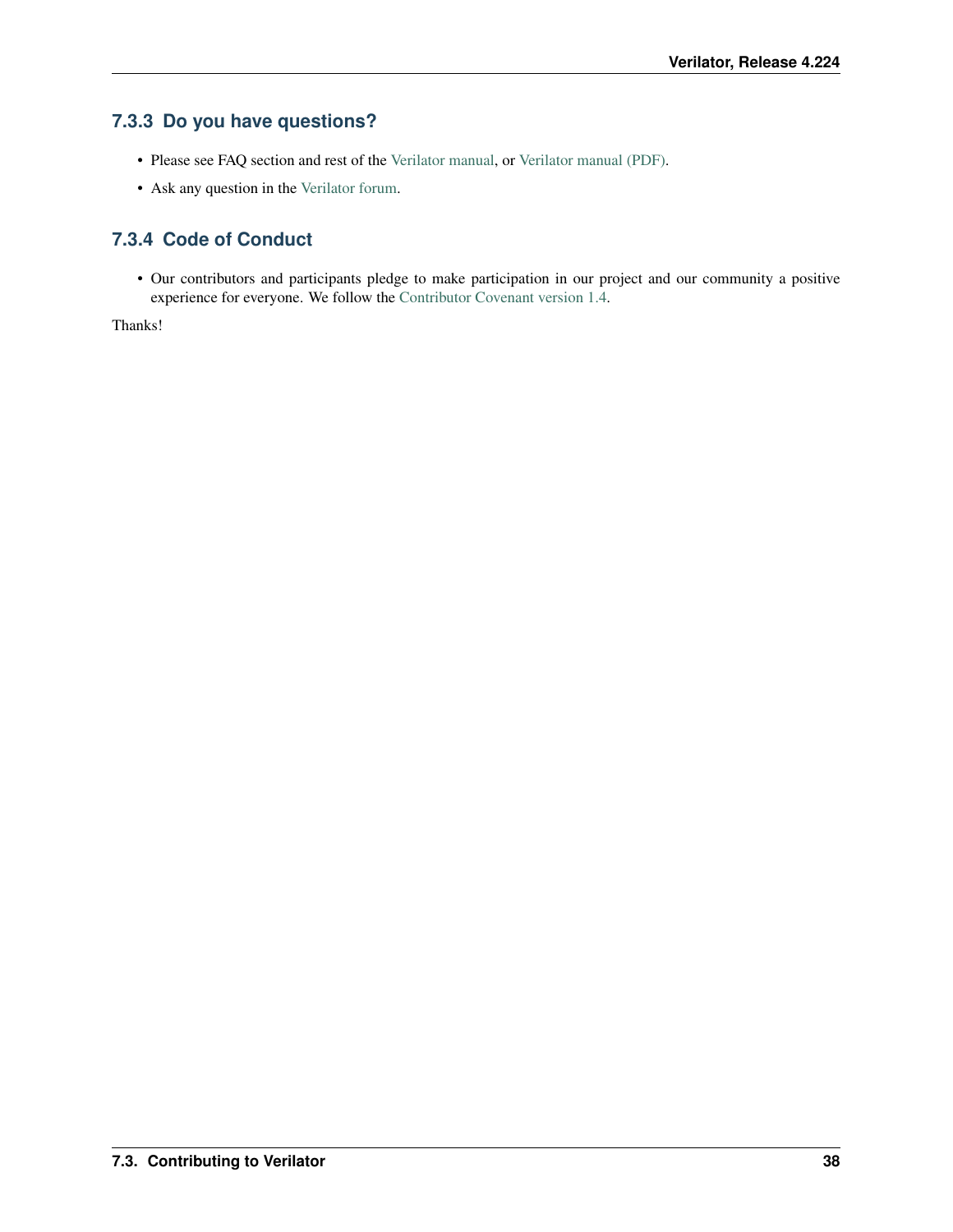### 7.3.3 Do you have questions?

- Please see FAQ section and rest of the Verilator manual, or Verilator manual (PDF).
- Ask any question in the Verilator forum.

### 7.3.4 Code of Conduct

- Our contributors and participants pledge to make participation in our project and our community a positive experience for everyone. We follow the Contributor Covenant version 1.4.

Thanks!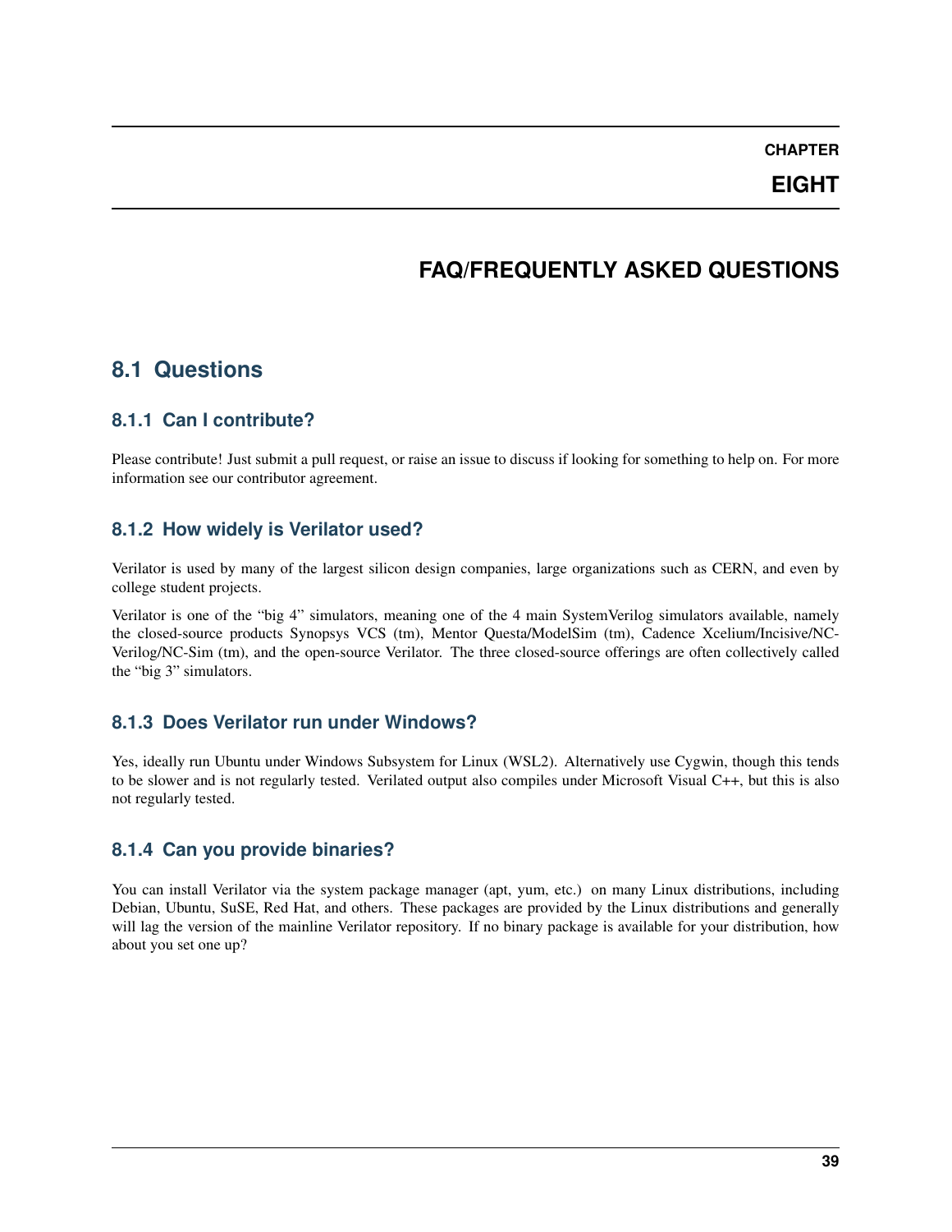# CHAPTER EIGHT

# FAQ/FREQUENTLY ASKED QUESTIONS

## 8.1 Questions

### 8.1.1 Can I contribute?

Please contribute! Just submit a pull request, or raise an issue to discuss if looking for something to help on. For more information see our contributor agreement.

### 8.1.2 How widely is Verilator used?

Verilator is used by many of the largest silicon design companies, large organizations such as CERN, and even by college student projects.

Verilator is one of the "big 4" simulators, meaning one of the 4 main SystemVerilog simulators available, namely the closed-source products Synopsys VCS (tm), Mentor Questa/ModelSim (tm), Cadence Xcelium/Incisive/NC-Verilog/NC-Sim (tm), and the open-source Verilator. The three closed-source offerings are often collectively called the "big 3" simulators.

### 8.1.3 Does Verilator run under Windows?

Yes, ideally run Ubuntu under Windows Subsystem for Linux (WSL2). Alternatively use Cygwin, though this tends to be slower and is not regularly tested. Verilated output also compiles under Microsoft Visual C++, but this is also not regularly tested.

### 8.1.4 Can you provide binaries?

You can install Verilator via the system package manager (apt, yum, etc.) on many Linux distributions, including Debian, Ubuntu, SuSE, Red Hat, and others. These packages are provided by the Linux distributions and generally will lag the version of the mainline Verilator repository. If no binary package is available for your distribution, how about you set one up?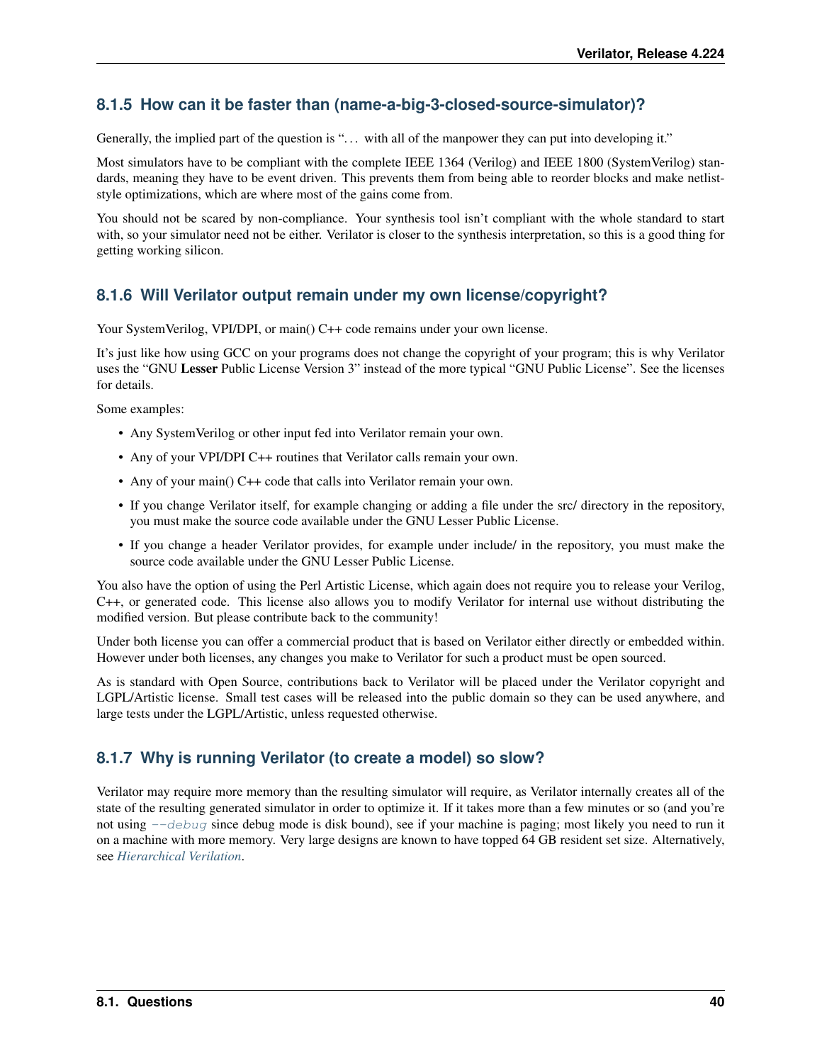### 8.1.5 How can it be faster than (name-a-big-3-closed-source-simulator)?

Generally, the implied part of the question is "... with all of the manpower they can put into developing it."

Most simulators have to be compliant with the complete IEEE 1364 (Verilog) and IEEE 1800 (SystemVerilog) standards, meaning they have to be event driven. This prevents them from being able to reorder blocks and make netlist-style optimizations, which are where most of the gains come from.

You should not be scared by non-compliance. Your synthesis tool isn't compliant with the whole standard to start with, so your simulator need not be either. Verilator is closer to the synthesis interpretation, so this is a good thing for getting working silicon.

### 8.1.6 Will Verilator output remain under my own license/copyright?

Your SystemVerilog, VPI/DPI, or main() C++ code remains under your own license.

It's just like how using GCC on your programs does not change the copyright of your program; this is why Verilator uses the "GNU **Lesser** Public License Version 3" instead of the more typical "GNU Public License". See the licenses for details.

Some examples:

- Any SystemVerilog or other input fed into Verilator remain your own.
- Any of your VPI/DPI C++ routines that Verilator calls remain your own.
- Any of your main() C++ code that calls into Verilator remain your own.
- If you change Verilator itself, for example changing or adding a file under the src/ directory in the repository, you must make the source code available under the GNU Lesser Public License.
- If you change a header Verilator provides, for example under include/ in the repository, you must make the source code available under the GNU Lesser Public License.

You also have the option of using the Perl Artistic License, which again does not require you to release your Verilog, C++, or generated code. This license also allows you to modify Verilator for internal use without distributing the modified version. But please contribute back to the community!

Under both license you can offer a commercial product that is based on Verilator either directly or embedded within. However under both licenses, any changes you make to Verilator for such a product must be open sourced.

As is standard with Open Source, contributions back to Verilator will be placed under the Verilator copyright and LGPL/Artistic license. Small test cases will be released into the public domain so they can be used anywhere, and large tests under the LGPL/Artistic, unless requested otherwise.

### 8.1.7 Why is running Verilator (to create a model) so slow?

Verilator may require more memory than the resulting simulator will require, as Verilator internally creates all of the state of the resulting generated simulator in order to optimize it. If it takes more than a few minutes or so (and you're not using `--debug` since debug mode is disk bound), see if your machine is paging; most likely you need to run it on a machine with more memory. Very large designs are known to have topped 64 GB resident set size. Alternatively, see *Hierarchical Verilation*.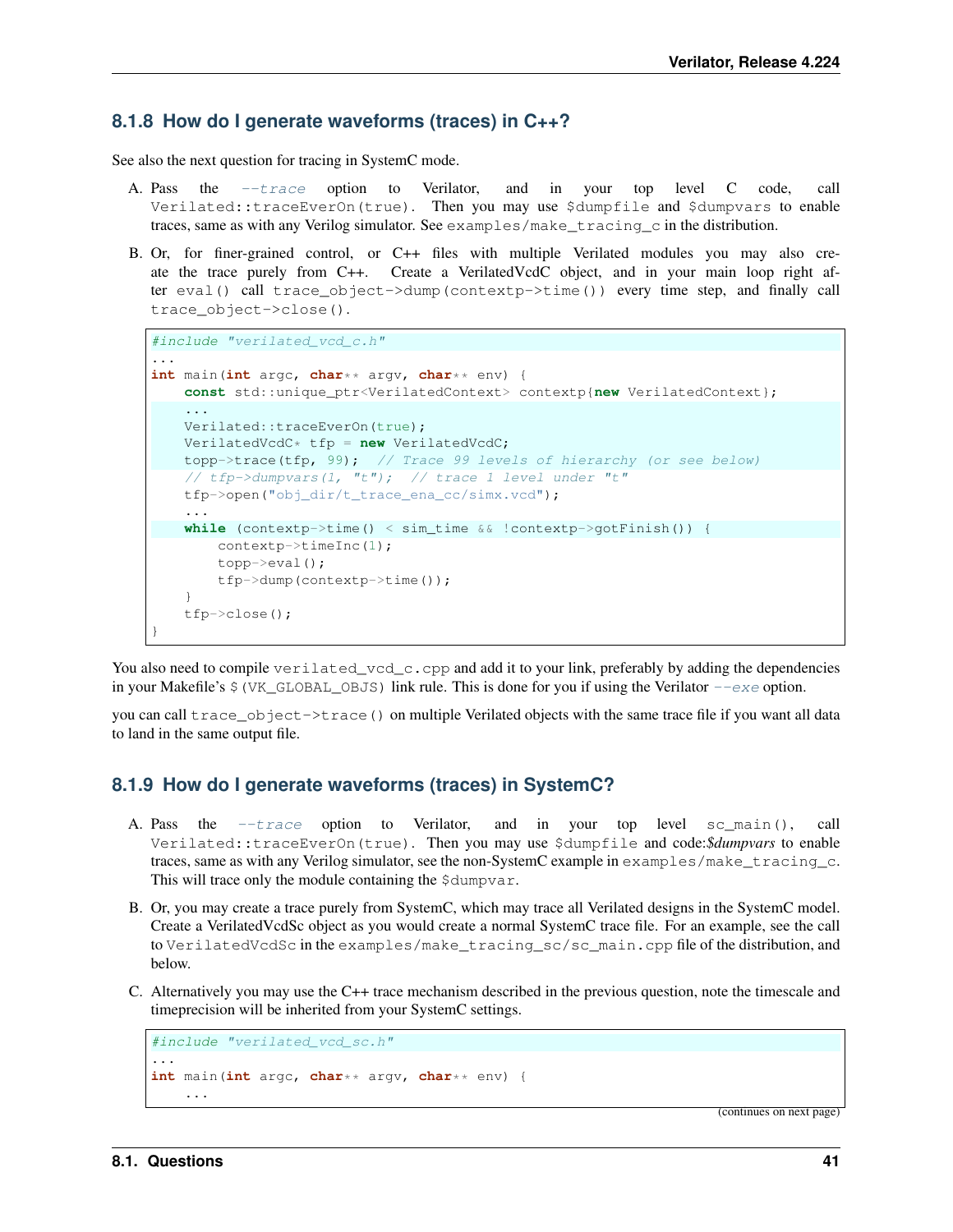### 8.1.8 How do I generate waveforms (traces) in C++?

See also the next question for tracing in SystemC mode.

A. Pass the `--trace` option to Verilator, and in your top level C code, call `Verilated::traceEverOn(true)`. Then you may use `$dumpfile` and `$dumpvars` to enable traces, same as with any Verilog simulator. See `examples/make_tracing_c` in the distribution.

B. Or, for finer-grained control, or C++ files with multiple Verilated modules you may also create the trace purely from C++. Create a VerilatedVcdC object, and in your main loop right after `eval()` call `trace_object->dump(contextp->time())` every time step, and finally call `trace_object->close()`.

```
#include "verilated_vcd_c.h"
...
int main(int argc, char** argv, char** env) {
    const std::unique_ptr<VerilatedContext> contextp{new VerilatedContext};
    ...
    Verilated::traceEverOn(true);
    VerilatedVcdC* tfp = new VerilatedVcdC;
    topp->trace(tfp, 99);  // Trace 99 levels of hierarchy (or see below)
    // tfp->dumpvars(1, "t");  // trace 1 level under "t"
    tfp->open("obj_dir/t_trace_ena_cc/simx.vcd");
    ...
    while (contextp->time() < sim_time && !contextp->gotFinish()) {
        contextp->timeInc(1);
        topp->eval();
        tfp->dump(contextp->time());
    }
    tfp->close();
}
```

You also need to compile `verilated_vcd_c.cpp` and add it to your link, preferably by adding the dependencies in your Makefile's `$(VK_GLOBAL_OBJS)` link rule. This is done for you if using the Verilator `--exe` option.

you can call `trace_object->trace()` on multiple Verilated objects with the same trace file if you want all data to land in the same output file.

### 8.1.9 How do I generate waveforms (traces) in SystemC?

A. Pass the `--trace` option to Verilator, and in your top level `sc_main()`, call `Verilated::traceEverOn(true)`. Then you may use `$dumpfile` and code:*$dumpvars* to enable traces, same as with any Verilog simulator, see the non-SystemC example in `examples/make_tracing_c`. This will trace only the module containing the `$dumpvar`.

B. Or, you may create a trace purely from SystemC, which may trace all Verilated designs in the SystemC model. Create a VerilatedVcdSc object as you would create a normal SystemC trace file. For an example, see the call to `VerilatedVcdSc` in the `examples/make_tracing_sc/sc_main.cpp` file of the distribution, and below.

C. Alternatively you may use the C++ trace mechanism described in the previous question, note the timescale and timeprecision will be inherited from your SystemC settings.

```
#include "verilated_vcd_sc.h"
...
int main(int argc, char** argv, char** env) {
    ...
```

(continues on next page)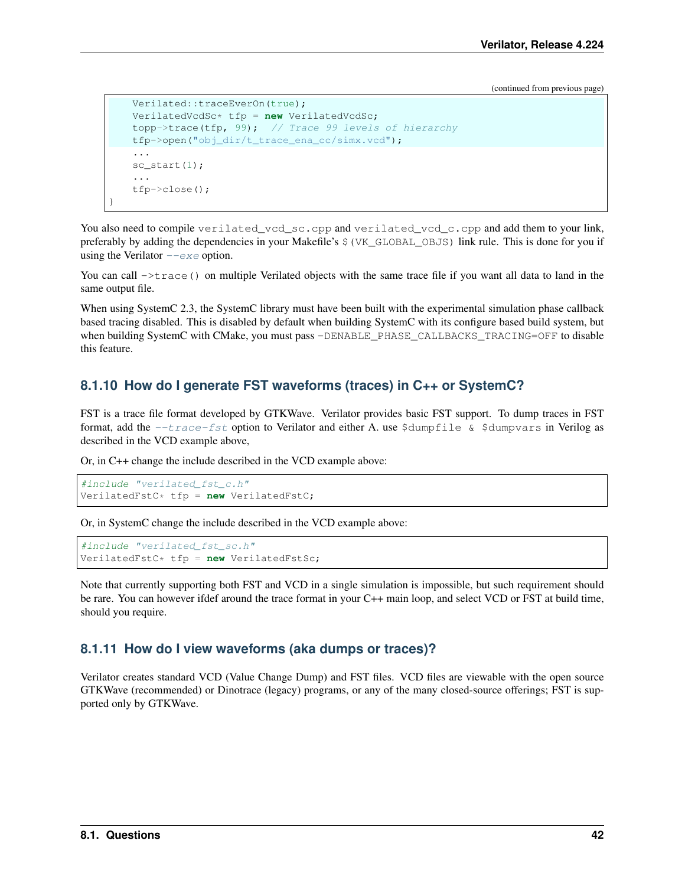(continued from previous page)

```
    Verilated::traceEverOn(true);
    VerilatedVcdSc* tfp = new VerilatedVcdSc;
    topp->trace(tfp, 99);  // Trace 99 levels of hierarchy
    tfp->open("obj_dir/t_trace_ena_cc/simx.vcd");
    ...
    sc_start(1);
    ...
    tfp->close();
}
```

You also need to compile `verilated_vcd_sc.cpp` and `verilated_vcd_c.cpp` and add them to your link, preferably by adding the dependencies in your Makefile's `$(VK_GLOBAL_OBJS)` link rule. This is done for you if using the Verilator `--exe` option.

You can call `->trace()` on multiple Verilated objects with the same trace file if you want all data to land in the same output file.

When using SystemC 2.3, the SystemC library must have been built with the experimental simulation phase callback based tracing disabled. This is disabled by default when building SystemC with its configure based build system, but when building SystemC with CMake, you must pass `-DENABLE_PHASE_CALLBACKS_TRACING=OFF` to disable this feature.

### 8.1.10 How do I generate FST waveforms (traces) in C++ or SystemC?

FST is a trace file format developed by GTKWave. Verilator provides basic FST support. To dump traces in FST format, add the `--trace-fst` option to Verilator and either A. use `$dumpfile & $dumpvars` in Verilog as described in the VCD example above,

Or, in C++ change the include described in the VCD example above:

```
#include "verilated_fst_c.h"
VerilatedFstC* tfp = new VerilatedFstC;
```

Or, in SystemC change the include described in the VCD example above:

```
#include "verilated_fst_sc.h"
VerilatedFstC* tfp = new VerilatedFstSc;
```

Note that currently supporting both FST and VCD in a single simulation is impossible, but such requirement should be rare. You can however ifdef around the trace format in your C++ main loop, and select VCD or FST at build time, should you require.

### 8.1.11 How do I view waveforms (aka dumps or traces)?

Verilator creates standard VCD (Value Change Dump) and FST files. VCD files are viewable with the open source GTKWave (recommended) or Dinotrace (legacy) programs, or any of the many closed-source offerings; FST is supported only by GTKWave.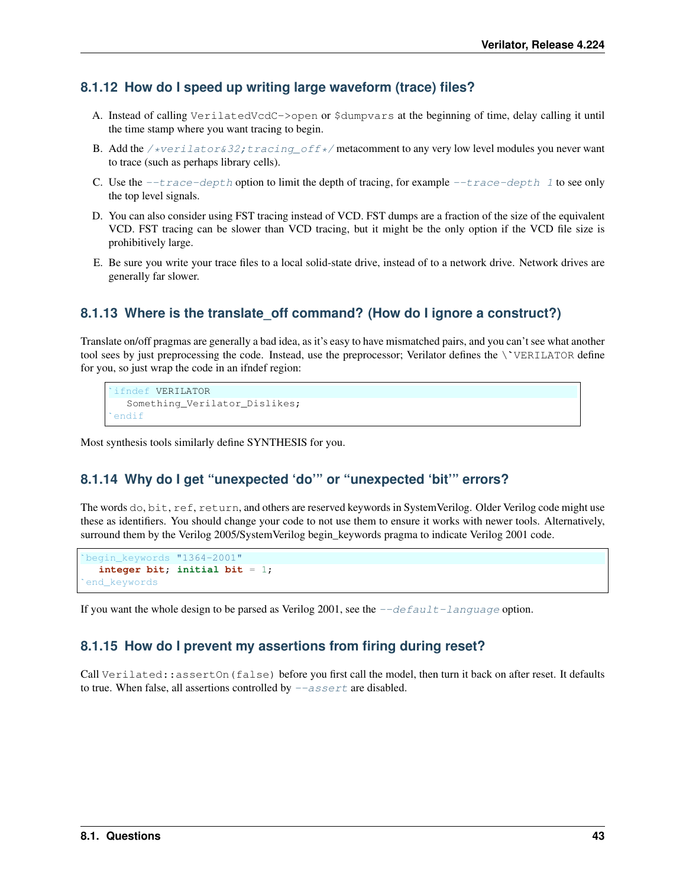### 8.1.12 How do I speed up writing large waveform (trace) files?

A. Instead of calling `VerilatedVcdC->open` or `$dumpvars` at the beginning of time, delay calling it until the time stamp where you want tracing to begin.

B. Add the `/*verilator&32;tracing_off*/` metacomment to any very low level modules you never want to trace (such as perhaps library cells).

C. Use the `--trace-depth` option to limit the depth of tracing, for example `--trace-depth 1` to see only the top level signals.

D. You can also consider using FST tracing instead of VCD. FST dumps are a fraction of the size of the equivalent VCD. FST tracing can be slower than VCD tracing, but it might be the only option if the VCD file size is prohibitively large.

E. Be sure you write your trace files to a local solid-state drive, instead of to a network drive. Network drives are generally far slower.

### 8.1.13 Where is the translate_off command? (How do I ignore a construct?)

Translate on/off pragmas are generally a bad idea, as it's easy to have mismatched pairs, and you can't see what another tool sees by just preprocessing the code. Instead, use the preprocessor; Verilator defines the `` \`VERILATOR `` define for you, so just wrap the code in an ifndef region:

```
`ifndef VERILATOR
   Something_Verilator_Dislikes;
`endif
```

Most synthesis tools similarly define SYNTHESIS for you.

### 8.1.14 Why do I get "unexpected 'do'" or "unexpected 'bit'" errors?

The words `do`, `bit`, `ref`, `return`, and others are reserved keywords in SystemVerilog. Older Verilog code might use these as identifiers. You should change your code to not use them to ensure it works with newer tools. Alternatively, surround them by the Verilog 2005/SystemVerilog begin_keywords pragma to indicate Verilog 2001 code.

```
`begin_keywords "1364-2001"
   integer bit; initial bit = 1;
`end_keywords
```

If you want the whole design to be parsed as Verilog 2001, see the `--default-language` option.

### 8.1.15 How do I prevent my assertions from firing during reset?

Call `Verilated::assertOn(false)` before you first call the model, then turn it back on after reset. It defaults to true. When false, all assertions controlled by `--assert` are disabled.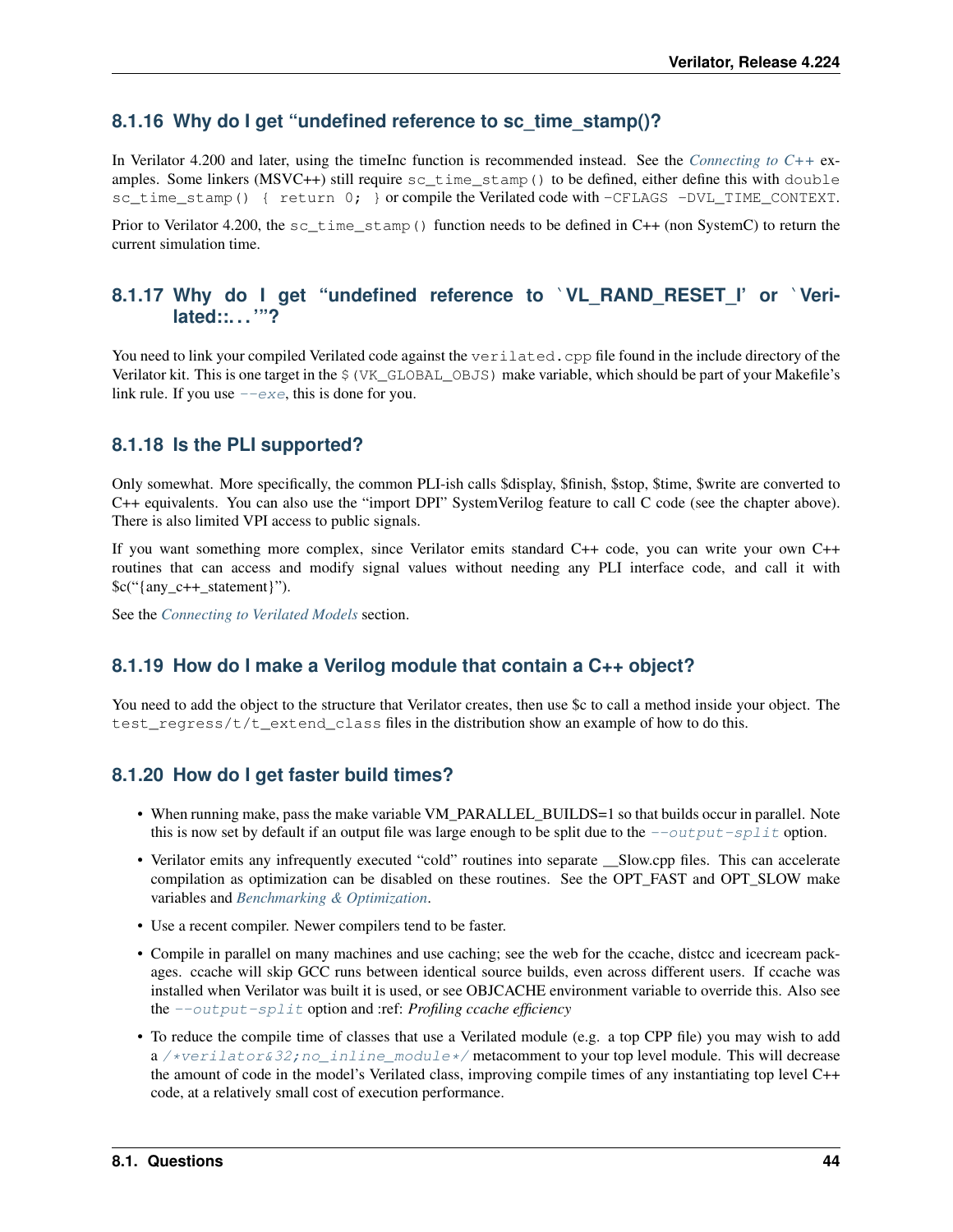### 8.1.16 Why do I get "undefined reference to sc_time_stamp()?

In Verilator 4.200 and later, using the timeInc function is recommended instead. See the *Connecting to C++* examples. Some linkers (MSVC++) still require `sc_time_stamp()` to be defined, either define this with `double sc_time_stamp() { return 0; }` or compile the Verilated code with `-CFLAGS -DVL_TIME_CONTEXT`.

Prior to Verilator 4.200, the `sc_time_stamp()` function needs to be defined in C++ (non SystemC) to return the current simulation time.

### 8.1.17 Why do I get "undefined reference to `VL_RAND_RESET_I' or `Verilated::...'"?

You need to link your compiled Verilated code against the `verilated.cpp` file found in the include directory of the Verilator kit. This is one target in the `$(VK_GLOBAL_OBJS)` make variable, which should be part of your Makefile's link rule. If you use `--exe`, this is done for you.

### 8.1.18 Is the PLI supported?

Only somewhat. More specifically, the common PLI-ish calls $display, $finish, $stop, $time, $write are converted to C++ equivalents. You can also use the "import DPI" SystemVerilog feature to call C code (see the chapter above). There is also limited VPI access to public signals.

If you want something more complex, since Verilator emits standard C++ code, you can write your own C++ routines that can access and modify signal values without needing any PLI interface code, and call it with $c("{any_c++_statement}").

See the *Connecting to Verilated Models* section.

### 8.1.19 How do I make a Verilog module that contain a C++ object?

You need to add the object to the structure that Verilator creates, then use $c to call a method inside your object. The `test_regress/t/t_extend_class` files in the distribution show an example of how to do this.

### 8.1.20 How do I get faster build times?

- When running make, pass the make variable VM_PARALLEL_BUILDS=1 so that builds occur in parallel. Note this is now set by default if an output file was large enough to be split due to the `--output-split` option.
- Verilator emits any infrequently executed "cold" routines into separate __Slow.cpp files. This can accelerate compilation as optimization can be disabled on these routines. See the OPT_FAST and OPT_SLOW make variables and *Benchmarking & Optimization*.
- Use a recent compiler. Newer compilers tend to be faster.
- Compile in parallel on many machines and use caching; see the web for the ccache, distcc and icecream packages. ccache will skip GCC runs between identical source builds, even across different users. If ccache was installed when Verilator was built it is used, or see OBJCACHE environment variable to override this. Also see the `--output-split` option and :ref: *Profiling ccache efficiency*
- To reduce the compile time of classes that use a Verilated module (e.g. a top CPP file) you may wish to add a `/*verilator&32;no_inline_module*/` metacomment to your top level module. This will decrease the amount of code in the model's Verilated class, improving compile times of any instantiating top level C++ code, at a relatively small cost of execution performance.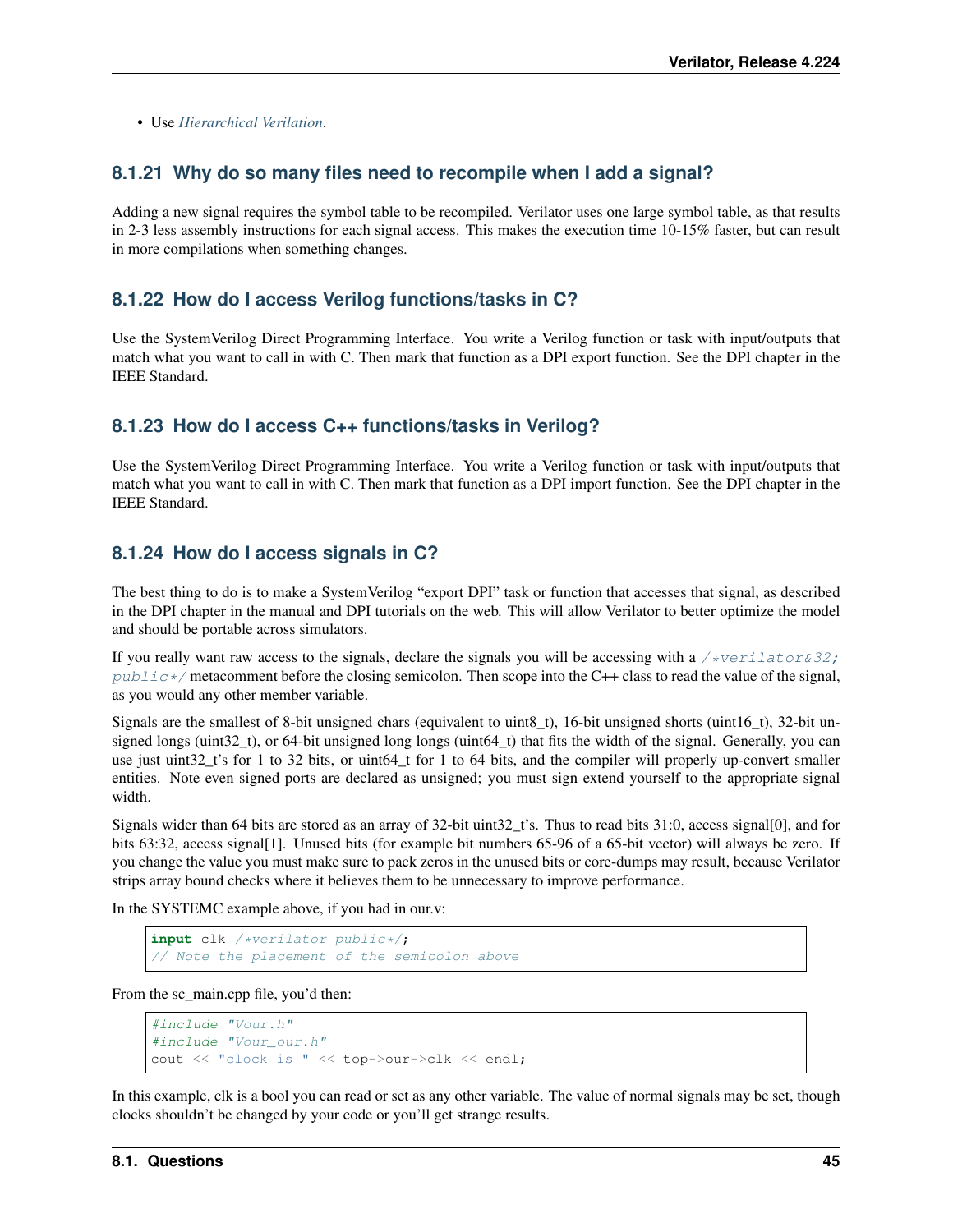- Use *Hierarchical Verilation*.

### 8.1.21 Why do so many files need to recompile when I add a signal?

Adding a new signal requires the symbol table to be recompiled. Verilator uses one large symbol table, as that results in 2-3 less assembly instructions for each signal access. This makes the execution time 10-15% faster, but can result in more compilations when something changes.

### 8.1.22 How do I access Verilog functions/tasks in C?

Use the SystemVerilog Direct Programming Interface. You write a Verilog function or task with input/outputs that match what you want to call in with C. Then mark that function as a DPI export function. See the DPI chapter in the IEEE Standard.

### 8.1.23 How do I access C++ functions/tasks in Verilog?

Use the SystemVerilog Direct Programming Interface. You write a Verilog function or task with input/outputs that match what you want to call in with C. Then mark that function as a DPI import function. See the DPI chapter in the IEEE Standard.

### 8.1.24 How do I access signals in C?

The best thing to do is to make a SystemVerilog "export DPI" task or function that accesses that signal, as described in the DPI chapter in the manual and DPI tutorials on the web. This will allow Verilator to better optimize the model and should be portable across simulators.

If you really want raw access to the signals, declare the signals you will be accessing with a `/*verilator&32; public*/` metacomment before the closing semicolon. Then scope into the C++ class to read the value of the signal, as you would any other member variable.

Signals are the smallest of 8-bit unsigned chars (equivalent to uint8_t), 16-bit unsigned shorts (uint16_t), 32-bit unsigned longs (uint32_t), or 64-bit unsigned long longs (uint64_t) that fits the width of the signal. Generally, you can use just uint32_t's for 1 to 32 bits, or uint64_t for 1 to 64 bits, and the compiler will properly up-convert smaller entities. Note even signed ports are declared as unsigned; you must sign extend yourself to the appropriate signal width.

Signals wider than 64 bits are stored as an array of 32-bit uint32_t's. Thus to read bits 31:0, access signal[0], and for bits 63:32, access signal[1]. Unused bits (for example bit numbers 65-96 of a 65-bit vector) will always be zero. If you change the value you must make sure to pack zeros in the unused bits or core-dumps may result, because Verilator strips array bound checks where it believes them to be unnecessary to improve performance.

In the SYSTEMC example above, if you had in our.v:

```
input clk /*verilator public*/;
// Note the placement of the semicolon above
```

From the sc_main.cpp file, you'd then:

```
#include "Vour.h"
#include "Vour_our.h"
cout << "clock is " << top->our->clk << endl;
```

In this example, clk is a bool you can read or set as any other variable. The value of normal signals may be set, though clocks shouldn't be changed by your code or you'll get strange results.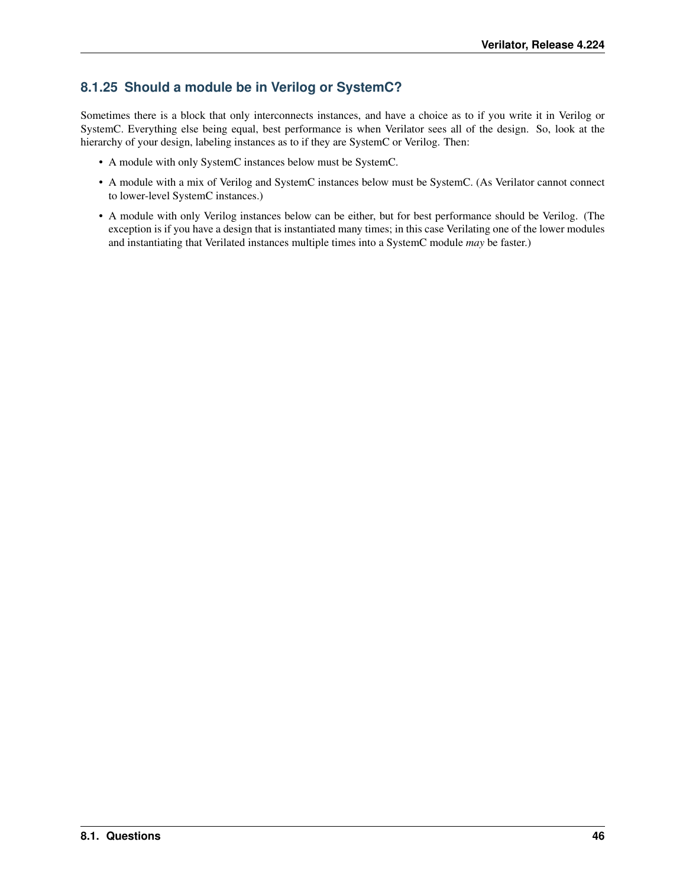### 8.1.25 Should a module be in Verilog or SystemC?

Sometimes there is a block that only interconnects instances, and have a choice as to if you write it in Verilog or SystemC. Everything else being equal, best performance is when Verilator sees all of the design. So, look at the hierarchy of your design, labeling instances as to if they are SystemC or Verilog. Then:

- A module with only SystemC instances below must be SystemC.
- A module with a mix of Verilog and SystemC instances below must be SystemC. (As Verilator cannot connect to lower-level SystemC instances.)
- A module with only Verilog instances below can be either, but for best performance should be Verilog. (The exception is if you have a design that is instantiated many times; in this case Verilating one of the lower modules and instantiating that Verilated instances multiple times into a SystemC module *may* be faster.)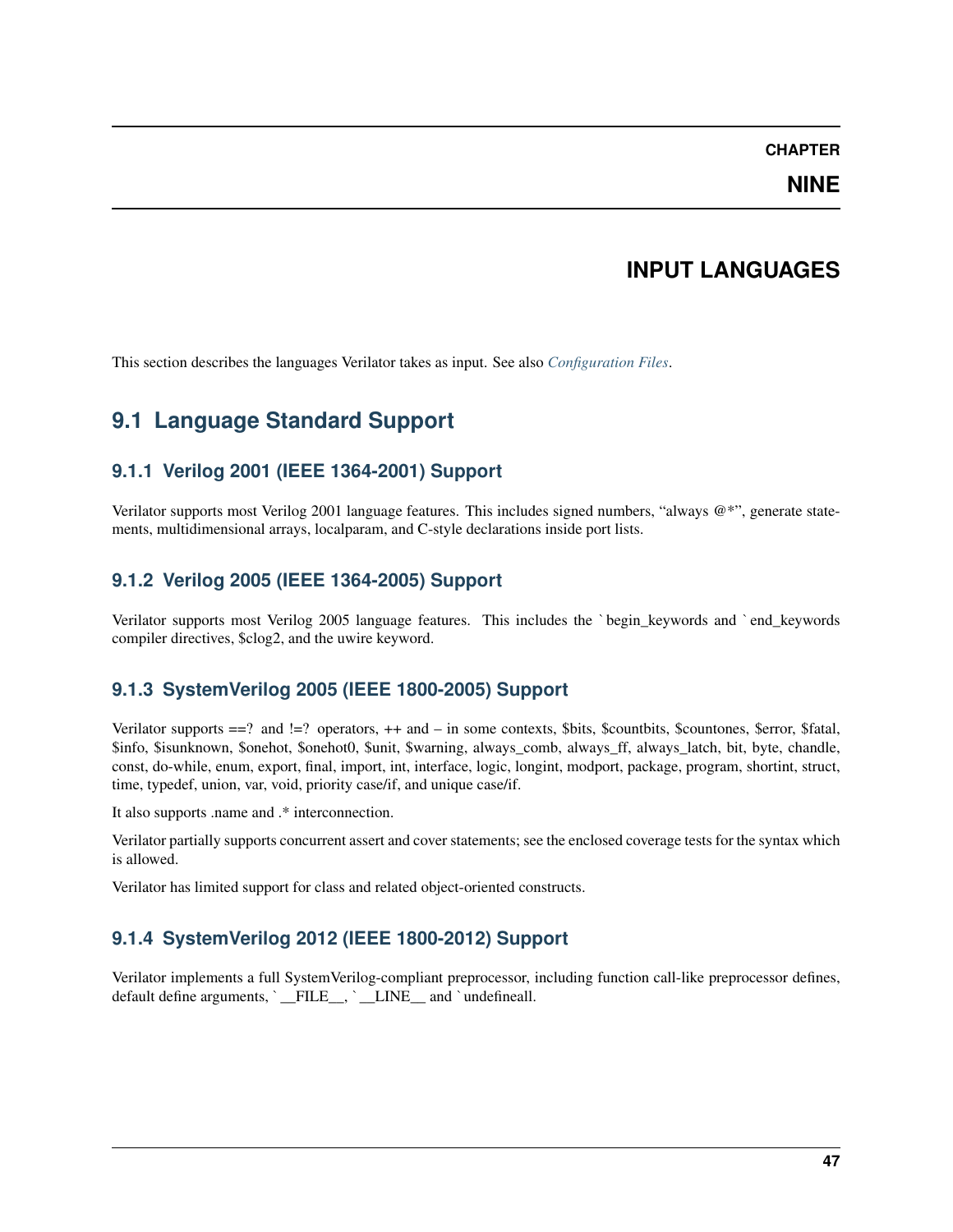# CHAPTER NINE

# INPUT LANGUAGES

This section describes the languages Verilator takes as input. See also *Configuration Files*.

## 9.1 Language Standard Support

### 9.1.1 Verilog 2001 (IEEE 1364-2001) Support

Verilator supports most Verilog 2001 language features. This includes signed numbers, "always @*", generate statements, multidimensional arrays, localparam, and C-style declarations inside port lists.

### 9.1.2 Verilog 2005 (IEEE 1364-2005) Support

Verilator supports most Verilog 2005 language features. This includes the `begin_keywords and `end_keywords compiler directives, $clog2, and the uwire keyword.

### 9.1.3 SystemVerilog 2005 (IEEE 1800-2005) Support

Verilator supports ==? and !=? operators, ++ and – in some contexts, $bits, $countbits, $countones, $error, $fatal, $info, $isunknown, $onehot, $onehot0, $unit, $warning, always_comb, always_ff, always_latch, bit, byte, chandle, const, do-while, enum, export, final, import, int, interface, logic, longint, modport, package, program, shortint, struct, time, typedef, union, var, void, priority case/if, and unique case/if.

It also supports .name and .* interconnection.

Verilator partially supports concurrent assert and cover statements; see the enclosed coverage tests for the syntax which is allowed.

Verilator has limited support for class and related object-oriented constructs.

### 9.1.4 SystemVerilog 2012 (IEEE 1800-2012) Support

Verilator implements a full SystemVerilog-compliant preprocessor, including function call-like preprocessor defines, default define arguments, `__FILE__, `__LINE__ and `undefineall.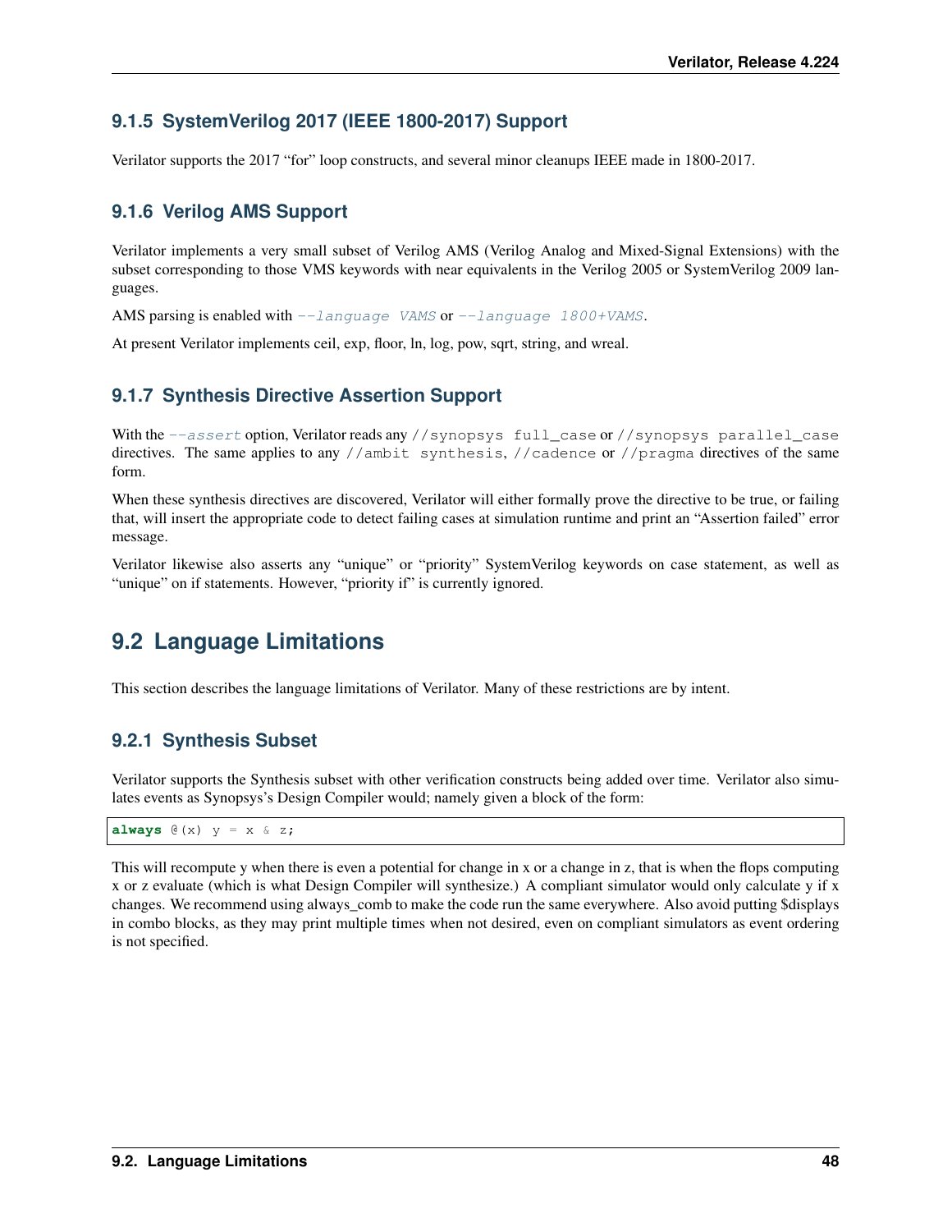### 9.1.5 SystemVerilog 2017 (IEEE 1800-2017) Support

Verilator supports the 2017 "for" loop constructs, and several minor cleanups IEEE made in 1800-2017.

### 9.1.6 Verilog AMS Support

Verilator implements a very small subset of Verilog AMS (Verilog Analog and Mixed-Signal Extensions) with the subset corresponding to those VMS keywords with near equivalents in the Verilog 2005 or SystemVerilog 2009 languages.

AMS parsing is enabled with `--language VAMS` or `--language 1800+VAMS`.

At present Verilator implements ceil, exp, floor, ln, log, pow, sqrt, string, and wreal.

### 9.1.7 Synthesis Directive Assertion Support

With the `--assert` option, Verilator reads any `//synopsys full_case` or `//synopsys parallel_case` directives. The same applies to any `//ambit synthesis`, `//cadence` or `//pragma` directives of the same form.

When these synthesis directives are discovered, Verilator will either formally prove the directive to be true, or failing that, will insert the appropriate code to detect failing cases at simulation runtime and print an "Assertion failed" error message.

Verilator likewise also asserts any "unique" or "priority" SystemVerilog keywords on case statement, as well as "unique" on if statements. However, "priority if" is currently ignored.

## 9.2 Language Limitations

This section describes the language limitations of Verilator. Many of these restrictions are by intent.

### 9.2.1 Synthesis Subset

Verilator supports the Synthesis subset with other verification constructs being added over time. Verilator also simulates events as Synopsys's Design Compiler would; namely given a block of the form:

```
always @(x) y = x & z;
```

This will recompute y when there is even a potential for change in x or a change in z, that is when the flops computing x or z evaluate (which is what Design Compiler will synthesize.) A compliant simulator would only calculate y if x changes. We recommend using always_comb to make the code run the same everywhere. Also avoid putting $displays in combo blocks, as they may print multiple times when not desired, even on compliant simulators as event ordering is not specified.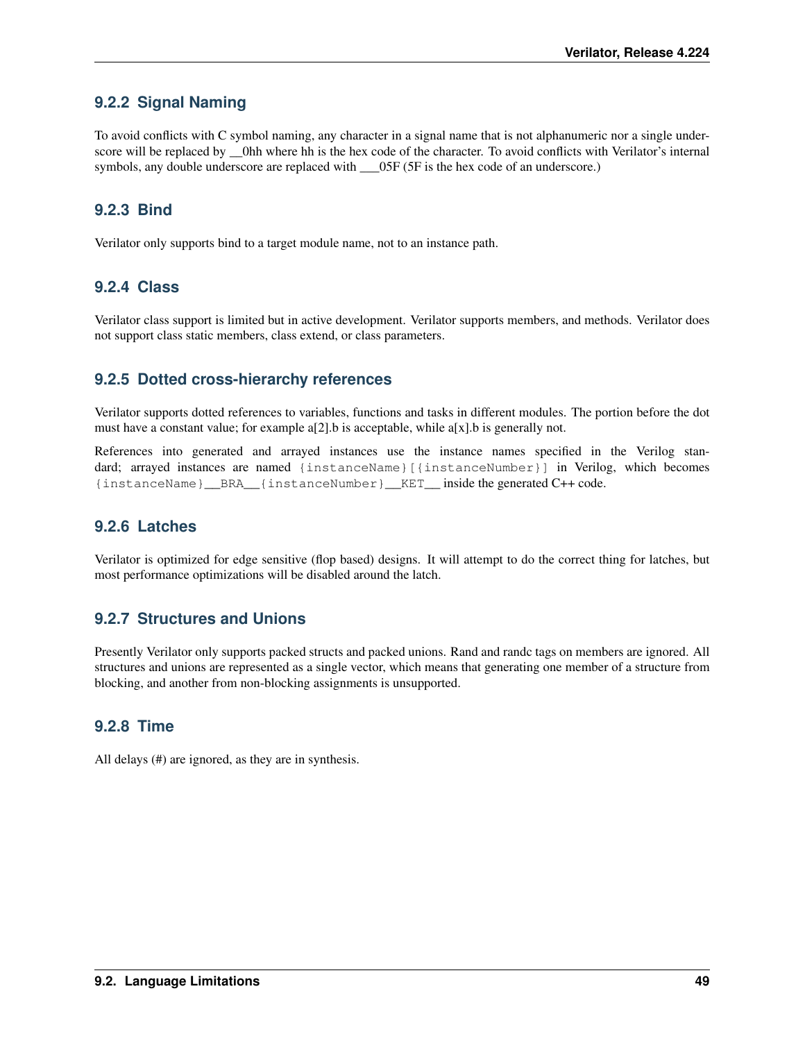### 9.2.2 Signal Naming

To avoid conflicts with C symbol naming, any character in a signal name that is not alphanumeric nor a single underscore will be replaced by __0hh where hh is the hex code of the character. To avoid conflicts with Verilator's internal symbols, any double underscore are replaced with ___05F (5F is the hex code of an underscore.)

### 9.2.3 Bind

Verilator only supports bind to a target module name, not to an instance path.

### 9.2.4 Class

Verilator class support is limited but in active development. Verilator supports members, and methods. Verilator does not support class static members, class extend, or class parameters.

### 9.2.5 Dotted cross-hierarchy references

Verilator supports dotted references to variables, functions and tasks in different modules. The portion before the dot must have a constant value; for example a[2].b is acceptable, while a[x].b is generally not.

References into generated and arrayed instances use the instance names specified in the Verilog standard; arrayed instances are named `{instanceName}[{instanceNumber}]` in Verilog, which becomes `{instanceName}__BRA__{instanceNumber}__KET__` inside the generated C++ code.

### 9.2.6 Latches

Verilator is optimized for edge sensitive (flop based) designs. It will attempt to do the correct thing for latches, but most performance optimizations will be disabled around the latch.

### 9.2.7 Structures and Unions

Presently Verilator only supports packed structs and packed unions. Rand and randc tags on members are ignored. All structures and unions are represented as a single vector, which means that generating one member of a structure from blocking, and another from non-blocking assignments is unsupported.

### 9.2.8 Time

All delays (#) are ignored, as they are in synthesis.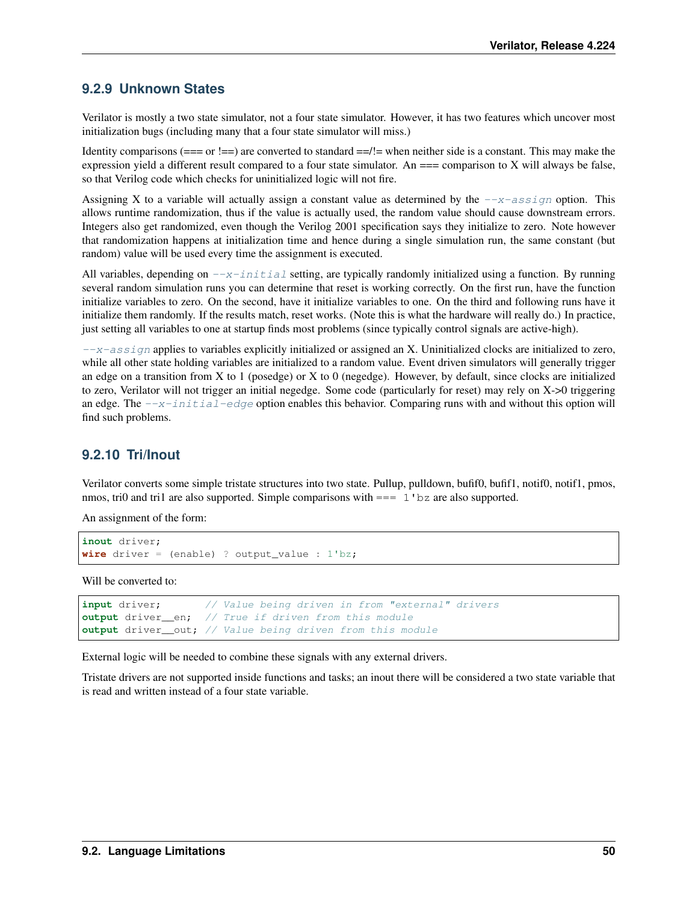### 9.2.9 Unknown States

Verilator is mostly a two state simulator, not a four state simulator. However, it has two features which uncover most initialization bugs (including many that a four state simulator will miss.)

Identity comparisons (=== or !==) are converted to standard ==/!= when neither side is a constant. This may make the expression yield a different result compared to a four state simulator. An === comparison to X will always be false, so that Verilog code which checks for uninitialized logic will not fire.

Assigning X to a variable will actually assign a constant value as determined by the *--x-assign* option. This allows runtime randomization, thus if the value is actually used, the random value should cause downstream errors. Integers also get randomized, even though the Verilog 2001 specification says they initialize to zero. Note however that randomization happens at initialization time and hence during a single simulation run, the same constant (but random) value will be used every time the assignment is executed.

All variables, depending on *--x-initial* setting, are typically randomly initialized using a function. By running several random simulation runs you can determine that reset is working correctly. On the first run, have the function initialize variables to zero. On the second, have it initialize variables to one. On the third and following runs have it initialize them randomly. If the results match, reset works. (Note this is what the hardware will really do.) In practice, just setting all variables to one at startup finds most problems (since typically control signals are active-high).

*--x-assign* applies to variables explicitly initialized or assigned an X. Uninitialized clocks are initialized to zero, while all other state holding variables are initialized to a random value. Event driven simulators will generally trigger an edge on a transition from X to 1 (posedge) or X to 0 (negedge). However, by default, since clocks are initialized to zero, Verilator will not trigger an initial negedge. Some code (particularly for reset) may rely on X->0 triggering an edge. The *--x-initial-edge* option enables this behavior. Comparing runs with and without this option will find such problems.

### 9.2.10 Tri/Inout

Verilator converts some simple tristate structures into two state. Pullup, pulldown, bufif0, bufif1, notif0, notif1, pmos, nmos, tri0 and tri1 are also supported. Simple comparisons with `=== 1'bz` are also supported.

An assignment of the form:

```
inout driver;
wire driver = (enable) ? output_value : 1'bz;
```

Will be converted to:

```
input driver;       // Value being driven in from "external" drivers
output driver__en;  // True if driven from this module
output driver__out; // Value being driven from this module
```

External logic will be needed to combine these signals with any external drivers.

Tristate drivers are not supported inside functions and tasks; an inout there will be considered a two state variable that is read and written instead of a four state variable.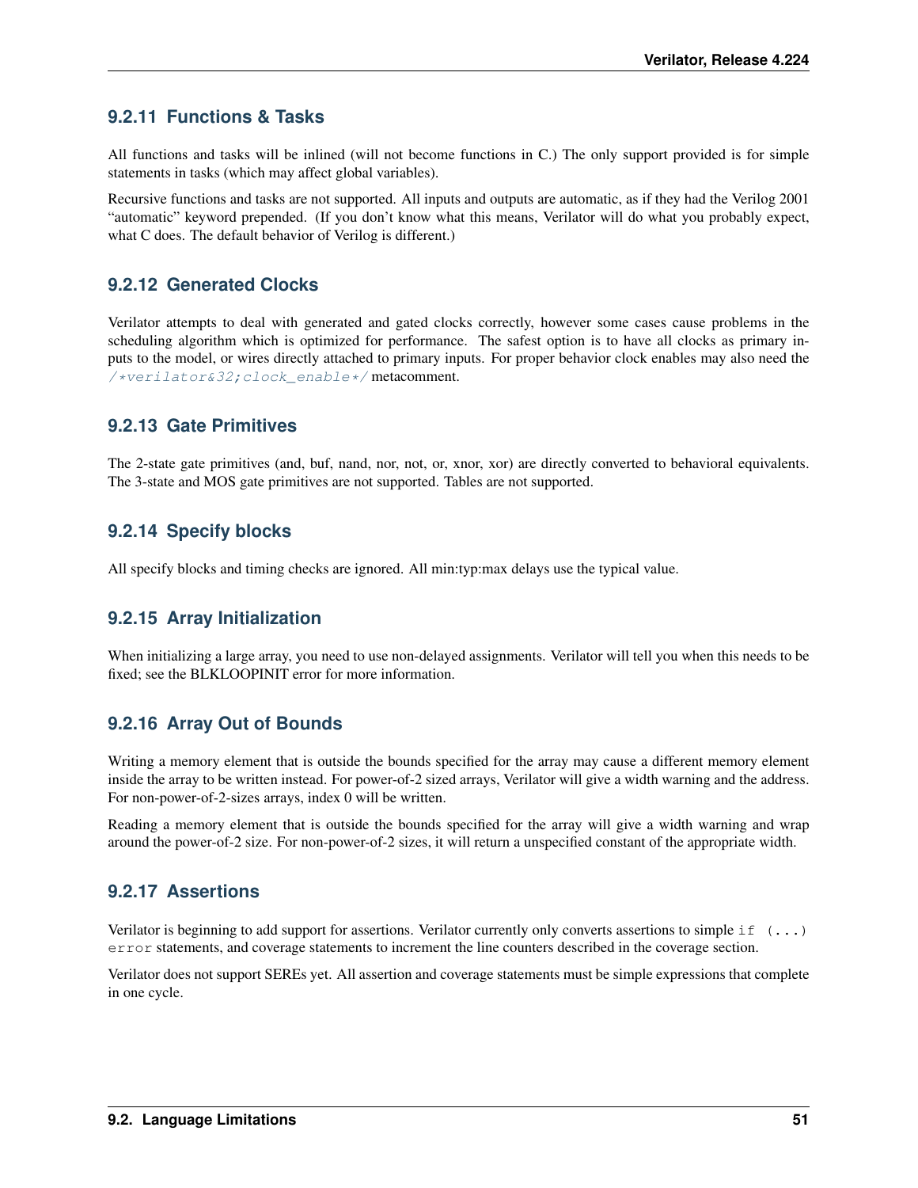### 9.2.11 Functions & Tasks

All functions and tasks will be inlined (will not become functions in C.) The only support provided is for simple statements in tasks (which may affect global variables).

Recursive functions and tasks are not supported. All inputs and outputs are automatic, as if they had the Verilog 2001 "automatic" keyword prepended. (If you don't know what this means, Verilator will do what you probably expect, what C does. The default behavior of Verilog is different.)

### 9.2.12 Generated Clocks

Verilator attempts to deal with generated and gated clocks correctly, however some cases cause problems in the scheduling algorithm which is optimized for performance. The safest option is to have all clocks as primary inputs to the model, or wires directly attached to primary inputs. For proper behavior clock enables may also need the `/*verilator&32;clock_enable*/` metacomment.

### 9.2.13 Gate Primitives

The 2-state gate primitives (and, buf, nand, nor, not, or, xnor, xor) are directly converted to behavioral equivalents. The 3-state and MOS gate primitives are not supported. Tables are not supported.

### 9.2.14 Specify blocks

All specify blocks and timing checks are ignored. All min:typ:max delays use the typical value.

### 9.2.15 Array Initialization

When initializing a large array, you need to use non-delayed assignments. Verilator will tell you when this needs to be fixed; see the BLKLOOPINIT error for more information.

### 9.2.16 Array Out of Bounds

Writing a memory element that is outside the bounds specified for the array may cause a different memory element inside the array to be written instead. For power-of-2 sized arrays, Verilator will give a width warning and the address. For non-power-of-2-sizes arrays, index 0 will be written.

Reading a memory element that is outside the bounds specified for the array will give a width warning and wrap around the power-of-2 size. For non-power-of-2 sizes, it will return a unspecified constant of the appropriate width.

### 9.2.17 Assertions

Verilator is beginning to add support for assertions. Verilator currently only converts assertions to simple `if (...) error` statements, and coverage statements to increment the line counters described in the coverage section.

Verilator does not support SEREs yet. All assertion and coverage statements must be simple expressions that complete in one cycle.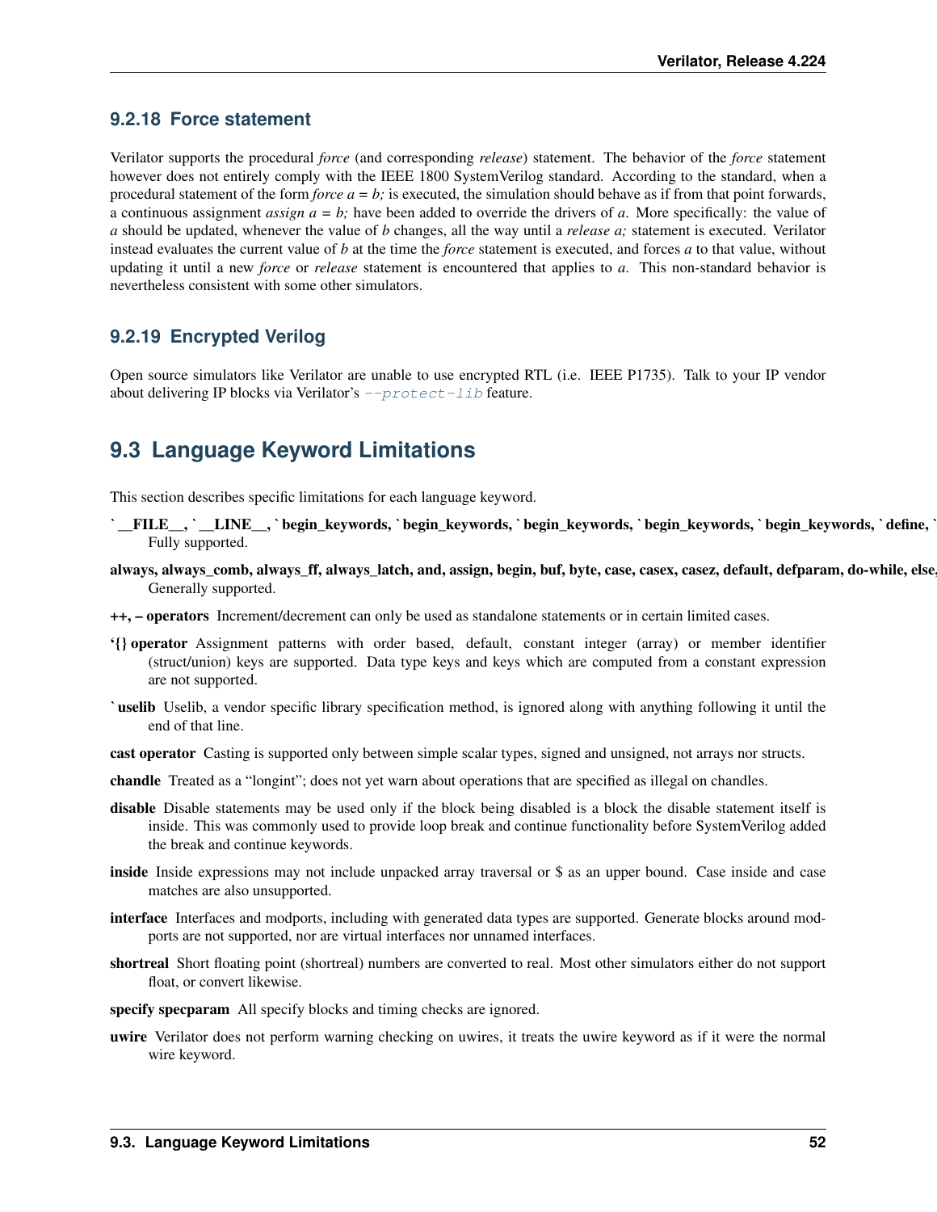### 9.2.18 Force statement

Verilator supports the procedural *force* (and corresponding *release*) statement. The behavior of the *force* statement however does not entirely comply with the IEEE 1800 SystemVerilog standard. According to the standard, when a procedural statement of the form *force a = b;* is executed, the simulation should behave as if from that point forwards, a continuous assignment *assign a = b;* have been added to override the drivers of *a*. More specifically: the value of *a* should be updated, whenever the value of *b* changes, all the way until a *release a;* statement is executed. Verilator instead evaluates the current value of *b* at the time the *force* statement is executed, and forces *a* to that value, without updating it until a new *force* or *release* statement is encountered that applies to *a*. This non-standard behavior is nevertheless consistent with some other simulators.

### 9.2.19 Encrypted Verilog

Open source simulators like Verilator are unable to use encrypted RTL (i.e. IEEE P1735). Talk to your IP vendor about delivering IP blocks via Verilator's `--protect-lib` feature.

## 9.3 Language Keyword Limitations

This section describes specific limitations for each language keyword.

**` __FILE__, ` __LINE__, ` begin_keywords, ` begin_keywords, ` begin_keywords, ` begin_keywords, ` begin_keywords, ` define, `**
Fully supported.

**always, always_comb, always_ff, always_latch, and, assign, begin, buf, byte, case, casex, casez, default, defparam, do-while, else,**
Generally supported.

**++, – operators** Increment/decrement can only be used as standalone statements or in certain limited cases.

**'{} operator** Assignment patterns with order based, default, constant integer (array) or member identifier (struct/union) keys are supported. Data type keys and keys which are computed from a constant expression are not supported.

**` uselib** Uselib, a vendor specific library specification method, is ignored along with anything following it until the end of that line.

**cast operator** Casting is supported only between simple scalar types, signed and unsigned, not arrays nor structs.

**chandle** Treated as a "longint"; does not yet warn about operations that are specified as illegal on chandles.

**disable** Disable statements may be used only if the block being disabled is a block the disable statement itself is inside. This was commonly used to provide loop break and continue functionality before SystemVerilog added the break and continue keywords.

**inside** Inside expressions may not include unpacked array traversal or $ as an upper bound. Case inside and case matches are also unsupported.

**interface** Interfaces and modports, including with generated data types are supported. Generate blocks around modports are not supported, nor are virtual interfaces nor unnamed interfaces.

**shortreal** Short floating point (shortreal) numbers are converted to real. Most other simulators either do not support float, or convert likewise.

**specify specparam** All specify blocks and timing checks are ignored.

**uwire** Verilator does not perform warning checking on uwires, it treats the uwire keyword as if it were the normal wire keyword.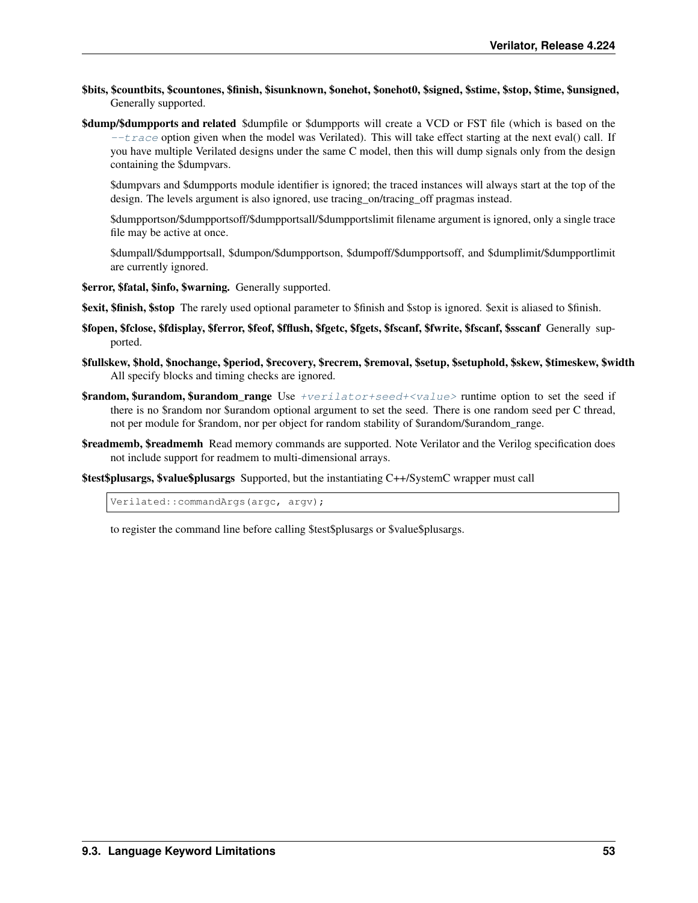**$bits, $countbits, $countones, $finish, $isunknown, $onehot, $onehot0, $signed, $stime, $stop, $time, $unsigned,**
Generally supported.

**$dump/$dumpports and related** $dumpfile or $dumpports will create a VCD or FST file (which is based on the *--trace* option given when the model was Verilated). This will take effect starting at the next eval() call. If you have multiple Verilated designs under the same C model, then this will dump signals only from the design containing the $dumpvars.

$dumpvars and $dumpports module identifier is ignored; the traced instances will always start at the top of the design. The levels argument is also ignored, use tracing_on/tracing_off pragmas instead.

$dumpportson/$dumpportsoff/$dumpportsall/$dumpportslimit filename argument is ignored, only a single trace file may be active at once.

$dumpall/$dumpportsall, $dumpon/$dumpportson, $dumpoff/$dumpportsoff, and $dumplimit/$dumpportlimit are currently ignored.

**$error, $fatal, $info, $warning.** Generally supported.

**$exit, $finish, $stop** The rarely used optional parameter to $finish and $stop is ignored. $exit is aliased to $finish.

**$fopen, $fclose, $fdisplay, $ferror, $feof, $fflush, $fgetc, $fgets, $fscanf, $fwrite, $fscanf, $sscanf** Generally supported.

**$fullskew, $hold, $nochange, $period, $recovery, $recrem, $removal, $setup, $setuphold, $skew, $timeskew, $width**
All specify blocks and timing checks are ignored.

**$random, $urandom, $urandom_range** Use *+verilator+seed+<value>* runtime option to set the seed if there is no $random nor $urandom optional argument to set the seed. There is one random seed per C thread, not per module for $random, nor per object for random stability of $urandom/$urandom_range.

**$readmemb, $readmemh** Read memory commands are supported. Note Verilator and the Verilog specification does not include support for readmem to multi-dimensional arrays.

**$test$plusargs, $value$plusargs** Supported, but the instantiating C++/SystemC wrapper must call

```
Verilated::commandArgs(argc, argv);
```

to register the command line before calling $test$plusargs or $value$plusargs.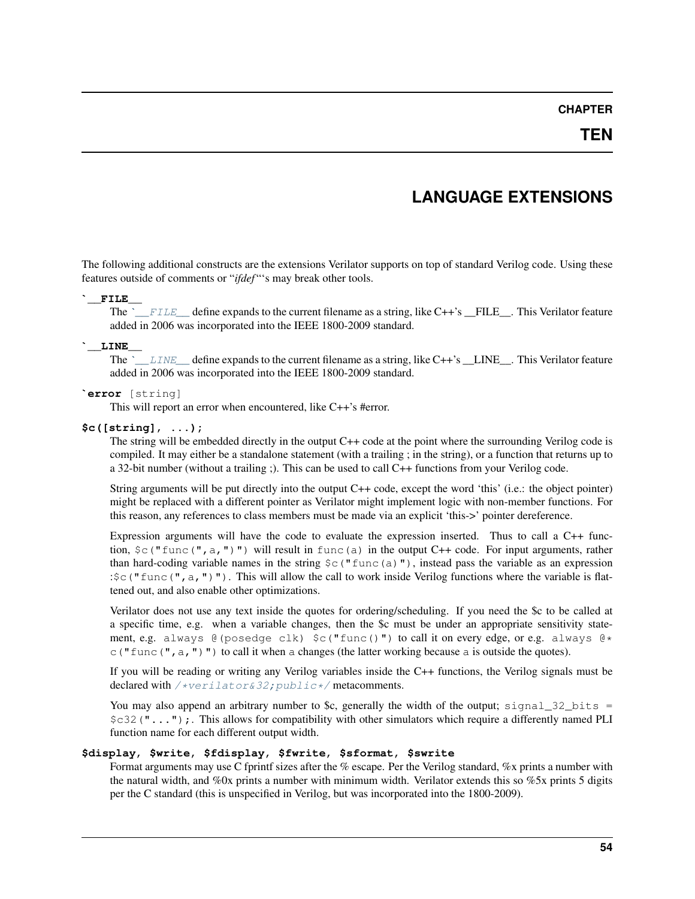# CHAPTER TEN

# LANGUAGE EXTENSIONS

The following additional constructs are the extensions Verilator supports on top of standard Verilog code. Using these features outside of comments or "*ifdef*"'s may break other tools.

**`__FILE__**
: The `` `__FILE__ `` define expands to the current filename as a string, like C++'s __FILE__. This Verilator feature added in 2006 was incorporated into the IEEE 1800-2009 standard.

**`__LINE__**
: The `` `__LINE__ `` define expands to the current filename as a string, like C++'s __LINE__. This Verilator feature added in 2006 was incorporated into the IEEE 1800-2009 standard.

**`error** `[string]`
: This will report an error when encountered, like C++'s #error.

**$c([string], ...);**
: The string will be embedded directly in the output C++ code at the point where the surrounding Verilog code is compiled. It may either be a standalone statement (with a trailing ; in the string), or a function that returns up to a 32-bit number (without a trailing ;). This can be used to call C++ functions from your Verilog code.

  String arguments will be put directly into the output C++ code, except the word 'this' (i.e.: the object pointer) might be replaced with a different pointer as Verilator might implement logic with non-member functions. For this reason, any references to class members must be made via an explicit 'this->' pointer dereference.

  Expression arguments will have the code to evaluate the expression inserted. Thus to call a C++ function, `$c("func(",a,")")` will result in `func(a)` in the output C++ code. For input arguments, rather than hard-coding variable names in the string `$c("func(a)")`, instead pass the variable as an expression :`$c("func(",a,")")`. This will allow the call to work inside Verilog functions where the variable is flattened out, and also enable other optimizations.

  Verilator does not use any text inside the quotes for ordering/scheduling. If you need the $c to be called at a specific time, e.g. when a variable changes, then the $c must be under an appropriate sensitivity statement, e.g. `always @(posedge clk) $c("func()")` to call it on every edge, or e.g. `always @* c("func(",a,")")` to call it when `a` changes (the latter working because `a` is outside the quotes).

  If you will be reading or writing any Verilog variables inside the C++ functions, the Verilog signals must be declared with `/*verilator&32;public*/` metacomments.

  You may also append an arbitrary number to $c, generally the width of the output; `signal_32_bits = $c32("...");`. This allows for compatibility with other simulators which require a differently named PLI function name for each different output width.

**$display, $write, $fdisplay, $fwrite, $sformat, $swrite**
: Format arguments may use C fprintf sizes after the % escape. Per the Verilog standard, %x prints a number with the natural width, and %0x prints a number with minimum width. Verilator extends this so %5x prints 5 digits per the C standard (this is unspecified in Verilog, but was incorporated into the 1800-2009).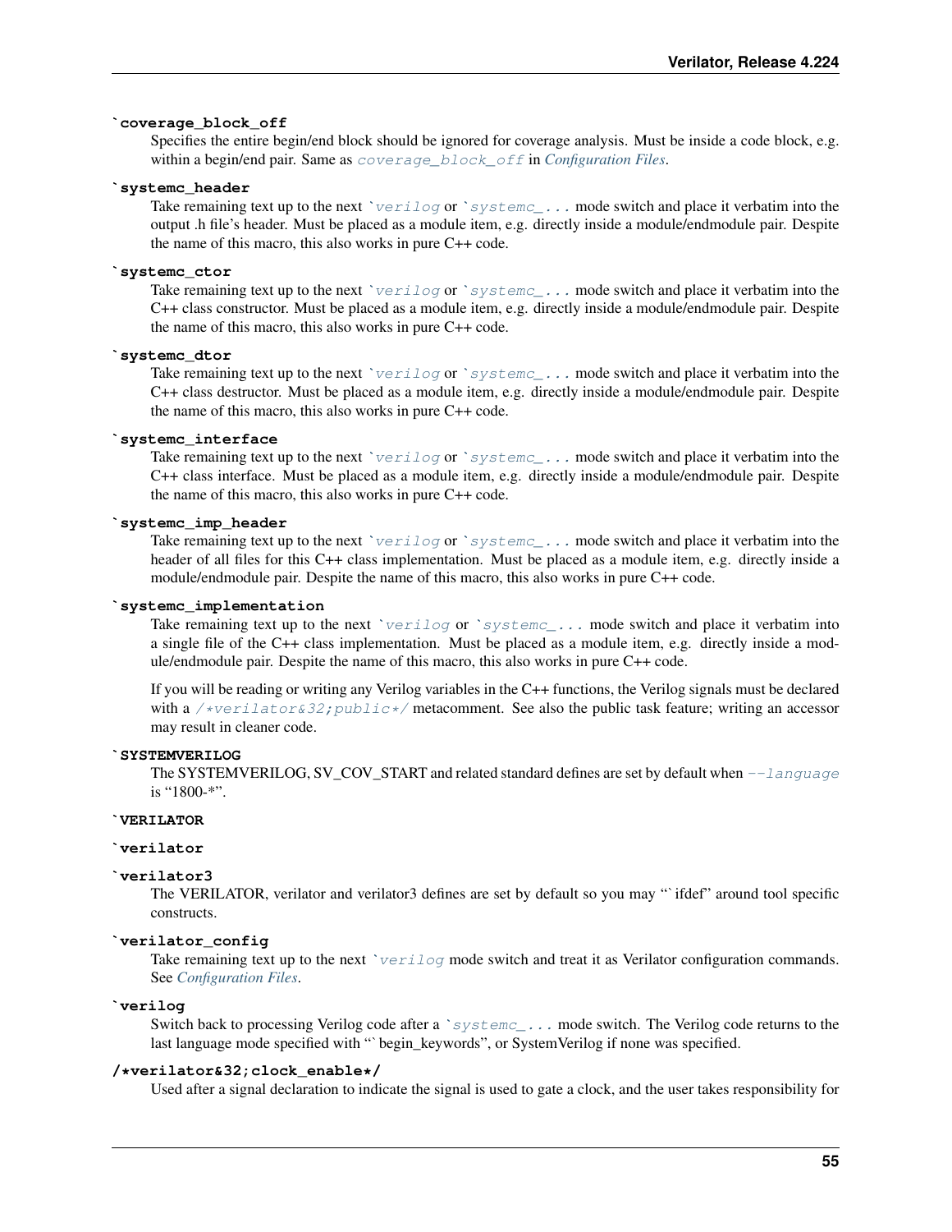**`coverage_block_off**

Specifies the entire begin/end block should be ignored for coverage analysis. Must be inside a code block, e.g. within a begin/end pair. Same as `coverage_block_off` in *Configuration Files*.

**`systemc_header**

Take remaining text up to the next `` `verilog `` or `` `systemc_... `` mode switch and place it verbatim into the output .h file's header. Must be placed as a module item, e.g. directly inside a module/endmodule pair. Despite the name of this macro, this also works in pure C++ code.

**`systemc_ctor**

Take remaining text up to the next `` `verilog `` or `` `systemc_... `` mode switch and place it verbatim into the C++ class constructor. Must be placed as a module item, e.g. directly inside a module/endmodule pair. Despite the name of this macro, this also works in pure C++ code.

**`systemc_dtor**

Take remaining text up to the next `` `verilog `` or `` `systemc_... `` mode switch and place it verbatim into the C++ class destructor. Must be placed as a module item, e.g. directly inside a module/endmodule pair. Despite the name of this macro, this also works in pure C++ code.

**`systemc_interface**

Take remaining text up to the next `` `verilog `` or `` `systemc_... `` mode switch and place it verbatim into the C++ class interface. Must be placed as a module item, e.g. directly inside a module/endmodule pair. Despite the name of this macro, this also works in pure C++ code.

**`systemc_imp_header**

Take remaining text up to the next `` `verilog `` or `` `systemc_... `` mode switch and place it verbatim into the header of all files for this C++ class implementation. Must be placed as a module item, e.g. directly inside a module/endmodule pair. Despite the name of this macro, this also works in pure C++ code.

**`systemc_implementation**

Take remaining text up to the next `` `verilog `` or `` `systemc_... `` mode switch and place it verbatim into a single file of the C++ class implementation. Must be placed as a module item, e.g. directly inside a module/endmodule pair. Despite the name of this macro, this also works in pure C++ code.

If you will be reading or writing any Verilog variables in the C++ functions, the Verilog signals must be declared with a `/*verilator&32;public*/` metacomment. See also the public task feature; writing an accessor may result in cleaner code.

**`SYSTEMVERILOG**

The SYSTEMVERILOG, SV_COV_START and related standard defines are set by default when `--language` is "1800-*".

**`VERILATOR**

**`verilator**

**`verilator3**

The VERILATOR, verilator and verilator3 defines are set by default so you may "`ifdef" around tool specific constructs.

**`verilator_config**

Take remaining text up to the next `` `verilog `` mode switch and treat it as Verilator configuration commands. See *Configuration Files*.

**`verilog**

Switch back to processing Verilog code after a `` `systemc_... `` mode switch. The Verilog code returns to the last language mode specified with "`begin_keywords", or SystemVerilog if none was specified.

**/*verilator&32;clock_enable*/**

Used after a signal declaration to indicate the signal is used to gate a clock, and the user takes responsibility for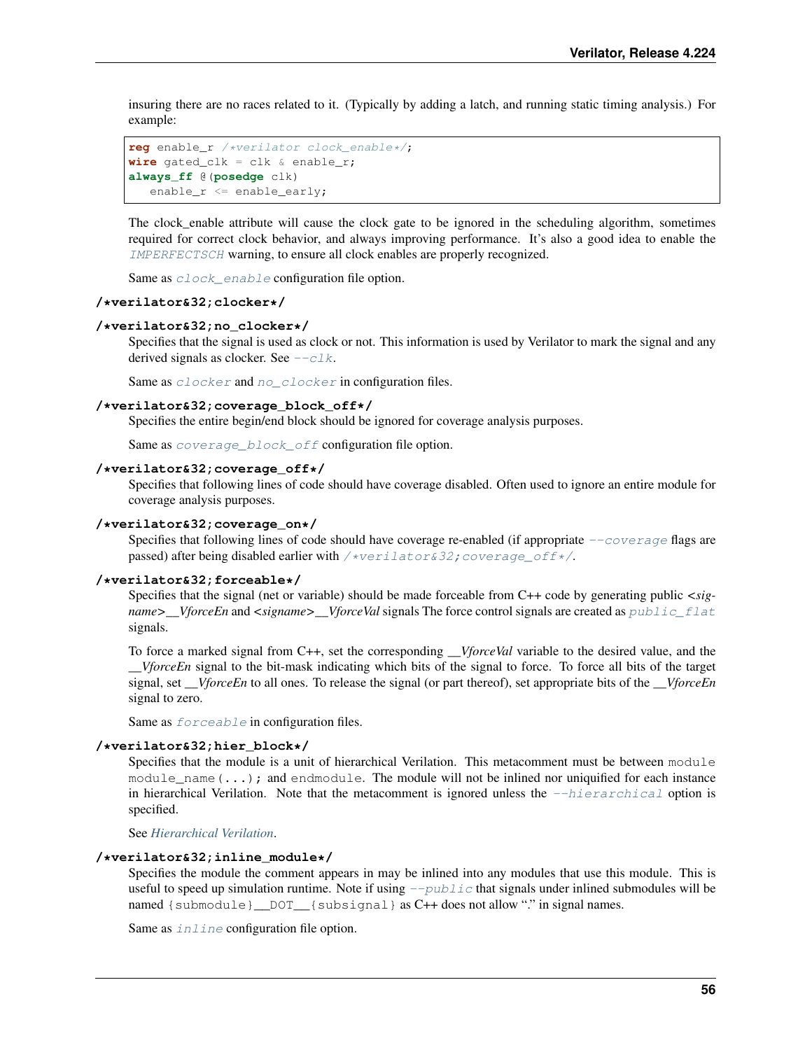insuring there are no races related to it. (Typically by adding a latch, and running static timing analysis.) For example:

```
reg enable_r /*verilator clock_enable*/;
wire gated_clk = clk & enable_r;
always_ff @(posedge clk)
   enable_r <= enable_early;
```

The clock_enable attribute will cause the clock gate to be ignored in the scheduling algorithm, sometimes required for correct clock behavior, and always improving performance. It's also a good idea to enable the *IMPERFECTSCH* warning, to ensure all clock enables are properly recognized.

Same as `clock_enable` configuration file option.

**`/*verilator&32;clocker*/`**

**`/*verilator&32;no_clocker*/`**

Specifies that the signal is used as clock or not. This information is used by Verilator to mark the signal and any derived signals as clocker. See `--clk`.

Same as `clocker` and `no_clocker` in configuration files.

**`/*verilator&32;coverage_block_off*/`**

Specifies the entire begin/end block should be ignored for coverage analysis purposes.

Same as `coverage_block_off` configuration file option.

**`/*verilator&32;coverage_off*/`**

Specifies that following lines of code should have coverage disabled. Often used to ignore an entire module for coverage analysis purposes.

**`/*verilator&32;coverage_on*/`**

Specifies that following lines of code should have coverage re-enabled (if appropriate `--coverage` flags are passed) after being disabled earlier with `/*verilator&32;coverage_off*/`.

**`/*verilator&32;forceable*/`**

Specifies that the signal (net or variable) should be made forceable from C++ code by generating public *<signame>__VforceEn* and *<signame>__VforceVal* signals The force control signals are created as `public_flat` signals.

To force a marked signal from C++, set the corresponding *__VforceVal* variable to the desired value, and the *__VforceEn* signal to the bit-mask indicating which bits of the signal to force. To force all bits of the target signal, set *__VforceEn* to all ones. To release the signal (or part thereof), set appropriate bits of the *__VforceEn* signal to zero.

Same as `forceable` in configuration files.

**`/*verilator&32;hier_block*/`**

Specifies that the module is a unit of hierarchical Verilation. This metacomment must be between `module module_name(...);` and `endmodule`. The module will not be inlined nor uniquified for each instance in hierarchical Verilation. Note that the metacomment is ignored unless the `--hierarchical` option is specified.

See *Hierarchical Verilation*.

**`/*verilator&32;inline_module*/`**

Specifies the module the comment appears in may be inlined into any modules that use this module. This is useful to speed up simulation runtime. Note if using `--public` that signals under inlined submodules will be named `{submodule}__DOT__{subsignal}` as C++ does not allow "." in signal names.

Same as `inline` configuration file option.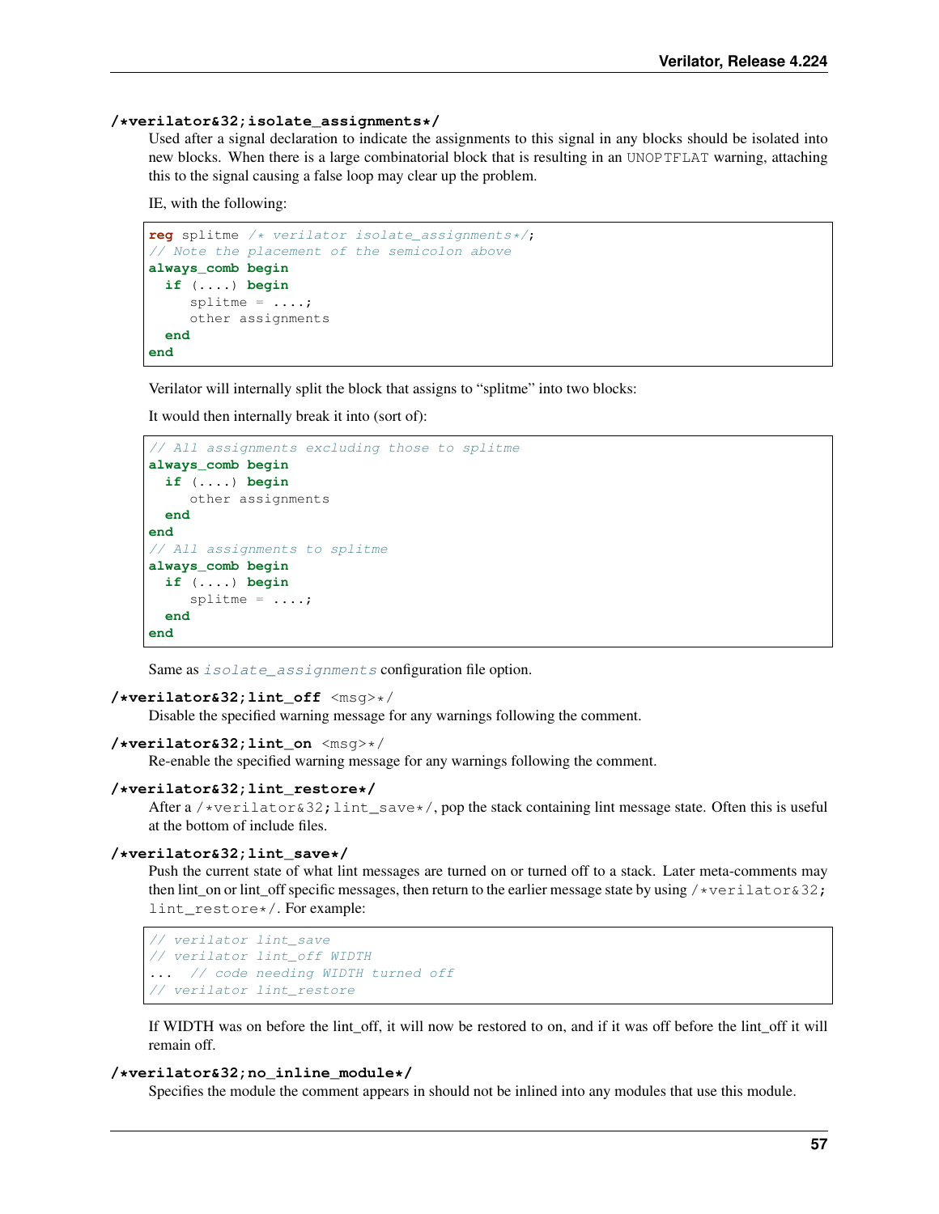**/*verilator&32;isolate_assignments*/**

Used after a signal declaration to indicate the assignments to this signal in any blocks should be isolated into new blocks. When there is a large combinatorial block that is resulting in an UNOPTFLAT warning, attaching this to the signal causing a false loop may clear up the problem.

IE, with the following:

```
reg splitme /* verilator isolate_assignments*/;
// Note the placement of the semicolon above
always_comb begin
  if (....) begin
     splitme = ....;
     other assignments
  end
end
```

Verilator will internally split the block that assigns to "splitme" into two blocks:

It would then internally break it into (sort of):

```
// All assignments excluding those to splitme
always_comb begin
  if (....) begin
     other assignments
  end
end
// All assignments to splitme
always_comb begin
  if (....) begin
     splitme = ....;
  end
end
```

Same as *isolate_assignments* configuration file option.

**/*verilator&32;lint_off** <msg>*/

Disable the specified warning message for any warnings following the comment.

**/*verilator&32;lint_on** <msg>*/

Re-enable the specified warning message for any warnings following the comment.

**/*verilator&32;lint_restore*/**

After a `/*verilator&32;lint_save*/`, pop the stack containing lint message state. Often this is useful at the bottom of include files.

**/*verilator&32;lint_save*/**

Push the current state of what lint messages are turned on or turned off to a stack. Later meta-comments may then lint_on or lint_off specific messages, then return to the earlier message state by using `/*verilator&32;lint_restore*/`. For example:

```
// verilator lint_save
// verilator lint_off WIDTH
...  // code needing WIDTH turned off
// verilator lint_restore
```

If WIDTH was on before the lint_off, it will now be restored to on, and if it was off before the lint_off it will remain off.

**/*verilator&32;no_inline_module*/**

Specifies the module the comment appears in should not be inlined into any modules that use this module.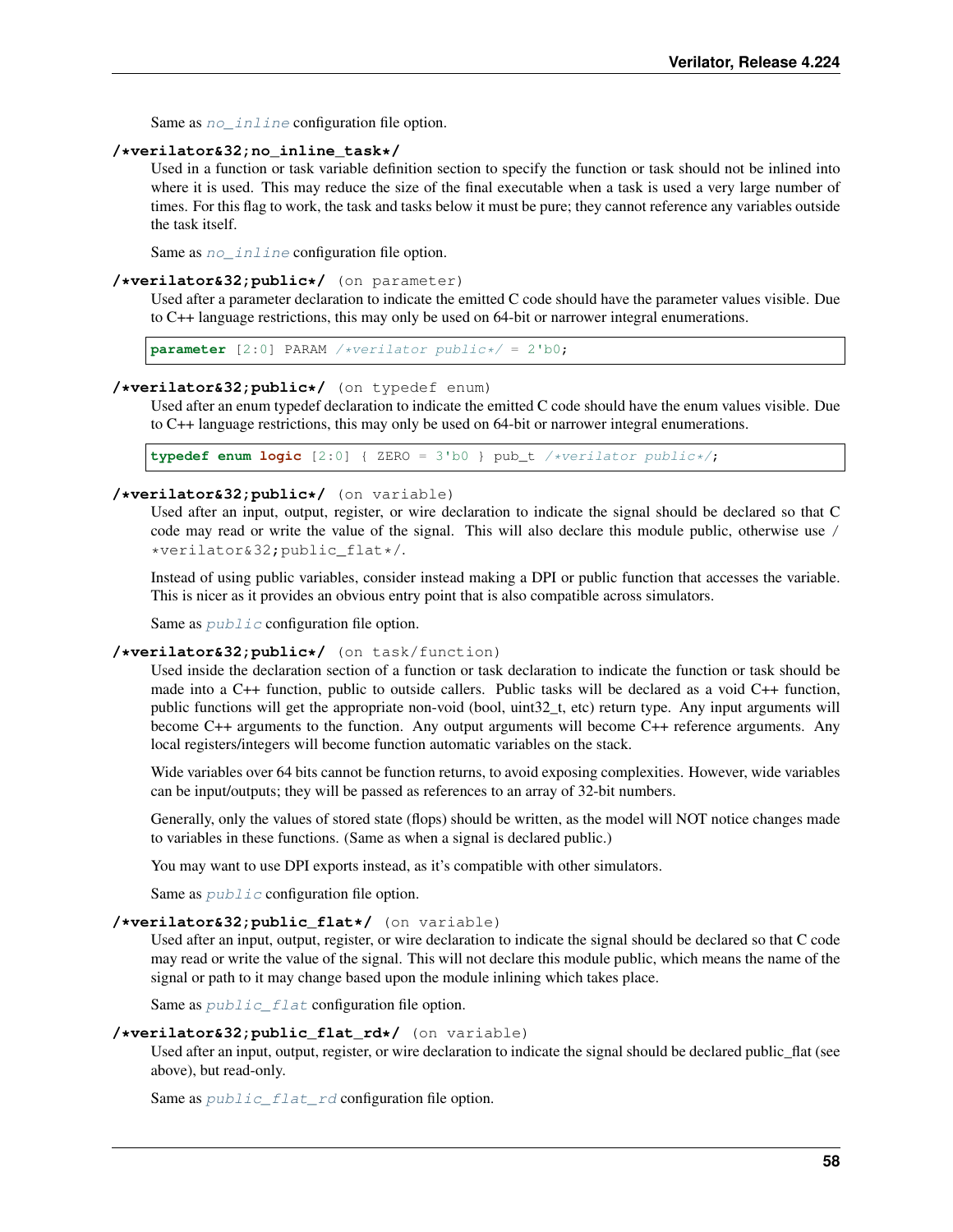Same as `no_inline` configuration file option.

**`/*verilator&32;no_inline_task*/`**

Used in a function or task variable definition section to specify the function or task should not be inlined into where it is used. This may reduce the size of the final executable when a task is used a very large number of times. For this flag to work, the task and tasks below it must be pure; they cannot reference any variables outside the task itself.

Same as `no_inline` configuration file option.

**`/*verilator&32;public*/`** `(on parameter)`

Used after a parameter declaration to indicate the emitted C code should have the parameter values visible. Due to C++ language restrictions, this may only be used on 64-bit or narrower integral enumerations.

```
parameter [2:0] PARAM /*verilator public*/ = 2'b0;
```

**`/*verilator&32;public*/`** `(on typedef enum)`

Used after an enum typedef declaration to indicate the emitted C code should have the enum values visible. Due to C++ language restrictions, this may only be used on 64-bit or narrower integral enumerations.

```
typedef enum logic [2:0] { ZERO = 3'b0 } pub_t /*verilator public*/;
```

**`/*verilator&32;public*/`** `(on variable)`

Used after an input, output, register, or wire declaration to indicate the signal should be declared so that C code may read or write the value of the signal. This will also declare this module public, otherwise use `/*verilator&32;public_flat*/`.

Instead of using public variables, consider instead making a DPI or public function that accesses the variable. This is nicer as it provides an obvious entry point that is also compatible across simulators.

Same as `public` configuration file option.

**`/*verilator&32;public*/`** `(on task/function)`

Used inside the declaration section of a function or task declaration to indicate the function or task should be made into a C++ function, public to outside callers. Public tasks will be declared as a void C++ function, public functions will get the appropriate non-void (bool, uint32_t, etc) return type. Any input arguments will become C++ arguments to the function. Any output arguments will become C++ reference arguments. Any local registers/integers will become function automatic variables on the stack.

Wide variables over 64 bits cannot be function returns, to avoid exposing complexities. However, wide variables can be input/outputs; they will be passed as references to an array of 32-bit numbers.

Generally, only the values of stored state (flops) should be written, as the model will NOT notice changes made to variables in these functions. (Same as when a signal is declared public.)

You may want to use DPI exports instead, as it's compatible with other simulators.

Same as `public` configuration file option.

**`/*verilator&32;public_flat*/`** `(on variable)`

Used after an input, output, register, or wire declaration to indicate the signal should be declared so that C code may read or write the value of the signal. This will not declare this module public, which means the name of the signal or path to it may change based upon the module inlining which takes place.

Same as `public_flat` configuration file option.

**`/*verilator&32;public_flat_rd*/`** `(on variable)`

Used after an input, output, register, or wire declaration to indicate the signal should be declared public_flat (see above), but read-only.

Same as `public_flat_rd` configuration file option.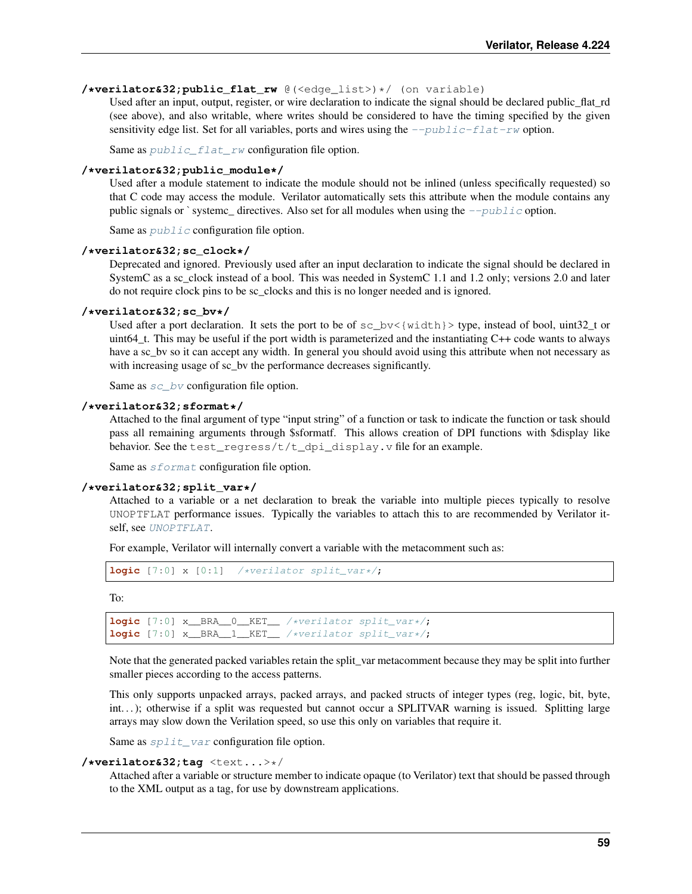**/\*verilator&32;public_flat_rw @(<edge_list>)\*/ (on variable)**
: Used after an input, output, register, or wire declaration to indicate the signal should be declared public_flat_rd (see above), and also writable, where writes should be considered to have the timing specified by the given sensitivity edge list. Set for all variables, ports and wires using the `--public-flat-rw` option.

  Same as `public_flat_rw` configuration file option.

**/\*verilator&32;public_module\*/**
: Used after a module statement to indicate the module should not be inlined (unless specifically requested) so that C code may access the module. Verilator automatically sets this attribute when the module contains any public signals or `systemc_ directives. Also set for all modules when using the `--public` option.

  Same as `public` configuration file option.

**/\*verilator&32;sc_clock\*/**
: Deprecated and ignored. Previously used after an input declaration to indicate the signal should be declared in SystemC as a sc_clock instead of a bool. This was needed in SystemC 1.1 and 1.2 only; versions 2.0 and later do not require clock pins to be sc_clocks and this is no longer needed and is ignored.

**/\*verilator&32;sc_bv\*/**
: Used after a port declaration. It sets the port to be of `sc_bv<{width}>` type, instead of bool, uint32_t or uint64_t. This may be useful if the port width is parameterized and the instantiating C++ code wants to always have a sc_bv so it can accept any width. In general you should avoid using this attribute when not necessary as with increasing usage of sc_bv the performance decreases significantly.

  Same as `sc_bv` configuration file option.

**/\*verilator&32;sformat\*/**
: Attached to the final argument of type "input string" of a function or task to indicate the function or task should pass all remaining arguments through $sformatf. This allows creation of DPI functions with $display like behavior. See the `test_regress/t/t_dpi_display.v` file for an example.

  Same as `sformat` configuration file option.

**/\*verilator&32;split_var\*/**
: Attached to a variable or a net declaration to break the variable into multiple pieces typically to resolve UNOPTFLAT performance issues. Typically the variables to attach this to are recommended by Verilator itself, see `UNOPTFLAT`.

  For example, Verilator will internally convert a variable with the metacomment such as:

```
logic [7:0] x [0:1]  /*verilator split_var*/;
```

  To:

```
logic [7:0] x__BRA__0__KET__ /*verilator split_var*/;
logic [7:0] x__BRA__1__KET__ /*verilator split_var*/;
```

  Note that the generated packed variables retain the split_var metacomment because they may be split into further smaller pieces according to the access patterns.

  This only supports unpacked arrays, packed arrays, and packed structs of integer types (reg, logic, bit, byte, int…); otherwise if a split was requested but cannot occur a SPLITVAR warning is issued. Splitting large arrays may slow down the Verilation speed, so use this only on variables that require it.

  Same as `split_var` configuration file option.

**/\*verilator&32;tag <text...>\*/**
: Attached after a variable or structure member to indicate opaque (to Verilator) text that should be passed through to the XML output as a tag, for use by downstream applications.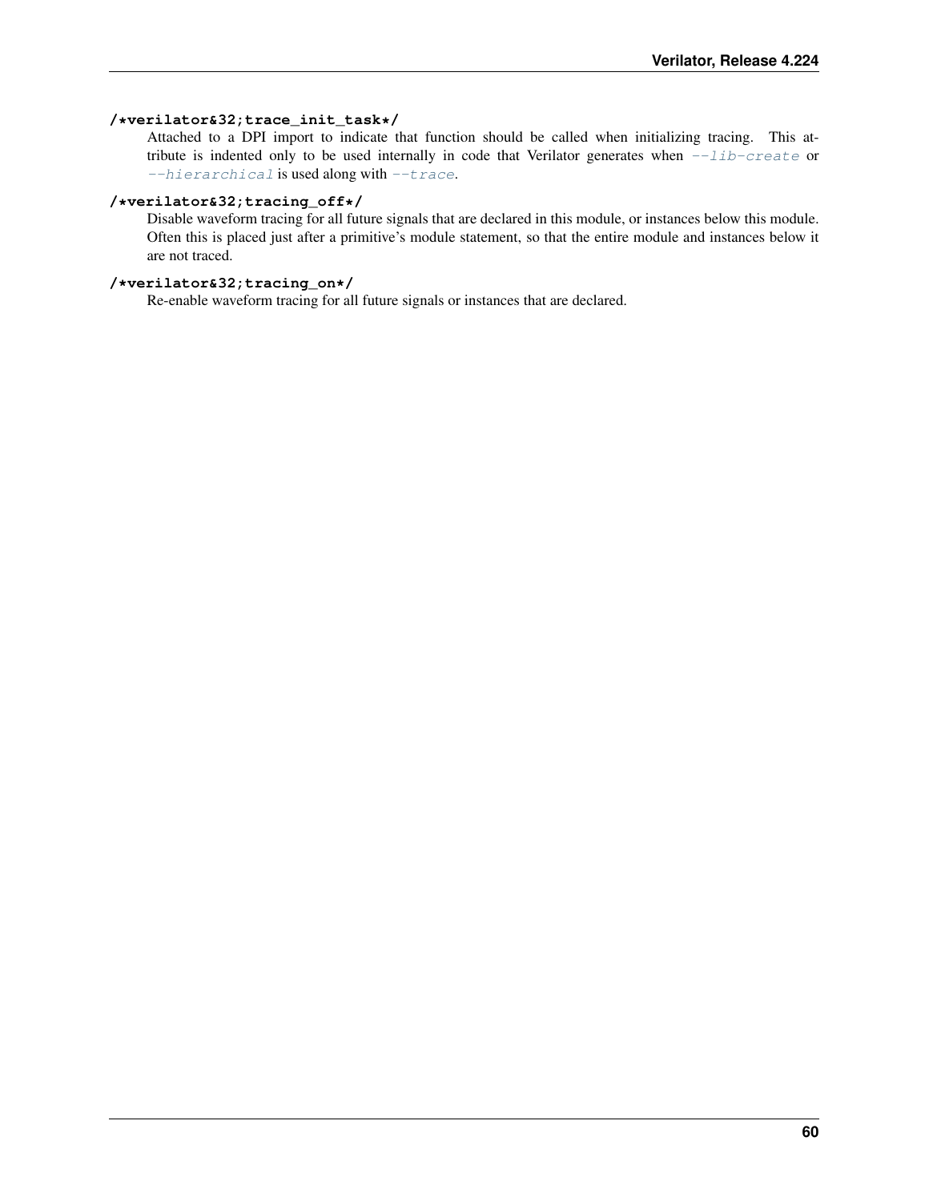**/*verilator&32;trace_init_task*/**

Attached to a DPI import to indicate that function should be called when initializing tracing. This attribute is indented only to be used internally in code that Verilator generates when *--lib-create* or *--hierarchical* is used along with *--trace*.

**/*verilator&32;tracing_off*/**

Disable waveform tracing for all future signals that are declared in this module, or instances below this module. Often this is placed just after a primitive's module statement, so that the entire module and instances below it are not traced.

**/*verilator&32;tracing_on*/**

Re-enable waveform tracing for all future signals or instances that are declared.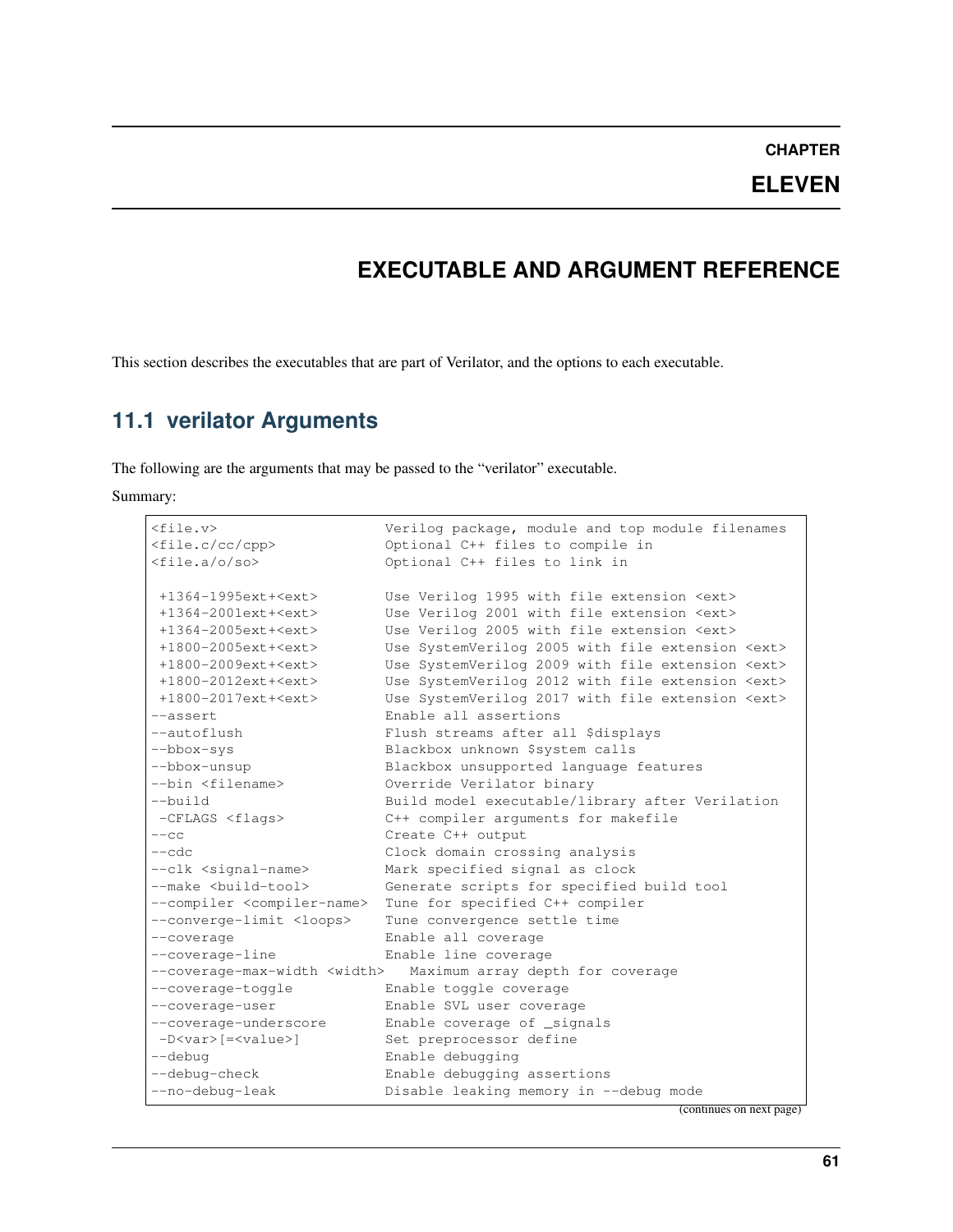# CHAPTER ELEVEN

# EXECUTABLE AND ARGUMENT REFERENCE

This section describes the executables that are part of Verilator, and the options to each executable.

## 11.1 verilator Arguments

The following are the arguments that may be passed to the "verilator" executable.

Summary:

```
<file.v>                    Verilog package, module and top module filenames
<file.c/cc/cpp>             Optional C++ files to compile in
<file.a/o/so>               Optional C++ files to link in

 +1364-1995ext+<ext>        Use Verilog 1995 with file extension <ext>
 +1364-2001ext+<ext>        Use Verilog 2001 with file extension <ext>
 +1364-2005ext+<ext>        Use Verilog 2005 with file extension <ext>
 +1800-2005ext+<ext>        Use SystemVerilog 2005 with file extension <ext>
 +1800-2009ext+<ext>        Use SystemVerilog 2009 with file extension <ext>
 +1800-2012ext+<ext>        Use SystemVerilog 2012 with file extension <ext>
 +1800-2017ext+<ext>        Use SystemVerilog 2017 with file extension <ext>
--assert                    Enable all assertions
--autoflush                 Flush streams after all $displays
--bbox-sys                  Blackbox unknown $system calls
--bbox-unsup                Blackbox unsupported language features
--bin <filename>            Override Verilator binary
--build                     Build model executable/library after Verilation
 -CFLAGS <flags>            C++ compiler arguments for makefile
--cc                        Create C++ output
--cdc                       Clock domain crossing analysis
--clk <signal-name>         Mark specified signal as clock
--make <build-tool>         Generate scripts for specified build tool
--compiler <compiler-name>  Tune for specified C++ compiler
--converge-limit <loops>    Tune convergence settle time
--coverage                  Enable all coverage
--coverage-line             Enable line coverage
--coverage-max-width <width>   Maximum array depth for coverage
--coverage-toggle           Enable toggle coverage
--coverage-user             Enable SVL user coverage
--coverage-underscore       Enable coverage of _signals
 -D<var>[=<value>]          Set preprocessor define
--debug                     Enable debugging
--debug-check               Enable debugging assertions
--no-debug-leak             Disable leaking memory in --debug mode
```

(continues on next page)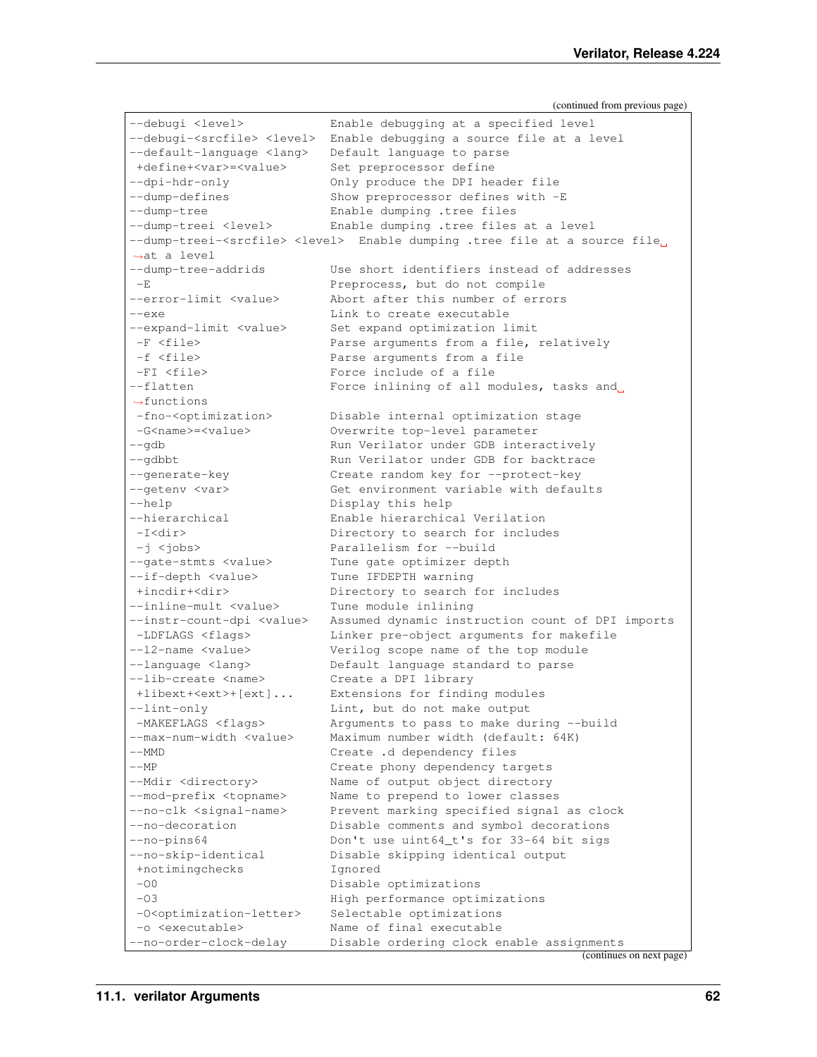(continued from previous page)

```
--debugi <level>           Enable debugging at a specified level
--debugi-<srcfile> <level>  Enable debugging a source file at a level
--default-language <lang>   Default language to parse
 +define+<var>=<value>      Set preprocessor define
--dpi-hdr-only             Only produce the DPI header file
--dump-defines             Show preprocessor defines with -E
--dump-tree                Enable dumping .tree files
--dump-treei <level>       Enable dumping .tree files at a level
--dump-treei-<srcfile> <level>  Enable dumping .tree file at a source file
↪at a level
--dump-tree-addrids        Use short identifiers instead of addresses
 -E                        Preprocess, but do not compile
--error-limit <value>      Abort after this number of errors
--exe                      Link to create executable
--expand-limit <value>     Set expand optimization limit
 -F <file>                 Parse arguments from a file, relatively
 -f <file>                 Parse arguments from a file
 -FI <file>                Force include of a file
--flatten                  Force inlining of all modules, tasks and
↪functions
 -fno-<optimization>       Disable internal optimization stage
 -G<name>=<value>          Overwrite top-level parameter
--gdb                      Run Verilator under GDB interactively
--gdbbt                    Run Verilator under GDB for backtrace
--generate-key             Create random key for --protect-key
--getenv <var>             Get environment variable with defaults
--help                     Display this help
--hierarchical             Enable hierarchical Verilation
 -I<dir>                   Directory to search for includes
 -j <jobs>                 Parallelism for --build
--gate-stmts <value>       Tune gate optimizer depth
--if-depth <value>         Tune IFDEPTH warning
 +incdir+<dir>             Directory to search for includes
--inline-mult <value>      Tune module inlining
--instr-count-dpi <value>  Assumed dynamic instruction count of DPI imports
 -LDFLAGS <flags>          Linker pre-object arguments for makefile
--l2-name <value>          Verilog scope name of the top module
--language <lang>          Default language standard to parse
--lib-create <name>        Create a DPI library
 +libext+<ext>+[ext]...    Extensions for finding modules
--lint-only                Lint, but do not make output
 -MAKEFLAGS <flags>        Arguments to pass to make during --build
--max-num-width <value>    Maximum number width (default: 64K)
--MMD                      Create .d dependency files
--MP                       Create phony dependency targets
--Mdir <directory>         Name of output object directory
--mod-prefix <topname>     Name to prepend to lower classes
--no-clk <signal-name>     Prevent marking specified signal as clock
--no-decoration            Disable comments and symbol decorations
--no-pins64                Don't use uint64_t's for 33-64 bit sigs
--no-skip-identical        Disable skipping identical output
 +notimingchecks           Ignored
 -O0                       Disable optimizations
 -O3                       High performance optimizations
 -O<optimization-letter>   Selectable optimizations
 -o <executable>           Name of final executable
--no-order-clock-delay     Disable ordering clock enable assignments
```

(continues on next page)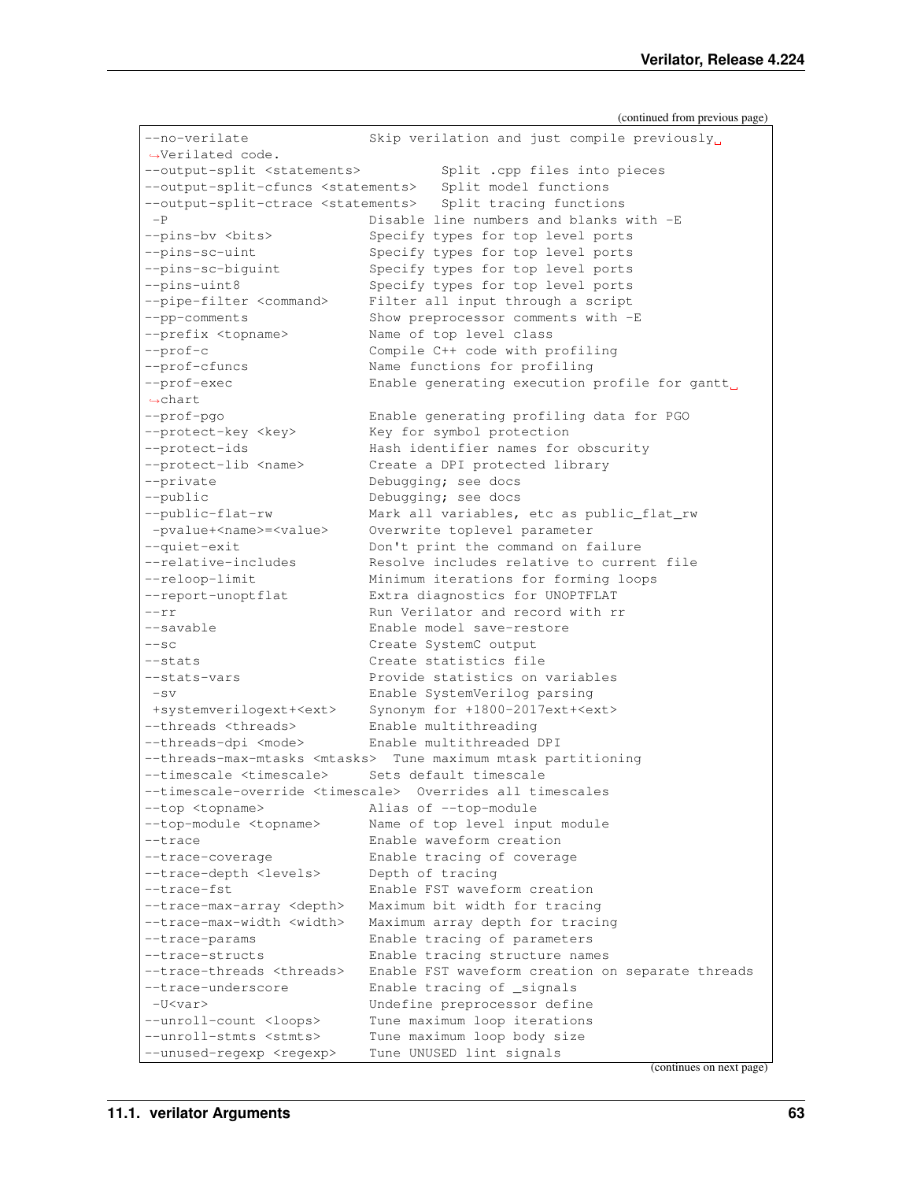(continued from previous page)

```
--no-verilate               Skip verilation and just compile previously␣
↪Verilated code.
--output-split <statements>          Split .cpp files into pieces
--output-split-cfuncs <statements>   Split model functions
--output-split-ctrace <statements>   Split tracing functions
 -P                         Disable line numbers and blanks with -E
--pins-bv <bits>            Specify types for top level ports
--pins-sc-uint              Specify types for top level ports
--pins-sc-biguint           Specify types for top level ports
--pins-uint8                Specify types for top level ports
--pipe-filter <command>     Filter all input through a script
--pp-comments               Show preprocessor comments with -E
--prefix <topname>          Name of top level class
--prof-c                    Compile C++ code with profiling
--prof-cfuncs               Name functions for profiling
--prof-exec                 Enable generating execution profile for gantt␣
↪chart
--prof-pgo                  Enable generating profiling data for PGO
--protect-key <key>         Key for symbol protection
--protect-ids               Hash identifier names for obscurity
--protect-lib <name>        Create a DPI protected library
--private                   Debugging; see docs
--public                    Debugging; see docs
--public-flat-rw            Mark all variables, etc as public_flat_rw
 -pvalue+<name>=<value>     Overwrite toplevel parameter
--quiet-exit                Don't print the command on failure
--relative-includes         Resolve includes relative to current file
--reloop-limit              Minimum iterations for forming loops
--report-unoptflat          Extra diagnostics for UNOPTFLAT
--rr                        Run Verilator and record with rr
--savable                   Enable model save-restore
--sc                        Create SystemC output
--stats                     Create statistics file
--stats-vars                Provide statistics on variables
 -sv                        Enable SystemVerilog parsing
 +systemverilogext+<ext>    Synonym for +1800-2017ext+<ext>
--threads <threads>         Enable multithreading
--threads-dpi <mode>        Enable multithreaded DPI
--threads-max-mtasks <mtasks>  Tune maximum mtask partitioning
--timescale <timescale>     Sets default timescale
--timescale-override <timescale>  Overrides all timescales
--top <topname>             Alias of --top-module
--top-module <topname>      Name of top level input module
--trace                     Enable waveform creation
--trace-coverage            Enable tracing of coverage
--trace-depth <levels>      Depth of tracing
--trace-fst                 Enable FST waveform creation
--trace-max-array <depth>   Maximum bit width for tracing
--trace-max-width <width>   Maximum array depth for tracing
--trace-params              Enable tracing of parameters
--trace-structs             Enable tracing structure names
--trace-threads <threads>   Enable FST waveform creation on separate threads
--trace-underscore          Enable tracing of _signals
 -U<var>                    Undefine preprocessor define
--unroll-count <loops>      Tune maximum loop iterations
--unroll-stmts <stmts>      Tune maximum loop body size
--unused-regexp <regexp>    Tune UNUSED lint signals
```

(continues on next page)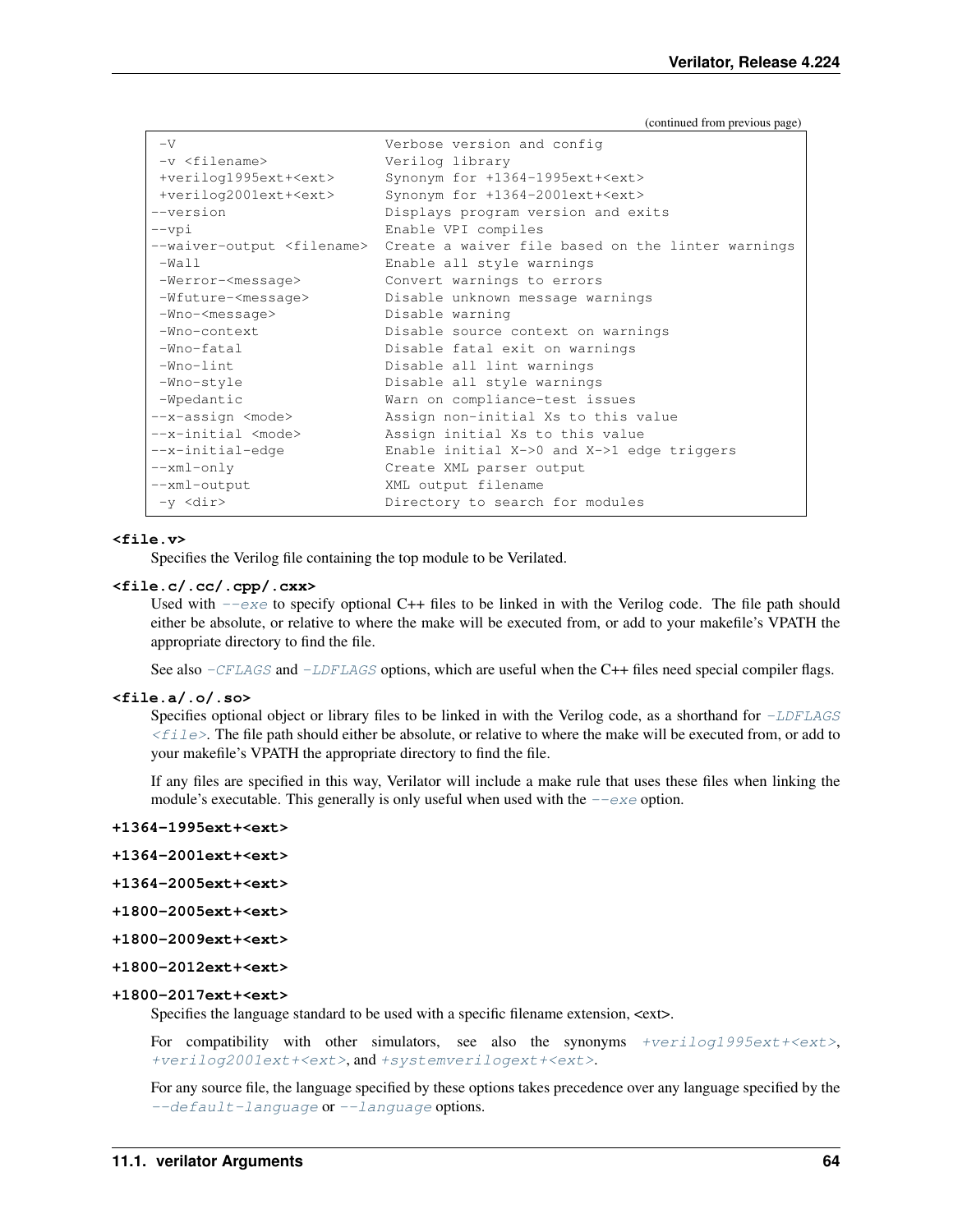(continued from previous page)

```
 -V                          Verbose version and config
 -v <filename>               Verilog library
 +verilog1995ext+<ext>       Synonym for +1364-1995ext+<ext>
 +verilog2001ext+<ext>       Synonym for +1364-2001ext+<ext>
--version                    Displays program version and exits
--vpi                        Enable VPI compiles
--waiver-output <filename>   Create a waiver file based on the linter warnings
 -Wall                       Enable all style warnings
 -Werror-<message>           Convert warnings to errors
 -Wfuture-<message>          Disable unknown message warnings
 -Wno-<message>              Disable warning
 -Wno-context                Disable source context on warnings
 -Wno-fatal                  Disable fatal exit on warnings
 -Wno-lint                   Disable all lint warnings
 -Wno-style                  Disable all style warnings
 -Wpedantic                  Warn on compliance-test issues
--x-assign <mode>            Assign non-initial Xs to this value
--x-initial <mode>           Assign initial Xs to this value
--x-initial-edge             Enable initial X->0 and X->1 edge triggers
--xml-only                   Create XML parser output
--xml-output                 XML output filename
 -y <dir>                    Directory to search for modules
```

**<file.v>**

Specifies the Verilog file containing the top module to be Verilated.

**<file.c/.cc/.cpp/.cxx>**

Used with *--exe* to specify optional C++ files to be linked in with the Verilog code. The file path should either be absolute, or relative to where the make will be executed from, or add to your makefile's VPATH the appropriate directory to find the file.

See also *-CFLAGS* and *-LDFLAGS* options, which are useful when the C++ files need special compiler flags.

**<file.a/.o/.so>**

Specifies optional object or library files to be linked in with the Verilog code, as a shorthand for *-LDFLAGS <file>*. The file path should either be absolute, or relative to where the make will be executed from, or add to your makefile's VPATH the appropriate directory to find the file.

If any files are specified in this way, Verilator will include a make rule that uses these files when linking the module's executable. This generally is only useful when used with the *--exe* option.

**+1364-1995ext+<ext>**

**+1364-2001ext+<ext>**

**+1364-2005ext+<ext>**

**+1800-2005ext+<ext>**

**+1800-2009ext+<ext>**

**+1800-2012ext+<ext>**

**+1800-2017ext+<ext>**

Specifies the language standard to be used with a specific filename extension, <ext>.

For compatibility with other simulators, see also the synonyms *+verilog1995ext+<ext>*, *+verilog2001ext+<ext>*, and *+systemverilogext+<ext>*.

For any source file, the language specified by these options takes precedence over any language specified by the *--default-language* or *--language* options.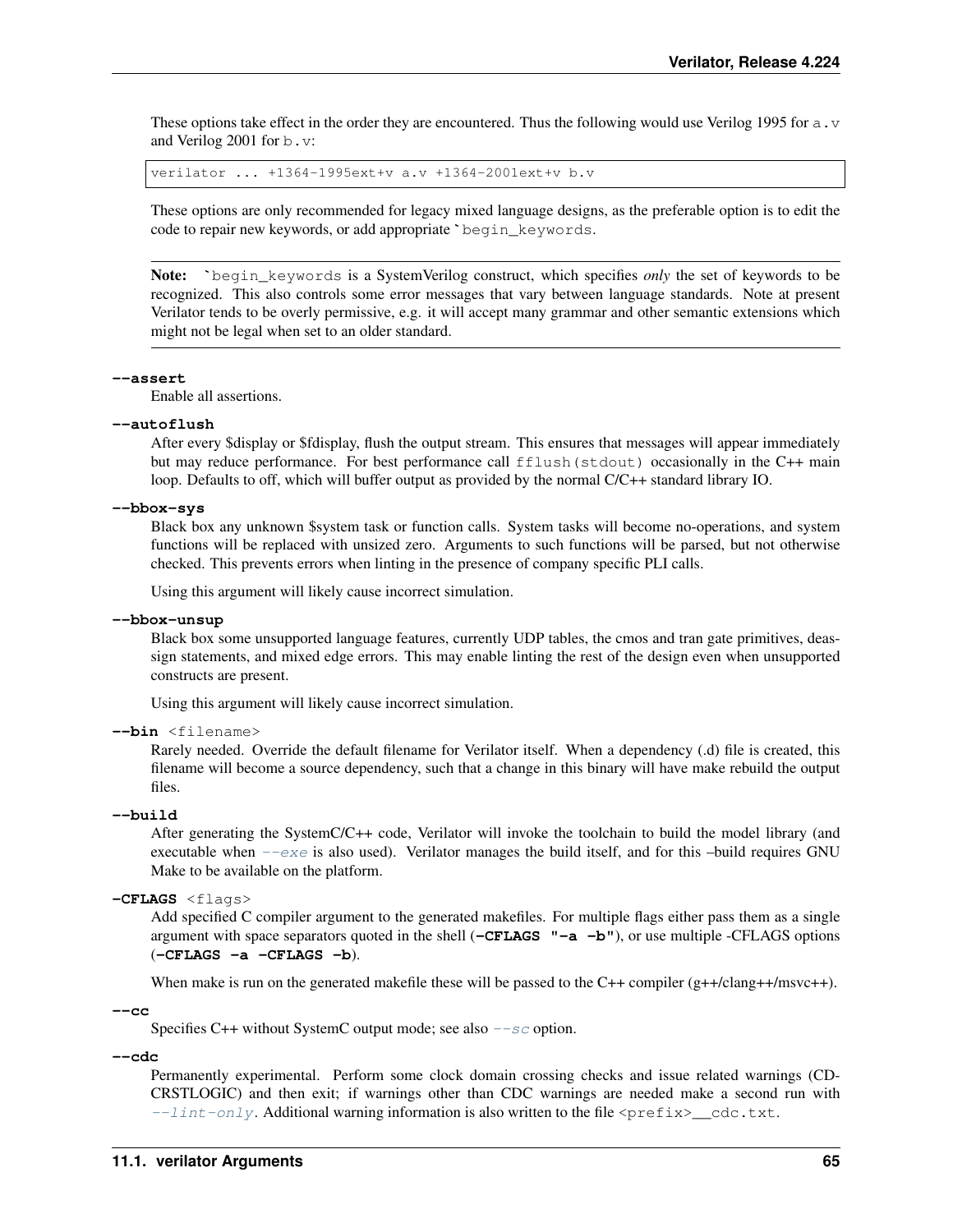These options take effect in the order they are encountered. Thus the following would use Verilog 1995 for `a.v` and Verilog 2001 for `b.v`:

```
verilator ... +1364-1995ext+v a.v +1364-2001ext+v b.v
```

These options are only recommended for legacy mixed language designs, as the preferable option is to edit the code to repair new keywords, or add appropriate `` `begin_keywords ``.

---

**Note:** `` `begin_keywords `` is a SystemVerilog construct, which specifies *only* the set of keywords to be recognized. This also controls some error messages that vary between language standards. Note at present Verilator tends to be overly permissive, e.g. it will accept many grammar and other semantic extensions which might not be legal when set to an older standard.

---

**--assert**
Enable all assertions.

**--autoflush**
After every $display or $fdisplay, flush the output stream. This ensures that messages will appear immediately but may reduce performance. For best performance call `fflush(stdout)` occasionally in the C++ main loop. Defaults to off, which will buffer output as provided by the normal C/C++ standard library IO.

**--bbox-sys**
Black box any unknown $system task or function calls. System tasks will become no-operations, and system functions will be replaced with unsized zero. Arguments to such functions will be parsed, but not otherwise checked. This prevents errors when linting in the presence of company specific PLI calls.

Using this argument will likely cause incorrect simulation.

**--bbox-unsup**
Black box some unsupported language features, currently UDP tables, the cmos and tran gate primitives, deassign statements, and mixed edge errors. This may enable linting the rest of the design even when unsupported constructs are present.

Using this argument will likely cause incorrect simulation.

**--bin** <filename>
Rarely needed. Override the default filename for Verilator itself. When a dependency (.d) file is created, this filename will become a source dependency, such that a change in this binary will have make rebuild the output files.

**--build**
After generating the SystemC/C++ code, Verilator will invoke the toolchain to build the model library (and executable when *--exe* is also used). Verilator manages the build itself, and for this –build requires GNU Make to be available on the platform.

**-CFLAGS** <flags>
Add specified C compiler argument to the generated makefiles. For multiple flags either pass them as a single argument with space separators quoted in the shell (**-CFLAGS "-a -b"**), or use multiple -CFLAGS options (**-CFLAGS -a -CFLAGS -b**).

When make is run on the generated makefile these will be passed to the C++ compiler (g++/clang++/msvc++).

**--cc**
Specifies C++ without SystemC output mode; see also *--sc* option.

**--cdc**
Permanently experimental. Perform some clock domain crossing checks and issue related warnings (CDCRSTLOGIC) and then exit; if warnings other than CDC warnings are needed make a second run with *--lint-only*. Additional warning information is also written to the file `<prefix>__cdc.txt`.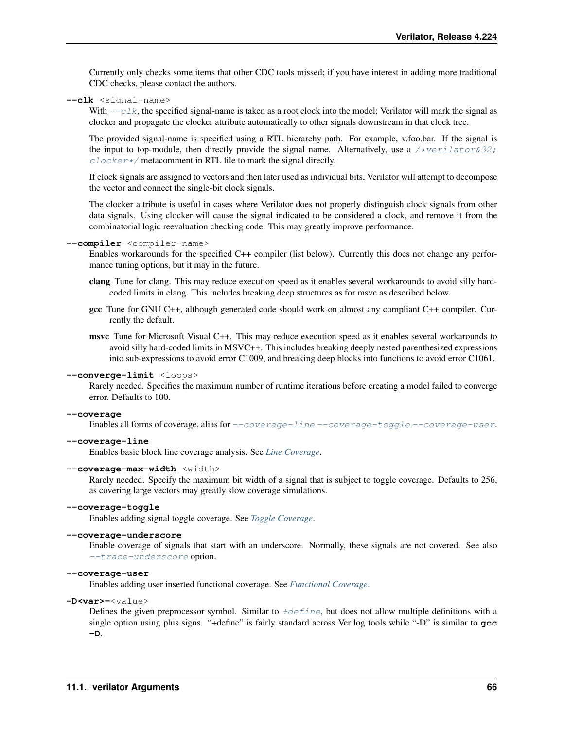Currently only checks some items that other CDC tools missed; if you have interest in adding more traditional CDC checks, please contact the authors.

**--clk** <signal-name>

With `--clk`, the specified signal-name is taken as a root clock into the model; Verilator will mark the signal as clocker and propagate the clocker attribute automatically to other signals downstream in that clock tree.

The provided signal-name is specified using a RTL hierarchy path. For example, v.foo.bar. If the signal is the input to top-module, then directly provide the signal name. Alternatively, use a `/*verilator&32; clocker*/` metacomment in RTL file to mark the signal directly.

If clock signals are assigned to vectors and then later used as individual bits, Verilator will attempt to decompose the vector and connect the single-bit clock signals.

The clocker attribute is useful in cases where Verilator does not properly distinguish clock signals from other data signals. Using clocker will cause the signal indicated to be considered a clock, and remove it from the combinatorial logic reevaluation checking code. This may greatly improve performance.

**--compiler** <compiler-name>

Enables workarounds for the specified C++ compiler (list below). Currently this does not change any performance tuning options, but it may in the future.

**clang** Tune for clang. This may reduce execution speed as it enables several workarounds to avoid silly hard-coded limits in clang. This includes breaking deep structures as for msvc as described below.

**gcc** Tune for GNU C++, although generated code should work on almost any compliant C++ compiler. Currently the default.

**msvc** Tune for Microsoft Visual C++. This may reduce execution speed as it enables several workarounds to avoid silly hard-coded limits in MSVC++. This includes breaking deeply nested parenthesized expressions into sub-expressions to avoid error C1009, and breaking deep blocks into functions to avoid error C1061.

**--converge-limit** <loops>

Rarely needed. Specifies the maximum number of runtime iterations before creating a model failed to converge error. Defaults to 100.

**--coverage**

Enables all forms of coverage, alias for `--coverage-line` `--coverage-toggle` `--coverage-user`.

**--coverage-line**

Enables basic block line coverage analysis. See *Line Coverage*.

**--coverage-max-width** <width>

Rarely needed. Specify the maximum bit width of a signal that is subject to toggle coverage. Defaults to 256, as covering large vectors may greatly slow coverage simulations.

**--coverage-toggle**

Enables adding signal toggle coverage. See *Toggle Coverage*.

**--coverage-underscore**

Enable coverage of signals that start with an underscore. Normally, these signals are not covered. See also `--trace-underscore` option.

**--coverage-user**

Enables adding user inserted functional coverage. See *Functional Coverage*.

**-D<var>**=<value>

Defines the given preprocessor symbol. Similar to `+define`, but does not allow multiple definitions with a single option using plus signs. "+define" is fairly standard across Verilog tools while "-D" is similar to **gcc -D**.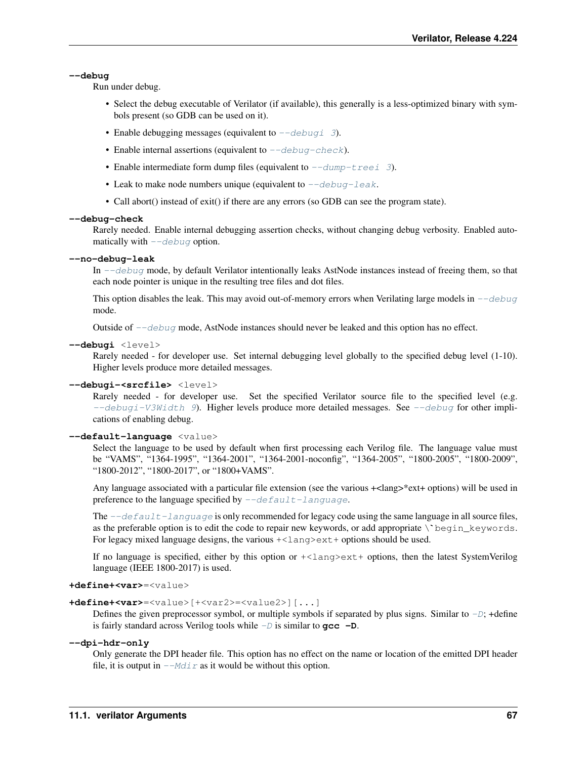**--debug**

Run under debug.

- Select the debug executable of Verilator (if available), this generally is a less-optimized binary with symbols present (so GDB can be used on it).
- Enable debugging messages (equivalent to *--debugi 3*).
- Enable internal assertions (equivalent to *--debug-check*).
- Enable intermediate form dump files (equivalent to *--dump-treei 3*).
- Leak to make node numbers unique (equivalent to *--debug-leak*.
- Call abort() instead of exit() if there are any errors (so GDB can see the program state).

**--debug-check**

Rarely needed. Enable internal debugging assertion checks, without changing debug verbosity. Enabled automatically with *--debug* option.

**--no-debug-leak**

In *--debug* mode, by default Verilator intentionally leaks AstNode instances instead of freeing them, so that each node pointer is unique in the resulting tree files and dot files.

This option disables the leak. This may avoid out-of-memory errors when Verilating large models in *--debug* mode.

Outside of *--debug* mode, AstNode instances should never be leaked and this option has no effect.

**--debugi** `<level>`

Rarely needed - for developer use. Set internal debugging level globally to the specified debug level (1-10). Higher levels produce more detailed messages.

**--debugi-<srcfile>** `<level>`

Rarely needed - for developer use. Set the specified Verilator source file to the specified level (e.g. *--debugi-V3Width 9*). Higher levels produce more detailed messages. See *--debug* for other implications of enabling debug.

**--default-language** `<value>`

Select the language to be used by default when first processing each Verilog file. The language value must be "VAMS", "1364-1995", "1364-2001", "1364-2001-noconfig", "1364-2005", "1800-2005", "1800-2009", "1800-2012", "1800-2017", or "1800+VAMS".

Any language associated with a particular file extension (see the various +<lang>*ext+ options) will be used in preference to the language specified by *--default-language*.

The *--default-language* is only recommended for legacy code using the same language in all source files, as the preferable option is to edit the code to repair new keywords, or add appropriate `` \`begin_keywords ``. For legacy mixed language designs, the various `+<lang>ext+` options should be used.

If no language is specified, either by this option or `+<lang>ext+` options, then the latest SystemVerilog language (IEEE 1800-2017) is used.

**+define+<var>**`=<value>`

**+define+<var>**`=<value>[+<var2>=<value2>][...]`

Defines the given preprocessor symbol, or multiple symbols if separated by plus signs. Similar to *-D*; +define is fairly standard across Verilog tools while *-D* is similar to **gcc -D**.

**--dpi-hdr-only**

Only generate the DPI header file. This option has no effect on the name or location of the emitted DPI header file, it is output in *--Mdir* as it would be without this option.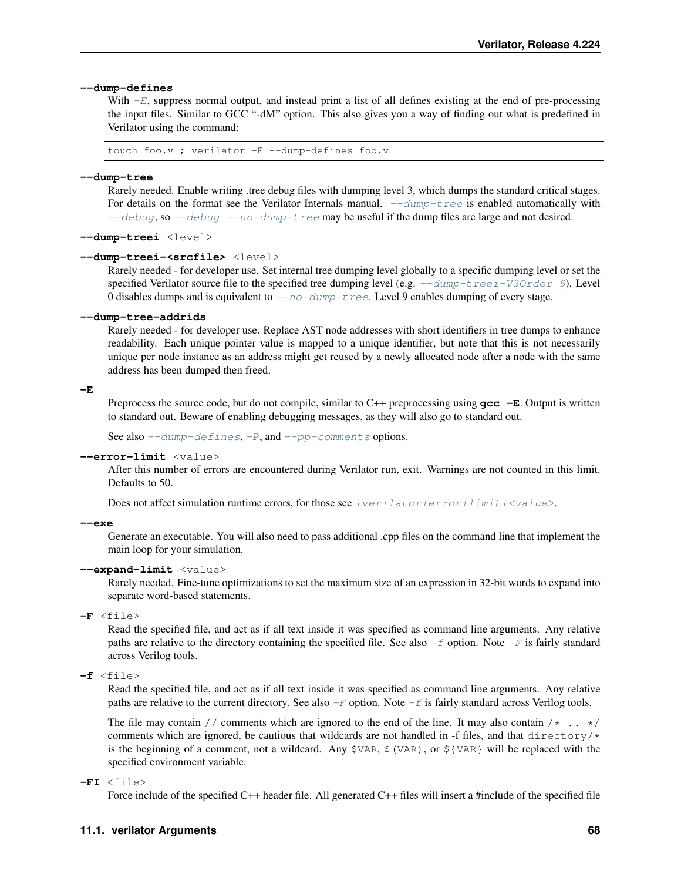**--dump-defines**

With *-E*, suppress normal output, and instead print a list of all defines existing at the end of pre-processing the input files. Similar to GCC "-dM" option. This also gives you a way of finding out what is predefined in Verilator using the command:

```
touch foo.v ; verilator -E --dump-defines foo.v
```

**--dump-tree**

Rarely needed. Enable writing .tree debug files with dumping level 3, which dumps the standard critical stages. For details on the format see the Verilator Internals manual. *--dump-tree* is enabled automatically with *--debug*, so *--debug --no-dump-tree* may be useful if the dump files are large and not desired.

**--dump-treei** <level>

**--dump-treei-<srcfile>** <level>

Rarely needed - for developer use. Set internal tree dumping level globally to a specific dumping level or set the specified Verilator source file to the specified tree dumping level (e.g. *--dump-treei-V3Order 9*). Level 0 disables dumps and is equivalent to *--no-dump-tree*. Level 9 enables dumping of every stage.

**--dump-tree-addrids**

Rarely needed - for developer use. Replace AST node addresses with short identifiers in tree dumps to enhance readability. Each unique pointer value is mapped to a unique identifier, but note that this is not necessarily unique per node instance as an address might get reused by a newly allocated node after a node with the same address has been dumped then freed.

**-E**

Preprocess the source code, but do not compile, similar to C++ preprocessing using **gcc -E**. Output is written to standard out. Beware of enabling debugging messages, as they will also go to standard out.

See also *--dump-defines*, *-P*, and *--pp-comments* options.

**--error-limit** <value>

After this number of errors are encountered during Verilator run, exit. Warnings are not counted in this limit. Defaults to 50.

Does not affect simulation runtime errors, for those see *+verilator+error+limit+<value>*.

**--exe**

Generate an executable. You will also need to pass additional .cpp files on the command line that implement the main loop for your simulation.

**--expand-limit** <value>

Rarely needed. Fine-tune optimizations to set the maximum size of an expression in 32-bit words to expand into separate word-based statements.

**-F** <file>

Read the specified file, and act as if all text inside it was specified as command line arguments. Any relative paths are relative to the directory containing the specified file. See also *-f* option. Note *-F* is fairly standard across Verilog tools.

**-f** <file>

Read the specified file, and act as if all text inside it was specified as command line arguments. Any relative paths are relative to the current directory. See also *-F* option. Note *-f* is fairly standard across Verilog tools.

The file may contain `//` comments which are ignored to the end of the line. It may also contain `/* .. */` comments which are ignored, be cautious that wildcards are not handled in -f files, and that `directory/*` is the beginning of a comment, not a wildcard. Any `$VAR`, `$(VAR)`, or `${VAR}` will be replaced with the specified environment variable.

**-FI** <file>

Force include of the specified C++ header file. All generated C++ files will insert a #include of the specified file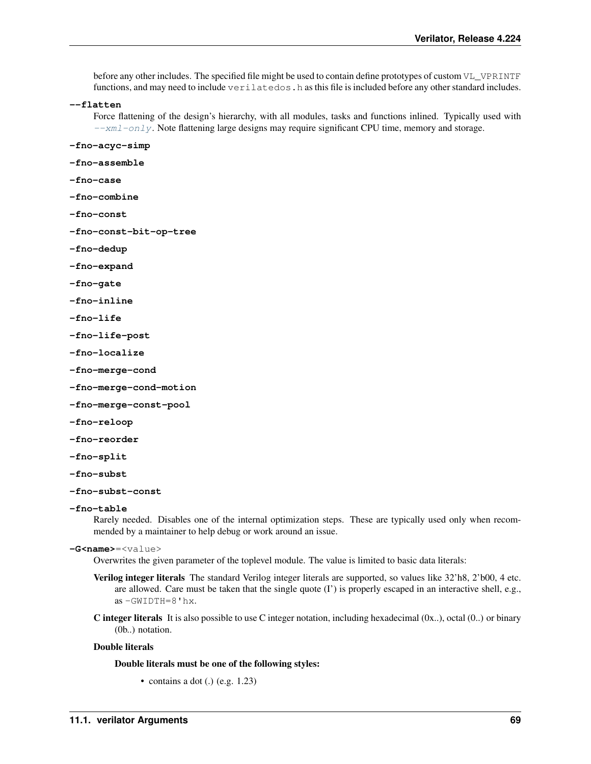before any other includes. The specified file might be used to contain define prototypes of custom `VL_VPRINTF` functions, and may need to include `verilatedos.h` as this file is included before any other standard includes.

**--flatten**

Force flattening of the design's hierarchy, with all modules, tasks and functions inlined. Typically used with *--xml-only*. Note flattening large designs may require significant CPU time, memory and storage.

**-fno-acyc-simp**

**-fno-assemble**

**-fno-case**

**-fno-combine**

**-fno-const**

**-fno-const-bit-op-tree**

**-fno-dedup**

**-fno-expand**

**-fno-gate**

**-fno-inline**

**-fno-life**

**-fno-life-post**

**-fno-localize**

**-fno-merge-cond**

**-fno-merge-cond-motion**

**-fno-merge-const-pool**

**-fno-reloop**

**-fno-reorder**

**-fno-split**

**-fno-subst**

**-fno-subst-const**

**-fno-table**

Rarely needed. Disables one of the internal optimization steps. These are typically used only when recommended by a maintainer to help debug or work around an issue.

**-G<name>**=<value>

Overwrites the given parameter of the toplevel module. The value is limited to basic data literals:

**Verilog integer literals** The standard Verilog integer literals are supported, so values like 32'h8, 2'b00, 4 etc. are allowed. Care must be taken that the single quote (I') is properly escaped in an interactive shell, e.g., as `-GWIDTH=8'hx`.

**C integer literals** It is also possible to use C integer notation, including hexadecimal (0x..), octal (0..) or binary (0b..) notation.

**Double literals**

**Double literals must be one of the following styles:**

- contains a dot (.) (e.g. 1.23)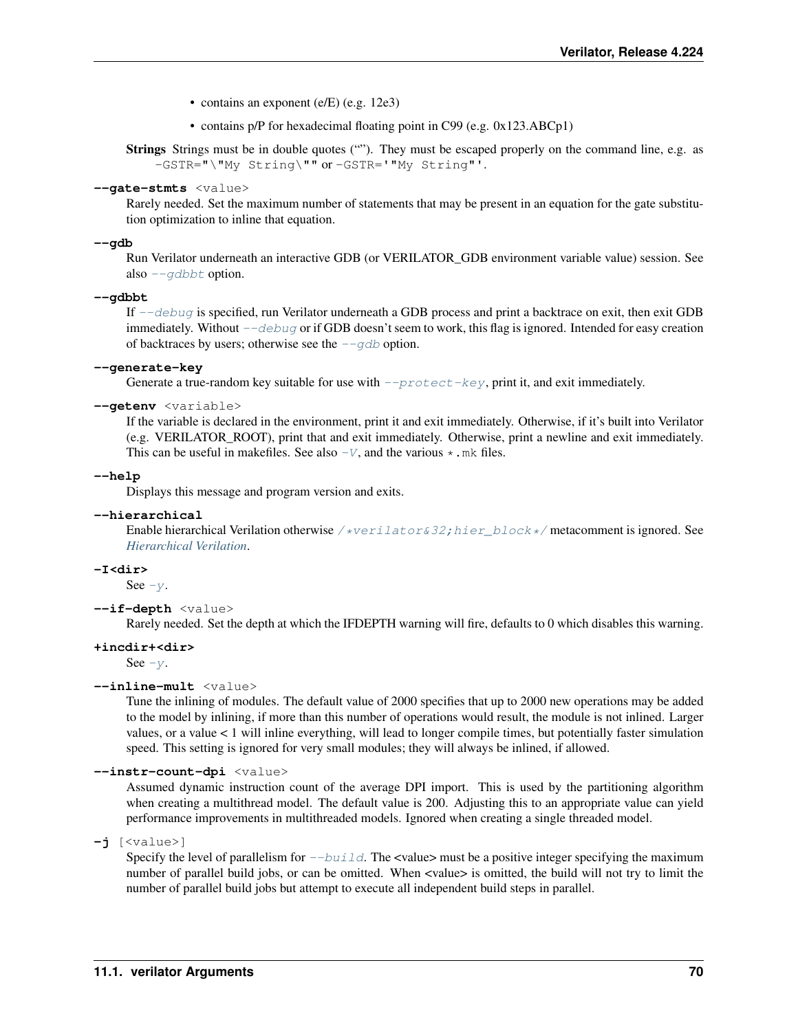- contains an exponent (e/E) (e.g. 12e3)
- contains p/P for hexadecimal floating point in C99 (e.g. 0x123.ABCp1)

**Strings** Strings must be in double quotes (""). They must be escaped properly on the command line, e.g. as `-GSTR="\"My String\""` or `-GSTR='"My String"'`.

**--gate-stmts** <value>
: Rarely needed. Set the maximum number of statements that may be present in an equation for the gate substitution optimization to inline that equation.

**--gdb**
: Run Verilator underneath an interactive GDB (or VERILATOR_GDB environment variable value) session. See also `--gdbbt` option.

**--gdbbt**
: If `--debug` is specified, run Verilator underneath a GDB process and print a backtrace on exit, then exit GDB immediately. Without `--debug` or if GDB doesn't seem to work, this flag is ignored. Intended for easy creation of backtraces by users; otherwise see the `--gdb` option.

**--generate-key**
: Generate a true-random key suitable for use with `--protect-key`, print it, and exit immediately.

**--getenv** <variable>
: If the variable is declared in the environment, print it and exit immediately. Otherwise, if it's built into Verilator (e.g. VERILATOR_ROOT), print that and exit immediately. Otherwise, print a newline and exit immediately. This can be useful in makefiles. See also `-V`, and the various `*.mk` files.

**--help**
: Displays this message and program version and exits.

**--hierarchical**
: Enable hierarchical Verilation otherwise `/*verilator&32;hier_block*/` metacomment is ignored. See *Hierarchical Verilation*.

**-I<dir>**
: See `-y`.

**--if-depth** <value>
: Rarely needed. Set the depth at which the IFDEPTH warning will fire, defaults to 0 which disables this warning.

**+incdir+<dir>**
: See `-y`.

**--inline-mult** <value>
: Tune the inlining of modules. The default value of 2000 specifies that up to 2000 new operations may be added to the model by inlining, if more than this number of operations would result, the module is not inlined. Larger values, or a value < 1 will inline everything, will lead to longer compile times, but potentially faster simulation speed. This setting is ignored for very small modules; they will always be inlined, if allowed.

**--instr-count-dpi** <value>
: Assumed dynamic instruction count of the average DPI import. This is used by the partitioning algorithm when creating a multithread model. The default value is 200. Adjusting this to an appropriate value can yield performance improvements in multithreaded models. Ignored when creating a single threaded model.

**-j** [<value>]
: Specify the level of parallelism for `--build`. The <value> must be a positive integer specifying the maximum number of parallel build jobs, or can be omitted. When <value> is omitted, the build will not try to limit the number of parallel build jobs but attempt to execute all independent build steps in parallel.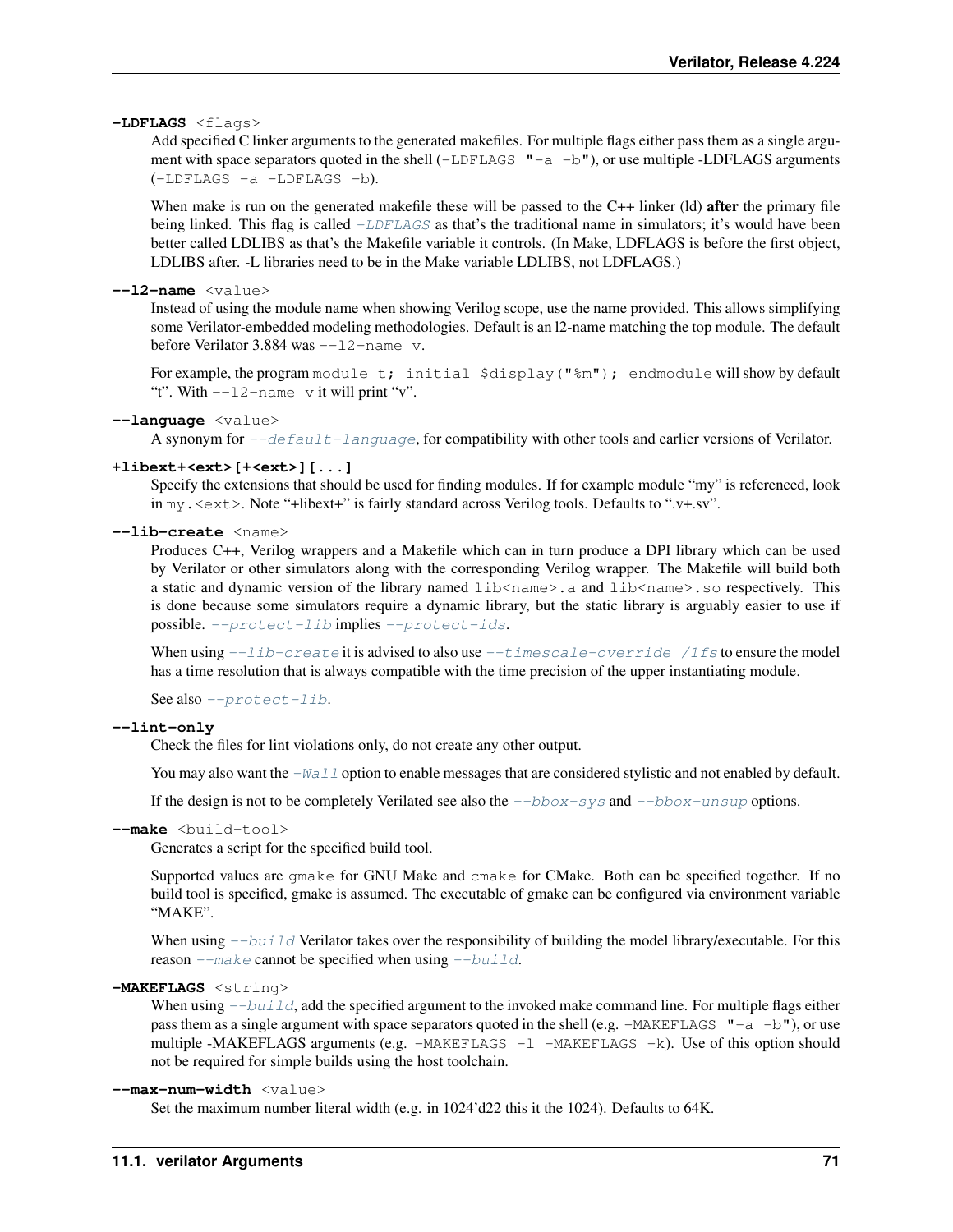**-LDFLAGS** <flags>

Add specified C linker arguments to the generated makefiles. For multiple flags either pass them as a single argument with space separators quoted in the shell (`-LDFLAGS "-a -b"`), or use multiple -LDFLAGS arguments (`-LDFLAGS -a -LDFLAGS -b`).

When make is run on the generated makefile these will be passed to the C++ linker (ld) **after** the primary file being linked. This flag is called `-LDFLAGS` as that's the traditional name in simulators; it's would have been better called LDLIBS as that's the Makefile variable it controls. (In Make, LDFLAGS is before the first object, LDLIBS after. -L libraries need to be in the Make variable LDLIBS, not LDFLAGS.)

**--l2-name** <value>

Instead of using the module name when showing Verilog scope, use the name provided. This allows simplifying some Verilator-embedded modeling methodologies. Default is an l2-name matching the top module. The default before Verilator 3.884 was `--l2-name v`.

For example, the program `module t; initial $display("%m"); endmodule` will show by default "t". With `--l2-name v` it will print "v".

**--language** <value>

A synonym for `--default-language`, for compatibility with other tools and earlier versions of Verilator.

**+libext+<ext>[+<ext>][...]**

Specify the extensions that should be used for finding modules. If for example module "my" is referenced, look in `my.<ext>`. Note "+libext+" is fairly standard across Verilog tools. Defaults to ".v+.sv".

**--lib-create** <name>

Produces C++, Verilog wrappers and a Makefile which can in turn produce a DPI library which can be used by Verilator or other simulators along with the corresponding Verilog wrapper. The Makefile will build both a static and dynamic version of the library named `lib<name>.a` and `lib<name>.so` respectively. This is done because some simulators require a dynamic library, but the static library is arguably easier to use if possible. `--protect-lib` implies `--protect-ids`.

When using `--lib-create` it is advised to also use `--timescale-override /1fs` to ensure the model has a time resolution that is always compatible with the time precision of the upper instantiating module.

See also `--protect-lib`.

**--lint-only**

Check the files for lint violations only, do not create any other output.

You may also want the `-Wall` option to enable messages that are considered stylistic and not enabled by default.

If the design is not to be completely Verilated see also the `--bbox-sys` and `--bbox-unsup` options.

**--make** <build-tool>

Generates a script for the specified build tool.

Supported values are `gmake` for GNU Make and `cmake` for CMake. Both can be specified together. If no build tool is specified, gmake is assumed. The executable of gmake can be configured via environment variable "MAKE".

When using `--build` Verilator takes over the responsibility of building the model library/executable. For this reason `--make` cannot be specified when using `--build`.

**-MAKEFLAGS** <string>

When using `--build`, add the specified argument to the invoked make command line. For multiple flags either pass them as a single argument with space separators quoted in the shell (e.g. `-MAKEFLAGS "-a -b"`), or use multiple -MAKEFLAGS arguments (e.g. `-MAKEFLAGS -l -MAKEFLAGS -k`). Use of this option should not be required for simple builds using the host toolchain.

**--max-num-width** <value>

Set the maximum number literal width (e.g. in 1024'd22 this it the 1024). Defaults to 64K.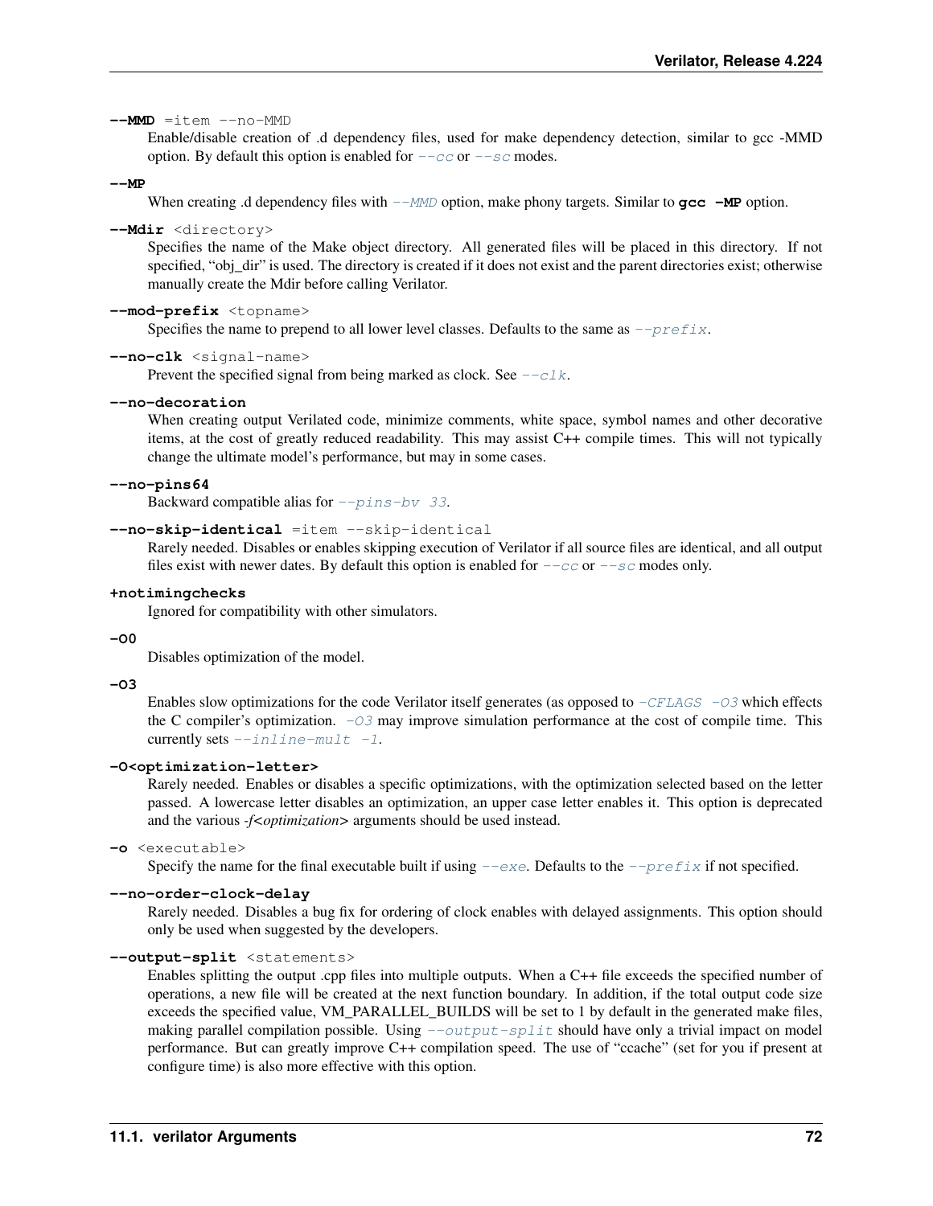**--MMD** =item --no-MMD

Enable/disable creation of .d dependency files, used for make dependency detection, similar to gcc -MMD option. By default this option is enabled for `--cc` or `--sc` modes.

**--MP**

When creating .d dependency files with `--MMD` option, make phony targets. Similar to **gcc -MP** option.

**--Mdir** <directory>

Specifies the name of the Make object directory. All generated files will be placed in this directory. If not specified, "obj_dir" is used. The directory is created if it does not exist and the parent directories exist; otherwise manually create the Mdir before calling Verilator.

**--mod-prefix** <topname>

Specifies the name to prepend to all lower level classes. Defaults to the same as `--prefix`.

**--no-clk** <signal-name>

Prevent the specified signal from being marked as clock. See `--clk`.

**--no-decoration**

When creating output Verilated code, minimize comments, white space, symbol names and other decorative items, at the cost of greatly reduced readability. This may assist C++ compile times. This will not typically change the ultimate model's performance, but may in some cases.

**--no-pins64**

Backward compatible alias for `--pins-bv 33`.

**--no-skip-identical** =item --skip-identical

Rarely needed. Disables or enables skipping execution of Verilator if all source files are identical, and all output files exist with newer dates. By default this option is enabled for `--cc` or `--sc` modes only.

**+notimingchecks**

Ignored for compatibility with other simulators.

**-O0**

Disables optimization of the model.

**-O3**

Enables slow optimizations for the code Verilator itself generates (as opposed to `-CFLAGS -O3` which effects the C compiler's optimization. `-O3` may improve simulation performance at the cost of compile time. This currently sets `--inline-mult -1`.

**-O<optimization-letter>**

Rarely needed. Enables or disables a specific optimizations, with the optimization selected based on the letter passed. A lowercase letter disables an optimization, an upper case letter enables it. This option is deprecated and the various *-f<optimization>* arguments should be used instead.

**-o** <executable>

Specify the name for the final executable built if using `--exe`. Defaults to the `--prefix` if not specified.

**--no-order-clock-delay**

Rarely needed. Disables a bug fix for ordering of clock enables with delayed assignments. This option should only be used when suggested by the developers.

**--output-split** <statements>

Enables splitting the output .cpp files into multiple outputs. When a C++ file exceeds the specified number of operations, a new file will be created at the next function boundary. In addition, if the total output code size exceeds the specified value, VM_PARALLEL_BUILDS will be set to 1 by default in the generated make files, making parallel compilation possible. Using `--output-split` should have only a trivial impact on model performance. But can greatly improve C++ compilation speed. The use of "ccache" (set for you if present at configure time) is also more effective with this option.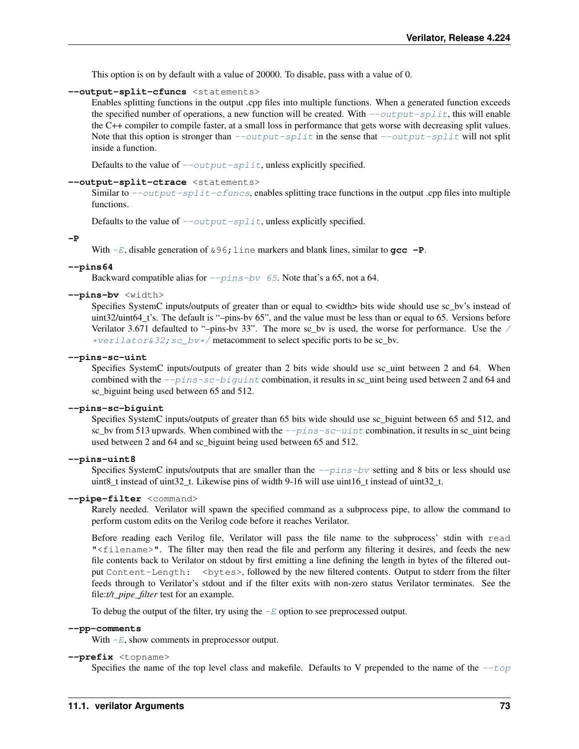This option is on by default with a value of 20000. To disable, pass with a value of 0.

**--output-split-cfuncs** <statements>

Enables splitting functions in the output .cpp files into multiple functions. When a generated function exceeds the specified number of operations, a new function will be created. With `--output-split`, this will enable the C++ compiler to compile faster, at a small loss in performance that gets worse with decreasing split values. Note that this option is stronger than `--output-split` in the sense that `--output-split` will not split inside a function.

Defaults to the value of `--output-split`, unless explicitly specified.

**--output-split-ctrace** <statements>

Similar to `--output-split-cfuncs`, enables splitting trace functions in the output .cpp files into multiple functions.

Defaults to the value of `--output-split`, unless explicitly specified.

**-P**

With `-E`, disable generation of `&96;line` markers and blank lines, similar to **gcc -P**.

**--pins64**

Backward compatible alias for `--pins-bv 65`. Note that's a 65, not a 64.

**--pins-bv** <width>

Specifies SystemC inputs/outputs of greater than or equal to <width> bits wide should use sc_bv's instead of uint32/uint64_t's. The default is "–pins-bv 65", and the value must be less than or equal to 65. Versions before Verilator 3.671 defaulted to "–pins-bv 33". The more sc_bv is used, the worse for performance. Use the `/*verilator&32;sc_bv*/` metacomment to select specific ports to be sc_bv.

**--pins-sc-uint**

Specifies SystemC inputs/outputs of greater than 2 bits wide should use sc_uint between 2 and 64. When combined with the `--pins-sc-biguint` combination, it results in sc_uint being used between 2 and 64 and sc_biguint being used between 65 and 512.

**--pins-sc-biguint**

Specifies SystemC inputs/outputs of greater than 65 bits wide should use sc_biguint between 65 and 512, and sc_bv from 513 upwards. When combined with the `--pins-sc-uint` combination, it results in sc_uint being used between 2 and 64 and sc_biguint being used between 65 and 512.

**--pins-uint8**

Specifies SystemC inputs/outputs that are smaller than the `--pins-bv` setting and 8 bits or less should use uint8_t instead of uint32_t. Likewise pins of width 9-16 will use uint16_t instead of uint32_t.

**--pipe-filter** <command>

Rarely needed. Verilator will spawn the specified command as a subprocess pipe, to allow the command to perform custom edits on the Verilog code before it reaches Verilator.

Before reading each Verilog file, Verilator will pass the file name to the subprocess' stdin with `read "<filename>"`. The filter may then read the file and perform any filtering it desires, and feeds the new file contents back to Verilator on stdout by first emitting a line defining the length in bytes of the filtered output `Content-Length: <bytes>`, followed by the new filtered contents. Output to stderr from the filter feeds through to Verilator's stdout and if the filter exits with non-zero status Verilator terminates. See the file:*t/t_pipe_filter* test for an example.

To debug the output of the filter, try using the `-E` option to see preprocessed output.

**--pp-comments**

With `-E`, show comments in preprocessor output.

**--prefix** <topname>

Specifies the name of the top level class and makefile. Defaults to V prepended to the name of the `--top`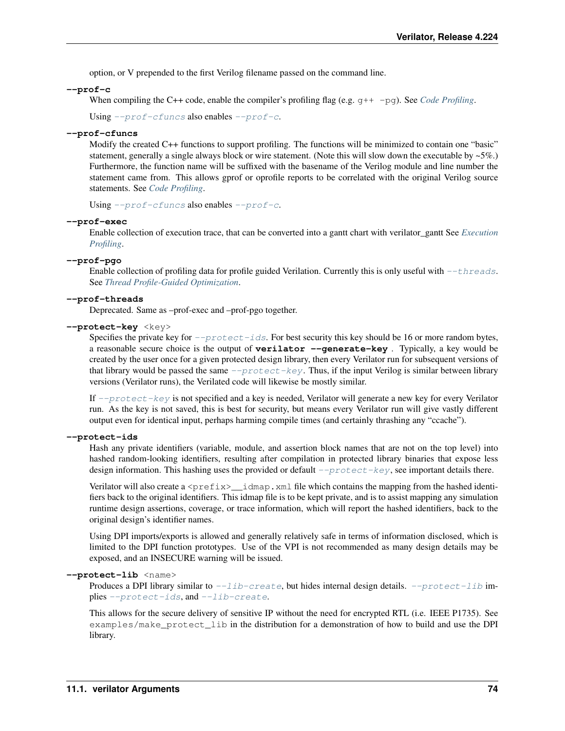option, or V prepended to the first Verilog filename passed on the command line.

**--prof-c**

When compiling the C++ code, enable the compiler's profiling flag (e.g. `g++ -pg`). See *Code Profiling*.

Using `--prof-cfuncs` also enables `--prof-c`.

**--prof-cfuncs**

Modify the created C++ functions to support profiling. The functions will be minimized to contain one "basic" statement, generally a single always block or wire statement. (Note this will slow down the executable by ~5%.) Furthermore, the function name will be suffixed with the basename of the Verilog module and line number the statement came from. This allows gprof or oprofile reports to be correlated with the original Verilog source statements. See *Code Profiling*.

Using `--prof-cfuncs` also enables `--prof-c`.

**--prof-exec**

Enable collection of execution trace, that can be converted into a gantt chart with verilator_gantt See *Execution Profiling*.

**--prof-pgo**

Enable collection of profiling data for profile guided Verilation. Currently this is only useful with `--threads`. See *Thread Profile-Guided Optimization*.

**--prof-threads**

Deprecated. Same as –prof-exec and –prof-pgo together.

**--protect-key** `<key>`

Specifies the private key for `--protect-ids`. For best security this key should be 16 or more random bytes, a reasonable secure choice is the output of **verilator --generate-key** . Typically, a key would be created by the user once for a given protected design library, then every Verilator run for subsequent versions of that library would be passed the same `--protect-key`. Thus, if the input Verilog is similar between library versions (Verilator runs), the Verilated code will likewise be mostly similar.

If `--protect-key` is not specified and a key is needed, Verilator will generate a new key for every Verilator run. As the key is not saved, this is best for security, but means every Verilator run will give vastly different output even for identical input, perhaps harming compile times (and certainly thrashing any "ccache").

**--protect-ids**

Hash any private identifiers (variable, module, and assertion block names that are not on the top level) into hashed random-looking identifiers, resulting after compilation in protected library binaries that expose less design information. This hashing uses the provided or default `--protect-key`, see important details there.

Verilator will also create a `<prefix>__idmap.xml` file which contains the mapping from the hashed identifiers back to the original identifiers. This idmap file is to be kept private, and is to assist mapping any simulation runtime design assertions, coverage, or trace information, which will report the hashed identifiers, back to the original design's identifier names.

Using DPI imports/exports is allowed and generally relatively safe in terms of information disclosed, which is limited to the DPI function prototypes. Use of the VPI is not recommended as many design details may be exposed, and an INSECURE warning will be issued.

**--protect-lib** `<name>`

Produces a DPI library similar to `--lib-create`, but hides internal design details. `--protect-lib` implies `--protect-ids`, and `--lib-create`.

This allows for the secure delivery of sensitive IP without the need for encrypted RTL (i.e. IEEE P1735). See `examples/make_protect_lib` in the distribution for a demonstration of how to build and use the DPI library.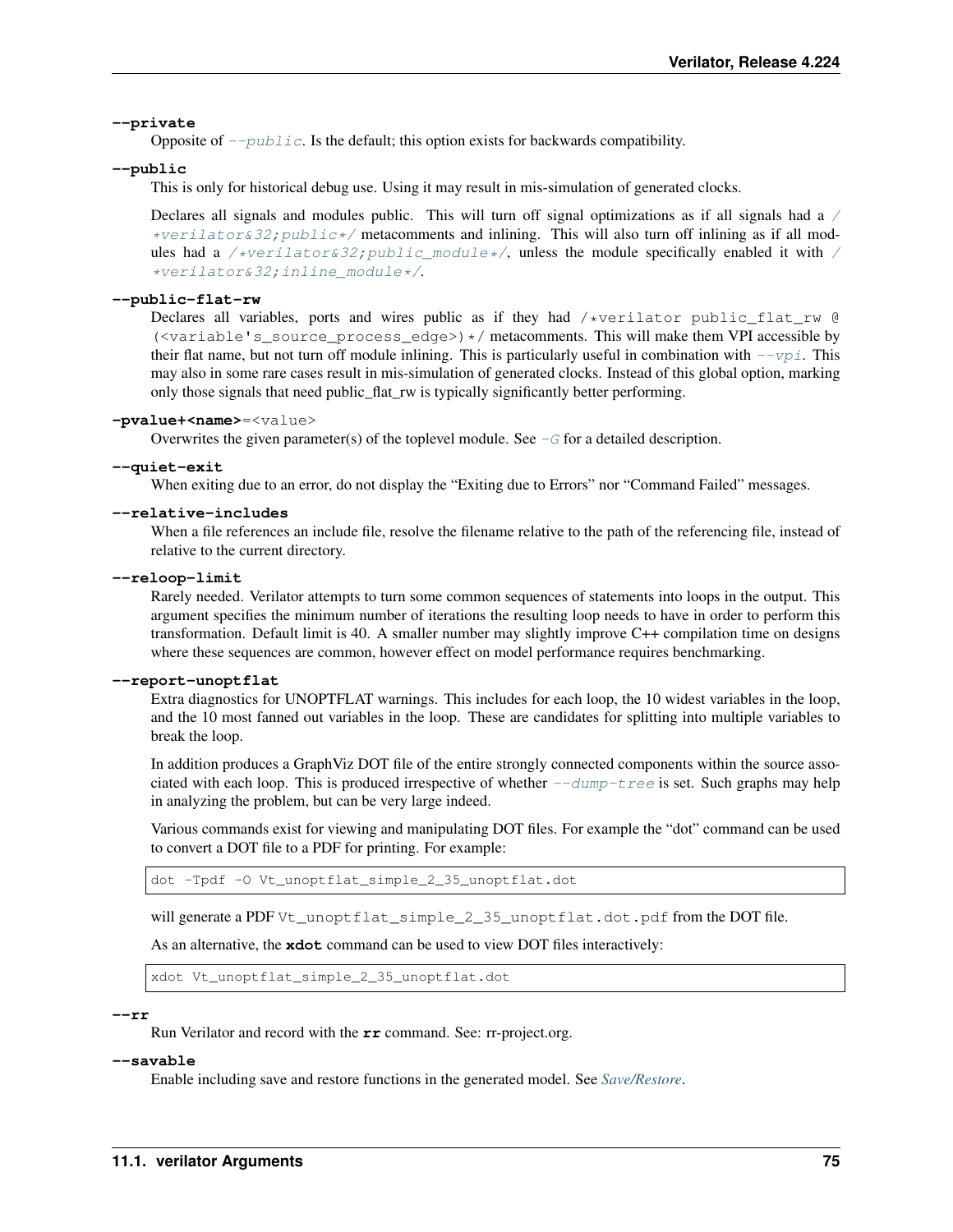**--private**

Opposite of *--public*. Is the default; this option exists for backwards compatibility.

**--public**

This is only for historical debug use. Using it may result in mis-simulation of generated clocks.

Declares all signals and modules public. This will turn off signal optimizations as if all signals had a */*verilator&32;public*/* metacomments and inlining. This will also turn off inlining as if all modules had a */*verilator&32;public_module*/*, unless the module specifically enabled it with */*verilator&32;inline_module*/*.

**--public-flat-rw**

Declares all variables, ports and wires public as if they had `/*verilator public_flat_rw @ (<variable's_source_process_edge>)*/` metacomments. This will make them VPI accessible by their flat name, but not turn off module inlining. This is particularly useful in combination with *--vpi*. This may also in some rare cases result in mis-simulation of generated clocks. Instead of this global option, marking only those signals that need public_flat_rw is typically significantly better performing.

**-pvalue+<name>**=<value>

Overwrites the given parameter(s) of the toplevel module. See *-G* for a detailed description.

**--quiet-exit**

When exiting due to an error, do not display the "Exiting due to Errors" nor "Command Failed" messages.

**--relative-includes**

When a file references an include file, resolve the filename relative to the path of the referencing file, instead of relative to the current directory.

**--reloop-limit**

Rarely needed. Verilator attempts to turn some common sequences of statements into loops in the output. This argument specifies the minimum number of iterations the resulting loop needs to have in order to perform this transformation. Default limit is 40. A smaller number may slightly improve C++ compilation time on designs where these sequences are common, however effect on model performance requires benchmarking.

**--report-unoptflat**

Extra diagnostics for UNOPTFLAT warnings. This includes for each loop, the 10 widest variables in the loop, and the 10 most fanned out variables in the loop. These are candidates for splitting into multiple variables to break the loop.

In addition produces a GraphViz DOT file of the entire strongly connected components within the source associated with each loop. This is produced irrespective of whether *--dump-tree* is set. Such graphs may help in analyzing the problem, but can be very large indeed.

Various commands exist for viewing and manipulating DOT files. For example the "dot" command can be used to convert a DOT file to a PDF for printing. For example:

```
dot -Tpdf -O Vt_unoptflat_simple_2_35_unoptflat.dot
```

will generate a PDF `Vt_unoptflat_simple_2_35_unoptflat.dot.pdf` from the DOT file.

As an alternative, the **xdot** command can be used to view DOT files interactively:

```
xdot Vt_unoptflat_simple_2_35_unoptflat.dot
```

**--rr**

Run Verilator and record with the **rr** command. See: rr-project.org.

**--savable**

Enable including save and restore functions in the generated model. See *Save/Restore*.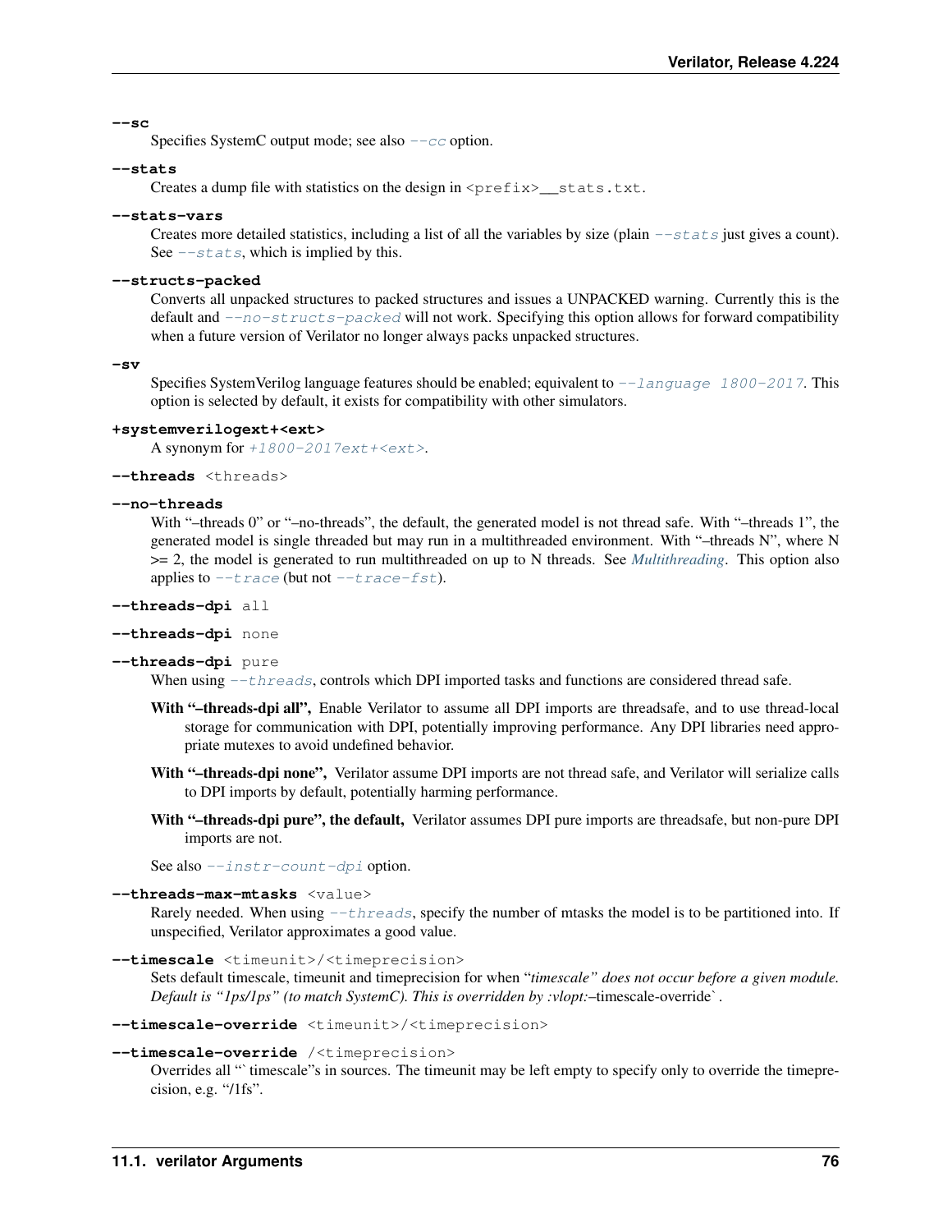**--sc**

Specifies SystemC output mode; see also `--cc` option.

**--stats**

Creates a dump file with statistics on the design in `<prefix>__stats.txt`.

**--stats-vars**

Creates more detailed statistics, including a list of all the variables by size (plain `--stats` just gives a count). See `--stats`, which is implied by this.

**--structs-packed**

Converts all unpacked structures to packed structures and issues a UNPACKED warning. Currently this is the default and `--no-structs-packed` will not work. Specifying this option allows for forward compatibility when a future version of Verilator no longer always packs unpacked structures.

**-sv**

Specifies SystemVerilog language features should be enabled; equivalent to `--language 1800-2017`. This option is selected by default, it exists for compatibility with other simulators.

**+systemverilogext+<ext>**

A synonym for `+1800-2017ext+<ext>`.

**--threads** `<threads>`

**--no-threads**

With "–threads 0" or "–no-threads", the default, the generated model is not thread safe. With "–threads 1", the generated model is single threaded but may run in a multithreaded environment. With "–threads N", where N >= 2, the model is generated to run multithreaded on up to N threads. See *Multithreading*. This option also applies to `--trace` (but not `--trace-fst`).

**--threads-dpi** `all`

**--threads-dpi** `none`

**--threads-dpi** `pure`

When using `--threads`, controls which DPI imported tasks and functions are considered thread safe.

**With "–threads-dpi all",** Enable Verilator to assume all DPI imports are threadsafe, and to use thread-local storage for communication with DPI, potentially improving performance. Any DPI libraries need appropriate mutexes to avoid undefined behavior.

**With "–threads-dpi none",** Verilator assume DPI imports are not thread safe, and Verilator will serialize calls to DPI imports by default, potentially harming performance.

**With "–threads-dpi pure", the default,** Verilator assumes DPI pure imports are threadsafe, but non-pure DPI imports are not.

See also `--instr-count-dpi` option.

**--threads-max-mtasks** `<value>`

Rarely needed. When using `--threads`, specify the number of mtasks the model is to be partitioned into. If unspecified, Verilator approximates a good value.

**--timescale** `<timeunit>/<timeprecision>`

Sets default timescale, timeunit and timeprecision for when "*timescale" does not occur before a given module. Default is "1ps/1ps" (to match SystemC). This is overridden by :vlopt:*–timescale-override`.

**--timescale-override** `<timeunit>/<timeprecision>`

**--timescale-override** `/<timeprecision>`

Overrides all "` timescale"s in sources. The timeunit may be left empty to specify only to override the timeprecision, e.g. "/1fs".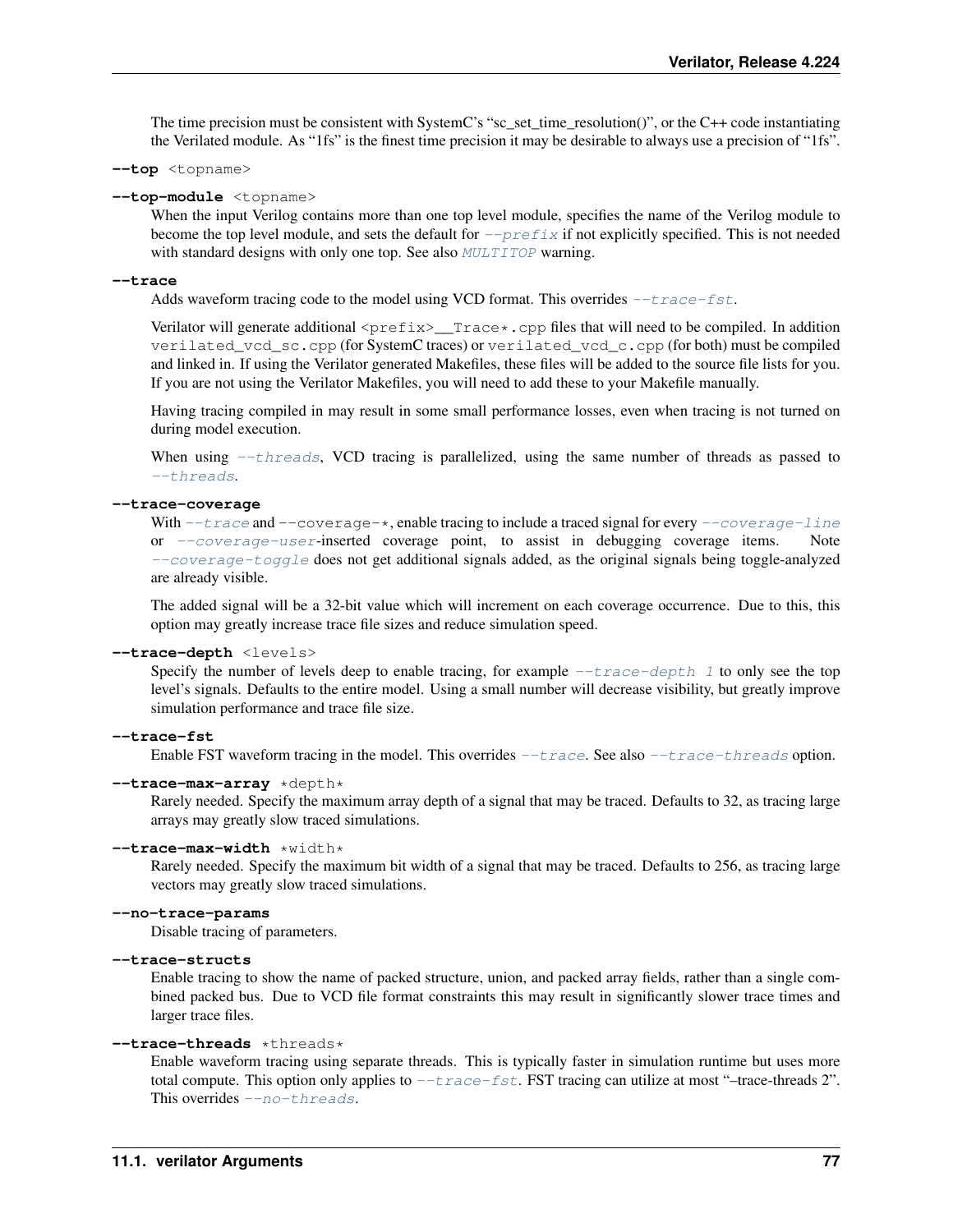The time precision must be consistent with SystemC's "sc_set_time_resolution()", or the C++ code instantiating the Verilated module. As "1fs" is the finest time precision it may be desirable to always use a precision of "1fs".

**--top** <topname>

**--top-module** <topname>

When the input Verilog contains more than one top level module, specifies the name of the Verilog module to become the top level module, and sets the default for `--prefix` if not explicitly specified. This is not needed with standard designs with only one top. See also `MULTITOP` warning.

**--trace**

Adds waveform tracing code to the model using VCD format. This overrides `--trace-fst`.

Verilator will generate additional `<prefix>__Trace*.cpp` files that will need to be compiled. In addition `verilated_vcd_sc.cpp` (for SystemC traces) or `verilated_vcd_c.cpp` (for both) must be compiled and linked in. If using the Verilator generated Makefiles, these files will be added to the source file lists for you. If you are not using the Verilator Makefiles, you will need to add these to your Makefile manually.

Having tracing compiled in may result in some small performance losses, even when tracing is not turned on during model execution.

When using `--threads`, VCD tracing is parallelized, using the same number of threads as passed to `--threads`.

**--trace-coverage**

With `--trace` and `--coverage-*`, enable tracing to include a traced signal for every `--coverage-line` or `--coverage-user`-inserted coverage point, to assist in debugging coverage items. Note `--coverage-toggle` does not get additional signals added, as the original signals being toggle-analyzed are already visible.

The added signal will be a 32-bit value which will increment on each coverage occurrence. Due to this, this option may greatly increase trace file sizes and reduce simulation speed.

**--trace-depth** <levels>

Specify the number of levels deep to enable tracing, for example `--trace-depth 1` to only see the top level's signals. Defaults to the entire model. Using a small number will decrease visibility, but greatly improve simulation performance and trace file size.

**--trace-fst**

Enable FST waveform tracing in the model. This overrides `--trace`. See also `--trace-threads` option.

**--trace-max-array** *depth*

Rarely needed. Specify the maximum array depth of a signal that may be traced. Defaults to 32, as tracing large arrays may greatly slow traced simulations.

**--trace-max-width** *width*

Rarely needed. Specify the maximum bit width of a signal that may be traced. Defaults to 256, as tracing large vectors may greatly slow traced simulations.

**--no-trace-params**

Disable tracing of parameters.

**--trace-structs**

Enable tracing to show the name of packed structure, union, and packed array fields, rather than a single combined packed bus. Due to VCD file format constraints this may result in significantly slower trace times and larger trace files.

**--trace-threads** *threads*

Enable waveform tracing using separate threads. This is typically faster in simulation runtime but uses more total compute. This option only applies to `--trace-fst`. FST tracing can utilize at most "–trace-threads 2". This overrides `--no-threads`.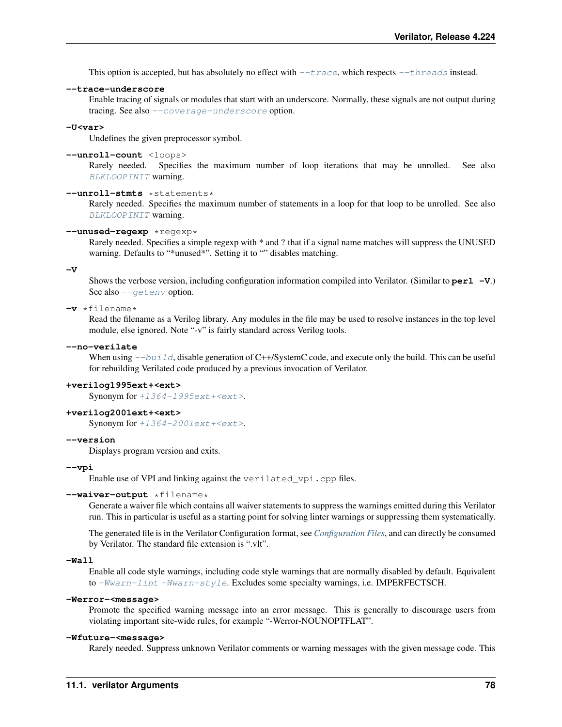This option is accepted, but has absolutely no effect with `--trace`, which respects `--threads` instead.

**--trace-underscore**
Enable tracing of signals or modules that start with an underscore. Normally, these signals are not output during tracing. See also `--coverage-underscore` option.

**-U<var>**
Undefines the given preprocessor symbol.

**--unroll-count** <loops>
Rarely needed. Specifies the maximum number of loop iterations that may be unrolled. See also *BLKLOOPINIT* warning.

**--unroll-stmts** *statements*
Rarely needed. Specifies the maximum number of statements in a loop for that loop to be unrolled. See also *BLKLOOPINIT* warning.

**--unused-regexp** *regexp*
Rarely needed. Specifies a simple regexp with * and ? that if a signal name matches will suppress the UNUSED warning. Defaults to "*unused*". Setting it to "" disables matching.

**-V**
Shows the verbose version, including configuration information compiled into Verilator. (Similar to **perl -V**.) See also `--getenv` option.

**-v** *filename*
Read the filename as a Verilog library. Any modules in the file may be used to resolve instances in the top level module, else ignored. Note "-v" is fairly standard across Verilog tools.

**--no-verilate**
When using `--build`, disable generation of C++/SystemC code, and execute only the build. This can be useful for rebuilding Verilated code produced by a previous invocation of Verilator.

**+verilog1995ext+<ext>**
Synonym for `+1364-1995ext+<ext>`.

**+verilog2001ext+<ext>**
Synonym for `+1364-2001ext+<ext>`.

**--version**
Displays program version and exits.

**--vpi**
Enable use of VPI and linking against the `verilated_vpi.cpp` files.

**--waiver-output** *filename*
Generate a waiver file which contains all waiver statements to suppress the warnings emitted during this Verilator run. This in particular is useful as a starting point for solving linter warnings or suppressing them systematically.

The generated file is in the Verilator Configuration format, see *Configuration Files*, and can directly be consumed by Verilator. The standard file extension is ".vlt".

**-Wall**
Enable all code style warnings, including code style warnings that are normally disabled by default. Equivalent to `-Wwarn-lint -Wwarn-style`. Excludes some specialty warnings, i.e. IMPERFECTSCH.

**-Werror-<message>**
Promote the specified warning message into an error message. This is generally to discourage users from violating important site-wide rules, for example "-Werror-NOUNOPTFLAT".

**-Wfuture-<message>**
Rarely needed. Suppress unknown Verilator comments or warning messages with the given message code. This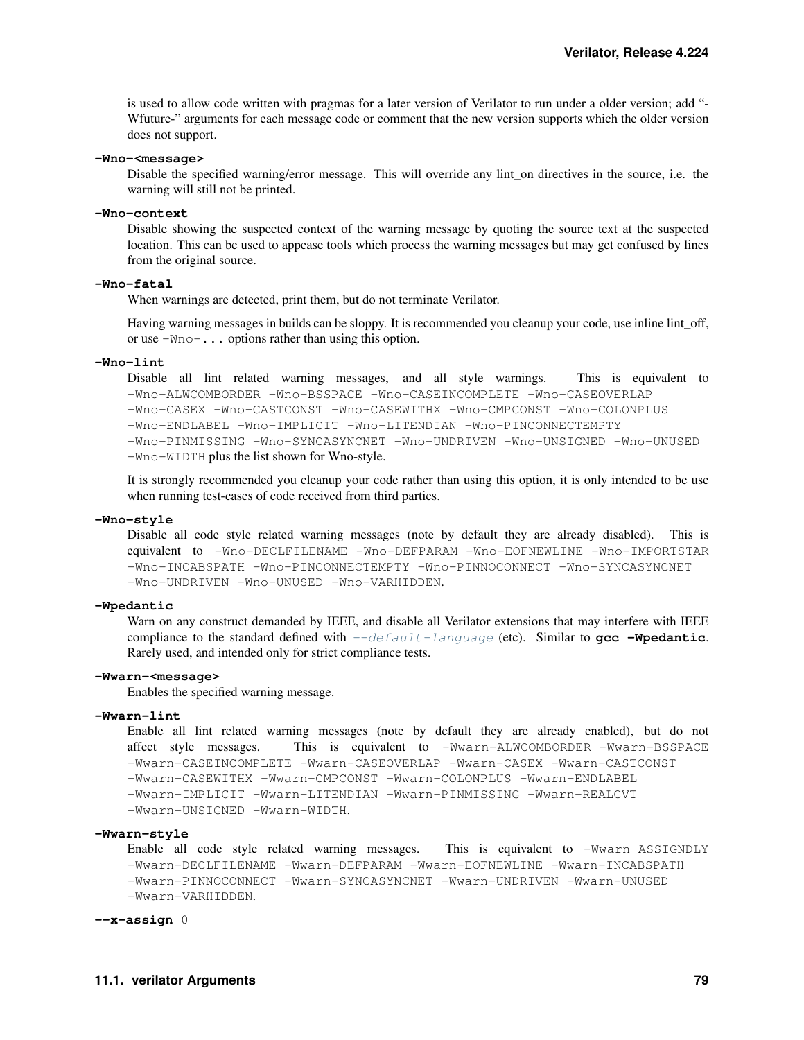is used to allow code written with pragmas for a later version of Verilator to run under a older version; add "-Wfuture-" arguments for each message code or comment that the new version supports which the older version does not support.

**-Wno-<message>**
Disable the specified warning/error message. This will override any lint_on directives in the source, i.e. the warning will still not be printed.

**-Wno-context**
Disable showing the suspected context of the warning message by quoting the source text at the suspected location. This can be used to appease tools which process the warning messages but may get confused by lines from the original source.

**-Wno-fatal**
When warnings are detected, print them, but do not terminate Verilator.

Having warning messages in builds can be sloppy. It is recommended you cleanup your code, use inline lint_off, or use `-Wno-...` options rather than using this option.

**-Wno-lint**
Disable all lint related warning messages, and all style warnings. This is equivalent to `-Wno-ALWCOMBORDER -Wno-BSSPACE -Wno-CASEINCOMPLETE -Wno-CASEOVERLAP -Wno-CASEX -Wno-CASTCONST -Wno-CASEWITHX -Wno-CMPCONST -Wno-COLONPLUS -Wno-ENDLABEL -Wno-IMPLICIT -Wno-LITENDIAN -Wno-PINCONNECTEMPTY -Wno-PINMISSING -Wno-SYNCASYNCNET -Wno-UNDRIVEN -Wno-UNSIGNED -Wno-UNUSED -Wno-WIDTH` plus the list shown for Wno-style.

It is strongly recommended you cleanup your code rather than using this option, it is only intended to be use when running test-cases of code received from third parties.

**-Wno-style**
Disable all code style related warning messages (note by default they are already disabled). This is equivalent to `-Wno-DECLFILENAME -Wno-DEFPARAM -Wno-EOFNEWLINE -Wno-IMPORTSTAR -Wno-INCABSPATH -Wno-PINCONNECTEMPTY -Wno-PINNOCONNECT -Wno-SYNCASYNCNET -Wno-UNDRIVEN -Wno-UNUSED -Wno-VARHIDDEN`.

**-Wpedantic**
Warn on any construct demanded by IEEE, and disable all Verilator extensions that may interfere with IEEE compliance to the standard defined with *--default-language* (etc). Similar to **gcc -Wpedantic**. Rarely used, and intended only for strict compliance tests.

**-Wwarn-<message>**
Enables the specified warning message.

**-Wwarn-lint**
Enable all lint related warning messages (note by default they are already enabled), but do not affect style messages. This is equivalent to `-Wwarn-ALWCOMBORDER -Wwarn-BSSPACE -Wwarn-CASEINCOMPLETE -Wwarn-CASEOVERLAP -Wwarn-CASEX -Wwarn-CASTCONST -Wwarn-CASEWITHX -Wwarn-CMPCONST -Wwarn-COLONPLUS -Wwarn-ENDLABEL -Wwarn-IMPLICIT -Wwarn-LITENDIAN -Wwarn-PINMISSING -Wwarn-REALCVT -Wwarn-UNSIGNED -Wwarn-WIDTH`.

**-Wwarn-style**
Enable all code style related warning messages. This is equivalent to `-Wwarn ASSIGNDLY -Wwarn-DECLFILENAME -Wwarn-DEFPARAM -Wwarn-EOFNEWLINE -Wwarn-INCABSPATH -Wwarn-PINNOCONNECT -Wwarn-SYNCASYNCNET -Wwarn-UNDRIVEN -Wwarn-UNUSED -Wwarn-VARHIDDEN`.

**--x-assign** 0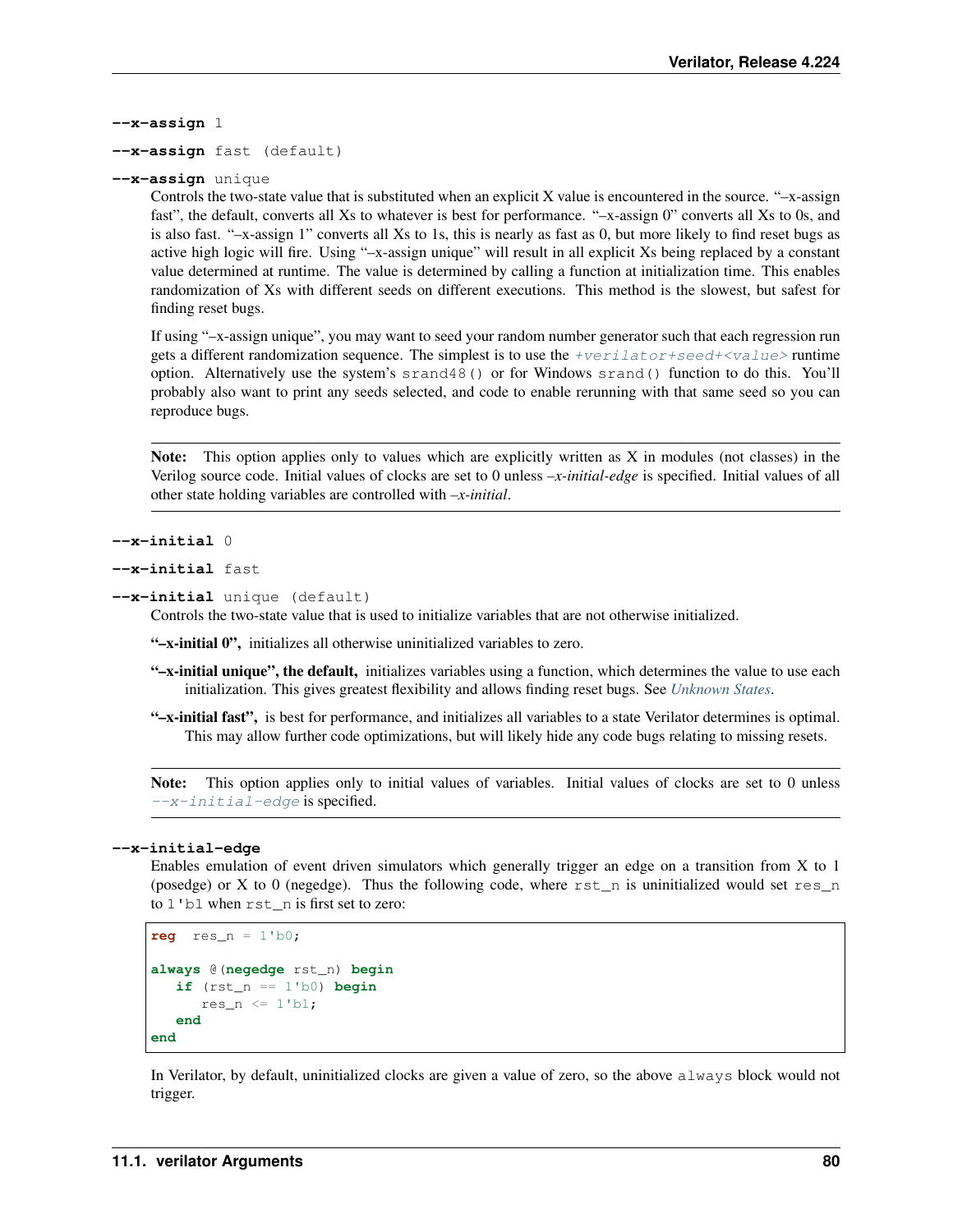**--x-assign** 1

**--x-assign** fast (default)

**--x-assign** unique

Controls the two-state value that is substituted when an explicit X value is encountered in the source. "–x-assign fast", the default, converts all Xs to whatever is best for performance. "–x-assign 0" converts all Xs to 0s, and is also fast. "–x-assign 1" converts all Xs to 1s, this is nearly as fast as 0, but more likely to find reset bugs as active high logic will fire. Using "–x-assign unique" will result in all explicit Xs being replaced by a constant value determined at runtime. The value is determined by calling a function at initialization time. This enables randomization of Xs with different seeds on different executions. This method is the slowest, but safest for finding reset bugs.

If using "–x-assign unique", you may want to seed your random number generator such that each regression run gets a different randomization sequence. The simplest is to use the `+verilator+seed+<value>` runtime option. Alternatively use the system's `srand48()` or for Windows `srand()` function to do this. You'll probably also want to print any seeds selected, and code to enable rerunning with that same seed so you can reproduce bugs.

> **Note:** This option applies only to values which are explicitly written as X in modules (not classes) in the Verilog source code. Initial values of clocks are set to 0 unless *–x-initial-edge* is specified. Initial values of all other state holding variables are controlled with *–x-initial*.

**--x-initial** 0

**--x-initial** fast

**--x-initial** unique (default)

Controls the two-state value that is used to initialize variables that are not otherwise initialized.

**"–x-initial 0",** initializes all otherwise uninitialized variables to zero.

**"–x-initial unique", the default,** initializes variables using a function, which determines the value to use each initialization. This gives greatest flexibility and allows finding reset bugs. See *Unknown States*.

**"–x-initial fast",** is best for performance, and initializes all variables to a state Verilator determines is optimal. This may allow further code optimizations, but will likely hide any code bugs relating to missing resets.

> **Note:** This option applies only to initial values of variables. Initial values of clocks are set to 0 unless `--x-initial-edge` is specified.

**--x-initial-edge**

Enables emulation of event driven simulators which generally trigger an edge on a transition from X to 1 (posedge) or X to 0 (negedge). Thus the following code, where `rst_n` is uninitialized would set `res_n` to `1'b1` when `rst_n` is first set to zero:

```
reg  res_n = 1'b0;

always @(negedge rst_n) begin
   if (rst_n == 1'b0) begin
      res_n <= 1'b1;
   end
end
```

In Verilator, by default, uninitialized clocks are given a value of zero, so the above `always` block would not trigger.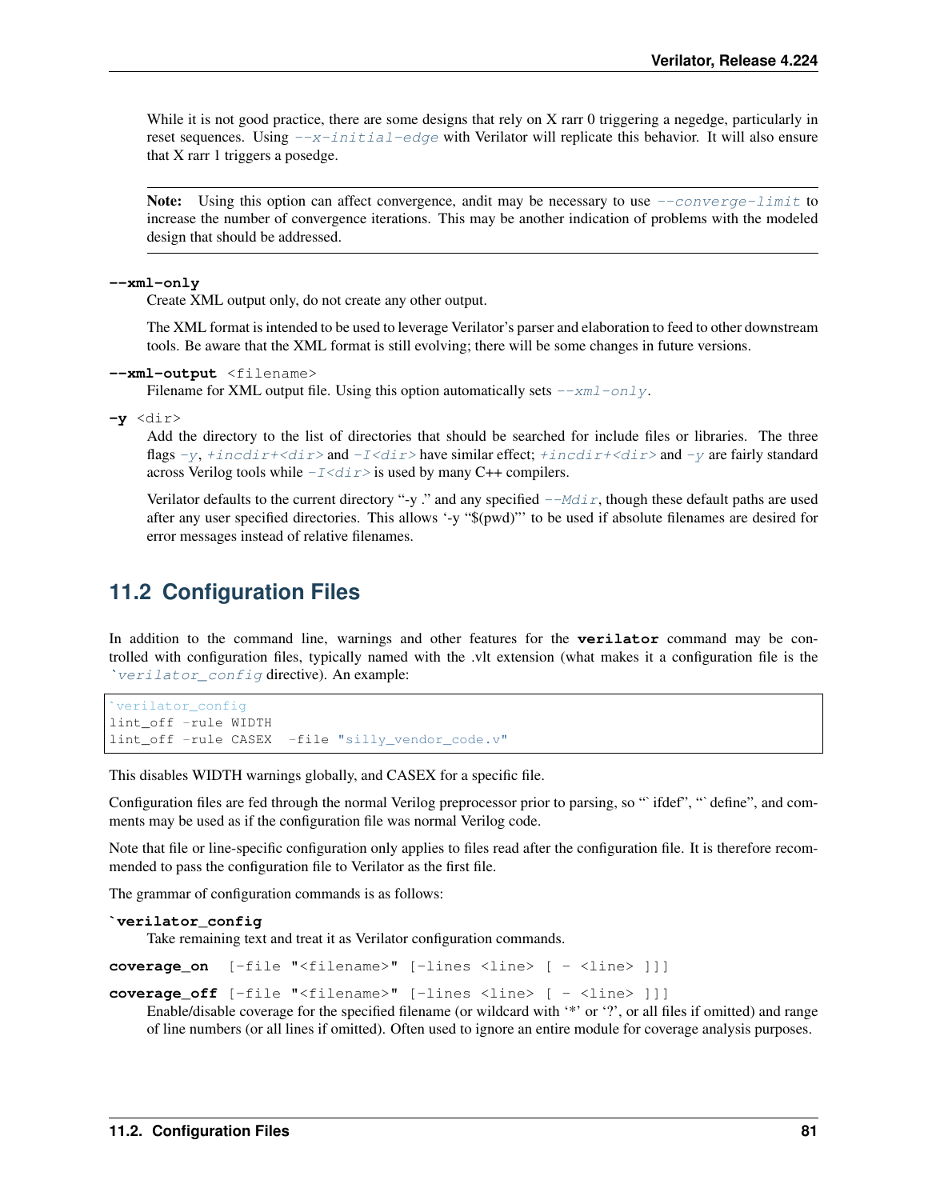While it is not good practice, there are some designs that rely on X rarr 0 triggering a negedge, particularly in reset sequences. Using `--x-initial-edge` with Verilator will replicate this behavior. It will also ensure that X rarr 1 triggers a posedge.

> **Note:** Using this option can affect convergence, andit may be necessary to use `--converge-limit` to increase the number of convergence iterations. This may be another indication of problems with the modeled design that should be addressed.

**--xml-only**

Create XML output only, do not create any other output.

The XML format is intended to be used to leverage Verilator's parser and elaboration to feed to other downstream tools. Be aware that the XML format is still evolving; there will be some changes in future versions.

**--xml-output** <filename>

Filename for XML output file. Using this option automatically sets `--xml-only`.

**-y** <dir>

Add the directory to the list of directories that should be searched for include files or libraries. The three flags `-y`, `+incdir+<dir>` and `-I<dir>` have similar effect; `+incdir+<dir>` and `-y` are fairly standard across Verilog tools while `-I<dir>` is used by many C++ compilers.

Verilator defaults to the current directory "-y ." and any specified `--Mdir`, though these default paths are used after any user specified directories. This allows '-y "$(pwd)"' to be used if absolute filenames are desired for error messages instead of relative filenames.

## 11.2 Configuration Files

In addition to the command line, warnings and other features for the **verilator** command may be controlled with configuration files, typically named with the .vlt extension (what makes it a configuration file is the `` `verilator_config `` directive). An example:

```
`verilator_config
lint_off -rule WIDTH
lint_off -rule CASEX  -file "silly_vendor_code.v"
```

This disables WIDTH warnings globally, and CASEX for a specific file.

Configuration files are fed through the normal Verilog preprocessor prior to parsing, so "` ifdef", "` define", and comments may be used as if the configuration file was normal Verilog code.

Note that file or line-specific configuration only applies to files read after the configuration file. It is therefore recommended to pass the configuration file to Verilator as the first file.

The grammar of configuration commands is as follows:

**`verilator_config**

Take remaining text and treat it as Verilator configuration commands.

**coverage_on** [-file "<filename>" [-lines <line> [ - <line> ]]]

**coverage_off** [-file "<filename>" [-lines <line> [ - <line> ]]]

Enable/disable coverage for the specified filename (or wildcard with '*' or '?', or all files if omitted) and range of line numbers (or all lines if omitted). Often used to ignore an entire module for coverage analysis purposes.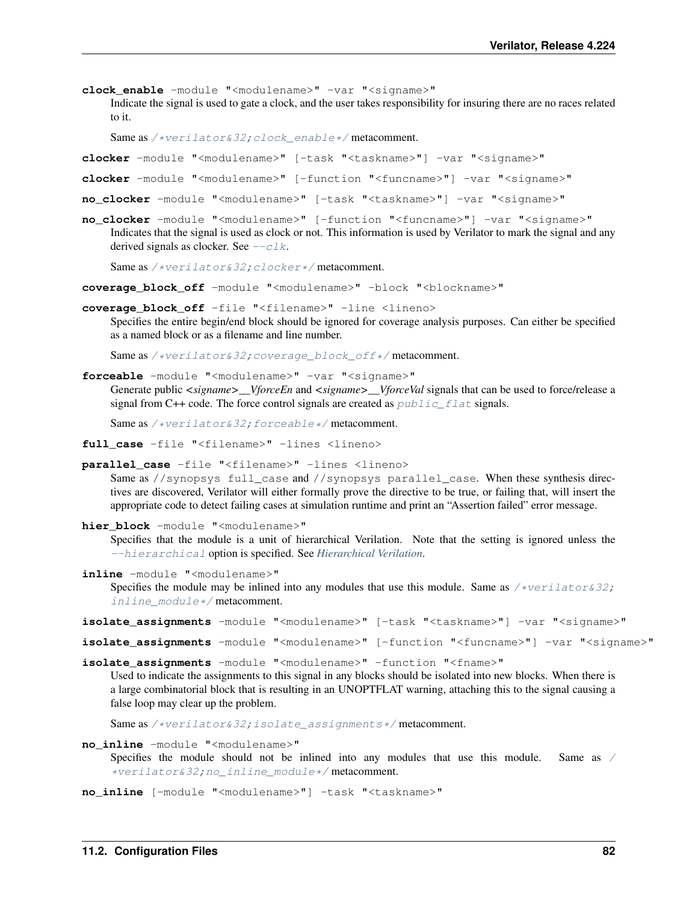**clock_enable** -module "<modulename>" -var "<signame>"

Indicate the signal is used to gate a clock, and the user takes responsibility for insuring there are no races related to it.

Same as `/*verilator&32;clock_enable*/` metacomment.

**clocker** -module "<modulename>" [-task "<taskname>"] -var "<signame>"

**clocker** -module "<modulename>" [-function "<funcname>"] -var "<signame>"

**no_clocker** -module "<modulename>" [-task "<taskname>"] -var "<signame>"

**no_clocker** -module "<modulename>" [-function "<funcname>"] -var "<signame>"

Indicates that the signal is used as clock or not. This information is used by Verilator to mark the signal and any derived signals as clocker. See `--clk`.

Same as `/*verilator&32;clocker*/` metacomment.

**coverage_block_off** -module "<modulename>" -block "<blockname>"

**coverage_block_off** -file "<filename>" -line <lineno>

Specifies the entire begin/end block should be ignored for coverage analysis purposes. Can either be specified as a named block or as a filename and line number.

Same as `/*verilator&32;coverage_block_off*/` metacomment.

**forceable** -module "<modulename>" -var "<signame>"

Generate public *<signame>__VforceEn* and *<signame>__VforceVal* signals that can be used to force/release a signal from C++ code. The force control signals are created as `public_flat` signals.

Same as `/*verilator&32;forceable*/` metacomment.

**full_case** -file "<filename>" -lines <lineno>

**parallel_case** -file "<filename>" -lines <lineno>

Same as `//synopsys full_case` and `//synopsys parallel_case`. When these synthesis directives are discovered, Verilator will either formally prove the directive to be true, or failing that, will insert the appropriate code to detect failing cases at simulation runtime and print an "Assertion failed" error message.

**hier_block** -module "<modulename>"

Specifies that the module is a unit of hierarchical Verilation. Note that the setting is ignored unless the `--hierarchical` option is specified. See *Hierarchical Verilation*.

**inline** -module "<modulename>"

Specifies the module may be inlined into any modules that use this module. Same as `/*verilator&32;inline_module*/` metacomment.

**isolate_assignments** -module "<modulename>" [-task "<taskname>"] -var "<signame>"

**isolate_assignments** -module "<modulename>" [-function "<funcname>"] -var "<signame>"

**isolate_assignments** -module "<modulename>" -function "<fname>"

Used to indicate the assignments to this signal in any blocks should be isolated into new blocks. When there is a large combinatorial block that is resulting in an UNOPTFLAT warning, attaching this to the signal causing a false loop may clear up the problem.

Same as `/*verilator&32;isolate_assignments*/` metacomment.

**no_inline** -module "<modulename>"

Specifies the module should not be inlined into any modules that use this module. Same as `/*verilator&32;no_inline_module*/` metacomment.

**no_inline** [-module "<modulename>"] -task "<taskname>"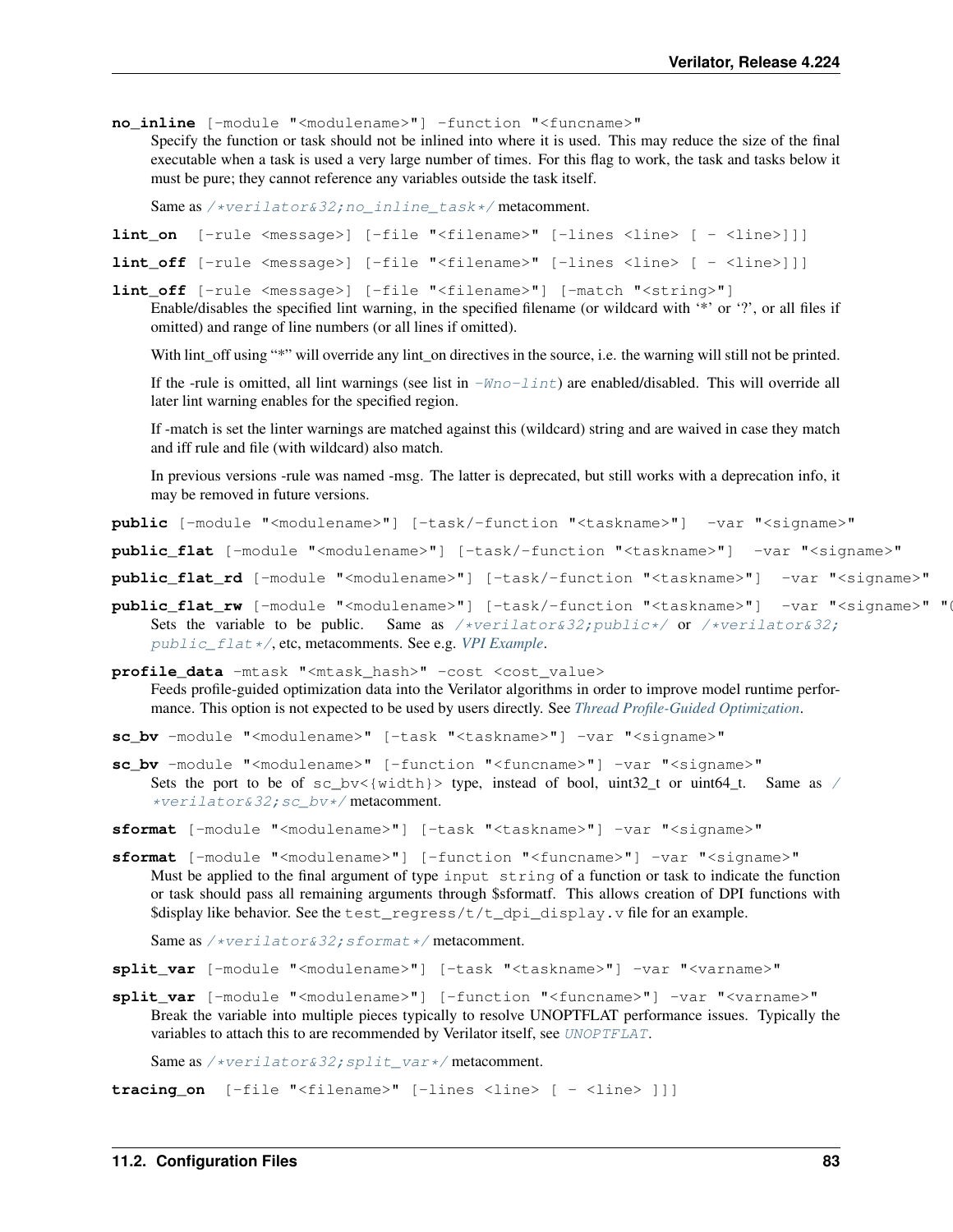**no_inline** [-module "<modulename>"] -function "<funcname>"

Specify the function or task should not be inlined into where it is used. This may reduce the size of the final executable when a task is used a very large number of times. For this flag to work, the task and tasks below it must be pure; they cannot reference any variables outside the task itself.

Same as `/*verilator&32;no_inline_task*/` metacomment.

**lint_on** [-rule <message>] [-file "<filename>" [-lines <line> [ - <line>]]]

**lint_off** [-rule <message>] [-file "<filename>" [-lines <line> [ - <line>]]]

**lint_off** [-rule <message>] [-file "<filename>"] [-match "<string>"]

Enable/disables the specified lint warning, in the specified filename (or wildcard with '*' or '?', or all files if omitted) and range of line numbers (or all lines if omitted).

With lint_off using "*" will override any lint_on directives in the source, i.e. the warning will still not be printed.

If the -rule is omitted, all lint warnings (see list in `-Wno-lint`) are enabled/disabled. This will override all later lint warning enables for the specified region.

If -match is set the linter warnings are matched against this (wildcard) string and are waived in case they match and iff rule and file (with wildcard) also match.

In previous versions -rule was named -msg. The latter is deprecated, but still works with a deprecation info, it may be removed in future versions.

**public** [-module "<modulename>"] [-task/-function "<taskname>"] -var "<signame>"

**public_flat** [-module "<modulename>"] [-task/-function "<taskname>"] -var "<signame>"

**public_flat_rd** [-module "<modulename>"] [-task/-function "<taskname>"] -var "<signame>"

**public_flat_rw** [-module "<modulename>"] [-task/-function "<taskname>"] -var "<signame>" "(

Sets the variable to be public. Same as `/*verilator&32;public*/` or `/*verilator&32;public_flat*/`, etc, metacomments. See e.g. *VPI Example*.

**profile_data** -mtask "<mtask_hash>" -cost <cost_value>

Feeds profile-guided optimization data into the Verilator algorithms in order to improve model runtime performance. This option is not expected to be used by users directly. See *Thread Profile-Guided Optimization*.

**sc_bv** -module "<modulename>" [-task "<taskname>"] -var "<signame>"

**sc_bv** -module "<modulename>" [-function "<funcname>"] -var "<signame>"

Sets the port to be of sc_bv<{width}> type, instead of bool, uint32_t or uint64_t. Same as `/*verilator&32;sc_bv*/` metacomment.

**sformat** [-module "<modulename>"] [-task "<taskname>"] -var "<signame>"

**sformat** [-module "<modulename>"] [-function "<funcname>"] -var "<signame>"

Must be applied to the final argument of type `input string` of a function or task to indicate the function or task should pass all remaining arguments through $sformatf. This allows creation of DPI functions with $display like behavior. See the `test_regress/t/t_dpi_display.v` file for an example.

Same as `/*verilator&32;sformat*/` metacomment.

**split_var** [-module "<modulename>"] [-task "<taskname>"] -var "<varname>"

**split_var** [-module "<modulename>"] [-function "<funcname>"] -var "<varname>"

Break the variable into multiple pieces typically to resolve UNOPTFLAT performance issues. Typically the variables to attach this to are recommended by Verilator itself, see `UNOPTFLAT`.

Same as `/*verilator&32;split_var*/` metacomment.

**tracing_on** [-file "<filename>" [-lines <line> [ - <line> ]]]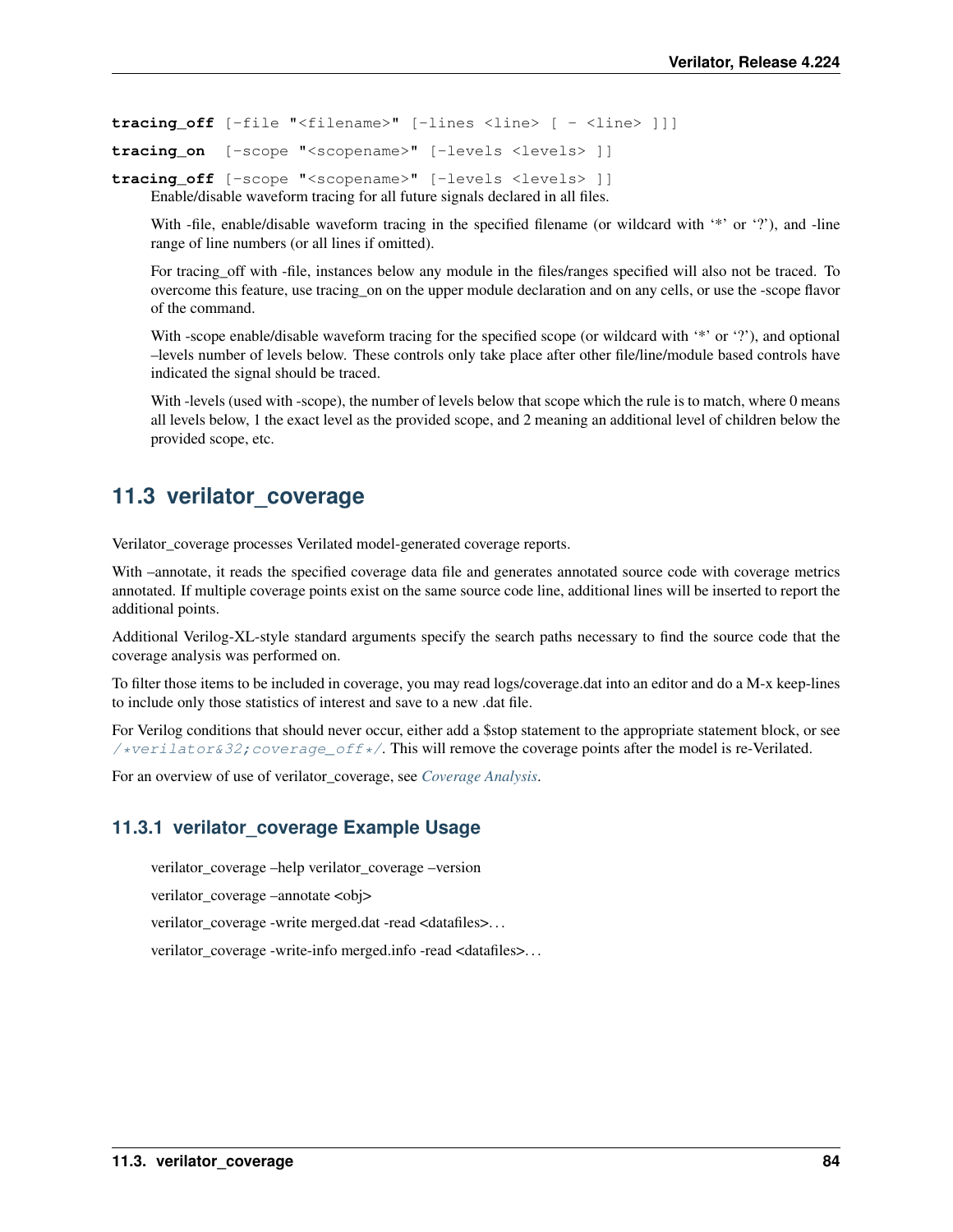**tracing_off** `[-file "<filename>" [-lines <line> [ - <line> ]]]`

**tracing_on** `[-scope "<scopename>" [-levels <levels> ]]`

**tracing_off** `[-scope "<scopename>" [-levels <levels> ]]`

Enable/disable waveform tracing for all future signals declared in all files.

With -file, enable/disable waveform tracing in the specified filename (or wildcard with '*' or '?'), and -line range of line numbers (or all lines if omitted).

For tracing_off with -file, instances below any module in the files/ranges specified will also not be traced. To overcome this feature, use tracing_on on the upper module declaration and on any cells, or use the -scope flavor of the command.

With -scope enable/disable waveform tracing for the specified scope (or wildcard with '*' or '?'), and optional –levels number of levels below. These controls only take place after other file/line/module based controls have indicated the signal should be traced.

With -levels (used with -scope), the number of levels below that scope which the rule is to match, where 0 means all levels below, 1 the exact level as the provided scope, and 2 meaning an additional level of children below the provided scope, etc.

## 11.3 verilator_coverage

Verilator_coverage processes Verilated model-generated coverage reports.

With –annotate, it reads the specified coverage data file and generates annotated source code with coverage metrics annotated. If multiple coverage points exist on the same source code line, additional lines will be inserted to report the additional points.

Additional Verilog-XL-style standard arguments specify the search paths necessary to find the source code that the coverage analysis was performed on.

To filter those items to be included in coverage, you may read logs/coverage.dat into an editor and do a M-x keep-lines to include only those statistics of interest and save to a new .dat file.

For Verilog conditions that should never occur, either add a $stop statement to the appropriate statement block, or see `/*verilator&32;coverage_off*/`. This will remove the coverage points after the model is re-Verilated.

For an overview of use of verilator_coverage, see *Coverage Analysis*.

### 11.3.1 verilator_coverage Example Usage

verilator_coverage –help verilator_coverage –version

verilator_coverage –annotate <obj>

verilator_coverage -write merged.dat -read <datafiles>…

verilator_coverage -write-info merged.info -read <datafiles>…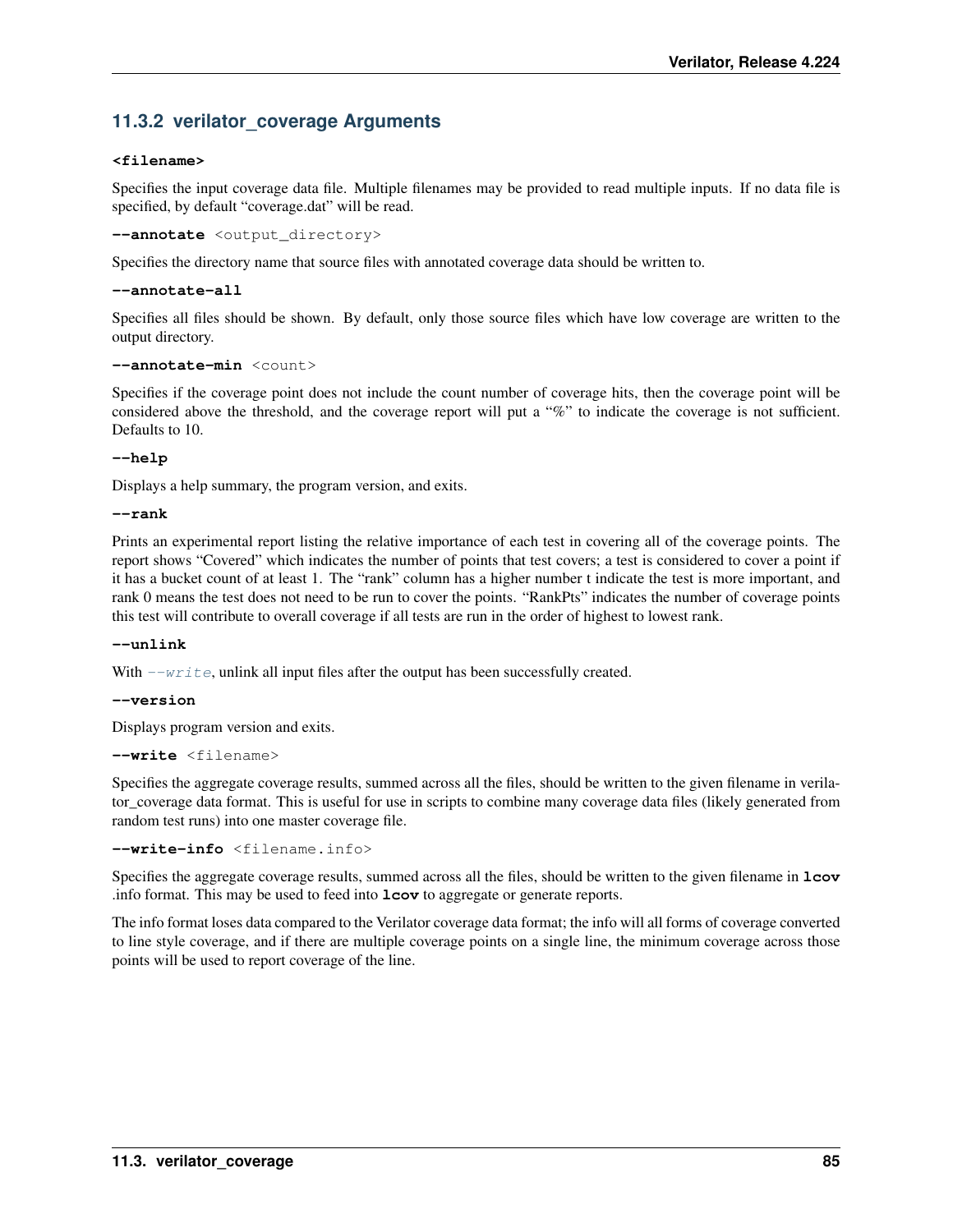### 11.3.2 verilator_coverage Arguments

**<filename>**

Specifies the input coverage data file. Multiple filenames may be provided to read multiple inputs. If no data file is specified, by default "coverage.dat" will be read.

**--annotate** <output_directory>

Specifies the directory name that source files with annotated coverage data should be written to.

**--annotate-all**

Specifies all files should be shown. By default, only those source files which have low coverage are written to the output directory.

**--annotate-min** <count>

Specifies if the coverage point does not include the count number of coverage hits, then the coverage point will be considered above the threshold, and the coverage report will put a "%" to indicate the coverage is not sufficient. Defaults to 10.

**--help**

Displays a help summary, the program version, and exits.

**--rank**

Prints an experimental report listing the relative importance of each test in covering all of the coverage points. The report shows "Covered" which indicates the number of points that test covers; a test is considered to cover a point if it has a bucket count of at least 1. The "rank" column has a higher number t indicate the test is more important, and rank 0 means the test does not need to be run to cover the points. "RankPts" indicates the number of coverage points this test will contribute to overall coverage if all tests are run in the order of highest to lowest rank.

**--unlink**

With *--write*, unlink all input files after the output has been successfully created.

**--version**

Displays program version and exits.

**--write** <filename>

Specifies the aggregate coverage results, summed across all the files, should be written to the given filename in verilator_coverage data format. This is useful for use in scripts to combine many coverage data files (likely generated from random test runs) into one master coverage file.

**--write-info** <filename.info>

Specifies the aggregate coverage results, summed across all the files, should be written to the given filename in **lcov** .info format. This may be used to feed into **lcov** to aggregate or generate reports.

The info format loses data compared to the Verilator coverage data format; the info will all forms of coverage converted to line style coverage, and if there are multiple coverage points on a single line, the minimum coverage across those points will be used to report coverage of the line.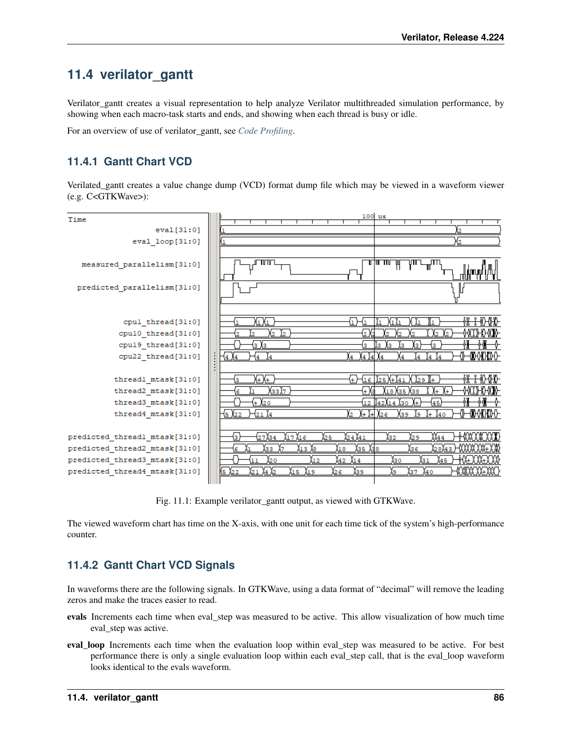## 11.4 verilator_gantt

Verilator_gantt creates a visual representation to help analyze Verilator multithreaded simulation performance, by showing when each macro-task starts and ends, and showing when each thread is busy or idle.

For an overview of use of verilator_gantt, see *Code Profiling*.

### 11.4.1 Gantt Chart VCD

Verilated_gantt creates a value change dump (VCD) format dump file which may be viewed in a waveform viewer (e.g. C<GTKWave>):

Fig. 11.1: Example verilator_gantt output, as viewed with GTKWave.

The viewed waveform chart has time on the X-axis, with one unit for each time tick of the system's high-performance counter.

### 11.4.2 Gantt Chart VCD Signals

In waveforms there are the following signals. In GTKWave, using a data format of "decimal" will remove the leading zeros and make the traces easier to read.

**evals** Increments each time when eval_step was measured to be active. This allow visualization of how much time eval_step was active.

**eval_loop** Increments each time when the evaluation loop within eval_step was measured to be active. For best performance there is only a single evaluation loop within each eval_step call, that is the eval_loop waveform looks identical to the evals waveform.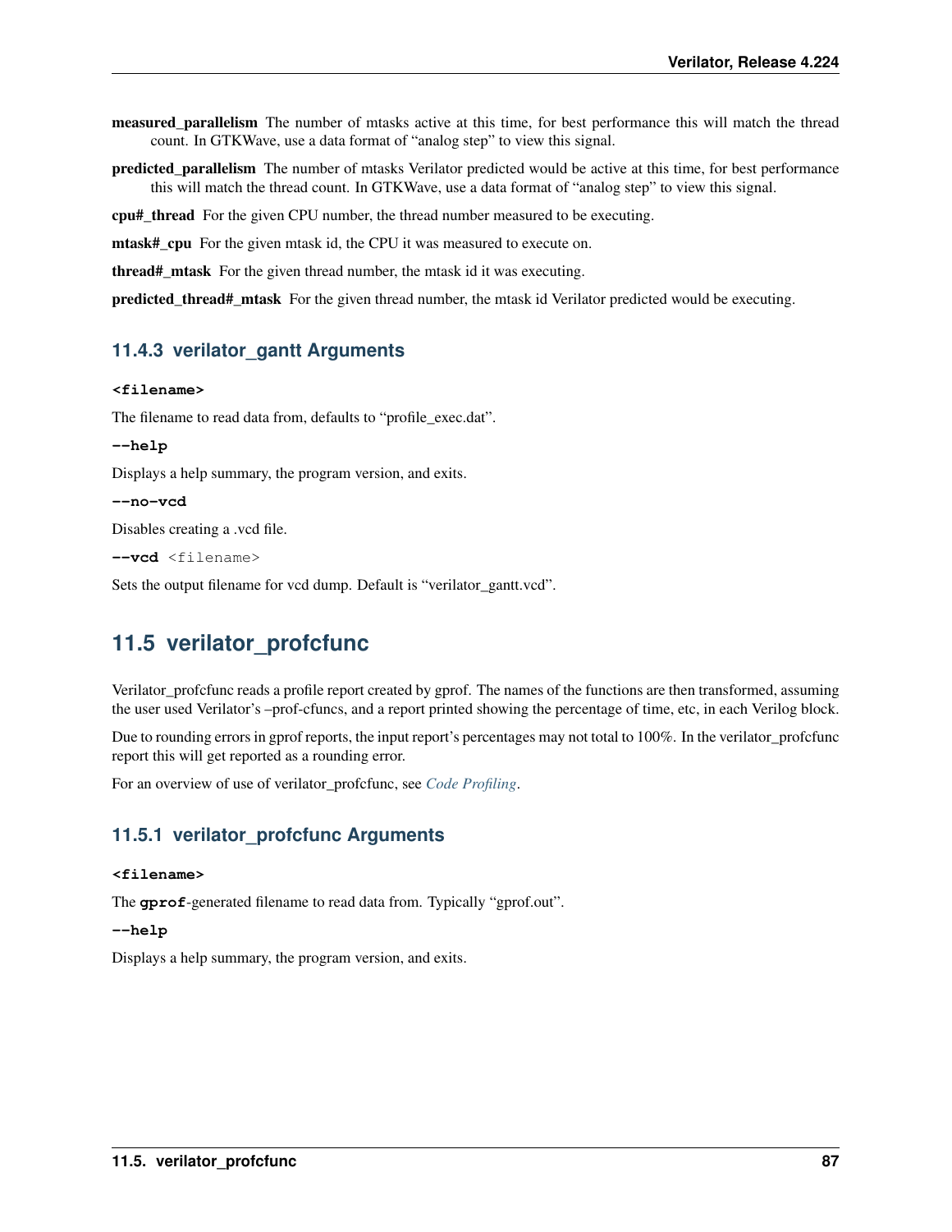**measured_parallelism** The number of mtasks active at this time, for best performance this will match the thread count. In GTKWave, use a data format of "analog step" to view this signal.

**predicted_parallelism** The number of mtasks Verilator predicted would be active at this time, for best performance this will match the thread count. In GTKWave, use a data format of "analog step" to view this signal.

**cpu#_thread** For the given CPU number, the thread number measured to be executing.

**mtask#_cpu** For the given mtask id, the CPU it was measured to execute on.

**thread#_mtask** For the given thread number, the mtask id it was executing.

**predicted_thread#_mtask** For the given thread number, the mtask id Verilator predicted would be executing.

### 11.4.3 verilator_gantt Arguments

**<filename>**

The filename to read data from, defaults to "profile_exec.dat".

**--help**

Displays a help summary, the program version, and exits.

**--no-vcd**

Disables creating a .vcd file.

**--vcd** <filename>

Sets the output filename for vcd dump. Default is "verilator_gantt.vcd".

## 11.5 verilator_profcfunc

Verilator_profcfunc reads a profile report created by gprof. The names of the functions are then transformed, assuming the user used Verilator's –prof-cfuncs, and a report printed showing the percentage of time, etc, in each Verilog block.

Due to rounding errors in gprof reports, the input report's percentages may not total to 100%. In the verilator_profcfunc report this will get reported as a rounding error.

For an overview of use of verilator_profcfunc, see *Code Profiling*.

### 11.5.1 verilator_profcfunc Arguments

**<filename>**

The **gprof**-generated filename to read data from. Typically "gprof.out".

**--help**

Displays a help summary, the program version, and exits.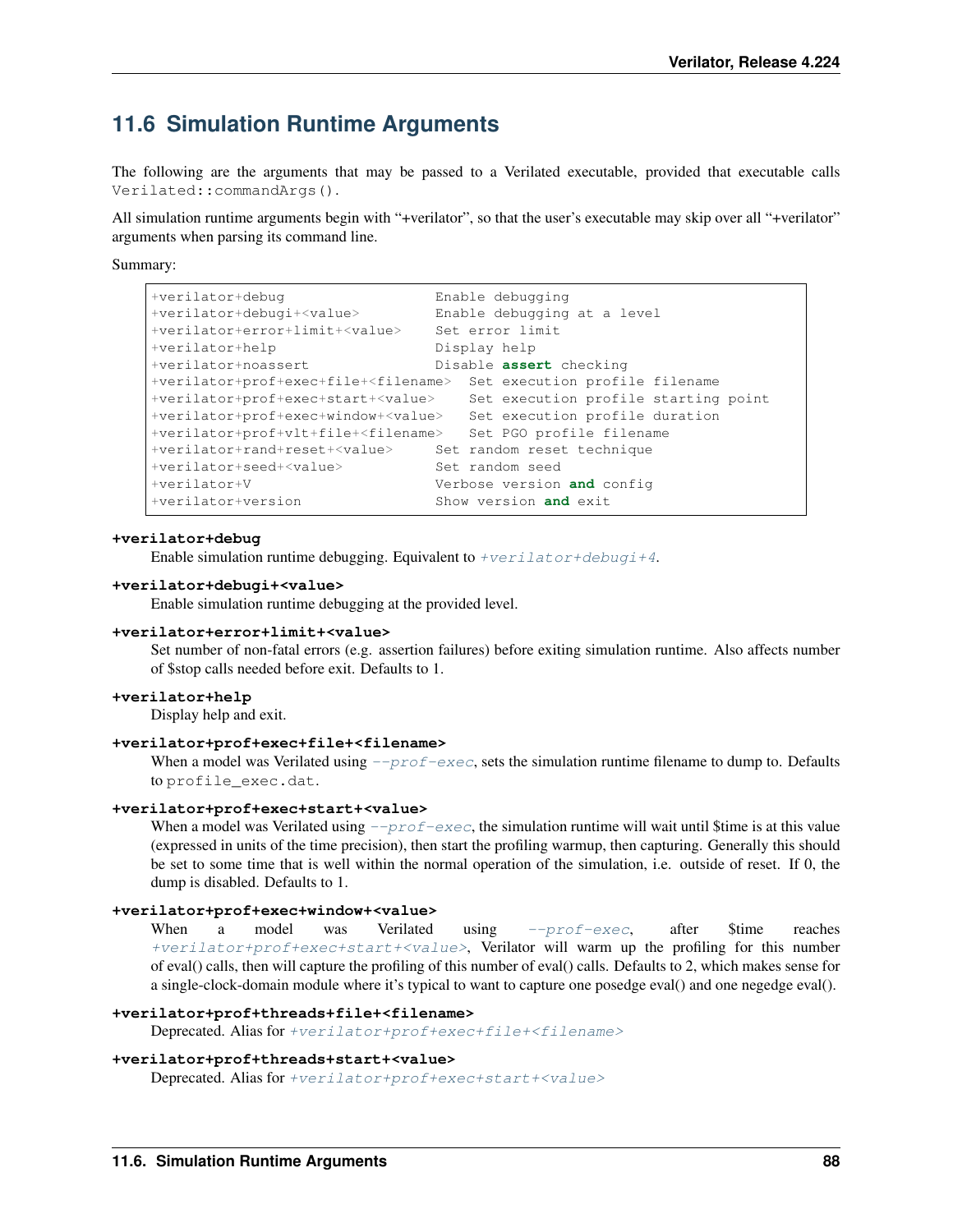## 11.6 Simulation Runtime Arguments

The following are the arguments that may be passed to a Verilated executable, provided that executable calls `Verilated::commandArgs()`.

All simulation runtime arguments begin with "+verilator", so that the user's executable may skip over all "+verilator" arguments when parsing its command line.

Summary:

```
+verilator+debug                   Enable debugging
+verilator+debugi+<value>          Enable debugging at a level
+verilator+error+limit+<value>     Set error limit
+verilator+help                    Display help
+verilator+noassert                Disable assert checking
+verilator+prof+exec+file+<filename>  Set execution profile filename
+verilator+prof+exec+start+<value>    Set execution profile starting point
+verilator+prof+exec+window+<value>   Set execution profile duration
+verilator+prof+vlt+file+<filename>   Set PGO profile filename
+verilator+rand+reset+<value>      Set random reset technique
+verilator+seed+<value>            Set random seed
+verilator+V                       Verbose version and config
+verilator+version                 Show version and exit
```

**+verilator+debug**
Enable simulation runtime debugging. Equivalent to *+verilator+debugi+4*.

**+verilator+debugi+<value>**
Enable simulation runtime debugging at the provided level.

**+verilator+error+limit+<value>**
Set number of non-fatal errors (e.g. assertion failures) before exiting simulation runtime. Also affects number of $stop calls needed before exit. Defaults to 1.

**+verilator+help**
Display help and exit.

**+verilator+prof+exec+file+<filename>**
When a model was Verilated using *--prof-exec*, sets the simulation runtime filename to dump to. Defaults to `profile_exec.dat`.

**+verilator+prof+exec+start+<value>**
When a model was Verilated using *--prof-exec*, the simulation runtime will wait until $time is at this value (expressed in units of the time precision), then start the profiling warmup, then capturing. Generally this should be set to some time that is well within the normal operation of the simulation, i.e. outside of reset. If 0, the dump is disabled. Defaults to 1.

**+verilator+prof+exec+window+<value>**
When a model was Verilated using *--prof-exec*, after $time reaches *+verilator+prof+exec+start+<value>*, Verilator will warm up the profiling for this number of eval() calls, then will capture the profiling of this number of eval() calls. Defaults to 2, which makes sense for a single-clock-domain module where it's typical to want to capture one posedge eval() and one negedge eval().

**+verilator+prof+threads+file+<filename>**
Deprecated. Alias for *+verilator+prof+exec+file+<filename>*

**+verilator+prof+threads+start+<value>**
Deprecated. Alias for *+verilator+prof+exec+start+<value>*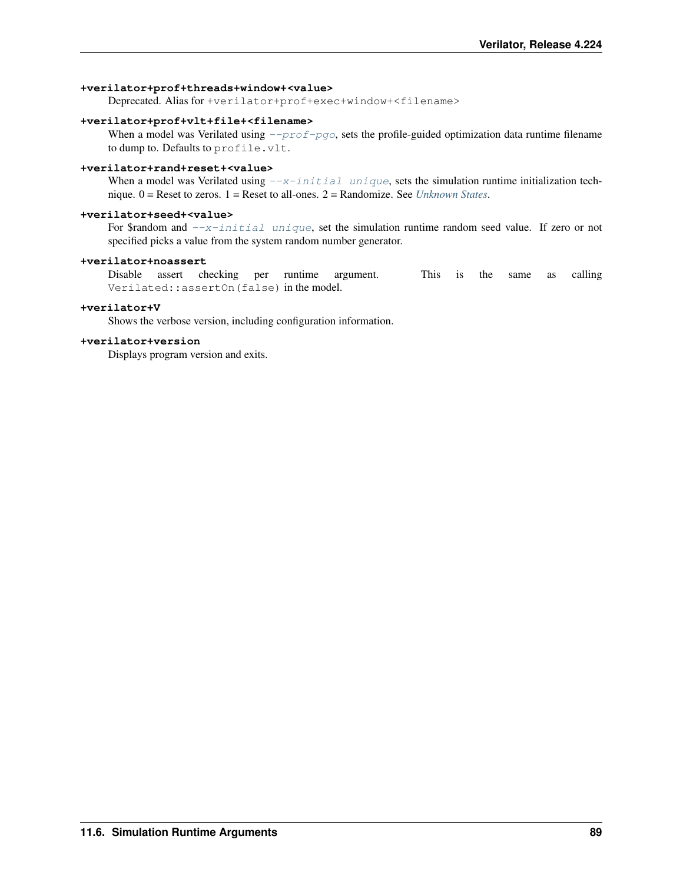**+verilator+prof+threads+window+<value>**
Deprecated. Alias for `+verilator+prof+exec+window+<filename>`

**+verilator+prof+vlt+file+<filename>**
When a model was Verilated using *--prof-pgo*, sets the profile-guided optimization data runtime filename to dump to. Defaults to `profile.vlt`.

**+verilator+rand+reset+<value>**
When a model was Verilated using *--x-initial unique*, sets the simulation runtime initialization technique. 0 = Reset to zeros. 1 = Reset to all-ones. 2 = Randomize. See *Unknown States*.

**+verilator+seed+<value>**
For $random and *--x-initial unique*, set the simulation runtime random seed value. If zero or not specified picks a value from the system random number generator.

**+verilator+noassert**
Disable assert checking per runtime argument. This is the same as calling `Verilated::assertOn(false)` in the model.

**+verilator+V**
Shows the verbose version, including configuration information.

**+verilator+version**
Displays program version and exits.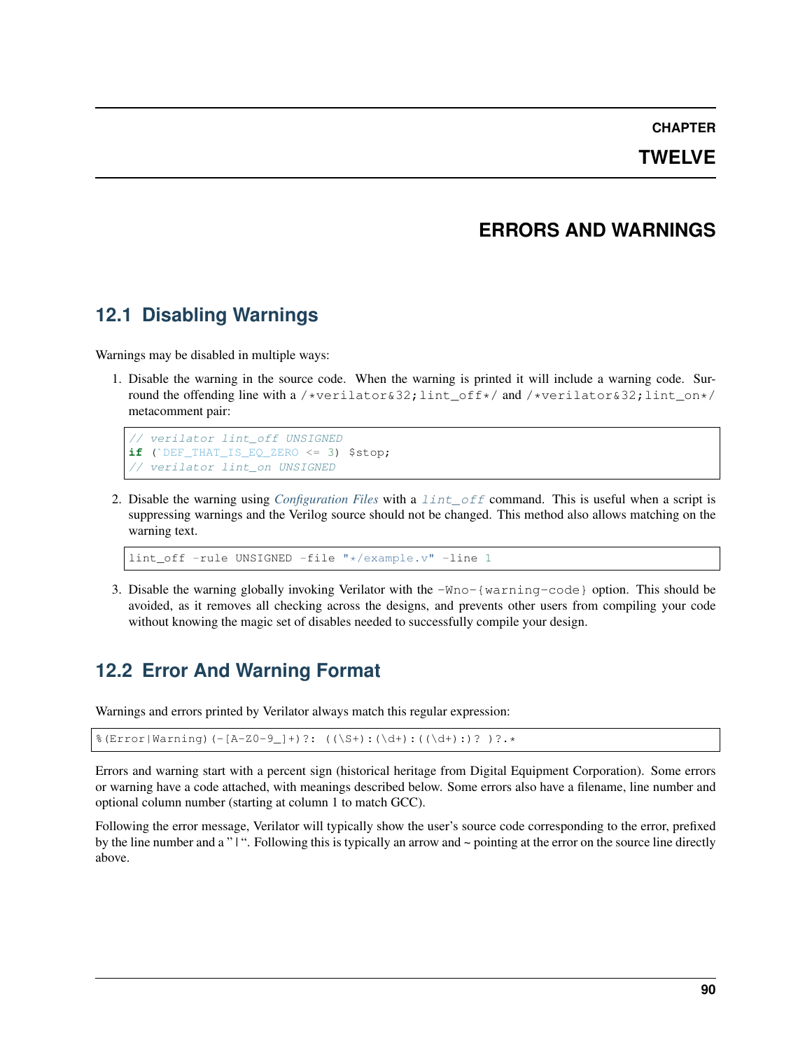# CHAPTER TWELVE

# ERRORS AND WARNINGS

## 12.1 Disabling Warnings

Warnings may be disabled in multiple ways:

1. Disable the warning in the source code. When the warning is printed it will include a warning code. Surround the offending line with a `/*verilator&32;lint_off*/` and `/*verilator&32;lint_on*/` metacomment pair:

```
// verilator lint_off UNSIGNED
if (`DEF_THAT_IS_EQ_ZERO <= 3) $stop;
// verilator lint_on UNSIGNED
```

2. Disable the warning using *Configuration Files* with a `lint_off` command. This is useful when a script is suppressing warnings and the Verilog source should not be changed. This method also allows matching on the warning text.

```
lint_off -rule UNSIGNED -file "*/example.v" -line 1
```

3. Disable the warning globally invoking Verilator with the `-Wno-{warning-code}` option. This should be avoided, as it removes all checking across the designs, and prevents other users from compiling your code without knowing the magic set of disables needed to successfully compile your design.

## 12.2 Error And Warning Format

Warnings and errors printed by Verilator always match this regular expression:

```
%(Error|Warning)(-[A-Z0-9_]+)?: ((\S+):(\d+):((\d+):)? )?.*
```

Errors and warning start with a percent sign (historical heritage from Digital Equipment Corporation). Some errors or warning have a code attached, with meanings described below. Some errors also have a filename, line number and optional column number (starting at column 1 to match GCC).

Following the error message, Verilator will typically show the user's source code corresponding to the error, prefixed by the line number and a " | ". Following this is typically an arrow and ~ pointing at the error on the source line directly above.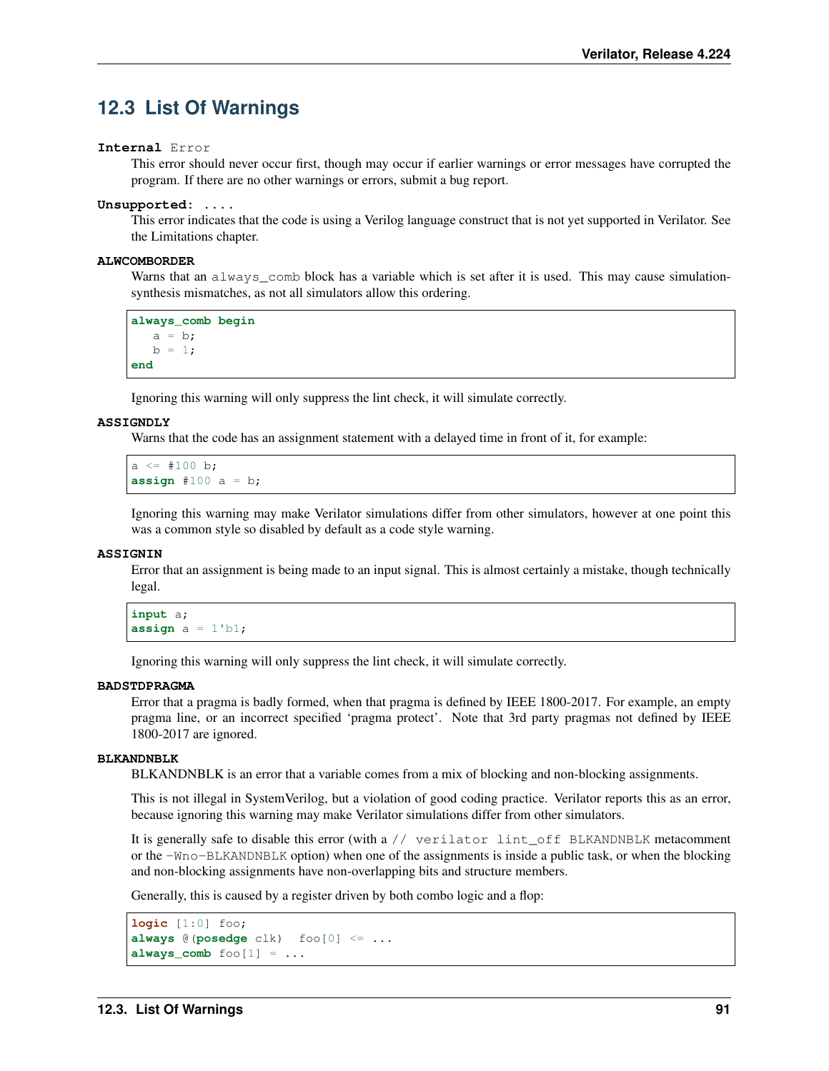## 12.3 List Of Warnings

**Internal Error**
: This error should never occur first, though may occur if earlier warnings or error messages have corrupted the program. If there are no other warnings or errors, submit a bug report.

**Unsupported: ....**
: This error indicates that the code is using a Verilog language construct that is not yet supported in Verilator. See the Limitations chapter.

**ALWCOMBORDER**
: Warns that an `always_comb` block has a variable which is set after it is used. This may cause simulation-synthesis mismatches, as not all simulators allow this ordering.

```
always_comb begin
   a = b;
   b = 1;
end
```

Ignoring this warning will only suppress the lint check, it will simulate correctly.

**ASSIGNDLY**
: Warns that the code has an assignment statement with a delayed time in front of it, for example:

```
a <= #100 b;
assign #100 a = b;
```

Ignoring this warning may make Verilator simulations differ from other simulators, however at one point this was a common style so disabled by default as a code style warning.

**ASSIGNIN**
: Error that an assignment is being made to an input signal. This is almost certainly a mistake, though technically legal.

```
input a;
assign a = 1'b1;
```

Ignoring this warning will only suppress the lint check, it will simulate correctly.

**BADSTDPRAGMA**
: Error that a pragma is badly formed, when that pragma is defined by IEEE 1800-2017. For example, an empty pragma line, or an incorrect specified 'pragma protect'. Note that 3rd party pragmas not defined by IEEE 1800-2017 are ignored.

**BLKANDNBLK**
: BLKANDNBLK is an error that a variable comes from a mix of blocking and non-blocking assignments.

This is not illegal in SystemVerilog, but a violation of good coding practice. Verilator reports this as an error, because ignoring this warning may make Verilator simulations differ from other simulators.

It is generally safe to disable this error (with a `// verilator lint_off BLKANDNBLK` metacomment or the `-Wno-BLKANDNBLK` option) when one of the assignments is inside a public task, or when the blocking and non-blocking assignments have non-overlapping bits and structure members.

Generally, this is caused by a register driven by both combo logic and a flop:

```
logic [1:0] foo;
always @(posedge clk)  foo[0] <= ...
always_comb foo[1] = ...
```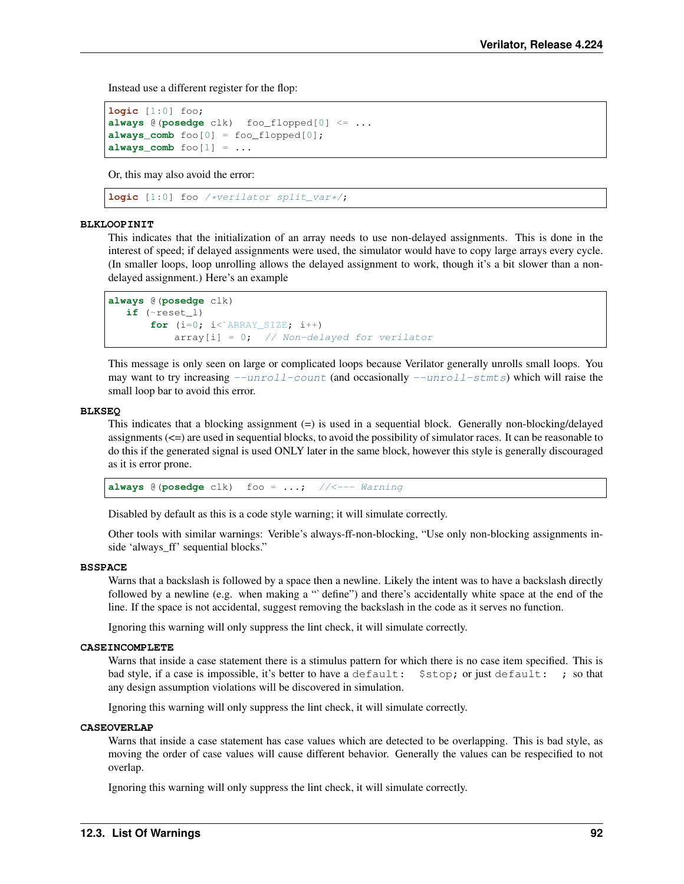Instead use a different register for the flop:

```
logic [1:0] foo;
always @(posedge clk)  foo_flopped[0] <= ...
always_comb foo[0] = foo_flopped[0];
always_comb foo[1] = ...
```

Or, this may also avoid the error:

```
logic [1:0] foo /*verilator split_var*/;
```

**BLKLOOPINIT**

This indicates that the initialization of an array needs to use non-delayed assignments. This is done in the interest of speed; if delayed assignments were used, the simulator would have to copy large arrays every cycle. (In smaller loops, loop unrolling allows the delayed assignment to work, though it's a bit slower than a non-delayed assignment.) Here's an example

```
always @(posedge clk)
   if (~reset_l)
       for (i=0; i<`ARRAY_SIZE; i++)
           array[i] = 0;  // Non-delayed for verilator
```

This message is only seen on large or complicated loops because Verilator generally unrolls small loops. You may want to try increasing *--unroll-count* (and occasionally *--unroll-stmts*) which will raise the small loop bar to avoid this error.

**BLKSEQ**

This indicates that a blocking assignment (=) is used in a sequential block. Generally non-blocking/delayed assignments (<=) are used in sequential blocks, to avoid the possibility of simulator races. It can be reasonable to do this if the generated signal is used ONLY later in the same block, however this style is generally discouraged as it is error prone.

```
always @(posedge clk)  foo = ...;  //<--- Warning
```

Disabled by default as this is a code style warning; it will simulate correctly.

Other tools with similar warnings: Verible's always-ff-non-blocking, "Use only non-blocking assignments inside 'always_ff' sequential blocks."

**BSSPACE**

Warns that a backslash is followed by a space then a newline. Likely the intent was to have a backslash directly followed by a newline (e.g. when making a "` define") and there's accidentally white space at the end of the line. If the space is not accidental, suggest removing the backslash in the code as it serves no function.

Ignoring this warning will only suppress the lint check, it will simulate correctly.

**CASEINCOMPLETE**

Warns that inside a case statement there is a stimulus pattern for which there is no case item specified. This is bad style, if a case is impossible, it's better to have a `default: $stop;` or just `default: ;` so that any design assumption violations will be discovered in simulation.

Ignoring this warning will only suppress the lint check, it will simulate correctly.

**CASEOVERLAP**

Warns that inside a case statement has case values which are detected to be overlapping. This is bad style, as moving the order of case values will cause different behavior. Generally the values can be respecified to not overlap.

Ignoring this warning will only suppress the lint check, it will simulate correctly.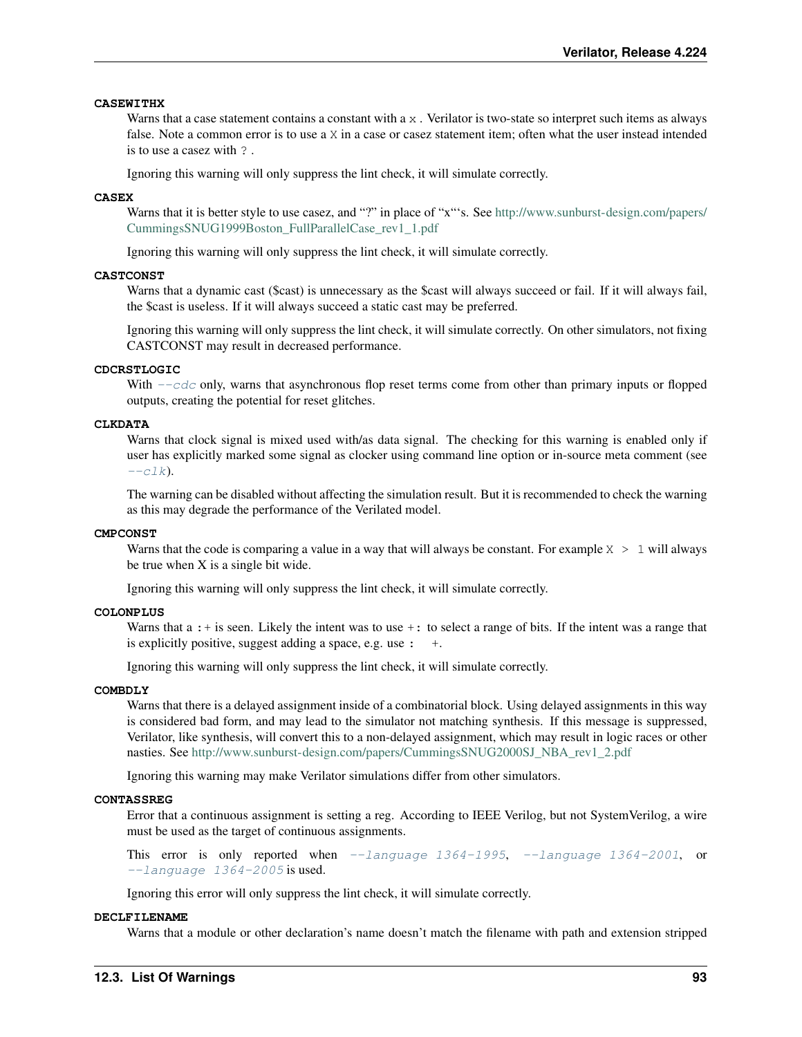**CASEWITHX**

Warns that a case statement contains a constant with a `x`. Verilator is two-state so interpret such items as always false. Note a common error is to use a `X` in a case or casez statement item; often what the user instead intended is to use a casez with `?`.

Ignoring this warning will only suppress the lint check, it will simulate correctly.

**CASEX**

Warns that it is better style to use casez, and "?" in place of "x"'s. See http://www.sunburst-design.com/papers/CummingsSNUG1999Boston_FullParallelCase_rev1_1.pdf

Ignoring this warning will only suppress the lint check, it will simulate correctly.

**CASTCONST**

Warns that a dynamic cast ($cast) is unnecessary as the $cast will always succeed or fail. If it will always fail, the $cast is useless. If it will always succeed a static cast may be preferred.

Ignoring this warning will only suppress the lint check, it will simulate correctly. On other simulators, not fixing CASTCONST may result in decreased performance.

**CDCRSTLOGIC**

With `--cdc` only, warns that asynchronous flop reset terms come from other than primary inputs or flopped outputs, creating the potential for reset glitches.

**CLKDATA**

Warns that clock signal is mixed used with/as data signal. The checking for this warning is enabled only if user has explicitly marked some signal as clocker using command line option or in-source meta comment (see `--clk`).

The warning can be disabled without affecting the simulation result. But it is recommended to check the warning as this may degrade the performance of the Verilated model.

**CMPCONST**

Warns that the code is comparing a value in a way that will always be constant. For example `X > 1` will always be true when X is a single bit wide.

Ignoring this warning will only suppress the lint check, it will simulate correctly.

**COLONPLUS**

Warns that a `:+` is seen. Likely the intent was to use `+:` to select a range of bits. If the intent was a range that is explicitly positive, suggest adding a space, e.g. use `: +`.

Ignoring this warning will only suppress the lint check, it will simulate correctly.

**COMBDLY**

Warns that there is a delayed assignment inside of a combinatorial block. Using delayed assignments in this way is considered bad form, and may lead to the simulator not matching synthesis. If this message is suppressed, Verilator, like synthesis, will convert this to a non-delayed assignment, which may result in logic races or other nasties. See http://www.sunburst-design.com/papers/CummingsSNUG2000SJ_NBA_rev1_2.pdf

Ignoring this warning may make Verilator simulations differ from other simulators.

**CONTASSREG**

Error that a continuous assignment is setting a reg. According to IEEE Verilog, but not SystemVerilog, a wire must be used as the target of continuous assignments.

This error is only reported when `--language 1364-1995`, `--language 1364-2001`, or `--language 1364-2005` is used.

Ignoring this error will only suppress the lint check, it will simulate correctly.

**DECLFILENAME**

Warns that a module or other declaration's name doesn't match the filename with path and extension stripped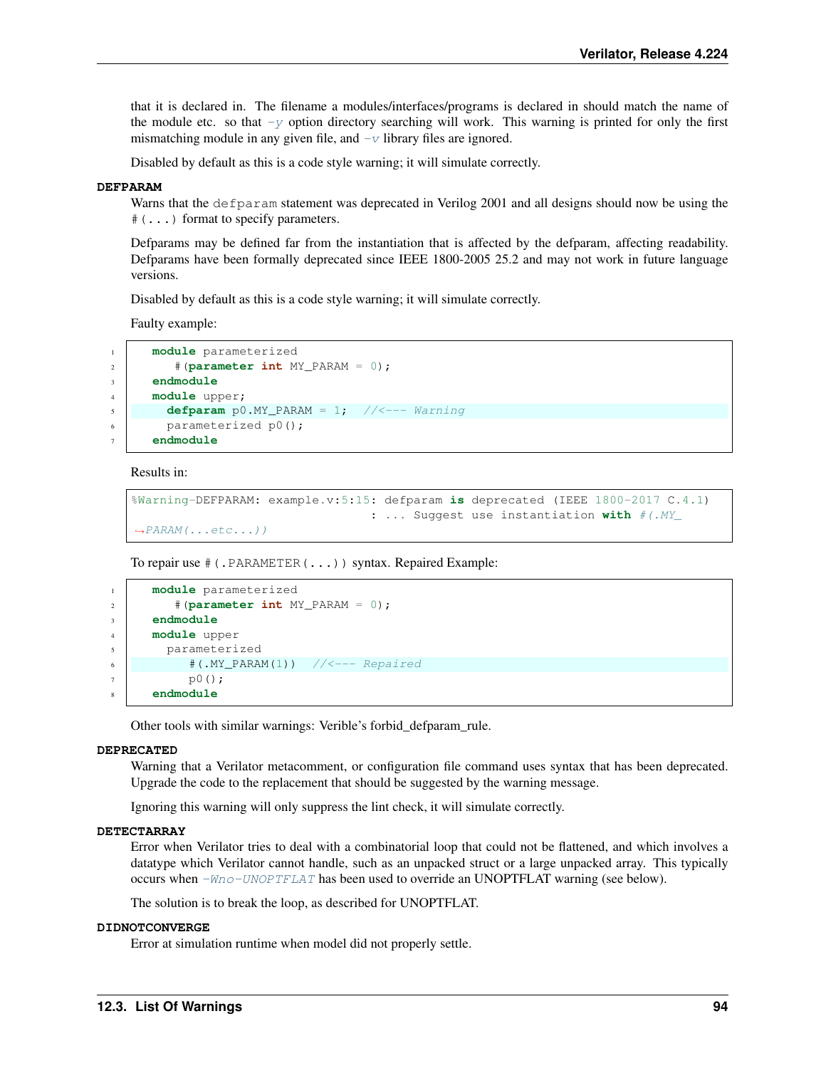that it is declared in. The filename a modules/interfaces/programs is declared in should match the name of the module etc. so that *-y* option directory searching will work. This warning is printed for only the first mismatching module in any given file, and *-v* library files are ignored.

Disabled by default as this is a code style warning; it will simulate correctly.

**DEFPARAM**

Warns that the `defparam` statement was deprecated in Verilog 2001 and all designs should now be using the `#(...)` format to specify parameters.

Defparams may be defined far from the instantiation that is affected by the defparam, affecting readability. Defparams have been formally deprecated since IEEE 1800-2005 25.2 and may not work in future language versions.

Disabled by default as this is a code style warning; it will simulate correctly.

Faulty example:

```
module parameterized
   #(parameter int MY_PARAM = 0);
endmodule
module upper;
  defparam p0.MY_PARAM = 1;  //<--- Warning
  parameterized p0();
endmodule
```

Results in:

```
%Warning-DEFPARAM: example.v:5:15: defparam is deprecated (IEEE 1800-2017 C.4.1)
                                 : ... Suggest use instantiation with #(.MY_PARAM(...etc...))
```

To repair use `#(.PARAMETER(...))` syntax. Repaired Example:

```
module parameterized
   #(parameter int MY_PARAM = 0);
endmodule
module upper
  parameterized
     #(.MY_PARAM(1))  //<--- Repaired
     p0();
endmodule
```

Other tools with similar warnings: Verible's forbid_defparam_rule.

**DEPRECATED**

Warning that a Verilator metacomment, or configuration file command uses syntax that has been deprecated. Upgrade the code to the replacement that should be suggested by the warning message.

Ignoring this warning will only suppress the lint check, it will simulate correctly.

**DETECTARRAY**

Error when Verilator tries to deal with a combinatorial loop that could not be flattened, and which involves a datatype which Verilator cannot handle, such as an unpacked struct or a large unpacked array. This typically occurs when *-Wno-UNOPTFLAT* has been used to override an UNOPTFLAT warning (see below).

The solution is to break the loop, as described for UNOPTFLAT.

**DIDNOTCONVERGE**

Error at simulation runtime when model did not properly settle.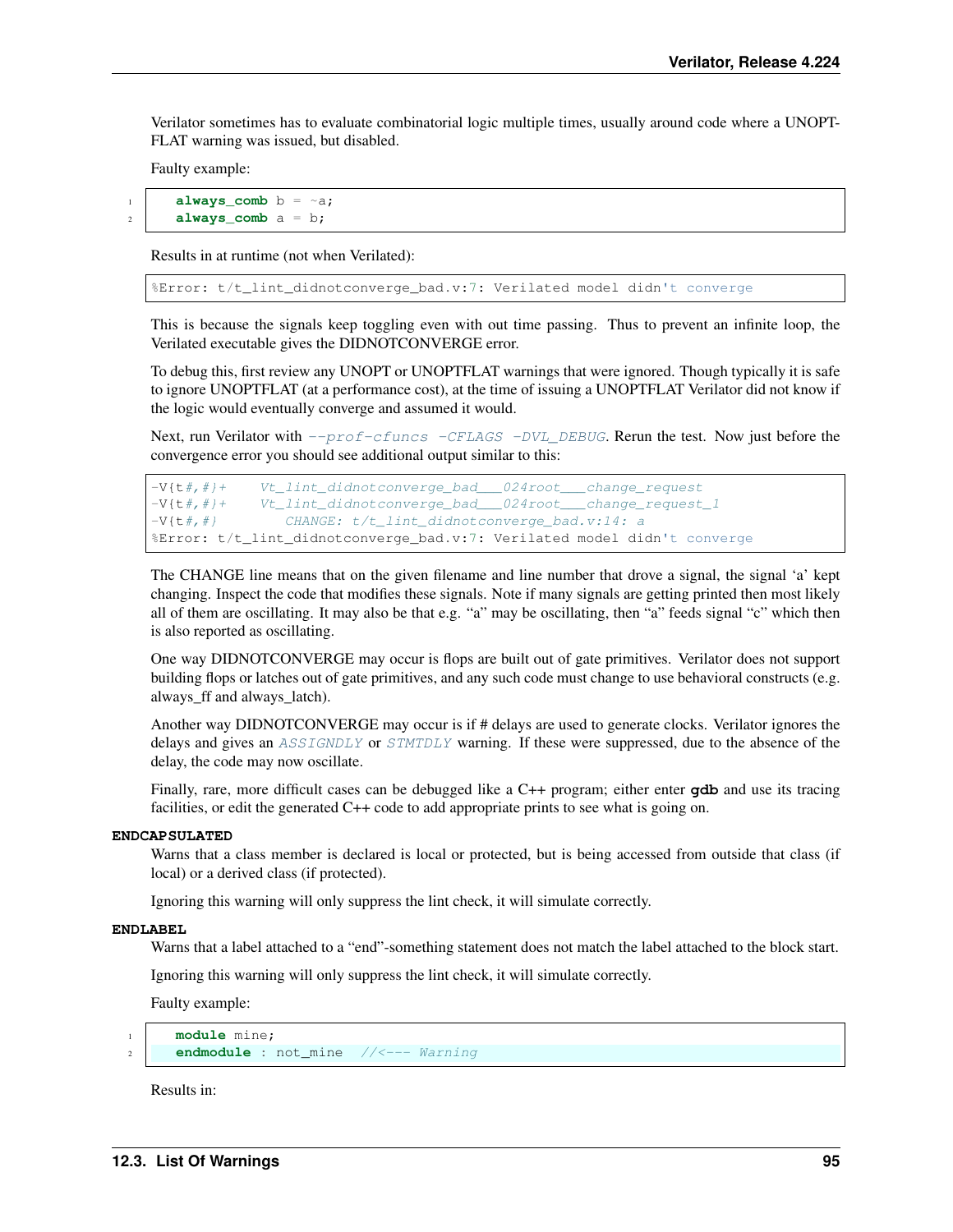Verilator sometimes has to evaluate combinatorial logic multiple times, usually around code where a UNOPTFLAT warning was issued, but disabled.

Faulty example:

```
always_comb b = ~a;
always_comb a = b;
```

Results in at runtime (not when Verilated):

```
%Error: t/t_lint_didnotconverge_bad.v:7: Verilated model didn't converge
```

This is because the signals keep toggling even with out time passing. Thus to prevent an infinite loop, the Verilated executable gives the DIDNOTCONVERGE error.

To debug this, first review any UNOPT or UNOPTFLAT warnings that were ignored. Though typically it is safe to ignore UNOPTFLAT (at a performance cost), at the time of issuing a UNOPTFLAT Verilator did not know if the logic would eventually converge and assumed it would.

Next, run Verilator with *--prof-cfuncs -CFLAGS -DVL_DEBUG*. Rerun the test. Now just before the convergence error you should see additional output similar to this:

```
-V{t#,#}+    Vt_lint_didnotconverge_bad___024root___change_request
-V{t#,#}+    Vt_lint_didnotconverge_bad___024root___change_request_1
-V{t#,#}         CHANGE: t/t_lint_didnotconverge_bad.v:14: a
%Error: t/t_lint_didnotconverge_bad.v:7: Verilated model didn't converge
```

The CHANGE line means that on the given filename and line number that drove a signal, the signal 'a' kept changing. Inspect the code that modifies these signals. Note if many signals are getting printed then most likely all of them are oscillating. It may also be that e.g. "a" may be oscillating, then "a" feeds signal "c" which then is also reported as oscillating.

One way DIDNOTCONVERGE may occur is flops are built out of gate primitives. Verilator does not support building flops or latches out of gate primitives, and any such code must change to use behavioral constructs (e.g. always_ff and always_latch).

Another way DIDNOTCONVERGE may occur is if # delays are used to generate clocks. Verilator ignores the delays and gives an *ASSIGNDLY* or *STMTDLY* warning. If these were suppressed, due to the absence of the delay, the code may now oscillate.

Finally, rare, more difficult cases can be debugged like a C++ program; either enter **gdb** and use its tracing facilities, or edit the generated C++ code to add appropriate prints to see what is going on.

**ENDCAPSULATED**

Warns that a class member is declared is local or protected, but is being accessed from outside that class (if local) or a derived class (if protected).

Ignoring this warning will only suppress the lint check, it will simulate correctly.

**ENDLABEL**

Warns that a label attached to a "end"-something statement does not match the label attached to the block start.

Ignoring this warning will only suppress the lint check, it will simulate correctly.

Faulty example:

```
module mine;
endmodule : not_mine  //<--- Warning
```

Results in: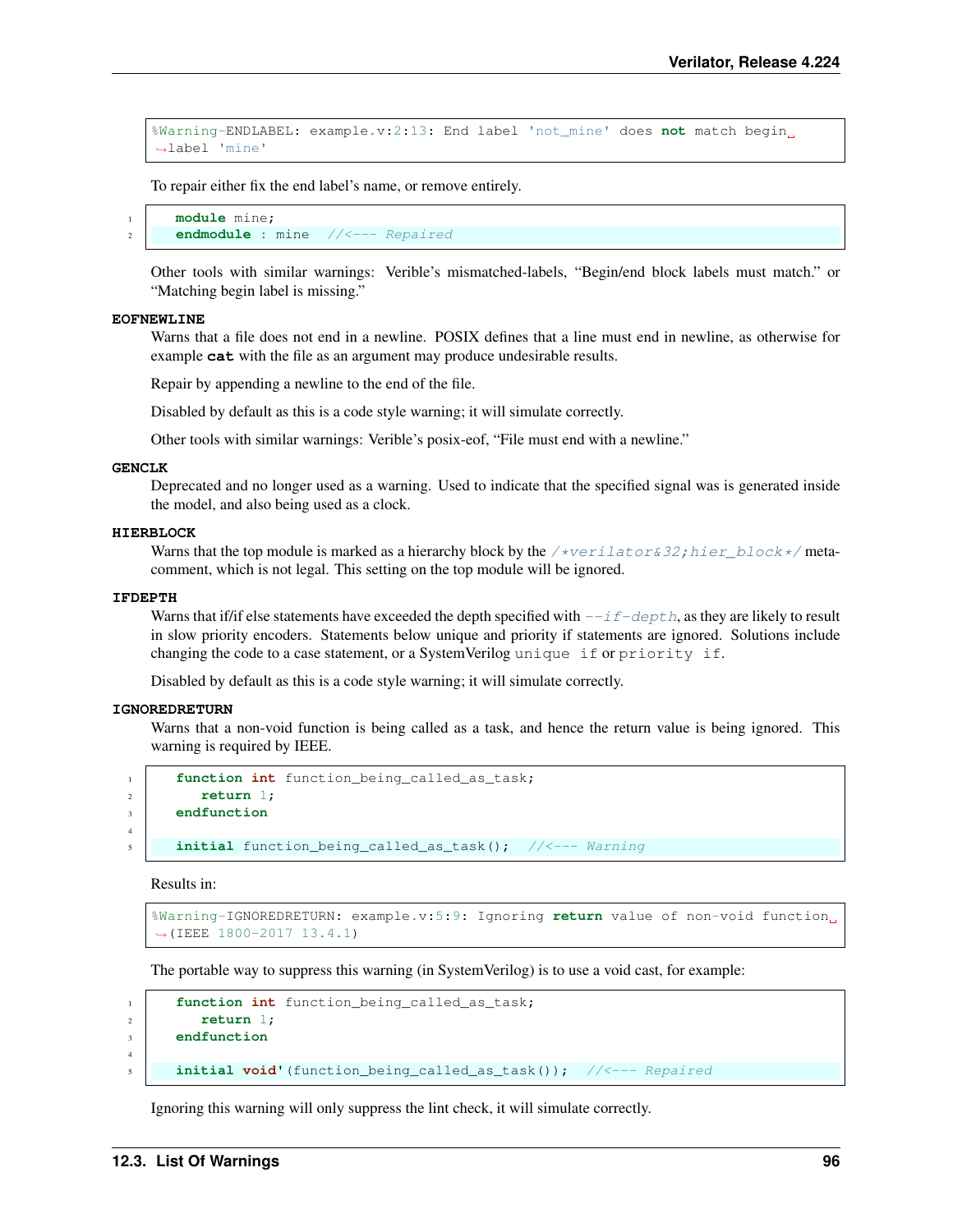```
%Warning-ENDLABEL: example.v:2:13: End label 'not_mine' does not match begin label 'mine'
```

To repair either fix the end label's name, or remove entirely.

```
module mine;
endmodule : mine  //<--- Repaired
```

Other tools with similar warnings: Verible's mismatched-labels, "Begin/end block labels must match." or "Matching begin label is missing."

**EOFNEWLINE**

Warns that a file does not end in a newline. POSIX defines that a line must end in newline, as otherwise for example **cat** with the file as an argument may produce undesirable results.

Repair by appending a newline to the end of the file.

Disabled by default as this is a code style warning; it will simulate correctly.

Other tools with similar warnings: Verible's posix-eof, "File must end with a newline."

**GENCLK**

Deprecated and no longer used as a warning. Used to indicate that the specified signal was is generated inside the model, and also being used as a clock.

**HIERBLOCK**

Warns that the top module is marked as a hierarchy block by the `/*verilator&32;hier_block*/` meta-comment, which is not legal. This setting on the top module will be ignored.

**IFDEPTH**

Warns that if/if else statements have exceeded the depth specified with `--if-depth`, as they are likely to result in slow priority encoders. Statements below unique and priority if statements are ignored. Solutions include changing the code to a case statement, or a SystemVerilog `unique if` or `priority if`.

Disabled by default as this is a code style warning; it will simulate correctly.

**IGNOREDRETURN**

Warns that a non-void function is being called as a task, and hence the return value is being ignored. This warning is required by IEEE.

```
function int function_being_called_as_task;
   return 1;
endfunction

initial function_being_called_as_task();  //<--- Warning
```

Results in:

```
%Warning-IGNOREDRETURN: example.v:5:9: Ignoring return value of non-void function (IEEE 1800-2017 13.4.1)
```

The portable way to suppress this warning (in SystemVerilog) is to use a void cast, for example:

```
function int function_being_called_as_task;
   return 1;
endfunction

initial void'(function_being_called_as_task());  //<--- Repaired
```

Ignoring this warning will only suppress the lint check, it will simulate correctly.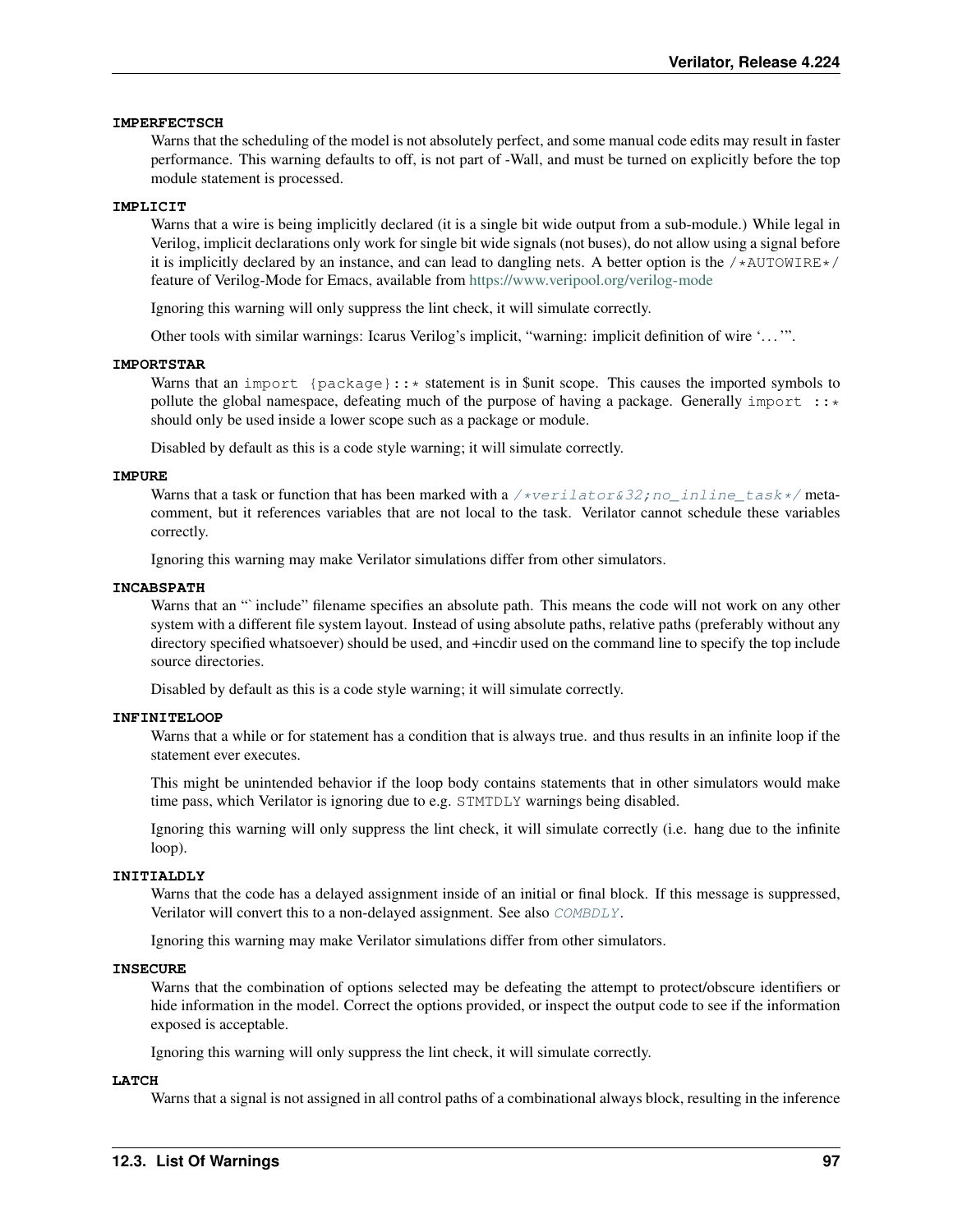**IMPERFECTSCH**

Warns that the scheduling of the model is not absolutely perfect, and some manual code edits may result in faster performance. This warning defaults to off, is not part of -Wall, and must be turned on explicitly before the top module statement is processed.

**IMPLICIT**

Warns that a wire is being implicitly declared (it is a single bit wide output from a sub-module.) While legal in Verilog, implicit declarations only work for single bit wide signals (not buses), do not allow using a signal before it is implicitly declared by an instance, and can lead to dangling nets. A better option is the `/*AUTOWIRE*/` feature of Verilog-Mode for Emacs, available from https://www.veripool.org/verilog-mode

Ignoring this warning will only suppress the lint check, it will simulate correctly.

Other tools with similar warnings: Icarus Verilog's implicit, "warning: implicit definition of wire '...'".

**IMPORTSTAR**

Warns that an `import {package}::*` statement is in $unit scope. This causes the imported symbols to pollute the global namespace, defeating much of the purpose of having a package. Generally `import ::*` should only be used inside a lower scope such as a package or module.

Disabled by default as this is a code style warning; it will simulate correctly.

**IMPURE**

Warns that a task or function that has been marked with a `/*verilator&32;no_inline_task*/` meta-comment, but it references variables that are not local to the task. Verilator cannot schedule these variables correctly.

Ignoring this warning may make Verilator simulations differ from other simulators.

**INCABSPATH**

Warns that an "`include" filename specifies an absolute path. This means the code will not work on any other system with a different file system layout. Instead of using absolute paths, relative paths (preferably without any directory specified whatsoever) should be used, and +incdir used on the command line to specify the top include source directories.

Disabled by default as this is a code style warning; it will simulate correctly.

**INFINITELOOP**

Warns that a while or for statement has a condition that is always true. and thus results in an infinite loop if the statement ever executes.

This might be unintended behavior if the loop body contains statements that in other simulators would make time pass, which Verilator is ignoring due to e.g. `STMTDLY` warnings being disabled.

Ignoring this warning will only suppress the lint check, it will simulate correctly (i.e. hang due to the infinite loop).

**INITIALDLY**

Warns that the code has a delayed assignment inside of an initial or final block. If this message is suppressed, Verilator will convert this to a non-delayed assignment. See also `COMBDLY`.

Ignoring this warning may make Verilator simulations differ from other simulators.

**INSECURE**

Warns that the combination of options selected may be defeating the attempt to protect/obscure identifiers or hide information in the model. Correct the options provided, or inspect the output code to see if the information exposed is acceptable.

Ignoring this warning will only suppress the lint check, it will simulate correctly.

**LATCH**

Warns that a signal is not assigned in all control paths of a combinational always block, resulting in the inference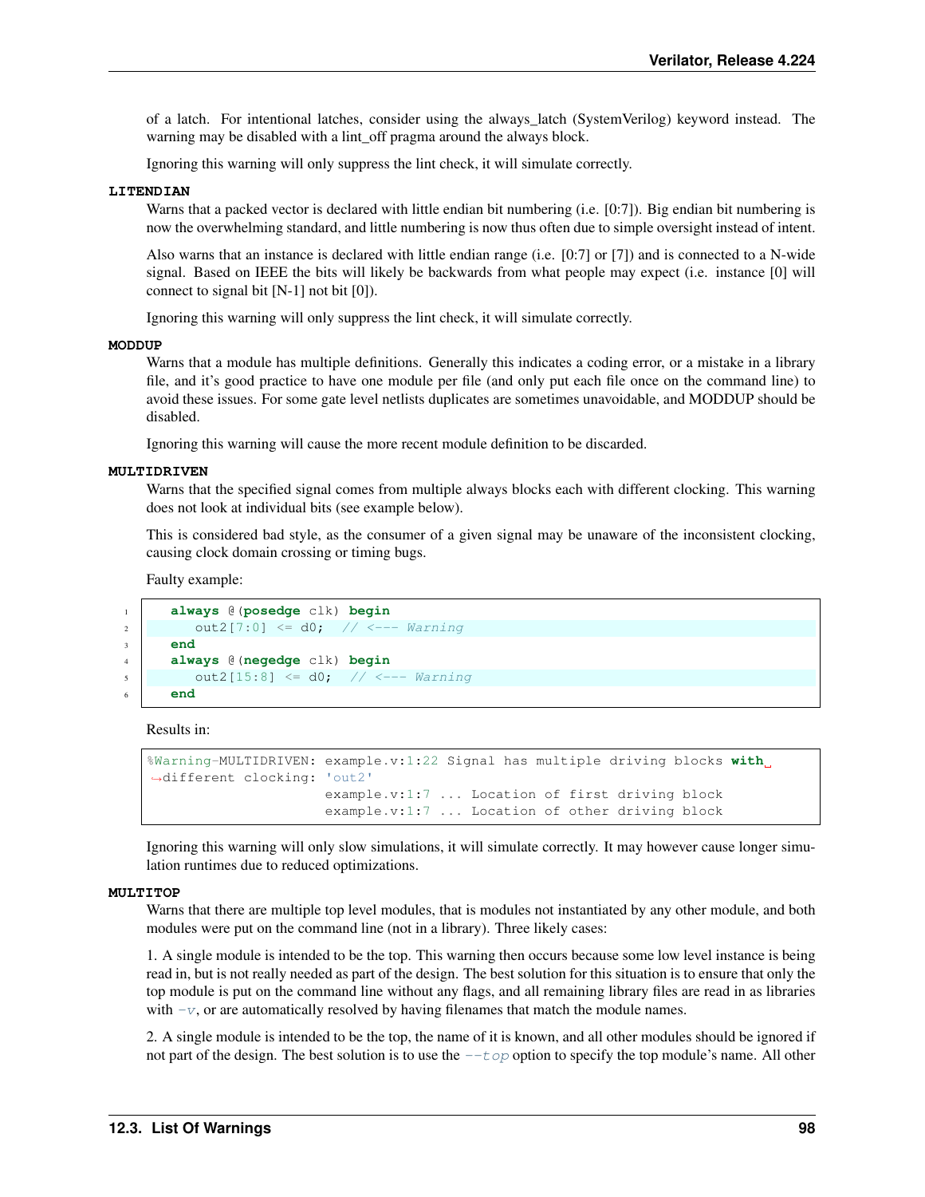of a latch. For intentional latches, consider using the always_latch (SystemVerilog) keyword instead. The warning may be disabled with a lint_off pragma around the always block.

Ignoring this warning will only suppress the lint check, it will simulate correctly.

**LITENDIAN**

Warns that a packed vector is declared with little endian bit numbering (i.e. [0:7]). Big endian bit numbering is now the overwhelming standard, and little numbering is now thus often due to simple oversight instead of intent.

Also warns that an instance is declared with little endian range (i.e. [0:7] or [7]) and is connected to a N-wide signal. Based on IEEE the bits will likely be backwards from what people may expect (i.e. instance [0] will connect to signal bit [N-1] not bit [0]).

Ignoring this warning will only suppress the lint check, it will simulate correctly.

**MODDUP**

Warns that a module has multiple definitions. Generally this indicates a coding error, or a mistake in a library file, and it's good practice to have one module per file (and only put each file once on the command line) to avoid these issues. For some gate level netlists duplicates are sometimes unavoidable, and MODDUP should be disabled.

Ignoring this warning will cause the more recent module definition to be discarded.

**MULTIDRIVEN**

Warns that the specified signal comes from multiple always blocks each with different clocking. This warning does not look at individual bits (see example below).

This is considered bad style, as the consumer of a given signal may be unaware of the inconsistent clocking, causing clock domain crossing or timing bugs.

Faulty example:

```
always @(posedge clk) begin
   out2[7:0] <= d0;  // <--- Warning
end
always @(negedge clk) begin
   out2[15:8] <= d0;  // <--- Warning
end
```

Results in:

```
%Warning-MULTIDRIVEN: example.v:1:22 Signal has multiple driving blocks with different clocking: 'out2'
                      example.v:1:7 ... Location of first driving block
                      example.v:1:7 ... Location of other driving block
```

Ignoring this warning will only slow simulations, it will simulate correctly. It may however cause longer simulation runtimes due to reduced optimizations.

**MULTITOP**

Warns that there are multiple top level modules, that is modules not instantiated by any other module, and both modules were put on the command line (not in a library). Three likely cases:

1. A single module is intended to be the top. This warning then occurs because some low level instance is being read in, but is not really needed as part of the design. The best solution for this situation is to ensure that only the top module is put on the command line without any flags, and all remaining library files are read in as libraries with *-v*, or are automatically resolved by having filenames that match the module names.

2. A single module is intended to be the top, the name of it is known, and all other modules should be ignored if not part of the design. The best solution is to use the *--top* option to specify the top module's name. All other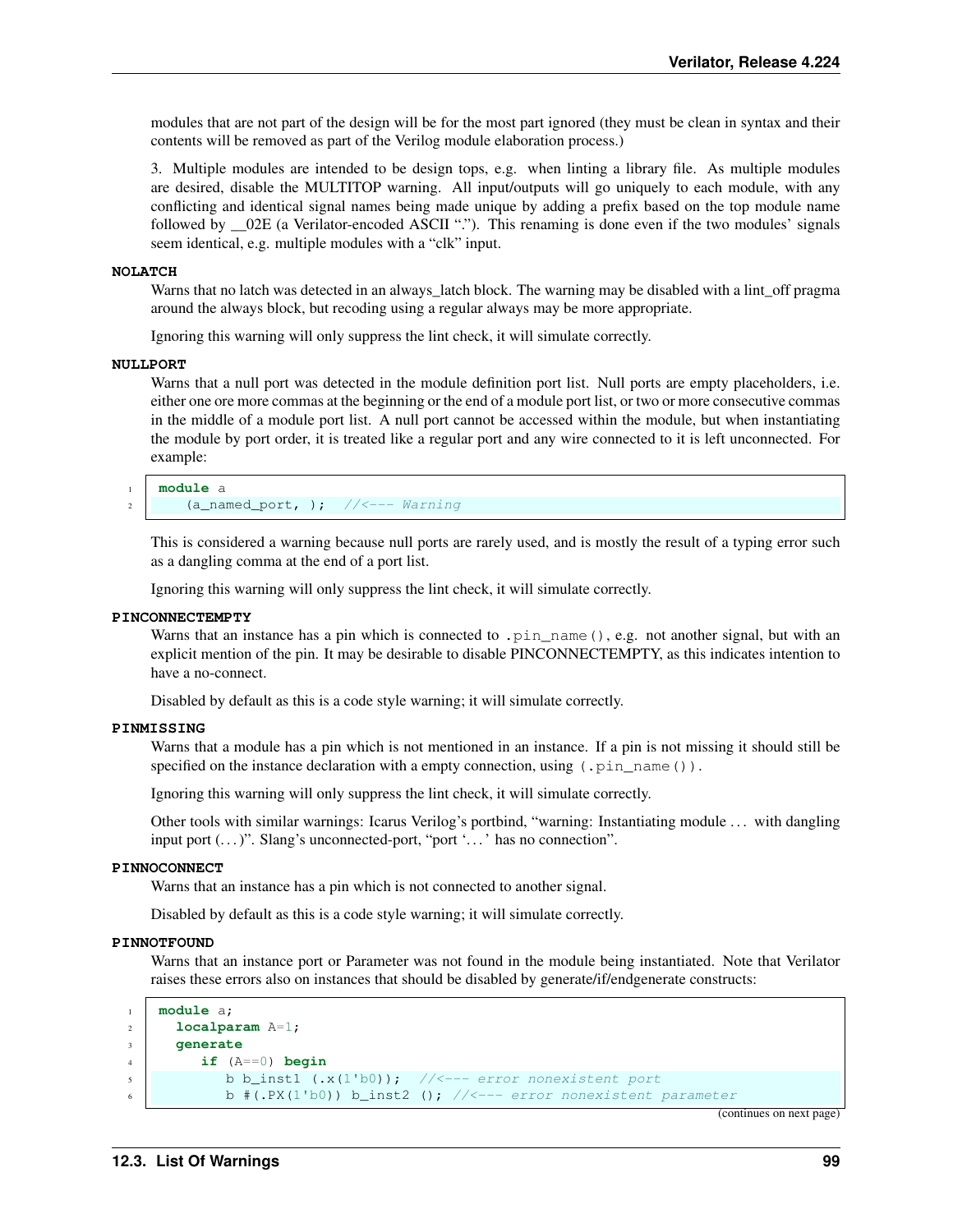modules that are not part of the design will be for the most part ignored (they must be clean in syntax and their contents will be removed as part of the Verilog module elaboration process.)

3. Multiple modules are intended to be design tops, e.g. when linting a library file. As multiple modules are desired, disable the MULTITOP warning. All input/outputs will go uniquely to each module, with any conflicting and identical signal names being made unique by adding a prefix based on the top module name followed by __02E (a Verilator-encoded ASCII "."). This renaming is done even if the two modules' signals seem identical, e.g. multiple modules with a "clk" input.

**NOLATCH**

Warns that no latch was detected in an always_latch block. The warning may be disabled with a lint_off pragma around the always block, but recoding using a regular always may be more appropriate.

Ignoring this warning will only suppress the lint check, it will simulate correctly.

**NULLPORT**

Warns that a null port was detected in the module definition port list. Null ports are empty placeholders, i.e. either one ore more commas at the beginning or the end of a module port list, or two or more consecutive commas in the middle of a module port list. A null port cannot be accessed within the module, but when instantiating the module by port order, it is treated like a regular port and any wire connected to it is left unconnected. For example:

```
module a
   (a_named_port, );  //<--- Warning
```

This is considered a warning because null ports are rarely used, and is mostly the result of a typing error such as a dangling comma at the end of a port list.

Ignoring this warning will only suppress the lint check, it will simulate correctly.

**PINCONNECTEMPTY**

Warns that an instance has a pin which is connected to `.pin_name()`, e.g. not another signal, but with an explicit mention of the pin. It may be desirable to disable PINCONNECTEMPTY, as this indicates intention to have a no-connect.

Disabled by default as this is a code style warning; it will simulate correctly.

**PINMISSING**

Warns that a module has a pin which is not mentioned in an instance. If a pin is not missing it should still be specified on the instance declaration with a empty connection, using `(.pin_name())`.

Ignoring this warning will only suppress the lint check, it will simulate correctly.

Other tools with similar warnings: Icarus Verilog's portbind, "warning: Instantiating module ... with dangling input port (...)". Slang's unconnected-port, "port '...' has no connection".

**PINNOCONNECT**

Warns that an instance has a pin which is not connected to another signal.

Disabled by default as this is a code style warning; it will simulate correctly.

**PINNOTFOUND**

Warns that an instance port or Parameter was not found in the module being instantiated. Note that Verilator raises these errors also on instances that should be disabled by generate/if/endgenerate constructs:

```
module a;
  localparam A=1;
  generate
     if (A==0) begin
        b b_inst1 (.x(1'b0));  //<--- error nonexistent port
        b #(.PX(1'b0)) b_inst2 (); //<--- error nonexistent parameter
```

(continues on next page)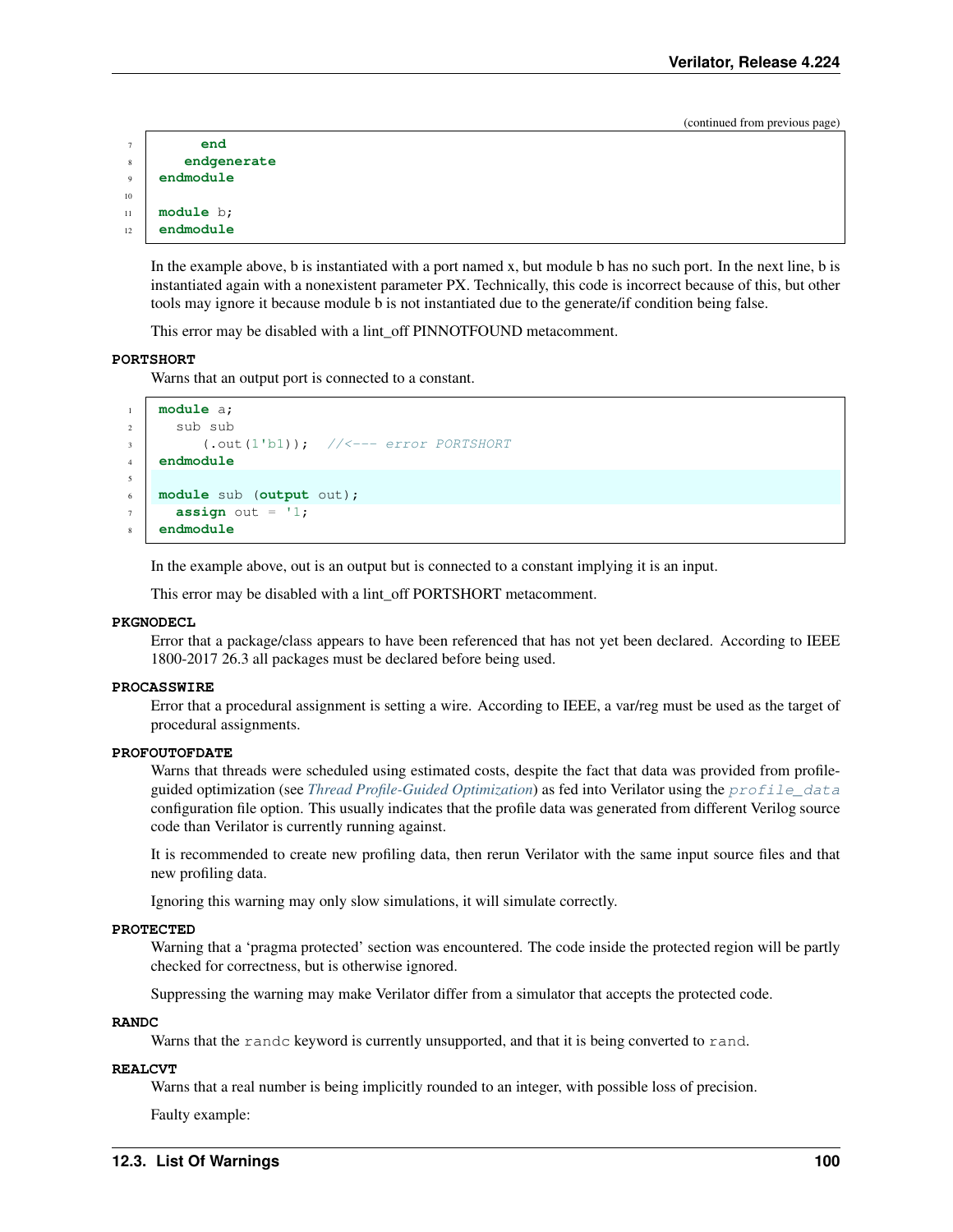```
      end
    endgenerate
endmodule

module b;
endmodule
```

In the example above, b is instantiated with a port named x, but module b has no such port. In the next line, b is instantiated again with a nonexistent parameter PX. Technically, this code is incorrect because of this, but other tools may ignore it because module b is not instantiated due to the generate/if condition being false.

This error may be disabled with a lint_off PINNOTFOUND metacomment.

**PORTSHORT**

Warns that an output port is connected to a constant.

```
module a;
  sub sub
     (.out(1'b1));  //<--- error PORTSHORT
endmodule

module sub (output out);
  assign out = '1;
endmodule
```

In the example above, out is an output but is connected to a constant implying it is an input.

This error may be disabled with a lint_off PORTSHORT metacomment.

**PKGNODECL**

Error that a package/class appears to have been referenced that has not yet been declared. According to IEEE 1800-2017 26.3 all packages must be declared before being used.

**PROCASSWIRE**

Error that a procedural assignment is setting a wire. According to IEEE, a var/reg must be used as the target of procedural assignments.

**PROFOUTOFDATE**

Warns that threads were scheduled using estimated costs, despite the fact that data was provided from profile-guided optimization (see *Thread Profile-Guided Optimization*) as fed into Verilator using the `profile_data` configuration file option. This usually indicates that the profile data was generated from different Verilog source code than Verilator is currently running against.

It is recommended to create new profiling data, then rerun Verilator with the same input source files and that new profiling data.

Ignoring this warning may only slow simulations, it will simulate correctly.

**PROTECTED**

Warning that a 'pragma protected' section was encountered. The code inside the protected region will be partly checked for correctness, but is otherwise ignored.

Suppressing the warning may make Verilator differ from a simulator that accepts the protected code.

**RANDC**

Warns that the `randc` keyword is currently unsupported, and that it is being converted to `rand`.

**REALCVT**

Warns that a real number is being implicitly rounded to an integer, with possible loss of precision.

Faulty example: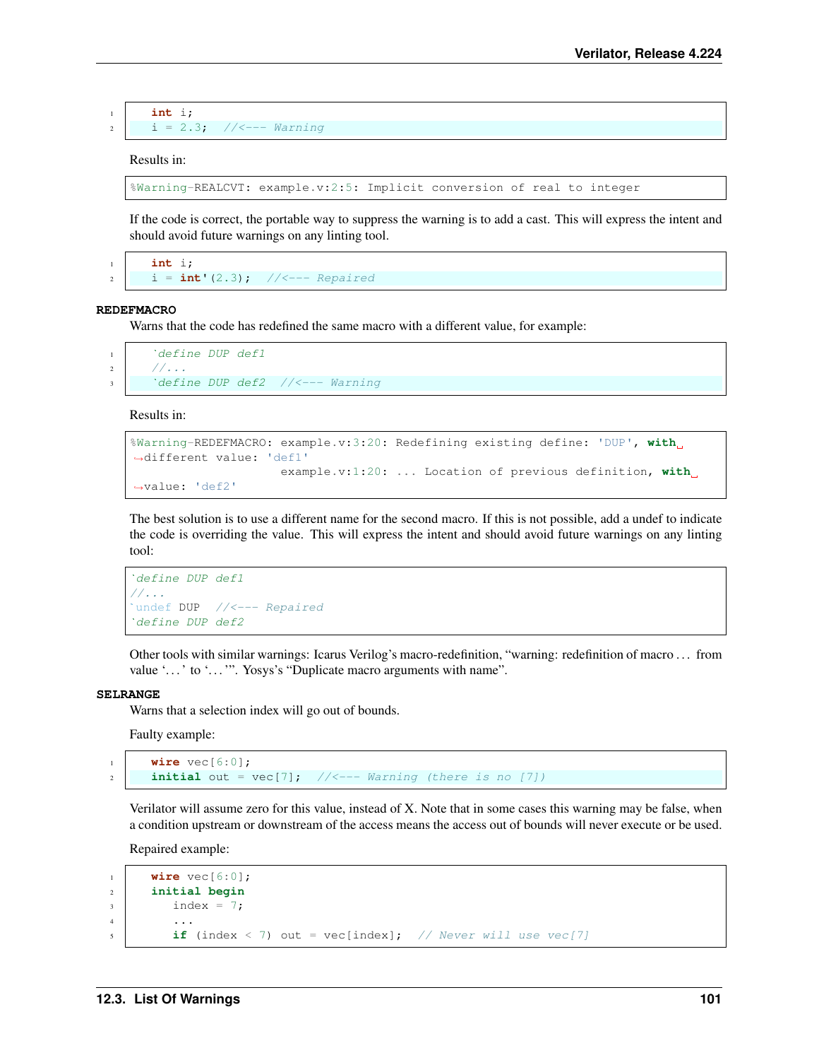```
int i;
i = 2.3;  //<--- Warning
```

Results in:

```
%Warning-REALCVT: example.v:2:5: Implicit conversion of real to integer
```

If the code is correct, the portable way to suppress the warning is to add a cast. This will express the intent and should avoid future warnings on any linting tool.

```
int i;
i = int'(2.3);  //<--- Repaired
```

**REDEFMACRO**

Warns that the code has redefined the same macro with a different value, for example:

```
`define DUP def1
//...
`define DUP def2  //<--- Warning
```

Results in:

```
%Warning-REDEFMACRO: example.v:3:20: Redefining existing define: 'DUP', with different value: 'def1'
                     example.v:1:20: ... Location of previous definition, with value: 'def2'
```

The best solution is to use a different name for the second macro. If this is not possible, add a undef to indicate the code is overriding the value. This will express the intent and should avoid future warnings on any linting tool:

```
`define DUP def1
//...
`undef DUP  //<--- Repaired
`define DUP def2
```

Other tools with similar warnings: Icarus Verilog's macro-redefinition, "warning: redefinition of macro … from value '…' to '…'". Yosys's "Duplicate macro arguments with name".

**SELRANGE**

Warns that a selection index will go out of bounds.

Faulty example:

```
wire vec[6:0];
initial out = vec[7];  //<--- Warning (there is no [7])
```

Verilator will assume zero for this value, instead of X. Note that in some cases this warning may be false, when a condition upstream or downstream of the access means the access out of bounds will never execute or be used.

Repaired example:

```
wire vec[6:0];
initial begin
   index = 7;
   ...
   if (index < 7) out = vec[index];  // Never will use vec[7]
```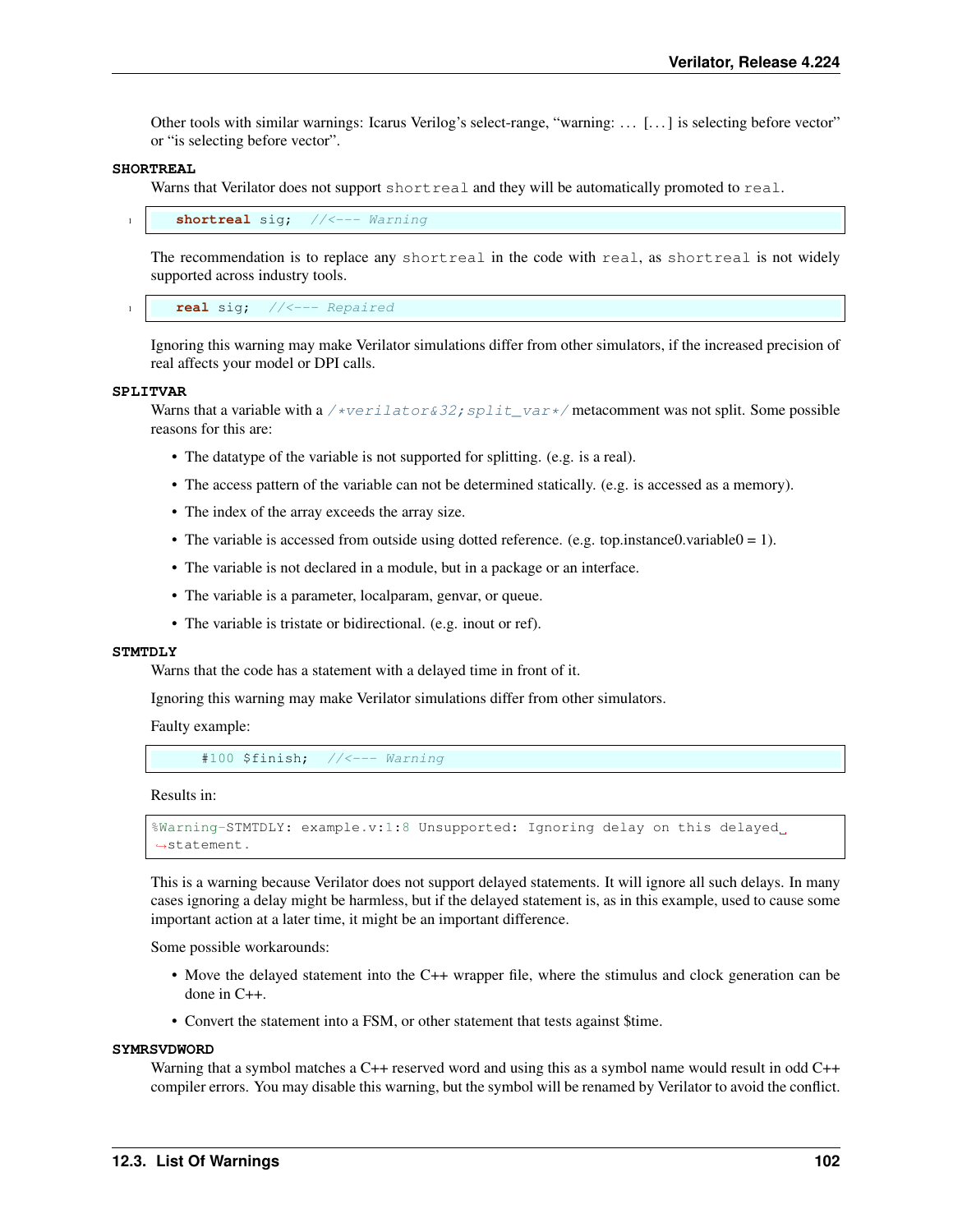Other tools with similar warnings: Icarus Verilog's select-range, "warning: … […] is selecting before vector" or "is selecting before vector".

**SHORTREAL**

Warns that Verilator does not support `shortreal` and they will be automatically promoted to `real`.

```
shortreal sig;  //<--- Warning
```

The recommendation is to replace any `shortreal` in the code with `real`, as `shortreal` is not widely supported across industry tools.

```
real sig;  //<--- Repaired
```

Ignoring this warning may make Verilator simulations differ from other simulators, if the increased precision of real affects your model or DPI calls.

**SPLITVAR**

Warns that a variable with a `/*verilator&32;split_var*/` metacomment was not split. Some possible reasons for this are:

- The datatype of the variable is not supported for splitting. (e.g. is a real).
- The access pattern of the variable can not be determined statically. (e.g. is accessed as a memory).
- The index of the array exceeds the array size.
- The variable is accessed from outside using dotted reference. (e.g. top.instance0.variable0 = 1).
- The variable is not declared in a module, but in a package or an interface.
- The variable is a parameter, localparam, genvar, or queue.
- The variable is tristate or bidirectional. (e.g. inout or ref).

**STMTDLY**

Warns that the code has a statement with a delayed time in front of it.

Ignoring this warning may make Verilator simulations differ from other simulators.

Faulty example:

```
    #100 $finish;  //<--- Warning
```

Results in:

```
%Warning-STMTDLY: example.v:1:8 Unsupported: Ignoring delay on this delayed statement.
```

This is a warning because Verilator does not support delayed statements. It will ignore all such delays. In many cases ignoring a delay might be harmless, but if the delayed statement is, as in this example, used to cause some important action at a later time, it might be an important difference.

Some possible workarounds:

- Move the delayed statement into the C++ wrapper file, where the stimulus and clock generation can be done in C++.
- Convert the statement into a FSM, or other statement that tests against $time.

**SYMRSVDWORD**

Warning that a symbol matches a C++ reserved word and using this as a symbol name would result in odd C++ compiler errors. You may disable this warning, but the symbol will be renamed by Verilator to avoid the conflict.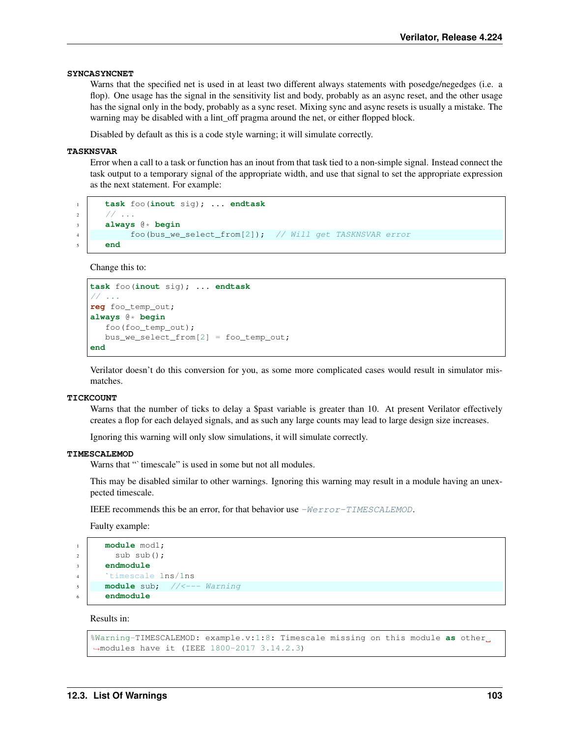**SYNCASYNCNET**

Warns that the specified net is used in at least two different always statements with posedge/negedges (i.e. a flop). One usage has the signal in the sensitivity list and body, probably as an async reset, and the other usage has the signal only in the body, probably as a sync reset. Mixing sync and async resets is usually a mistake. The warning may be disabled with a lint_off pragma around the net, or either flopped block.

Disabled by default as this is a code style warning; it will simulate correctly.

**TASKNSVAR**

Error when a call to a task or function has an inout from that task tied to a non-simple signal. Instead connect the task output to a temporary signal of the appropriate width, and use that signal to set the appropriate expression as the next statement. For example:

```
task foo(inout sig); ... endtask
// ...
always @* begin
     foo(bus_we_select_from[2]);  // Will get TASKNSVAR error
end
```

Change this to:

```
task foo(inout sig); ... endtask
// ...
reg foo_temp_out;
always @* begin
   foo(foo_temp_out);
   bus_we_select_from[2] = foo_temp_out;
end
```

Verilator doesn't do this conversion for you, as some more complicated cases would result in simulator mismatches.

**TICKCOUNT**

Warns that the number of ticks to delay a $past variable is greater than 10. At present Verilator effectively creates a flop for each delayed signals, and as such any large counts may lead to large design size increases.

Ignoring this warning will only slow simulations, it will simulate correctly.

**TIMESCALEMOD**

Warns that "` timescale" is used in some but not all modules.

This may be disabled similar to other warnings. Ignoring this warning may result in a module having an unexpected timescale.

IEEE recommends this be an error, for that behavior use *-Werror-TIMESCALEMOD*.

Faulty example:

```
module mod1;
  sub sub();
endmodule
`timescale 1ns/1ns
module sub;  //<--- Warning
endmodule
```

Results in:

```
%Warning-TIMESCALEMOD: example.v:1:8: Timescale missing on this module as other modules have it (IEEE 1800-2017 3.14.2.3)
```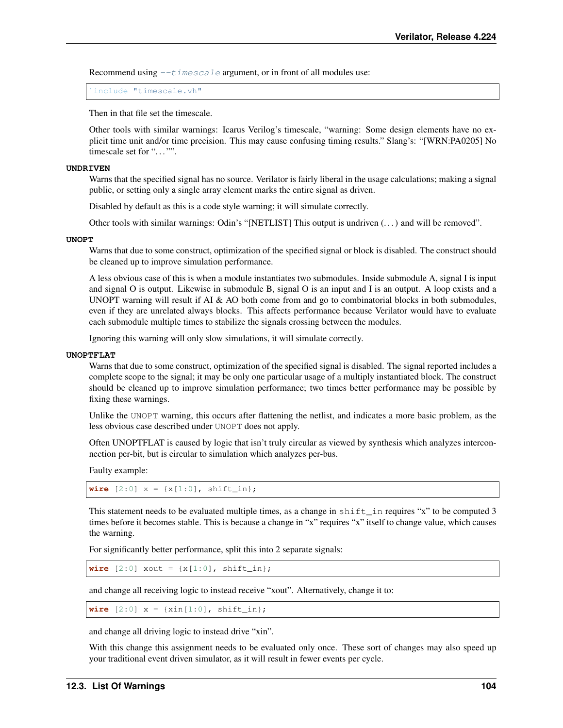Recommend using `--timescale` argument, or in front of all modules use:

```
`include "timescale.vh"
```

Then in that file set the timescale.

Other tools with similar warnings: Icarus Verilog's timescale, "warning: Some design elements have no explicit time unit and/or time precision. This may cause confusing timing results." Slang's: "[WRN:PA0205] No timescale set for "..."".

**UNDRIVEN**

Warns that the specified signal has no source. Verilator is fairly liberal in the usage calculations; making a signal public, or setting only a single array element marks the entire signal as driven.

Disabled by default as this is a code style warning; it will simulate correctly.

Other tools with similar warnings: Odin's "[NETLIST] This output is undriven (...) and will be removed".

**UNOPT**

Warns that due to some construct, optimization of the specified signal or block is disabled. The construct should be cleaned up to improve simulation performance.

A less obvious case of this is when a module instantiates two submodules. Inside submodule A, signal I is input and signal O is output. Likewise in submodule B, signal O is an input and I is an output. A loop exists and a UNOPT warning will result if AI & AO both come from and go to combinatorial blocks in both submodules, even if they are unrelated always blocks. This affects performance because Verilator would have to evaluate each submodule multiple times to stabilize the signals crossing between the modules.

Ignoring this warning will only slow simulations, it will simulate correctly.

**UNOPTFLAT**

Warns that due to some construct, optimization of the specified signal is disabled. The signal reported includes a complete scope to the signal; it may be only one particular usage of a multiply instantiated block. The construct should be cleaned up to improve simulation performance; two times better performance may be possible by fixing these warnings.

Unlike the `UNOPT` warning, this occurs after flattening the netlist, and indicates a more basic problem, as the less obvious case described under `UNOPT` does not apply.

Often UNOPTFLAT is caused by logic that isn't truly circular as viewed by synthesis which analyzes interconnection per-bit, but is circular to simulation which analyzes per-bus.

Faulty example:

```
wire [2:0] x = {x[1:0], shift_in};
```

This statement needs to be evaluated multiple times, as a change in `shift_in` requires "x" to be computed 3 times before it becomes stable. This is because a change in "x" requires "x" itself to change value, which causes the warning.

For significantly better performance, split this into 2 separate signals:

```
wire [2:0] xout = {x[1:0], shift_in};
```

and change all receiving logic to instead receive "xout". Alternatively, change it to:

```
wire [2:0] x = {xin[1:0], shift_in};
```

and change all driving logic to instead drive "xin".

With this change this assignment needs to be evaluated only once. These sort of changes may also speed up your traditional event driven simulator, as it will result in fewer events per cycle.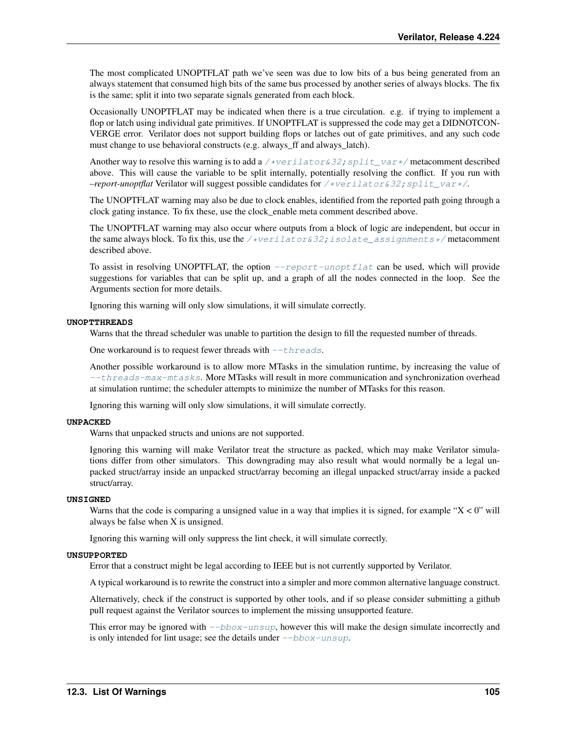The most complicated UNOPTFLAT path we've seen was due to low bits of a bus being generated from an always statement that consumed high bits of the same bus processed by another series of always blocks. The fix is the same; split it into two separate signals generated from each block.

Occasionally UNOPTFLAT may be indicated when there is a true circulation. e.g. if trying to implement a flop or latch using individual gate primitives. If UNOPTFLAT is suppressed the code may get a DIDNOTCONVERGE error. Verilator does not support building flops or latches out of gate primitives, and any such code must change to use behavioral constructs (e.g. always_ff and always_latch).

Another way to resolve this warning is to add a `/*verilator&32;split_var*/` metacomment described above. This will cause the variable to be split internally, potentially resolving the conflict. If you run with *–report-unoptflat* Verilator will suggest possible candidates for `/*verilator&32;split_var*/`.

The UNOPTFLAT warning may also be due to clock enables, identified from the reported path going through a clock gating instance. To fix these, use the clock_enable meta comment described above.

The UNOPTFLAT warning may also occur where outputs from a block of logic are independent, but occur in the same always block. To fix this, use the `/*verilator&32;isolate_assignments*/` metacomment described above.

To assist in resolving UNOPTFLAT, the option `--report-unoptflat` can be used, which will provide suggestions for variables that can be split up, and a graph of all the nodes connected in the loop. See the Arguments section for more details.

Ignoring this warning will only slow simulations, it will simulate correctly.

**UNOPTTHREADS**

Warns that the thread scheduler was unable to partition the design to fill the requested number of threads.

One workaround is to request fewer threads with `--threads`.

Another possible workaround is to allow more MTasks in the simulation runtime, by increasing the value of `--threads-max-mtasks`. More MTasks will result in more communication and synchronization overhead at simulation runtime; the scheduler attempts to minimize the number of MTasks for this reason.

Ignoring this warning will only slow simulations, it will simulate correctly.

**UNPACKED**

Warns that unpacked structs and unions are not supported.

Ignoring this warning will make Verilator treat the structure as packed, which may make Verilator simulations differ from other simulators. This downgrading may also result what would normally be a legal unpacked struct/array inside an unpacked struct/array becoming an illegal unpacked struct/array inside a packed struct/array.

**UNSIGNED**

Warns that the code is comparing a unsigned value in a way that implies it is signed, for example "X < 0" will always be false when X is unsigned.

Ignoring this warning will only suppress the lint check, it will simulate correctly.

**UNSUPPORTED**

Error that a construct might be legal according to IEEE but is not currently supported by Verilator.

A typical workaround is to rewrite the construct into a simpler and more common alternative language construct.

Alternatively, check if the construct is supported by other tools, and if so please consider submitting a github pull request against the Verilator sources to implement the missing unsupported feature.

This error may be ignored with `--bbox-unsup`, however this will make the design simulate incorrectly and is only intended for lint usage; see the details under `--bbox-unsup`.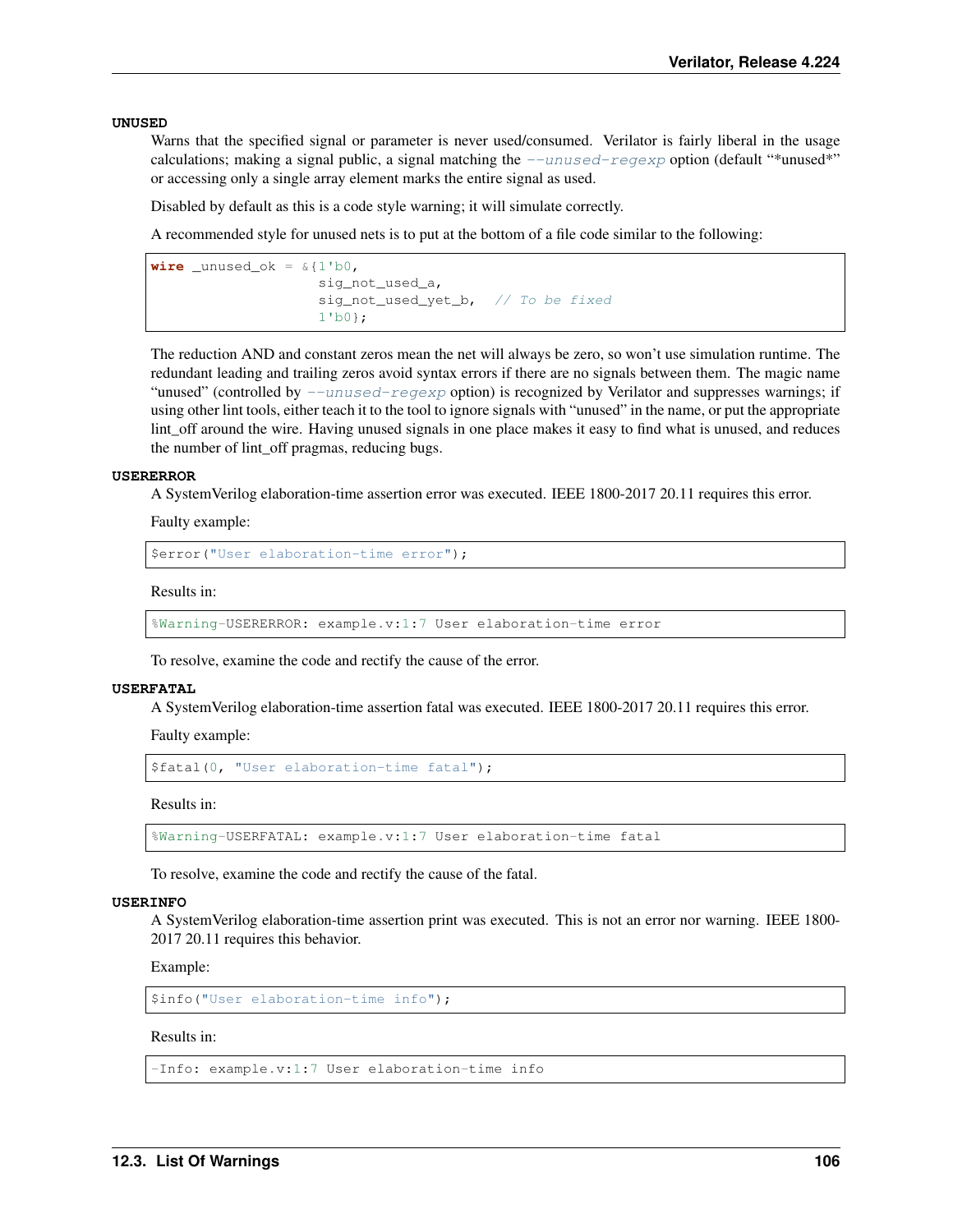**UNUSED**

Warns that the specified signal or parameter is never used/consumed. Verilator is fairly liberal in the usage calculations; making a signal public, a signal matching the *--unused-regexp* option (default "*unused*" or accessing only a single array element marks the entire signal as used.

Disabled by default as this is a code style warning; it will simulate correctly.

A recommended style for unused nets is to put at the bottom of a file code similar to the following:

```
wire _unused_ok = &{1'b0,
                    sig_not_used_a,
                    sig_not_used_yet_b,  // To be fixed
                    1'b0};
```

The reduction AND and constant zeros mean the net will always be zero, so won't use simulation runtime. The redundant leading and trailing zeros avoid syntax errors if there are no signals between them. The magic name "unused" (controlled by *--unused-regexp* option) is recognized by Verilator and suppresses warnings; if using other lint tools, either teach it to the tool to ignore signals with "unused" in the name, or put the appropriate lint_off around the wire. Having unused signals in one place makes it easy to find what is unused, and reduces the number of lint_off pragmas, reducing bugs.

**USERERROR**

A SystemVerilog elaboration-time assertion error was executed. IEEE 1800-2017 20.11 requires this error.

Faulty example:

```
$error("User elaboration-time error");
```

Results in:

```
%Warning-USERERROR: example.v:1:7 User elaboration-time error
```

To resolve, examine the code and rectify the cause of the error.

**USERFATAL**

A SystemVerilog elaboration-time assertion fatal was executed. IEEE 1800-2017 20.11 requires this error.

Faulty example:

```
$fatal(0, "User elaboration-time fatal");
```

Results in:

```
%Warning-USERFATAL: example.v:1:7 User elaboration-time fatal
```

To resolve, examine the code and rectify the cause of the fatal.

**USERINFO**

A SystemVerilog elaboration-time assertion print was executed. This is not an error nor warning. IEEE 1800-2017 20.11 requires this behavior.

Example:

```
$info("User elaboration-time info");
```

Results in:

```
-Info: example.v:1:7 User elaboration-time info
```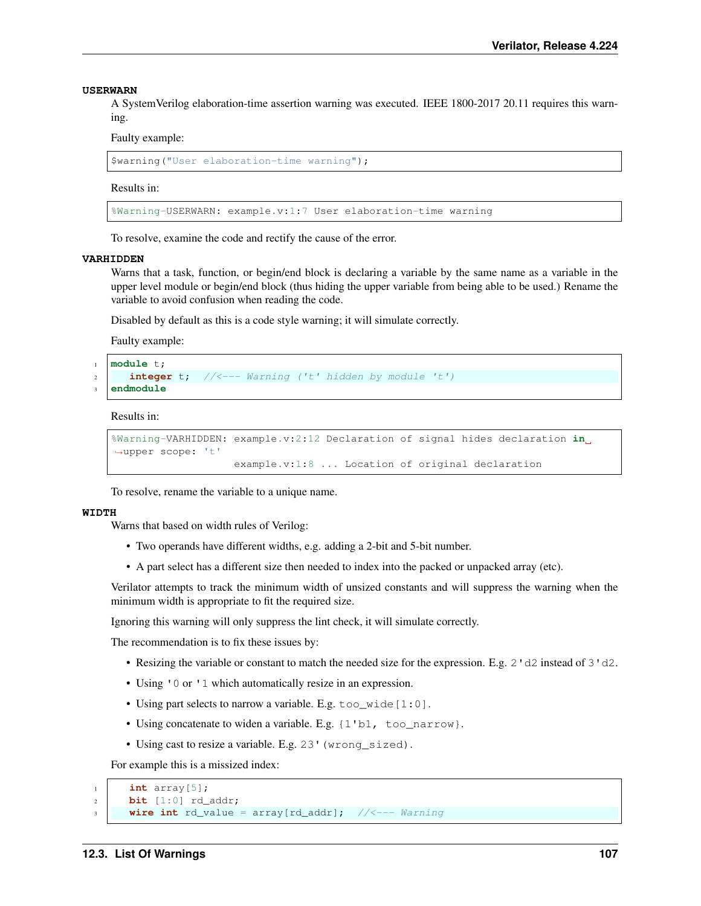**USERWARN**

A SystemVerilog elaboration-time assertion warning was executed. IEEE 1800-2017 20.11 requires this warning.

Faulty example:

```
$warning("User elaboration-time warning");
```

Results in:

```
%Warning-USERWARN: example.v:1:7 User elaboration-time warning
```

To resolve, examine the code and rectify the cause of the error.

**VARHIDDEN**

Warns that a task, function, or begin/end block is declaring a variable by the same name as a variable in the upper level module or begin/end block (thus hiding the upper variable from being able to be used.) Rename the variable to avoid confusion when reading the code.

Disabled by default as this is a code style warning; it will simulate correctly.

Faulty example:

```
module t;
   integer t;  //<--- Warning ('t' hidden by module 't')
endmodule
```

Results in:

```
%Warning-VARHIDDEN: example.v:2:12 Declaration of signal hides declaration in upper scope: 't'
                    example.v:1:8 ... Location of original declaration
```

To resolve, rename the variable to a unique name.

**WIDTH**

Warns that based on width rules of Verilog:

- Two operands have different widths, e.g. adding a 2-bit and 5-bit number.
- A part select has a different size then needed to index into the packed or unpacked array (etc).

Verilator attempts to track the minimum width of unsized constants and will suppress the warning when the minimum width is appropriate to fit the required size.

Ignoring this warning will only suppress the lint check, it will simulate correctly.

The recommendation is to fix these issues by:

- Resizing the variable or constant to match the needed size for the expression. E.g. `2'd2` instead of `3'd2`.
- Using `'0` or `'1` which automatically resize in an expression.
- Using part selects to narrow a variable. E.g. `too_wide[1:0]`.
- Using concatenate to widen a variable. E.g. `{1'b1, too_narrow}`.
- Using cast to resize a variable. E.g. `23'(wrong_sized)`.

For example this is a missized index:

```
   int array[5];
   bit [1:0] rd_addr;
   wire int rd_value = array[rd_addr];  //<--- Warning
```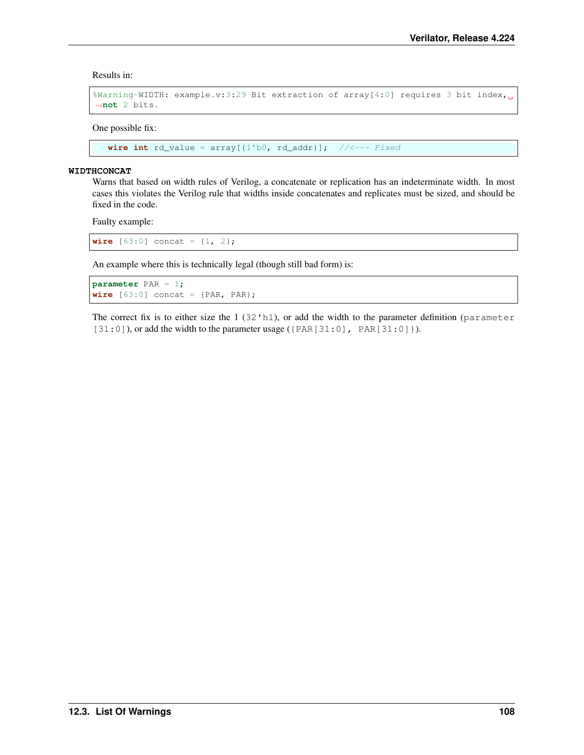Results in:

```
%Warning-WIDTH: example.v:3:29 Bit extraction of array[4:0] requires 3 bit index, not 2 bits.
```

One possible fix:

```
   wire int rd_value = array[{1'b0, rd_addr}];  //<--- Fixed
```

**WIDTHCONCAT**

Warns that based on width rules of Verilog, a concatenate or replication has an indeterminate width. In most cases this violates the Verilog rule that widths inside concatenates and replicates must be sized, and should be fixed in the code.

Faulty example:

```
wire [63:0] concat = {1, 2};
```

An example where this is technically legal (though still bad form) is:

```
parameter PAR = 1;
wire [63:0] concat = {PAR, PAR};
```

The correct fix is to either size the 1 (`32'h1`), or add the width to the parameter definition (`parameter [31:0]`), or add the width to the parameter usage (`{PAR[31:0], PAR[31:0]}`).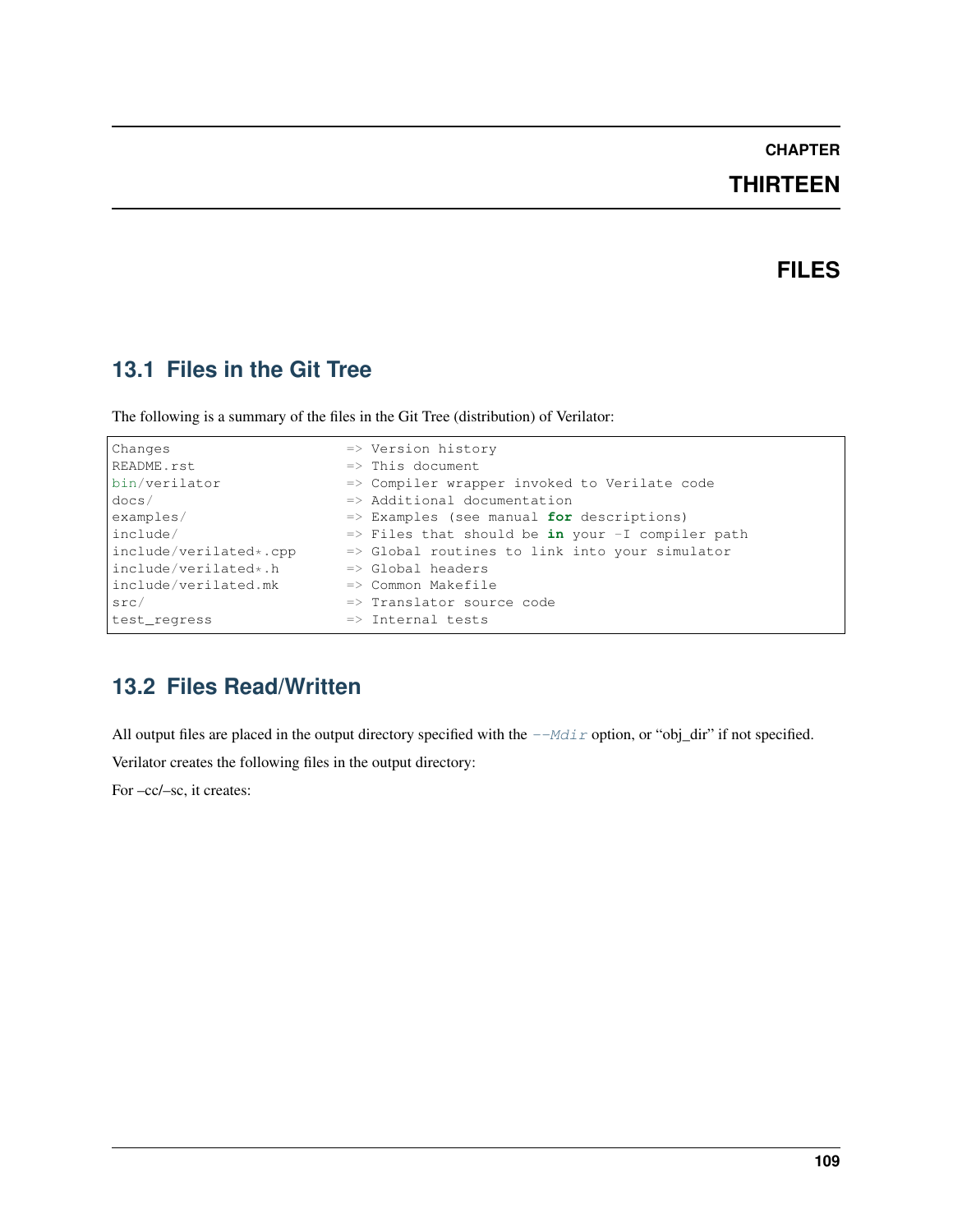# CHAPTER THIRTEEN

# FILES

## 13.1 Files in the Git Tree

The following is a summary of the files in the Git Tree (distribution) of Verilator:

```
Changes                      => Version history
README.rst                   => This document
bin/verilator                => Compiler wrapper invoked to Verilate code
docs/                        => Additional documentation
examples/                    => Examples (see manual for descriptions)
include/                     => Files that should be in your -I compiler path
include/verilated*.cpp       => Global routines to link into your simulator
include/verilated*.h         => Global headers
include/verilated.mk         => Common Makefile
src/                         => Translator source code
test_regress                 => Internal tests
```

## 13.2 Files Read/Written

All output files are placed in the output directory specified with the `--Mdir` option, or "obj_dir" if not specified.

Verilator creates the following files in the output directory:

For –cc/–sc, it creates: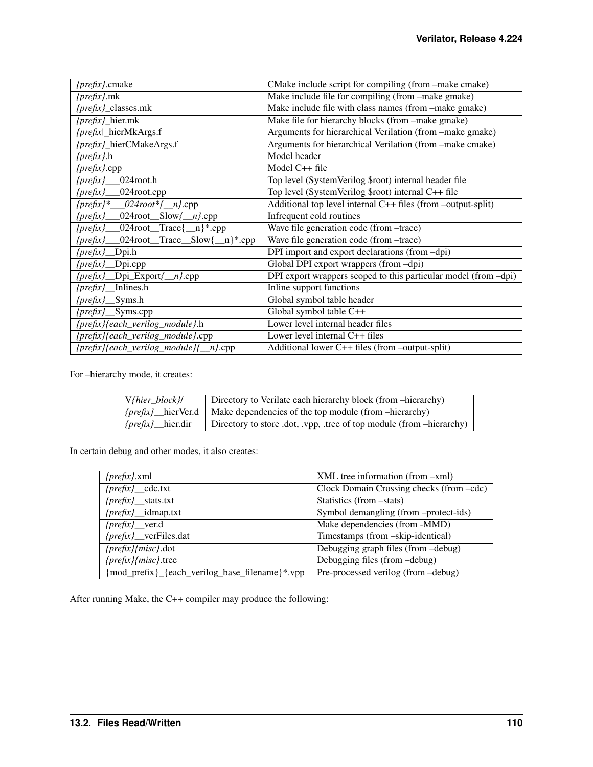| | |
|---|---|
| *{prefix}*.cmake | CMake include script for compiling (from –make cmake) |
| *{prefix}*.mk | Make include file for compiling (from –make gmake) |
| *{prefix}*_classes.mk | Make include file with class names (from –make gmake) |
| *{prefix}*_hier.mk | Make file for hierarchy blocks (from –make gmake) |
| *{prefix\|*_hierMkArgs.f | Arguments for hierarchical Verilation (from –make gmake) |
| *{prefix}*_hierCMakeArgs.f | Arguments for hierarchical Verilation (from –make cmake) |
| *{prefix}*.h | Model header |
| *{prefix}*.cpp | Model C++ file |
| *{prefix}*___024root.h | Top level (SystemVerilog $root) internal header file |
| *{prefix}*___024root.cpp | Top level (SystemVerilog $root) internal C++ file |
| *{prefix}*___024root*{__n}*.cpp | Additional top level internal C++ files (from –output-split) |
| *{prefix}*___024root__Slow*{__n}*.cpp | Infrequent cold routines |
| *{prefix}*___024root__Trace{__n}*.cpp | Wave file generation code (from –trace) |
| *{prefix}*___024root__Trace__Slow{__n}*.cpp | Wave file generation code (from –trace) |
| *{prefix}*__Dpi.h | DPI import and export declarations (from –dpi) |
| *{prefix}*__Dpi.cpp | Global DPI export wrappers (from –dpi) |
| *{prefix}*__Dpi_Export*{__n}*.cpp | DPI export wrappers scoped to this particular model (from –dpi) |
| *{prefix}*__Inlines.h | Inline support functions |
| *{prefix}*__Syms.h | Global symbol table header |
| *{prefix}*__Syms.cpp | Global symbol table C++ |
| *{prefix}{each_verilog_module}*.h | Lower level internal header files |
| *{prefix}{each_verilog_module}*.cpp | Lower level internal C++ files |
| *{prefix}{each_verilog_module}{__n}*.cpp | Additional lower C++ files (from –output-split) |

For –hierarchy mode, it creates:

| | |
|---|---|
| V*{hier_block}*/ | Directory to Verilate each hierarchy block (from –hierarchy) |
| *{prefix}*__hierVer.d | Make dependencies of the top module (from –hierarchy) |
| *{prefix}*__hier.dir | Directory to store .dot, .vpp, .tree of top module (from –hierarchy) |

In certain debug and other modes, it also creates:

| | |
|---|---|
| *{prefix}*.xml | XML tree information (from –xml) |
| *{prefix}*__cdc.txt | Clock Domain Crossing checks (from –cdc) |
| *{prefix}*__stats.txt | Statistics (from –stats) |
| *{prefix}*__idmap.txt | Symbol demangling (from –protect-ids) |
| *{prefix}*__ver.d | Make dependencies (from -MMD) |
| *{prefix}*__verFiles.dat | Timestamps (from –skip-identical) |
| *{prefix}{misc}*.dot | Debugging graph files (from –debug) |
| *{prefix}{misc}*.tree | Debugging files (from –debug) |
| {mod_prefix}_{each_verilog_base_filename}*.vpp | Pre-processed verilog (from –debug) |

After running Make, the C++ compiler may produce the following: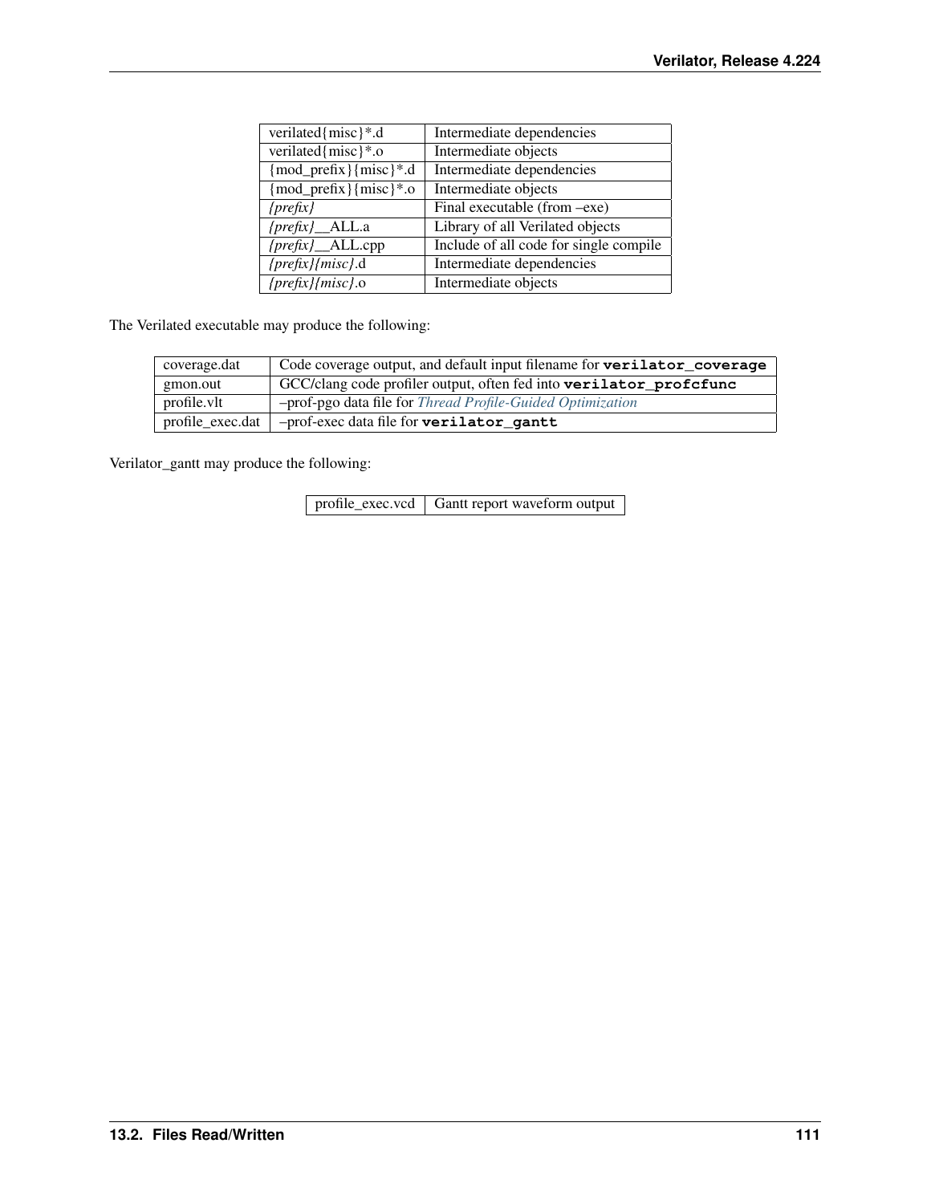| | |
|---|---|
| verilated{misc}*.d | Intermediate dependencies |
| verilated{misc}*.o | Intermediate objects |
| {mod_prefix}{misc}*.d | Intermediate dependencies |
| {mod_prefix}{misc}*.o | Intermediate objects |
| *{prefix}* | Final executable (from –exe) |
| *{prefix}*__ALL.a | Library of all Verilated objects |
| *{prefix}*__ALL.cpp | Include of all code for single compile |
| *{prefix}{misc}*.d | Intermediate dependencies |
| *{prefix}{misc}*.o | Intermediate objects |

The Verilated executable may produce the following:

| | |
|---|---|
| coverage.dat | Code coverage output, and default input filename for **verilator_coverage** |
| gmon.out | GCC/clang code profiler output, often fed into **verilator_profcfunc** |
| profile.vlt | –prof-pgo data file for *Thread Profile-Guided Optimization* |
| profile_exec.dat | –prof-exec data file for **verilator_gantt** |

Verilator_gantt may produce the following:

| | |
|---|---|
| profile_exec.vcd | Gantt report waveform output |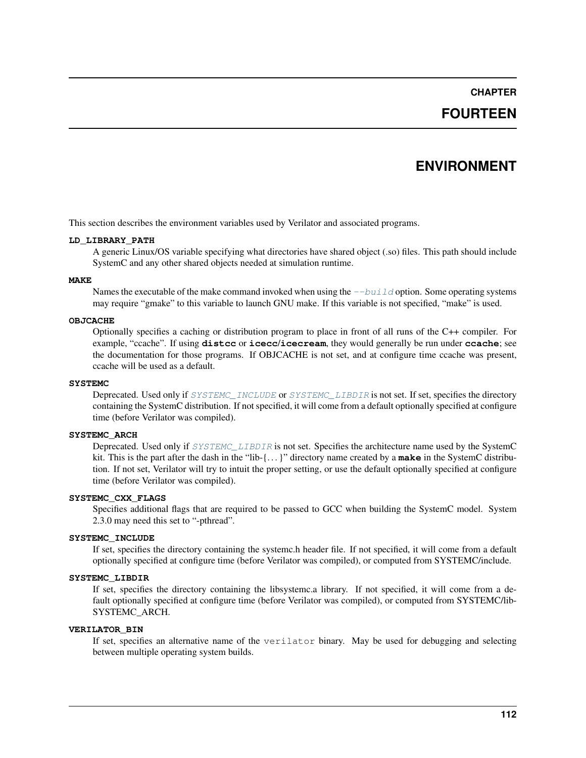# CHAPTER FOURTEEN

# ENVIRONMENT

This section describes the environment variables used by Verilator and associated programs.

**LD_LIBRARY_PATH**

A generic Linux/OS variable specifying what directories have shared object (.so) files. This path should include SystemC and any other shared objects needed at simulation runtime.

**MAKE**

Names the executable of the make command invoked when using the *--build* option. Some operating systems may require "gmake" to this variable to launch GNU make. If this variable is not specified, "make" is used.

**OBJCACHE**

Optionally specifies a caching or distribution program to place in front of all runs of the C++ compiler. For example, "ccache". If using **distcc** or **icecc**/**icecream**, they would generally be run under **ccache**; see the documentation for those programs. If OBJCACHE is not set, and at configure time ccache was present, ccache will be used as a default.

**SYSTEMC**

Deprecated. Used only if *SYSTEMC_INCLUDE* or *SYSTEMC_LIBDIR* is not set. If set, specifies the directory containing the SystemC distribution. If not specified, it will come from a default optionally specified at configure time (before Verilator was compiled).

**SYSTEMC_ARCH**

Deprecated. Used only if *SYSTEMC_LIBDIR* is not set. Specifies the architecture name used by the SystemC kit. This is the part after the dash in the "lib-{…}" directory name created by a **make** in the SystemC distribution. If not set, Verilator will try to intuit the proper setting, or use the default optionally specified at configure time (before Verilator was compiled).

**SYSTEMC_CXX_FLAGS**

Specifies additional flags that are required to be passed to GCC when building the SystemC model. System 2.3.0 may need this set to "-pthread".

**SYSTEMC_INCLUDE**

If set, specifies the directory containing the systemc.h header file. If not specified, it will come from a default optionally specified at configure time (before Verilator was compiled), or computed from SYSTEMC/include.

**SYSTEMC_LIBDIR**

If set, specifies the directory containing the libsystemc.a library. If not specified, it will come from a default optionally specified at configure time (before Verilator was compiled), or computed from SYSTEMC/lib-SYSTEMC_ARCH.

**VERILATOR_BIN**

If set, specifies an alternative name of the `verilator` binary. May be used for debugging and selecting between multiple operating system builds.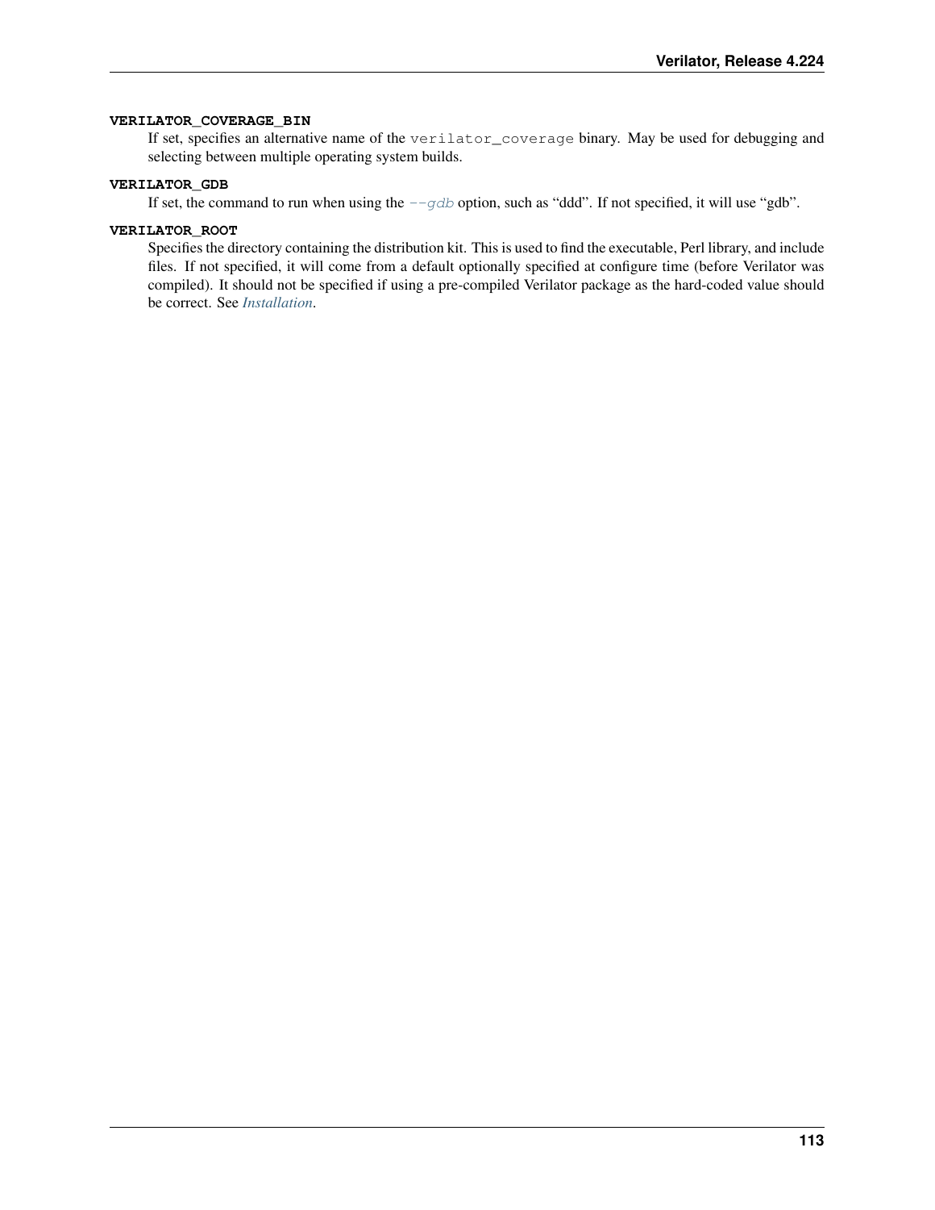**VERILATOR_COVERAGE_BIN**

If set, specifies an alternative name of the `verilator_coverage` binary. May be used for debugging and selecting between multiple operating system builds.

**VERILATOR_GDB**

If set, the command to run when using the *--gdb* option, such as "ddd". If not specified, it will use "gdb".

**VERILATOR_ROOT**

Specifies the directory containing the distribution kit. This is used to find the executable, Perl library, and include files. If not specified, it will come from a default optionally specified at configure time (before Verilator was compiled). It should not be specified if using a pre-compiled Verilator package as the hard-coded value should be correct. See *Installation*.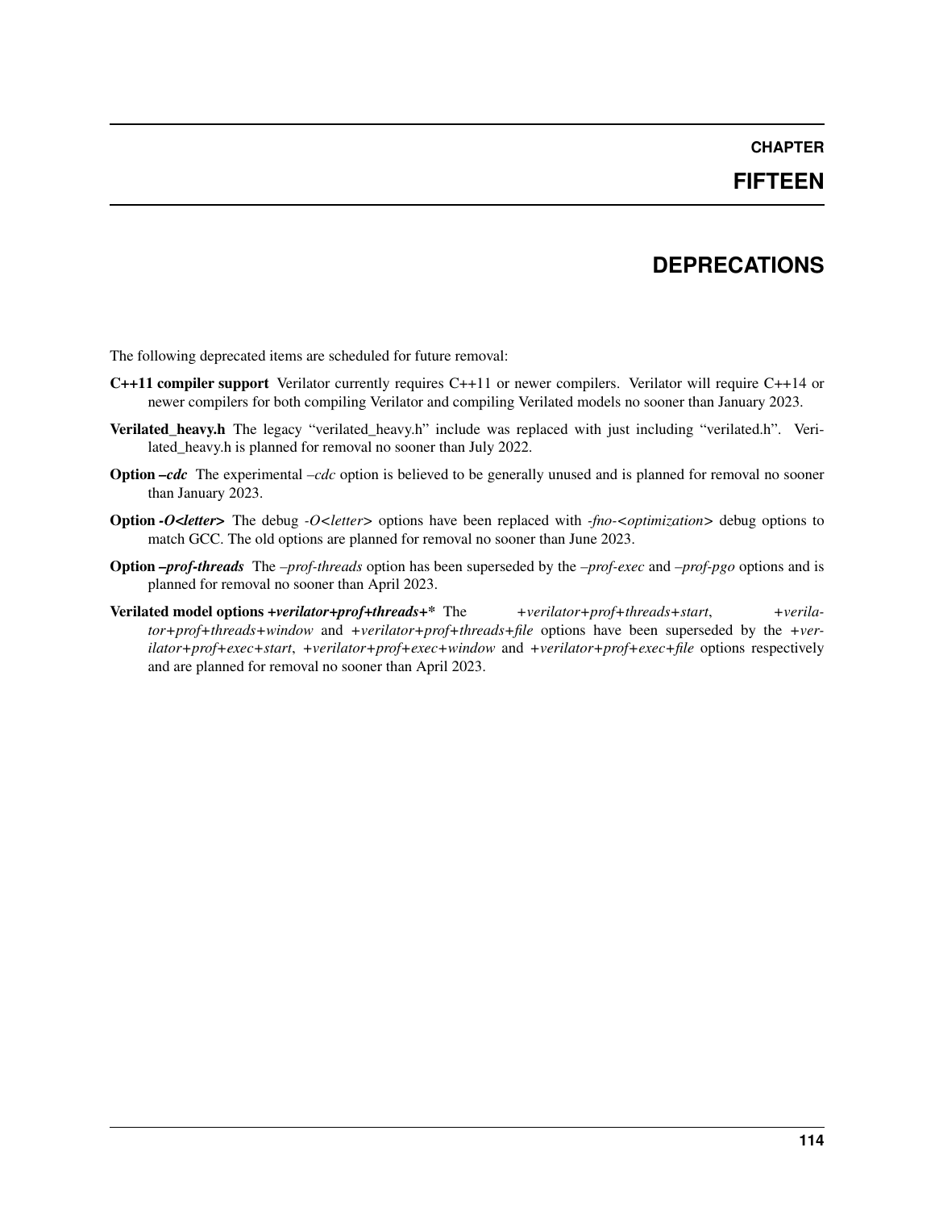# CHAPTER FIFTEEN

# DEPRECATIONS

The following deprecated items are scheduled for future removal:

**C++11 compiler support** Verilator currently requires C++11 or newer compilers. Verilator will require C++14 or newer compilers for both compiling Verilator and compiling Verilated models no sooner than January 2023.

**Verilated_heavy.h** The legacy "verilated_heavy.h" include was replaced with just including "verilated.h". Verilated_heavy.h is planned for removal no sooner than July 2022.

**Option –*cdc*** The experimental *–cdc* option is believed to be generally unused and is planned for removal no sooner than January 2023.

**Option *-O<letter>*** The debug *-O<letter>* options have been replaced with *-fno-<optimization>* debug options to match GCC. The old options are planned for removal no sooner than June 2023.

**Option –*prof-threads*** The *–prof-threads* option has been superseded by the *–prof-exec* and *–prof-pgo* options and is planned for removal no sooner than April 2023.

**Verilated model options *+verilator+prof+threads+**** The *+verilator+prof+threads+start*, *+verilator+prof+threads+window* and *+verilator+prof+threads+file* options have been superseded by the *+verilator+prof+exec+start*, *+verilator+prof+exec+window* and *+verilator+prof+exec+file* options respectively and are planned for removal no sooner than April 2023.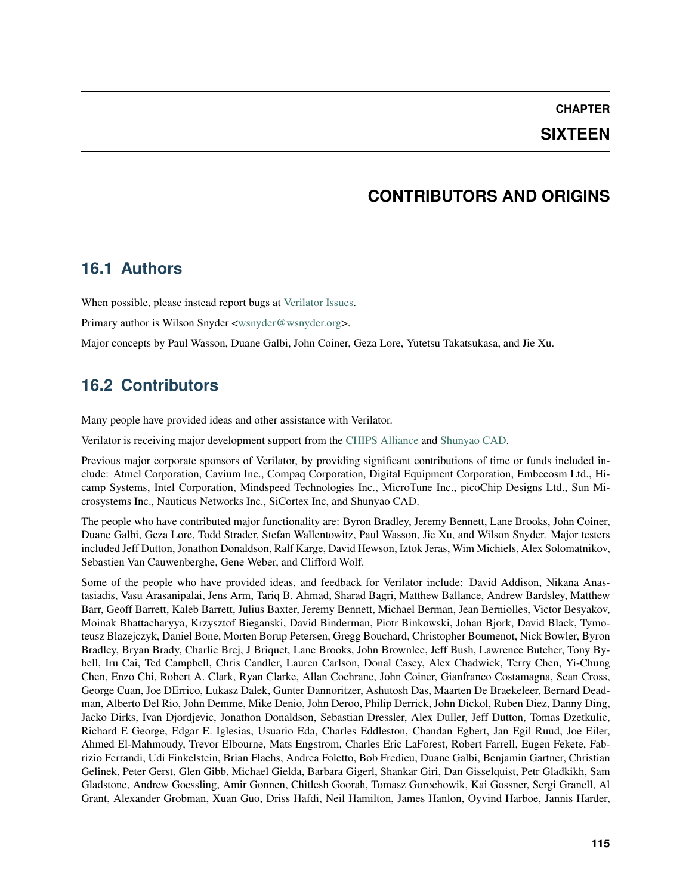# CHAPTER SIXTEEN

# CONTRIBUTORS AND ORIGINS

## 16.1 Authors

When possible, please instead report bugs at Verilator Issues.

Primary author is Wilson Snyder <wsnyder@wsnyder.org>.

Major concepts by Paul Wasson, Duane Galbi, John Coiner, Geza Lore, Yutetsu Takatsukasa, and Jie Xu.

## 16.2 Contributors

Many people have provided ideas and other assistance with Verilator.

Verilator is receiving major development support from the CHIPS Alliance and Shunyao CAD.

Previous major corporate sponsors of Verilator, by providing significant contributions of time or funds included include: Atmel Corporation, Cavium Inc., Compaq Corporation, Digital Equipment Corporation, Embecosm Ltd., Hicamp Systems, Intel Corporation, Mindspeed Technologies Inc., MicroTune Inc., picoChip Designs Ltd., Sun Microsystems Inc., Nauticus Networks Inc., SiCortex Inc, and Shunyao CAD.

The people who have contributed major functionality are: Byron Bradley, Jeremy Bennett, Lane Brooks, John Coiner, Duane Galbi, Geza Lore, Todd Strader, Stefan Wallentowitz, Paul Wasson, Jie Xu, and Wilson Snyder. Major testers included Jeff Dutton, Jonathon Donaldson, Ralf Karge, David Hewson, Iztok Jeras, Wim Michiels, Alex Solomatnikov, Sebastien Van Cauwenberghe, Gene Weber, and Clifford Wolf.

Some of the people who have provided ideas, and feedback for Verilator include: David Addison, Nikana Anastasiadis, Vasu Arasanipalai, Jens Arm, Tariq B. Ahmad, Sharad Bagri, Matthew Ballance, Andrew Bardsley, Matthew Barr, Geoff Barrett, Kaleb Barrett, Julius Baxter, Jeremy Bennett, Michael Berman, Jean Berniolles, Victor Besyakov, Moinak Bhattacharyya, Krzysztof Bieganski, David Binderman, Piotr Binkowski, Johan Bjork, David Black, Tymoteusz Blazejczyk, Daniel Bone, Morten Borup Petersen, Gregg Bouchard, Christopher Boumenot, Nick Bowler, Byron Bradley, Bryan Brady, Charlie Brej, J Briquet, Lane Brooks, John Brownlee, Jeff Bush, Lawrence Butcher, Tony Bybell, Iru Cai, Ted Campbell, Chris Candler, Lauren Carlson, Donal Casey, Alex Chadwick, Terry Chen, Yi-Chung Chen, Enzo Chi, Robert A. Clark, Ryan Clarke, Allan Cochrane, John Coiner, Gianfranco Costamagna, Sean Cross, George Cuan, Joe DErrico, Lukasz Dalek, Gunter Dannoritzer, Ashutosh Das, Maarten De Braekeleer, Bernard Deadman, Alberto Del Rio, John Demme, Mike Denio, John Deroo, Philip Derrick, John Dickol, Ruben Diez, Danny Ding, Jacko Dirks, Ivan Djordjevic, Jonathon Donaldson, Sebastian Dressler, Alex Duller, Jeff Dutton, Tomas Dzetkulic, Richard E George, Edgar E. Iglesias, Usuario Eda, Charles Eddleston, Chandan Egbert, Jan Egil Ruud, Joe Eiler, Ahmed El-Mahmoudy, Trevor Elbourne, Mats Engstrom, Charles Eric LaForest, Robert Farrell, Eugen Fekete, Fabrizio Ferrandi, Udi Finkelstein, Brian Flachs, Andrea Foletto, Bob Fredieu, Duane Galbi, Benjamin Gartner, Christian Gelinek, Peter Gerst, Glen Gibb, Michael Gielda, Barbara Gigerl, Shankar Giri, Dan Gisselquist, Petr Gladkikh, Sam Gladstone, Andrew Goessling, Amir Gonnen, Chitlesh Goorah, Tomasz Gorochowik, Kai Gossner, Sergi Granell, Al Grant, Alexander Grobman, Xuan Guo, Driss Hafdi, Neil Hamilton, James Hanlon, Oyvind Harboe, Jannis Harder,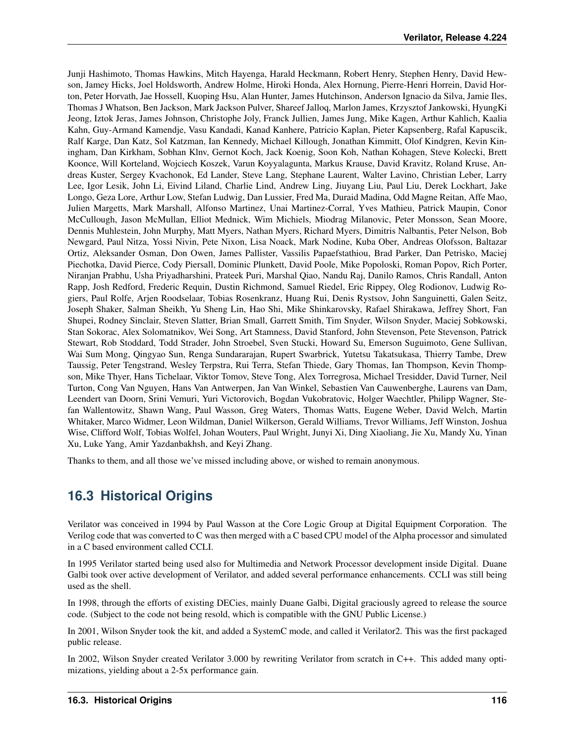Junji Hashimoto, Thomas Hawkins, Mitch Hayenga, Harald Heckmann, Robert Henry, Stephen Henry, David Hewson, Jamey Hicks, Joel Holdsworth, Andrew Holme, Hiroki Honda, Alex Hornung, Pierre-Henri Horrein, David Horton, Peter Horvath, Jae Hossell, Kuoping Hsu, Alan Hunter, James Hutchinson, Anderson Ignacio da Silva, Jamie Iles, Thomas J Whatson, Ben Jackson, Mark Jackson Pulver, Shareef Jalloq, Marlon James, Krzysztof Jankowski, HyungKi Jeong, Iztok Jeras, James Johnson, Christophe Joly, Franck Jullien, James Jung, Mike Kagen, Arthur Kahlich, Kaalia Kahn, Guy-Armand Kamendje, Vasu Kandadi, Kanad Kanhere, Patricio Kaplan, Pieter Kapsenberg, Rafal Kapuscik, Ralf Karge, Dan Katz, Sol Katzman, Ian Kennedy, Michael Killough, Jonathan Kimmitt, Olof Kindgren, Kevin Kiningham, Dan Kirkham, Sobhan Klnv, Gernot Koch, Jack Koenig, Soon Koh, Nathan Kohagen, Steve Kolecki, Brett Koonce, Will Korteland, Wojciech Koszek, Varun Koyyalagunta, Markus Krause, David Kravitz, Roland Kruse, Andreas Kuster, Sergey Kvachonok, Ed Lander, Steve Lang, Stephane Laurent, Walter Lavino, Christian Leber, Larry Lee, Igor Lesik, John Li, Eivind Liland, Charlie Lind, Andrew Ling, Jiuyang Liu, Paul Liu, Derek Lockhart, Jake Longo, Geza Lore, Arthur Low, Stefan Ludwig, Dan Lussier, Fred Ma, Duraid Madina, Odd Magne Reitan, Affe Mao, Julien Margetts, Mark Marshall, Alfonso Martinez, Unai Martinez-Corral, Yves Mathieu, Patrick Maupin, Conor McCullough, Jason McMullan, Elliot Mednick, Wim Michiels, Miodrag Milanovic, Peter Monsson, Sean Moore, Dennis Muhlestein, John Murphy, Matt Myers, Nathan Myers, Richard Myers, Dimitris Nalbantis, Peter Nelson, Bob Newgard, Paul Nitza, Yossi Nivin, Pete Nixon, Lisa Noack, Mark Nodine, Kuba Ober, Andreas Olofsson, Baltazar Ortiz, Aleksander Osman, Don Owen, James Pallister, Vassilis Papaefstathiou, Brad Parker, Dan Petrisko, Maciej Piechotka, David Pierce, Cody Piersall, Dominic Plunkett, David Poole, Mike Popoloski, Roman Popov, Rich Porter, Niranjan Prabhu, Usha Priyadharshini, Prateek Puri, Marshal Qiao, Nandu Raj, Danilo Ramos, Chris Randall, Anton Rapp, Josh Redford, Frederic Requin, Dustin Richmond, Samuel Riedel, Eric Rippey, Oleg Rodionov, Ludwig Rogiers, Paul Rolfe, Arjen Roodselaar, Tobias Rosenkranz, Huang Rui, Denis Rystsov, John Sanguinetti, Galen Seitz, Joseph Shaker, Salman Sheikh, Yu Sheng Lin, Hao Shi, Mike Shinkarovsky, Rafael Shirakawa, Jeffrey Short, Fan Shupei, Rodney Sinclair, Steven Slatter, Brian Small, Garrett Smith, Tim Snyder, Wilson Snyder, Maciej Sobkowski, Stan Sokorac, Alex Solomatnikov, Wei Song, Art Stamness, David Stanford, John Stevenson, Pete Stevenson, Patrick Stewart, Rob Stoddard, Todd Strader, John Stroebel, Sven Stucki, Howard Su, Emerson Suguimoto, Gene Sullivan, Wai Sum Mong, Qingyao Sun, Renga Sundararajan, Rupert Swarbrick, Yutetsu Takatsukasa, Thierry Tambe, Drew Taussig, Peter Tengstrand, Wesley Terpstra, Rui Terra, Stefan Thiede, Gary Thomas, Ian Thompson, Kevin Thompson, Mike Thyer, Hans Tichelaar, Viktor Tomov, Steve Tong, Alex Torregrosa, Michael Tresidder, David Turner, Neil Turton, Cong Van Nguyen, Hans Van Antwerpen, Jan Van Winkel, Sebastien Van Cauwenberghe, Laurens van Dam, Leendert van Doorn, Srini Vemuri, Yuri Victorovich, Bogdan Vukobratovic, Holger Waechtler, Philipp Wagner, Stefan Wallentowitz, Shawn Wang, Paul Wasson, Greg Waters, Thomas Watts, Eugene Weber, David Welch, Martin Whitaker, Marco Widmer, Leon Wildman, Daniel Wilkerson, Gerald Williams, Trevor Williams, Jeff Winston, Joshua Wise, Clifford Wolf, Tobias Wolfel, Johan Wouters, Paul Wright, Junyi Xi, Ding Xiaoliang, Jie Xu, Mandy Xu, Yinan Xu, Luke Yang, Amir Yazdanbakhsh, and Keyi Zhang.

Thanks to them, and all those we've missed including above, or wished to remain anonymous.

## 16.3 Historical Origins

Verilator was conceived in 1994 by Paul Wasson at the Core Logic Group at Digital Equipment Corporation. The Verilog code that was converted to C was then merged with a C based CPU model of the Alpha processor and simulated in a C based environment called CCLI.

In 1995 Verilator started being used also for Multimedia and Network Processor development inside Digital. Duane Galbi took over active development of Verilator, and added several performance enhancements. CCLI was still being used as the shell.

In 1998, through the efforts of existing DECies, mainly Duane Galbi, Digital graciously agreed to release the source code. (Subject to the code not being resold, which is compatible with the GNU Public License.)

In 2001, Wilson Snyder took the kit, and added a SystemC mode, and called it Verilator2. This was the first packaged public release.

In 2002, Wilson Snyder created Verilator 3.000 by rewriting Verilator from scratch in C++. This added many optimizations, yielding about a 2-5x performance gain.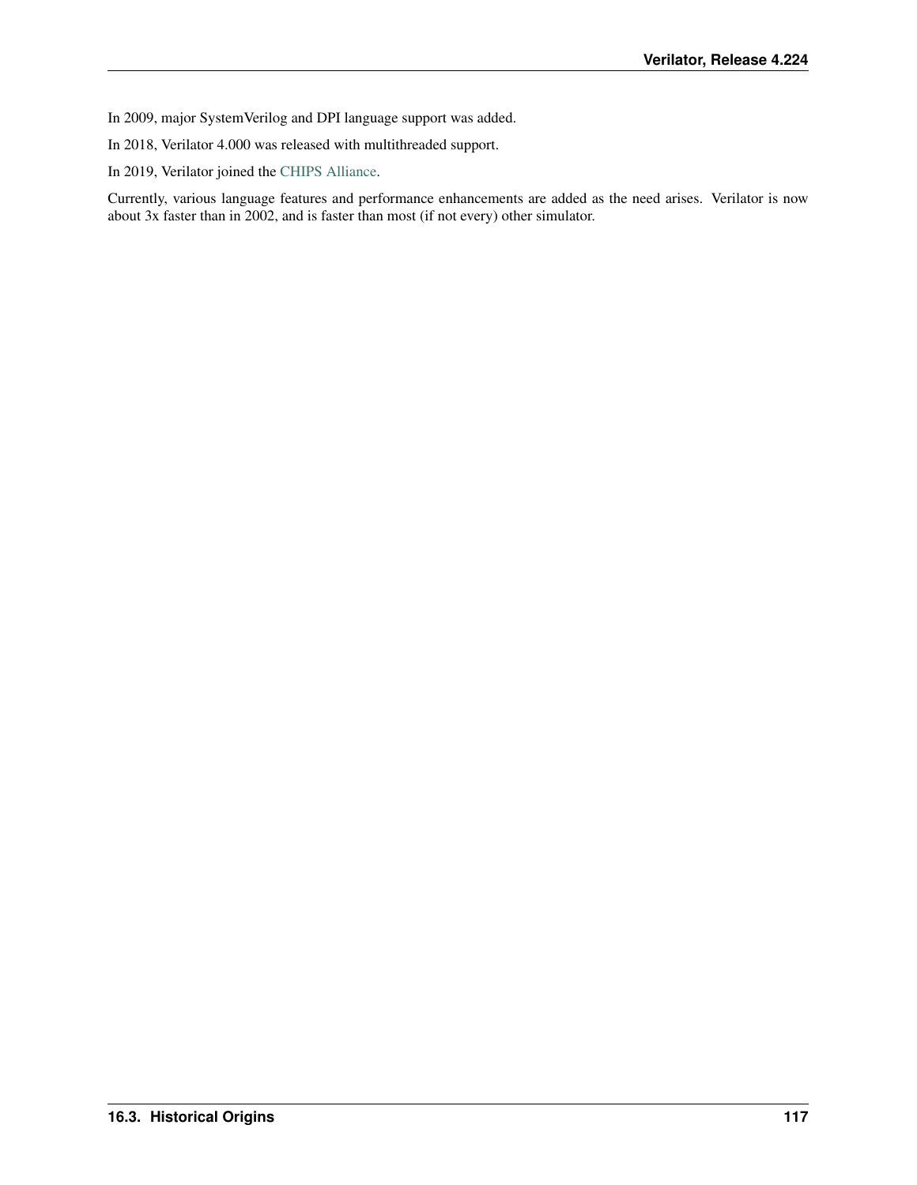In 2009, major SystemVerilog and DPI language support was added.

In 2018, Verilator 4.000 was released with multithreaded support.

In 2019, Verilator joined the CHIPS Alliance.

Currently, various language features and performance enhancements are added as the need arises. Verilator is now about 3x faster than in 2002, and is faster than most (if not every) other simulator.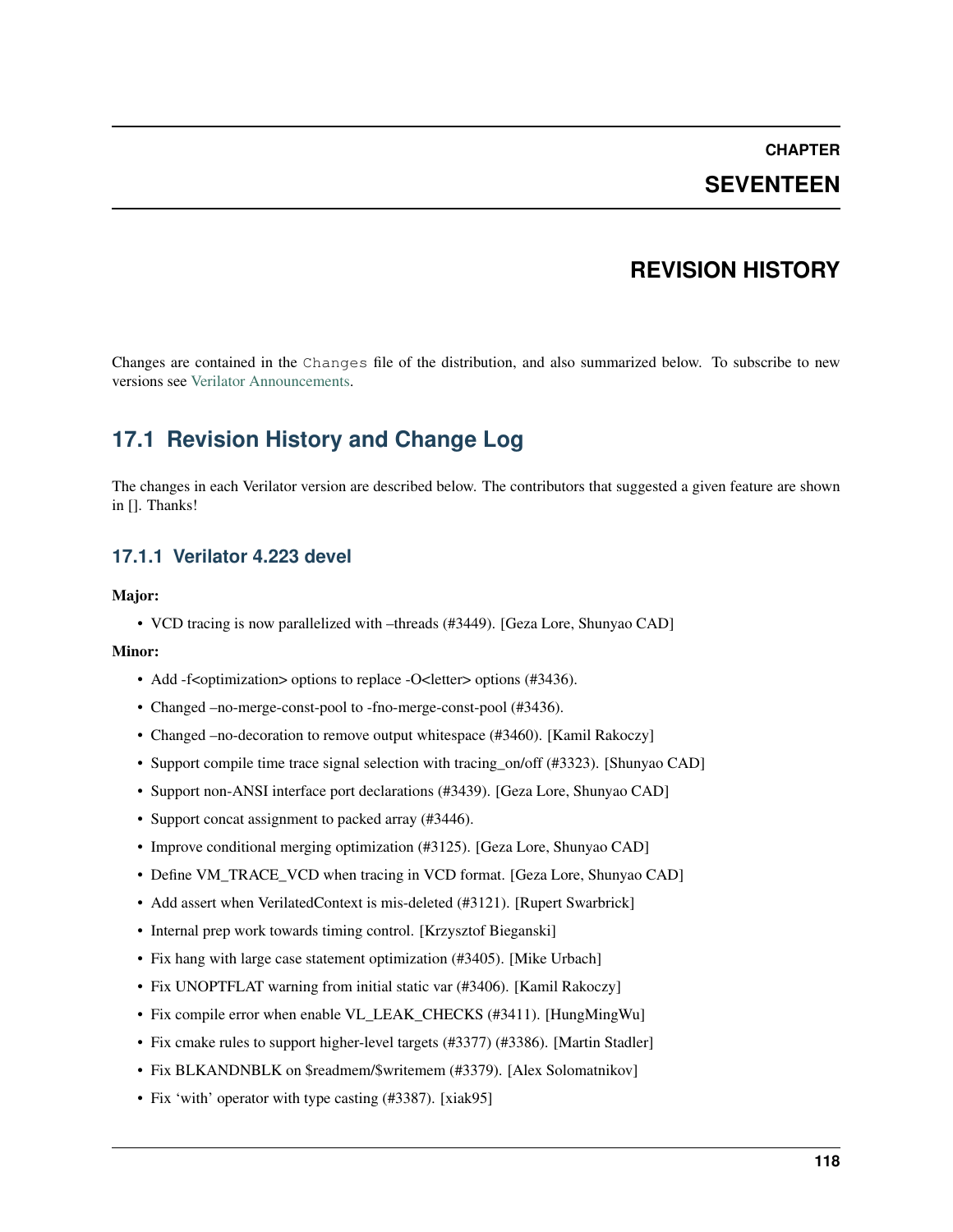# CHAPTER SEVENTEEN

# REVISION HISTORY

Changes are contained in the `Changes` file of the distribution, and also summarized below. To subscribe to new versions see Verilator Announcements.

## 17.1 Revision History and Change Log

The changes in each Verilator version are described below. The contributors that suggested a given feature are shown in []. Thanks!

### 17.1.1 Verilator 4.223 devel

**Major:**

- VCD tracing is now parallelized with –threads (#3449). [Geza Lore, Shunyao CAD]

**Minor:**

- Add -f<optimization> options to replace -O<letter> options (#3436).
- Changed –no-merge-const-pool to -fno-merge-const-pool (#3436).
- Changed –no-decoration to remove output whitespace (#3460). [Kamil Rakoczy]
- Support compile time trace signal selection with tracing_on/off (#3323). [Shunyao CAD]
- Support non-ANSI interface port declarations (#3439). [Geza Lore, Shunyao CAD]
- Support concat assignment to packed array (#3446).
- Improve conditional merging optimization (#3125). [Geza Lore, Shunyao CAD]
- Define VM_TRACE_VCD when tracing in VCD format. [Geza Lore, Shunyao CAD]
- Add assert when VerilatedContext is mis-deleted (#3121). [Rupert Swarbrick]
- Internal prep work towards timing control. [Krzysztof Bieganski]
- Fix hang with large case statement optimization (#3405). [Mike Urbach]
- Fix UNOPTFLAT warning from initial static var (#3406). [Kamil Rakoczy]
- Fix compile error when enable VL_LEAK_CHECKS (#3411). [HungMingWu]
- Fix cmake rules to support higher-level targets (#3377) (#3386). [Martin Stadler]
- Fix BLKANDNBLK on $readmem/$writemem (#3379). [Alex Solomatnikov]
- Fix 'with' operator with type casting (#3387). [xiak95]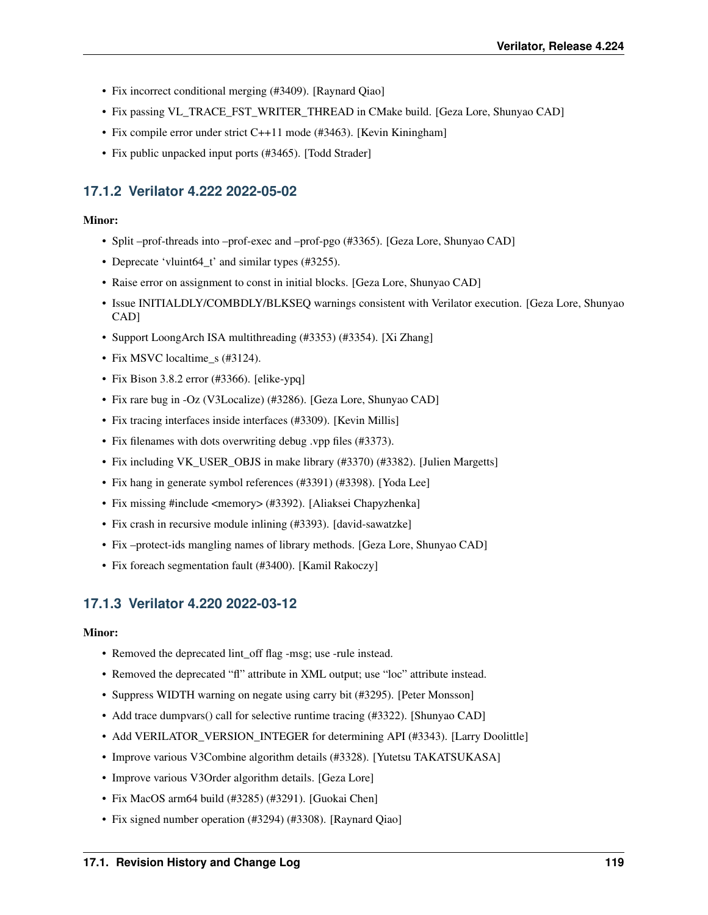- Fix incorrect conditional merging (#3409). [Raynard Qiao]
- Fix passing VL_TRACE_FST_WRITER_THREAD in CMake build. [Geza Lore, Shunyao CAD]
- Fix compile error under strict C++11 mode (#3463). [Kevin Kiningham]
- Fix public unpacked input ports (#3465). [Todd Strader]

### 17.1.2 Verilator 4.222 2022-05-02

**Minor:**

- Split –prof-threads into –prof-exec and –prof-pgo (#3365). [Geza Lore, Shunyao CAD]
- Deprecate 'vluint64_t' and similar types (#3255).
- Raise error on assignment to const in initial blocks. [Geza Lore, Shunyao CAD]
- Issue INITIALDLY/COMBDLY/BLKSEQ warnings consistent with Verilator execution. [Geza Lore, Shunyao CAD]
- Support LoongArch ISA multithreading (#3353) (#3354). [Xi Zhang]
- Fix MSVC localtime_s (#3124).
- Fix Bison 3.8.2 error (#3366). [elike-ypq]
- Fix rare bug in -Oz (V3Localize) (#3286). [Geza Lore, Shunyao CAD]
- Fix tracing interfaces inside interfaces (#3309). [Kevin Millis]
- Fix filenames with dots overwriting debug .vpp files (#3373).
- Fix including VK_USER_OBJS in make library (#3370) (#3382). [Julien Margetts]
- Fix hang in generate symbol references (#3391) (#3398). [Yoda Lee]
- Fix missing #include <memory> (#3392). [Aliaksei Chapyzhenka]
- Fix crash in recursive module inlining (#3393). [david-sawatzke]
- Fix –protect-ids mangling names of library methods. [Geza Lore, Shunyao CAD]
- Fix foreach segmentation fault (#3400). [Kamil Rakoczy]

### 17.1.3 Verilator 4.220 2022-03-12

**Minor:**

- Removed the deprecated lint_off flag -msg; use -rule instead.
- Removed the deprecated "fl" attribute in XML output; use "loc" attribute instead.
- Suppress WIDTH warning on negate using carry bit (#3295). [Peter Monsson]
- Add trace dumpvars() call for selective runtime tracing (#3322). [Shunyao CAD]
- Add VERILATOR_VERSION_INTEGER for determining API (#3343). [Larry Doolittle]
- Improve various V3Combine algorithm details (#3328). [Yutetsu TAKATSUKASA]
- Improve various V3Order algorithm details. [Geza Lore]
- Fix MacOS arm64 build (#3285) (#3291). [Guokai Chen]
- Fix signed number operation (#3294) (#3308). [Raynard Qiao]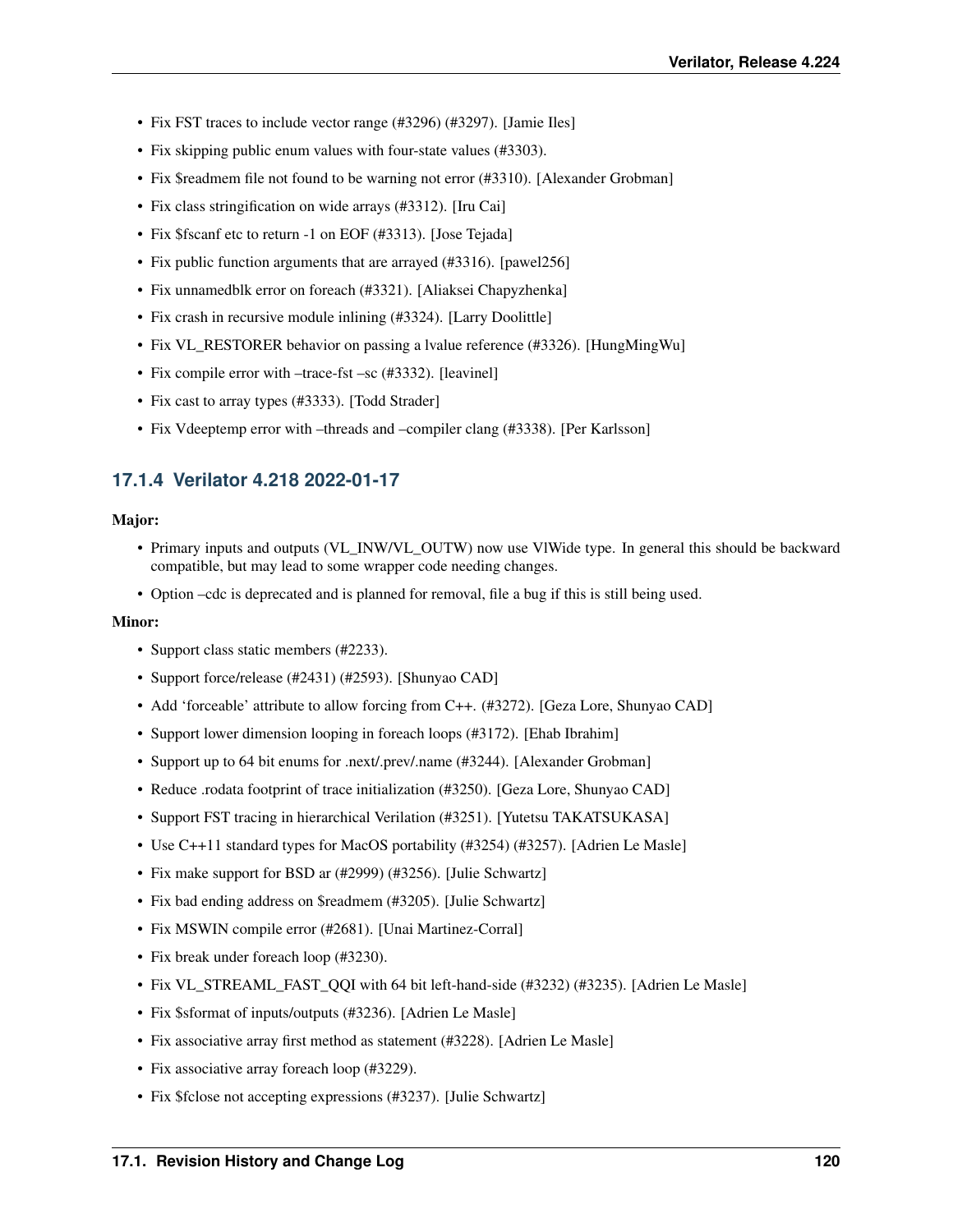- Fix FST traces to include vector range (#3296) (#3297). [Jamie Iles]
- Fix skipping public enum values with four-state values (#3303).
- Fix $readmem file not found to be warning not error (#3310). [Alexander Grobman]
- Fix class stringification on wide arrays (#3312). [Iru Cai]
- Fix $fscanf etc to return -1 on EOF (#3313). [Jose Tejada]
- Fix public function arguments that are arrayed (#3316). [pawel256]
- Fix unnamedblk error on foreach (#3321). [Aliaksei Chapyzhenka]
- Fix crash in recursive module inlining (#3324). [Larry Doolittle]
- Fix VL_RESTORER behavior on passing a lvalue reference (#3326). [HungMingWu]
- Fix compile error with –trace-fst –sc (#3332). [leavinel]
- Fix cast to array types (#3333). [Todd Strader]
- Fix Vdeeptemp error with –threads and –compiler clang (#3338). [Per Karlsson]

### 17.1.4 Verilator 4.218 2022-01-17

**Major:**

- Primary inputs and outputs (VL_INW/VL_OUTW) now use VlWide type. In general this should be backward compatible, but may lead to some wrapper code needing changes.
- Option –cdc is deprecated and is planned for removal, file a bug if this is still being used.

**Minor:**

- Support class static members (#2233).
- Support force/release (#2431) (#2593). [Shunyao CAD]
- Add 'forceable' attribute to allow forcing from C++. (#3272). [Geza Lore, Shunyao CAD]
- Support lower dimension looping in foreach loops (#3172). [Ehab Ibrahim]
- Support up to 64 bit enums for .next/.prev/.name (#3244). [Alexander Grobman]
- Reduce .rodata footprint of trace initialization (#3250). [Geza Lore, Shunyao CAD]
- Support FST tracing in hierarchical Verilation (#3251). [Yutetsu TAKATSUKASA]
- Use C++11 standard types for MacOS portability (#3254) (#3257). [Adrien Le Masle]
- Fix make support for BSD ar (#2999) (#3256). [Julie Schwartz]
- Fix bad ending address on $readmem (#3205). [Julie Schwartz]
- Fix MSWIN compile error (#2681). [Unai Martinez-Corral]
- Fix break under foreach loop (#3230).
- Fix VL_STREAML_FAST_QQI with 64 bit left-hand-side (#3232) (#3235). [Adrien Le Masle]
- Fix $sformat of inputs/outputs (#3236). [Adrien Le Masle]
- Fix associative array first method as statement (#3228). [Adrien Le Masle]
- Fix associative array foreach loop (#3229).
- Fix $fclose not accepting expressions (#3237). [Julie Schwartz]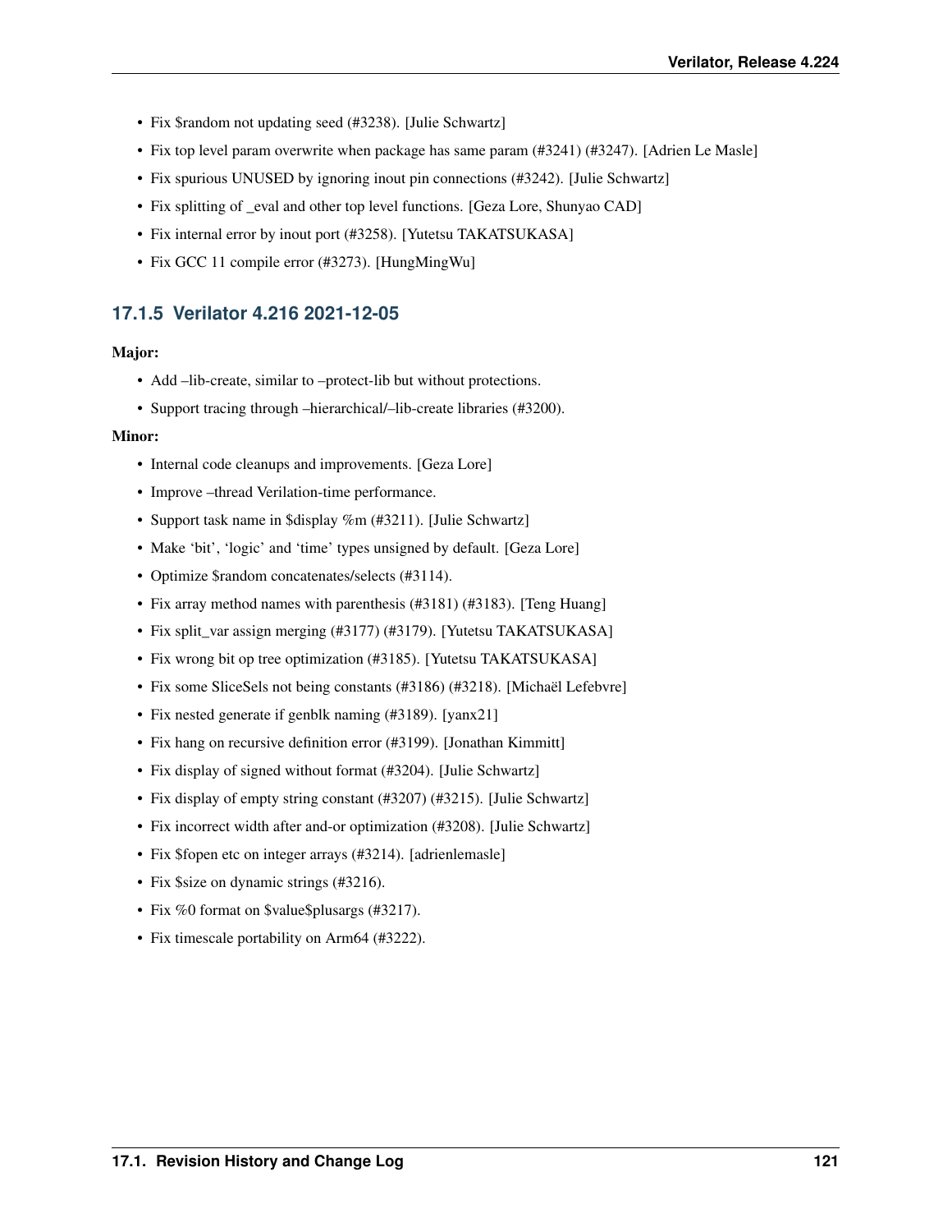- Fix $random not updating seed (#3238). [Julie Schwartz]
- Fix top level param overwrite when package has same param (#3241) (#3247). [Adrien Le Masle]
- Fix spurious UNUSED by ignoring inout pin connections (#3242). [Julie Schwartz]
- Fix splitting of _eval and other top level functions. [Geza Lore, Shunyao CAD]
- Fix internal error by inout port (#3258). [Yutetsu TAKATSUKASA]
- Fix GCC 11 compile error (#3273). [HungMingWu]

### 17.1.5 Verilator 4.216 2021-12-05

**Major:**

- Add –lib-create, similar to –protect-lib but without protections.
- Support tracing through –hierarchical/–lib-create libraries (#3200).

**Minor:**

- Internal code cleanups and improvements. [Geza Lore]
- Improve –thread Verilation-time performance.
- Support task name in $display %m (#3211). [Julie Schwartz]
- Make 'bit', 'logic' and 'time' types unsigned by default. [Geza Lore]
- Optimize $random concatenates/selects (#3114).
- Fix array method names with parenthesis (#3181) (#3183). [Teng Huang]
- Fix split_var assign merging (#3177) (#3179). [Yutetsu TAKATSUKASA]
- Fix wrong bit op tree optimization (#3185). [Yutetsu TAKATSUKASA]
- Fix some SliceSels not being constants (#3186) (#3218). [Michaël Lefebvre]
- Fix nested generate if genblk naming (#3189). [yanx21]
- Fix hang on recursive definition error (#3199). [Jonathan Kimmitt]
- Fix display of signed without format (#3204). [Julie Schwartz]
- Fix display of empty string constant (#3207) (#3215). [Julie Schwartz]
- Fix incorrect width after and-or optimization (#3208). [Julie Schwartz]
- Fix $fopen etc on integer arrays (#3214). [adrienlemasle]
- Fix $size on dynamic strings (#3216).
- Fix %0 format on $value$plusargs (#3217).
- Fix timescale portability on Arm64 (#3222).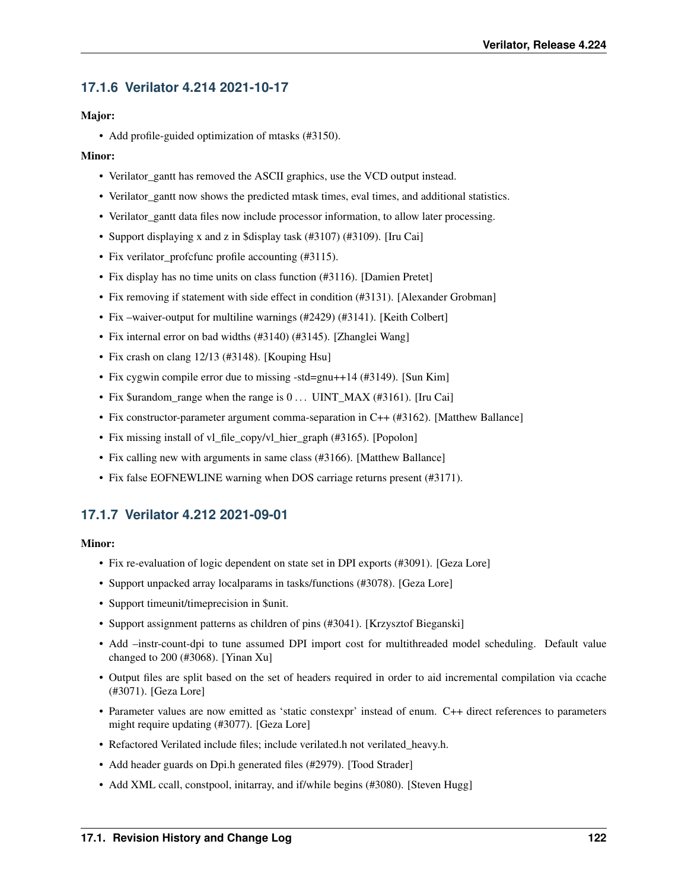### 17.1.6 Verilator 4.214 2021-10-17

**Major:**

- Add profile-guided optimization of mtasks (#3150).

**Minor:**

- Verilator_gantt has removed the ASCII graphics, use the VCD output instead.
- Verilator_gantt now shows the predicted mtask times, eval times, and additional statistics.
- Verilator_gantt data files now include processor information, to allow later processing.
- Support displaying x and z in $display task (#3107) (#3109). [Iru Cai]
- Fix verilator_profcfunc profile accounting (#3115).
- Fix display has no time units on class function (#3116). [Damien Pretet]
- Fix removing if statement with side effect in condition (#3131). [Alexander Grobman]
- Fix –waiver-output for multiline warnings (#2429) (#3141). [Keith Colbert]
- Fix internal error on bad widths (#3140) (#3145). [Zhanglei Wang]
- Fix crash on clang 12/13 (#3148). [Kouping Hsu]
- Fix cygwin compile error due to missing -std=gnu++14 (#3149). [Sun Kim]
- Fix $urandom_range when the range is 0 . . . UINT_MAX (#3161). [Iru Cai]
- Fix constructor-parameter argument comma-separation in C++ (#3162). [Matthew Ballance]
- Fix missing install of vl_file_copy/vl_hier_graph (#3165). [Popolon]
- Fix calling new with arguments in same class (#3166). [Matthew Ballance]
- Fix false EOFNEWLINE warning when DOS carriage returns present (#3171).

### 17.1.7 Verilator 4.212 2021-09-01

**Minor:**

- Fix re-evaluation of logic dependent on state set in DPI exports (#3091). [Geza Lore]
- Support unpacked array localparams in tasks/functions (#3078). [Geza Lore]
- Support timeunit/timeprecision in $unit.
- Support assignment patterns as children of pins (#3041). [Krzysztof Bieganski]
- Add –instr-count-dpi to tune assumed DPI import cost for multithreaded model scheduling. Default value changed to 200 (#3068). [Yinan Xu]
- Output files are split based on the set of headers required in order to aid incremental compilation via ccache (#3071). [Geza Lore]
- Parameter values are now emitted as 'static constexpr' instead of enum. C++ direct references to parameters might require updating (#3077). [Geza Lore]
- Refactored Verilated include files; include verilated.h not verilated_heavy.h.
- Add header guards on Dpi.h generated files (#2979). [Tood Strader]
- Add XML ccall, constpool, initarray, and if/while begins (#3080). [Steven Hugg]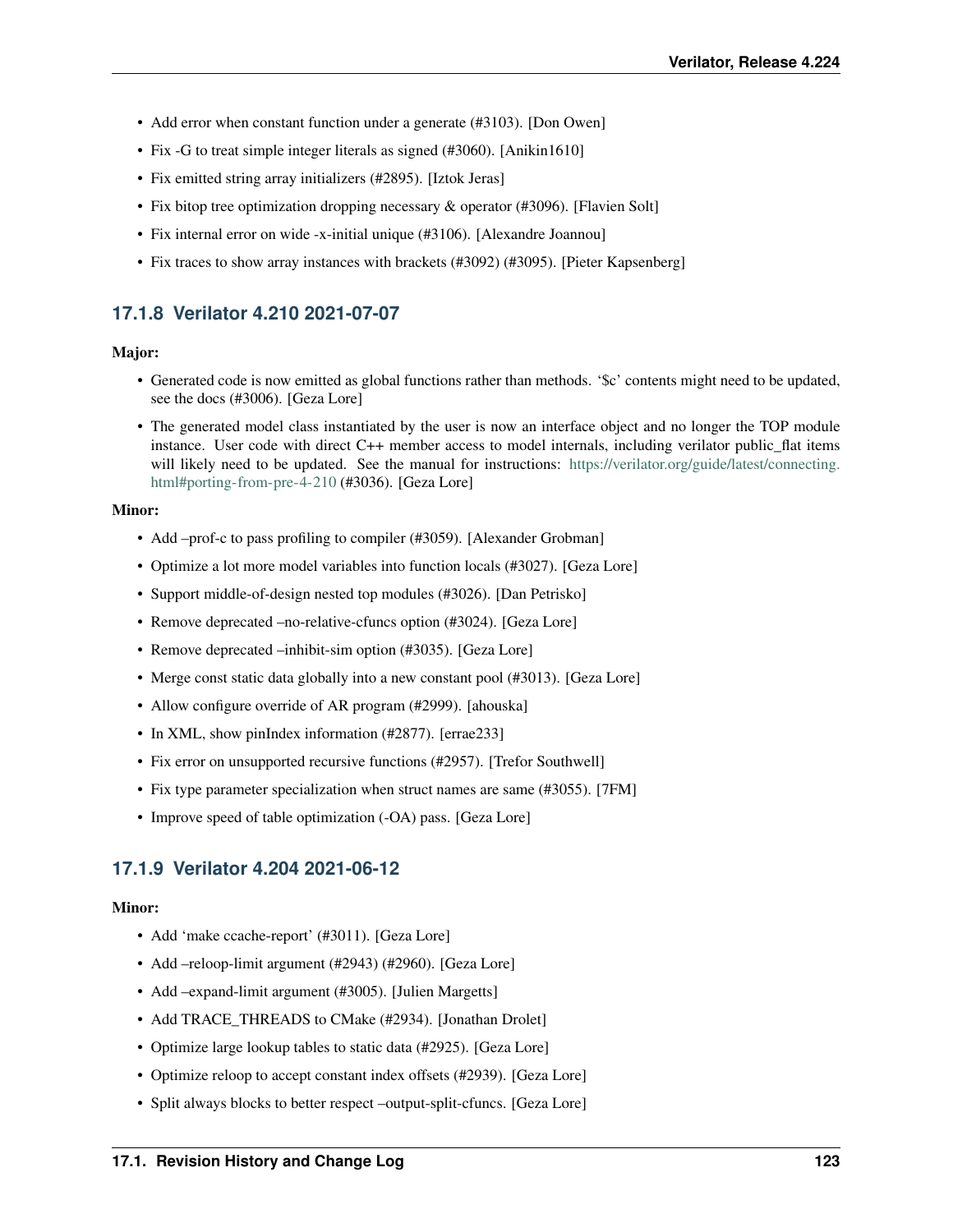- Add error when constant function under a generate (#3103). [Don Owen]
- Fix -G to treat simple integer literals as signed (#3060). [Anikin1610]
- Fix emitted string array initializers (#2895). [Iztok Jeras]
- Fix bitop tree optimization dropping necessary & operator (#3096). [Flavien Solt]
- Fix internal error on wide -x-initial unique (#3106). [Alexandre Joannou]
- Fix traces to show array instances with brackets (#3092) (#3095). [Pieter Kapsenberg]

### 17.1.8 Verilator 4.210 2021-07-07

**Major:**

- Generated code is now emitted as global functions rather than methods. '$c' contents might need to be updated, see the docs (#3006). [Geza Lore]
- The generated model class instantiated by the user is now an interface object and no longer the TOP module instance. User code with direct C++ member access to model internals, including verilator public_flat items will likely need to be updated. See the manual for instructions: https://verilator.org/guide/latest/connecting.html#porting-from-pre-4-210 (#3036). [Geza Lore]

**Minor:**

- Add –prof-c to pass profiling to compiler (#3059). [Alexander Grobman]
- Optimize a lot more model variables into function locals (#3027). [Geza Lore]
- Support middle-of-design nested top modules (#3026). [Dan Petrisko]
- Remove deprecated –no-relative-cfuncs option (#3024). [Geza Lore]
- Remove deprecated –inhibit-sim option (#3035). [Geza Lore]
- Merge const static data globally into a new constant pool (#3013). [Geza Lore]
- Allow configure override of AR program (#2999). [ahouska]
- In XML, show pinIndex information (#2877). [errae233]
- Fix error on unsupported recursive functions (#2957). [Trefor Southwell]
- Fix type parameter specialization when struct names are same (#3055). [7FM]
- Improve speed of table optimization (-OA) pass. [Geza Lore]

### 17.1.9 Verilator 4.204 2021-06-12

**Minor:**

- Add 'make ccache-report' (#3011). [Geza Lore]
- Add –reloop-limit argument (#2943) (#2960). [Geza Lore]
- Add –expand-limit argument (#3005). [Julien Margetts]
- Add TRACE_THREADS to CMake (#2934). [Jonathan Drolet]
- Optimize large lookup tables to static data (#2925). [Geza Lore]
- Optimize reloop to accept constant index offsets (#2939). [Geza Lore]
- Split always blocks to better respect –output-split-cfuncs. [Geza Lore]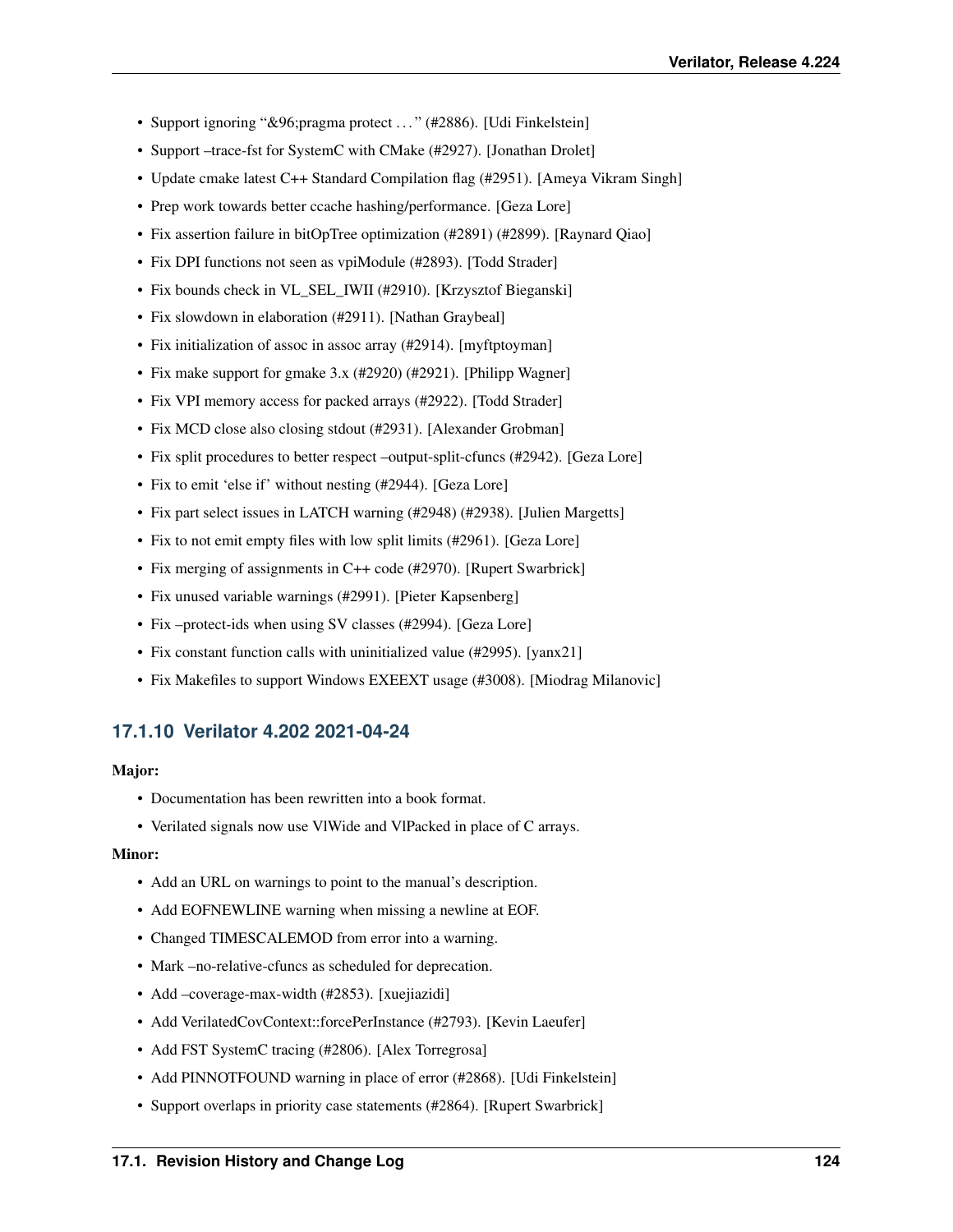- Support ignoring "&96;pragma protect …" (#2886). [Udi Finkelstein]
- Support –trace-fst for SystemC with CMake (#2927). [Jonathan Drolet]
- Update cmake latest C++ Standard Compilation flag (#2951). [Ameya Vikram Singh]
- Prep work towards better ccache hashing/performance. [Geza Lore]
- Fix assertion failure in bitOpTree optimization (#2891) (#2899). [Raynard Qiao]
- Fix DPI functions not seen as vpiModule (#2893). [Todd Strader]
- Fix bounds check in VL_SEL_IWII (#2910). [Krzysztof Bieganski]
- Fix slowdown in elaboration (#2911). [Nathan Graybeal]
- Fix initialization of assoc in assoc array (#2914). [myftptoyman]
- Fix make support for gmake 3.x (#2920) (#2921). [Philipp Wagner]
- Fix VPI memory access for packed arrays (#2922). [Todd Strader]
- Fix MCD close also closing stdout (#2931). [Alexander Grobman]
- Fix split procedures to better respect –output-split-cfuncs (#2942). [Geza Lore]
- Fix to emit 'else if' without nesting (#2944). [Geza Lore]
- Fix part select issues in LATCH warning (#2948) (#2938). [Julien Margetts]
- Fix to not emit empty files with low split limits (#2961). [Geza Lore]
- Fix merging of assignments in C++ code (#2970). [Rupert Swarbrick]
- Fix unused variable warnings (#2991). [Pieter Kapsenberg]
- Fix –protect-ids when using SV classes (#2994). [Geza Lore]
- Fix constant function calls with uninitialized value (#2995). [yanx21]
- Fix Makefiles to support Windows EXEEXT usage (#3008). [Miodrag Milanovic]

### 17.1.10 Verilator 4.202 2021-04-24

**Major:**

- Documentation has been rewritten into a book format.
- Verilated signals now use VlWide and VlPacked in place of C arrays.

**Minor:**

- Add an URL on warnings to point to the manual's description.
- Add EOFNEWLINE warning when missing a newline at EOF.
- Changed TIMESCALEMOD from error into a warning.
- Mark –no-relative-cfuncs as scheduled for deprecation.
- Add –coverage-max-width (#2853). [xuejiazidi]
- Add VerilatedCovContext::forcePerInstance (#2793). [Kevin Laeufer]
- Add FST SystemC tracing (#2806). [Alex Torregrosa]
- Add PINNOTFOUND warning in place of error (#2868). [Udi Finkelstein]
- Support overlaps in priority case statements (#2864). [Rupert Swarbrick]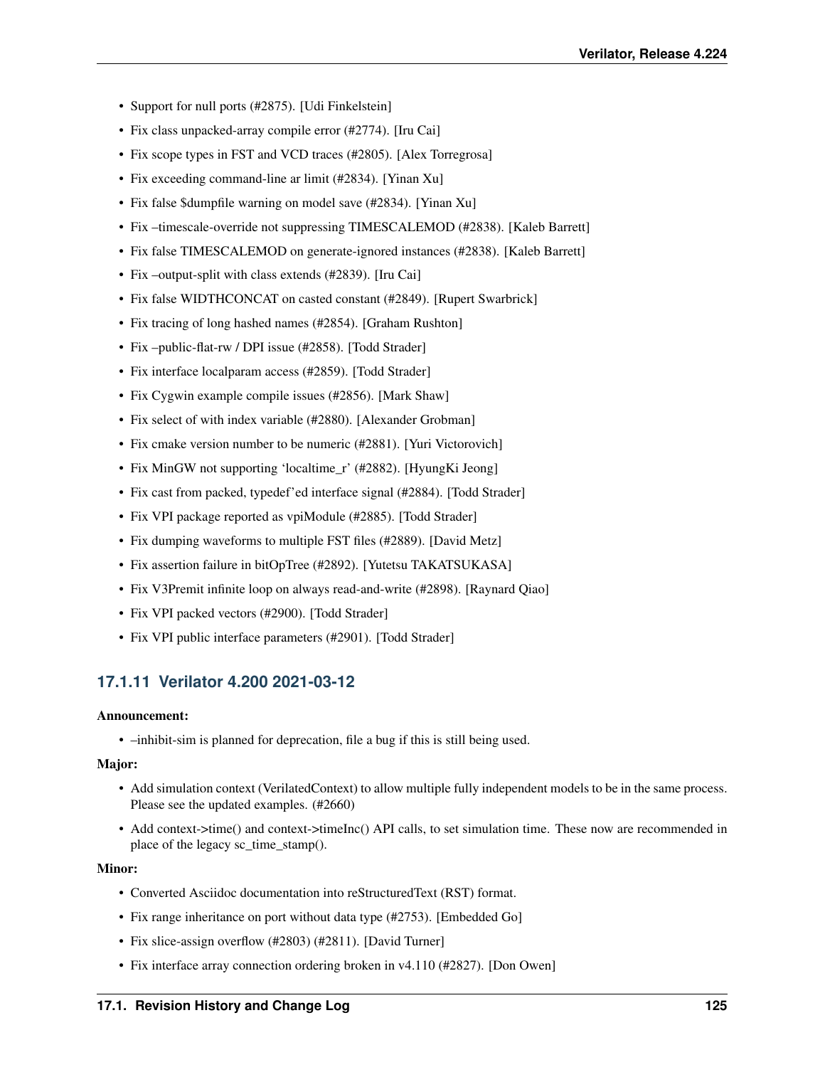- Support for null ports (#2875). [Udi Finkelstein]
- Fix class unpacked-array compile error (#2774). [Iru Cai]
- Fix scope types in FST and VCD traces (#2805). [Alex Torregrosa]
- Fix exceeding command-line ar limit (#2834). [Yinan Xu]
- Fix false $dumpfile warning on model save (#2834). [Yinan Xu]
- Fix –timescale-override not suppressing TIMESCALEMOD (#2838). [Kaleb Barrett]
- Fix false TIMESCALEMOD on generate-ignored instances (#2838). [Kaleb Barrett]
- Fix –output-split with class extends (#2839). [Iru Cai]
- Fix false WIDTHCONCAT on casted constant (#2849). [Rupert Swarbrick]
- Fix tracing of long hashed names (#2854). [Graham Rushton]
- Fix –public-flat-rw / DPI issue (#2858). [Todd Strader]
- Fix interface localparam access (#2859). [Todd Strader]
- Fix Cygwin example compile issues (#2856). [Mark Shaw]
- Fix select of with index variable (#2880). [Alexander Grobman]
- Fix cmake version number to be numeric (#2881). [Yuri Victorovich]
- Fix MinGW not supporting 'localtime_r' (#2882). [HyungKi Jeong]
- Fix cast from packed, typedef'ed interface signal (#2884). [Todd Strader]
- Fix VPI package reported as vpiModule (#2885). [Todd Strader]
- Fix dumping waveforms to multiple FST files (#2889). [David Metz]
- Fix assertion failure in bitOpTree (#2892). [Yutetsu TAKATSUKASA]
- Fix V3Premit infinite loop on always read-and-write (#2898). [Raynard Qiao]
- Fix VPI packed vectors (#2900). [Todd Strader]
- Fix VPI public interface parameters (#2901). [Todd Strader]

### 17.1.11 Verilator 4.200 2021-03-12

**Announcement:**

- –inhibit-sim is planned for deprecation, file a bug if this is still being used.

**Major:**

- Add simulation context (VerilatedContext) to allow multiple fully independent models to be in the same process. Please see the updated examples. (#2660)
- Add context->time() and context->timeInc() API calls, to set simulation time. These now are recommended in place of the legacy sc_time_stamp().

**Minor:**

- Converted Asciidoc documentation into reStructuredText (RST) format.
- Fix range inheritance on port without data type (#2753). [Embedded Go]
- Fix slice-assign overflow (#2803) (#2811). [David Turner]
- Fix interface array connection ordering broken in v4.110 (#2827). [Don Owen]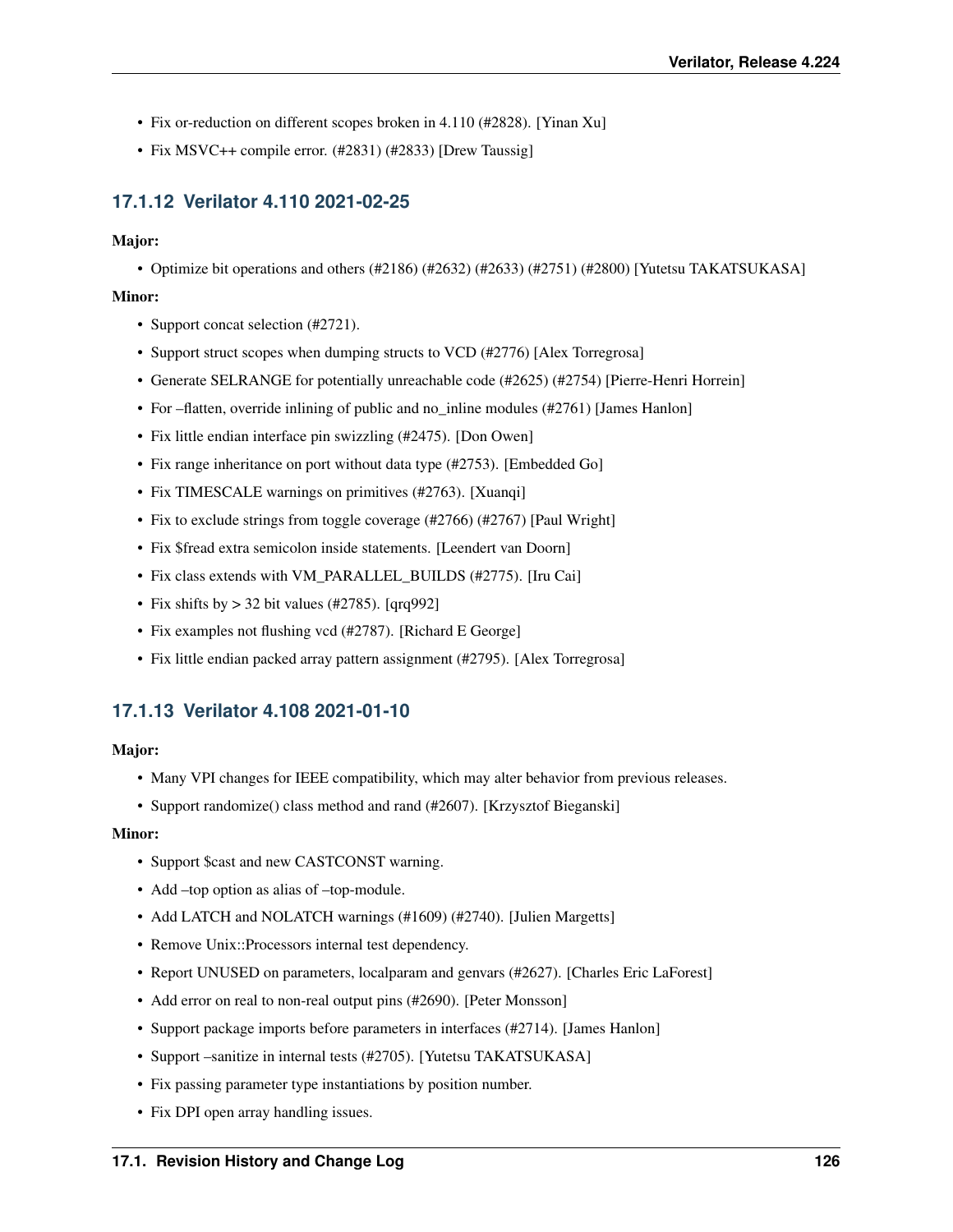- Fix or-reduction on different scopes broken in 4.110 (#2828). [Yinan Xu]
- Fix MSVC++ compile error. (#2831) (#2833) [Drew Taussig]

### 17.1.12 Verilator 4.110 2021-02-25

**Major:**

- Optimize bit operations and others (#2186) (#2632) (#2633) (#2751) (#2800) [Yutetsu TAKATSUKASA]

**Minor:**

- Support concat selection (#2721).
- Support struct scopes when dumping structs to VCD (#2776) [Alex Torregrosa]
- Generate SELRANGE for potentially unreachable code (#2625) (#2754) [Pierre-Henri Horrein]
- For –flatten, override inlining of public and no_inline modules (#2761) [James Hanlon]
- Fix little endian interface pin swizzling (#2475). [Don Owen]
- Fix range inheritance on port without data type (#2753). [Embedded Go]
- Fix TIMESCALE warnings on primitives (#2763). [Xuanqi]
- Fix to exclude strings from toggle coverage (#2766) (#2767) [Paul Wright]
- Fix $fread extra semicolon inside statements. [Leendert van Doorn]
- Fix class extends with VM_PARALLEL_BUILDS (#2775). [Iru Cai]
- Fix shifts by > 32 bit values (#2785). [qrq992]
- Fix examples not flushing vcd (#2787). [Richard E George]
- Fix little endian packed array pattern assignment (#2795). [Alex Torregrosa]

### 17.1.13 Verilator 4.108 2021-01-10

**Major:**

- Many VPI changes for IEEE compatibility, which may alter behavior from previous releases.
- Support randomize() class method and rand (#2607). [Krzysztof Bieganski]

**Minor:**

- Support $cast and new CASTCONST warning.
- Add –top option as alias of –top-module.
- Add LATCH and NOLATCH warnings (#1609) (#2740). [Julien Margetts]
- Remove Unix::Processors internal test dependency.
- Report UNUSED on parameters, localparam and genvars (#2627). [Charles Eric LaForest]
- Add error on real to non-real output pins (#2690). [Peter Monsson]
- Support package imports before parameters in interfaces (#2714). [James Hanlon]
- Support –sanitize in internal tests (#2705). [Yutetsu TAKATSUKASA]
- Fix passing parameter type instantiations by position number.
- Fix DPI open array handling issues.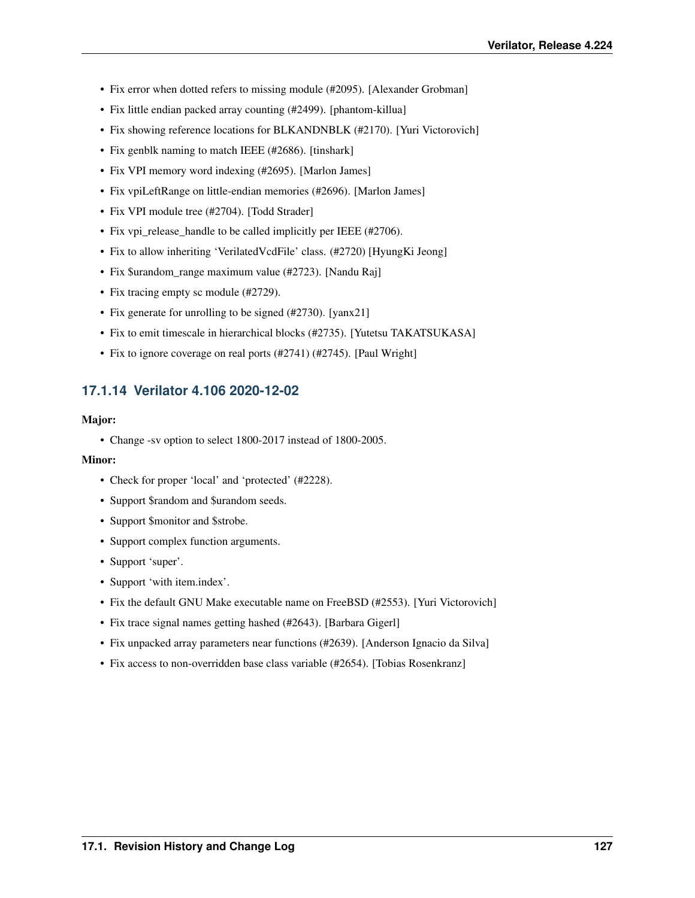- Fix error when dotted refers to missing module (#2095). [Alexander Grobman]
- Fix little endian packed array counting (#2499). [phantom-killua]
- Fix showing reference locations for BLKANDNBLK (#2170). [Yuri Victorovich]
- Fix genblk naming to match IEEE (#2686). [tinshark]
- Fix VPI memory word indexing (#2695). [Marlon James]
- Fix vpiLeftRange on little-endian memories (#2696). [Marlon James]
- Fix VPI module tree (#2704). [Todd Strader]
- Fix vpi_release_handle to be called implicitly per IEEE (#2706).
- Fix to allow inheriting 'VerilatedVcdFile' class. (#2720) [HyungKi Jeong]
- Fix $urandom_range maximum value (#2723). [Nandu Raj]
- Fix tracing empty sc module (#2729).
- Fix generate for unrolling to be signed (#2730). [yanx21]
- Fix to emit timescale in hierarchical blocks (#2735). [Yutetsu TAKATSUKASA]
- Fix to ignore coverage on real ports (#2741) (#2745). [Paul Wright]

### 17.1.14 Verilator 4.106 2020-12-02

**Major:**

- Change -sv option to select 1800-2017 instead of 1800-2005.

**Minor:**

- Check for proper 'local' and 'protected' (#2228).
- Support $random and $urandom seeds.
- Support $monitor and $strobe.
- Support complex function arguments.
- Support 'super'.
- Support 'with item.index'.
- Fix the default GNU Make executable name on FreeBSD (#2553). [Yuri Victorovich]
- Fix trace signal names getting hashed (#2643). [Barbara Gigerl]
- Fix unpacked array parameters near functions (#2639). [Anderson Ignacio da Silva]
- Fix access to non-overridden base class variable (#2654). [Tobias Rosenkranz]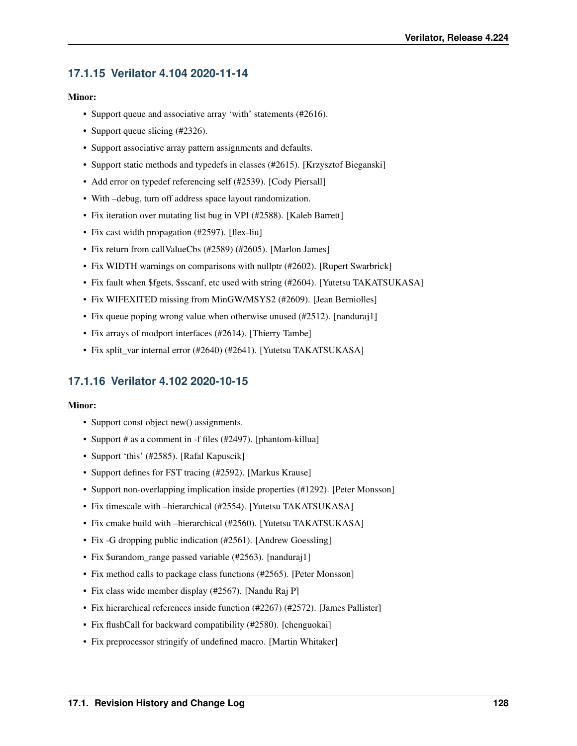### 17.1.15 Verilator 4.104 2020-11-14

**Minor:**

- Support queue and associative array 'with' statements (#2616).
- Support queue slicing (#2326).
- Support associative array pattern assignments and defaults.
- Support static methods and typedefs in classes (#2615). [Krzysztof Bieganski]
- Add error on typedef referencing self (#2539). [Cody Piersall]
- With –debug, turn off address space layout randomization.
- Fix iteration over mutating list bug in VPI (#2588). [Kaleb Barrett]
- Fix cast width propagation (#2597). [flex-liu]
- Fix return from callValueCbs (#2589) (#2605). [Marlon James]
- Fix WIDTH warnings on comparisons with nullptr (#2602). [Rupert Swarbrick]
- Fix fault when $fgets, $sscanf, etc used with string (#2604). [Yutetsu TAKATSUKASA]
- Fix WIFEXITED missing from MinGW/MSYS2 (#2609). [Jean Berniolles]
- Fix queue poping wrong value when otherwise unused (#2512). [nanduraj1]
- Fix arrays of modport interfaces (#2614). [Thierry Tambe]
- Fix split_var internal error (#2640) (#2641). [Yutetsu TAKATSUKASA]

### 17.1.16 Verilator 4.102 2020-10-15

**Minor:**

- Support const object new() assignments.
- Support # as a comment in -f files (#2497). [phantom-killua]
- Support 'this' (#2585). [Rafal Kapuscik]
- Support defines for FST tracing (#2592). [Markus Krause]
- Support non-overlapping implication inside properties (#1292). [Peter Monsson]
- Fix timescale with –hierarchical (#2554). [Yutetsu TAKATSUKASA]
- Fix cmake build with –hierarchical (#2560). [Yutetsu TAKATSUKASA]
- Fix -G dropping public indication (#2561). [Andrew Goessling]
- Fix $urandom_range passed variable (#2563). [nanduraj1]
- Fix method calls to package class functions (#2565). [Peter Monsson]
- Fix class wide member display (#2567). [Nandu Raj P]
- Fix hierarchical references inside function (#2267) (#2572). [James Pallister]
- Fix flushCall for backward compatibility (#2580). [chenguokai]
- Fix preprocessor stringify of undefined macro. [Martin Whitaker]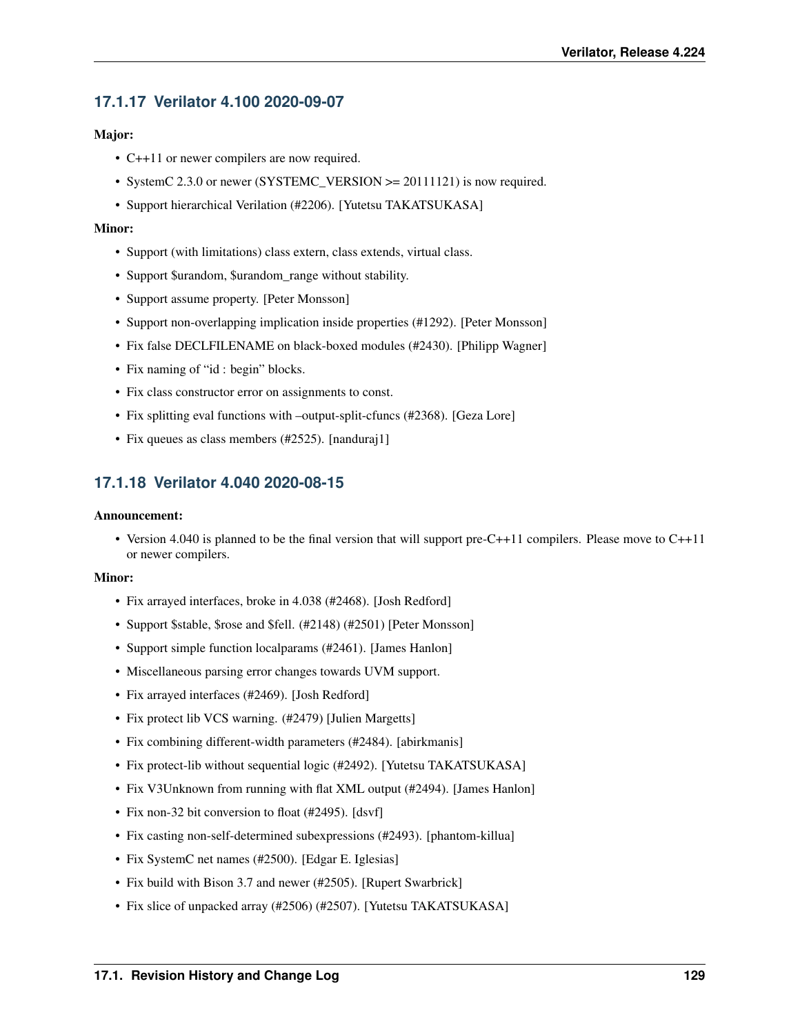### 17.1.17 Verilator 4.100 2020-09-07

**Major:**

- C++11 or newer compilers are now required.
- SystemC 2.3.0 or newer (SYSTEMC_VERSION >= 20111121) is now required.
- Support hierarchical Verilation (#2206). [Yutetsu TAKATSUKASA]

**Minor:**

- Support (with limitations) class extern, class extends, virtual class.
- Support $urandom, $urandom_range without stability.
- Support assume property. [Peter Monsson]
- Support non-overlapping implication inside properties (#1292). [Peter Monsson]
- Fix false DECLFILENAME on black-boxed modules (#2430). [Philipp Wagner]
- Fix naming of "id : begin" blocks.
- Fix class constructor error on assignments to const.
- Fix splitting eval functions with –output-split-cfuncs (#2368). [Geza Lore]
- Fix queues as class members (#2525). [nanduraj1]

### 17.1.18 Verilator 4.040 2020-08-15

**Announcement:**

- Version 4.040 is planned to be the final version that will support pre-C++11 compilers. Please move to C++11 or newer compilers.

**Minor:**

- Fix arrayed interfaces, broke in 4.038 (#2468). [Josh Redford]
- Support $stable, $rose and $fell. (#2148) (#2501) [Peter Monsson]
- Support simple function localparams (#2461). [James Hanlon]
- Miscellaneous parsing error changes towards UVM support.
- Fix arrayed interfaces (#2469). [Josh Redford]
- Fix protect lib VCS warning. (#2479) [Julien Margetts]
- Fix combining different-width parameters (#2484). [abirkmanis]
- Fix protect-lib without sequential logic (#2492). [Yutetsu TAKATSUKASA]
- Fix V3Unknown from running with flat XML output (#2494). [James Hanlon]
- Fix non-32 bit conversion to float (#2495). [dsvf]
- Fix casting non-self-determined subexpressions (#2493). [phantom-killua]
- Fix SystemC net names (#2500). [Edgar E. Iglesias]
- Fix build with Bison 3.7 and newer (#2505). [Rupert Swarbrick]
- Fix slice of unpacked array (#2506) (#2507). [Yutetsu TAKATSUKASA]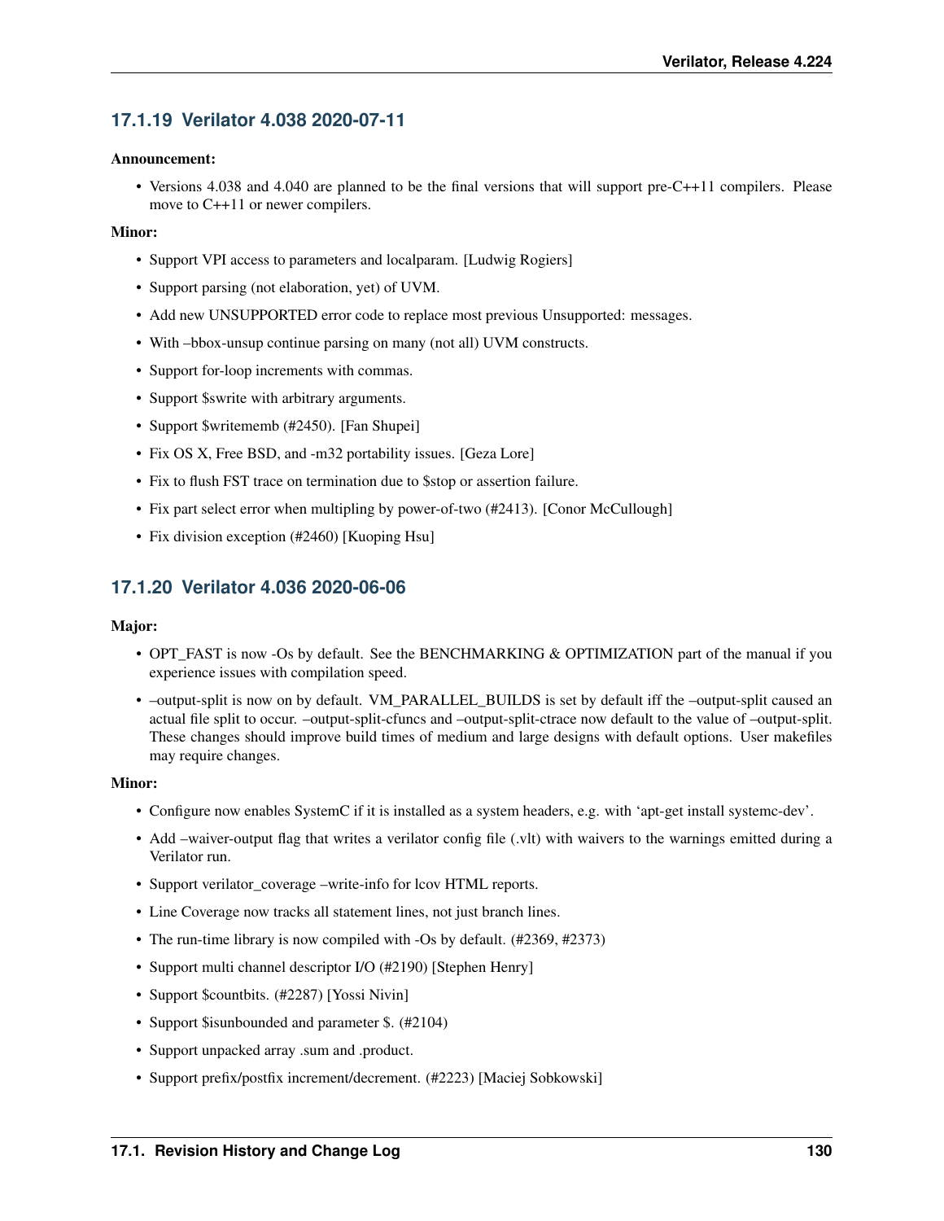### 17.1.19 Verilator 4.038 2020-07-11

**Announcement:**

- Versions 4.038 and 4.040 are planned to be the final versions that will support pre-C++11 compilers. Please move to C++11 or newer compilers.

**Minor:**

- Support VPI access to parameters and localparam. [Ludwig Rogiers]
- Support parsing (not elaboration, yet) of UVM.
- Add new UNSUPPORTED error code to replace most previous Unsupported: messages.
- With –bbox-unsup continue parsing on many (not all) UVM constructs.
- Support for-loop increments with commas.
- Support $swrite with arbitrary arguments.
- Support $writememb (#2450). [Fan Shupei]
- Fix OS X, Free BSD, and -m32 portability issues. [Geza Lore]
- Fix to flush FST trace on termination due to $stop or assertion failure.
- Fix part select error when multipling by power-of-two (#2413). [Conor McCullough]
- Fix division exception (#2460) [Kuoping Hsu]

### 17.1.20 Verilator 4.036 2020-06-06

**Major:**

- OPT_FAST is now -Os by default. See the BENCHMARKING & OPTIMIZATION part of the manual if you experience issues with compilation speed.
- –output-split is now on by default. VM_PARALLEL_BUILDS is set by default iff the –output-split caused an actual file split to occur. –output-split-cfuncs and –output-split-ctrace now default to the value of –output-split. These changes should improve build times of medium and large designs with default options. User makefiles may require changes.

**Minor:**

- Configure now enables SystemC if it is installed as a system headers, e.g. with 'apt-get install systemc-dev'.
- Add –waiver-output flag that writes a verilator config file (.vlt) with waivers to the warnings emitted during a Verilator run.
- Support verilator_coverage –write-info for lcov HTML reports.
- Line Coverage now tracks all statement lines, not just branch lines.
- The run-time library is now compiled with -Os by default. (#2369, #2373)
- Support multi channel descriptor I/O (#2190) [Stephen Henry]
- Support $countbits. (#2287) [Yossi Nivin]
- Support $isunbounded and parameter $. (#2104)
- Support unpacked array .sum and .product.
- Support prefix/postfix increment/decrement. (#2223) [Maciej Sobkowski]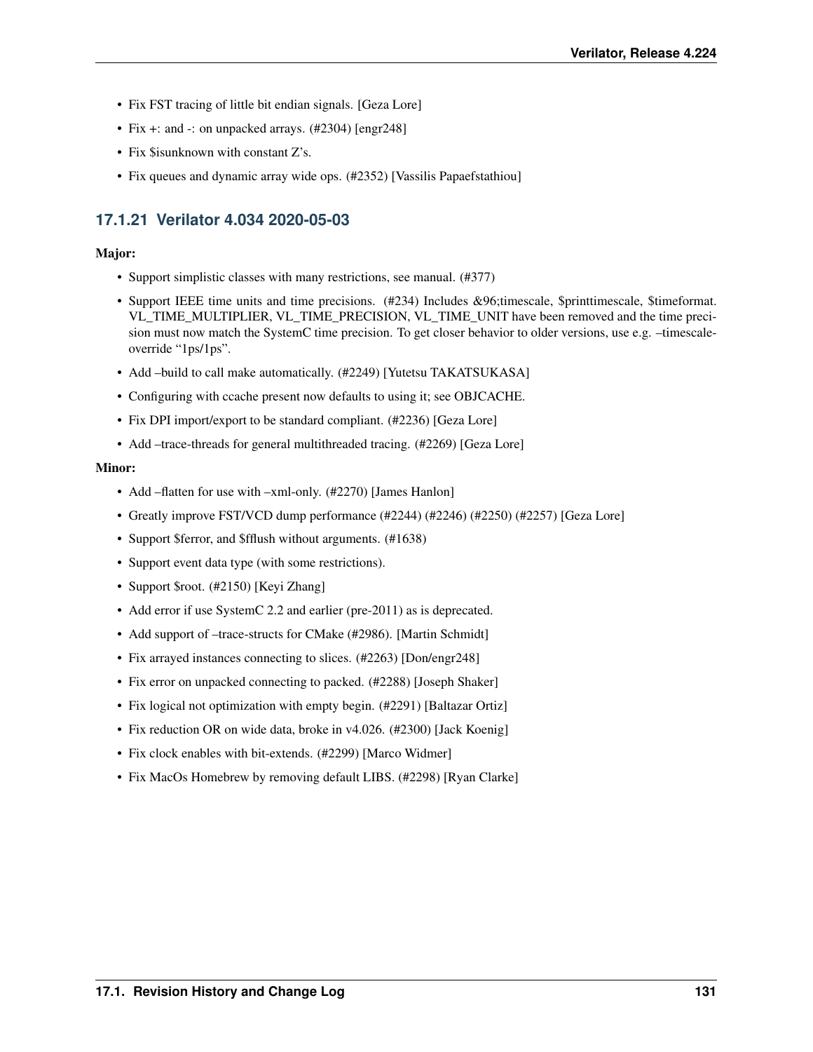- Fix FST tracing of little bit endian signals. [Geza Lore]
- Fix +: and -: on unpacked arrays. (#2304) [engr248]
- Fix $isunknown with constant Z's.
- Fix queues and dynamic array wide ops. (#2352) [Vassilis Papaefstathiou]

### 17.1.21 Verilator 4.034 2020-05-03

**Major:**

- Support simplistic classes with many restrictions, see manual. (#377)
- Support IEEE time units and time precisions. (#234) Includes &96;timescale, $printtimescale, $timeformat. VL_TIME_MULTIPLIER, VL_TIME_PRECISION, VL_TIME_UNIT have been removed and the time precision must now match the SystemC time precision. To get closer behavior to older versions, use e.g. –timescale-override "1ps/1ps".
- Add –build to call make automatically. (#2249) [Yutetsu TAKATSUKASA]
- Configuring with ccache present now defaults to using it; see OBJCACHE.
- Fix DPI import/export to be standard compliant. (#2236) [Geza Lore]
- Add –trace-threads for general multithreaded tracing. (#2269) [Geza Lore]

**Minor:**

- Add –flatten for use with –xml-only. (#2270) [James Hanlon]
- Greatly improve FST/VCD dump performance (#2244) (#2246) (#2250) (#2257) [Geza Lore]
- Support $ferror, and $fflush without arguments. (#1638)
- Support event data type (with some restrictions).
- Support $root. (#2150) [Keyi Zhang]
- Add error if use SystemC 2.2 and earlier (pre-2011) as is deprecated.
- Add support of –trace-structs for CMake (#2986). [Martin Schmidt]
- Fix arrayed instances connecting to slices. (#2263) [Don/engr248]
- Fix error on unpacked connecting to packed. (#2288) [Joseph Shaker]
- Fix logical not optimization with empty begin. (#2291) [Baltazar Ortiz]
- Fix reduction OR on wide data, broke in v4.026. (#2300) [Jack Koenig]
- Fix clock enables with bit-extends. (#2299) [Marco Widmer]
- Fix MacOs Homebrew by removing default LIBS. (#2298) [Ryan Clarke]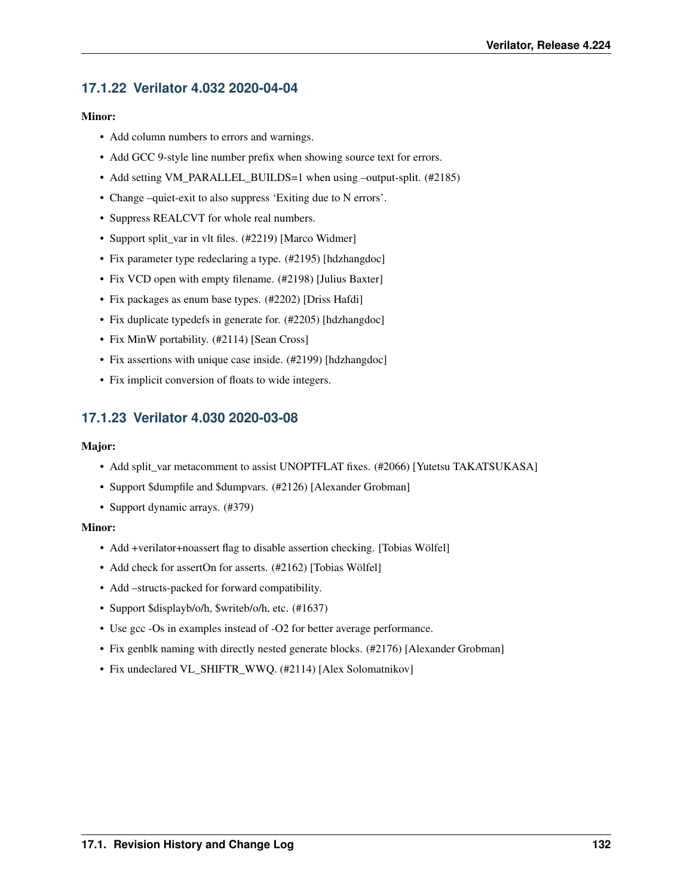### 17.1.22 Verilator 4.032 2020-04-04

**Minor:**

- Add column numbers to errors and warnings.
- Add GCC 9-style line number prefix when showing source text for errors.
- Add setting VM_PARALLEL_BUILDS=1 when using –output-split. (#2185)
- Change –quiet-exit to also suppress 'Exiting due to N errors'.
- Suppress REALCVT for whole real numbers.
- Support split_var in vlt files. (#2219) [Marco Widmer]
- Fix parameter type redeclaring a type. (#2195) [hdzhangdoc]
- Fix VCD open with empty filename. (#2198) [Julius Baxter]
- Fix packages as enum base types. (#2202) [Driss Hafdi]
- Fix duplicate typedefs in generate for. (#2205) [hdzhangdoc]
- Fix MinW portability. (#2114) [Sean Cross]
- Fix assertions with unique case inside. (#2199) [hdzhangdoc]
- Fix implicit conversion of floats to wide integers.

### 17.1.23 Verilator 4.030 2020-03-08

**Major:**

- Add split_var metacomment to assist UNOPTFLAT fixes. (#2066) [Yutetsu TAKATSUKASA]
- Support $dumpfile and $dumpvars. (#2126) [Alexander Grobman]
- Support dynamic arrays. (#379)

**Minor:**

- Add +verilator+noassert flag to disable assertion checking. [Tobias Wölfel]
- Add check for assertOn for asserts. (#2162) [Tobias Wölfel]
- Add –structs-packed for forward compatibility.
- Support $displayb/o/h, $writeb/o/h, etc. (#1637)
- Use gcc -Os in examples instead of -O2 for better average performance.
- Fix genblk naming with directly nested generate blocks. (#2176) [Alexander Grobman]
- Fix undeclared VL_SHIFTR_WWQ. (#2114) [Alex Solomatnikov]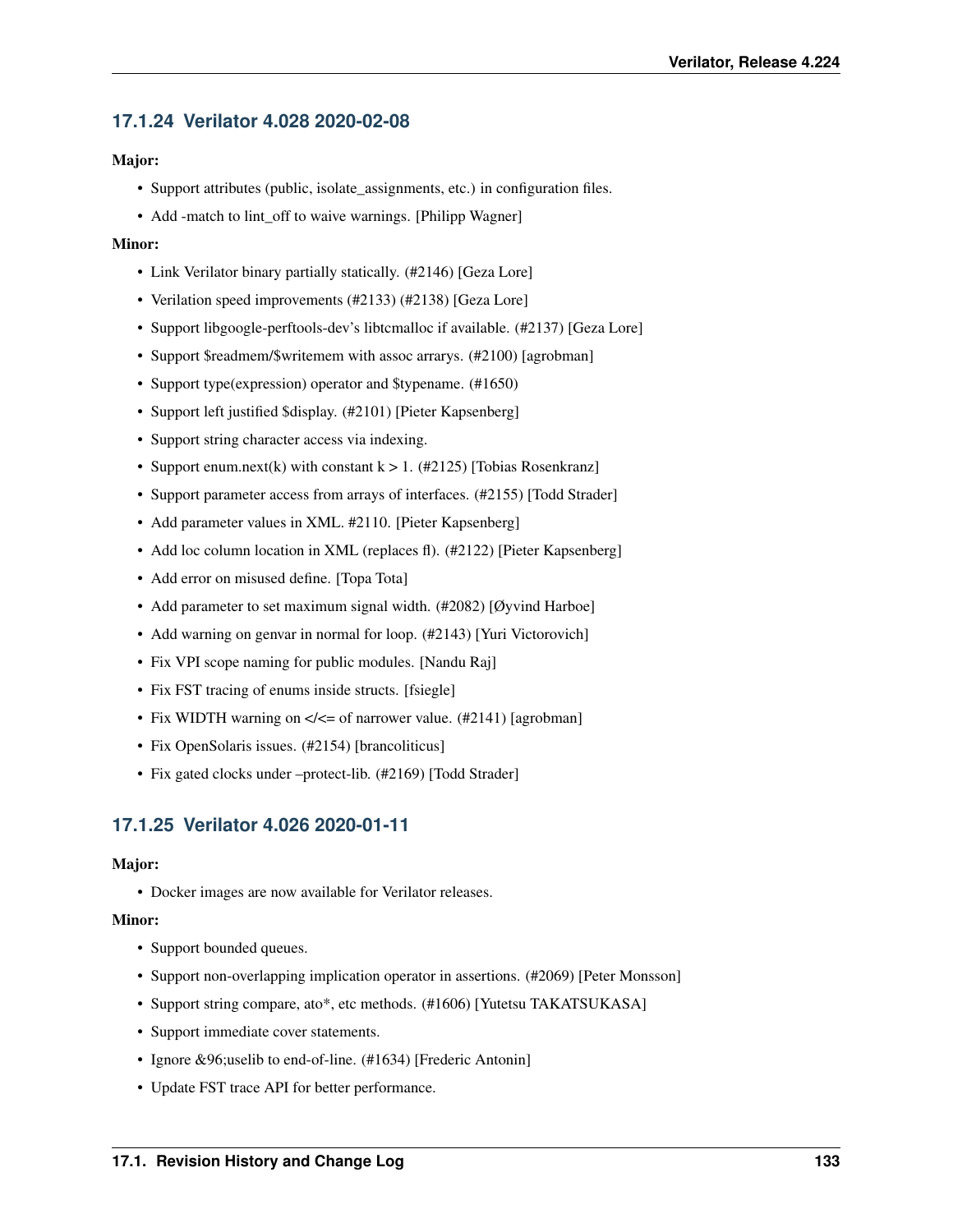### 17.1.24 Verilator 4.028 2020-02-08

**Major:**

- Support attributes (public, isolate_assignments, etc.) in configuration files.
- Add -match to lint_off to waive warnings. [Philipp Wagner]

**Minor:**

- Link Verilator binary partially statically. (#2146) [Geza Lore]
- Verilation speed improvements (#2133) (#2138) [Geza Lore]
- Support libgoogle-perftools-dev's libtcmalloc if available. (#2137) [Geza Lore]
- Support $readmem/$writemem with assoc arrarys. (#2100) [agrobman]
- Support type(expression) operator and $typename. (#1650)
- Support left justified $display. (#2101) [Pieter Kapsenberg]
- Support string character access via indexing.
- Support enum.next(k) with constant k > 1. (#2125) [Tobias Rosenkranz]
- Support parameter access from arrays of interfaces. (#2155) [Todd Strader]
- Add parameter values in XML. #2110. [Pieter Kapsenberg]
- Add loc column location in XML (replaces fl). (#2122) [Pieter Kapsenberg]
- Add error on misused define. [Topa Tota]
- Add parameter to set maximum signal width. (#2082) [Øyvind Harboe]
- Add warning on genvar in normal for loop. (#2143) [Yuri Victorovich]
- Fix VPI scope naming for public modules. [Nandu Raj]
- Fix FST tracing of enums inside structs. [fsiegle]
- Fix WIDTH warning on </<= of narrower value. (#2141) [agrobman]
- Fix OpenSolaris issues. (#2154) [brancoliticus]
- Fix gated clocks under –protect-lib. (#2169) [Todd Strader]

### 17.1.25 Verilator 4.026 2020-01-11

**Major:**

- Docker images are now available for Verilator releases.

**Minor:**

- Support bounded queues.
- Support non-overlapping implication operator in assertions. (#2069) [Peter Monsson]
- Support string compare, ato*, etc methods. (#1606) [Yutetsu TAKATSUKASA]
- Support immediate cover statements.
- Ignore &96;uselib to end-of-line. (#1634) [Frederic Antonin]
- Update FST trace API for better performance.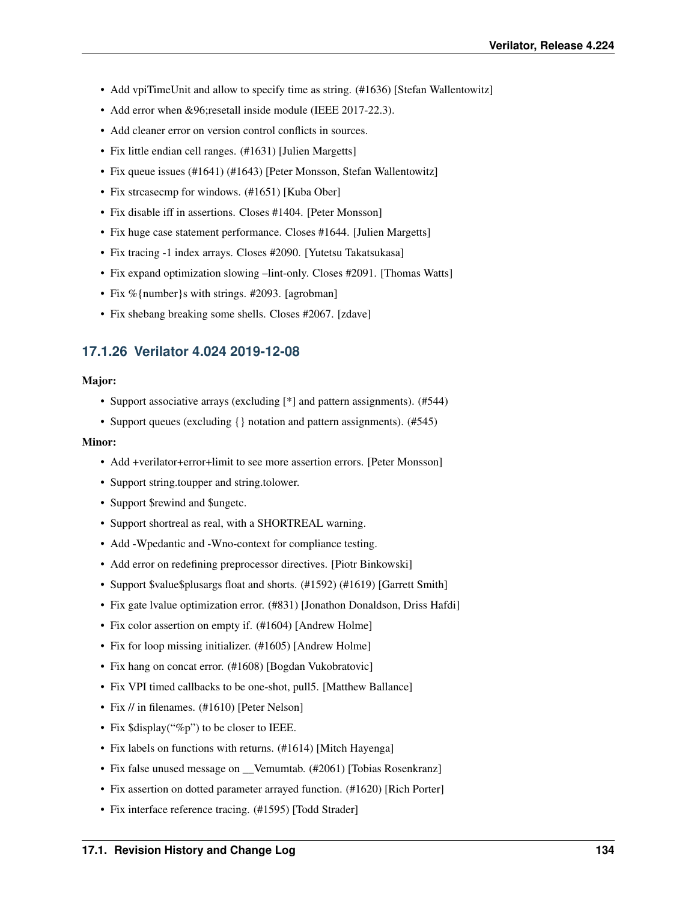- Add vpiTimeUnit and allow to specify time as string. (#1636) [Stefan Wallentowitz]
- Add error when &96;resetall inside module (IEEE 2017-22.3).
- Add cleaner error on version control conflicts in sources.
- Fix little endian cell ranges. (#1631) [Julien Margetts]
- Fix queue issues (#1641) (#1643) [Peter Monsson, Stefan Wallentowitz]
- Fix strcasecmp for windows. (#1651) [Kuba Ober]
- Fix disable iff in assertions. Closes #1404. [Peter Monsson]
- Fix huge case statement performance. Closes #1644. [Julien Margetts]
- Fix tracing -1 index arrays. Closes #2090. [Yutetsu Takatsukasa]
- Fix expand optimization slowing –lint-only. Closes #2091. [Thomas Watts]
- Fix %{number}s with strings. #2093. [agrobman]
- Fix shebang breaking some shells. Closes #2067. [zdave]

### 17.1.26 Verilator 4.024 2019-12-08

**Major:**

- Support associative arrays (excluding [*] and pattern assignments). (#544)
- Support queues (excluding {} notation and pattern assignments). (#545)

**Minor:**

- Add +verilator+error+limit to see more assertion errors. [Peter Monsson]
- Support string.toupper and string.tolower.
- Support $rewind and $ungetc.
- Support shortreal as real, with a SHORTREAL warning.
- Add -Wpedantic and -Wno-context for compliance testing.
- Add error on redefining preprocessor directives. [Piotr Binkowski]
- Support $value$plusargs float and shorts. (#1592) (#1619) [Garrett Smith]
- Fix gate lvalue optimization error. (#831) [Jonathon Donaldson, Driss Hafdi]
- Fix color assertion on empty if. (#1604) [Andrew Holme]
- Fix for loop missing initializer. (#1605) [Andrew Holme]
- Fix hang on concat error. (#1608) [Bogdan Vukobratovic]
- Fix VPI timed callbacks to be one-shot, pull5. [Matthew Ballance]
- Fix // in filenames. (#1610) [Peter Nelson]
- Fix $display("%p") to be closer to IEEE.
- Fix labels on functions with returns. (#1614) [Mitch Hayenga]
- Fix false unused message on __Vemumtab. (#2061) [Tobias Rosenkranz]
- Fix assertion on dotted parameter arrayed function. (#1620) [Rich Porter]
- Fix interface reference tracing. (#1595) [Todd Strader]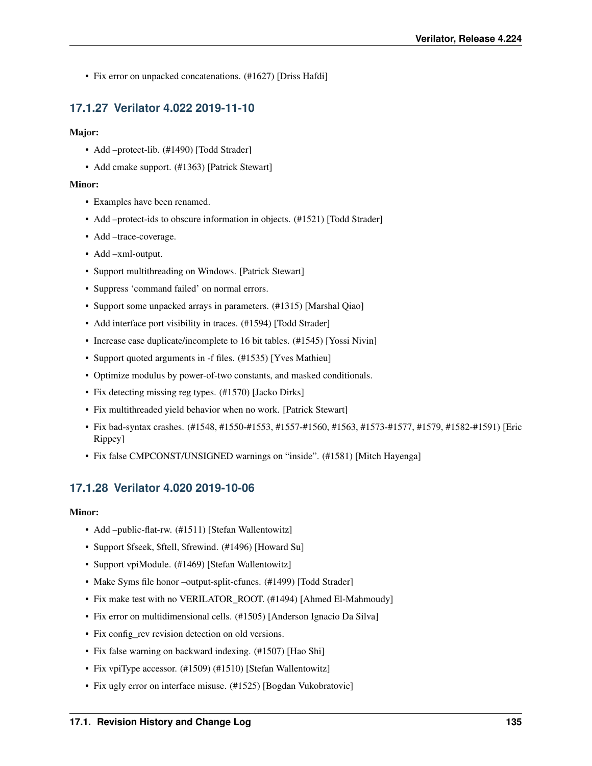- Fix error on unpacked concatenations. (#1627) [Driss Hafdi]

### 17.1.27 Verilator 4.022 2019-11-10

**Major:**

- Add –protect-lib. (#1490) [Todd Strader]
- Add cmake support. (#1363) [Patrick Stewart]

**Minor:**

- Examples have been renamed.
- Add –protect-ids to obscure information in objects. (#1521) [Todd Strader]
- Add –trace-coverage.
- Add –xml-output.
- Support multithreading on Windows. [Patrick Stewart]
- Suppress 'command failed' on normal errors.
- Support some unpacked arrays in parameters. (#1315) [Marshal Qiao]
- Add interface port visibility in traces. (#1594) [Todd Strader]
- Increase case duplicate/incomplete to 16 bit tables. (#1545) [Yossi Nivin]
- Support quoted arguments in -f files. (#1535) [Yves Mathieu]
- Optimize modulus by power-of-two constants, and masked conditionals.
- Fix detecting missing reg types. (#1570) [Jacko Dirks]
- Fix multithreaded yield behavior when no work. [Patrick Stewart]
- Fix bad-syntax crashes. (#1548, #1550-#1553, #1557-#1560, #1563, #1573-#1577, #1579, #1582-#1591) [Eric Rippey]
- Fix false CMPCONST/UNSIGNED warnings on "inside". (#1581) [Mitch Hayenga]

### 17.1.28 Verilator 4.020 2019-10-06

**Minor:**

- Add –public-flat-rw. (#1511) [Stefan Wallentowitz]
- Support $fseek, $ftell, $frewind. (#1496) [Howard Su]
- Support vpiModule. (#1469) [Stefan Wallentowitz]
- Make Syms file honor –output-split-cfuncs. (#1499) [Todd Strader]
- Fix make test with no VERILATOR_ROOT. (#1494) [Ahmed El-Mahmoudy]
- Fix error on multidimensional cells. (#1505) [Anderson Ignacio Da Silva]
- Fix config_rev revision detection on old versions.
- Fix false warning on backward indexing. (#1507) [Hao Shi]
- Fix vpiType accessor. (#1509) (#1510) [Stefan Wallentowitz]
- Fix ugly error on interface misuse. (#1525) [Bogdan Vukobratovic]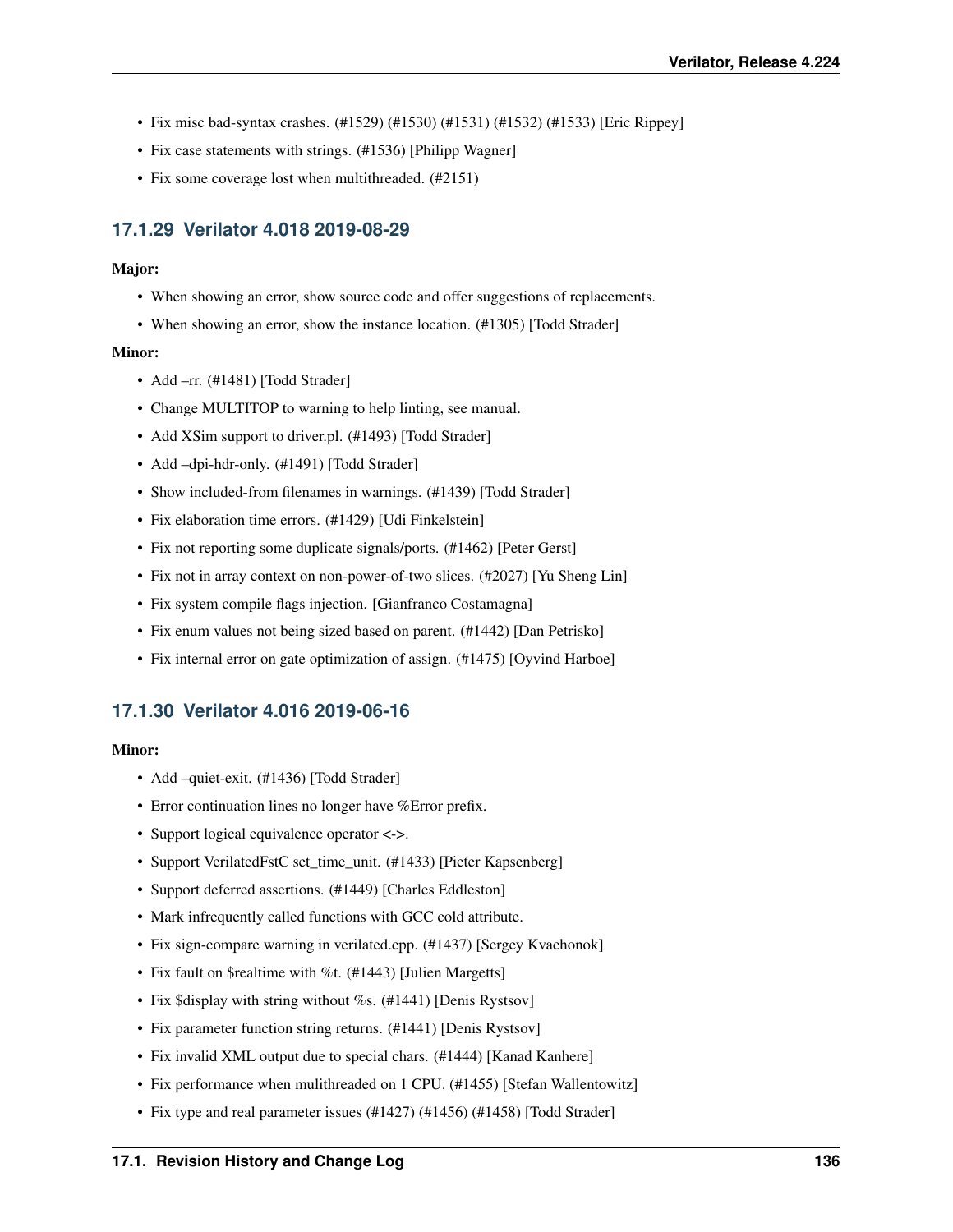- Fix misc bad-syntax crashes. (#1529) (#1530) (#1531) (#1532) (#1533) [Eric Rippey]
- Fix case statements with strings. (#1536) [Philipp Wagner]
- Fix some coverage lost when multithreaded. (#2151)

### 17.1.29 Verilator 4.018 2019-08-29

**Major:**

- When showing an error, show source code and offer suggestions of replacements.
- When showing an error, show the instance location. (#1305) [Todd Strader]

**Minor:**

- Add –rr. (#1481) [Todd Strader]
- Change MULTITOP to warning to help linting, see manual.
- Add XSim support to driver.pl. (#1493) [Todd Strader]
- Add –dpi-hdr-only. (#1491) [Todd Strader]
- Show included-from filenames in warnings. (#1439) [Todd Strader]
- Fix elaboration time errors. (#1429) [Udi Finkelstein]
- Fix not reporting some duplicate signals/ports. (#1462) [Peter Gerst]
- Fix not in array context on non-power-of-two slices. (#2027) [Yu Sheng Lin]
- Fix system compile flags injection. [Gianfranco Costamagna]
- Fix enum values not being sized based on parent. (#1442) [Dan Petrisko]
- Fix internal error on gate optimization of assign. (#1475) [Oyvind Harboe]

### 17.1.30 Verilator 4.016 2019-06-16

**Minor:**

- Add –quiet-exit. (#1436) [Todd Strader]
- Error continuation lines no longer have %Error prefix.
- Support logical equivalence operator <->.
- Support VerilatedFstC set_time_unit. (#1433) [Pieter Kapsenberg]
- Support deferred assertions. (#1449) [Charles Eddleston]
- Mark infrequently called functions with GCC cold attribute.
- Fix sign-compare warning in verilated.cpp. (#1437) [Sergey Kvachonok]
- Fix fault on $realtime with %t. (#1443) [Julien Margetts]
- Fix $display with string without %s. (#1441) [Denis Rystsov]
- Fix parameter function string returns. (#1441) [Denis Rystsov]
- Fix invalid XML output due to special chars. (#1444) [Kanad Kanhere]
- Fix performance when mulithreaded on 1 CPU. (#1455) [Stefan Wallentowitz]
- Fix type and real parameter issues (#1427) (#1456) (#1458) [Todd Strader]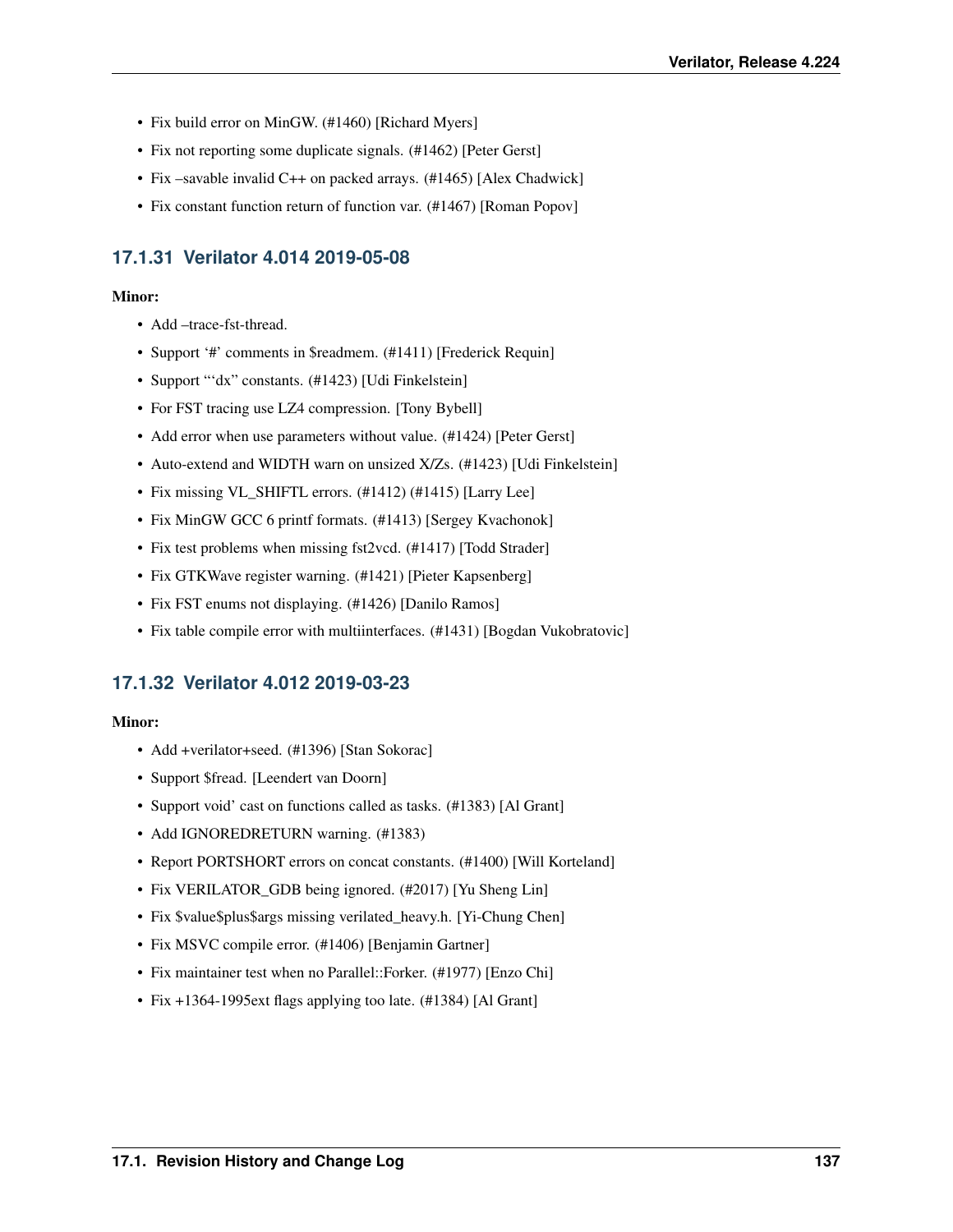- Fix build error on MinGW. (#1460) [Richard Myers]
- Fix not reporting some duplicate signals. (#1462) [Peter Gerst]
- Fix –savable invalid C++ on packed arrays. (#1465) [Alex Chadwick]
- Fix constant function return of function var. (#1467) [Roman Popov]

### 17.1.31 Verilator 4.014 2019-05-08

**Minor:**

- Add –trace-fst-thread.
- Support '#' comments in $readmem. (#1411) [Frederick Requin]
- Support "'dx" constants. (#1423) [Udi Finkelstein]
- For FST tracing use LZ4 compression. [Tony Bybell]
- Add error when use parameters without value. (#1424) [Peter Gerst]
- Auto-extend and WIDTH warn on unsized X/Zs. (#1423) [Udi Finkelstein]
- Fix missing VL_SHIFTL errors. (#1412) (#1415) [Larry Lee]
- Fix MinGW GCC 6 printf formats. (#1413) [Sergey Kvachonok]
- Fix test problems when missing fst2vcd. (#1417) [Todd Strader]
- Fix GTKWave register warning. (#1421) [Pieter Kapsenberg]
- Fix FST enums not displaying. (#1426) [Danilo Ramos]
- Fix table compile error with multiinterfaces. (#1431) [Bogdan Vukobratovic]

### 17.1.32 Verilator 4.012 2019-03-23

**Minor:**

- Add +verilator+seed. (#1396) [Stan Sokorac]
- Support $fread. [Leendert van Doorn]
- Support void' cast on functions called as tasks. (#1383) [Al Grant]
- Add IGNOREDRETURN warning. (#1383)
- Report PORTSHORT errors on concat constants. (#1400) [Will Korteland]
- Fix VERILATOR_GDB being ignored. (#2017) [Yu Sheng Lin]
- Fix $value$plus$args missing verilated_heavy.h. [Yi-Chung Chen]
- Fix MSVC compile error. (#1406) [Benjamin Gartner]
- Fix maintainer test when no Parallel::Forker. (#1977) [Enzo Chi]
- Fix +1364-1995ext flags applying too late. (#1384) [Al Grant]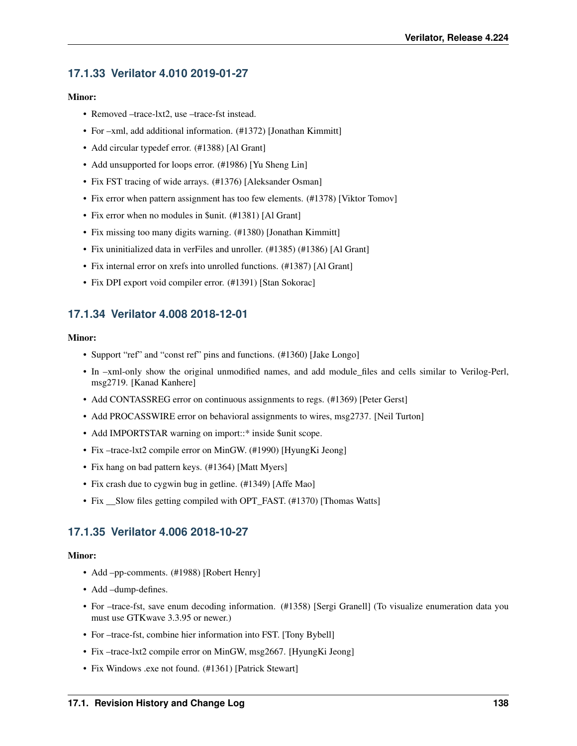### 17.1.33 Verilator 4.010 2019-01-27

**Minor:**

- Removed –trace-lxt2, use –trace-fst instead.
- For –xml, add additional information. (#1372) [Jonathan Kimmitt]
- Add circular typedef error. (#1388) [Al Grant]
- Add unsupported for loops error. (#1986) [Yu Sheng Lin]
- Fix FST tracing of wide arrays. (#1376) [Aleksander Osman]
- Fix error when pattern assignment has too few elements. (#1378) [Viktor Tomov]
- Fix error when no modules in $unit. (#1381) [Al Grant]
- Fix missing too many digits warning. (#1380) [Jonathan Kimmitt]
- Fix uninitialized data in verFiles and unroller. (#1385) (#1386) [Al Grant]
- Fix internal error on xrefs into unrolled functions. (#1387) [Al Grant]
- Fix DPI export void compiler error. (#1391) [Stan Sokorac]

### 17.1.34 Verilator 4.008 2018-12-01

**Minor:**

- Support “ref” and “const ref” pins and functions. (#1360) [Jake Longo]
- In –xml-only show the original unmodified names, and add module_files and cells similar to Verilog-Perl, msg2719. [Kanad Kanhere]
- Add CONTASSREG error on continuous assignments to regs. (#1369) [Peter Gerst]
- Add PROCASSWIRE error on behavioral assignments to wires, msg2737. [Neil Turton]
- Add IMPORTSTAR warning on import::* inside $unit scope.
- Fix –trace-lxt2 compile error on MinGW. (#1990) [HyungKi Jeong]
- Fix hang on bad pattern keys. (#1364) [Matt Myers]
- Fix crash due to cygwin bug in getline. (#1349) [Affe Mao]
- Fix __Slow files getting compiled with OPT_FAST. (#1370) [Thomas Watts]

### 17.1.35 Verilator 4.006 2018-10-27

**Minor:**

- Add –pp-comments. (#1988) [Robert Henry]
- Add –dump-defines.
- For –trace-fst, save enum decoding information. (#1358) [Sergi Granell] (To visualize enumeration data you must use GTKwave 3.3.95 or newer.)
- For –trace-fst, combine hier information into FST. [Tony Bybell]
- Fix –trace-lxt2 compile error on MinGW, msg2667. [HyungKi Jeong]
- Fix Windows .exe not found. (#1361) [Patrick Stewart]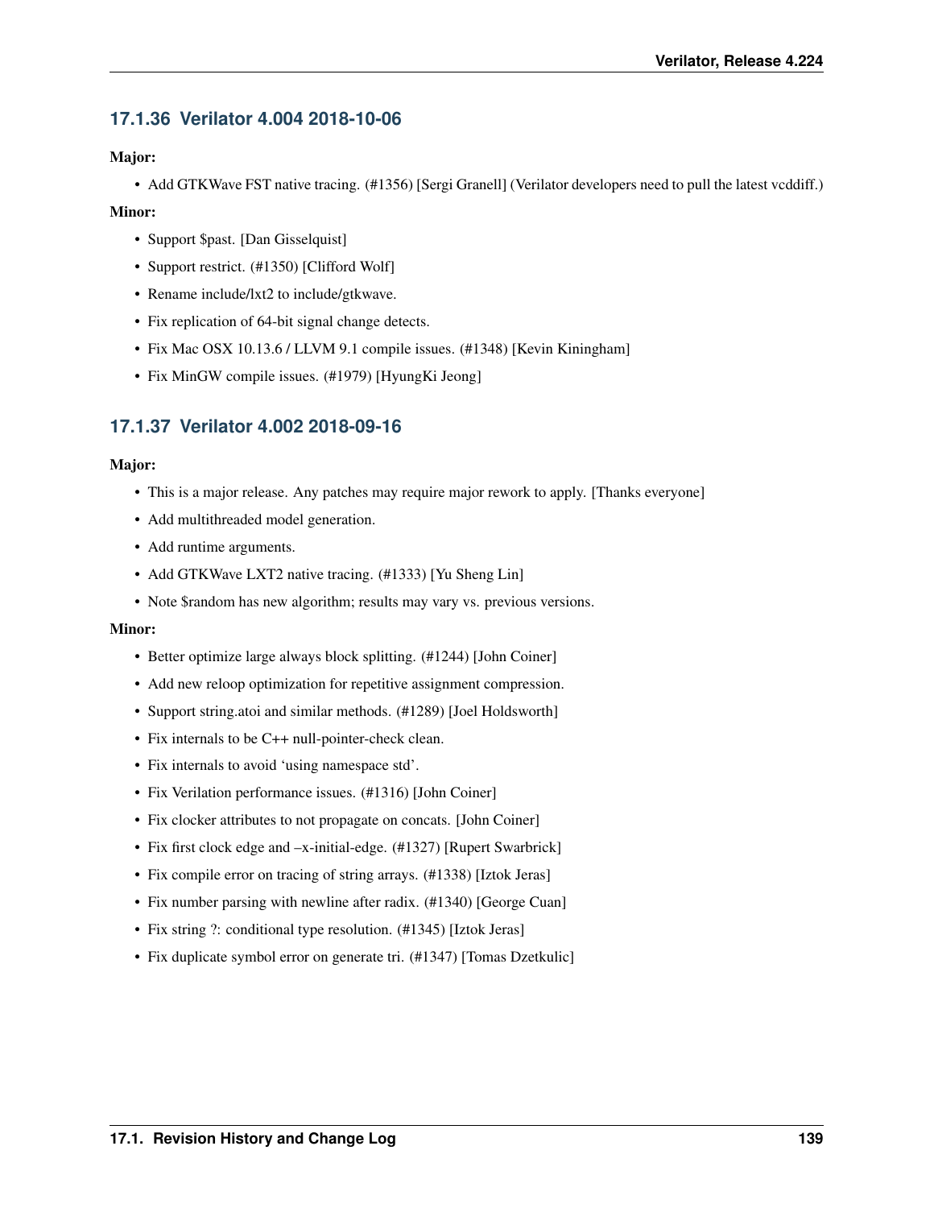### 17.1.36 Verilator 4.004 2018-10-06

**Major:**

- Add GTKWave FST native tracing. (#1356) [Sergi Granell] (Verilator developers need to pull the latest vcddiff.)

**Minor:**

- Support $past. [Dan Gisselquist]
- Support restrict. (#1350) [Clifford Wolf]
- Rename include/lxt2 to include/gtkwave.
- Fix replication of 64-bit signal change detects.
- Fix Mac OSX 10.13.6 / LLVM 9.1 compile issues. (#1348) [Kevin Kiningham]
- Fix MinGW compile issues. (#1979) [HyungKi Jeong]

### 17.1.37 Verilator 4.002 2018-09-16

**Major:**

- This is a major release. Any patches may require major rework to apply. [Thanks everyone]
- Add multithreaded model generation.
- Add runtime arguments.
- Add GTKWave LXT2 native tracing. (#1333) [Yu Sheng Lin]
- Note $random has new algorithm; results may vary vs. previous versions.

**Minor:**

- Better optimize large always block splitting. (#1244) [John Coiner]
- Add new reloop optimization for repetitive assignment compression.
- Support string.atoi and similar methods. (#1289) [Joel Holdsworth]
- Fix internals to be C++ null-pointer-check clean.
- Fix internals to avoid 'using namespace std'.
- Fix Verilation performance issues. (#1316) [John Coiner]
- Fix clocker attributes to not propagate on concats. [John Coiner]
- Fix first clock edge and –x-initial-edge. (#1327) [Rupert Swarbrick]
- Fix compile error on tracing of string arrays. (#1338) [Iztok Jeras]
- Fix number parsing with newline after radix. (#1340) [George Cuan]
- Fix string ?: conditional type resolution. (#1345) [Iztok Jeras]
- Fix duplicate symbol error on generate tri. (#1347) [Tomas Dzetkulic]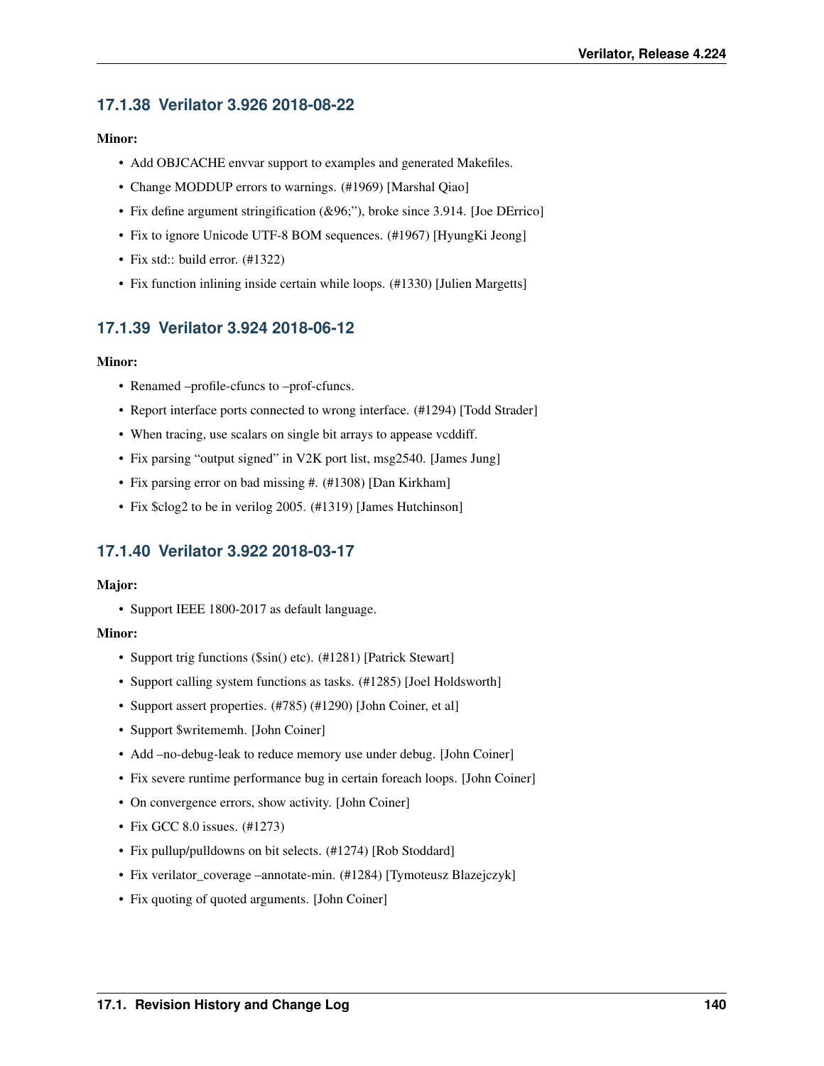### 17.1.38 Verilator 3.926 2018-08-22

**Minor:**

- Add OBJCACHE envvar support to examples and generated Makefiles.
- Change MODDUP errors to warnings. (#1969) [Marshal Qiao]
- Fix define argument stringification (&96;"), broke since 3.914. [Joe DErrico]
- Fix to ignore Unicode UTF-8 BOM sequences. (#1967) [HyungKi Jeong]
- Fix std:: build error. (#1322)
- Fix function inlining inside certain while loops. (#1330) [Julien Margetts]

### 17.1.39 Verilator 3.924 2018-06-12

**Minor:**

- Renamed –profile-cfuncs to –prof-cfuncs.
- Report interface ports connected to wrong interface. (#1294) [Todd Strader]
- When tracing, use scalars on single bit arrays to appease vcddiff.
- Fix parsing "output signed" in V2K port list, msg2540. [James Jung]
- Fix parsing error on bad missing #. (#1308) [Dan Kirkham]
- Fix $clog2 to be in verilog 2005. (#1319) [James Hutchinson]

### 17.1.40 Verilator 3.922 2018-03-17

**Major:**

- Support IEEE 1800-2017 as default language.

**Minor:**

- Support trig functions ($sin() etc). (#1281) [Patrick Stewart]
- Support calling system functions as tasks. (#1285) [Joel Holdsworth]
- Support assert properties. (#785) (#1290) [John Coiner, et al]
- Support $writememh. [John Coiner]
- Add –no-debug-leak to reduce memory use under debug. [John Coiner]
- Fix severe runtime performance bug in certain foreach loops. [John Coiner]
- On convergence errors, show activity. [John Coiner]
- Fix GCC 8.0 issues. (#1273)
- Fix pullup/pulldowns on bit selects. (#1274) [Rob Stoddard]
- Fix verilator_coverage –annotate-min. (#1284) [Tymoteusz Blazejczyk]
- Fix quoting of quoted arguments. [John Coiner]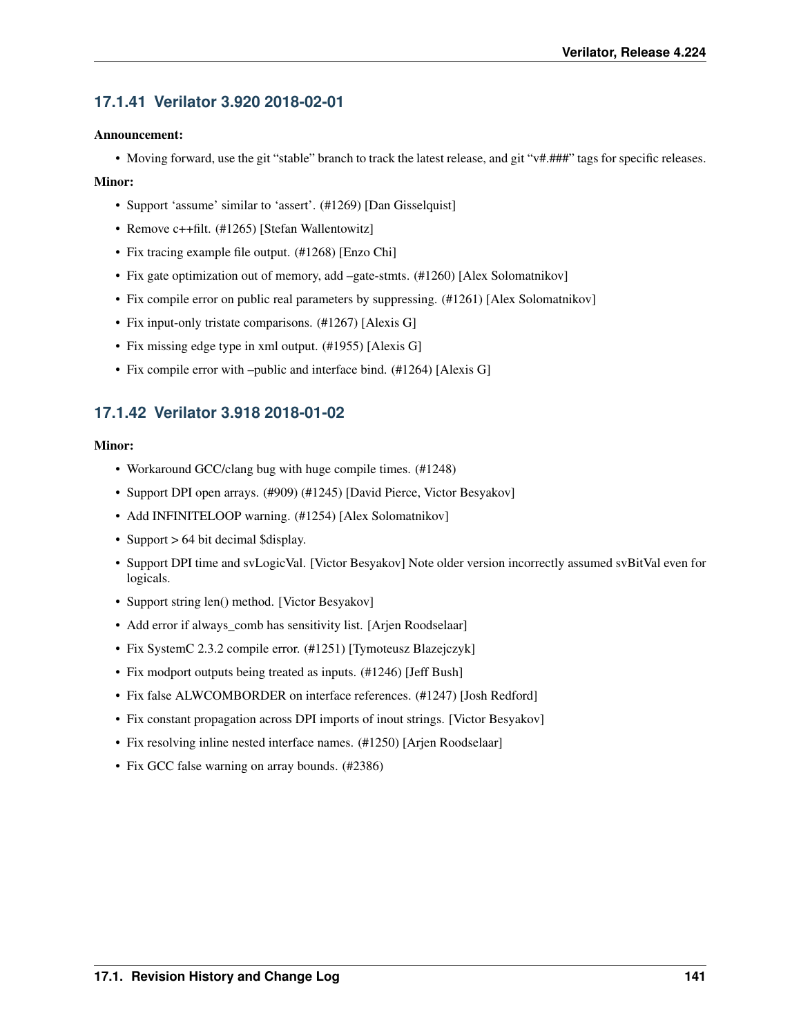### 17.1.41 Verilator 3.920 2018-02-01

**Announcement:**

- Moving forward, use the git “stable” branch to track the latest release, and git “v#.###” tags for specific releases.

**Minor:**

- Support ‘assume’ similar to ‘assert’. (#1269) [Dan Gisselquist]
- Remove c++filt. (#1265) [Stefan Wallentowitz]
- Fix tracing example file output. (#1268) [Enzo Chi]
- Fix gate optimization out of memory, add –gate-stmts. (#1260) [Alex Solomatnikov]
- Fix compile error on public real parameters by suppressing. (#1261) [Alex Solomatnikov]
- Fix input-only tristate comparisons. (#1267) [Alexis G]
- Fix missing edge type in xml output. (#1955) [Alexis G]
- Fix compile error with –public and interface bind. (#1264) [Alexis G]

### 17.1.42 Verilator 3.918 2018-01-02

**Minor:**

- Workaround GCC/clang bug with huge compile times. (#1248)
- Support DPI open arrays. (#909) (#1245) [David Pierce, Victor Besyakov]
- Add INFINITELOOP warning. (#1254) [Alex Solomatnikov]
- Support > 64 bit decimal $display.
- Support DPI time and svLogicVal. [Victor Besyakov] Note older version incorrectly assumed svBitVal even for logicals.
- Support string len() method. [Victor Besyakov]
- Add error if always_comb has sensitivity list. [Arjen Roodselaar]
- Fix SystemC 2.3.2 compile error. (#1251) [Tymoteusz Blazejczyk]
- Fix modport outputs being treated as inputs. (#1246) [Jeff Bush]
- Fix false ALWCOMBORDER on interface references. (#1247) [Josh Redford]
- Fix constant propagation across DPI imports of inout strings. [Victor Besyakov]
- Fix resolving inline nested interface names. (#1250) [Arjen Roodselaar]
- Fix GCC false warning on array bounds. (#2386)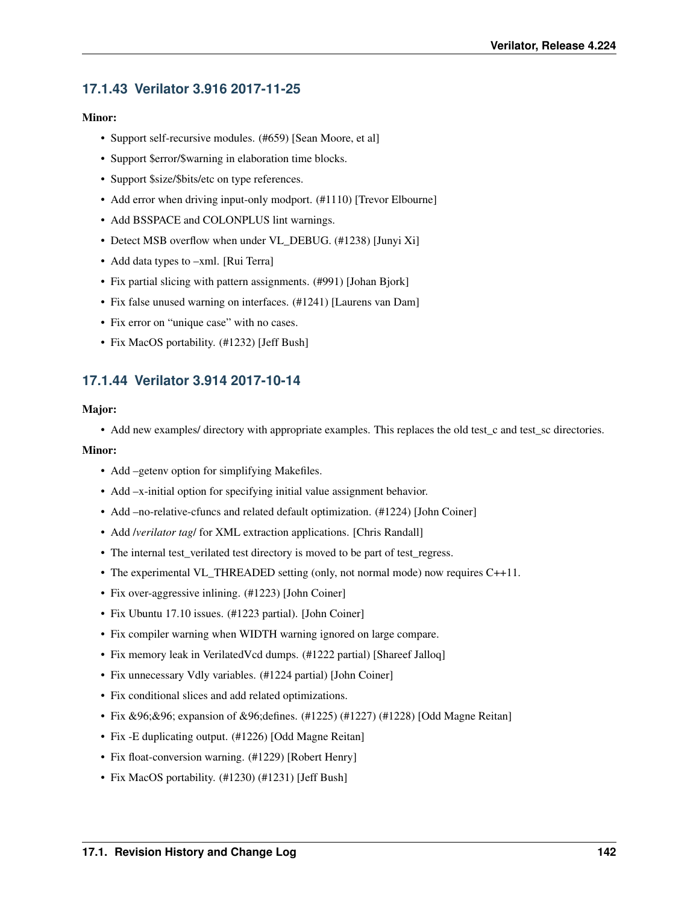### 17.1.43 Verilator 3.916 2017-11-25

**Minor:**

- Support self-recursive modules. (#659) [Sean Moore, et al]
- Support $error/$warning in elaboration time blocks.
- Support $size/$bits/etc on type references.
- Add error when driving input-only modport. (#1110) [Trevor Elbourne]
- Add BSSPACE and COLONPLUS lint warnings.
- Detect MSB overflow when under VL_DEBUG. (#1238) [Junyi Xi]
- Add data types to –xml. [Rui Terra]
- Fix partial slicing with pattern assignments. (#991) [Johan Bjork]
- Fix false unused warning on interfaces. (#1241) [Laurens van Dam]
- Fix error on "unique case" with no cases.
- Fix MacOS portability. (#1232) [Jeff Bush]

### 17.1.44 Verilator 3.914 2017-10-14

**Major:**

- Add new examples/ directory with appropriate examples. This replaces the old test_c and test_sc directories.

**Minor:**

- Add –getenv option for simplifying Makefiles.
- Add –x-initial option for specifying initial value assignment behavior.
- Add –no-relative-cfuncs and related default optimization. (#1224) [John Coiner]
- Add /*verilator tag*/ for XML extraction applications. [Chris Randall]
- The internal test_verilated test directory is moved to be part of test_regress.
- The experimental VL_THREADED setting (only, not normal mode) now requires C++11.
- Fix over-aggressive inlining. (#1223) [John Coiner]
- Fix Ubuntu 17.10 issues. (#1223 partial). [John Coiner]
- Fix compiler warning when WIDTH warning ignored on large compare.
- Fix memory leak in VerilatedVcd dumps. (#1222 partial) [Shareef Jalloq]
- Fix unnecessary Vdly variables. (#1224 partial) [John Coiner]
- Fix conditional slices and add related optimizations.
- Fix &96;&96; expansion of &96;defines. (#1225) (#1227) (#1228) [Odd Magne Reitan]
- Fix -E duplicating output. (#1226) [Odd Magne Reitan]
- Fix float-conversion warning. (#1229) [Robert Henry]
- Fix MacOS portability. (#1230) (#1231) [Jeff Bush]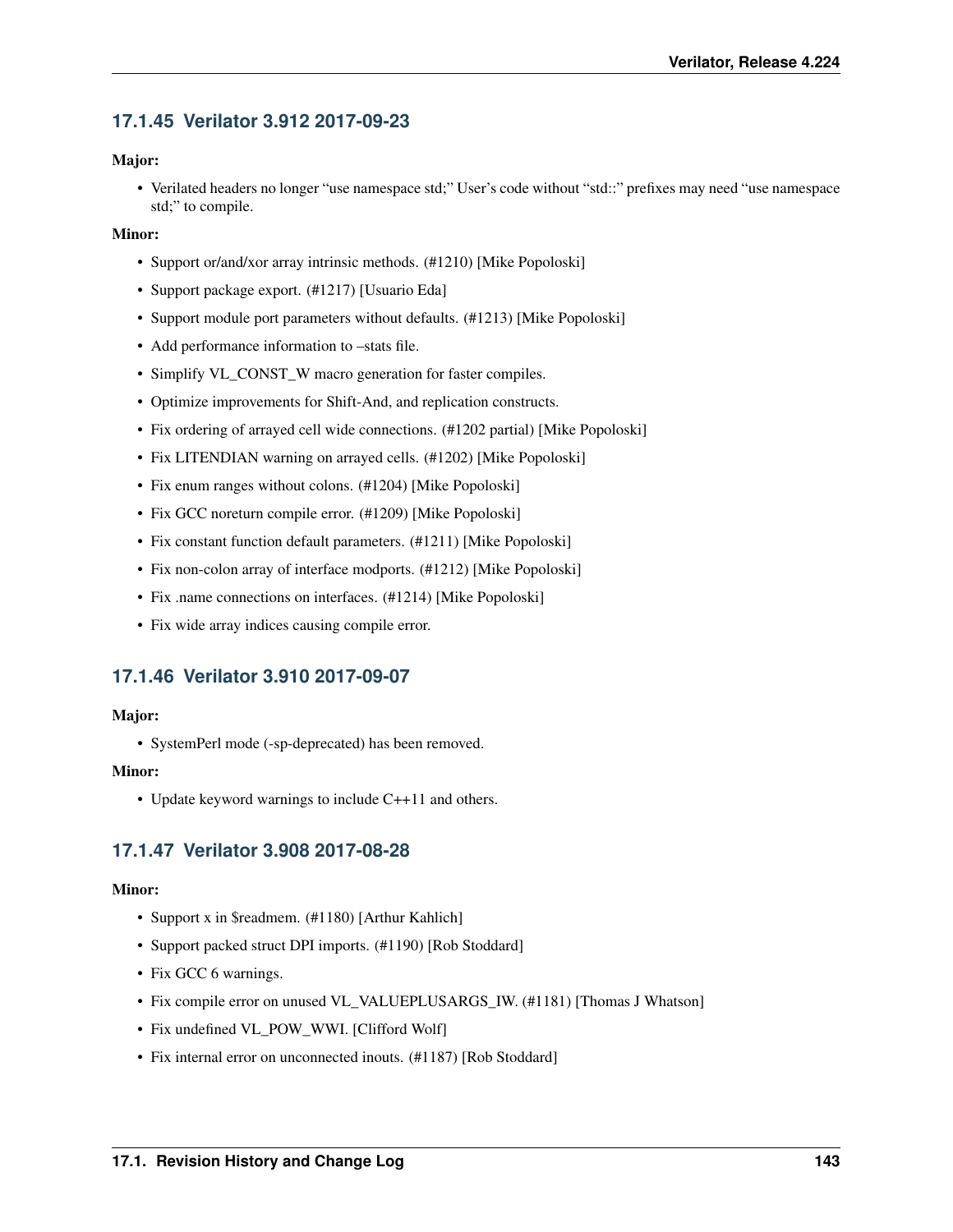### 17.1.45 Verilator 3.912 2017-09-23

**Major:**

- Verilated headers no longer "use namespace std;" User's code without "std::" prefixes may need "use namespace std;" to compile.

**Minor:**

- Support or/and/xor array intrinsic methods. (#1210) [Mike Popoloski]
- Support package export. (#1217) [Usuario Eda]
- Support module port parameters without defaults. (#1213) [Mike Popoloski]
- Add performance information to –stats file.
- Simplify VL_CONST_W macro generation for faster compiles.
- Optimize improvements for Shift-And, and replication constructs.
- Fix ordering of arrayed cell wide connections. (#1202 partial) [Mike Popoloski]
- Fix LITENDIAN warning on arrayed cells. (#1202) [Mike Popoloski]
- Fix enum ranges without colons. (#1204) [Mike Popoloski]
- Fix GCC noreturn compile error. (#1209) [Mike Popoloski]
- Fix constant function default parameters. (#1211) [Mike Popoloski]
- Fix non-colon array of interface modports. (#1212) [Mike Popoloski]
- Fix .name connections on interfaces. (#1214) [Mike Popoloski]
- Fix wide array indices causing compile error.

### 17.1.46 Verilator 3.910 2017-09-07

**Major:**

- SystemPerl mode (-sp-deprecated) has been removed.

**Minor:**

- Update keyword warnings to include C++11 and others.

### 17.1.47 Verilator 3.908 2017-08-28

**Minor:**

- Support x in $readmem. (#1180) [Arthur Kahlich]
- Support packed struct DPI imports. (#1190) [Rob Stoddard]
- Fix GCC 6 warnings.
- Fix compile error on unused VL_VALUEPLUSARGS_IW. (#1181) [Thomas J Whatson]
- Fix undefined VL_POW_WWI. [Clifford Wolf]
- Fix internal error on unconnected inouts. (#1187) [Rob Stoddard]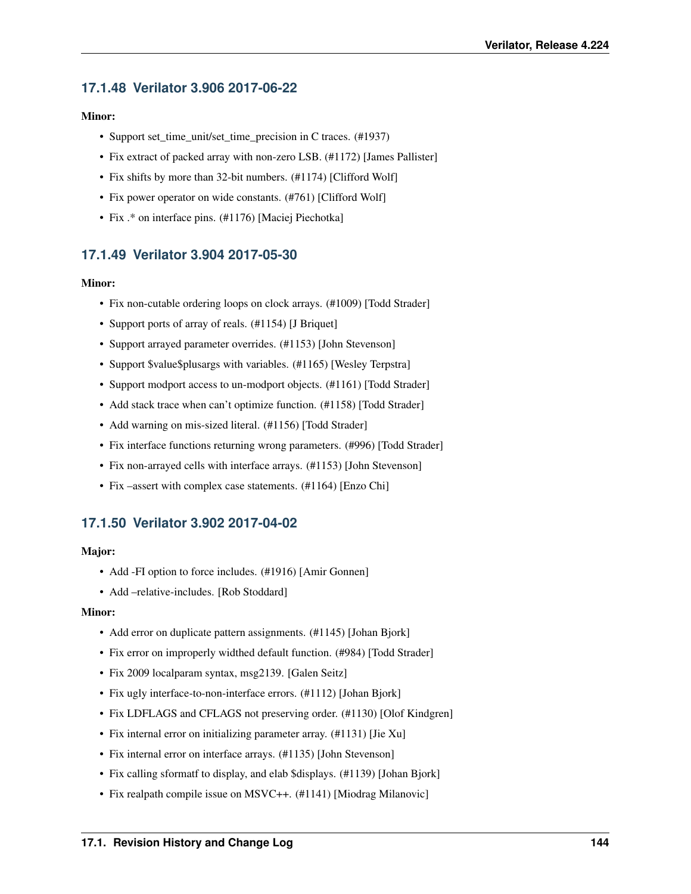### 17.1.48 Verilator 3.906 2017-06-22

**Minor:**

- Support set_time_unit/set_time_precision in C traces. (#1937)
- Fix extract of packed array with non-zero LSB. (#1172) [James Pallister]
- Fix shifts by more than 32-bit numbers. (#1174) [Clifford Wolf]
- Fix power operator on wide constants. (#761) [Clifford Wolf]
- Fix .* on interface pins. (#1176) [Maciej Piechotka]

### 17.1.49 Verilator 3.904 2017-05-30

**Minor:**

- Fix non-cutable ordering loops on clock arrays. (#1009) [Todd Strader]
- Support ports of array of reals. (#1154) [J Briquet]
- Support arrayed parameter overrides. (#1153) [John Stevenson]
- Support $value$plusargs with variables. (#1165) [Wesley Terpstra]
- Support modport access to un-modport objects. (#1161) [Todd Strader]
- Add stack trace when can't optimize function. (#1158) [Todd Strader]
- Add warning on mis-sized literal. (#1156) [Todd Strader]
- Fix interface functions returning wrong parameters. (#996) [Todd Strader]
- Fix non-arrayed cells with interface arrays. (#1153) [John Stevenson]
- Fix –assert with complex case statements. (#1164) [Enzo Chi]

### 17.1.50 Verilator 3.902 2017-04-02

**Major:**

- Add -FI option to force includes. (#1916) [Amir Gonnen]
- Add –relative-includes. [Rob Stoddard]

**Minor:**

- Add error on duplicate pattern assignments. (#1145) [Johan Bjork]
- Fix error on improperly widthed default function. (#984) [Todd Strader]
- Fix 2009 localparam syntax, msg2139. [Galen Seitz]
- Fix ugly interface-to-non-interface errors. (#1112) [Johan Bjork]
- Fix LDFLAGS and CFLAGS not preserving order. (#1130) [Olof Kindgren]
- Fix internal error on initializing parameter array. (#1131) [Jie Xu]
- Fix internal error on interface arrays. (#1135) [John Stevenson]
- Fix calling sformatf to display, and elab $displays. (#1139) [Johan Bjork]
- Fix realpath compile issue on MSVC++. (#1141) [Miodrag Milanovic]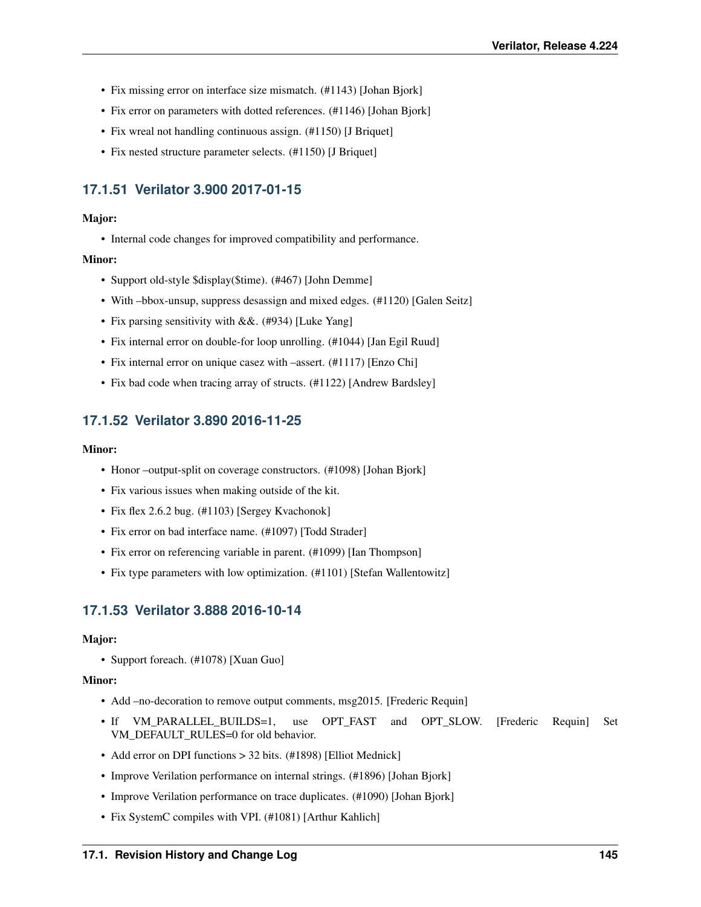- Fix missing error on interface size mismatch. (#1143) [Johan Bjork]
- Fix error on parameters with dotted references. (#1146) [Johan Bjork]
- Fix wreal not handling continuous assign. (#1150) [J Briquet]
- Fix nested structure parameter selects. (#1150) [J Briquet]

### 17.1.51 Verilator 3.900 2017-01-15

**Major:**

- Internal code changes for improved compatibility and performance.

**Minor:**

- Support old-style $display($time). (#467) [John Demme]
- With –bbox-unsup, suppress desassign and mixed edges. (#1120) [Galen Seitz]
- Fix parsing sensitivity with &&. (#934) [Luke Yang]
- Fix internal error on double-for loop unrolling. (#1044) [Jan Egil Ruud]
- Fix internal error on unique casez with –assert. (#1117) [Enzo Chi]
- Fix bad code when tracing array of structs. (#1122) [Andrew Bardsley]

### 17.1.52 Verilator 3.890 2016-11-25

**Minor:**

- Honor –output-split on coverage constructors. (#1098) [Johan Bjork]
- Fix various issues when making outside of the kit.
- Fix flex 2.6.2 bug. (#1103) [Sergey Kvachonok]
- Fix error on bad interface name. (#1097) [Todd Strader]
- Fix error on referencing variable in parent. (#1099) [Ian Thompson]
- Fix type parameters with low optimization. (#1101) [Stefan Wallentowitz]

### 17.1.53 Verilator 3.888 2016-10-14

**Major:**

- Support foreach. (#1078) [Xuan Guo]

**Minor:**

- Add –no-decoration to remove output comments, msg2015. [Frederic Requin]
- If VM_PARALLEL_BUILDS=1, use OPT_FAST and OPT_SLOW. [Frederic Requin] Set VM_DEFAULT_RULES=0 for old behavior.
- Add error on DPI functions > 32 bits. (#1898) [Elliot Mednick]
- Improve Verilation performance on internal strings. (#1896) [Johan Bjork]
- Improve Verilation performance on trace duplicates. (#1090) [Johan Bjork]
- Fix SystemC compiles with VPI. (#1081) [Arthur Kahlich]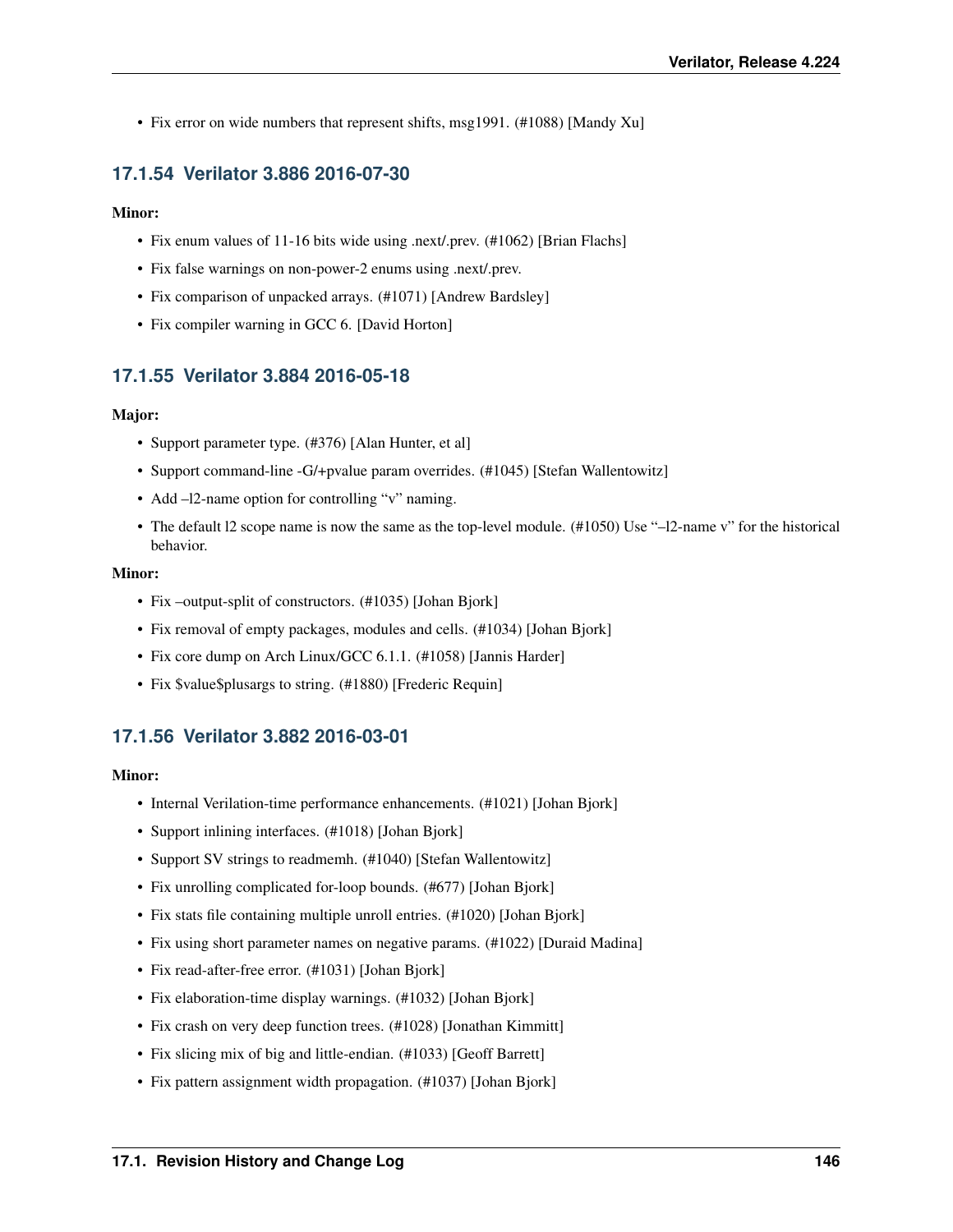- Fix error on wide numbers that represent shifts, msg1991. (#1088) [Mandy Xu]

### 17.1.54 Verilator 3.886 2016-07-30

**Minor:**

- Fix enum values of 11-16 bits wide using .next/.prev. (#1062) [Brian Flachs]
- Fix false warnings on non-power-2 enums using .next/.prev.
- Fix comparison of unpacked arrays. (#1071) [Andrew Bardsley]
- Fix compiler warning in GCC 6. [David Horton]

### 17.1.55 Verilator 3.884 2016-05-18

**Major:**

- Support parameter type. (#376) [Alan Hunter, et al]
- Support command-line -G/+pvalue param overrides. (#1045) [Stefan Wallentowitz]
- Add –l2-name option for controlling "v" naming.
- The default l2 scope name is now the same as the top-level module. (#1050) Use "–l2-name v" for the historical behavior.

**Minor:**

- Fix –output-split of constructors. (#1035) [Johan Bjork]
- Fix removal of empty packages, modules and cells. (#1034) [Johan Bjork]
- Fix core dump on Arch Linux/GCC 6.1.1. (#1058) [Jannis Harder]
- Fix $value$plusargs to string. (#1880) [Frederic Requin]

### 17.1.56 Verilator 3.882 2016-03-01

**Minor:**

- Internal Verilation-time performance enhancements. (#1021) [Johan Bjork]
- Support inlining interfaces. (#1018) [Johan Bjork]
- Support SV strings to readmemh. (#1040) [Stefan Wallentowitz]
- Fix unrolling complicated for-loop bounds. (#677) [Johan Bjork]
- Fix stats file containing multiple unroll entries. (#1020) [Johan Bjork]
- Fix using short parameter names on negative params. (#1022) [Duraid Madina]
- Fix read-after-free error. (#1031) [Johan Bjork]
- Fix elaboration-time display warnings. (#1032) [Johan Bjork]
- Fix crash on very deep function trees. (#1028) [Jonathan Kimmitt]
- Fix slicing mix of big and little-endian. (#1033) [Geoff Barrett]
- Fix pattern assignment width propagation. (#1037) [Johan Bjork]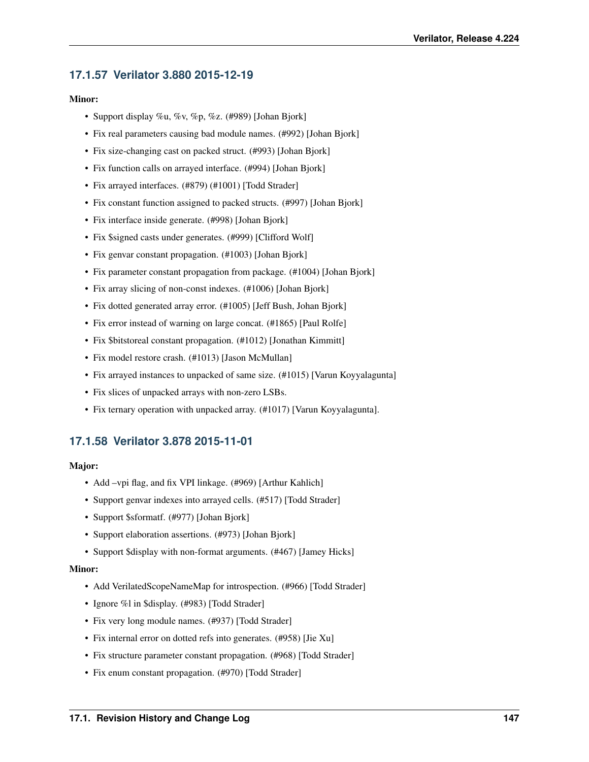### 17.1.57 Verilator 3.880 2015-12-19

**Minor:**

- Support display %u, %v, %p, %z. (#989) [Johan Bjork]
- Fix real parameters causing bad module names. (#992) [Johan Bjork]
- Fix size-changing cast on packed struct. (#993) [Johan Bjork]
- Fix function calls on arrayed interface. (#994) [Johan Bjork]
- Fix arrayed interfaces. (#879) (#1001) [Todd Strader]
- Fix constant function assigned to packed structs. (#997) [Johan Bjork]
- Fix interface inside generate. (#998) [Johan Bjork]
- Fix $signed casts under generates. (#999) [Clifford Wolf]
- Fix genvar constant propagation. (#1003) [Johan Bjork]
- Fix parameter constant propagation from package. (#1004) [Johan Bjork]
- Fix array slicing of non-const indexes. (#1006) [Johan Bjork]
- Fix dotted generated array error. (#1005) [Jeff Bush, Johan Bjork]
- Fix error instead of warning on large concat. (#1865) [Paul Rolfe]
- Fix $bitstoreal constant propagation. (#1012) [Jonathan Kimmitt]
- Fix model restore crash. (#1013) [Jason McMullan]
- Fix arrayed instances to unpacked of same size. (#1015) [Varun Koyyalagunta]
- Fix slices of unpacked arrays with non-zero LSBs.
- Fix ternary operation with unpacked array. (#1017) [Varun Koyyalagunta].

### 17.1.58 Verilator 3.878 2015-11-01

**Major:**

- Add –vpi flag, and fix VPI linkage. (#969) [Arthur Kahlich]
- Support genvar indexes into arrayed cells. (#517) [Todd Strader]
- Support $sformatf. (#977) [Johan Bjork]
- Support elaboration assertions. (#973) [Johan Bjork]
- Support $display with non-format arguments. (#467) [Jamey Hicks]

**Minor:**

- Add VerilatedScopeNameMap for introspection. (#966) [Todd Strader]
- Ignore %l in $display. (#983) [Todd Strader]
- Fix very long module names. (#937) [Todd Strader]
- Fix internal error on dotted refs into generates. (#958) [Jie Xu]
- Fix structure parameter constant propagation. (#968) [Todd Strader]
- Fix enum constant propagation. (#970) [Todd Strader]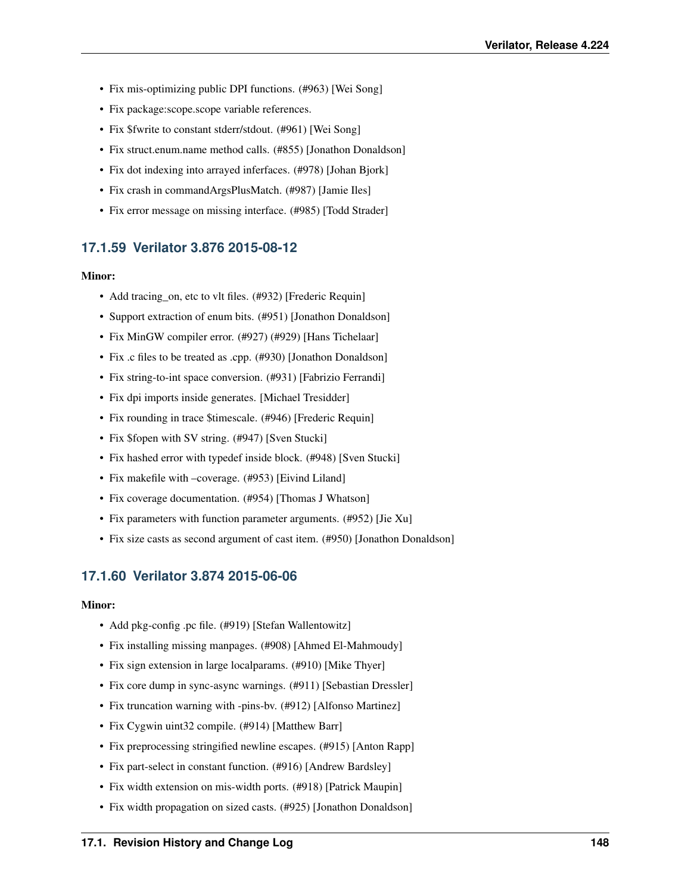- Fix mis-optimizing public DPI functions. (#963) [Wei Song]
- Fix package:scope.scope variable references.
- Fix $fwrite to constant stderr/stdout. (#961) [Wei Song]
- Fix struct.enum.name method calls. (#855) [Jonathon Donaldson]
- Fix dot indexing into arrayed inferfaces. (#978) [Johan Bjork]
- Fix crash in commandArgsPlusMatch. (#987) [Jamie Iles]
- Fix error message on missing interface. (#985) [Todd Strader]

### 17.1.59 Verilator 3.876 2015-08-12

**Minor:**

- Add tracing_on, etc to vlt files. (#932) [Frederic Requin]
- Support extraction of enum bits. (#951) [Jonathon Donaldson]
- Fix MinGW compiler error. (#927) (#929) [Hans Tichelaar]
- Fix .c files to be treated as .cpp. (#930) [Jonathon Donaldson]
- Fix string-to-int space conversion. (#931) [Fabrizio Ferrandi]
- Fix dpi imports inside generates. [Michael Tresidder]
- Fix rounding in trace $timescale. (#946) [Frederic Requin]
- Fix $fopen with SV string. (#947) [Sven Stucki]
- Fix hashed error with typedef inside block. (#948) [Sven Stucki]
- Fix makefile with –coverage. (#953) [Eivind Liland]
- Fix coverage documentation. (#954) [Thomas J Whatson]
- Fix parameters with function parameter arguments. (#952) [Jie Xu]
- Fix size casts as second argument of cast item. (#950) [Jonathon Donaldson]

### 17.1.60 Verilator 3.874 2015-06-06

**Minor:**

- Add pkg-config .pc file. (#919) [Stefan Wallentowitz]
- Fix installing missing manpages. (#908) [Ahmed El-Mahmoudy]
- Fix sign extension in large localparams. (#910) [Mike Thyer]
- Fix core dump in sync-async warnings. (#911) [Sebastian Dressler]
- Fix truncation warning with -pins-bv. (#912) [Alfonso Martinez]
- Fix Cygwin uint32 compile. (#914) [Matthew Barr]
- Fix preprocessing stringified newline escapes. (#915) [Anton Rapp]
- Fix part-select in constant function. (#916) [Andrew Bardsley]
- Fix width extension on mis-width ports. (#918) [Patrick Maupin]
- Fix width propagation on sized casts. (#925) [Jonathon Donaldson]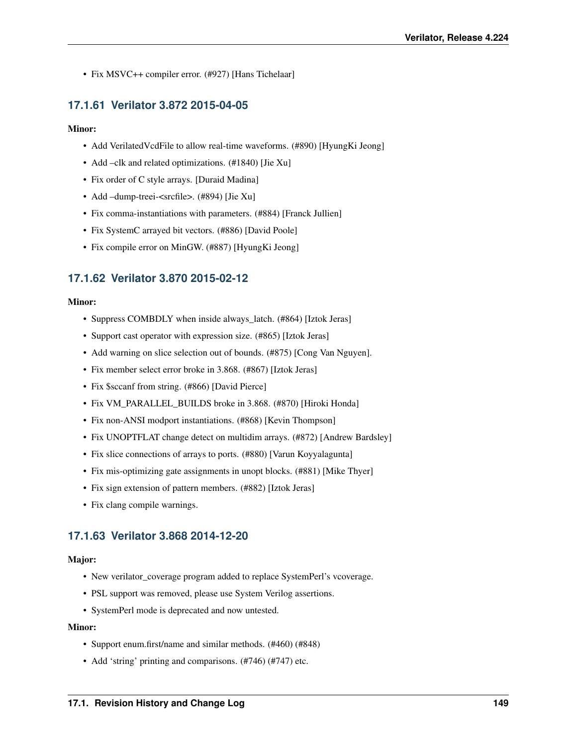- Fix MSVC++ compiler error. (#927) [Hans Tichelaar]

### 17.1.61 Verilator 3.872 2015-04-05

**Minor:**

- Add VerilatedVcdFile to allow real-time waveforms. (#890) [HyungKi Jeong]
- Add –clk and related optimizations. (#1840) [Jie Xu]
- Fix order of C style arrays. [Duraid Madina]
- Add –dump-treei-<srcfile>. (#894) [Jie Xu]
- Fix comma-instantiations with parameters. (#884) [Franck Jullien]
- Fix SystemC arrayed bit vectors. (#886) [David Poole]
- Fix compile error on MinGW. (#887) [HyungKi Jeong]

### 17.1.62 Verilator 3.870 2015-02-12

**Minor:**

- Suppress COMBDLY when inside always_latch. (#864) [Iztok Jeras]
- Support cast operator with expression size. (#865) [Iztok Jeras]
- Add warning on slice selection out of bounds. (#875) [Cong Van Nguyen].
- Fix member select error broke in 3.868. (#867) [Iztok Jeras]
- Fix $sccanf from string. (#866) [David Pierce]
- Fix VM_PARALLEL_BUILDS broke in 3.868. (#870) [Hiroki Honda]
- Fix non-ANSI modport instantiations. (#868) [Kevin Thompson]
- Fix UNOPTFLAT change detect on multidim arrays. (#872) [Andrew Bardsley]
- Fix slice connections of arrays to ports. (#880) [Varun Koyyalagunta]
- Fix mis-optimizing gate assignments in unopt blocks. (#881) [Mike Thyer]
- Fix sign extension of pattern members. (#882) [Iztok Jeras]
- Fix clang compile warnings.

### 17.1.63 Verilator 3.868 2014-12-20

**Major:**

- New verilator_coverage program added to replace SystemPerl's vcoverage.
- PSL support was removed, please use System Verilog assertions.
- SystemPerl mode is deprecated and now untested.

**Minor:**

- Support enum.first/name and similar methods. (#460) (#848)
- Add 'string' printing and comparisons. (#746) (#747) etc.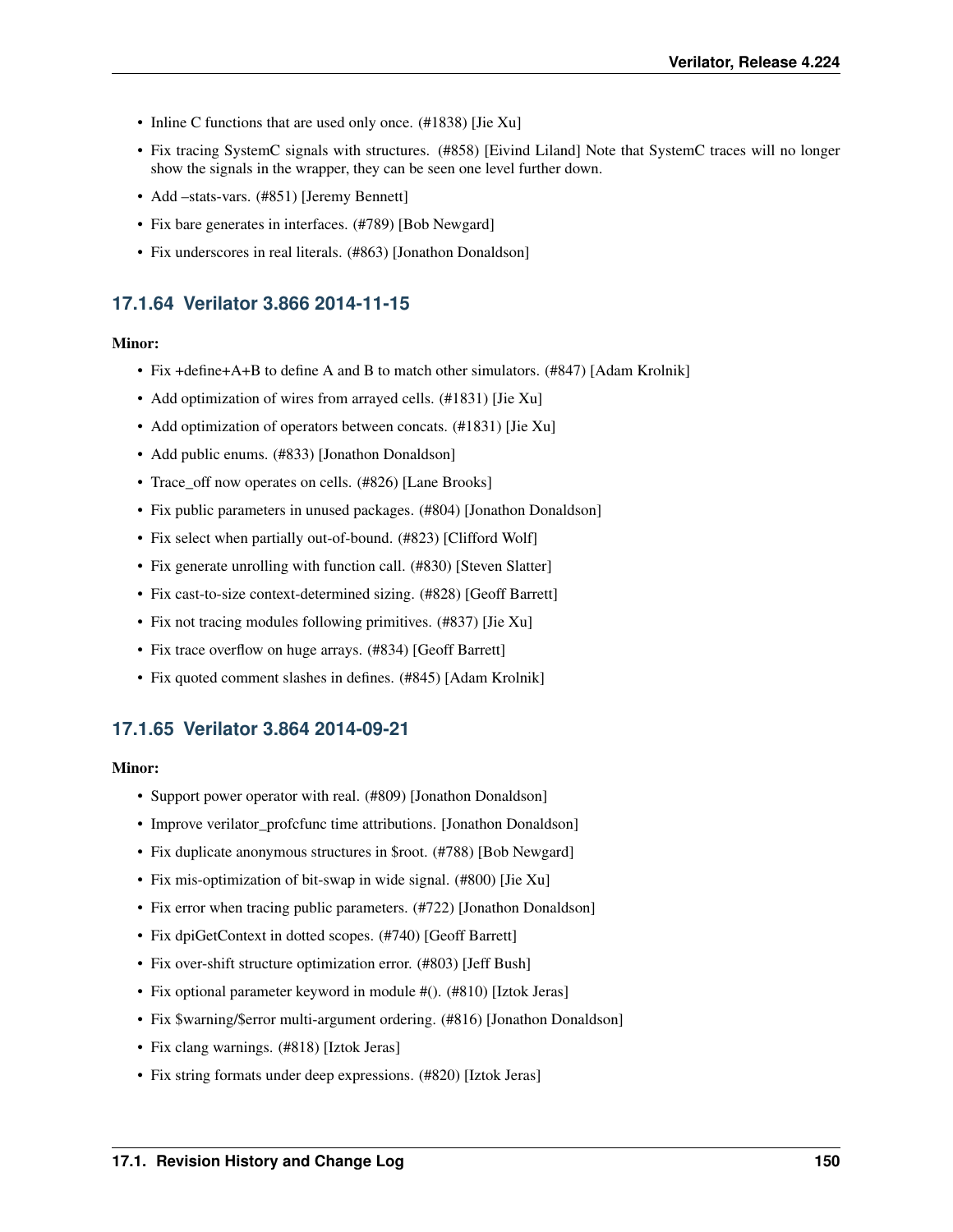- Inline C functions that are used only once. (#1838) [Jie Xu]
- Fix tracing SystemC signals with structures. (#858) [Eivind Liland] Note that SystemC traces will no longer show the signals in the wrapper, they can be seen one level further down.
- Add –stats-vars. (#851) [Jeremy Bennett]
- Fix bare generates in interfaces. (#789) [Bob Newgard]
- Fix underscores in real literals. (#863) [Jonathon Donaldson]

### 17.1.64 Verilator 3.866 2014-11-15

**Minor:**

- Fix +define+A+B to define A and B to match other simulators. (#847) [Adam Krolnik]
- Add optimization of wires from arrayed cells. (#1831) [Jie Xu]
- Add optimization of operators between concats. (#1831) [Jie Xu]
- Add public enums. (#833) [Jonathon Donaldson]
- Trace_off now operates on cells. (#826) [Lane Brooks]
- Fix public parameters in unused packages. (#804) [Jonathon Donaldson]
- Fix select when partially out-of-bound. (#823) [Clifford Wolf]
- Fix generate unrolling with function call. (#830) [Steven Slatter]
- Fix cast-to-size context-determined sizing. (#828) [Geoff Barrett]
- Fix not tracing modules following primitives. (#837) [Jie Xu]
- Fix trace overflow on huge arrays. (#834) [Geoff Barrett]
- Fix quoted comment slashes in defines. (#845) [Adam Krolnik]

### 17.1.65 Verilator 3.864 2014-09-21

**Minor:**

- Support power operator with real. (#809) [Jonathon Donaldson]
- Improve verilator_profcfunc time attributions. [Jonathon Donaldson]
- Fix duplicate anonymous structures in $root. (#788) [Bob Newgard]
- Fix mis-optimization of bit-swap in wide signal. (#800) [Jie Xu]
- Fix error when tracing public parameters. (#722) [Jonathon Donaldson]
- Fix dpiGetContext in dotted scopes. (#740) [Geoff Barrett]
- Fix over-shift structure optimization error. (#803) [Jeff Bush]
- Fix optional parameter keyword in module #(). (#810) [Iztok Jeras]
- Fix $warning/$error multi-argument ordering. (#816) [Jonathon Donaldson]
- Fix clang warnings. (#818) [Iztok Jeras]
- Fix string formats under deep expressions. (#820) [Iztok Jeras]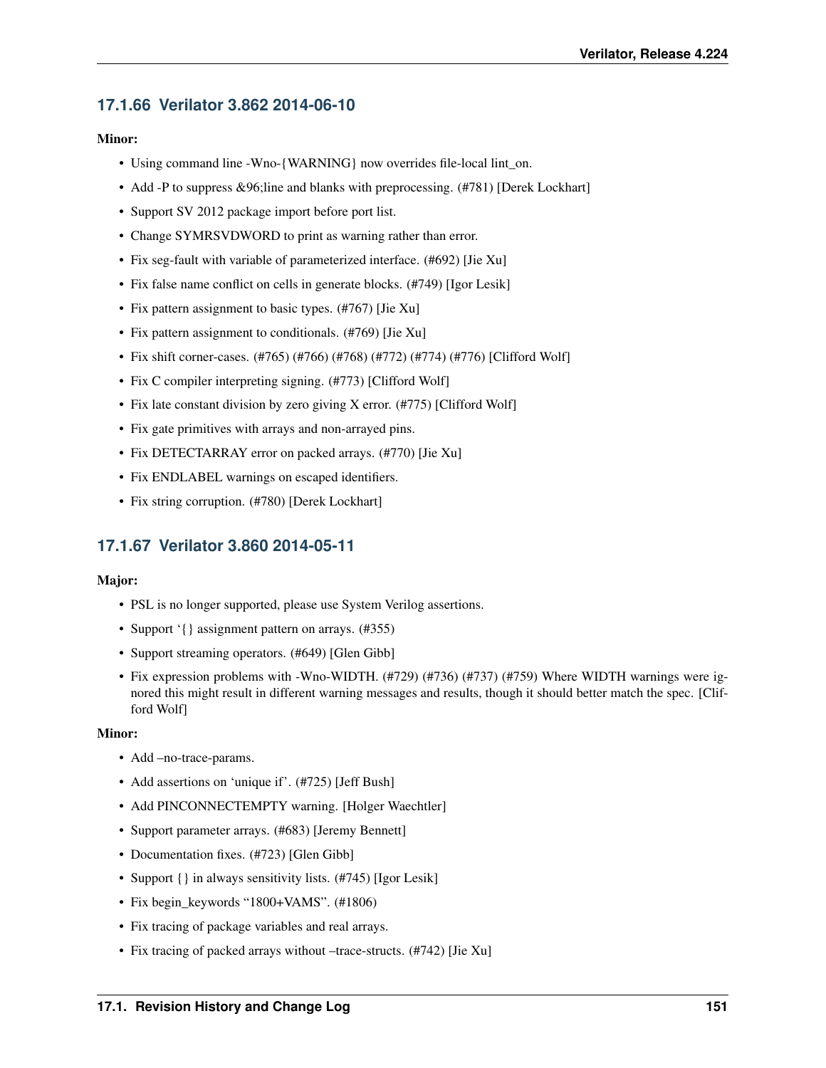### 17.1.66 Verilator 3.862 2014-06-10

**Minor:**

- Using command line -Wno-{WARNING} now overrides file-local lint_on.
- Add -P to suppress &96;line and blanks with preprocessing. (#781) [Derek Lockhart]
- Support SV 2012 package import before port list.
- Change SYMRSVDWORD to print as warning rather than error.
- Fix seg-fault with variable of parameterized interface. (#692) [Jie Xu]
- Fix false name conflict on cells in generate blocks. (#749) [Igor Lesik]
- Fix pattern assignment to basic types. (#767) [Jie Xu]
- Fix pattern assignment to conditionals. (#769) [Jie Xu]
- Fix shift corner-cases. (#765) (#766) (#768) (#772) (#774) (#776) [Clifford Wolf]
- Fix C compiler interpreting signing. (#773) [Clifford Wolf]
- Fix late constant division by zero giving X error. (#775) [Clifford Wolf]
- Fix gate primitives with arrays and non-arrayed pins.
- Fix DETECTARRAY error on packed arrays. (#770) [Jie Xu]
- Fix ENDLABEL warnings on escaped identifiers.
- Fix string corruption. (#780) [Derek Lockhart]

### 17.1.67 Verilator 3.860 2014-05-11

**Major:**

- PSL is no longer supported, please use System Verilog assertions.
- Support '{} assignment pattern on arrays. (#355)
- Support streaming operators. (#649) [Glen Gibb]
- Fix expression problems with -Wno-WIDTH. (#729) (#736) (#737) (#759) Where WIDTH warnings were ignored this might result in different warning messages and results, though it should better match the spec. [Clifford Wolf]

**Minor:**

- Add –no-trace-params.
- Add assertions on 'unique if'. (#725) [Jeff Bush]
- Add PINCONNECTEMPTY warning. [Holger Waechtler]
- Support parameter arrays. (#683) [Jeremy Bennett]
- Documentation fixes. (#723) [Glen Gibb]
- Support {} in always sensitivity lists. (#745) [Igor Lesik]
- Fix begin_keywords "1800+VAMS". (#1806)
- Fix tracing of package variables and real arrays.
- Fix tracing of packed arrays without –trace-structs. (#742) [Jie Xu]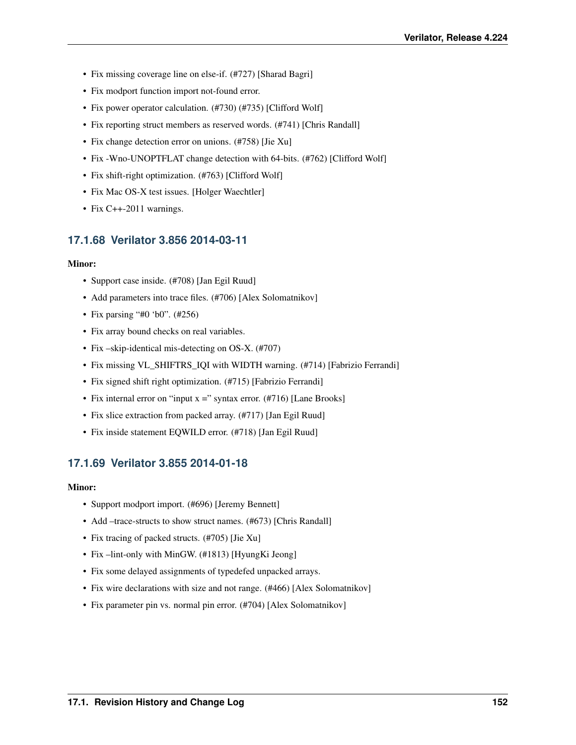- Fix missing coverage line on else-if. (#727) [Sharad Bagri]
- Fix modport function import not-found error.
- Fix power operator calculation. (#730) (#735) [Clifford Wolf]
- Fix reporting struct members as reserved words. (#741) [Chris Randall]
- Fix change detection error on unions. (#758) [Jie Xu]
- Fix -Wno-UNOPTFLAT change detection with 64-bits. (#762) [Clifford Wolf]
- Fix shift-right optimization. (#763) [Clifford Wolf]
- Fix Mac OS-X test issues. [Holger Waechtler]
- Fix C++-2011 warnings.

### 17.1.68 Verilator 3.856 2014-03-11

**Minor:**

- Support case inside. (#708) [Jan Egil Ruud]
- Add parameters into trace files. (#706) [Alex Solomatnikov]
- Fix parsing "#0 'b0". (#256)
- Fix array bound checks on real variables.
- Fix –skip-identical mis-detecting on OS-X. (#707)
- Fix missing VL_SHIFTRS_IQI with WIDTH warning. (#714) [Fabrizio Ferrandi]
- Fix signed shift right optimization. (#715) [Fabrizio Ferrandi]
- Fix internal error on "input x =" syntax error. (#716) [Lane Brooks]
- Fix slice extraction from packed array. (#717) [Jan Egil Ruud]
- Fix inside statement EQWILD error. (#718) [Jan Egil Ruud]

### 17.1.69 Verilator 3.855 2014-01-18

**Minor:**

- Support modport import. (#696) [Jeremy Bennett]
- Add –trace-structs to show struct names. (#673) [Chris Randall]
- Fix tracing of packed structs. (#705) [Jie Xu]
- Fix –lint-only with MinGW. (#1813) [HyungKi Jeong]
- Fix some delayed assignments of typedefed unpacked arrays.
- Fix wire declarations with size and not range. (#466) [Alex Solomatnikov]
- Fix parameter pin vs. normal pin error. (#704) [Alex Solomatnikov]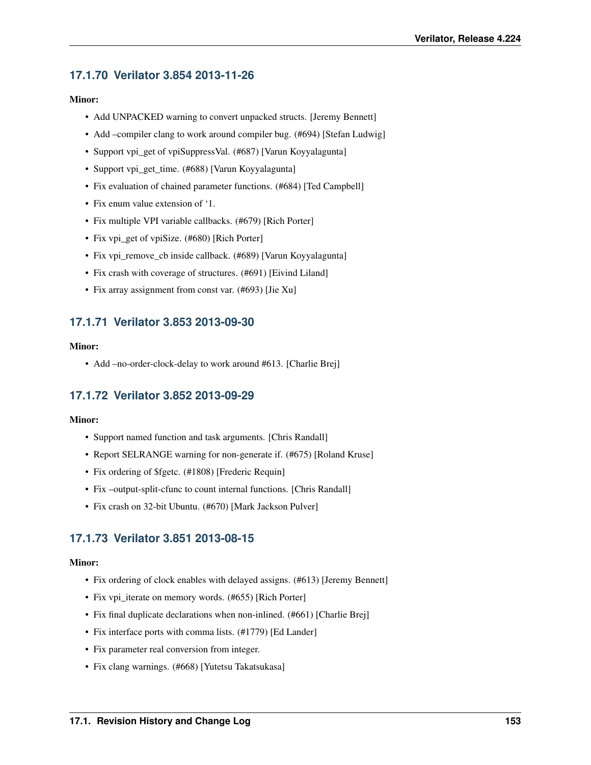### 17.1.70 Verilator 3.854 2013-11-26

**Minor:**

- Add UNPACKED warning to convert unpacked structs. [Jeremy Bennett]
- Add –compiler clang to work around compiler bug. (#694) [Stefan Ludwig]
- Support vpi_get of vpiSuppressVal. (#687) [Varun Koyyalagunta]
- Support vpi_get_time. (#688) [Varun Koyyalagunta]
- Fix evaluation of chained parameter functions. (#684) [Ted Campbell]
- Fix enum value extension of '1.
- Fix multiple VPI variable callbacks. (#679) [Rich Porter]
- Fix vpi_get of vpiSize. (#680) [Rich Porter]
- Fix vpi_remove_cb inside callback. (#689) [Varun Koyyalagunta]
- Fix crash with coverage of structures. (#691) [Eivind Liland]
- Fix array assignment from const var. (#693) [Jie Xu]

### 17.1.71 Verilator 3.853 2013-09-30

**Minor:**

- Add –no-order-clock-delay to work around #613. [Charlie Brej]

### 17.1.72 Verilator 3.852 2013-09-29

**Minor:**

- Support named function and task arguments. [Chris Randall]
- Report SELRANGE warning for non-generate if. (#675) [Roland Kruse]
- Fix ordering of $fgetc. (#1808) [Frederic Requin]
- Fix –output-split-cfunc to count internal functions. [Chris Randall]
- Fix crash on 32-bit Ubuntu. (#670) [Mark Jackson Pulver]

### 17.1.73 Verilator 3.851 2013-08-15

**Minor:**

- Fix ordering of clock enables with delayed assigns. (#613) [Jeremy Bennett]
- Fix vpi_iterate on memory words. (#655) [Rich Porter]
- Fix final duplicate declarations when non-inlined. (#661) [Charlie Brej]
- Fix interface ports with comma lists. (#1779) [Ed Lander]
- Fix parameter real conversion from integer.
- Fix clang warnings. (#668) [Yutetsu Takatsukasa]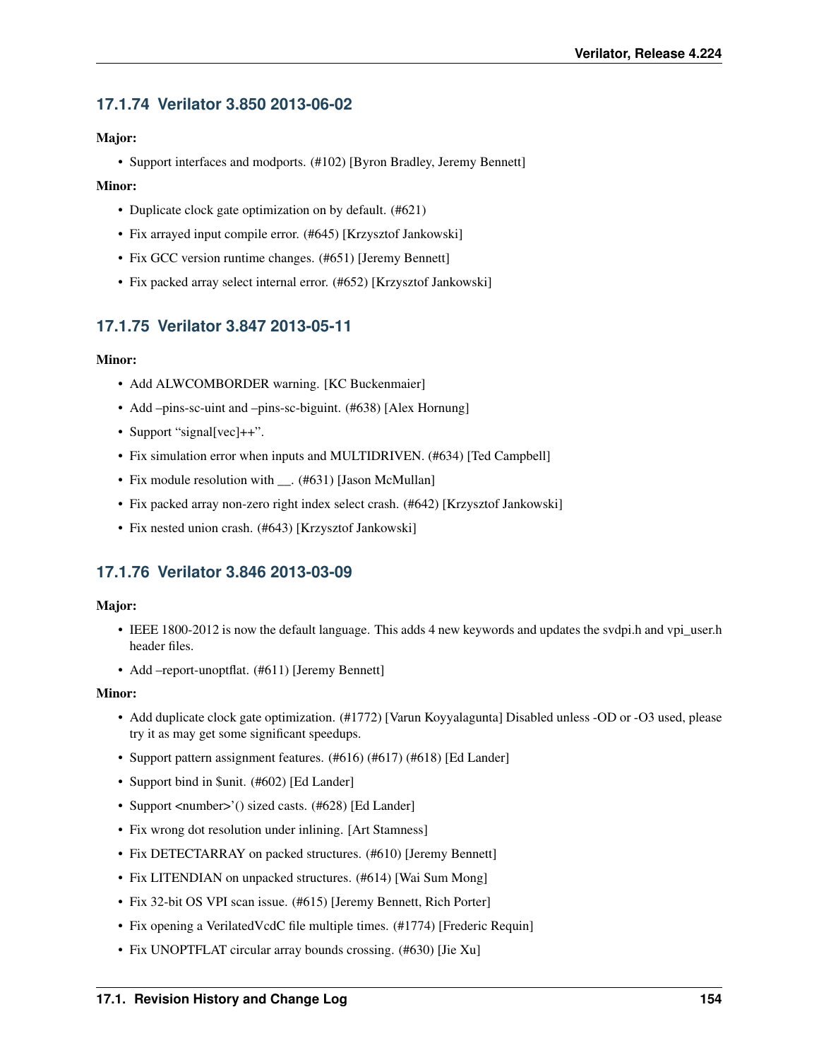### 17.1.74 Verilator 3.850 2013-06-02

**Major:**

- Support interfaces and modports. (#102) [Byron Bradley, Jeremy Bennett]

**Minor:**

- Duplicate clock gate optimization on by default. (#621)
- Fix arrayed input compile error. (#645) [Krzysztof Jankowski]
- Fix GCC version runtime changes. (#651) [Jeremy Bennett]
- Fix packed array select internal error. (#652) [Krzysztof Jankowski]

### 17.1.75 Verilator 3.847 2013-05-11

**Minor:**

- Add ALWCOMBORDER warning. [KC Buckenmaier]
- Add –pins-sc-uint and –pins-sc-biguint. (#638) [Alex Hornung]
- Support "signal[vec]++".
- Fix simulation error when inputs and MULTIDRIVEN. (#634) [Ted Campbell]
- Fix module resolution with __. (#631) [Jason McMullan]
- Fix packed array non-zero right index select crash. (#642) [Krzysztof Jankowski]
- Fix nested union crash. (#643) [Krzysztof Jankowski]

### 17.1.76 Verilator 3.846 2013-03-09

**Major:**

- IEEE 1800-2012 is now the default language. This adds 4 new keywords and updates the svdpi.h and vpi_user.h header files.
- Add –report-unoptflat. (#611) [Jeremy Bennett]

**Minor:**

- Add duplicate clock gate optimization. (#1772) [Varun Koyyalagunta] Disabled unless -OD or -O3 used, please try it as may get some significant speedups.
- Support pattern assignment features. (#616) (#617) (#618) [Ed Lander]
- Support bind in $unit. (#602) [Ed Lander]
- Support <number>'() sized casts. (#628) [Ed Lander]
- Fix wrong dot resolution under inlining. [Art Stamness]
- Fix DETECTARRAY on packed structures. (#610) [Jeremy Bennett]
- Fix LITENDIAN on unpacked structures. (#614) [Wai Sum Mong]
- Fix 32-bit OS VPI scan issue. (#615) [Jeremy Bennett, Rich Porter]
- Fix opening a VerilatedVcdC file multiple times. (#1774) [Frederic Requin]
- Fix UNOPTFLAT circular array bounds crossing. (#630) [Jie Xu]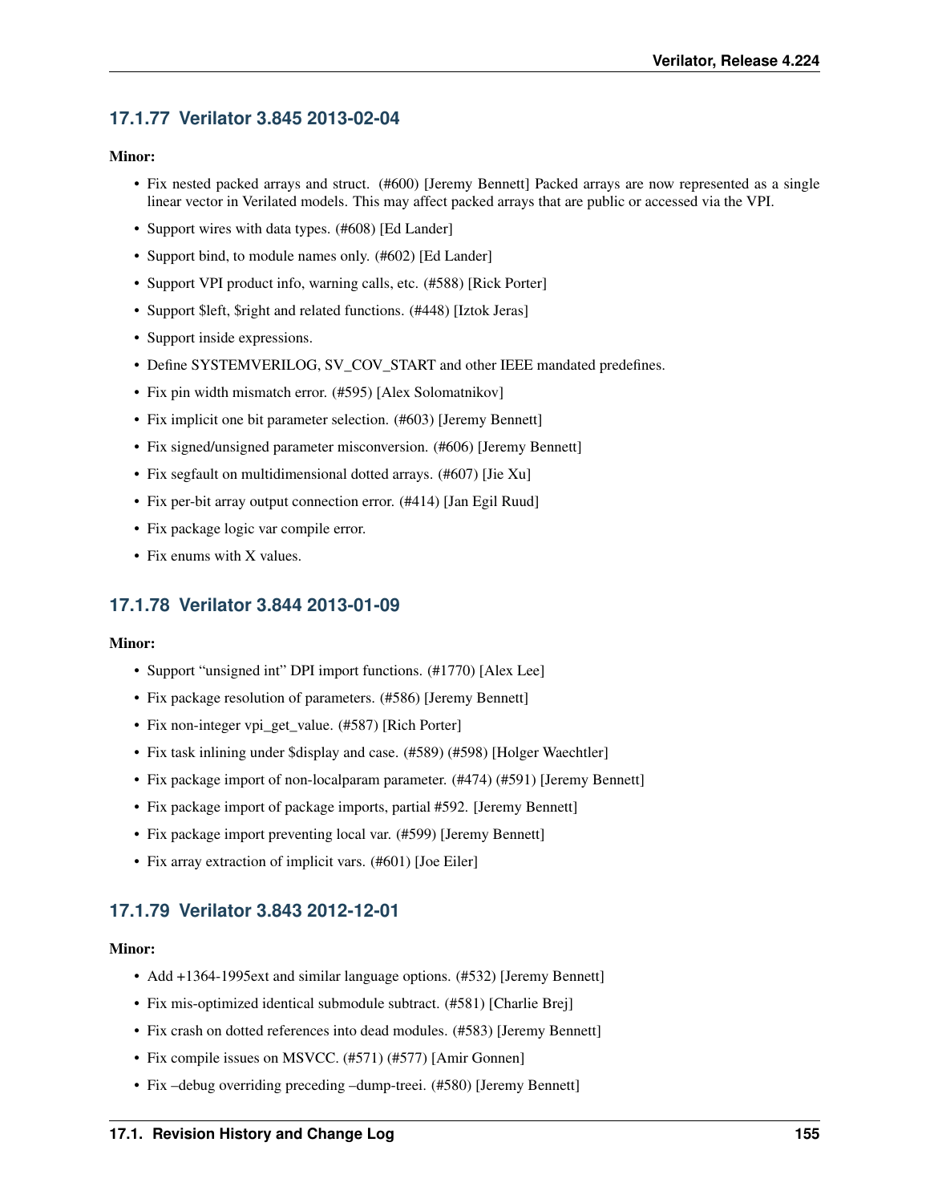### 17.1.77 Verilator 3.845 2013-02-04

**Minor:**

- Fix nested packed arrays and struct. (#600) [Jeremy Bennett] Packed arrays are now represented as a single linear vector in Verilated models. This may affect packed arrays that are public or accessed via the VPI.
- Support wires with data types. (#608) [Ed Lander]
- Support bind, to module names only. (#602) [Ed Lander]
- Support VPI product info, warning calls, etc. (#588) [Rick Porter]
- Support $left, $right and related functions. (#448) [Iztok Jeras]
- Support inside expressions.
- Define SYSTEMVERILOG, SV_COV_START and other IEEE mandated predefines.
- Fix pin width mismatch error. (#595) [Alex Solomatnikov]
- Fix implicit one bit parameter selection. (#603) [Jeremy Bennett]
- Fix signed/unsigned parameter misconversion. (#606) [Jeremy Bennett]
- Fix segfault on multidimensional dotted arrays. (#607) [Jie Xu]
- Fix per-bit array output connection error. (#414) [Jan Egil Ruud]
- Fix package logic var compile error.
- Fix enums with X values.

### 17.1.78 Verilator 3.844 2013-01-09

**Minor:**

- Support "unsigned int" DPI import functions. (#1770) [Alex Lee]
- Fix package resolution of parameters. (#586) [Jeremy Bennett]
- Fix non-integer vpi_get_value. (#587) [Rich Porter]
- Fix task inlining under $display and case. (#589) (#598) [Holger Waechtler]
- Fix package import of non-localparam parameter. (#474) (#591) [Jeremy Bennett]
- Fix package import of package imports, partial #592. [Jeremy Bennett]
- Fix package import preventing local var. (#599) [Jeremy Bennett]
- Fix array extraction of implicit vars. (#601) [Joe Eiler]

### 17.1.79 Verilator 3.843 2012-12-01

**Minor:**

- Add +1364-1995ext and similar language options. (#532) [Jeremy Bennett]
- Fix mis-optimized identical submodule subtract. (#581) [Charlie Brej]
- Fix crash on dotted references into dead modules. (#583) [Jeremy Bennett]
- Fix compile issues on MSVCC. (#571) (#577) [Amir Gonnen]
- Fix –debug overriding preceding –dump-treei. (#580) [Jeremy Bennett]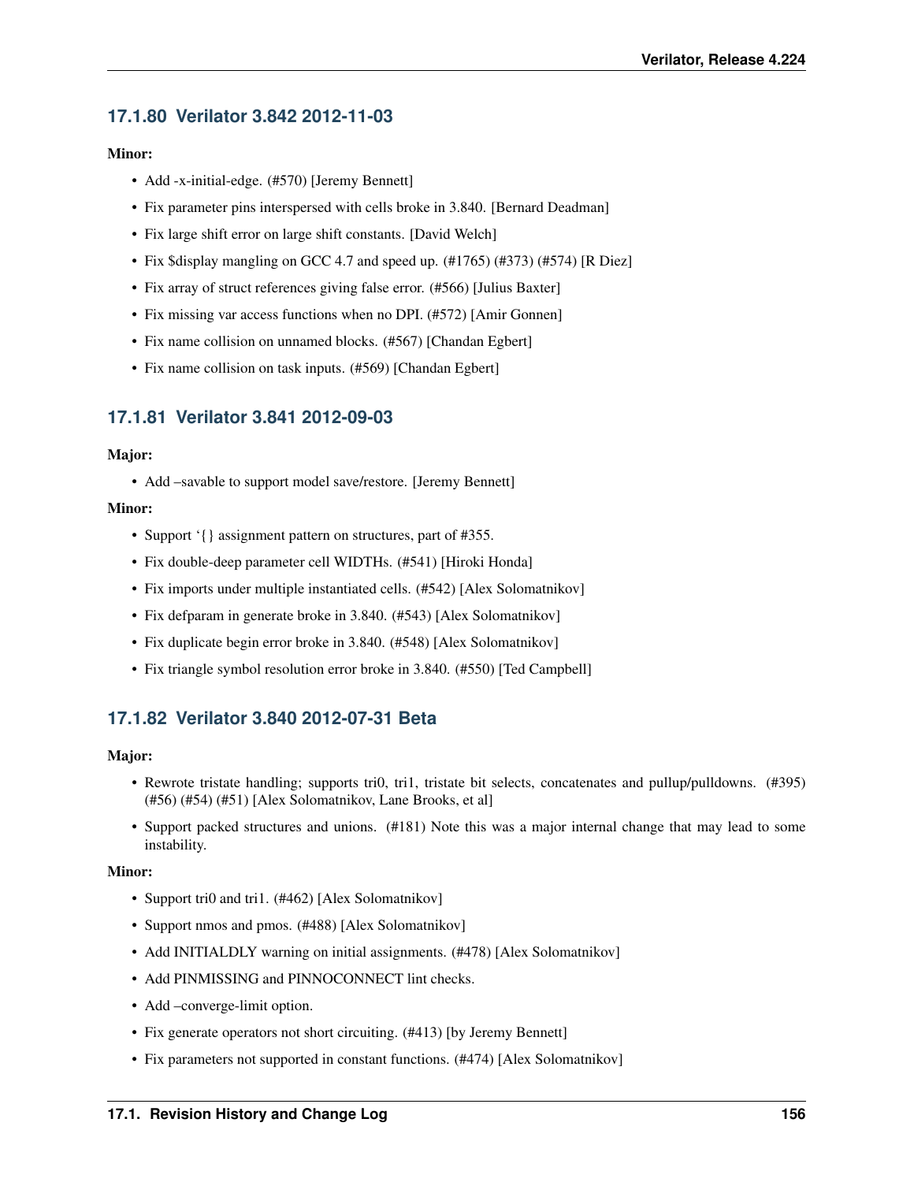### 17.1.80 Verilator 3.842 2012-11-03

**Minor:**

- Add -x-initial-edge. (#570) [Jeremy Bennett]
- Fix parameter pins interspersed with cells broke in 3.840. [Bernard Deadman]
- Fix large shift error on large shift constants. [David Welch]
- Fix $display mangling on GCC 4.7 and speed up. (#1765) (#373) (#574) [R Diez]
- Fix array of struct references giving false error. (#566) [Julius Baxter]
- Fix missing var access functions when no DPI. (#572) [Amir Gonnen]
- Fix name collision on unnamed blocks. (#567) [Chandan Egbert]
- Fix name collision on task inputs. (#569) [Chandan Egbert]

### 17.1.81 Verilator 3.841 2012-09-03

**Major:**

- Add –savable to support model save/restore. [Jeremy Bennett]

**Minor:**

- Support '{} assignment pattern on structures, part of #355.
- Fix double-deep parameter cell WIDTHs. (#541) [Hiroki Honda]
- Fix imports under multiple instantiated cells. (#542) [Alex Solomatnikov]
- Fix defparam in generate broke in 3.840. (#543) [Alex Solomatnikov]
- Fix duplicate begin error broke in 3.840. (#548) [Alex Solomatnikov]
- Fix triangle symbol resolution error broke in 3.840. (#550) [Ted Campbell]

### 17.1.82 Verilator 3.840 2012-07-31 Beta

**Major:**

- Rewrote tristate handling; supports tri0, tri1, tristate bit selects, concatenates and pullup/pulldowns. (#395) (#56) (#54) (#51) [Alex Solomatnikov, Lane Brooks, et al]
- Support packed structures and unions. (#181) Note this was a major internal change that may lead to some instability.

**Minor:**

- Support tri0 and tri1. (#462) [Alex Solomatnikov]
- Support nmos and pmos. (#488) [Alex Solomatnikov]
- Add INITIALDLY warning on initial assignments. (#478) [Alex Solomatnikov]
- Add PINMISSING and PINNOCONNECT lint checks.
- Add –converge-limit option.
- Fix generate operators not short circuiting. (#413) [by Jeremy Bennett]
- Fix parameters not supported in constant functions. (#474) [Alex Solomatnikov]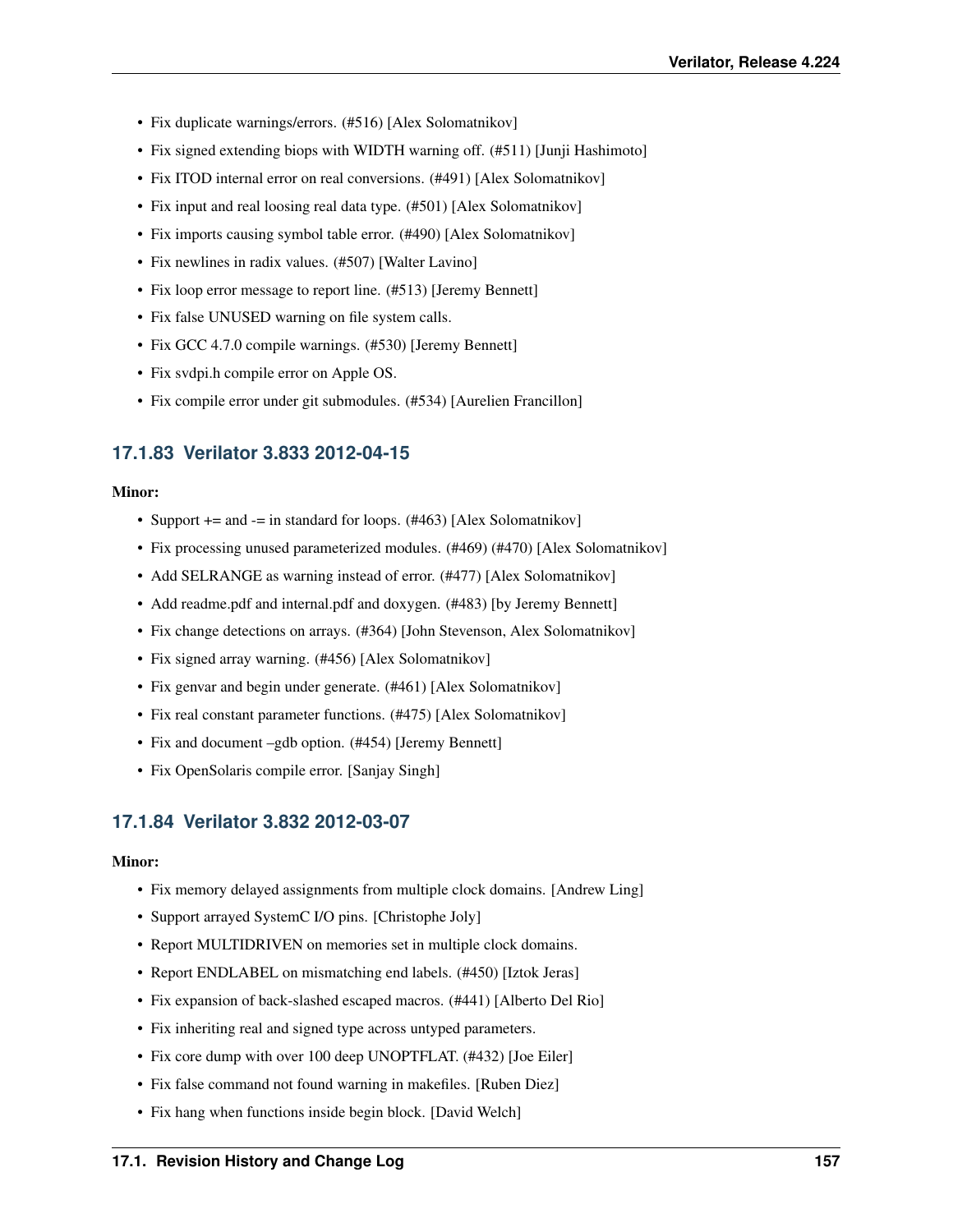- Fix duplicate warnings/errors. (#516) [Alex Solomatnikov]
- Fix signed extending biops with WIDTH warning off. (#511) [Junji Hashimoto]
- Fix ITOD internal error on real conversions. (#491) [Alex Solomatnikov]
- Fix input and real loosing real data type. (#501) [Alex Solomatnikov]
- Fix imports causing symbol table error. (#490) [Alex Solomatnikov]
- Fix newlines in radix values. (#507) [Walter Lavino]
- Fix loop error message to report line. (#513) [Jeremy Bennett]
- Fix false UNUSED warning on file system calls.
- Fix GCC 4.7.0 compile warnings. (#530) [Jeremy Bennett]
- Fix svdpi.h compile error on Apple OS.
- Fix compile error under git submodules. (#534) [Aurelien Francillon]

### 17.1.83 Verilator 3.833 2012-04-15

**Minor:**

- Support += and -= in standard for loops. (#463) [Alex Solomatnikov]
- Fix processing unused parameterized modules. (#469) (#470) [Alex Solomatnikov]
- Add SELRANGE as warning instead of error. (#477) [Alex Solomatnikov]
- Add readme.pdf and internal.pdf and doxygen. (#483) [by Jeremy Bennett]
- Fix change detections on arrays. (#364) [John Stevenson, Alex Solomatnikov]
- Fix signed array warning. (#456) [Alex Solomatnikov]
- Fix genvar and begin under generate. (#461) [Alex Solomatnikov]
- Fix real constant parameter functions. (#475) [Alex Solomatnikov]
- Fix and document –gdb option. (#454) [Jeremy Bennett]
- Fix OpenSolaris compile error. [Sanjay Singh]

### 17.1.84 Verilator 3.832 2012-03-07

**Minor:**

- Fix memory delayed assignments from multiple clock domains. [Andrew Ling]
- Support arrayed SystemC I/O pins. [Christophe Joly]
- Report MULTIDRIVEN on memories set in multiple clock domains.
- Report ENDLABEL on mismatching end labels. (#450) [Iztok Jeras]
- Fix expansion of back-slashed escaped macros. (#441) [Alberto Del Rio]
- Fix inheriting real and signed type across untyped parameters.
- Fix core dump with over 100 deep UNOPTFLAT. (#432) [Joe Eiler]
- Fix false command not found warning in makefiles. [Ruben Diez]
- Fix hang when functions inside begin block. [David Welch]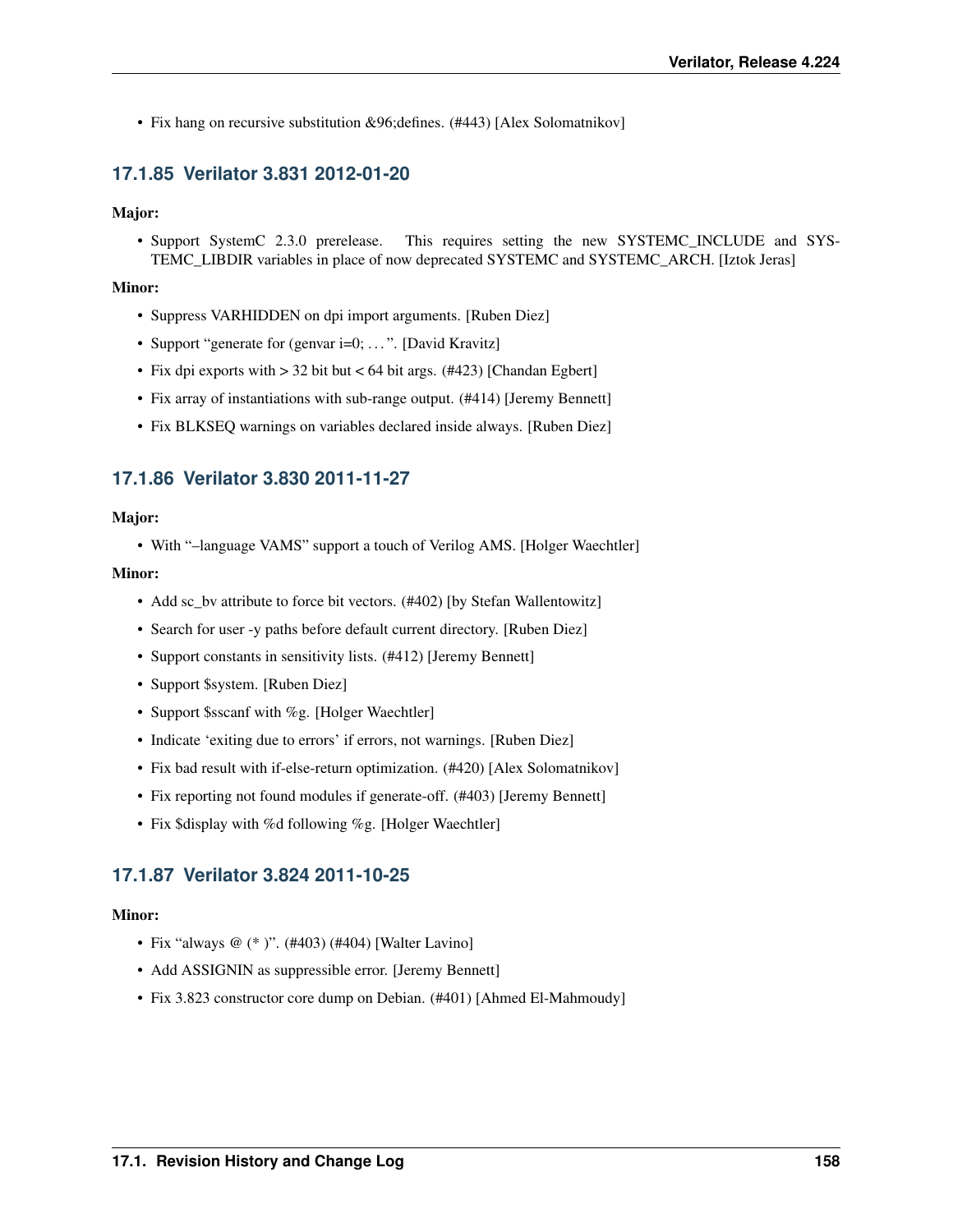- Fix hang on recursive substitution &#96;defines. (#443) [Alex Solomatnikov]

### 17.1.85 Verilator 3.831 2012-01-20

**Major:**

- Support SystemC 2.3.0 prerelease. This requires setting the new SYSTEMC_INCLUDE and SYSTEMC_LIBDIR variables in place of now deprecated SYSTEMC and SYSTEMC_ARCH. [Iztok Jeras]

**Minor:**

- Suppress VARHIDDEN on dpi import arguments. [Ruben Diez]
- Support "generate for (genvar i=0; …". [David Kravitz]
- Fix dpi exports with > 32 bit but < 64 bit args. (#423) [Chandan Egbert]
- Fix array of instantiations with sub-range output. (#414) [Jeremy Bennett]
- Fix BLKSEQ warnings on variables declared inside always. [Ruben Diez]

### 17.1.86 Verilator 3.830 2011-11-27

**Major:**

- With "–language VAMS" support a touch of Verilog AMS. [Holger Waechtler]

**Minor:**

- Add sc_bv attribute to force bit vectors. (#402) [by Stefan Wallentowitz]
- Search for user -y paths before default current directory. [Ruben Diez]
- Support constants in sensitivity lists. (#412) [Jeremy Bennett]
- Support $system. [Ruben Diez]
- Support $sscanf with %g. [Holger Waechtler]
- Indicate 'exiting due to errors' if errors, not warnings. [Ruben Diez]
- Fix bad result with if-else-return optimization. (#420) [Alex Solomatnikov]
- Fix reporting not found modules if generate-off. (#403) [Jeremy Bennett]
- Fix $display with %d following %g. [Holger Waechtler]

### 17.1.87 Verilator 3.824 2011-10-25

**Minor:**

- Fix "always @ (* )". (#403) (#404) [Walter Lavino]
- Add ASSIGNIN as suppressible error. [Jeremy Bennett]
- Fix 3.823 constructor core dump on Debian. (#401) [Ahmed El-Mahmoudy]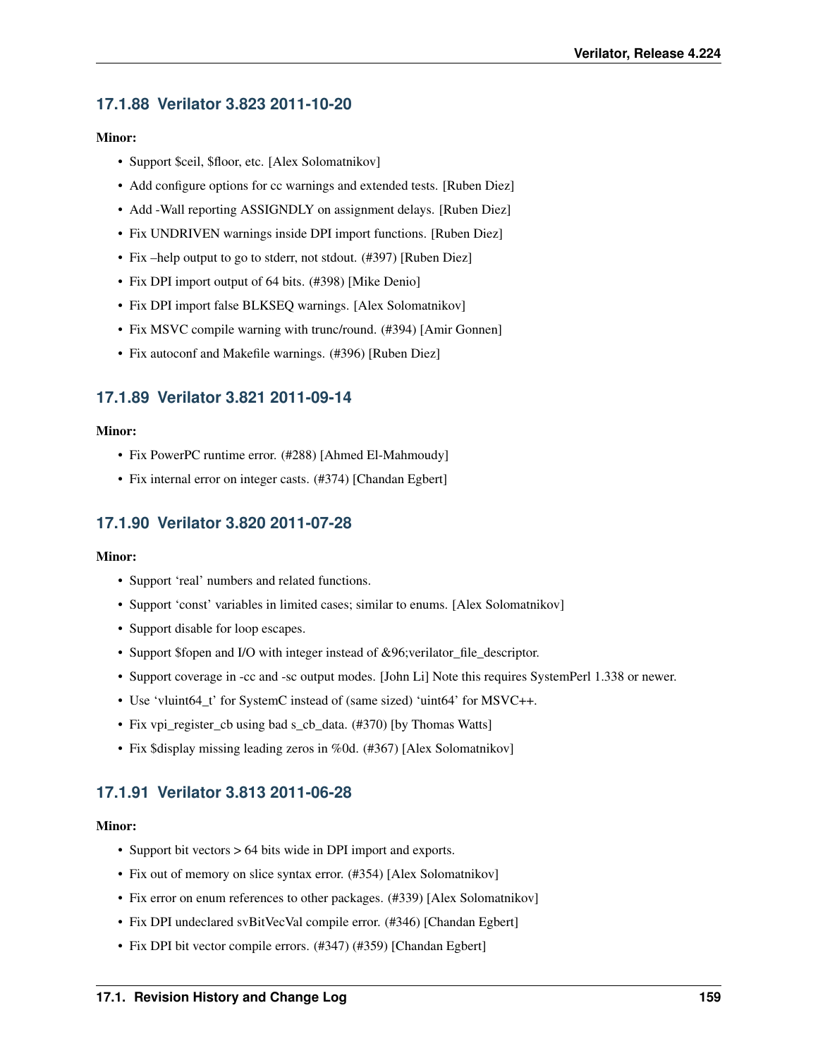### 17.1.88 Verilator 3.823 2011-10-20

**Minor:**

- Support $ceil, $floor, etc. [Alex Solomatnikov]
- Add configure options for cc warnings and extended tests. [Ruben Diez]
- Add -Wall reporting ASSIGNDLY on assignment delays. [Ruben Diez]
- Fix UNDRIVEN warnings inside DPI import functions. [Ruben Diez]
- Fix –help output to go to stderr, not stdout. (#397) [Ruben Diez]
- Fix DPI import output of 64 bits. (#398) [Mike Denio]
- Fix DPI import false BLKSEQ warnings. [Alex Solomatnikov]
- Fix MSVC compile warning with trunc/round. (#394) [Amir Gonnen]
- Fix autoconf and Makefile warnings. (#396) [Ruben Diez]

### 17.1.89 Verilator 3.821 2011-09-14

**Minor:**

- Fix PowerPC runtime error. (#288) [Ahmed El-Mahmoudy]
- Fix internal error on integer casts. (#374) [Chandan Egbert]

### 17.1.90 Verilator 3.820 2011-07-28

**Minor:**

- Support 'real' numbers and related functions.
- Support 'const' variables in limited cases; similar to enums. [Alex Solomatnikov]
- Support disable for loop escapes.
- Support $fopen and I/O with integer instead of &96;verilator_file_descriptor.
- Support coverage in -cc and -sc output modes. [John Li] Note this requires SystemPerl 1.338 or newer.
- Use 'vluint64_t' for SystemC instead of (same sized) 'uint64' for MSVC++.
- Fix vpi_register_cb using bad s_cb_data. (#370) [by Thomas Watts]
- Fix $display missing leading zeros in %0d. (#367) [Alex Solomatnikov]

### 17.1.91 Verilator 3.813 2011-06-28

**Minor:**

- Support bit vectors > 64 bits wide in DPI import and exports.
- Fix out of memory on slice syntax error. (#354) [Alex Solomatnikov]
- Fix error on enum references to other packages. (#339) [Alex Solomatnikov]
- Fix DPI undeclared svBitVecVal compile error. (#346) [Chandan Egbert]
- Fix DPI bit vector compile errors. (#347) (#359) [Chandan Egbert]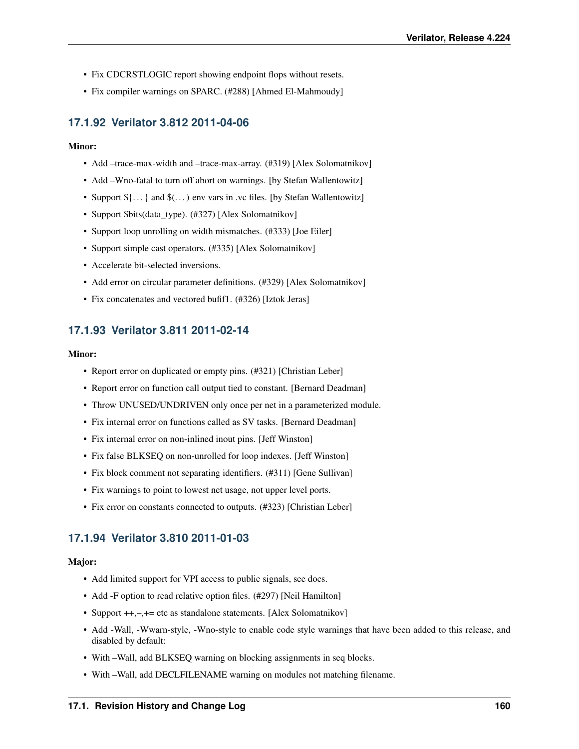- Fix CDCRSTLOGIC report showing endpoint flops without resets.
- Fix compiler warnings on SPARC. (#288) [Ahmed El-Mahmoudy]

### 17.1.92 Verilator 3.812 2011-04-06

**Minor:**

- Add –trace-max-width and –trace-max-array. (#319) [Alex Solomatnikov]
- Add –Wno-fatal to turn off abort on warnings. [by Stefan Wallentowitz]
- Support ${. . . } and $(. . . ) env vars in .vc files. [by Stefan Wallentowitz]
- Support $bits(data_type). (#327) [Alex Solomatnikov]
- Support loop unrolling on width mismatches. (#333) [Joe Eiler]
- Support simple cast operators. (#335) [Alex Solomatnikov]
- Accelerate bit-selected inversions.
- Add error on circular parameter definitions. (#329) [Alex Solomatnikov]
- Fix concatenates and vectored bufif1. (#326) [Iztok Jeras]

### 17.1.93 Verilator 3.811 2011-02-14

**Minor:**

- Report error on duplicated or empty pins. (#321) [Christian Leber]
- Report error on function call output tied to constant. [Bernard Deadman]
- Throw UNUSED/UNDRIVEN only once per net in a parameterized module.
- Fix internal error on functions called as SV tasks. [Bernard Deadman]
- Fix internal error on non-inlined inout pins. [Jeff Winston]
- Fix false BLKSEQ on non-unrolled for loop indexes. [Jeff Winston]
- Fix block comment not separating identifiers. (#311) [Gene Sullivan]
- Fix warnings to point to lowest net usage, not upper level ports.
- Fix error on constants connected to outputs. (#323) [Christian Leber]

### 17.1.94 Verilator 3.810 2011-01-03

**Major:**

- Add limited support for VPI access to public signals, see docs.
- Add -F option to read relative option files. (#297) [Neil Hamilton]
- Support ++,–,+= etc as standalone statements. [Alex Solomatnikov]
- Add -Wall, -Wwarn-style, -Wno-style to enable code style warnings that have been added to this release, and disabled by default:
- With –Wall, add BLKSEQ warning on blocking assignments in seq blocks.
- With –Wall, add DECLFILENAME warning on modules not matching filename.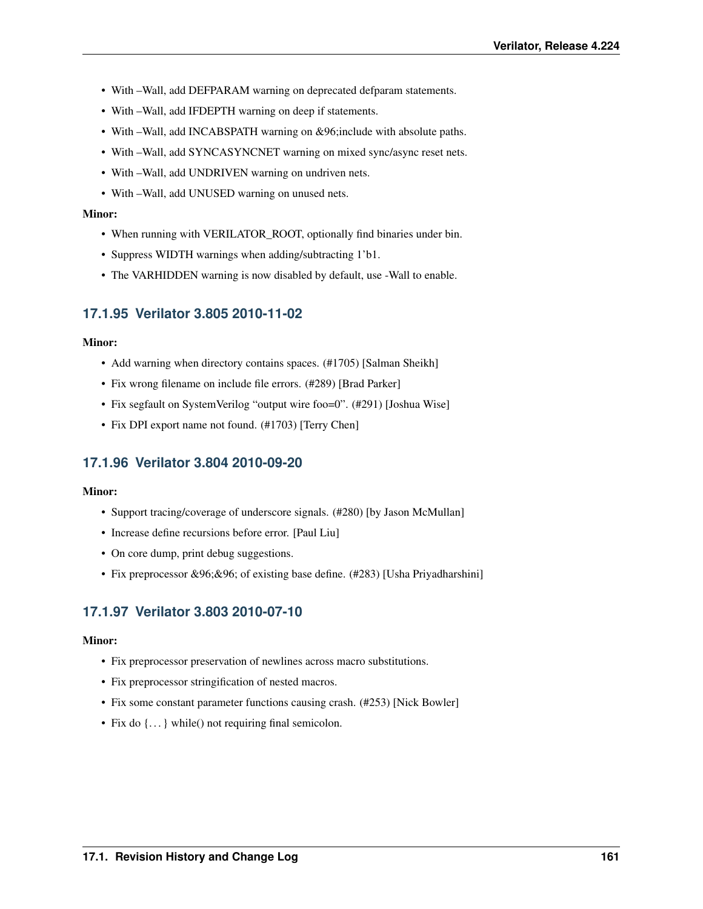- With –Wall, add DEFPARAM warning on deprecated defparam statements.
- With –Wall, add IFDEPTH warning on deep if statements.
- With –Wall, add INCABSPATH warning on &96;include with absolute paths.
- With –Wall, add SYNCASYNCNET warning on mixed sync/async reset nets.
- With –Wall, add UNDRIVEN warning on undriven nets.
- With –Wall, add UNUSED warning on unused nets.

**Minor:**

- When running with VERILATOR_ROOT, optionally find binaries under bin.
- Suppress WIDTH warnings when adding/subtracting 1'b1.
- The VARHIDDEN warning is now disabled by default, use -Wall to enable.

### 17.1.95 Verilator 3.805 2010-11-02

**Minor:**

- Add warning when directory contains spaces. (#1705) [Salman Sheikh]
- Fix wrong filename on include file errors. (#289) [Brad Parker]
- Fix segfault on SystemVerilog "output wire foo=0". (#291) [Joshua Wise]
- Fix DPI export name not found. (#1703) [Terry Chen]

### 17.1.96 Verilator 3.804 2010-09-20

**Minor:**

- Support tracing/coverage of underscore signals. (#280) [by Jason McMullan]
- Increase define recursions before error. [Paul Liu]
- On core dump, print debug suggestions.
- Fix preprocessor &96;&96; of existing base define. (#283) [Usha Priyadharshini]

### 17.1.97 Verilator 3.803 2010-07-10

**Minor:**

- Fix preprocessor preservation of newlines across macro substitutions.
- Fix preprocessor stringification of nested macros.
- Fix some constant parameter functions causing crash. (#253) [Nick Bowler]
- Fix do {. . . } while() not requiring final semicolon.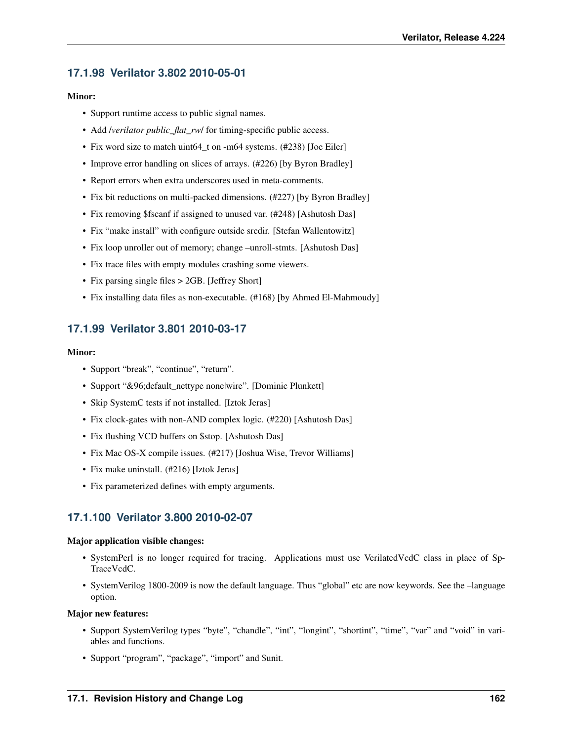### 17.1.98 Verilator 3.802 2010-05-01

**Minor:**

- Support runtime access to public signal names.
- Add /*verilator public_flat_rw*/ for timing-specific public access.
- Fix word size to match uint64_t on -m64 systems. (#238) [Joe Eiler]
- Improve error handling on slices of arrays. (#226) [by Byron Bradley]
- Report errors when extra underscores used in meta-comments.
- Fix bit reductions on multi-packed dimensions. (#227) [by Byron Bradley]
- Fix removing $fscanf if assigned to unused var. (#248) [Ashutosh Das]
- Fix "make install" with configure outside srcdir. [Stefan Wallentowitz]
- Fix loop unroller out of memory; change –unroll-stmts. [Ashutosh Das]
- Fix trace files with empty modules crashing some viewers.
- Fix parsing single files > 2GB. [Jeffrey Short]
- Fix installing data files as non-executable. (#168) [by Ahmed El-Mahmoudy]

### 17.1.99 Verilator 3.801 2010-03-17

**Minor:**

- Support "break", "continue", "return".
- Support "&96;default_nettype none|wire". [Dominic Plunkett]
- Skip SystemC tests if not installed. [Iztok Jeras]
- Fix clock-gates with non-AND complex logic. (#220) [Ashutosh Das]
- Fix flushing VCD buffers on $stop. [Ashutosh Das]
- Fix Mac OS-X compile issues. (#217) [Joshua Wise, Trevor Williams]
- Fix make uninstall. (#216) [Iztok Jeras]
- Fix parameterized defines with empty arguments.

### 17.1.100 Verilator 3.800 2010-02-07

**Major application visible changes:**

- SystemPerl is no longer required for tracing. Applications must use VerilatedVcdC class in place of SpTraceVcdC.
- SystemVerilog 1800-2009 is now the default language. Thus "global" etc are now keywords. See the –language option.

**Major new features:**

- Support SystemVerilog types "byte", "chandle", "int", "longint", "shortint", "time", "var" and "void" in variables and functions.
- Support "program", "package", "import" and $unit.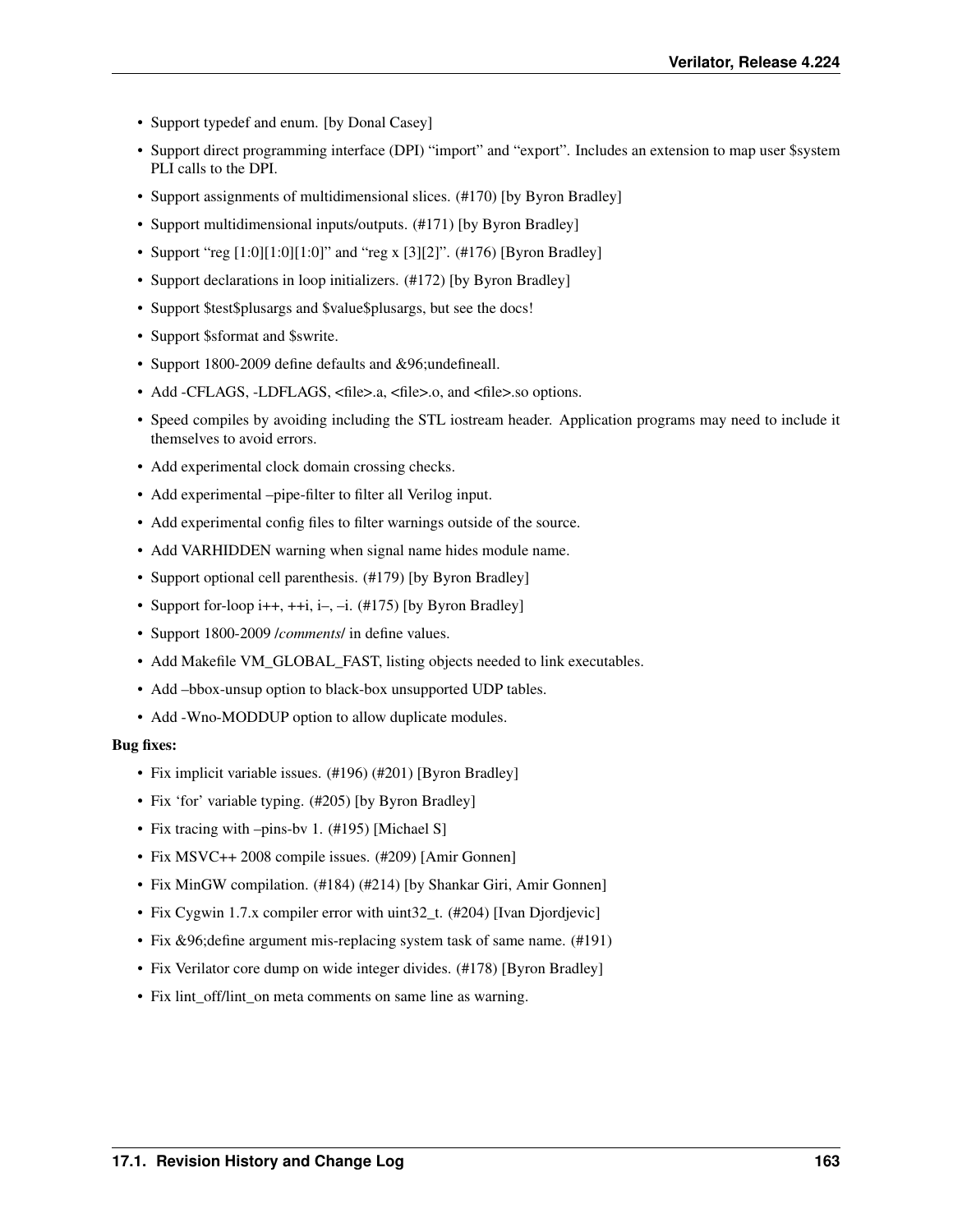- Support typedef and enum. [by Donal Casey]
- Support direct programming interface (DPI) "import" and "export". Includes an extension to map user $system PLI calls to the DPI.
- Support assignments of multidimensional slices. (#170) [by Byron Bradley]
- Support multidimensional inputs/outputs. (#171) [by Byron Bradley]
- Support "reg [1:0][1:0][1:0]" and "reg x [3][2]". (#176) [Byron Bradley]
- Support declarations in loop initializers. (#172) [by Byron Bradley]
- Support $test$plusargs and $value$plusargs, but see the docs!
- Support $sformat and $swrite.
- Support 1800-2009 define defaults and &96;undefineall.
- Add -CFLAGS, -LDFLAGS, <file>.a, <file>.o, and <file>.so options.
- Speed compiles by avoiding including the STL iostream header. Application programs may need to include it themselves to avoid errors.
- Add experimental clock domain crossing checks.
- Add experimental –pipe-filter to filter all Verilog input.
- Add experimental config files to filter warnings outside of the source.
- Add VARHIDDEN warning when signal name hides module name.
- Support optional cell parenthesis. (#179) [by Byron Bradley]
- Support for-loop i++, ++i, i–, –i. (#175) [by Byron Bradley]
- Support 1800-2009 /*comments*/ in define values.
- Add Makefile VM_GLOBAL_FAST, listing objects needed to link executables.
- Add –bbox-unsup option to black-box unsupported UDP tables.
- Add -Wno-MODDUP option to allow duplicate modules.

**Bug fixes:**

- Fix implicit variable issues. (#196) (#201) [Byron Bradley]
- Fix 'for' variable typing. (#205) [by Byron Bradley]
- Fix tracing with –pins-bv 1. (#195) [Michael S]
- Fix MSVC++ 2008 compile issues. (#209) [Amir Gonnen]
- Fix MinGW compilation. (#184) (#214) [by Shankar Giri, Amir Gonnen]
- Fix Cygwin 1.7.x compiler error with uint32_t. (#204) [Ivan Djordjevic]
- Fix &96;define argument mis-replacing system task of same name. (#191)
- Fix Verilator core dump on wide integer divides. (#178) [Byron Bradley]
- Fix lint_off/lint_on meta comments on same line as warning.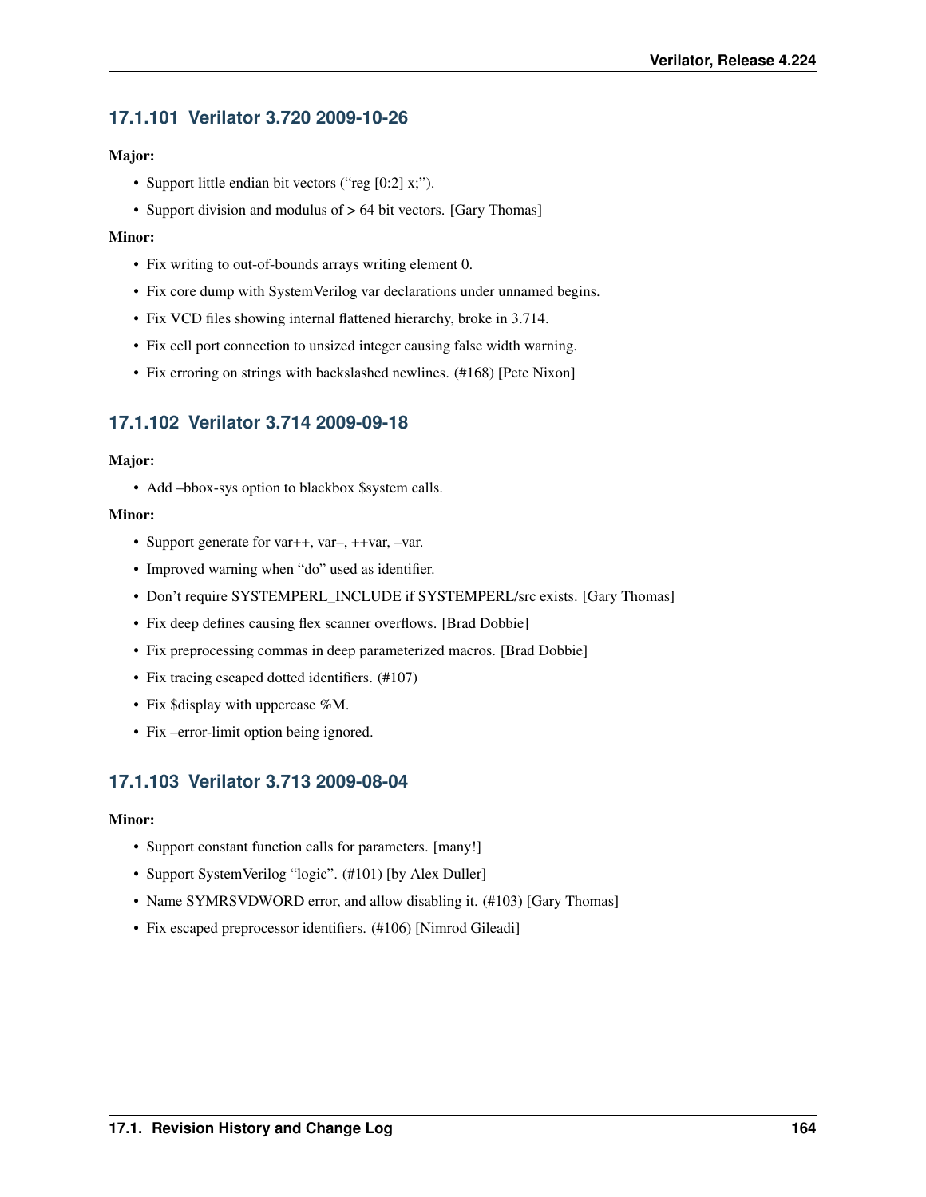### 17.1.101 Verilator 3.720 2009-10-26

**Major:**

- Support little endian bit vectors (“reg [0:2] x;”).
- Support division and modulus of > 64 bit vectors. [Gary Thomas]

**Minor:**

- Fix writing to out-of-bounds arrays writing element 0.
- Fix core dump with SystemVerilog var declarations under unnamed begins.
- Fix VCD files showing internal flattened hierarchy, broke in 3.714.
- Fix cell port connection to unsized integer causing false width warning.
- Fix erroring on strings with backslashed newlines. (#168) [Pete Nixon]

### 17.1.102 Verilator 3.714 2009-09-18

**Major:**

- Add –bbox-sys option to blackbox $system calls.

**Minor:**

- Support generate for var++, var–, ++var, –var.
- Improved warning when “do” used as identifier.
- Don’t require SYSTEMPERL_INCLUDE if SYSTEMPERL/src exists. [Gary Thomas]
- Fix deep defines causing flex scanner overflows. [Brad Dobbie]
- Fix preprocessing commas in deep parameterized macros. [Brad Dobbie]
- Fix tracing escaped dotted identifiers. (#107)
- Fix $display with uppercase %M.
- Fix –error-limit option being ignored.

### 17.1.103 Verilator 3.713 2009-08-04

**Minor:**

- Support constant function calls for parameters. [many!]
- Support SystemVerilog “logic”. (#101) [by Alex Duller]
- Name SYMRSVDWORD error, and allow disabling it. (#103) [Gary Thomas]
- Fix escaped preprocessor identifiers. (#106) [Nimrod Gileadi]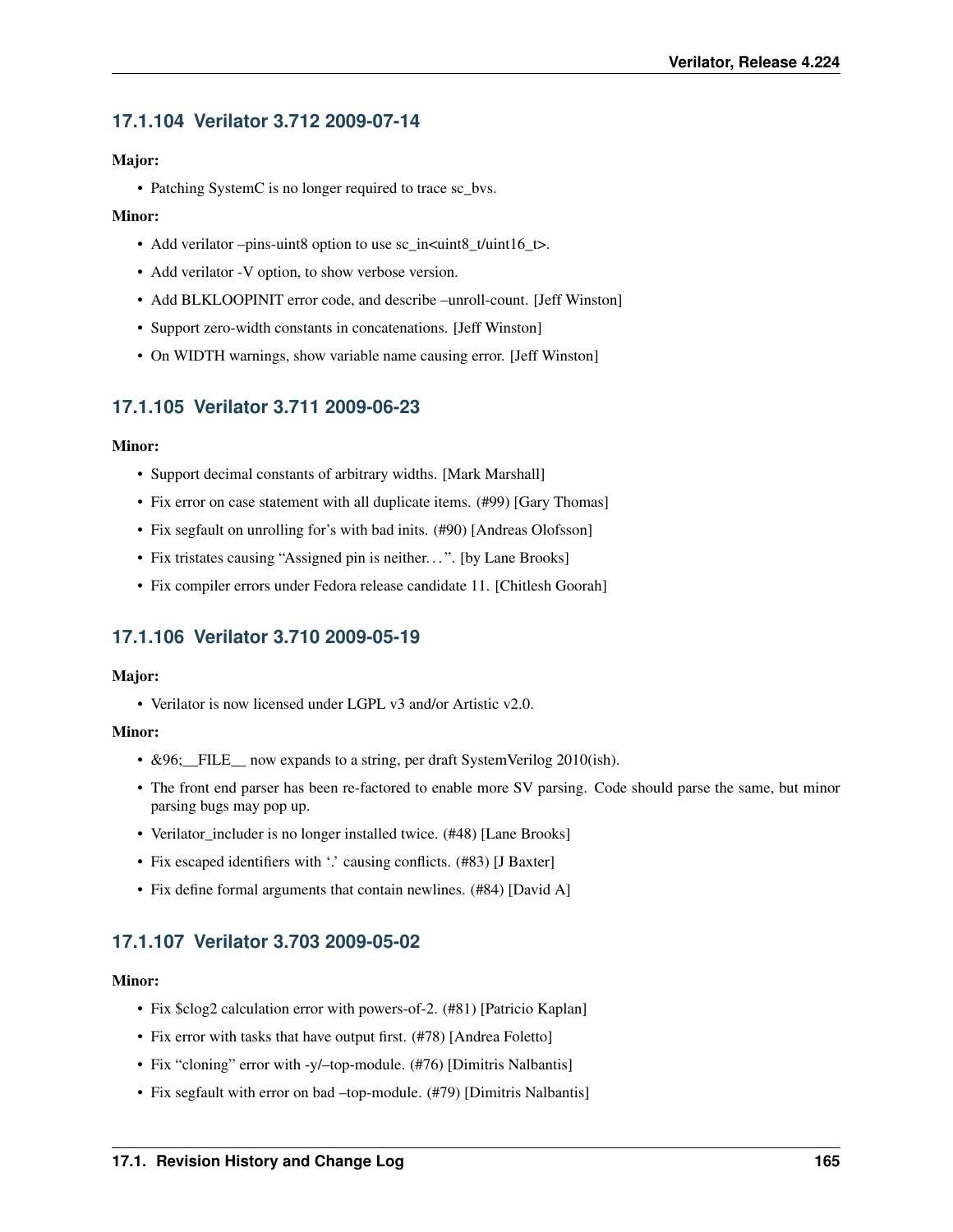### 17.1.104 Verilator 3.712 2009-07-14

**Major:**

- Patching SystemC is no longer required to trace sc_bvs.

**Minor:**

- Add verilator –pins-uint8 option to use sc_in<uint8_t/uint16_t>.
- Add verilator -V option, to show verbose version.
- Add BLKLOOPINIT error code, and describe –unroll-count. [Jeff Winston]
- Support zero-width constants in concatenations. [Jeff Winston]
- On WIDTH warnings, show variable name causing error. [Jeff Winston]

### 17.1.105 Verilator 3.711 2009-06-23

**Minor:**

- Support decimal constants of arbitrary widths. [Mark Marshall]
- Fix error on case statement with all duplicate items. (#99) [Gary Thomas]
- Fix segfault on unrolling for's with bad inits. (#90) [Andreas Olofsson]
- Fix tristates causing "Assigned pin is neither…". [by Lane Brooks]
- Fix compiler errors under Fedora release candidate 11. [Chitlesh Goorah]

### 17.1.106 Verilator 3.710 2009-05-19

**Major:**

- Verilator is now licensed under LGPL v3 and/or Artistic v2.0.

**Minor:**

- &96;__FILE__ now expands to a string, per draft SystemVerilog 2010(ish).
- The front end parser has been re-factored to enable more SV parsing. Code should parse the same, but minor parsing bugs may pop up.
- Verilator_includer is no longer installed twice. (#48) [Lane Brooks]
- Fix escaped identifiers with '.' causing conflicts. (#83) [J Baxter]
- Fix define formal arguments that contain newlines. (#84) [David A]

### 17.1.107 Verilator 3.703 2009-05-02

**Minor:**

- Fix $clog2 calculation error with powers-of-2. (#81) [Patricio Kaplan]
- Fix error with tasks that have output first. (#78) [Andrea Foletto]
- Fix "cloning" error with -y/–top-module. (#76) [Dimitris Nalbantis]
- Fix segfault with error on bad –top-module. (#79) [Dimitris Nalbantis]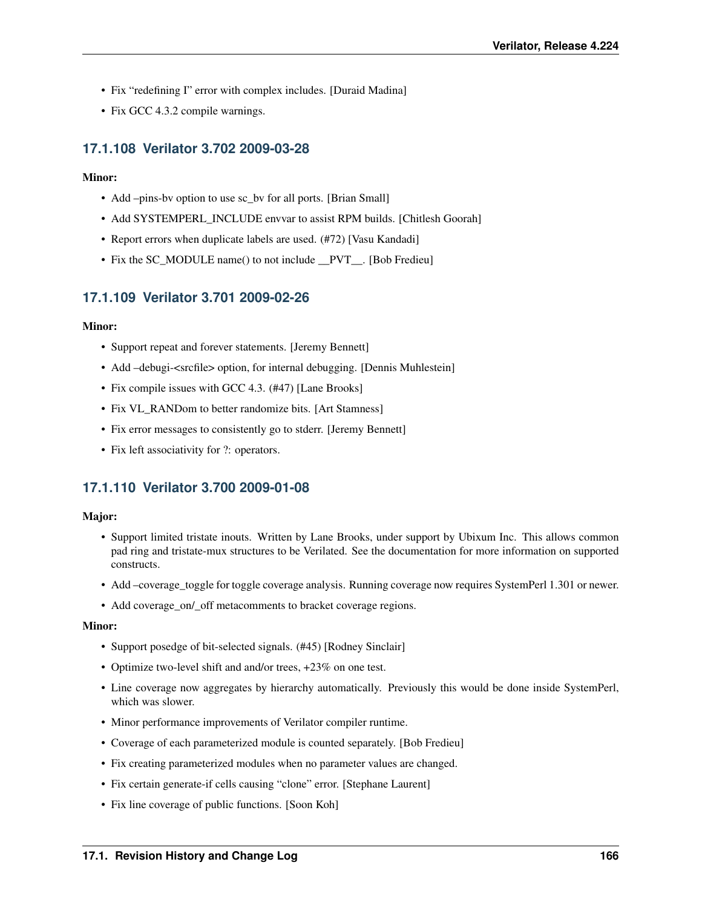- Fix "redefining I" error with complex includes. [Duraid Madina]
- Fix GCC 4.3.2 compile warnings.

### 17.1.108 Verilator 3.702 2009-03-28

**Minor:**

- Add –pins-bv option to use sc_bv for all ports. [Brian Small]
- Add SYSTEMPERL_INCLUDE envvar to assist RPM builds. [Chitlesh Goorah]
- Report errors when duplicate labels are used. (#72) [Vasu Kandadi]
- Fix the SC_MODULE name() to not include __PVT__. [Bob Fredieu]

### 17.1.109 Verilator 3.701 2009-02-26

**Minor:**

- Support repeat and forever statements. [Jeremy Bennett]
- Add –debugi-<srcfile> option, for internal debugging. [Dennis Muhlestein]
- Fix compile issues with GCC 4.3. (#47) [Lane Brooks]
- Fix VL_RANDom to better randomize bits. [Art Stamness]
- Fix error messages to consistently go to stderr. [Jeremy Bennett]
- Fix left associativity for ?: operators.

### 17.1.110 Verilator 3.700 2009-01-08

**Major:**

- Support limited tristate inouts. Written by Lane Brooks, under support by Ubixum Inc. This allows common pad ring and tristate-mux structures to be Verilated. See the documentation for more information on supported constructs.
- Add –coverage_toggle for toggle coverage analysis. Running coverage now requires SystemPerl 1.301 or newer.
- Add coverage_on/_off metacomments to bracket coverage regions.

**Minor:**

- Support posedge of bit-selected signals. (#45) [Rodney Sinclair]
- Optimize two-level shift and and/or trees, +23% on one test.
- Line coverage now aggregates by hierarchy automatically. Previously this would be done inside SystemPerl, which was slower.
- Minor performance improvements of Verilator compiler runtime.
- Coverage of each parameterized module is counted separately. [Bob Fredieu]
- Fix creating parameterized modules when no parameter values are changed.
- Fix certain generate-if cells causing "clone" error. [Stephane Laurent]
- Fix line coverage of public functions. [Soon Koh]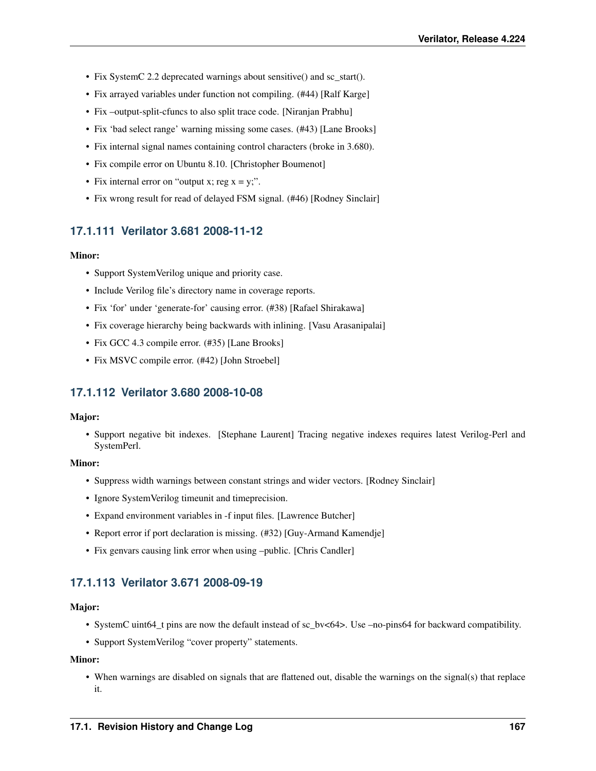- Fix SystemC 2.2 deprecated warnings about sensitive() and sc_start().
- Fix arrayed variables under function not compiling. (#44) [Ralf Karge]
- Fix –output-split-cfuncs to also split trace code. [Niranjan Prabhu]
- Fix 'bad select range' warning missing some cases. (#43) [Lane Brooks]
- Fix internal signal names containing control characters (broke in 3.680).
- Fix compile error on Ubuntu 8.10. [Christopher Boumenot]
- Fix internal error on "output x; reg x = y;".
- Fix wrong result for read of delayed FSM signal. (#46) [Rodney Sinclair]

### 17.1.111 Verilator 3.681 2008-11-12

**Minor:**

- Support SystemVerilog unique and priority case.
- Include Verilog file's directory name in coverage reports.
- Fix 'for' under 'generate-for' causing error. (#38) [Rafael Shirakawa]
- Fix coverage hierarchy being backwards with inlining. [Vasu Arasanipalai]
- Fix GCC 4.3 compile error. (#35) [Lane Brooks]
- Fix MSVC compile error. (#42) [John Stroebel]

### 17.1.112 Verilator 3.680 2008-10-08

**Major:**

- Support negative bit indexes. [Stephane Laurent] Tracing negative indexes requires latest Verilog-Perl and SystemPerl.

**Minor:**

- Suppress width warnings between constant strings and wider vectors. [Rodney Sinclair]
- Ignore SystemVerilog timeunit and timeprecision.
- Expand environment variables in -f input files. [Lawrence Butcher]
- Report error if port declaration is missing. (#32) [Guy-Armand Kamendje]
- Fix genvars causing link error when using –public. [Chris Candler]

### 17.1.113 Verilator 3.671 2008-09-19

**Major:**

- SystemC uint64_t pins are now the default instead of sc_bv<64>. Use –no-pins64 for backward compatibility.
- Support SystemVerilog "cover property" statements.

**Minor:**

- When warnings are disabled on signals that are flattened out, disable the warnings on the signal(s) that replace it.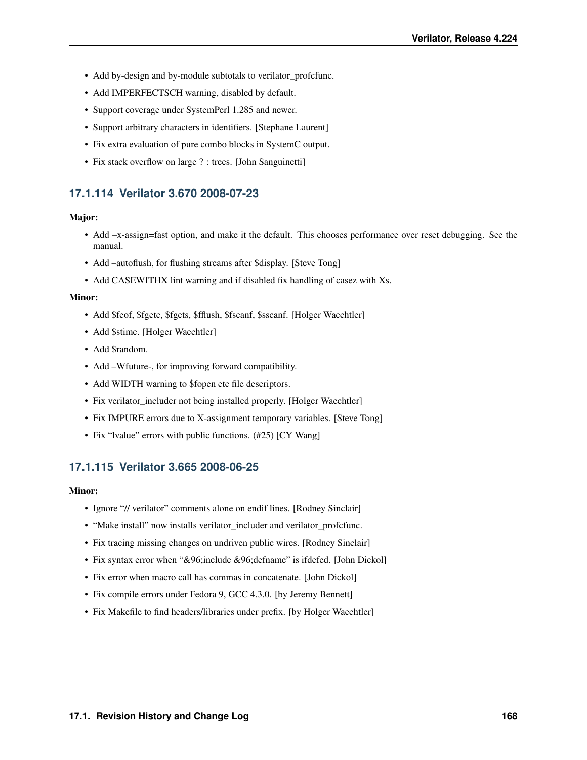- Add by-design and by-module subtotals to verilator_profcfunc.
- Add IMPERFECTSCH warning, disabled by default.
- Support coverage under SystemPerl 1.285 and newer.
- Support arbitrary characters in identifiers. [Stephane Laurent]
- Fix extra evaluation of pure combo blocks in SystemC output.
- Fix stack overflow on large ? : trees. [John Sanguinetti]

### 17.1.114 Verilator 3.670 2008-07-23

**Major:**

- Add –x-assign=fast option, and make it the default. This chooses performance over reset debugging. See the manual.
- Add –autoflush, for flushing streams after $display. [Steve Tong]
- Add CASEWITHX lint warning and if disabled fix handling of casez with Xs.

**Minor:**

- Add $feof, $fgetc, $fgets, $fflush, $fscanf, $sscanf. [Holger Waechtler]
- Add $stime. [Holger Waechtler]
- Add $random.
- Add –Wfuture-, for improving forward compatibility.
- Add WIDTH warning to $fopen etc file descriptors.
- Fix verilator_includer not being installed properly. [Holger Waechtler]
- Fix IMPURE errors due to X-assignment temporary variables. [Steve Tong]
- Fix "lvalue" errors with public functions. (#25) [CY Wang]

### 17.1.115 Verilator 3.665 2008-06-25

**Minor:**

- Ignore "// verilator" comments alone on endif lines. [Rodney Sinclair]
- "Make install" now installs verilator_includer and verilator_profcfunc.
- Fix tracing missing changes on undriven public wires. [Rodney Sinclair]
- Fix syntax error when "&96;include &96;defname" is ifdefed. [John Dickol]
- Fix error when macro call has commas in concatenate. [John Dickol]
- Fix compile errors under Fedora 9, GCC 4.3.0. [by Jeremy Bennett]
- Fix Makefile to find headers/libraries under prefix. [by Holger Waechtler]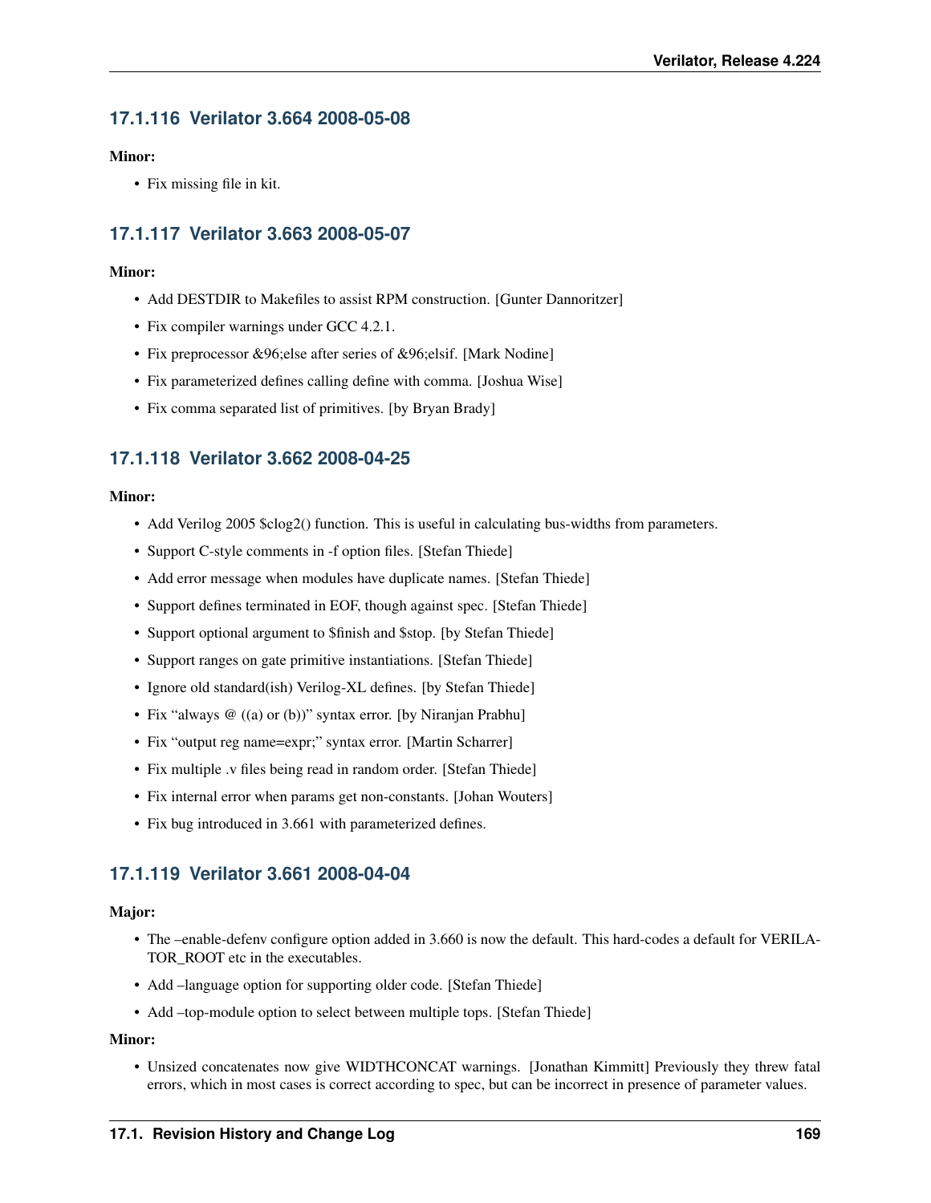### 17.1.116 Verilator 3.664 2008-05-08

**Minor:**

- Fix missing file in kit.

### 17.1.117 Verilator 3.663 2008-05-07

**Minor:**

- Add DESTDIR to Makefiles to assist RPM construction. [Gunter Dannoritzer]
- Fix compiler warnings under GCC 4.2.1.
- Fix preprocessor &96;else after series of &96;elsif. [Mark Nodine]
- Fix parameterized defines calling define with comma. [Joshua Wise]
- Fix comma separated list of primitives. [by Bryan Brady]

### 17.1.118 Verilator 3.662 2008-04-25

**Minor:**

- Add Verilog 2005 $clog2() function. This is useful in calculating bus-widths from parameters.
- Support C-style comments in -f option files. [Stefan Thiede]
- Add error message when modules have duplicate names. [Stefan Thiede]
- Support defines terminated in EOF, though against spec. [Stefan Thiede]
- Support optional argument to $finish and $stop. [by Stefan Thiede]
- Support ranges on gate primitive instantiations. [Stefan Thiede]
- Ignore old standard(ish) Verilog-XL defines. [by Stefan Thiede]
- Fix "always @ ((a) or (b))" syntax error. [by Niranjan Prabhu]
- Fix "output reg name=expr;" syntax error. [Martin Scharrer]
- Fix multiple .v files being read in random order. [Stefan Thiede]
- Fix internal error when params get non-constants. [Johan Wouters]
- Fix bug introduced in 3.661 with parameterized defines.

### 17.1.119 Verilator 3.661 2008-04-04

**Major:**

- The –enable-defenv configure option added in 3.660 is now the default. This hard-codes a default for VERILATOR_ROOT etc in the executables.
- Add –language option for supporting older code. [Stefan Thiede]
- Add –top-module option to select between multiple tops. [Stefan Thiede]

**Minor:**

- Unsized concatenates now give WIDTHCONCAT warnings. [Jonathan Kimmitt] Previously they threw fatal errors, which in most cases is correct according to spec, but can be incorrect in presence of parameter values.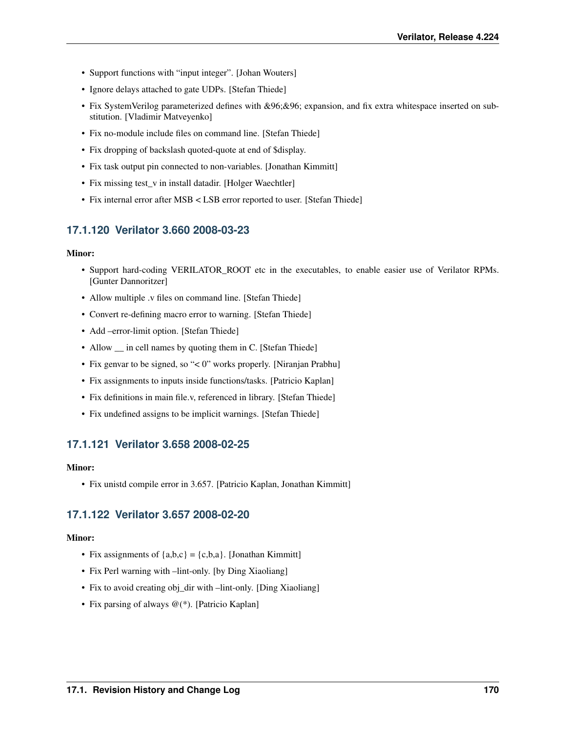- Support functions with "input integer". [Johan Wouters]
- Ignore delays attached to gate UDPs. [Stefan Thiede]
- Fix SystemVerilog parameterized defines with &96;&96; expansion, and fix extra whitespace inserted on substitution. [Vladimir Matveyenko]
- Fix no-module include files on command line. [Stefan Thiede]
- Fix dropping of backslash quoted-quote at end of $display.
- Fix task output pin connected to non-variables. [Jonathan Kimmitt]
- Fix missing test_v in install datadir. [Holger Waechtler]
- Fix internal error after MSB < LSB error reported to user. [Stefan Thiede]

### 17.1.120 Verilator 3.660 2008-03-23

**Minor:**

- Support hard-coding VERILATOR_ROOT etc in the executables, to enable easier use of Verilator RPMs. [Gunter Dannoritzer]
- Allow multiple .v files on command line. [Stefan Thiede]
- Convert re-defining macro error to warning. [Stefan Thiede]
- Add –error-limit option. [Stefan Thiede]
- Allow __ in cell names by quoting them in C. [Stefan Thiede]
- Fix genvar to be signed, so "< 0" works properly. [Niranjan Prabhu]
- Fix assignments to inputs inside functions/tasks. [Patricio Kaplan]
- Fix definitions in main file.v, referenced in library. [Stefan Thiede]
- Fix undefined assigns to be implicit warnings. [Stefan Thiede]

### 17.1.121 Verilator 3.658 2008-02-25

**Minor:**

- Fix unistd compile error in 3.657. [Patricio Kaplan, Jonathan Kimmitt]

### 17.1.122 Verilator 3.657 2008-02-20

**Minor:**

- Fix assignments of {a,b,c} = {c,b,a}. [Jonathan Kimmitt]
- Fix Perl warning with –lint-only. [by Ding Xiaoliang]
- Fix to avoid creating obj_dir with –lint-only. [Ding Xiaoliang]
- Fix parsing of always @(*). [Patricio Kaplan]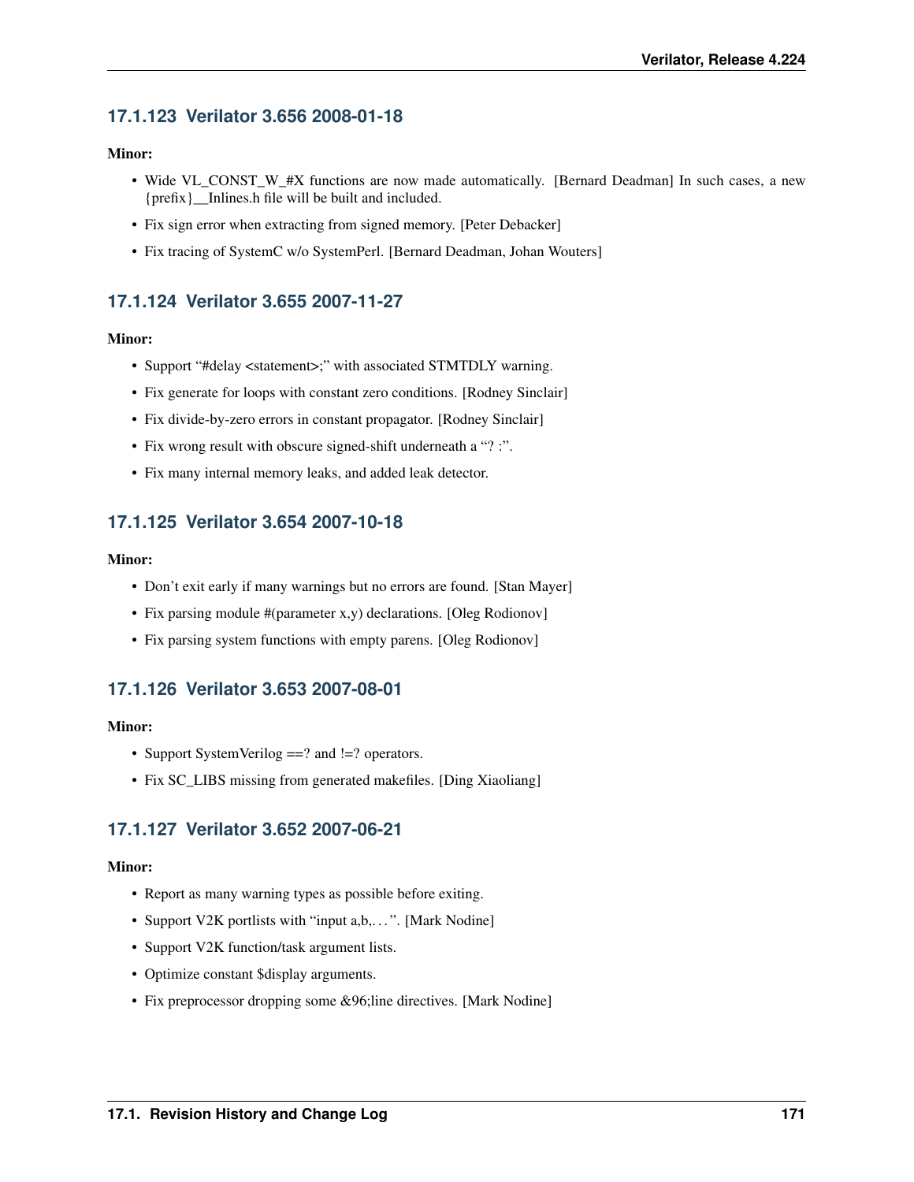### 17.1.123 Verilator 3.656 2008-01-18

**Minor:**

- Wide VL_CONST_W_#X functions are now made automatically. [Bernard Deadman] In such cases, a new {prefix}__Inlines.h file will be built and included.
- Fix sign error when extracting from signed memory. [Peter Debacker]
- Fix tracing of SystemC w/o SystemPerl. [Bernard Deadman, Johan Wouters]

### 17.1.124 Verilator 3.655 2007-11-27

**Minor:**

- Support "#delay <statement>;" with associated STMTDLY warning.
- Fix generate for loops with constant zero conditions. [Rodney Sinclair]
- Fix divide-by-zero errors in constant propagator. [Rodney Sinclair]
- Fix wrong result with obscure signed-shift underneath a "? :".
- Fix many internal memory leaks, and added leak detector.

### 17.1.125 Verilator 3.654 2007-10-18

**Minor:**

- Don't exit early if many warnings but no errors are found. [Stan Mayer]
- Fix parsing module #(parameter x,y) declarations. [Oleg Rodionov]
- Fix parsing system functions with empty parens. [Oleg Rodionov]

### 17.1.126 Verilator 3.653 2007-08-01

**Minor:**

- Support SystemVerilog ==? and !=? operators.
- Fix SC_LIBS missing from generated makefiles. [Ding Xiaoliang]

### 17.1.127 Verilator 3.652 2007-06-21

**Minor:**

- Report as many warning types as possible before exiting.
- Support V2K portlists with "input a,b,…". [Mark Nodine]
- Support V2K function/task argument lists.
- Optimize constant $display arguments.
- Fix preprocessor dropping some &96;line directives. [Mark Nodine]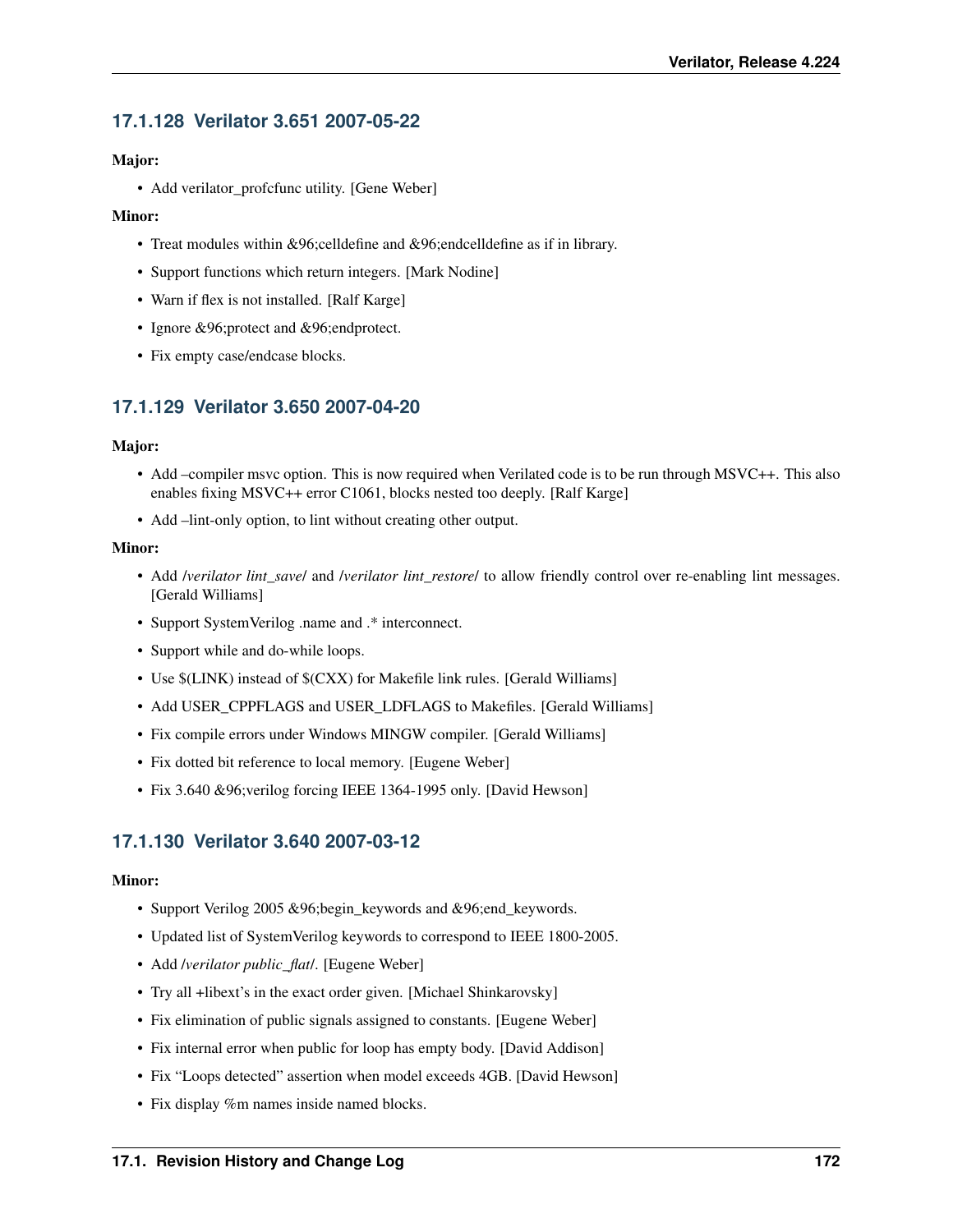### 17.1.128 Verilator 3.651 2007-05-22

**Major:**

- Add verilator_profcfunc utility. [Gene Weber]

**Minor:**

- Treat modules within &96;celldefine and &96;endcelldefine as if in library.
- Support functions which return integers. [Mark Nodine]
- Warn if flex is not installed. [Ralf Karge]
- Ignore &96;protect and &96;endprotect.
- Fix empty case/endcase blocks.

### 17.1.129 Verilator 3.650 2007-04-20

**Major:**

- Add –compiler msvc option. This is now required when Verilated code is to be run through MSVC++. This also enables fixing MSVC++ error C1061, blocks nested too deeply. [Ralf Karge]
- Add –lint-only option, to lint without creating other output.

**Minor:**

- Add /*verilator lint_save*/ and /*verilator lint_restore*/ to allow friendly control over re-enabling lint messages. [Gerald Williams]
- Support SystemVerilog .name and .* interconnect.
- Support while and do-while loops.
- Use $(LINK) instead of $(CXX) for Makefile link rules. [Gerald Williams]
- Add USER_CPPFLAGS and USER_LDFLAGS to Makefiles. [Gerald Williams]
- Fix compile errors under Windows MINGW compiler. [Gerald Williams]
- Fix dotted bit reference to local memory. [Eugene Weber]
- Fix 3.640 &96;verilog forcing IEEE 1364-1995 only. [David Hewson]

### 17.1.130 Verilator 3.640 2007-03-12

**Minor:**

- Support Verilog 2005 &96;begin_keywords and &96;end_keywords.
- Updated list of SystemVerilog keywords to correspond to IEEE 1800-2005.
- Add /*verilator public_flat*/. [Eugene Weber]
- Try all +libext's in the exact order given. [Michael Shinkarovsky]
- Fix elimination of public signals assigned to constants. [Eugene Weber]
- Fix internal error when public for loop has empty body. [David Addison]
- Fix "Loops detected" assertion when model exceeds 4GB. [David Hewson]
- Fix display %m names inside named blocks.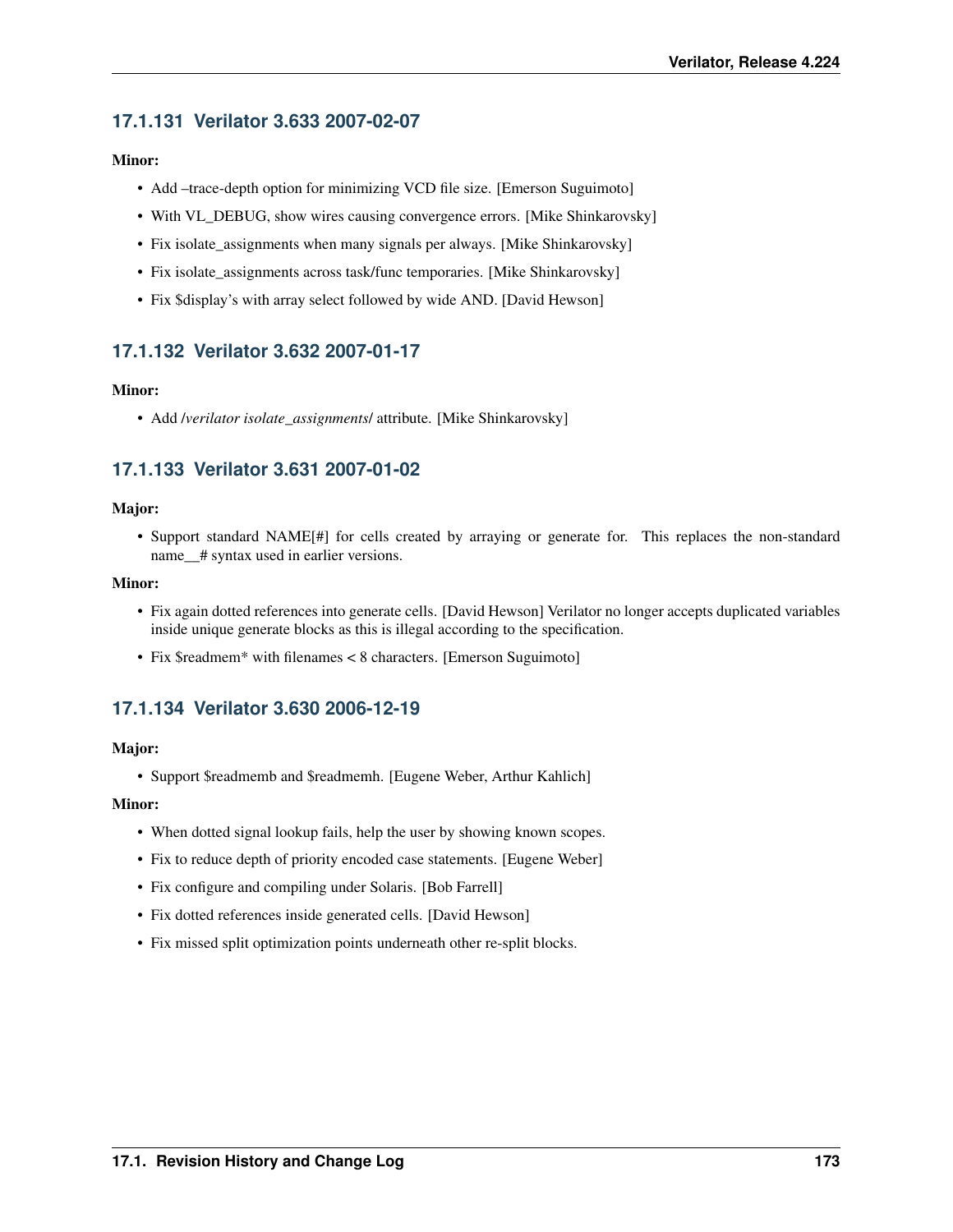### 17.1.131 Verilator 3.633 2007-02-07

**Minor:**

- Add –trace-depth option for minimizing VCD file size. [Emerson Suguimoto]
- With VL_DEBUG, show wires causing convergence errors. [Mike Shinkarovsky]
- Fix isolate_assignments when many signals per always. [Mike Shinkarovsky]
- Fix isolate_assignments across task/func temporaries. [Mike Shinkarovsky]
- Fix $display's with array select followed by wide AND. [David Hewson]

### 17.1.132 Verilator 3.632 2007-01-17

**Minor:**

- Add /*verilator isolate_assignments*/ attribute. [Mike Shinkarovsky]

### 17.1.133 Verilator 3.631 2007-01-02

**Major:**

- Support standard NAME[#] for cells created by arraying or generate for. This replaces the non-standard name__# syntax used in earlier versions.

**Minor:**

- Fix again dotted references into generate cells. [David Hewson] Verilator no longer accepts duplicated variables inside unique generate blocks as this is illegal according to the specification.
- Fix $readmem* with filenames < 8 characters. [Emerson Suguimoto]

### 17.1.134 Verilator 3.630 2006-12-19

**Major:**

- Support $readmemb and $readmemh. [Eugene Weber, Arthur Kahlich]

**Minor:**

- When dotted signal lookup fails, help the user by showing known scopes.
- Fix to reduce depth of priority encoded case statements. [Eugene Weber]
- Fix configure and compiling under Solaris. [Bob Farrell]
- Fix dotted references inside generated cells. [David Hewson]
- Fix missed split optimization points underneath other re-split blocks.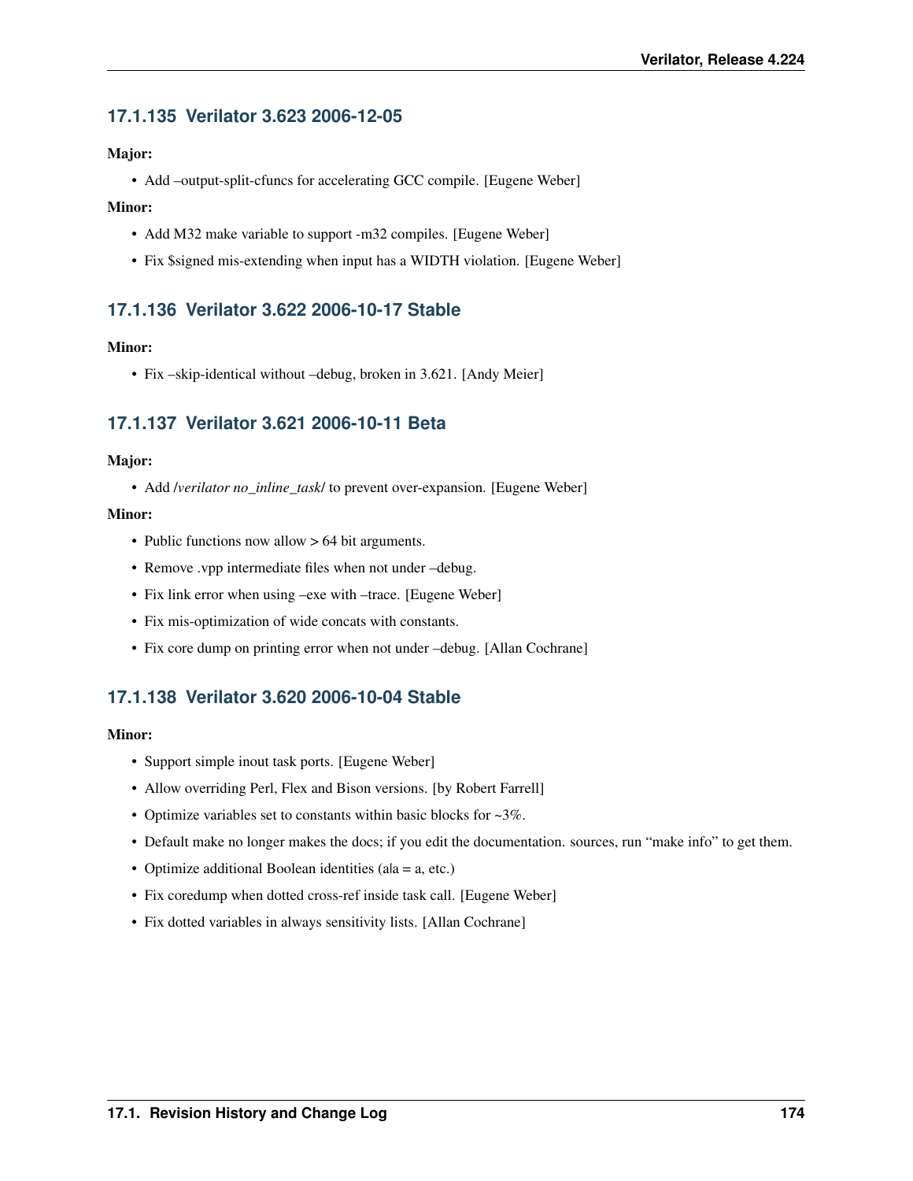### 17.1.135 Verilator 3.623 2006-12-05

**Major:**

- Add –output-split-cfuncs for accelerating GCC compile. [Eugene Weber]

**Minor:**

- Add M32 make variable to support -m32 compiles. [Eugene Weber]
- Fix $signed mis-extending when input has a WIDTH violation. [Eugene Weber]

### 17.1.136 Verilator 3.622 2006-10-17 Stable

**Minor:**

- Fix –skip-identical without –debug, broken in 3.621. [Andy Meier]

### 17.1.137 Verilator 3.621 2006-10-11 Beta

**Major:**

- Add /*verilator no_inline_task*/ to prevent over-expansion. [Eugene Weber]

**Minor:**

- Public functions now allow > 64 bit arguments.
- Remove .vpp intermediate files when not under –debug.
- Fix link error when using –exe with –trace. [Eugene Weber]
- Fix mis-optimization of wide concats with constants.
- Fix core dump on printing error when not under –debug. [Allan Cochrane]

### 17.1.138 Verilator 3.620 2006-10-04 Stable

**Minor:**

- Support simple inout task ports. [Eugene Weber]
- Allow overriding Perl, Flex and Bison versions. [by Robert Farrell]
- Optimize variables set to constants within basic blocks for ~3%.
- Default make no longer makes the docs; if you edit the documentation. sources, run "make info" to get them.
- Optimize additional Boolean identities (a|a = a, etc.)
- Fix coredump when dotted cross-ref inside task call. [Eugene Weber]
- Fix dotted variables in always sensitivity lists. [Allan Cochrane]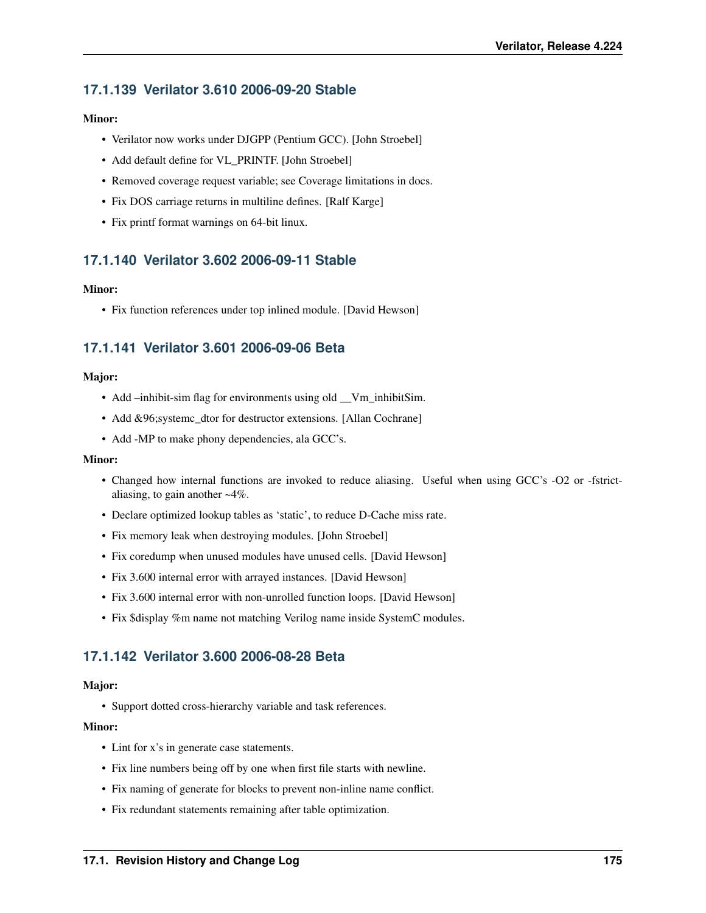### 17.1.139 Verilator 3.610 2006-09-20 Stable

**Minor:**

- Verilator now works under DJGPP (Pentium GCC). [John Stroebel]
- Add default define for VL_PRINTF. [John Stroebel]
- Removed coverage request variable; see Coverage limitations in docs.
- Fix DOS carriage returns in multiline defines. [Ralf Karge]
- Fix printf format warnings on 64-bit linux.

### 17.1.140 Verilator 3.602 2006-09-11 Stable

**Minor:**

- Fix function references under top inlined module. [David Hewson]

### 17.1.141 Verilator 3.601 2006-09-06 Beta

**Major:**

- Add –inhibit-sim flag for environments using old __Vm_inhibitSim.
- Add &96;systemc_dtor for destructor extensions. [Allan Cochrane]
- Add -MP to make phony dependencies, ala GCC's.

**Minor:**

- Changed how internal functions are invoked to reduce aliasing. Useful when using GCC's -O2 or -fstrict-aliasing, to gain another ~4%.
- Declare optimized lookup tables as 'static', to reduce D-Cache miss rate.
- Fix memory leak when destroying modules. [John Stroebel]
- Fix coredump when unused modules have unused cells. [David Hewson]
- Fix 3.600 internal error with arrayed instances. [David Hewson]
- Fix 3.600 internal error with non-unrolled function loops. [David Hewson]
- Fix $display %m name not matching Verilog name inside SystemC modules.

### 17.1.142 Verilator 3.600 2006-08-28 Beta

**Major:**

- Support dotted cross-hierarchy variable and task references.

**Minor:**

- Lint for x's in generate case statements.
- Fix line numbers being off by one when first file starts with newline.
- Fix naming of generate for blocks to prevent non-inline name conflict.
- Fix redundant statements remaining after table optimization.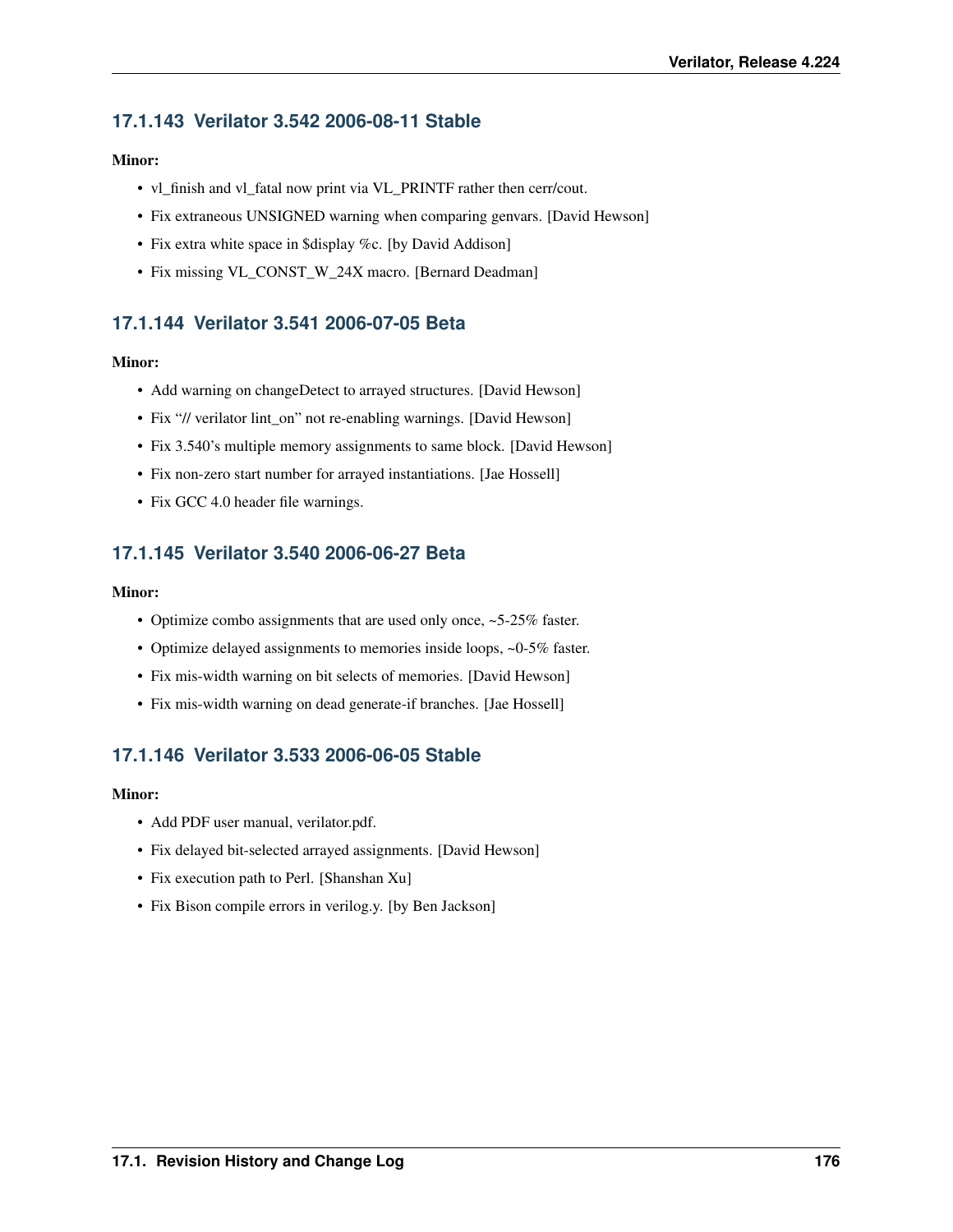### 17.1.143 Verilator 3.542 2006-08-11 Stable

**Minor:**

- vl_finish and vl_fatal now print via VL_PRINTF rather then cerr/cout.
- Fix extraneous UNSIGNED warning when comparing genvars. [David Hewson]
- Fix extra white space in $display %c. [by David Addison]
- Fix missing VL_CONST_W_24X macro. [Bernard Deadman]

### 17.1.144 Verilator 3.541 2006-07-05 Beta

**Minor:**

- Add warning on changeDetect to arrayed structures. [David Hewson]
- Fix "// verilator lint_on" not re-enabling warnings. [David Hewson]
- Fix 3.540's multiple memory assignments to same block. [David Hewson]
- Fix non-zero start number for arrayed instantiations. [Jae Hossell]
- Fix GCC 4.0 header file warnings.

### 17.1.145 Verilator 3.540 2006-06-27 Beta

**Minor:**

- Optimize combo assignments that are used only once, ~5-25% faster.
- Optimize delayed assignments to memories inside loops, ~0-5% faster.
- Fix mis-width warning on bit selects of memories. [David Hewson]
- Fix mis-width warning on dead generate-if branches. [Jae Hossell]

### 17.1.146 Verilator 3.533 2006-06-05 Stable

**Minor:**

- Add PDF user manual, verilator.pdf.
- Fix delayed bit-selected arrayed assignments. [David Hewson]
- Fix execution path to Perl. [Shanshan Xu]
- Fix Bison compile errors in verilog.y. [by Ben Jackson]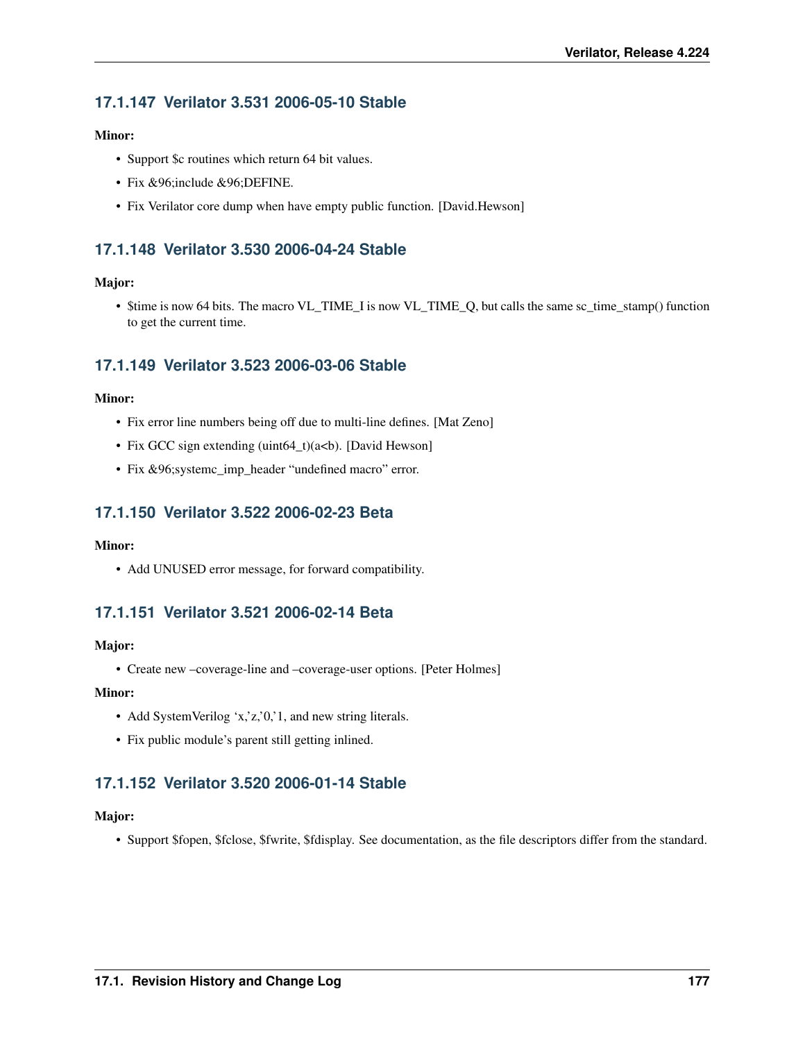### 17.1.147 Verilator 3.531 2006-05-10 Stable

**Minor:**

- Support $c routines which return 64 bit values.
- Fix &96;include &96;DEFINE.
- Fix Verilator core dump when have empty public function. [David.Hewson]

### 17.1.148 Verilator 3.530 2006-04-24 Stable

**Major:**

- $time is now 64 bits. The macro VL_TIME_I is now VL_TIME_Q, but calls the same sc_time_stamp() function to get the current time.

### 17.1.149 Verilator 3.523 2006-03-06 Stable

**Minor:**

- Fix error line numbers being off due to multi-line defines. [Mat Zeno]
- Fix GCC sign extending (uint64_t)(a<b). [David Hewson]
- Fix &96;systemc_imp_header "undefined macro" error.

### 17.1.150 Verilator 3.522 2006-02-23 Beta

**Minor:**

- Add UNUSED error message, for forward compatibility.

### 17.1.151 Verilator 3.521 2006-02-14 Beta

**Major:**

- Create new –coverage-line and –coverage-user options. [Peter Holmes]

**Minor:**

- Add SystemVerilog 'x,'z,'0,'1, and new string literals.
- Fix public module's parent still getting inlined.

### 17.1.152 Verilator 3.520 2006-01-14 Stable

**Major:**

- Support $fopen, $fclose, $fwrite, $fdisplay. See documentation, as the file descriptors differ from the standard.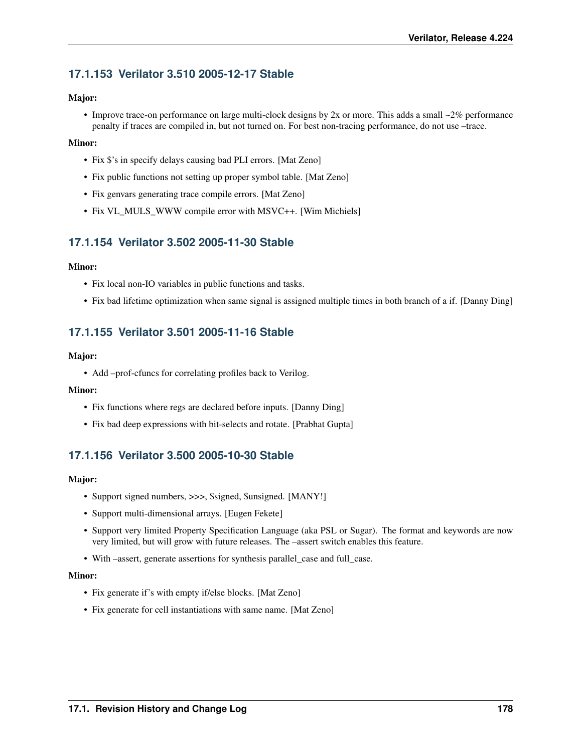### 17.1.153 Verilator 3.510 2005-12-17 Stable

**Major:**

- Improve trace-on performance on large multi-clock designs by 2x or more. This adds a small ~2% performance penalty if traces are compiled in, but not turned on. For best non-tracing performance, do not use –trace.

**Minor:**

- Fix $'s in specify delays causing bad PLI errors. [Mat Zeno]
- Fix public functions not setting up proper symbol table. [Mat Zeno]
- Fix genvars generating trace compile errors. [Mat Zeno]
- Fix VL_MULS_WWW compile error with MSVC++. [Wim Michiels]

### 17.1.154 Verilator 3.502 2005-11-30 Stable

**Minor:**

- Fix local non-IO variables in public functions and tasks.
- Fix bad lifetime optimization when same signal is assigned multiple times in both branch of a if. [Danny Ding]

### 17.1.155 Verilator 3.501 2005-11-16 Stable

**Major:**

- Add –prof-cfuncs for correlating profiles back to Verilog.

**Minor:**

- Fix functions where regs are declared before inputs. [Danny Ding]
- Fix bad deep expressions with bit-selects and rotate. [Prabhat Gupta]

### 17.1.156 Verilator 3.500 2005-10-30 Stable

**Major:**

- Support signed numbers, >>>, $signed, $unsigned. [MANY!]
- Support multi-dimensional arrays. [Eugen Fekete]
- Support very limited Property Specification Language (aka PSL or Sugar). The format and keywords are now very limited, but will grow with future releases. The –assert switch enables this feature.
- With –assert, generate assertions for synthesis parallel_case and full_case.

**Minor:**

- Fix generate if's with empty if/else blocks. [Mat Zeno]
- Fix generate for cell instantiations with same name. [Mat Zeno]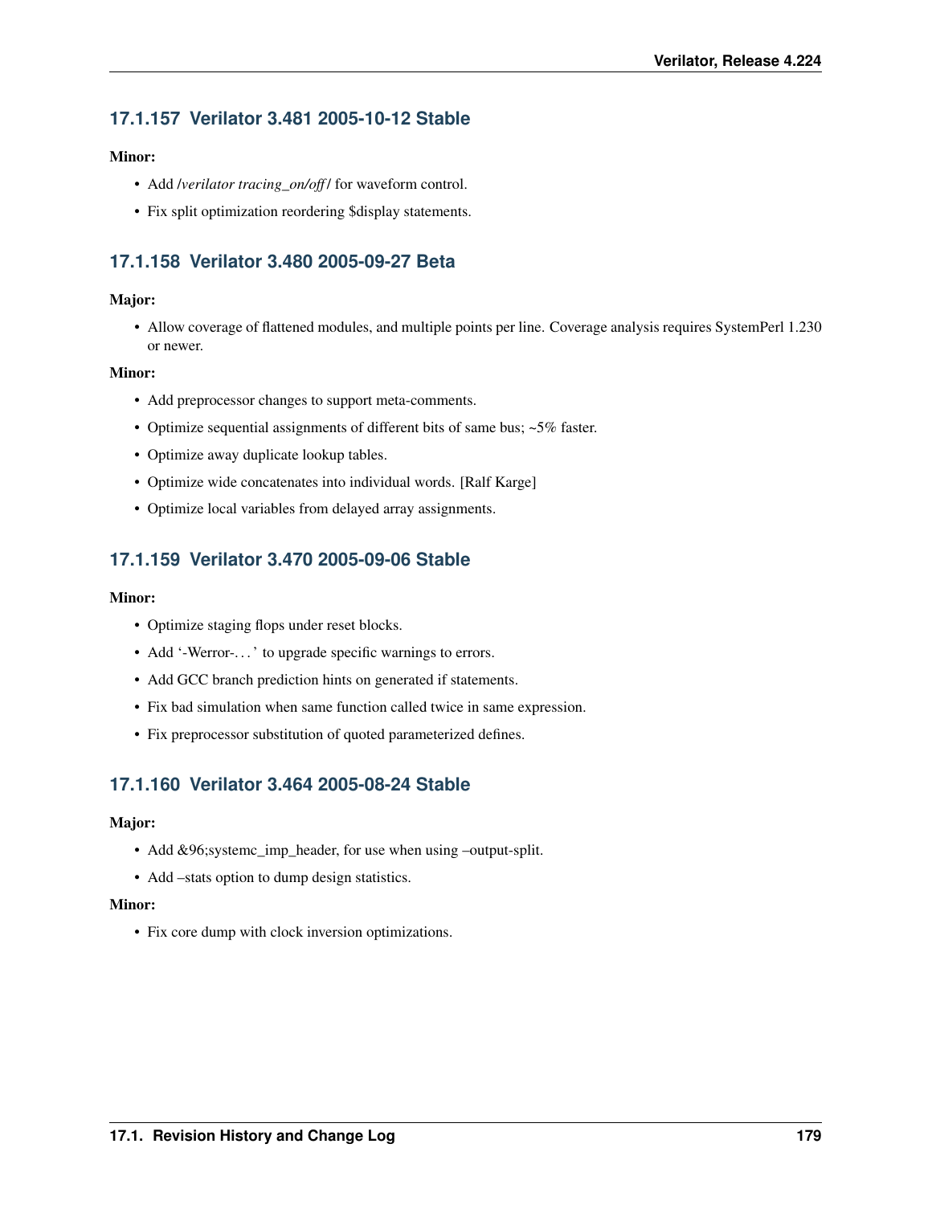### 17.1.157 Verilator 3.481 2005-10-12 Stable

**Minor:**

- Add /*verilator tracing_on/off*/ for waveform control.
- Fix split optimization reordering $display statements.

### 17.1.158 Verilator 3.480 2005-09-27 Beta

**Major:**

- Allow coverage of flattened modules, and multiple points per line. Coverage analysis requires SystemPerl 1.230 or newer.

**Minor:**

- Add preprocessor changes to support meta-comments.
- Optimize sequential assignments of different bits of same bus; ~5% faster.
- Optimize away duplicate lookup tables.
- Optimize wide concatenates into individual words. [Ralf Karge]
- Optimize local variables from delayed array assignments.

### 17.1.159 Verilator 3.470 2005-09-06 Stable

**Minor:**

- Optimize staging flops under reset blocks.
- Add '-Werror-…' to upgrade specific warnings to errors.
- Add GCC branch prediction hints on generated if statements.
- Fix bad simulation when same function called twice in same expression.
- Fix preprocessor substitution of quoted parameterized defines.

### 17.1.160 Verilator 3.464 2005-08-24 Stable

**Major:**

- Add &96;systemc_imp_header, for use when using –output-split.
- Add –stats option to dump design statistics.

**Minor:**

- Fix core dump with clock inversion optimizations.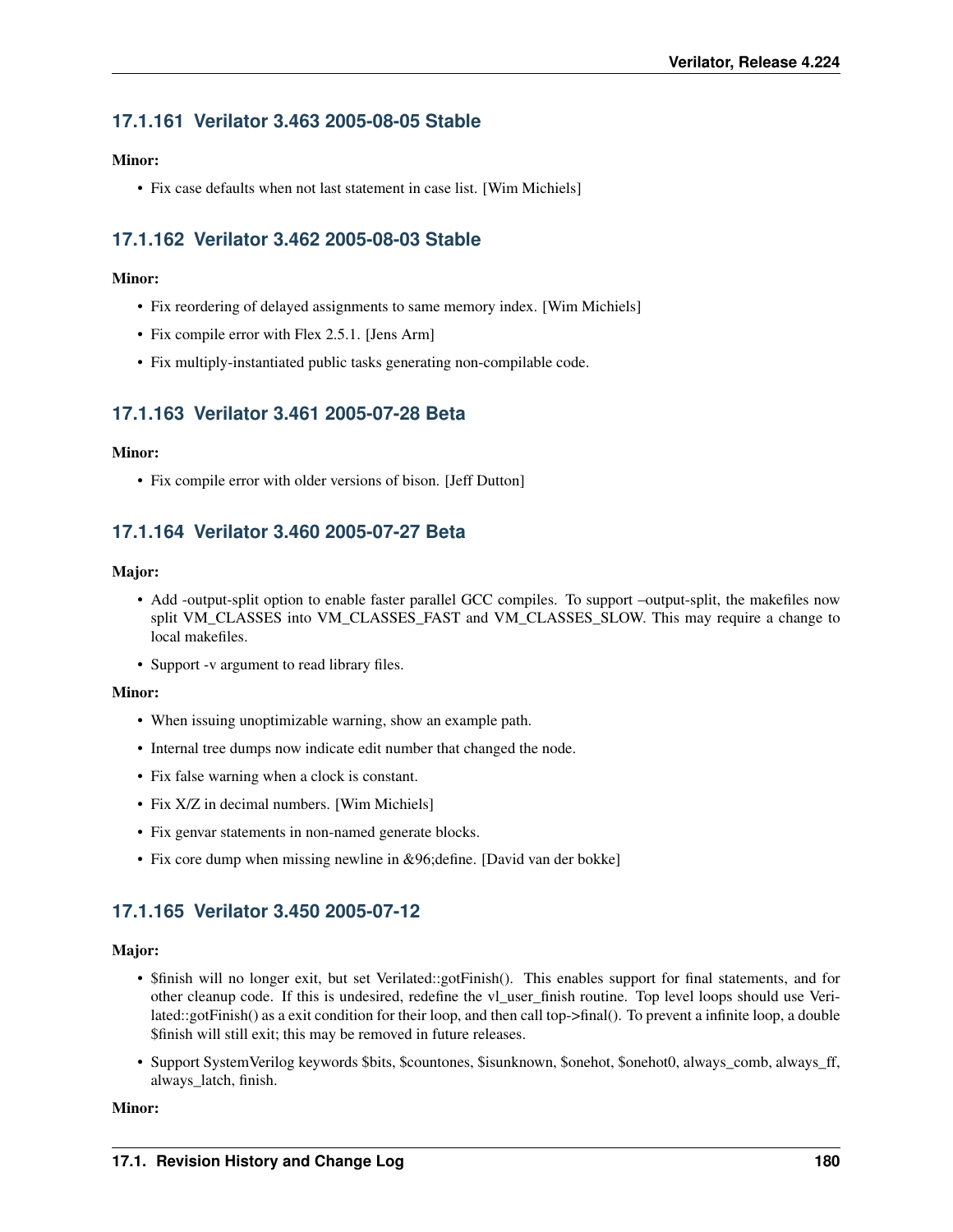### 17.1.161 Verilator 3.463 2005-08-05 Stable

**Minor:**

- Fix case defaults when not last statement in case list. [Wim Michiels]

### 17.1.162 Verilator 3.462 2005-08-03 Stable

**Minor:**

- Fix reordering of delayed assignments to same memory index. [Wim Michiels]
- Fix compile error with Flex 2.5.1. [Jens Arm]
- Fix multiply-instantiated public tasks generating non-compilable code.

### 17.1.163 Verilator 3.461 2005-07-28 Beta

**Minor:**

- Fix compile error with older versions of bison. [Jeff Dutton]

### 17.1.164 Verilator 3.460 2005-07-27 Beta

**Major:**

- Add -output-split option to enable faster parallel GCC compiles. To support –output-split, the makefiles now split VM_CLASSES into VM_CLASSES_FAST and VM_CLASSES_SLOW. This may require a change to local makefiles.
- Support -v argument to read library files.

**Minor:**

- When issuing unoptimizable warning, show an example path.
- Internal tree dumps now indicate edit number that changed the node.
- Fix false warning when a clock is constant.
- Fix X/Z in decimal numbers. [Wim Michiels]
- Fix genvar statements in non-named generate blocks.
- Fix core dump when missing newline in &96;define. [David van der bokke]

### 17.1.165 Verilator 3.450 2005-07-12

**Major:**

- $finish will no longer exit, but set Verilated::gotFinish(). This enables support for final statements, and for other cleanup code. If this is undesired, redefine the vl_user_finish routine. Top level loops should use Verilated::gotFinish() as a exit condition for their loop, and then call top->final(). To prevent a infinite loop, a double $finish will still exit; this may be removed in future releases.
- Support SystemVerilog keywords $bits, $countones, $isunknown, $onehot, $onehot0, always_comb, always_ff, always_latch, finish.

**Minor:**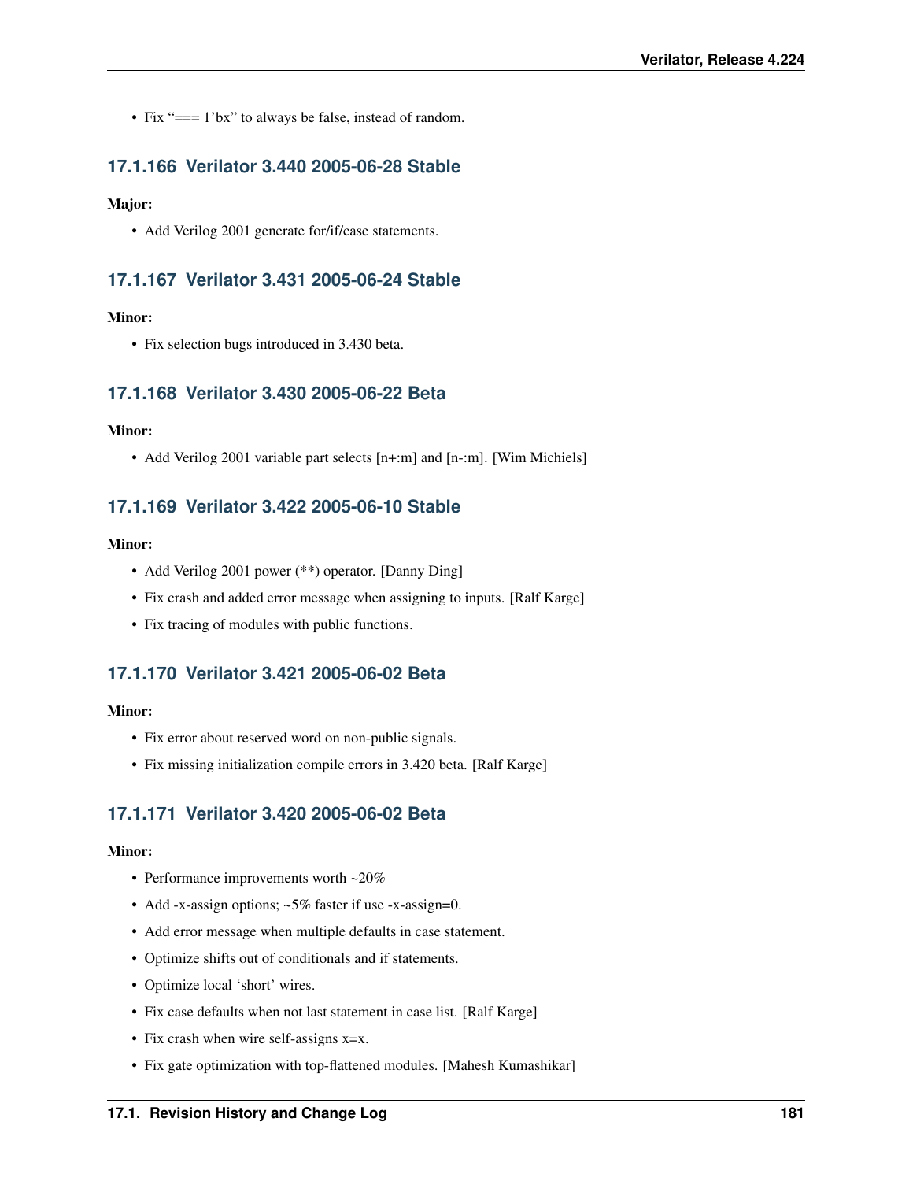- Fix “=== 1’bx” to always be false, instead of random.

### 17.1.166 Verilator 3.440 2005-06-28 Stable

**Major:**

- Add Verilog 2001 generate for/if/case statements.

### 17.1.167 Verilator 3.431 2005-06-24 Stable

**Minor:**

- Fix selection bugs introduced in 3.430 beta.

### 17.1.168 Verilator 3.430 2005-06-22 Beta

**Minor:**

- Add Verilog 2001 variable part selects [n+:m] and [n-:m]. [Wim Michiels]

### 17.1.169 Verilator 3.422 2005-06-10 Stable

**Minor:**

- Add Verilog 2001 power (**) operator. [Danny Ding]
- Fix crash and added error message when assigning to inputs. [Ralf Karge]
- Fix tracing of modules with public functions.

### 17.1.170 Verilator 3.421 2005-06-02 Beta

**Minor:**

- Fix error about reserved word on non-public signals.
- Fix missing initialization compile errors in 3.420 beta. [Ralf Karge]

### 17.1.171 Verilator 3.420 2005-06-02 Beta

**Minor:**

- Performance improvements worth ~20%
- Add -x-assign options; ~5% faster if use -x-assign=0.
- Add error message when multiple defaults in case statement.
- Optimize shifts out of conditionals and if statements.
- Optimize local ‘short’ wires.
- Fix case defaults when not last statement in case list. [Ralf Karge]
- Fix crash when wire self-assigns x=x.
- Fix gate optimization with top-flattened modules. [Mahesh Kumashikar]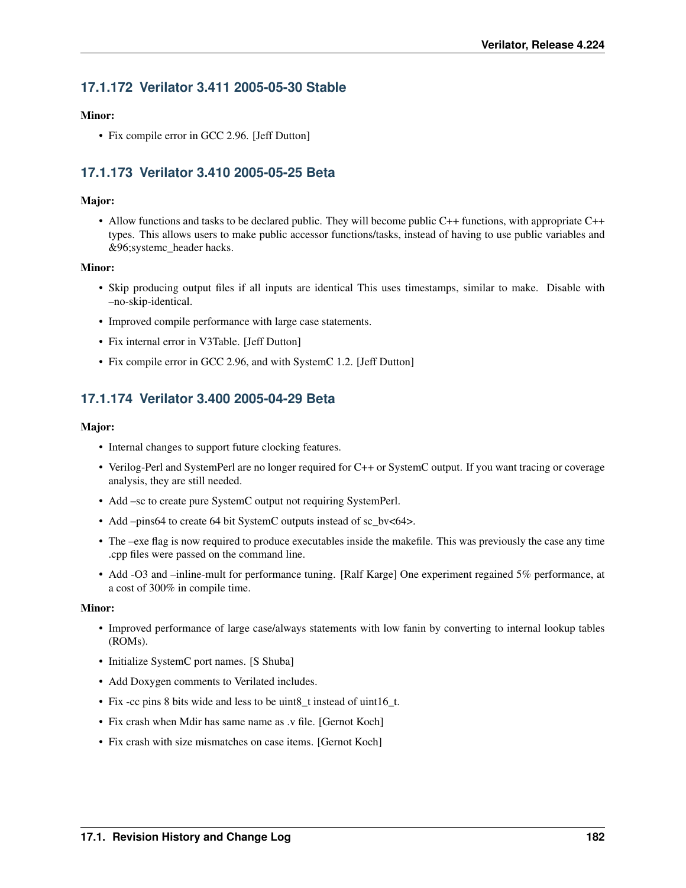### 17.1.172 Verilator 3.411 2005-05-30 Stable

**Minor:**

- Fix compile error in GCC 2.96. [Jeff Dutton]

### 17.1.173 Verilator 3.410 2005-05-25 Beta

**Major:**

- Allow functions and tasks to be declared public. They will become public C++ functions, with appropriate C++ types. This allows users to make public accessor functions/tasks, instead of having to use public variables and &96;systemc_header hacks.

**Minor:**

- Skip producing output files if all inputs are identical This uses timestamps, similar to make. Disable with –no-skip-identical.
- Improved compile performance with large case statements.
- Fix internal error in V3Table. [Jeff Dutton]
- Fix compile error in GCC 2.96, and with SystemC 1.2. [Jeff Dutton]

### 17.1.174 Verilator 3.400 2005-04-29 Beta

**Major:**

- Internal changes to support future clocking features.
- Verilog-Perl and SystemPerl are no longer required for C++ or SystemC output. If you want tracing or coverage analysis, they are still needed.
- Add –sc to create pure SystemC output not requiring SystemPerl.
- Add –pins64 to create 64 bit SystemC outputs instead of sc_bv<64>.
- The –exe flag is now required to produce executables inside the makefile. This was previously the case any time .cpp files were passed on the command line.
- Add -O3 and –inline-mult for performance tuning. [Ralf Karge] One experiment regained 5% performance, at a cost of 300% in compile time.

**Minor:**

- Improved performance of large case/always statements with low fanin by converting to internal lookup tables (ROMs).
- Initialize SystemC port names. [S Shuba]
- Add Doxygen comments to Verilated includes.
- Fix -cc pins 8 bits wide and less to be uint8_t instead of uint16_t.
- Fix crash when Mdir has same name as .v file. [Gernot Koch]
- Fix crash with size mismatches on case items. [Gernot Koch]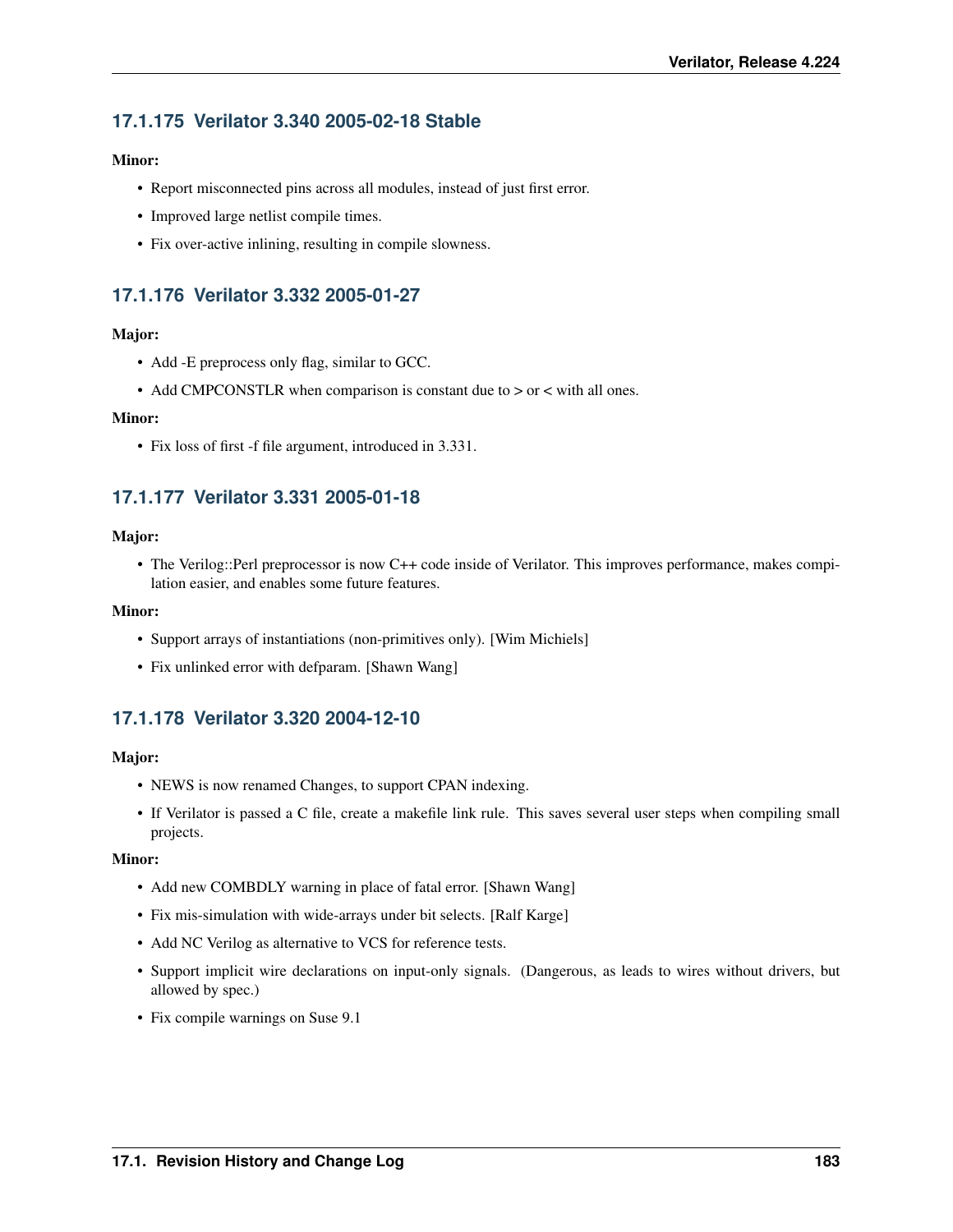### 17.1.175 Verilator 3.340 2005-02-18 Stable

**Minor:**

- Report misconnected pins across all modules, instead of just first error.
- Improved large netlist compile times.
- Fix over-active inlining, resulting in compile slowness.

### 17.1.176 Verilator 3.332 2005-01-27

**Major:**

- Add -E preprocess only flag, similar to GCC.
- Add CMPCONSTLR when comparison is constant due to > or < with all ones.

**Minor:**

- Fix loss of first -f file argument, introduced in 3.331.

### 17.1.177 Verilator 3.331 2005-01-18

**Major:**

- The Verilog::Perl preprocessor is now C++ code inside of Verilator. This improves performance, makes compilation easier, and enables some future features.

**Minor:**

- Support arrays of instantiations (non-primitives only). [Wim Michiels]
- Fix unlinked error with defparam. [Shawn Wang]

### 17.1.178 Verilator 3.320 2004-12-10

**Major:**

- NEWS is now renamed Changes, to support CPAN indexing.
- If Verilator is passed a C file, create a makefile link rule. This saves several user steps when compiling small projects.

**Minor:**

- Add new COMBDLY warning in place of fatal error. [Shawn Wang]
- Fix mis-simulation with wide-arrays under bit selects. [Ralf Karge]
- Add NC Verilog as alternative to VCS for reference tests.
- Support implicit wire declarations on input-only signals. (Dangerous, as leads to wires without drivers, but allowed by spec.)
- Fix compile warnings on Suse 9.1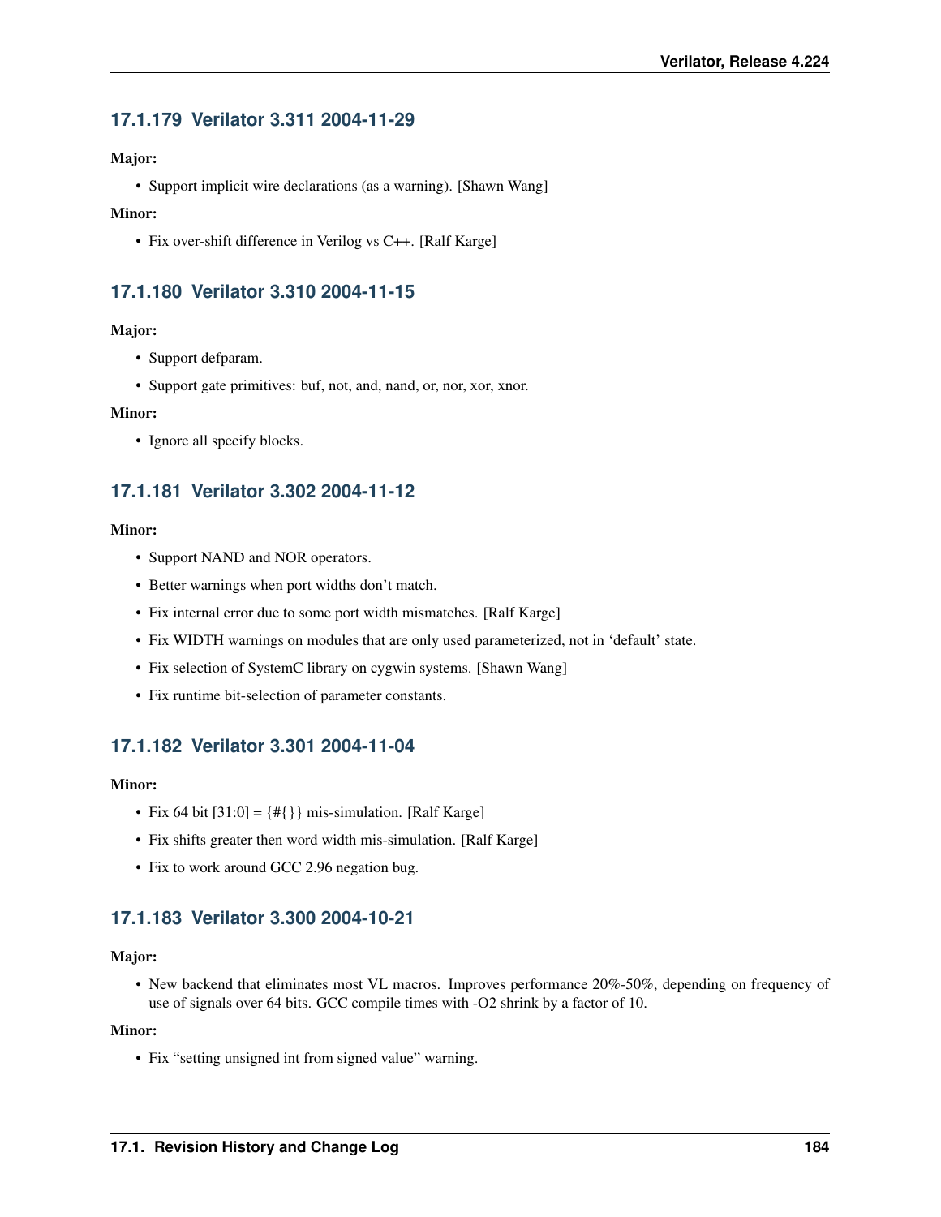### 17.1.179 Verilator 3.311 2004-11-29

**Major:**

- Support implicit wire declarations (as a warning). [Shawn Wang]

**Minor:**

- Fix over-shift difference in Verilog vs C++. [Ralf Karge]

### 17.1.180 Verilator 3.310 2004-11-15

**Major:**

- Support defparam.
- Support gate primitives: buf, not, and, nand, or, nor, xor, xnor.

**Minor:**

- Ignore all specify blocks.

### 17.1.181 Verilator 3.302 2004-11-12

**Minor:**

- Support NAND and NOR operators.
- Better warnings when port widths don't match.
- Fix internal error due to some port width mismatches. [Ralf Karge]
- Fix WIDTH warnings on modules that are only used parameterized, not in 'default' state.
- Fix selection of SystemC library on cygwin systems. [Shawn Wang]
- Fix runtime bit-selection of parameter constants.

### 17.1.182 Verilator 3.301 2004-11-04

**Minor:**

- Fix 64 bit [31:0] = {#{}} mis-simulation. [Ralf Karge]
- Fix shifts greater then word width mis-simulation. [Ralf Karge]
- Fix to work around GCC 2.96 negation bug.

### 17.1.183 Verilator 3.300 2004-10-21

**Major:**

- New backend that eliminates most VL macros. Improves performance 20%-50%, depending on frequency of use of signals over 64 bits. GCC compile times with -O2 shrink by a factor of 10.

**Minor:**

- Fix "setting unsigned int from signed value" warning.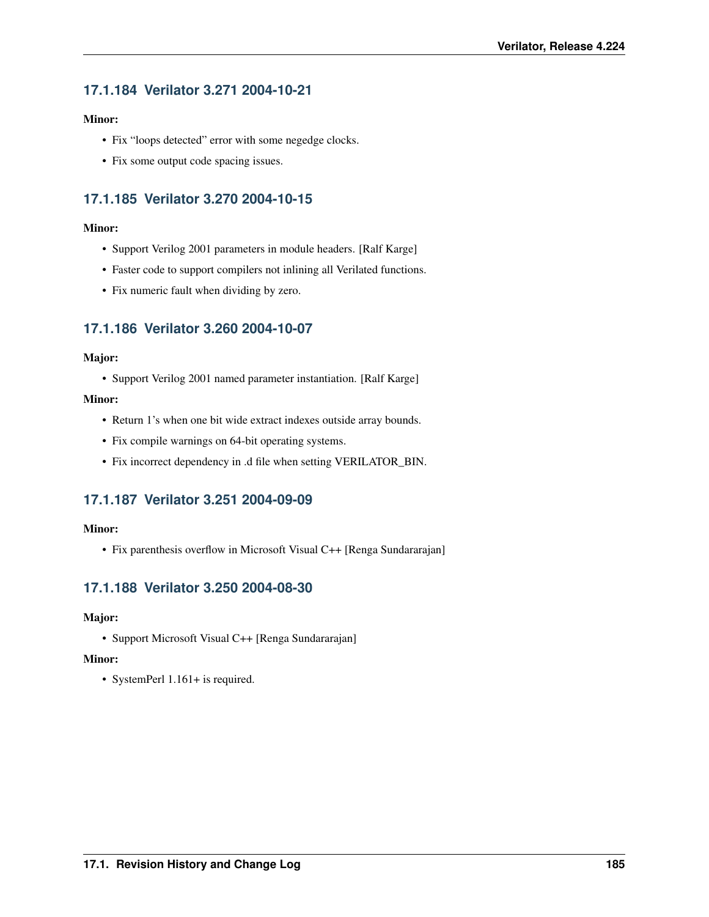### 17.1.184 Verilator 3.271 2004-10-21

**Minor:**

- Fix “loops detected” error with some negedge clocks.
- Fix some output code spacing issues.

### 17.1.185 Verilator 3.270 2004-10-15

**Minor:**

- Support Verilog 2001 parameters in module headers. [Ralf Karge]
- Faster code to support compilers not inlining all Verilated functions.
- Fix numeric fault when dividing by zero.

### 17.1.186 Verilator 3.260 2004-10-07

**Major:**

- Support Verilog 2001 named parameter instantiation. [Ralf Karge]

**Minor:**

- Return 1’s when one bit wide extract indexes outside array bounds.
- Fix compile warnings on 64-bit operating systems.
- Fix incorrect dependency in .d file when setting VERILATOR_BIN.

### 17.1.187 Verilator 3.251 2004-09-09

**Minor:**

- Fix parenthesis overflow in Microsoft Visual C++ [Renga Sundararajan]

### 17.1.188 Verilator 3.250 2004-08-30

**Major:**

- Support Microsoft Visual C++ [Renga Sundararajan]

**Minor:**

- SystemPerl 1.161+ is required.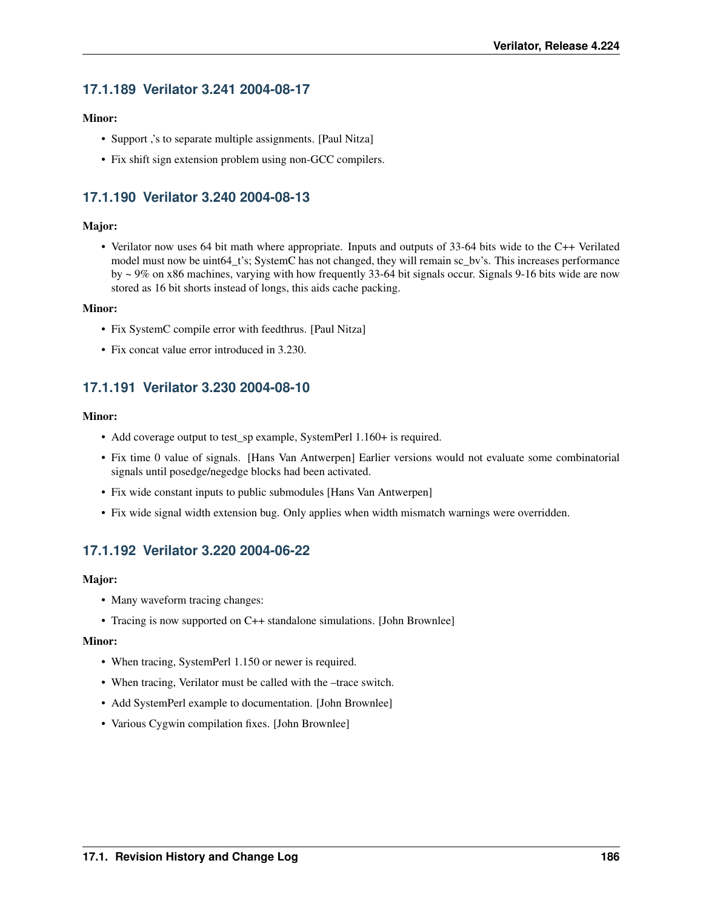### 17.1.189 Verilator 3.241 2004-08-17

**Minor:**

- Support ,'s to separate multiple assignments. [Paul Nitza]
- Fix shift sign extension problem using non-GCC compilers.

### 17.1.190 Verilator 3.240 2004-08-13

**Major:**

- Verilator now uses 64 bit math where appropriate. Inputs and outputs of 33-64 bits wide to the C++ Verilated model must now be uint64_t's; SystemC has not changed, they will remain sc_bv's. This increases performance by ~ 9% on x86 machines, varying with how frequently 33-64 bit signals occur. Signals 9-16 bits wide are now stored as 16 bit shorts instead of longs, this aids cache packing.

**Minor:**

- Fix SystemC compile error with feedthrus. [Paul Nitza]
- Fix concat value error introduced in 3.230.

### 17.1.191 Verilator 3.230 2004-08-10

**Minor:**

- Add coverage output to test_sp example, SystemPerl 1.160+ is required.
- Fix time 0 value of signals. [Hans Van Antwerpen] Earlier versions would not evaluate some combinatorial signals until posedge/negedge blocks had been activated.
- Fix wide constant inputs to public submodules [Hans Van Antwerpen]
- Fix wide signal width extension bug. Only applies when width mismatch warnings were overridden.

### 17.1.192 Verilator 3.220 2004-06-22

**Major:**

- Many waveform tracing changes:
- Tracing is now supported on C++ standalone simulations. [John Brownlee]

**Minor:**

- When tracing, SystemPerl 1.150 or newer is required.
- When tracing, Verilator must be called with the –trace switch.
- Add SystemPerl example to documentation. [John Brownlee]
- Various Cygwin compilation fixes. [John Brownlee]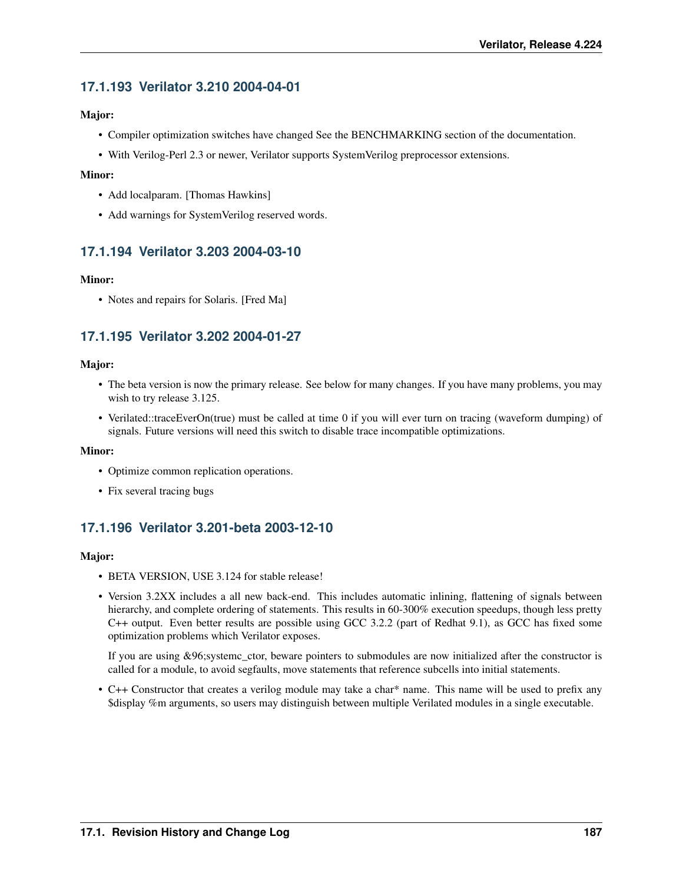### 17.1.193 Verilator 3.210 2004-04-01

**Major:**

- Compiler optimization switches have changed See the BENCHMARKING section of the documentation.
- With Verilog-Perl 2.3 or newer, Verilator supports SystemVerilog preprocessor extensions.

**Minor:**

- Add localparam. [Thomas Hawkins]
- Add warnings for SystemVerilog reserved words.

### 17.1.194 Verilator 3.203 2004-03-10

**Minor:**

- Notes and repairs for Solaris. [Fred Ma]

### 17.1.195 Verilator 3.202 2004-01-27

**Major:**

- The beta version is now the primary release. See below for many changes. If you have many problems, you may wish to try release 3.125.
- Verilated::traceEverOn(true) must be called at time 0 if you will ever turn on tracing (waveform dumping) of signals. Future versions will need this switch to disable trace incompatible optimizations.

**Minor:**

- Optimize common replication operations.
- Fix several tracing bugs

### 17.1.196 Verilator 3.201-beta 2003-12-10

**Major:**

- BETA VERSION, USE 3.124 for stable release!
- Version 3.2XX includes a all new back-end. This includes automatic inlining, flattening of signals between hierarchy, and complete ordering of statements. This results in 60-300% execution speedups, though less pretty C++ output. Even better results are possible using GCC 3.2.2 (part of Redhat 9.1), as GCC has fixed some optimization problems which Verilator exposes.

  If you are using &96;systemc_ctor, beware pointers to submodules are now initialized after the constructor is called for a module, to avoid segfaults, move statements that reference subcells into initial statements.

- C++ Constructor that creates a verilog module may take a char* name. This name will be used to prefix any $display %m arguments, so users may distinguish between multiple Verilated modules in a single executable.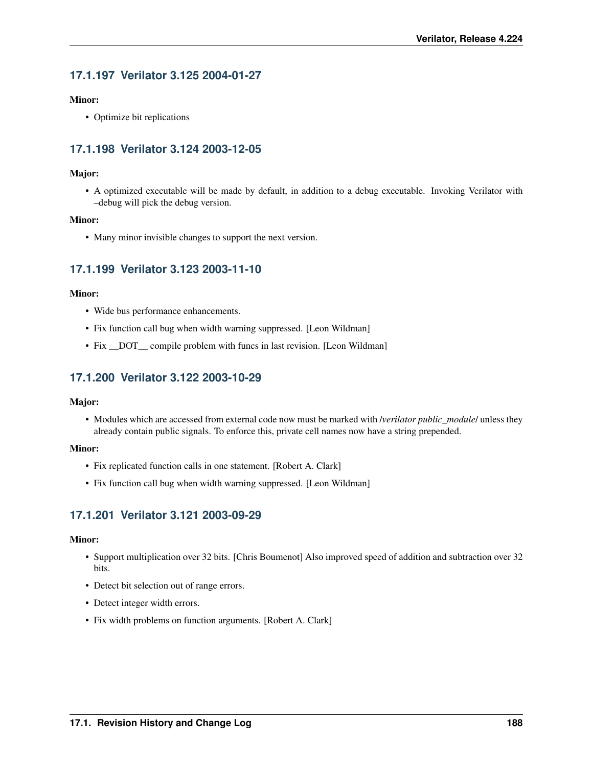### 17.1.197 Verilator 3.125 2004-01-27

**Minor:**

- Optimize bit replications

### 17.1.198 Verilator 3.124 2003-12-05

**Major:**

- A optimized executable will be made by default, in addition to a debug executable. Invoking Verilator with –debug will pick the debug version.

**Minor:**

- Many minor invisible changes to support the next version.

### 17.1.199 Verilator 3.123 2003-11-10

**Minor:**

- Wide bus performance enhancements.
- Fix function call bug when width warning suppressed. [Leon Wildman]
- Fix __DOT__ compile problem with funcs in last revision. [Leon Wildman]

### 17.1.200 Verilator 3.122 2003-10-29

**Major:**

- Modules which are accessed from external code now must be marked with /*verilator public_module*/ unless they already contain public signals. To enforce this, private cell names now have a string prepended.

**Minor:**

- Fix replicated function calls in one statement. [Robert A. Clark]
- Fix function call bug when width warning suppressed. [Leon Wildman]

### 17.1.201 Verilator 3.121 2003-09-29

**Minor:**

- Support multiplication over 32 bits. [Chris Boumenot] Also improved speed of addition and subtraction over 32 bits.
- Detect bit selection out of range errors.
- Detect integer width errors.
- Fix width problems on function arguments. [Robert A. Clark]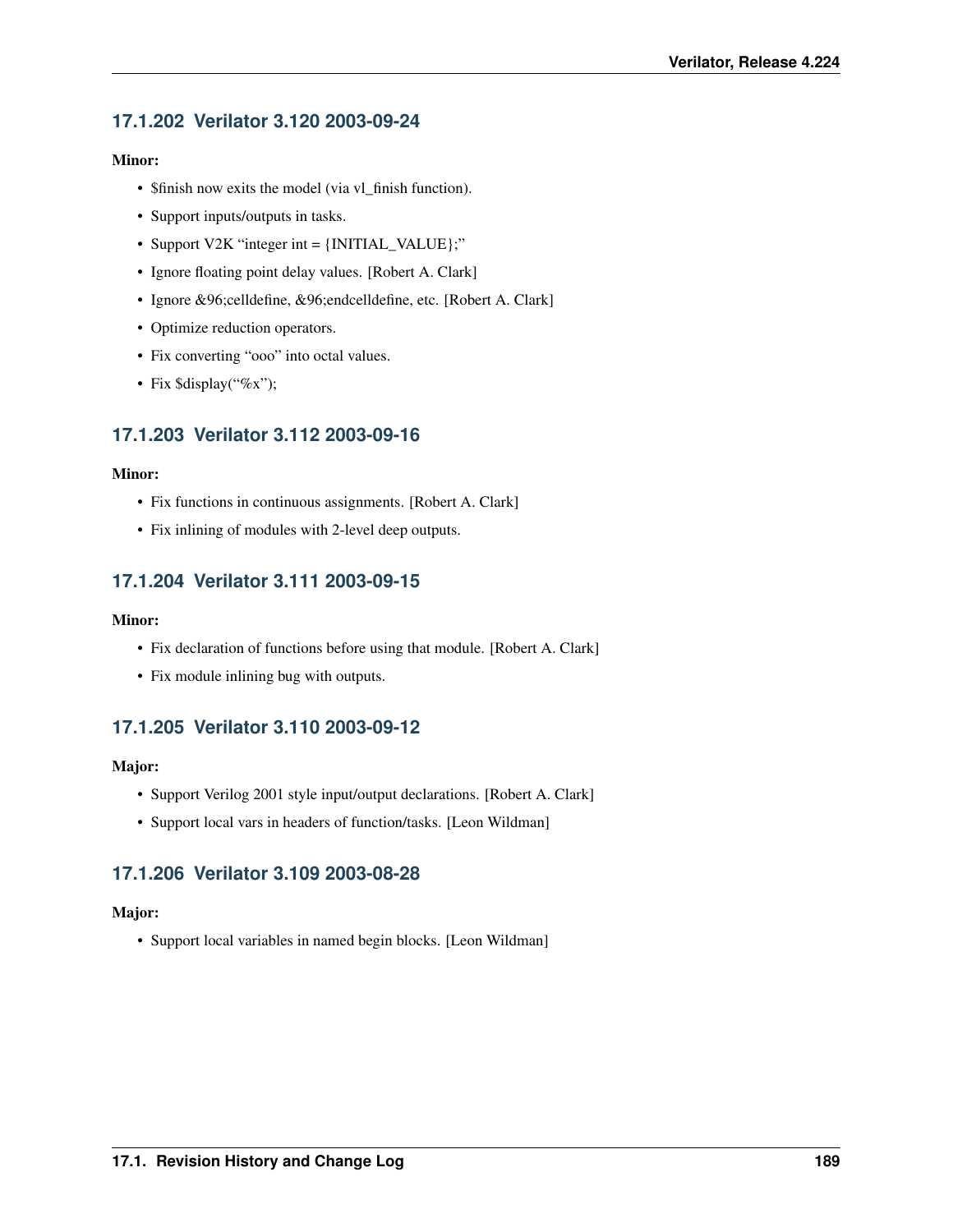### 17.1.202 Verilator 3.120 2003-09-24

**Minor:**

- $finish now exits the model (via vl_finish function).
- Support inputs/outputs in tasks.
- Support V2K "integer int = {INITIAL_VALUE};"
- Ignore floating point delay values. [Robert A. Clark]
- Ignore &96;celldefine, &96;endcelldefine, etc. [Robert A. Clark]
- Optimize reduction operators.
- Fix converting "ooo" into octal values.
- Fix $display("%x");

### 17.1.203 Verilator 3.112 2003-09-16

**Minor:**

- Fix functions in continuous assignments. [Robert A. Clark]
- Fix inlining of modules with 2-level deep outputs.

### 17.1.204 Verilator 3.111 2003-09-15

**Minor:**

- Fix declaration of functions before using that module. [Robert A. Clark]
- Fix module inlining bug with outputs.

### 17.1.205 Verilator 3.110 2003-09-12

**Major:**

- Support Verilog 2001 style input/output declarations. [Robert A. Clark]
- Support local vars in headers of function/tasks. [Leon Wildman]

### 17.1.206 Verilator 3.109 2003-08-28

**Major:**

- Support local variables in named begin blocks. [Leon Wildman]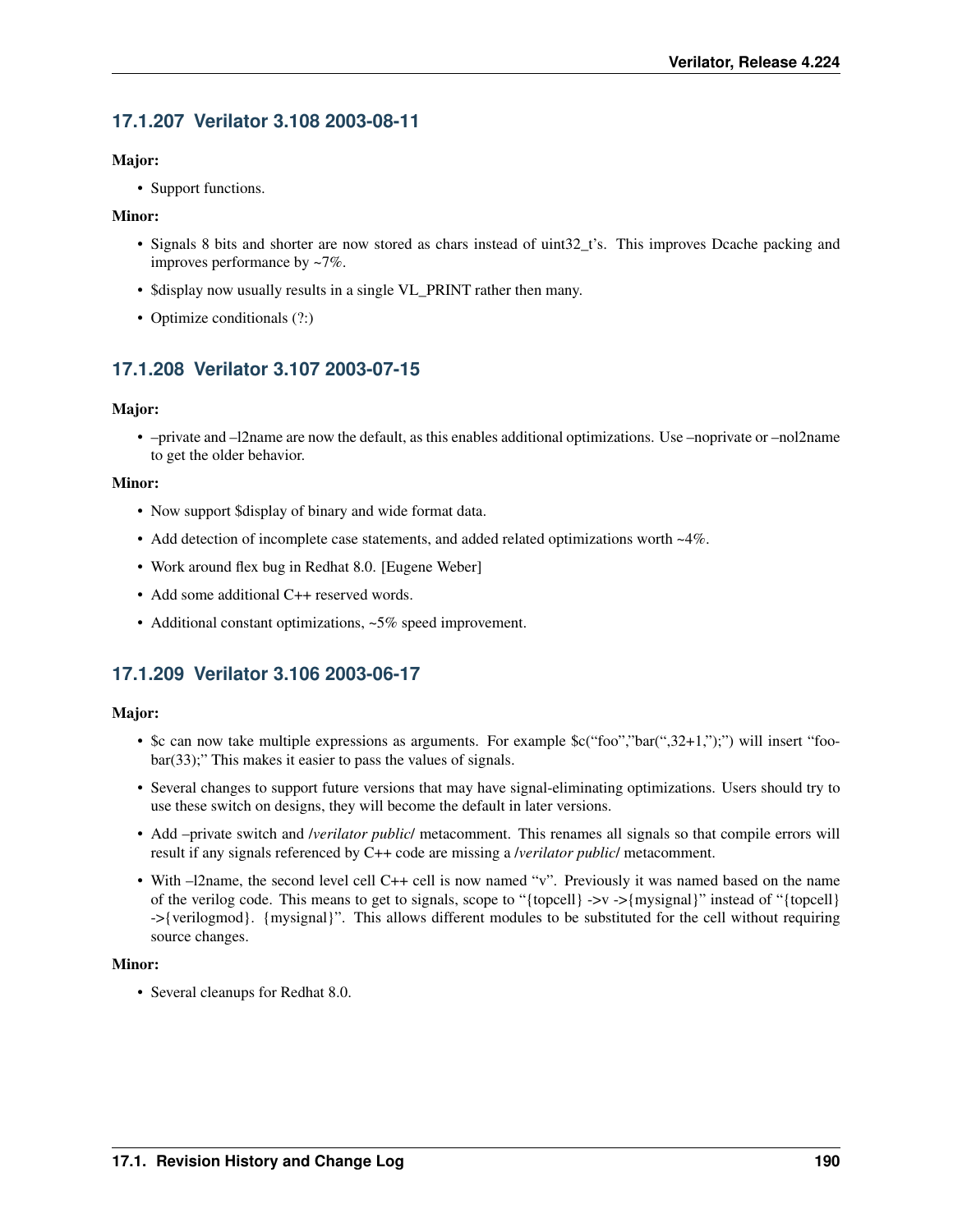### 17.1.207 Verilator 3.108 2003-08-11

**Major:**

- Support functions.

**Minor:**

- Signals 8 bits and shorter are now stored as chars instead of uint32_t's. This improves Dcache packing and improves performance by ~7%.
- $display now usually results in a single VL_PRINT rather then many.
- Optimize conditionals (?:)

### 17.1.208 Verilator 3.107 2003-07-15

**Major:**

- –private and –l2name are now the default, as this enables additional optimizations. Use –noprivate or –nol2name to get the older behavior.

**Minor:**

- Now support $display of binary and wide format data.
- Add detection of incomplete case statements, and added related optimizations worth ~4%.
- Work around flex bug in Redhat 8.0. [Eugene Weber]
- Add some additional C++ reserved words.
- Additional constant optimizations, ~5% speed improvement.

### 17.1.209 Verilator 3.106 2003-06-17

**Major:**

- $c can now take multiple expressions as arguments. For example $c("foo","bar(",32+1,");") will insert "foobar(33);" This makes it easier to pass the values of signals.
- Several changes to support future versions that may have signal-eliminating optimizations. Users should try to use these switch on designs, they will become the default in later versions.
- Add –private switch and /*verilator public*/ metacomment. This renames all signals so that compile errors will result if any signals referenced by C++ code are missing a /*verilator public*/ metacomment.
- With –l2name, the second level cell C++ cell is now named "v". Previously it was named based on the name of the verilog code. This means to get to signals, scope to "{topcell} ->v ->{mysignal}" instead of "{topcell} ->{verilogmod}. {mysignal}". This allows different modules to be substituted for the cell without requiring source changes.

**Minor:**

- Several cleanups for Redhat 8.0.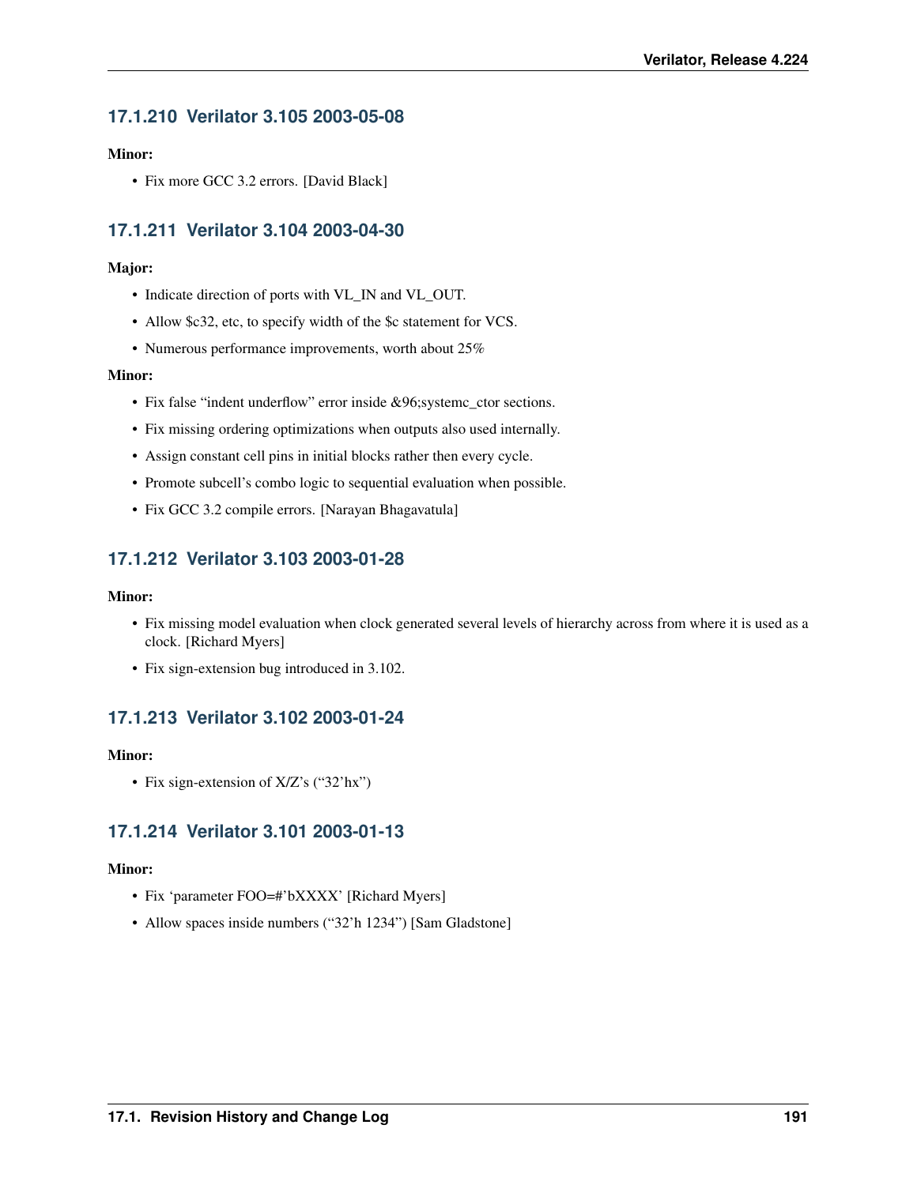### 17.1.210 Verilator 3.105 2003-05-08

**Minor:**

- Fix more GCC 3.2 errors. [David Black]

### 17.1.211 Verilator 3.104 2003-04-30

**Major:**

- Indicate direction of ports with VL_IN and VL_OUT.
- Allow $c32, etc, to specify width of the $c statement for VCS.
- Numerous performance improvements, worth about 25%

**Minor:**

- Fix false "indent underflow" error inside &96;systemc_ctor sections.
- Fix missing ordering optimizations when outputs also used internally.
- Assign constant cell pins in initial blocks rather then every cycle.
- Promote subcell's combo logic to sequential evaluation when possible.
- Fix GCC 3.2 compile errors. [Narayan Bhagavatula]

### 17.1.212 Verilator 3.103 2003-01-28

**Minor:**

- Fix missing model evaluation when clock generated several levels of hierarchy across from where it is used as a clock. [Richard Myers]
- Fix sign-extension bug introduced in 3.102.

### 17.1.213 Verilator 3.102 2003-01-24

**Minor:**

- Fix sign-extension of X/Z's ("32'hx")

### 17.1.214 Verilator 3.101 2003-01-13

**Minor:**

- Fix 'parameter FOO=#'bXXXX' [Richard Myers]
- Allow spaces inside numbers ("32'h 1234") [Sam Gladstone]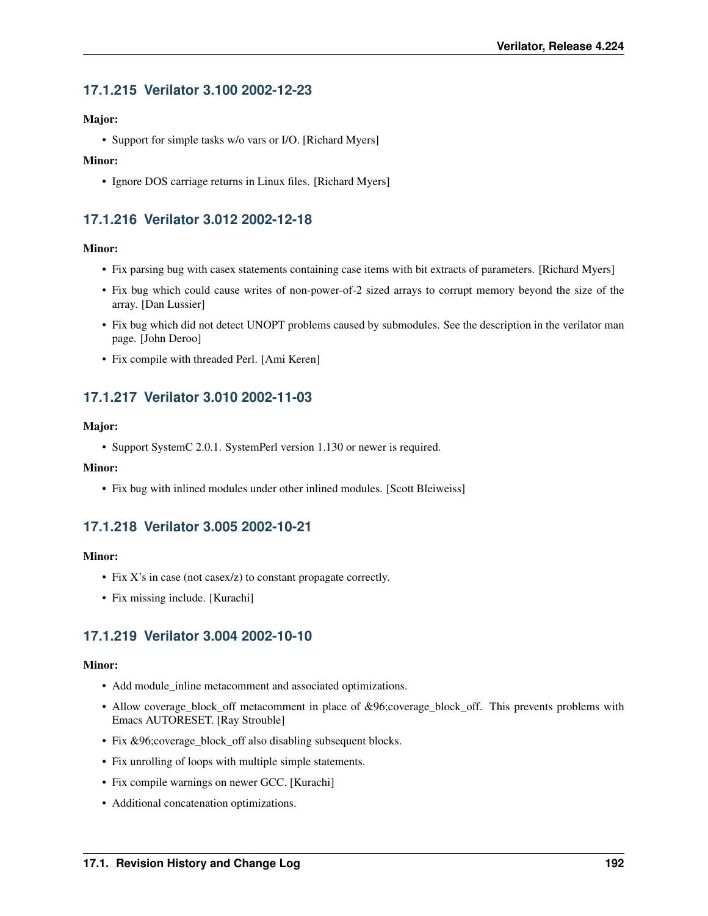### 17.1.215 Verilator 3.100 2002-12-23

**Major:**

- Support for simple tasks w/o vars or I/O. [Richard Myers]

**Minor:**

- Ignore DOS carriage returns in Linux files. [Richard Myers]

### 17.1.216 Verilator 3.012 2002-12-18

**Minor:**

- Fix parsing bug with casex statements containing case items with bit extracts of parameters. [Richard Myers]
- Fix bug which could cause writes of non-power-of-2 sized arrays to corrupt memory beyond the size of the array. [Dan Lussier]
- Fix bug which did not detect UNOPT problems caused by submodules. See the description in the verilator man page. [John Deroo]
- Fix compile with threaded Perl. [Ami Keren]

### 17.1.217 Verilator 3.010 2002-11-03

**Major:**

- Support SystemC 2.0.1. SystemPerl version 1.130 or newer is required.

**Minor:**

- Fix bug with inlined modules under other inlined modules. [Scott Bleiweiss]

### 17.1.218 Verilator 3.005 2002-10-21

**Minor:**

- Fix X's in case (not casex/z) to constant propagate correctly.
- Fix missing include. [Kurachi]

### 17.1.219 Verilator 3.004 2002-10-10

**Minor:**

- Add module_inline metacomment and associated optimizations.
- Allow coverage_block_off metacomment in place of &96;coverage_block_off. This prevents problems with Emacs AUTORESET. [Ray Strouble]
- Fix &96;coverage_block_off also disabling subsequent blocks.
- Fix unrolling of loops with multiple simple statements.
- Fix compile warnings on newer GCC. [Kurachi]
- Additional concatenation optimizations.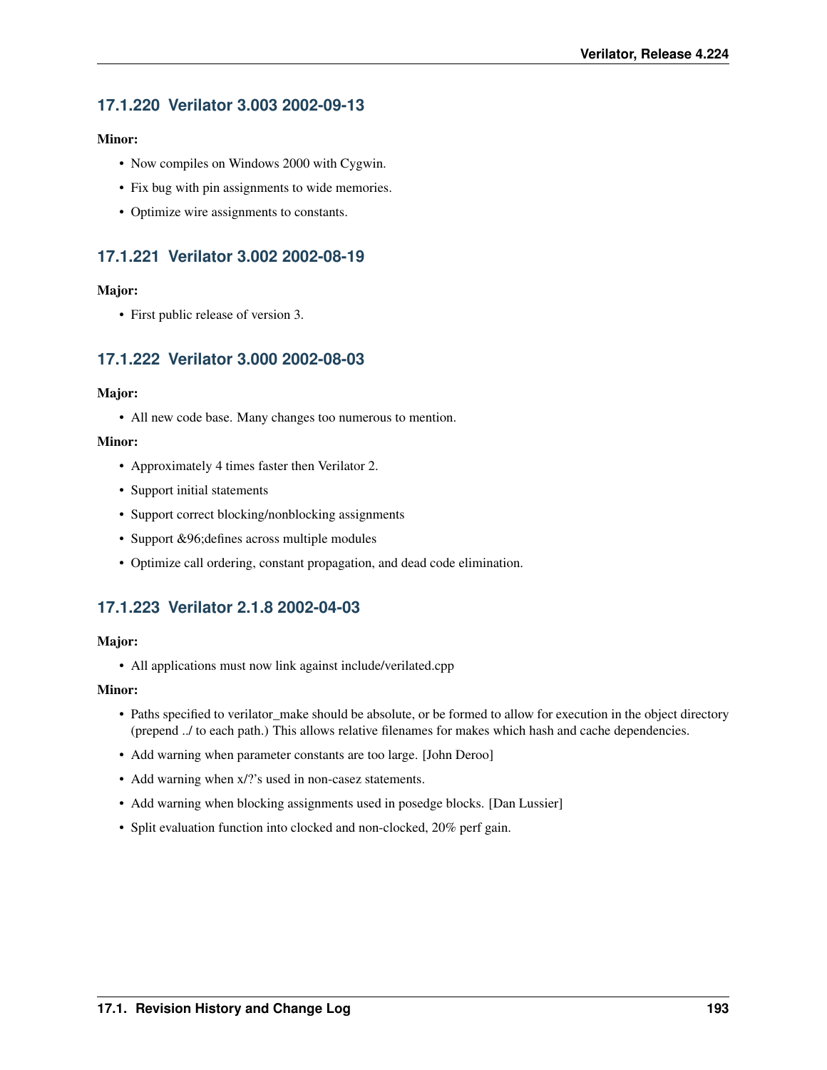### 17.1.220 Verilator 3.003 2002-09-13

**Minor:**

- Now compiles on Windows 2000 with Cygwin.
- Fix bug with pin assignments to wide memories.
- Optimize wire assignments to constants.

### 17.1.221 Verilator 3.002 2002-08-19

**Major:**

- First public release of version 3.

### 17.1.222 Verilator 3.000 2002-08-03

**Major:**

- All new code base. Many changes too numerous to mention.

**Minor:**

- Approximately 4 times faster then Verilator 2.
- Support initial statements
- Support correct blocking/nonblocking assignments
- Support &#96;defines across multiple modules
- Optimize call ordering, constant propagation, and dead code elimination.

### 17.1.223 Verilator 2.1.8 2002-04-03

**Major:**

- All applications must now link against include/verilated.cpp

**Minor:**

- Paths specified to verilator_make should be absolute, or be formed to allow for execution in the object directory (prepend ../ to each path.) This allows relative filenames for makes which hash and cache dependencies.
- Add warning when parameter constants are too large. [John Deroo]
- Add warning when x/?'s used in non-casez statements.
- Add warning when blocking assignments used in posedge blocks. [Dan Lussier]
- Split evaluation function into clocked and non-clocked, 20% perf gain.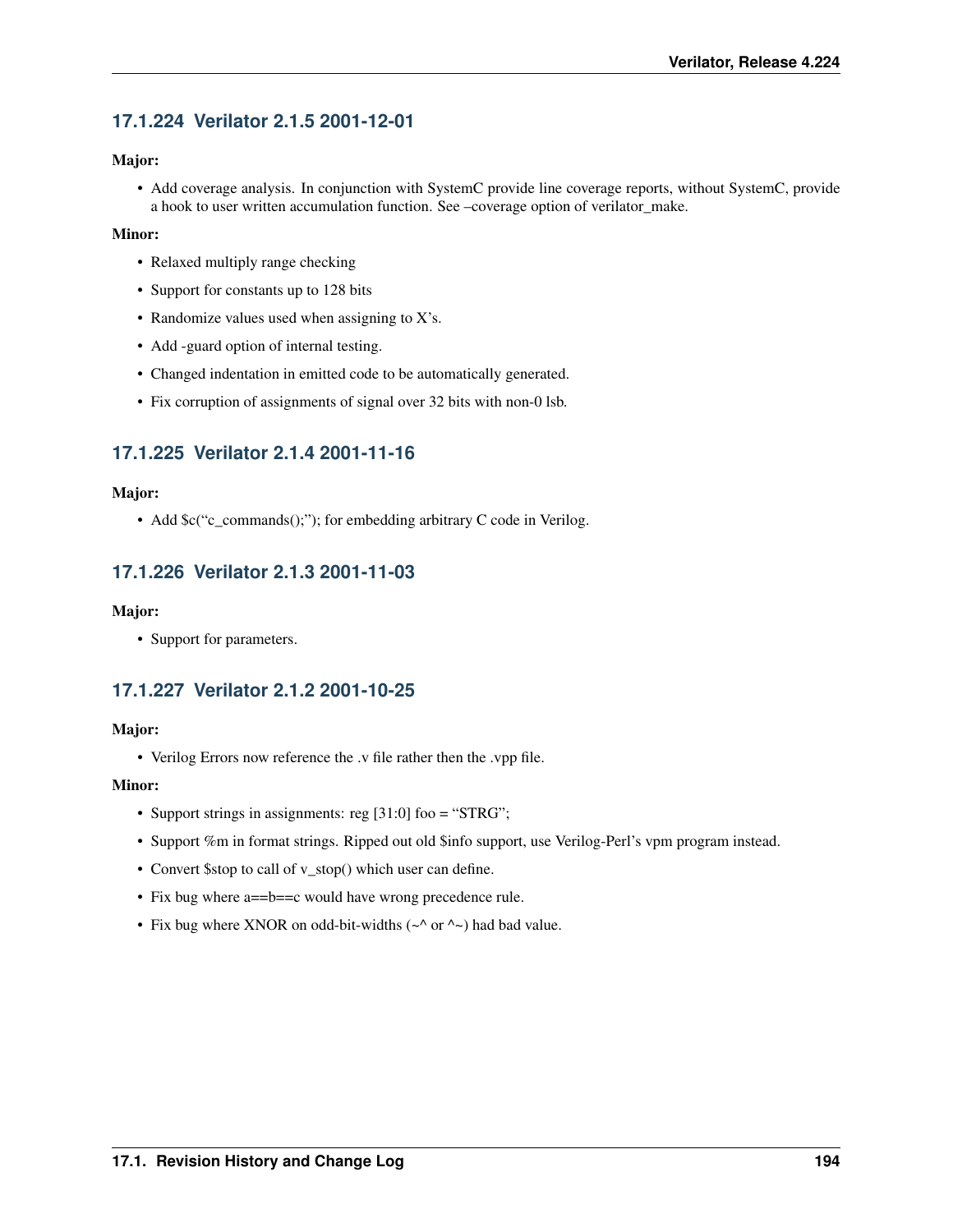### 17.1.224 Verilator 2.1.5 2001-12-01

**Major:**

- Add coverage analysis. In conjunction with SystemC provide line coverage reports, without SystemC, provide a hook to user written accumulation function. See –coverage option of verilator_make.

**Minor:**

- Relaxed multiply range checking
- Support for constants up to 128 bits
- Randomize values used when assigning to X's.
- Add -guard option of internal testing.
- Changed indentation in emitted code to be automatically generated.
- Fix corruption of assignments of signal over 32 bits with non-0 lsb.

### 17.1.225 Verilator 2.1.4 2001-11-16

**Major:**

- Add $c("c_commands();"); for embedding arbitrary C code in Verilog.

### 17.1.226 Verilator 2.1.3 2001-11-03

**Major:**

- Support for parameters.

### 17.1.227 Verilator 2.1.2 2001-10-25

**Major:**

- Verilog Errors now reference the .v file rather then the .vpp file.

**Minor:**

- Support strings in assignments: reg [31:0] foo = "STRG";
- Support %m in format strings. Ripped out old $info support, use Verilog-Perl's vpm program instead.
- Convert $stop to call of v_stop() which user can define.
- Fix bug where a==b==c would have wrong precedence rule.
- Fix bug where XNOR on odd-bit-widths (~^ or ^~) had bad value.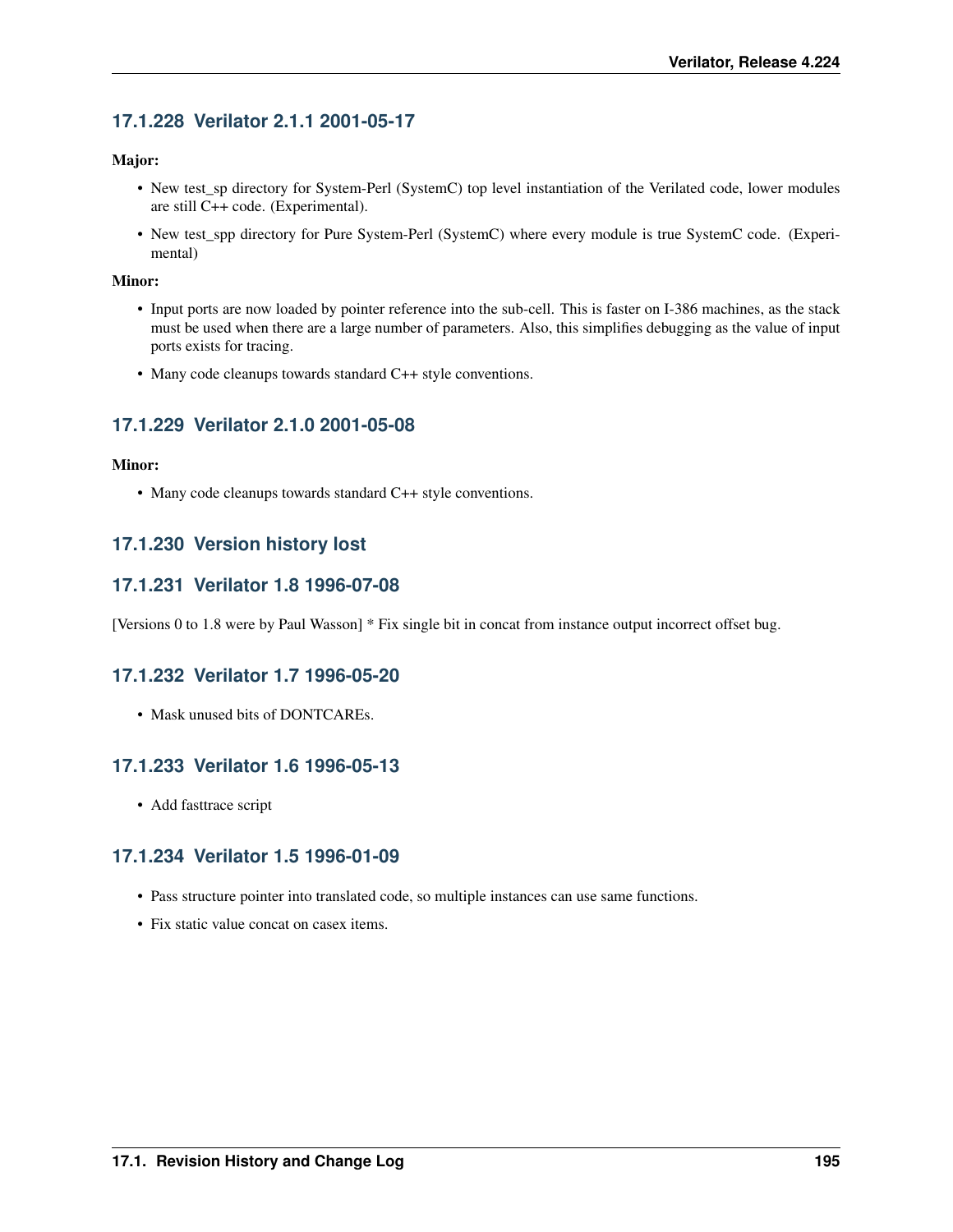### 17.1.228 Verilator 2.1.1 2001-05-17

**Major:**

- New test_sp directory for System-Perl (SystemC) top level instantiation of the Verilated code, lower modules are still C++ code. (Experimental).
- New test_spp directory for Pure System-Perl (SystemC) where every module is true SystemC code. (Experimental)

**Minor:**

- Input ports are now loaded by pointer reference into the sub-cell. This is faster on I-386 machines, as the stack must be used when there are a large number of parameters. Also, this simplifies debugging as the value of input ports exists for tracing.
- Many code cleanups towards standard C++ style conventions.

### 17.1.229 Verilator 2.1.0 2001-05-08

**Minor:**

- Many code cleanups towards standard C++ style conventions.

### 17.1.230 Version history lost

### 17.1.231 Verilator 1.8 1996-07-08

[Versions 0 to 1.8 were by Paul Wasson] * Fix single bit in concat from instance output incorrect offset bug.

### 17.1.232 Verilator 1.7 1996-05-20

- Mask unused bits of DONTCAREs.

### 17.1.233 Verilator 1.6 1996-05-13

- Add fasttrace script

### 17.1.234 Verilator 1.5 1996-01-09

- Pass structure pointer into translated code, so multiple instances can use same functions.
- Fix static value concat on casex items.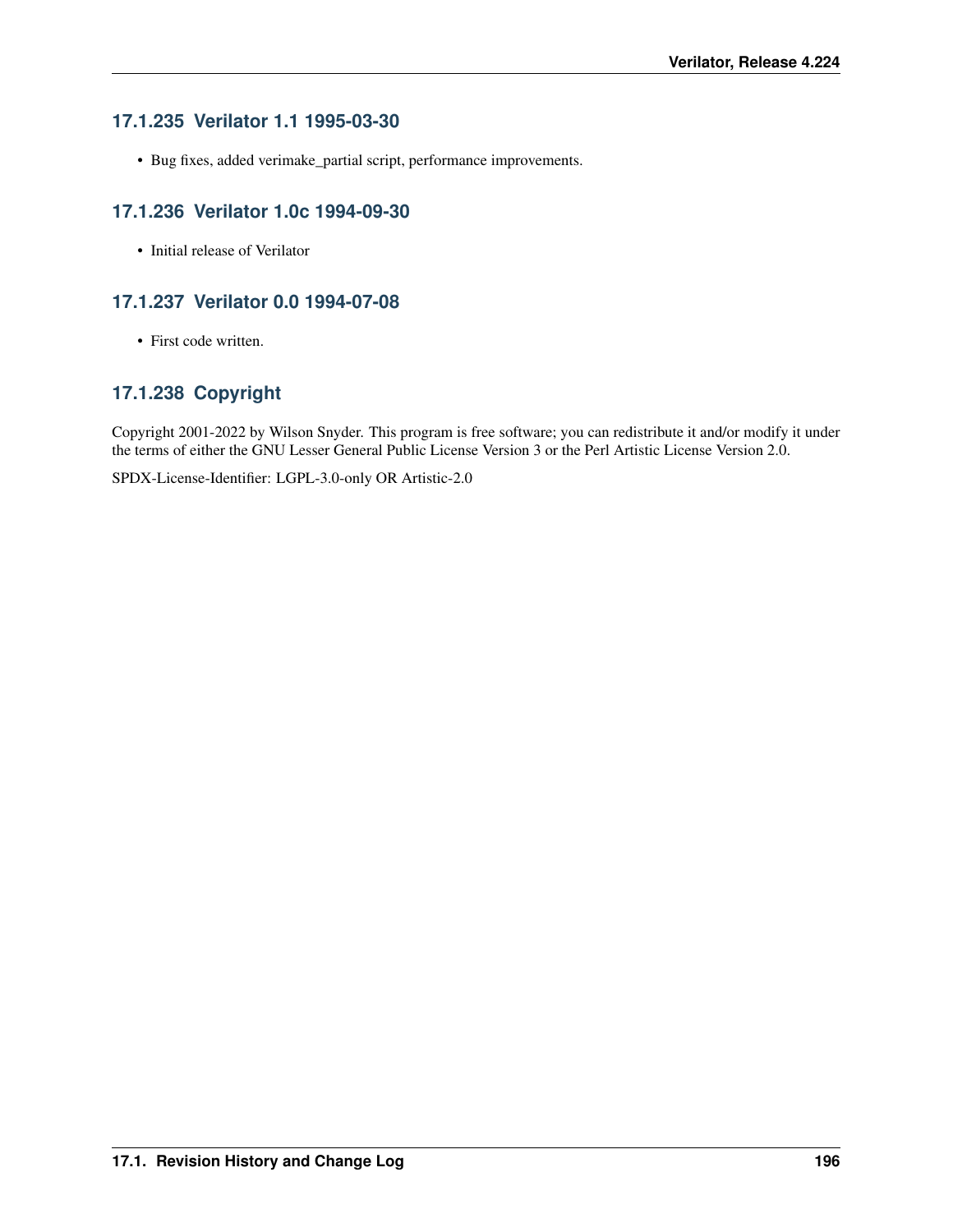### 17.1.235 Verilator 1.1 1995-03-30

- Bug fixes, added verimake_partial script, performance improvements.

### 17.1.236 Verilator 1.0c 1994-09-30

- Initial release of Verilator

### 17.1.237 Verilator 0.0 1994-07-08

- First code written.

### 17.1.238 Copyright

Copyright 2001-2022 by Wilson Snyder. This program is free software; you can redistribute it and/or modify it under the terms of either the GNU Lesser General Public License Version 3 or the Perl Artistic License Version 2.0.

SPDX-License-Identifier: LGPL-3.0-only OR Artistic-2.0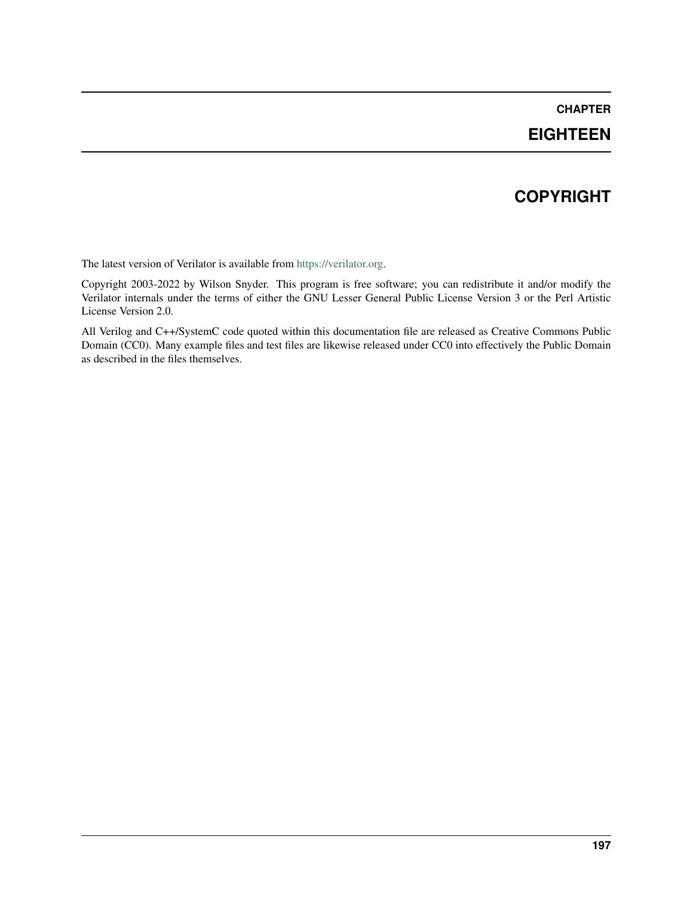# CHAPTER EIGHTEEN

# COPYRIGHT

The latest version of Verilator is available from https://verilator.org.

Copyright 2003-2022 by Wilson Snyder. This program is free software; you can redistribute it and/or modify the Verilator internals under the terms of either the GNU Lesser General Public License Version 3 or the Perl Artistic License Version 2.0.

All Verilog and C++/SystemC code quoted within this documentation file are released as Creative Commons Public Domain (CC0). Many example files and test files are likewise released under CC0 into effectively the Public Domain as described in the files themselves.